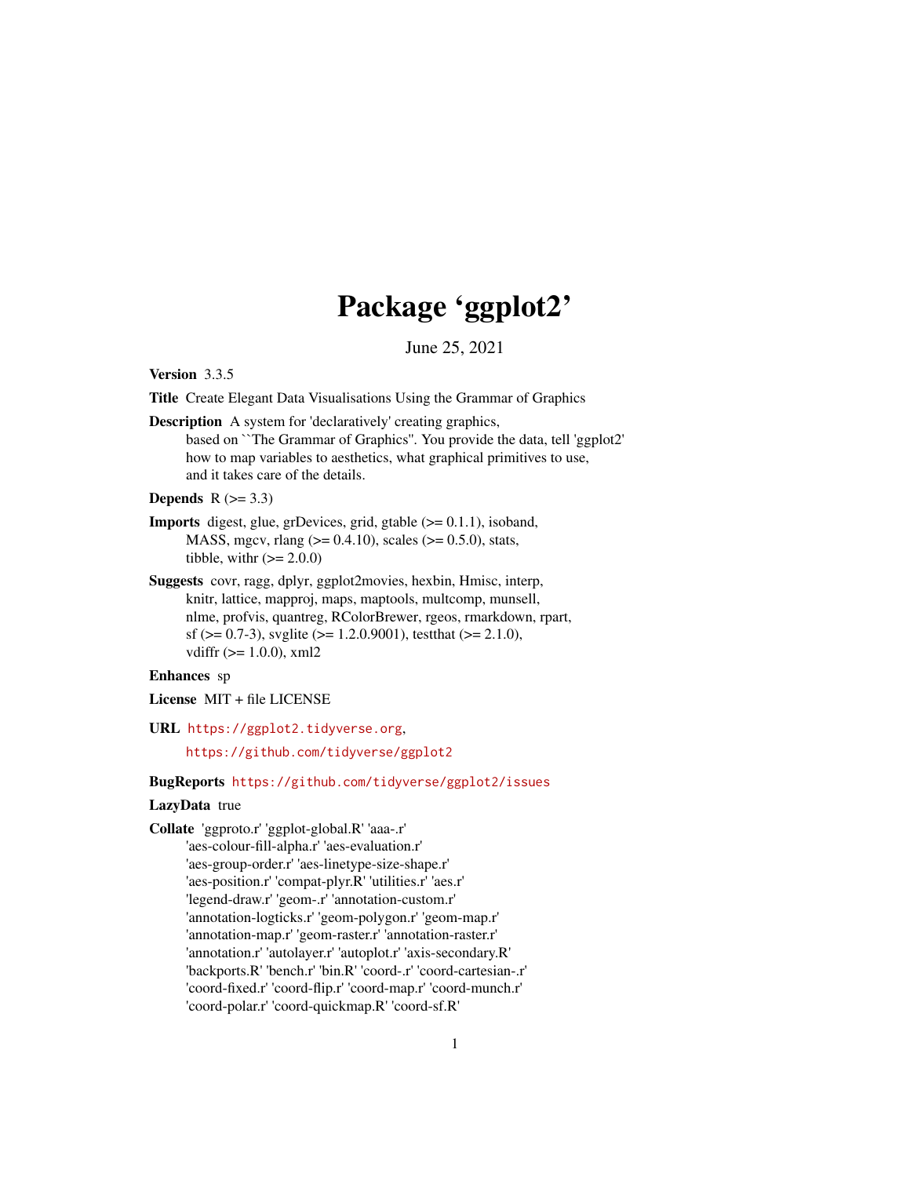# Package 'ggplot2'

June 25, 2021

**Version** 3.3.5

**Title** Create Elegant Data Visualisations Using the Grammar of Graphics

**Description** A system for 'declaratively' creating graphics,
based on ``The Grammar of Graphics''. You provide the data, tell 'ggplot2'
how to map variables to aesthetics, what graphical primitives to use,
and it takes care of the details.

**Depends** R (>= 3.3)

**Imports** digest, glue, grDevices, grid, gtable (>= 0.1.1), isoband,
MASS, mgcv, rlang (>= 0.4.10), scales (>= 0.5.0), stats,
tibble, withr (>= 2.0.0)

**Suggests** covr, ragg, dplyr, ggplot2movies, hexbin, Hmisc, interp,
knitr, lattice, mapproj, maps, maptools, multcomp, munsell,
nlme, profvis, quantreg, RColorBrewer, rgeos, rmarkdown, rpart,
sf (>= 0.7-3), svglite (>= 1.2.0.9001), testthat (>= 2.1.0),
vdiffr (>= 1.0.0), xml2

**Enhances** sp

**License** MIT + file LICENSE

**URL** https://ggplot2.tidyverse.org,
https://github.com/tidyverse/ggplot2

**BugReports** https://github.com/tidyverse/ggplot2/issues

**LazyData** true

**Collate** 'ggproto.r' 'ggplot-global.R' 'aaa-.r'
'aes-colour-fill-alpha.r' 'aes-evaluation.r'
'aes-group-order.r' 'aes-linetype-size-shape.r'
'aes-position.r' 'compat-plyr.R' 'utilities.r' 'aes.r'
'legend-draw.r' 'geom-.r' 'annotation-custom.r'
'annotation-logticks.r' 'geom-polygon.r' 'geom-map.r'
'annotation-map.r' 'geom-raster.r' 'annotation-raster.r'
'annotation.r' 'autolayer.r' 'autoplot.r' 'axis-secondary.R'
'backports.R' 'bench.r' 'bin.R' 'coord-.r' 'coord-cartesian-.r'
'coord-fixed.r' 'coord-flip.r' 'coord-map.r' 'coord-munch.r'
'coord-polar.r' 'coord-quickmap.R' 'coord-sf.R'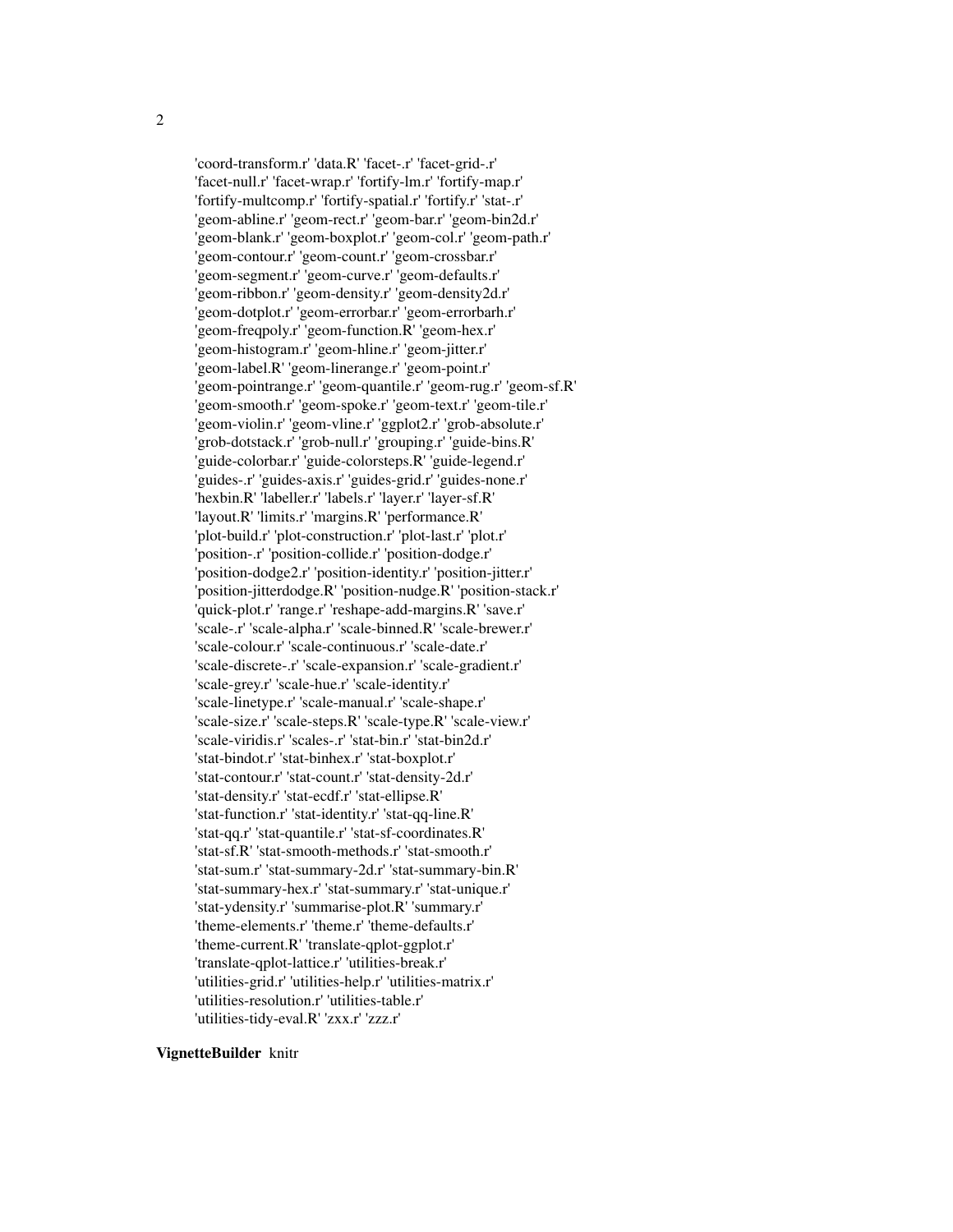'coord-transform.r' 'data.R' 'facet-.r' 'facet-grid-.r'
'facet-null.r' 'facet-wrap.r' 'fortify-lm.r' 'fortify-map.r'
'fortify-multcomp.r' 'fortify-spatial.r' 'fortify.r' 'stat-.r'
'geom-abline.r' 'geom-rect.r' 'geom-bar.r' 'geom-bin2d.r'
'geom-blank.r' 'geom-boxplot.r' 'geom-col.r' 'geom-path.r'
'geom-contour.r' 'geom-count.r' 'geom-crossbar.r'
'geom-segment.r' 'geom-curve.r' 'geom-defaults.r'
'geom-ribbon.r' 'geom-density.r' 'geom-density2d.r'
'geom-dotplot.r' 'geom-errorbar.r' 'geom-errorbarh.r'
'geom-freqpoly.r' 'geom-function.R' 'geom-hex.r'
'geom-histogram.r' 'geom-hline.r' 'geom-jitter.r'
'geom-label.R' 'geom-linerange.r' 'geom-point.r'
'geom-pointrange.r' 'geom-quantile.r' 'geom-rug.r' 'geom-sf.R'
'geom-smooth.r' 'geom-spoke.r' 'geom-text.r' 'geom-tile.r'
'geom-violin.r' 'geom-vline.r' 'ggplot2.r' 'grob-absolute.r'
'grob-dotstack.r' 'grob-null.r' 'grouping.r' 'guide-bins.R'
'guide-colorbar.r' 'guide-colorsteps.R' 'guide-legend.r'
'guides-.r' 'guides-axis.r' 'guides-grid.r' 'guides-none.r'
'hexbin.R' 'labeller.r' 'labels.r' 'layer.r' 'layer-sf.R'
'layout.R' 'limits.r' 'margins.R' 'performance.R'
'plot-build.r' 'plot-construction.r' 'plot-last.r' 'plot.r'
'position-.r' 'position-collide.r' 'position-dodge.r'
'position-dodge2.r' 'position-identity.r' 'position-jitter.r'
'position-jitterdodge.R' 'position-nudge.R' 'position-stack.r'
'quick-plot.r' 'range.r' 'reshape-add-margins.R' 'save.r'
'scale-.r' 'scale-alpha.r' 'scale-binned.R' 'scale-brewer.r'
'scale-colour.r' 'scale-continuous.r' 'scale-date.r'
'scale-discrete-.r' 'scale-expansion.r' 'scale-gradient.r'
'scale-grey.r' 'scale-hue.r' 'scale-identity.r'
'scale-linetype.r' 'scale-manual.r' 'scale-shape.r'
'scale-size.r' 'scale-steps.R' 'scale-type.R' 'scale-view.r'
'scale-viridis.r' 'scales-.r' 'stat-bin.r' 'stat-bin2d.r'
'stat-bindot.r' 'stat-binhex.r' 'stat-boxplot.r'
'stat-contour.r' 'stat-count.r' 'stat-density-2d.r'
'stat-density.r' 'stat-ecdf.r' 'stat-ellipse.R'
'stat-function.r' 'stat-identity.r' 'stat-qq-line.R'
'stat-qq.r' 'stat-quantile.r' 'stat-sf-coordinates.R'
'stat-sf.R' 'stat-smooth-methods.r' 'stat-smooth.r'
'stat-sum.r' 'stat-summary-2d.r' 'stat-summary-bin.R'
'stat-summary-hex.r' 'stat-summary.r' 'stat-unique.r'
'stat-ydensity.r' 'summarise-plot.R' 'summary.r'
'theme-elements.r' 'theme.r' 'theme-defaults.r'
'theme-current.R' 'translate-qplot-ggplot.r'
'translate-qplot-lattice.r' 'utilities-break.r'
'utilities-grid.r' 'utilities-help.r' 'utilities-matrix.r'
'utilities-resolution.r' 'utilities-table.r'
'utilities-tidy-eval.R' 'zxx.r' 'zzz.r'

**VignetteBuilder** knitr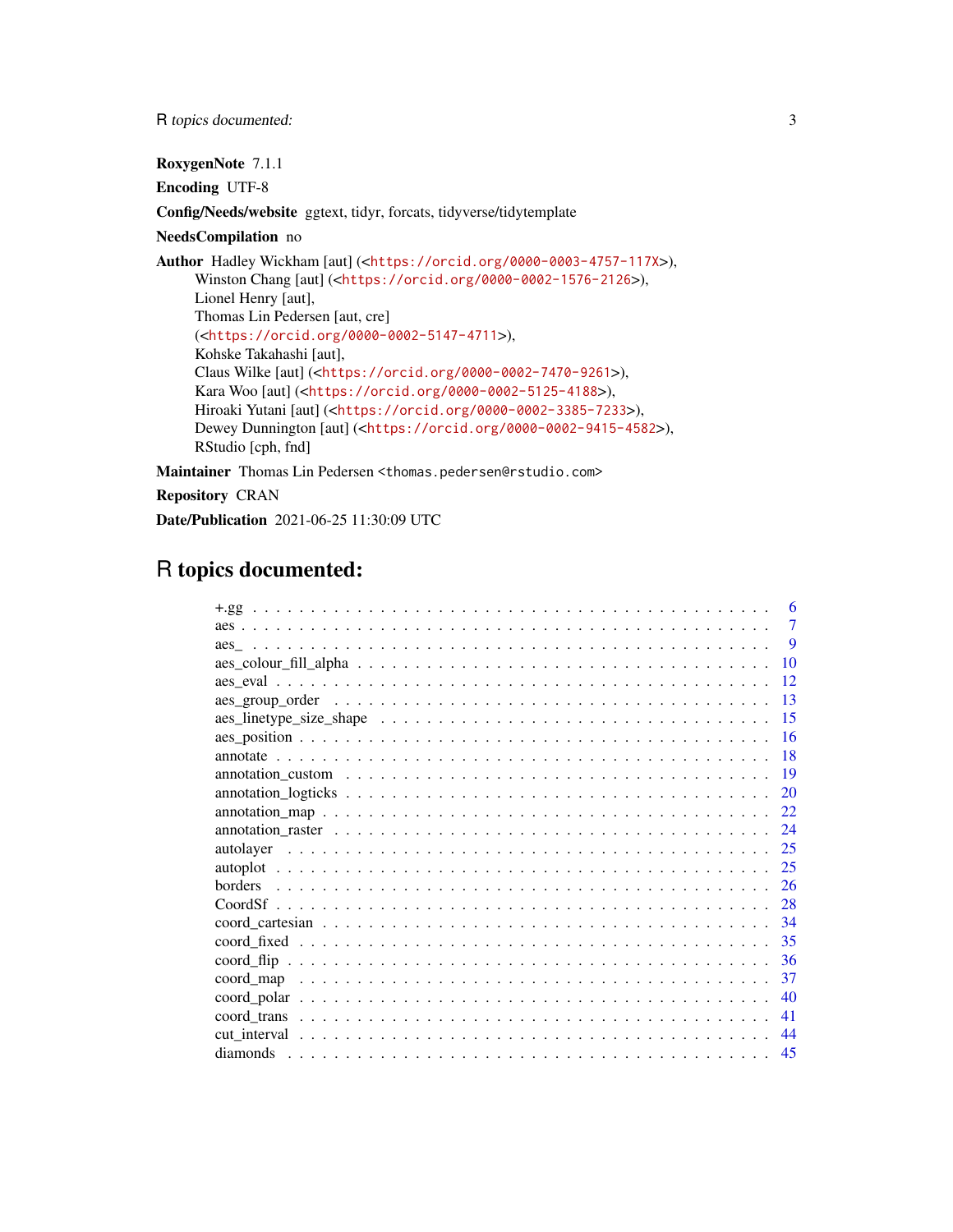**RoxygenNote** 7.1.1

**Encoding** UTF-8

**Config/Needs/website** ggtext, tidyr, forcats, tidyverse/tidytemplate

**NeedsCompilation** no

**Author** Hadley Wickham [aut] (<https://orcid.org/0000-0003-4757-117X>),
Winston Chang [aut] (<https://orcid.org/0000-0002-1576-2126>),
Lionel Henry [aut],
Thomas Lin Pedersen [aut, cre]
(<https://orcid.org/0000-0002-5147-4711>),
Kohske Takahashi [aut],
Claus Wilke [aut] (<https://orcid.org/0000-0002-7470-9261>),
Kara Woo [aut] (<https://orcid.org/0000-0002-5125-4188>),
Hiroaki Yutani [aut] (<https://orcid.org/0000-0002-3385-7233>),
Dewey Dunnington [aut] (<https://orcid.org/0000-0002-9415-4582>),
RStudio [cph, fnd]

**Maintainer** Thomas Lin Pedersen <thomas.pedersen@rstudio.com>

**Repository** CRAN

**Date/Publication** 2021-06-25 11:30:09 UTC

# R topics documented:

+.gg . . . . . . . . . . . . . . . . . . . . . . . . . . . . . . . . . . . . . . . . . . 6
aes . . . . . . . . . . . . . . . . . . . . . . . . . . . . . . . . . . . . . . . . . . 7
aes_ . . . . . . . . . . . . . . . . . . . . . . . . . . . . . . . . . . . . . . . . . . 9
aes_colour_fill_alpha . . . . . . . . . . . . . . . . . . . . . . . . . . . . . . . . . 10
aes_eval . . . . . . . . . . . . . . . . . . . . . . . . . . . . . . . . . . . . . . . . 12
aes_group_order . . . . . . . . . . . . . . . . . . . . . . . . . . . . . . . . . . . 13
aes_linetype_size_shape . . . . . . . . . . . . . . . . . . . . . . . . . . . . . . . 15
aes_position . . . . . . . . . . . . . . . . . . . . . . . . . . . . . . . . . . . . . 16
annotate . . . . . . . . . . . . . . . . . . . . . . . . . . . . . . . . . . . . . . . 18
annotation_custom . . . . . . . . . . . . . . . . . . . . . . . . . . . . . . . . . . 19
annotation_logticks . . . . . . . . . . . . . . . . . . . . . . . . . . . . . . . . . 20
annotation_map . . . . . . . . . . . . . . . . . . . . . . . . . . . . . . . . . . . 22
annotation_raster . . . . . . . . . . . . . . . . . . . . . . . . . . . . . . . . . . 24
autolayer . . . . . . . . . . . . . . . . . . . . . . . . . . . . . . . . . . . . . . 25
autoplot . . . . . . . . . . . . . . . . . . . . . . . . . . . . . . . . . . . . . . . 25
borders . . . . . . . . . . . . . . . . . . . . . . . . . . . . . . . . . . . . . . . 26
CoordSf . . . . . . . . . . . . . . . . . . . . . . . . . . . . . . . . . . . . . . . 28
coord_cartesian . . . . . . . . . . . . . . . . . . . . . . . . . . . . . . . . . . . 34
coord_fixed . . . . . . . . . . . . . . . . . . . . . . . . . . . . . . . . . . . . . 35
coord_flip . . . . . . . . . . . . . . . . . . . . . . . . . . . . . . . . . . . . . . 36
coord_map . . . . . . . . . . . . . . . . . . . . . . . . . . . . . . . . . . . . . . 37
coord_polar . . . . . . . . . . . . . . . . . . . . . . . . . . . . . . . . . . . . . 40
coord_trans . . . . . . . . . . . . . . . . . . . . . . . . . . . . . . . . . . . . . 41
cut_interval . . . . . . . . . . . . . . . . . . . . . . . . . . . . . . . . . . . . . 44
diamonds . . . . . . . . . . . . . . . . . . . . . . . . . . . . . . . . . . . . . . 45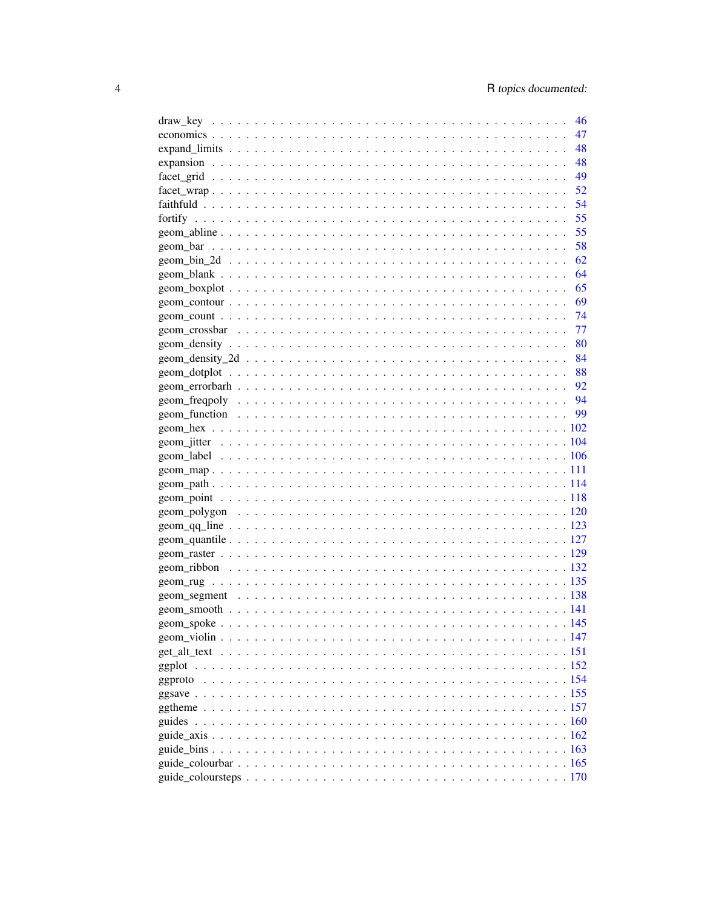| | |
|---|---|
| draw_key | 46 |
| economics | 47 |
| expand_limits | 48 |
| expansion | 48 |
| facet_grid | 49 |
| facet_wrap | 52 |
| faithfuld | 54 |
| fortify | 55 |
| geom_abline | 55 |
| geom_bar | 58 |
| geom_bin_2d | 62 |
| geom_blank | 64 |
| geom_boxplot | 65 |
| geom_contour | 69 |
| geom_count | 74 |
| geom_crossbar | 77 |
| geom_density | 80 |
| geom_density_2d | 84 |
| geom_dotplot | 88 |
| geom_errorbarh | 92 |
| geom_freqpoly | 94 |
| geom_function | 99 |
| geom_hex | 102 |
| geom_jitter | 104 |
| geom_label | 106 |
| geom_map | 111 |
| geom_path | 114 |
| geom_point | 118 |
| geom_polygon | 120 |
| geom_qq_line | 123 |
| geom_quantile | 127 |
| geom_raster | 129 |
| geom_ribbon | 132 |
| geom_rug | 135 |
| geom_segment | 138 |
| geom_smooth | 141 |
| geom_spoke | 145 |
| geom_violin | 147 |
| get_alt_text | 151 |
| ggplot | 152 |
| ggproto | 154 |
| ggsave | 155 |
| ggtheme | 157 |
| guides | 160 |
| guide_axis | 162 |
| guide_bins | 163 |
| guide_colourbar | 165 |
| guide_coloursteps | 170 |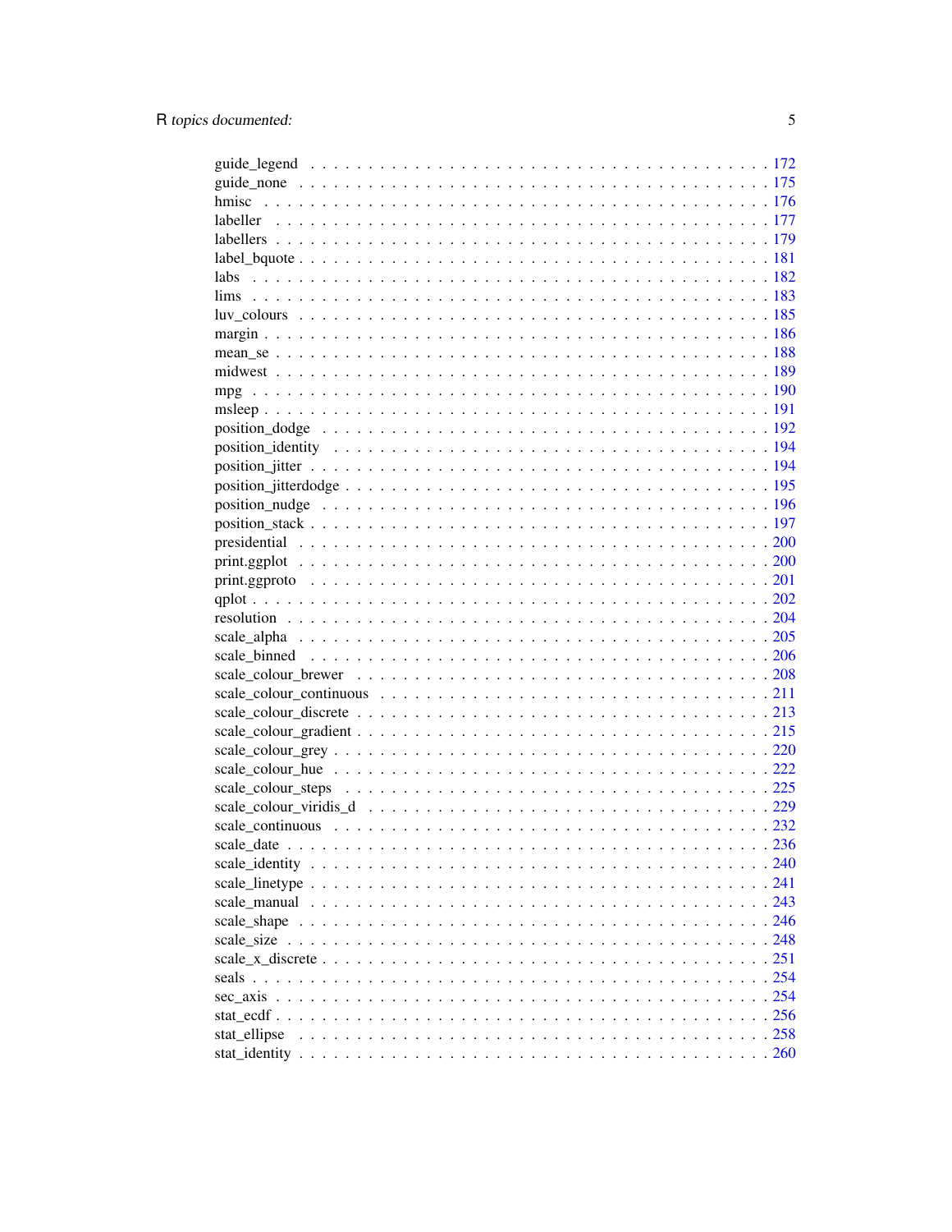guide_legend . . . . . . . . . . . . . . . . . . . . . . . . . . . . . . . . . . . . . . 172
guide_none . . . . . . . . . . . . . . . . . . . . . . . . . . . . . . . . . . . . . . . 175
hmisc . . . . . . . . . . . . . . . . . . . . . . . . . . . . . . . . . . . . . . . . . 176
labeller . . . . . . . . . . . . . . . . . . . . . . . . . . . . . . . . . . . . . . . . 177
labellers . . . . . . . . . . . . . . . . . . . . . . . . . . . . . . . . . . . . . . . 179
label_bquote . . . . . . . . . . . . . . . . . . . . . . . . . . . . . . . . . . . . . 181
labs . . . . . . . . . . . . . . . . . . . . . . . . . . . . . . . . . . . . . . . . . . 182
lims . . . . . . . . . . . . . . . . . . . . . . . . . . . . . . . . . . . . . . . . . . 183
luv_colours . . . . . . . . . . . . . . . . . . . . . . . . . . . . . . . . . . . . . . 185
margin . . . . . . . . . . . . . . . . . . . . . . . . . . . . . . . . . . . . . . . . 186
mean_se . . . . . . . . . . . . . . . . . . . . . . . . . . . . . . . . . . . . . . . . 188
midwest . . . . . . . . . . . . . . . . . . . . . . . . . . . . . . . . . . . . . . . . 189
mpg . . . . . . . . . . . . . . . . . . . . . . . . . . . . . . . . . . . . . . . . . . 190
msleep . . . . . . . . . . . . . . . . . . . . . . . . . . . . . . . . . . . . . . . . 191
position_dodge . . . . . . . . . . . . . . . . . . . . . . . . . . . . . . . . . . . . 192
position_identity . . . . . . . . . . . . . . . . . . . . . . . . . . . . . . . . . . . 194
position_jitter . . . . . . . . . . . . . . . . . . . . . . . . . . . . . . . . . . . . 194
position_jitterdodge . . . . . . . . . . . . . . . . . . . . . . . . . . . . . . . . . 195
position_nudge . . . . . . . . . . . . . . . . . . . . . . . . . . . . . . . . . . . . 196
position_stack . . . . . . . . . . . . . . . . . . . . . . . . . . . . . . . . . . . . 197
presidential . . . . . . . . . . . . . . . . . . . . . . . . . . . . . . . . . . . . . . 200
print.ggplot . . . . . . . . . . . . . . . . . . . . . . . . . . . . . . . . . . . . . . 200
print.ggproto . . . . . . . . . . . . . . . . . . . . . . . . . . . . . . . . . . . . . 201
qplot . . . . . . . . . . . . . . . . . . . . . . . . . . . . . . . . . . . . . . . . . 202
resolution . . . . . . . . . . . . . . . . . . . . . . . . . . . . . . . . . . . . . . . 204
scale_alpha . . . . . . . . . . . . . . . . . . . . . . . . . . . . . . . . . . . . . . 205
scale_binned . . . . . . . . . . . . . . . . . . . . . . . . . . . . . . . . . . . . . 206
scale_colour_brewer . . . . . . . . . . . . . . . . . . . . . . . . . . . . . . . . . 208
scale_colour_continuous . . . . . . . . . . . . . . . . . . . . . . . . . . . . . . . 211
scale_colour_discrete . . . . . . . . . . . . . . . . . . . . . . . . . . . . . . . . 213
scale_colour_gradient . . . . . . . . . . . . . . . . . . . . . . . . . . . . . . . . 215
scale_colour_grey . . . . . . . . . . . . . . . . . . . . . . . . . . . . . . . . . . 220
scale_colour_hue . . . . . . . . . . . . . . . . . . . . . . . . . . . . . . . . . . . 222
scale_colour_steps . . . . . . . . . . . . . . . . . . . . . . . . . . . . . . . . . . 225
scale_colour_viridis_d . . . . . . . . . . . . . . . . . . . . . . . . . . . . . . . . 229
scale_continuous . . . . . . . . . . . . . . . . . . . . . . . . . . . . . . . . . . . 232
scale_date . . . . . . . . . . . . . . . . . . . . . . . . . . . . . . . . . . . . . . . 236
scale_identity . . . . . . . . . . . . . . . . . . . . . . . . . . . . . . . . . . . . . 240
scale_linetype . . . . . . . . . . . . . . . . . . . . . . . . . . . . . . . . . . . . . 241
scale_manual . . . . . . . . . . . . . . . . . . . . . . . . . . . . . . . . . . . . . . 243
scale_shape . . . . . . . . . . . . . . . . . . . . . . . . . . . . . . . . . . . . . . . 246
scale_size . . . . . . . . . . . . . . . . . . . . . . . . . . . . . . . . . . . . . . . . 248
scale_x_discrete . . . . . . . . . . . . . . . . . . . . . . . . . . . . . . . . . . . . 251
seals . . . . . . . . . . . . . . . . . . . . . . . . . . . . . . . . . . . . . . . . . . 254
sec_axis . . . . . . . . . . . . . . . . . . . . . . . . . . . . . . . . . . . . . . . . . 254
stat_ecdf . . . . . . . . . . . . . . . . . . . . . . . . . . . . . . . . . . . . . . . . 256
stat_ellipse . . . . . . . . . . . . . . . . . . . . . . . . . . . . . . . . . . . . . . . 258
stat_identity . . . . . . . . . . . . . . . . . . . . . . . . . . . . . . . . . . . . . . 260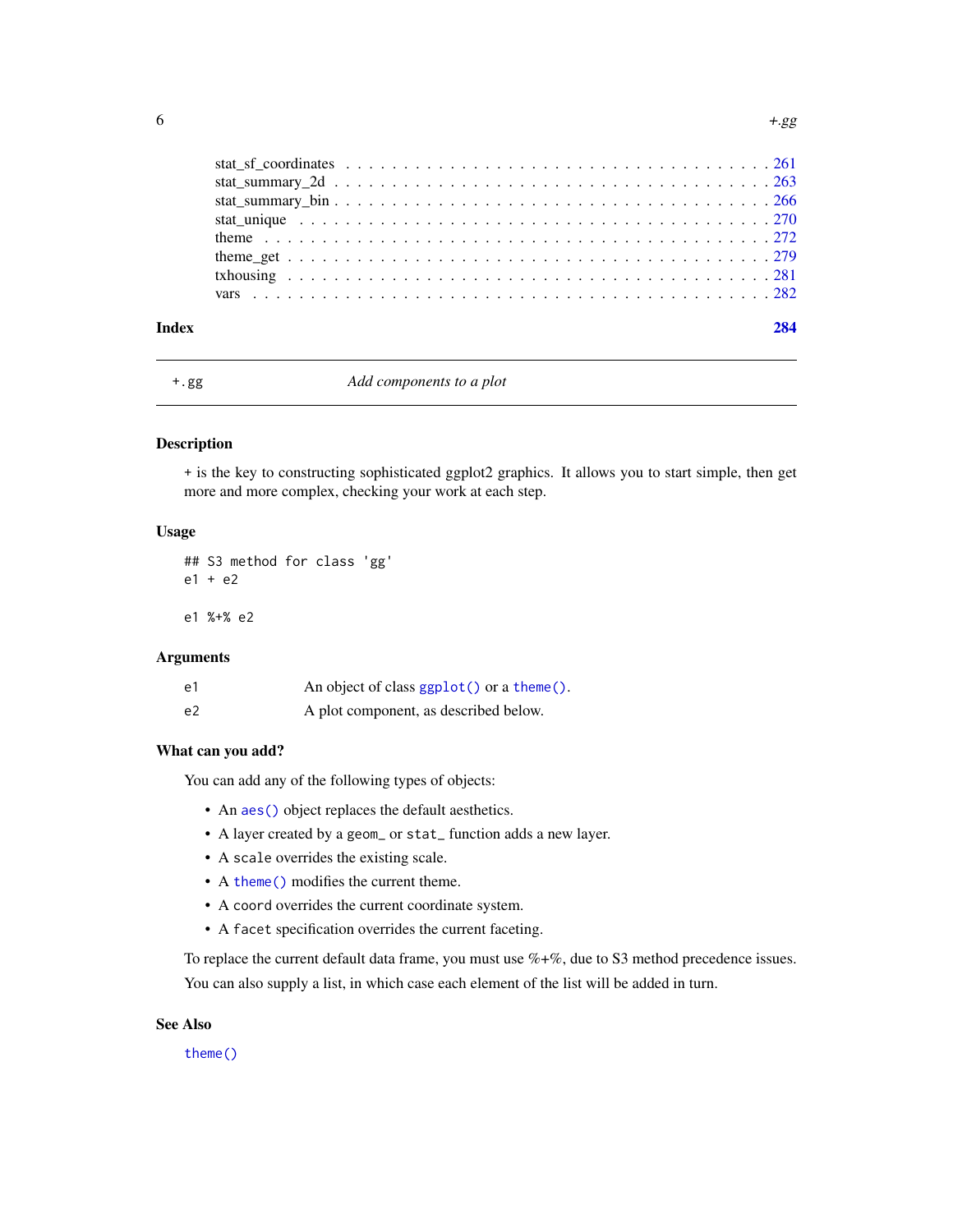stat_sf_coordinates . . . . . . . . . . . . . . . . . . . . . . . . . . . . . . . . . . . 261
stat_summary_2d . . . . . . . . . . . . . . . . . . . . . . . . . . . . . . . . . . . . . 263
stat_summary_bin . . . . . . . . . . . . . . . . . . . . . . . . . . . . . . . . . . . . . 266
stat_unique . . . . . . . . . . . . . . . . . . . . . . . . . . . . . . . . . . . . . . . . 270
theme . . . . . . . . . . . . . . . . . . . . . . . . . . . . . . . . . . . . . . . . . . . 272
theme_get . . . . . . . . . . . . . . . . . . . . . . . . . . . . . . . . . . . . . . . . . 279
txhousing . . . . . . . . . . . . . . . . . . . . . . . . . . . . . . . . . . . . . . . . . 281
vars . . . . . . . . . . . . . . . . . . . . . . . . . . . . . . . . . . . . . . . . . . . . 282

**Index** **284**

---

`+.gg` *Add components to a plot*

---

## Description

+ is the key to constructing sophisticated ggplot2 graphics. It allows you to start simple, then get more and more complex, checking your work at each step.

## Usage

```
## S3 method for class 'gg'
e1 + e2

e1 %+% e2
```

## Arguments

| | |
|---|---|
| e1 | An object of class `ggplot()` or a `theme()`. |
| e2 | A plot component, as described below. |

## What can you add?

You can add any of the following types of objects:

- An `aes()` object replaces the default aesthetics.
- A layer created by a `geom_` or `stat_` function adds a new layer.
- A `scale` overrides the existing scale.
- A `theme()` modifies the current theme.
- A `coord` overrides the current coordinate system.
- A `facet` specification overrides the current faceting.

To replace the current default data frame, you must use %+%, due to S3 method precedence issues.

You can also supply a list, in which case each element of the list will be added in turn.

## See Also

`theme()`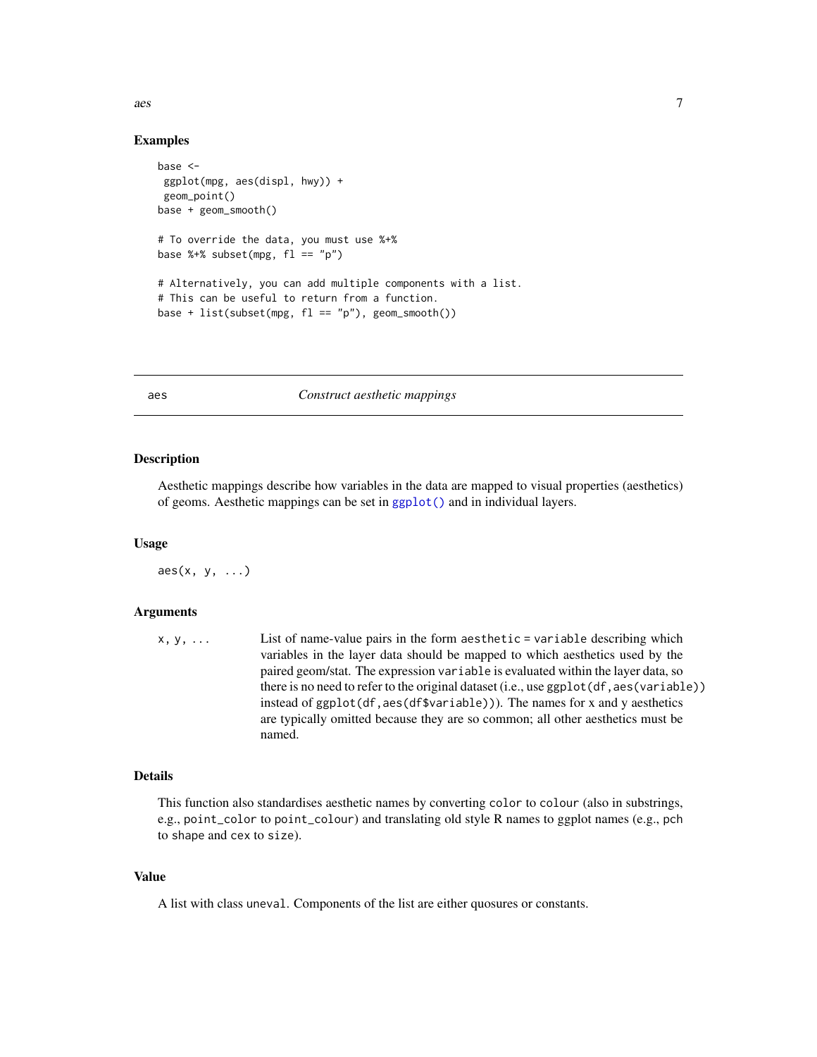## Examples

```
base <-
 ggplot(mpg, aes(displ, hwy)) +
 geom_point()
base + geom_smooth()

# To override the data, you must use %+%
base %+% subset(mpg, fl == "p")

# Alternatively, you can add multiple components with a list.
# This can be useful to return from a function.
base + list(subset(mpg, fl == "p"), geom_smooth())
```

---

# aes — *Construct aesthetic mappings*

---

## Description

Aesthetic mappings describe how variables in the data are mapped to visual properties (aesthetics) of geoms. Aesthetic mappings can be set in `ggplot()` and in individual layers.

## Usage

```
aes(x, y, ...)
```

## Arguments

| | |
|---|---|
| `x, y, ...` | List of name-value pairs in the form `aesthetic = variable` describing which variables in the layer data should be mapped to which aesthetics used by the paired geom/stat. The expression `variable` is evaluated within the layer data, so there is no need to refer to the original dataset (i.e., use `ggplot(df,aes(variable))` instead of `ggplot(df,aes(df$variable))`). The names for x and y aesthetics are typically omitted because they are so common; all other aesthetics must be named. |

## Details

This function also standardises aesthetic names by converting `color` to `colour` (also in substrings, e.g., `point_color` to `point_colour`) and translating old style R names to ggplot names (e.g., `pch` to `shape` and `cex` to `size`).

## Value

A list with class `uneval`. Components of the list are either quosures or constants.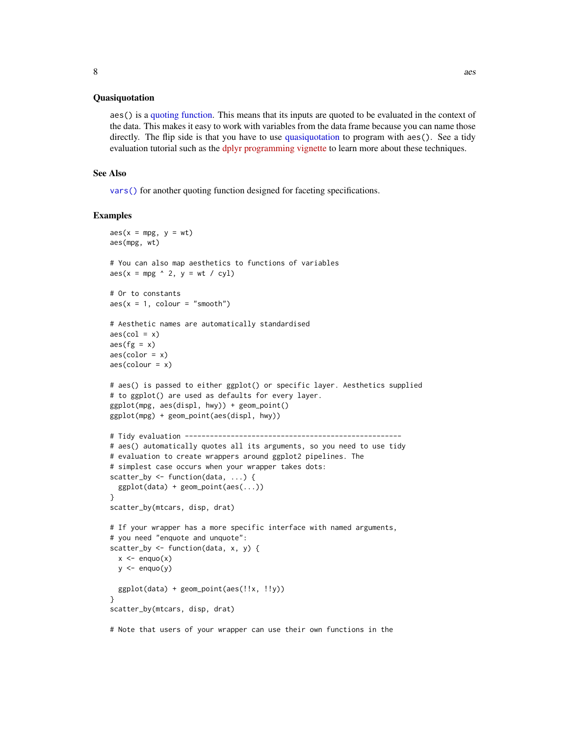### Quasiquotation

`aes()` is a quoting function. This means that its inputs are quoted to be evaluated in the context of the data. This makes it easy to work with variables from the data frame because you can name those directly. The flip side is that you have to use quasiquotation to program with `aes()`. See a tidy evaluation tutorial such as the dplyr programming vignette to learn more about these techniques.

### See Also

`vars()` for another quoting function designed for faceting specifications.

### Examples

```
aes(x = mpg, y = wt)
aes(mpg, wt)

# You can also map aesthetics to functions of variables
aes(x = mpg ^ 2, y = wt / cyl)

# Or to constants
aes(x = 1, colour = "smooth")

# Aesthetic names are automatically standardised
aes(col = x)
aes(fg = x)
aes(color = x)
aes(colour = x)

# aes() is passed to either ggplot() or specific layer. Aesthetics supplied
# to ggplot() are used as defaults for every layer.
ggplot(mpg, aes(displ, hwy)) + geom_point()
ggplot(mpg) + geom_point(aes(displ, hwy))

# Tidy evaluation ----------------------------------------------------
# aes() automatically quotes all its arguments, so you need to use tidy
# evaluation to create wrappers around ggplot2 pipelines. The
# simplest case occurs when your wrapper takes dots:
scatter_by <- function(data, ...) {
  ggplot(data) + geom_point(aes(...))
}
scatter_by(mtcars, disp, drat)

# If your wrapper has a more specific interface with named arguments,
# you need "enquote and unquote":
scatter_by <- function(data, x, y) {
  x <- enquo(x)
  y <- enquo(y)

  ggplot(data) + geom_point(aes(!!x, !!y))
}
scatter_by(mtcars, disp, drat)

# Note that users of your wrapper can use their own functions in the
```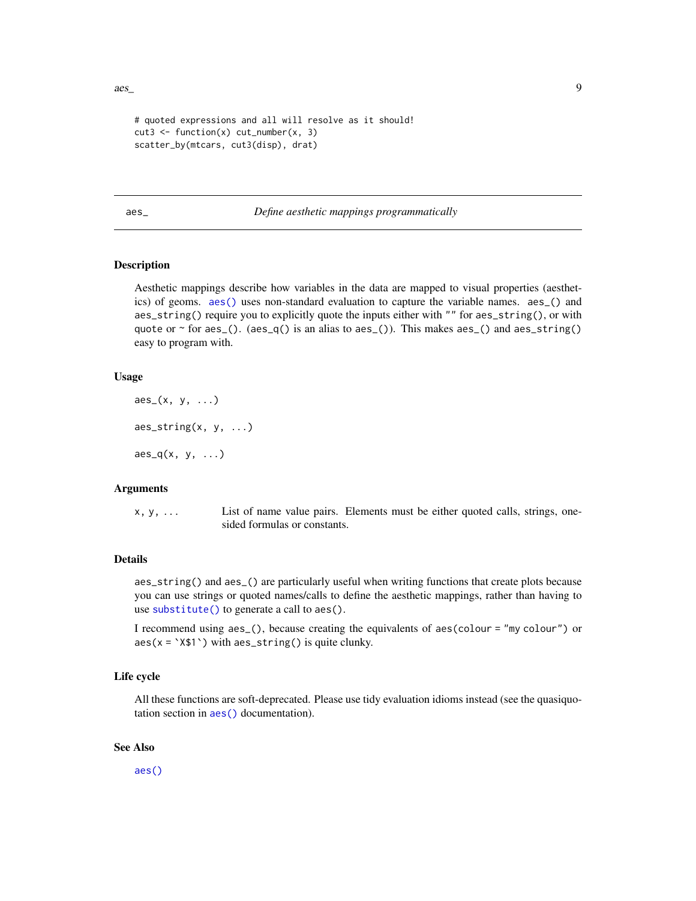```
# quoted expressions and all will resolve as it should!
cut3 <- function(x) cut_number(x, 3)
scatter_by(mtcars, cut3(disp), drat)
```

---

`aes_` *Define aesthetic mappings programmatically*

---

### Description

Aesthetic mappings describe how variables in the data are mapped to visual properties (aesthetics) of geoms. `aes()` uses non-standard evaluation to capture the variable names. `aes_()` and `aes_string()` require you to explicitly quote the inputs either with `""` for `aes_string()`, or with `quote` or `~` for `aes_()`. (`aes_q()` is an alias to `aes_()`). This makes `aes_()` and `aes_string()` easy to program with.

### Usage

```
aes_(x, y, ...)

aes_string(x, y, ...)

aes_q(x, y, ...)
```

### Arguments

| | |
|---|---|
| `x, y, ...` | List of name value pairs. Elements must be either quoted calls, strings, one-sided formulas or constants. |

### Details

`aes_string()` and `aes_()` are particularly useful when writing functions that create plots because you can use strings or quoted names/calls to define the aesthetic mappings, rather than having to use `substitute()` to generate a call to `aes()`.

I recommend using `aes_()`, because creating the equivalents of `aes(colour = "my colour")` or ``aes(x = `X$1`)`` with `aes_string()` is quite clunky.

### Life cycle

All these functions are soft-deprecated. Please use tidy evaluation idioms instead (see the quasiquotation section in `aes()` documentation).

### See Also

`aes()`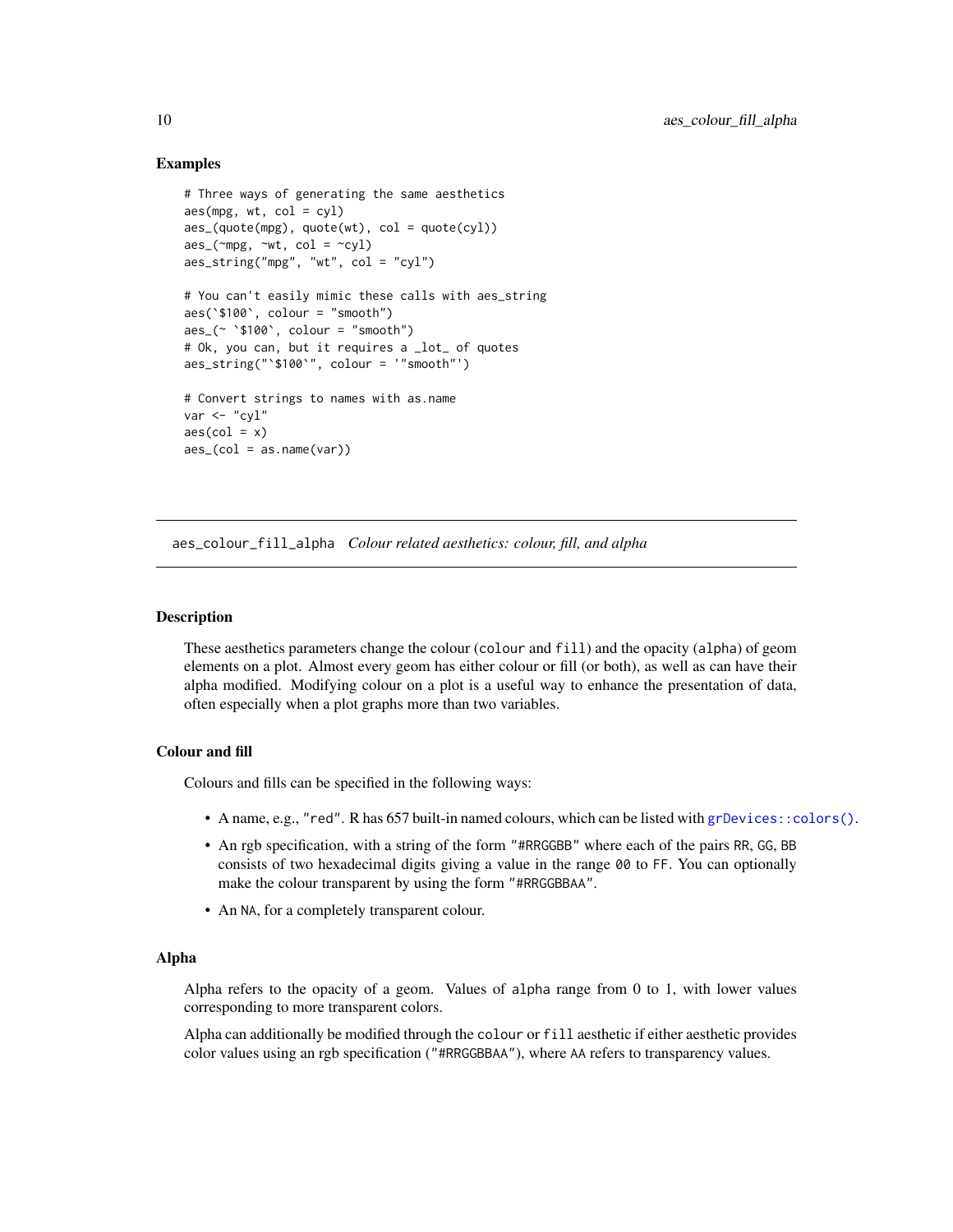### Examples

```
# Three ways of generating the same aesthetics
aes(mpg, wt, col = cyl)
aes_(quote(mpg), quote(wt), col = quote(cyl))
aes_(~mpg, ~wt, col = ~cyl)
aes_string("mpg", "wt", col = "cyl")

# You can't easily mimic these calls with aes_string
aes(`$100`, colour = "smooth")
aes_(~ `$100`, colour = "smooth")
# Ok, you can, but it requires a _lot_ of quotes
aes_string("`$100`", colour = '"smooth"')

# Convert strings to names with as.name
var <- "cyl"
aes(col = x)
aes_(col = as.name(var))
```

---

## aes_colour_fill_alpha *Colour related aesthetics: colour, fill, and alpha*

---

### Description

These aesthetics parameters change the colour (`colour` and `fill`) and the opacity (`alpha`) of geom elements on a plot. Almost every geom has either colour or fill (or both), as well as can have their alpha modified. Modifying colour on a plot is a useful way to enhance the presentation of data, often especially when a plot graphs more than two variables.

### Colour and fill

Colours and fills can be specified in the following ways:

- A name, e.g., `"red"`. R has 657 built-in named colours, which can be listed with `grDevices::colors()`.
- An rgb specification, with a string of the form `"#RRGGBB"` where each of the pairs `RR`, `GG`, `BB` consists of two hexadecimal digits giving a value in the range `00` to `FF`. You can optionally make the colour transparent by using the form `"#RRGGBBAA"`.
- An `NA`, for a completely transparent colour.

### Alpha

Alpha refers to the opacity of a geom. Values of `alpha` range from 0 to 1, with lower values corresponding to more transparent colors.

Alpha can additionally be modified through the `colour` or `fill` aesthetic if either aesthetic provides color values using an rgb specification (`"#RRGGBBAA"`), where `AA` refers to transparency values.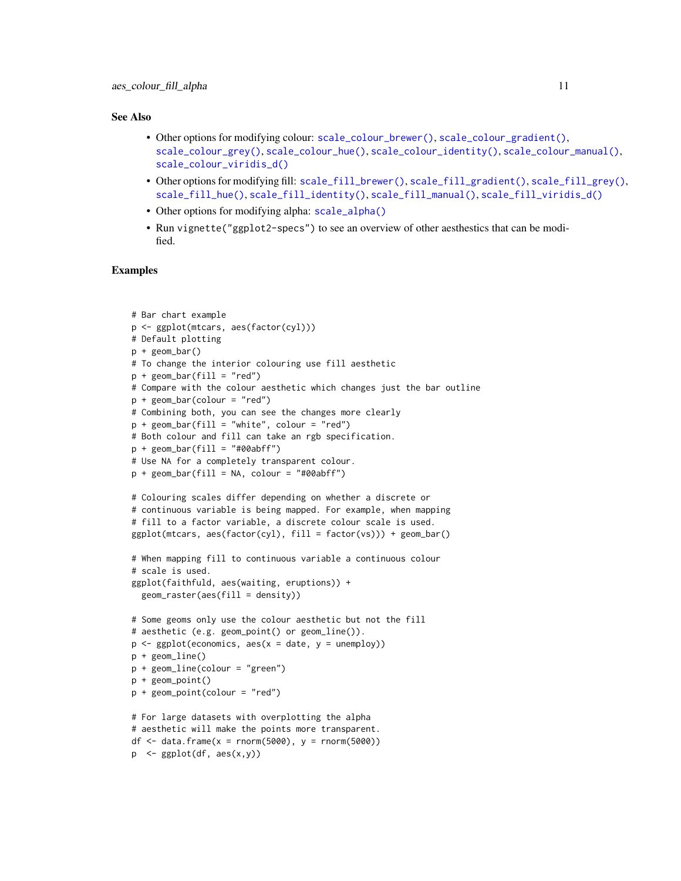### See Also

- Other options for modifying colour: `scale_colour_brewer()`, `scale_colour_gradient()`, `scale_colour_grey()`, `scale_colour_hue()`, `scale_colour_identity()`, `scale_colour_manual()`, `scale_colour_viridis_d()`
- Other options for modifying fill: `scale_fill_brewer()`, `scale_fill_gradient()`, `scale_fill_grey()`, `scale_fill_hue()`, `scale_fill_identity()`, `scale_fill_manual()`, `scale_fill_viridis_d()`
- Other options for modifying alpha: `scale_alpha()`
- Run `vignette("ggplot2-specs")` to see an overview of other aesthetics that can be modified.

### Examples

```
# Bar chart example
p <- ggplot(mtcars, aes(factor(cyl)))
# Default plotting
p + geom_bar()
# To change the interior colouring use fill aesthetic
p + geom_bar(fill = "red")
# Compare with the colour aesthetic which changes just the bar outline
p + geom_bar(colour = "red")
# Combining both, you can see the changes more clearly
p + geom_bar(fill = "white", colour = "red")
# Both colour and fill can take an rgb specification.
p + geom_bar(fill = "#00abff")
# Use NA for a completely transparent colour.
p + geom_bar(fill = NA, colour = "#00abff")

# Colouring scales differ depending on whether a discrete or
# continuous variable is being mapped. For example, when mapping
# fill to a factor variable, a discrete colour scale is used.
ggplot(mtcars, aes(factor(cyl), fill = factor(vs))) + geom_bar()

# When mapping fill to continuous variable a continuous colour
# scale is used.
ggplot(faithfuld, aes(waiting, eruptions)) +
  geom_raster(aes(fill = density))

# Some geoms only use the colour aesthetic but not the fill
# aesthetic (e.g. geom_point() or geom_line()).
p <- ggplot(economics, aes(x = date, y = unemploy))
p + geom_line()
p + geom_line(colour = "green")
p + geom_point()
p + geom_point(colour = "red")

# For large datasets with overplotting the alpha
# aesthetic will make the points more transparent.
df <- data.frame(x = rnorm(5000), y = rnorm(5000))
p  <- ggplot(df, aes(x,y))
```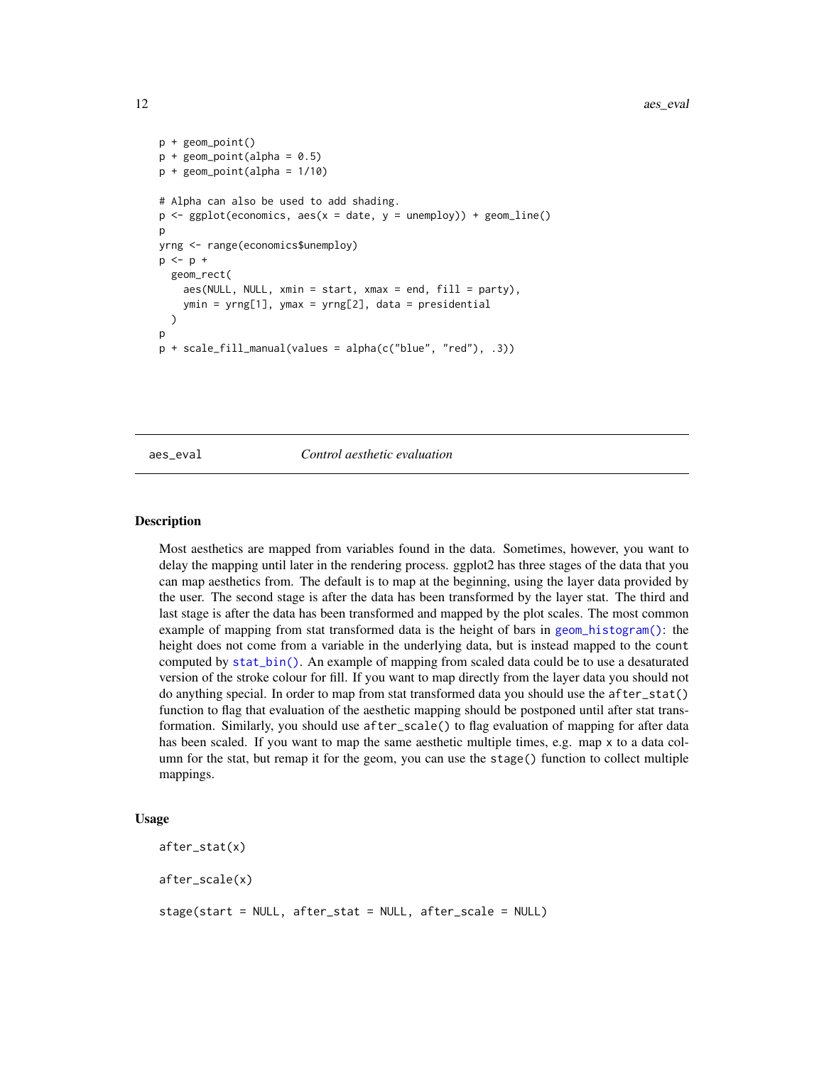```
p + geom_point()
p + geom_point(alpha = 0.5)
p + geom_point(alpha = 1/10)

# Alpha can also be used to add shading.
p <- ggplot(economics, aes(x = date, y = unemploy)) + geom_line()
p
yrng <- range(economics$unemploy)
p <- p +
  geom_rect(
    aes(NULL, NULL, xmin = start, xmax = end, fill = party),
    ymin = yrng[1], ymax = yrng[2], data = presidential
  )
p
p + scale_fill_manual(values = alpha(c("blue", "red"), .3))
```

---

## aes_eval — *Control aesthetic evaluation*

### Description

Most aesthetics are mapped from variables found in the data. Sometimes, however, you want to delay the mapping until later in the rendering process. ggplot2 has three stages of the data that you can map aesthetics from. The default is to map at the beginning, using the layer data provided by the user. The second stage is after the data has been transformed by the layer stat. The third and last stage is after the data has been transformed and mapped by the plot scales. The most common example of mapping from stat transformed data is the height of bars in `geom_histogram()`: the height does not come from a variable in the underlying data, but is instead mapped to the `count` computed by `stat_bin()`. An example of mapping from scaled data could be to use a desaturated version of the stroke colour for fill. If you want to map directly from the layer data you should not do anything special. In order to map from stat transformed data you should use the `after_stat()` function to flag that evaluation of the aesthetic mapping should be postponed until after stat transformation. Similarly, you should use `after_scale()` to flag evaluation of mapping for after data has been scaled. If you want to map the same aesthetic multiple times, e.g. map `x` to a data column for the stat, but remap it for the geom, you can use the `stage()` function to collect multiple mappings.

### Usage

```
after_stat(x)

after_scale(x)

stage(start = NULL, after_stat = NULL, after_scale = NULL)
```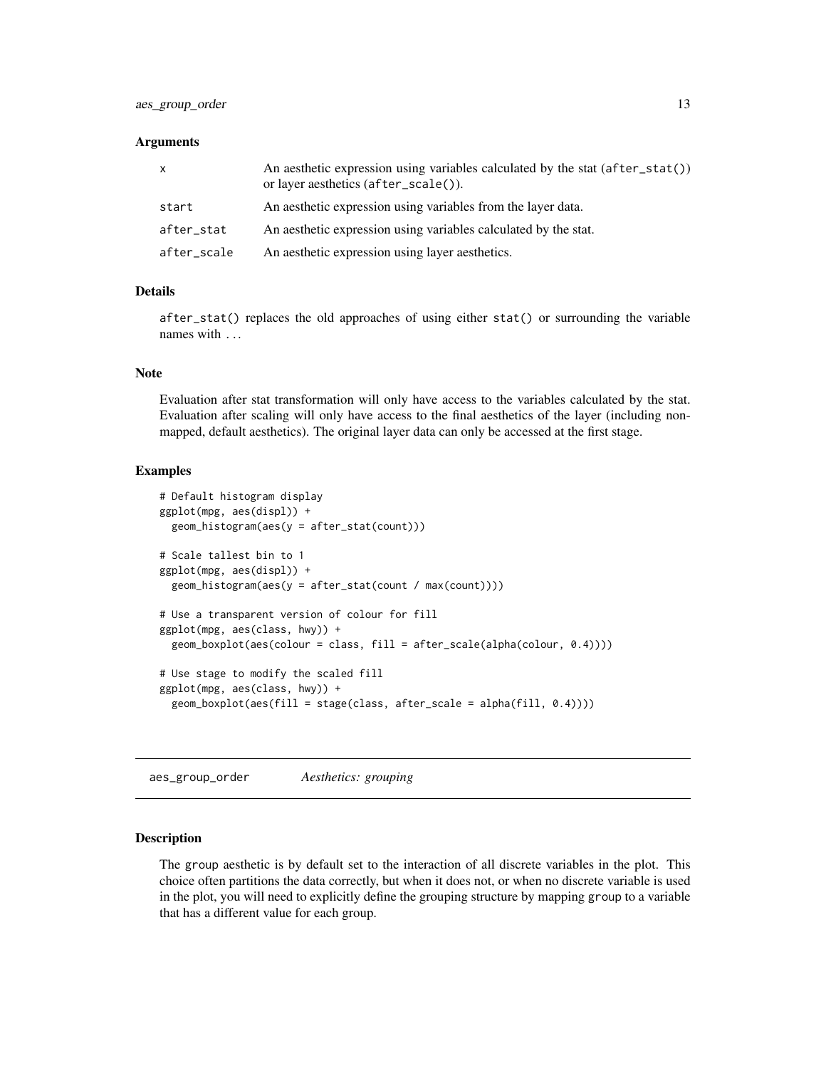### Arguments

| | |
|---|---|
| `x` | An aesthetic expression using variables calculated by the stat (`after_stat()`) or layer aesthetics (`after_scale()`). |
| `start` | An aesthetic expression using variables from the layer data. |
| `after_stat` | An aesthetic expression using variables calculated by the stat. |
| `after_scale` | An aesthetic expression using layer aesthetics. |

### Details

`after_stat()` replaces the old approaches of using either `stat()` or surrounding the variable names with `..`.

### Note

Evaluation after stat transformation will only have access to the variables calculated by the stat. Evaluation after scaling will only have access to the final aesthetics of the layer (including non-mapped, default aesthetics). The original layer data can only be accessed at the first stage.

### Examples

```
# Default histogram display
ggplot(mpg, aes(displ)) +
  geom_histogram(aes(y = after_stat(count)))

# Scale tallest bin to 1
ggplot(mpg, aes(displ)) +
  geom_histogram(aes(y = after_stat(count / max(count))))

# Use a transparent version of colour for fill
ggplot(mpg, aes(class, hwy)) +
  geom_boxplot(aes(colour = class, fill = after_scale(alpha(colour, 0.4))))

# Use stage to modify the scaled fill
ggplot(mpg, aes(class, hwy)) +
  geom_boxplot(aes(fill = stage(class, after_scale = alpha(fill, 0.4))))
```

---

## aes_group_order — *Aesthetics: grouping*

### Description

The `group` aesthetic is by default set to the interaction of all discrete variables in the plot. This choice often partitions the data correctly, but when it does not, or when no discrete variable is used in the plot, you will need to explicitly define the grouping structure by mapping `group` to a variable that has a different value for each group.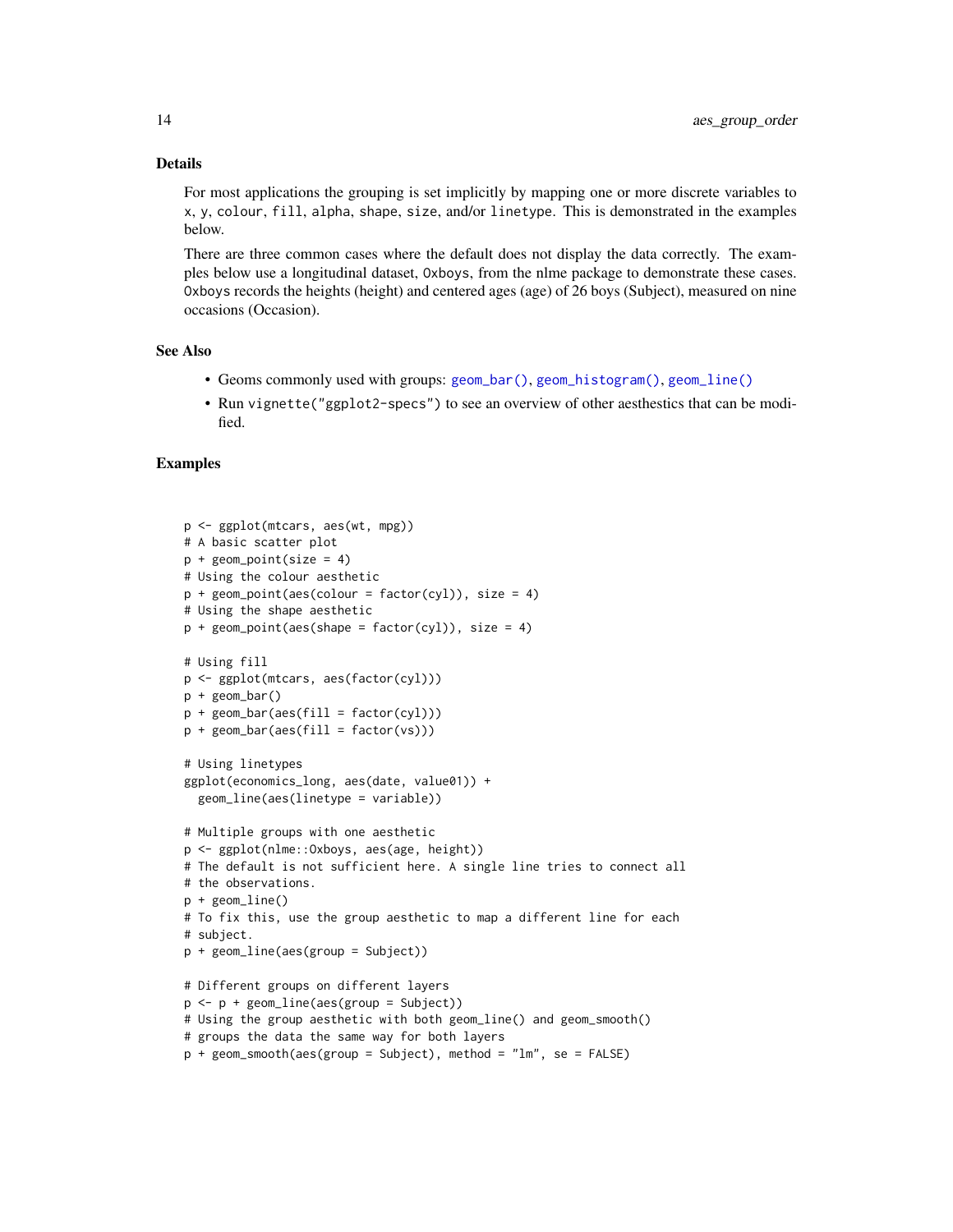### Details

For most applications the grouping is set implicitly by mapping one or more discrete variables to x, y, colour, fill, alpha, shape, size, and/or linetype. This is demonstrated in the examples below.

There are three common cases where the default does not display the data correctly. The examples below use a longitudinal dataset, Oxboys, from the nlme package to demonstrate these cases. Oxboys records the heights (height) and centered ages (age) of 26 boys (Subject), measured on nine occasions (Occasion).

### See Also

- Geoms commonly used with groups: geom_bar(), geom_histogram(), geom_line()
- Run vignette("ggplot2-specs") to see an overview of other aesthetics that can be modified.

### Examples

```
p <- ggplot(mtcars, aes(wt, mpg))
# A basic scatter plot
p + geom_point(size = 4)
# Using the colour aesthetic
p + geom_point(aes(colour = factor(cyl)), size = 4)
# Using the shape aesthetic
p + geom_point(aes(shape = factor(cyl)), size = 4)

# Using fill
p <- ggplot(mtcars, aes(factor(cyl)))
p + geom_bar()
p + geom_bar(aes(fill = factor(cyl)))
p + geom_bar(aes(fill = factor(vs)))

# Using linetypes
ggplot(economics_long, aes(date, value01)) +
  geom_line(aes(linetype = variable))

# Multiple groups with one aesthetic
p <- ggplot(nlme::Oxboys, aes(age, height))
# The default is not sufficient here. A single line tries to connect all
# the observations.
p + geom_line()
# To fix this, use the group aesthetic to map a different line for each
# subject.
p + geom_line(aes(group = Subject))

# Different groups on different layers
p <- p + geom_line(aes(group = Subject))
# Using the group aesthetic with both geom_line() and geom_smooth()
# groups the data the same way for both layers
p + geom_smooth(aes(group = Subject), method = "lm", se = FALSE)
```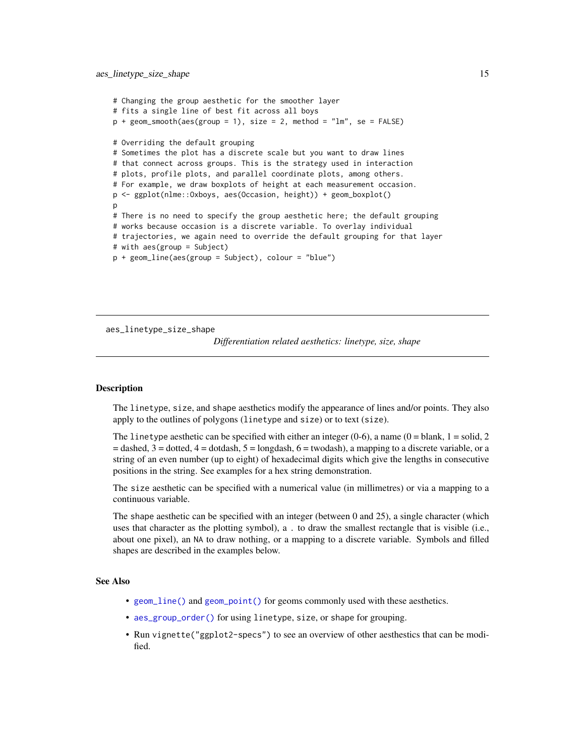```
# Changing the group aesthetic for the smoother layer
# fits a single line of best fit across all boys
p + geom_smooth(aes(group = 1), size = 2, method = "lm", se = FALSE)

# Overriding the default grouping
# Sometimes the plot has a discrete scale but you want to draw lines
# that connect across groups. This is the strategy used in interaction
# plots, profile plots, and parallel coordinate plots, among others.
# For example, we draw boxplots of height at each measurement occasion.
p <- ggplot(nlme::Oxboys, aes(Occasion, height)) + geom_boxplot()
p
# There is no need to specify the group aesthetic here; the default grouping
# works because occasion is a discrete variable. To overlay individual
# trajectories, we again need to override the default grouping for that layer
# with aes(group = Subject)
p + geom_line(aes(group = Subject), colour = "blue")
```

---

## aes_linetype_size_shape

*Differentiation related aesthetics: linetype, size, shape*

---

### Description

The `linetype`, `size`, and `shape` aesthetics modify the appearance of lines and/or points. They also apply to the outlines of polygons (`linetype` and `size`) or to text (`size`).

The `linetype` aesthetic can be specified with either an integer (0-6), a name (0 = blank, 1 = solid, 2 = dashed, 3 = dotted, 4 = dotdash, 5 = longdash, 6 = twodash), a mapping to a discrete variable, or a string of an even number (up to eight) of hexadecimal digits which give the lengths in consecutive positions in the string. See examples for a hex string demonstration.

The `size` aesthetic can be specified with a numerical value (in millimetres) or via a mapping to a continuous variable.

The `shape` aesthetic can be specified with an integer (between 0 and 25), a single character (which uses that character as the plotting symbol), a `.` to draw the smallest rectangle that is visible (i.e., about one pixel), an `NA` to draw nothing, or a mapping to a discrete variable. Symbols and filled shapes are described in the examples below.

### See Also

- `geom_line()` and `geom_point()` for geoms commonly used with these aesthetics.
- `aes_group_order()` for using `linetype`, `size`, or `shape` for grouping.
- Run `vignette("ggplot2-specs")` to see an overview of other aesthetics that can be modified.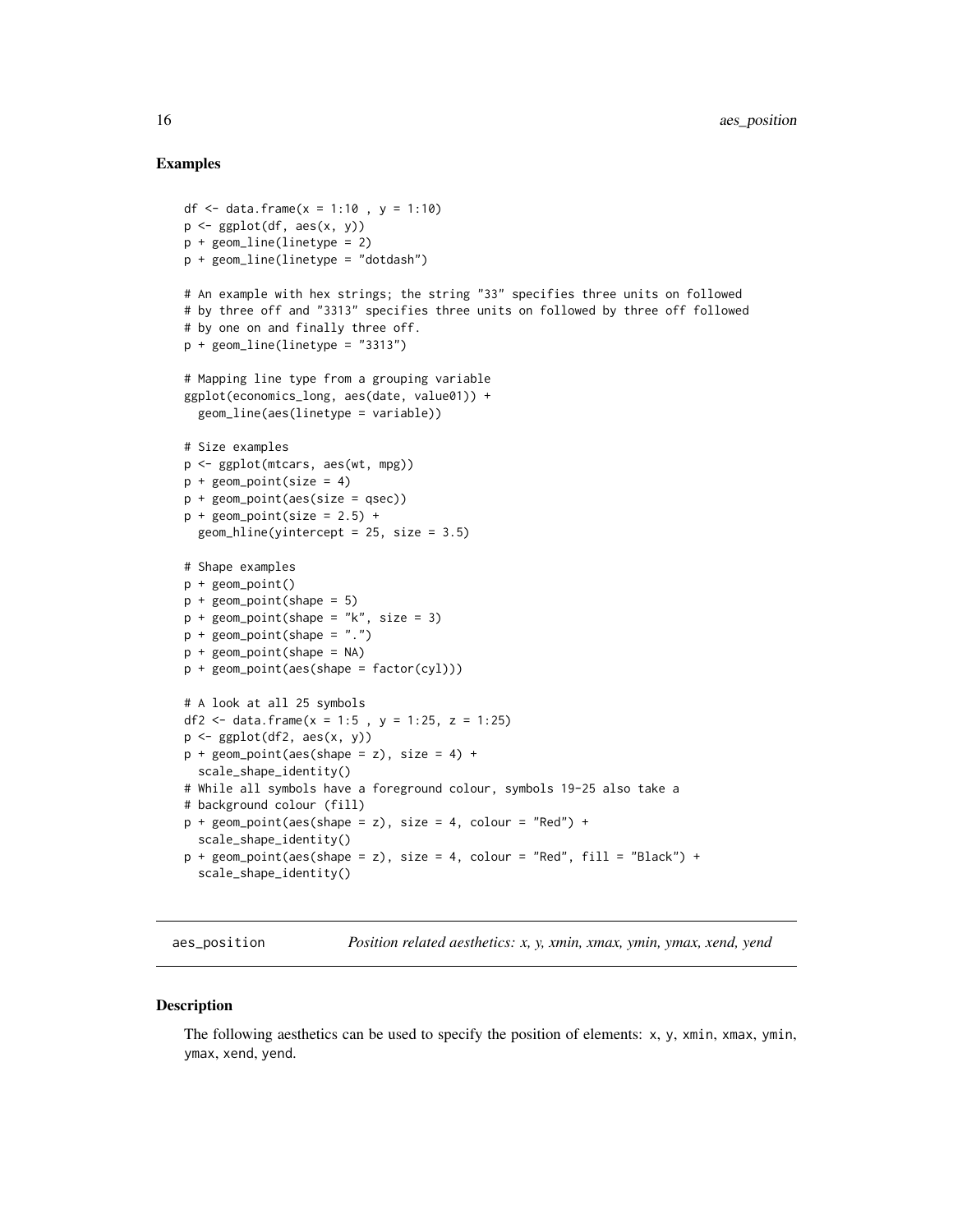### Examples

```
df <- data.frame(x = 1:10 , y = 1:10)
p <- ggplot(df, aes(x, y))
p + geom_line(linetype = 2)
p + geom_line(linetype = "dotdash")

# An example with hex strings; the string "33" specifies three units on followed
# by three off and "3313" specifies three units on followed by three off followed
# by one on and finally three off.
p + geom_line(linetype = "3313")

# Mapping line type from a grouping variable
ggplot(economics_long, aes(date, value01)) +
  geom_line(aes(linetype = variable))

# Size examples
p <- ggplot(mtcars, aes(wt, mpg))
p + geom_point(size = 4)
p + geom_point(aes(size = qsec))
p + geom_point(size = 2.5) +
  geom_hline(yintercept = 25, size = 3.5)

# Shape examples
p + geom_point()
p + geom_point(shape = 5)
p + geom_point(shape = "k", size = 3)
p + geom_point(shape = ".")
p + geom_point(shape = NA)
p + geom_point(aes(shape = factor(cyl)))

# A look at all 25 symbols
df2 <- data.frame(x = 1:5 , y = 1:25, z = 1:25)
p <- ggplot(df2, aes(x, y))
p + geom_point(aes(shape = z), size = 4) +
  scale_shape_identity()
# While all symbols have a foreground colour, symbols 19-25 also take a
# background colour (fill)
p + geom_point(aes(shape = z), size = 4, colour = "Red") +
  scale_shape_identity()
p + geom_point(aes(shape = z), size = 4, colour = "Red", fill = "Black") +
  scale_shape_identity()
```

---

## aes_position — *Position related aesthetics: x, y, xmin, xmax, ymin, ymax, xend, yend*

### Description

The following aesthetics can be used to specify the position of elements: `x`, `y`, `xmin`, `xmax`, `ymin`, `ymax`, `xend`, `yend`.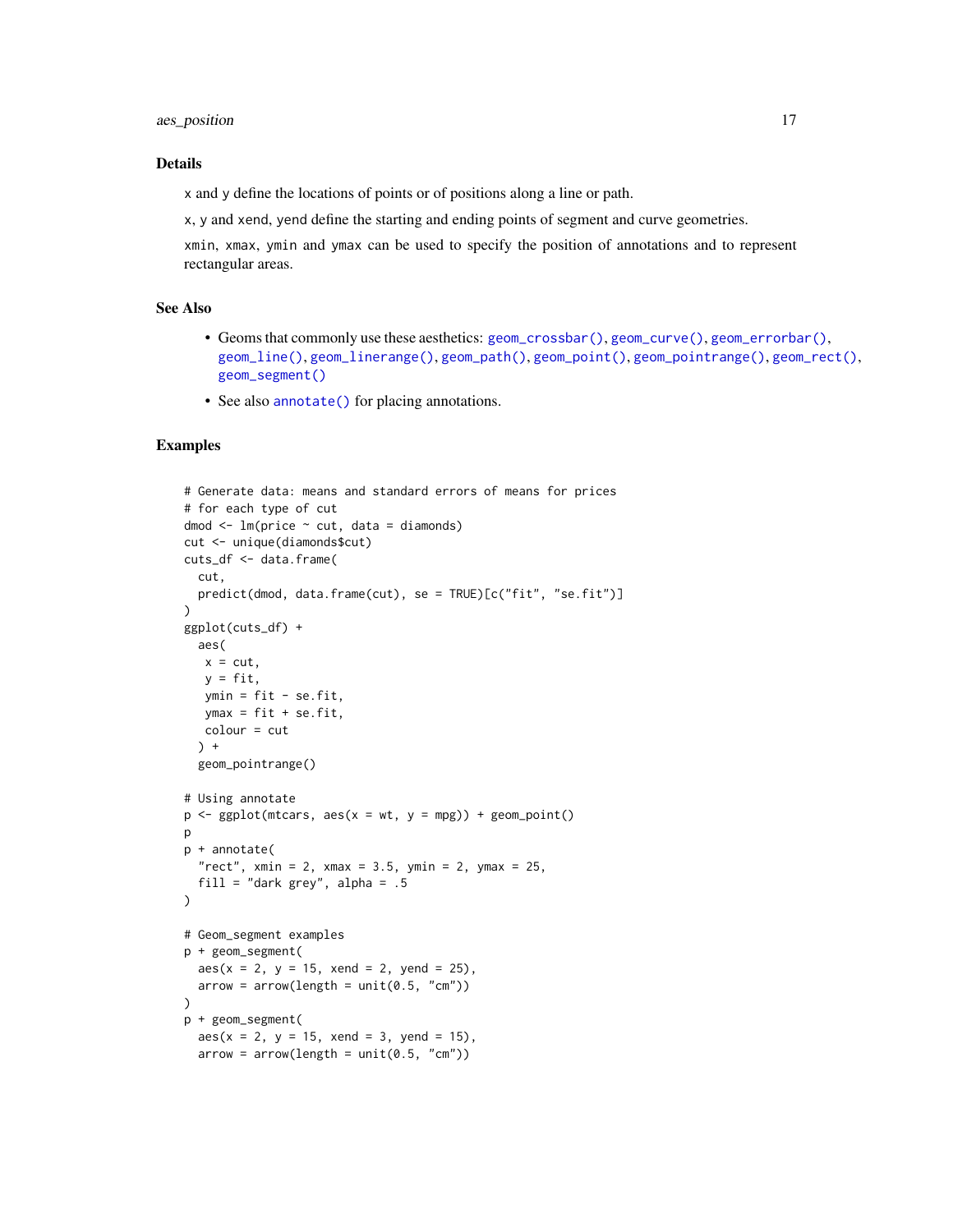## Details

x and y define the locations of points or of positions along a line or path.

x, y and xend, yend define the starting and ending points of segment and curve geometries.

xmin, xmax, ymin and ymax can be used to specify the position of annotations and to represent rectangular areas.

## See Also

- Geoms that commonly use these aesthetics: geom_crossbar(), geom_curve(), geom_errorbar(), geom_line(), geom_linerange(), geom_path(), geom_point(), geom_pointrange(), geom_rect(), geom_segment()
- See also annotate() for placing annotations.

## Examples

```
# Generate data: means and standard errors of means for prices
# for each type of cut
dmod <- lm(price ~ cut, data = diamonds)
cut <- unique(diamonds$cut)
cuts_df <- data.frame(
  cut,
  predict(dmod, data.frame(cut), se = TRUE)[c("fit", "se.fit")]
)
ggplot(cuts_df) +
  aes(
   x = cut,
   y = fit,
   ymin = fit - se.fit,
   ymax = fit + se.fit,
   colour = cut
  ) +
  geom_pointrange()

# Using annotate
p <- ggplot(mtcars, aes(x = wt, y = mpg)) + geom_point()
p
p + annotate(
  "rect", xmin = 2, xmax = 3.5, ymin = 2, ymax = 25,
  fill = "dark grey", alpha = .5
)

# Geom_segment examples
p + geom_segment(
  aes(x = 2, y = 15, xend = 2, yend = 25),
  arrow = arrow(length = unit(0.5, "cm"))
)
p + geom_segment(
  aes(x = 2, y = 15, xend = 3, yend = 15),
  arrow = arrow(length = unit(0.5, "cm"))
```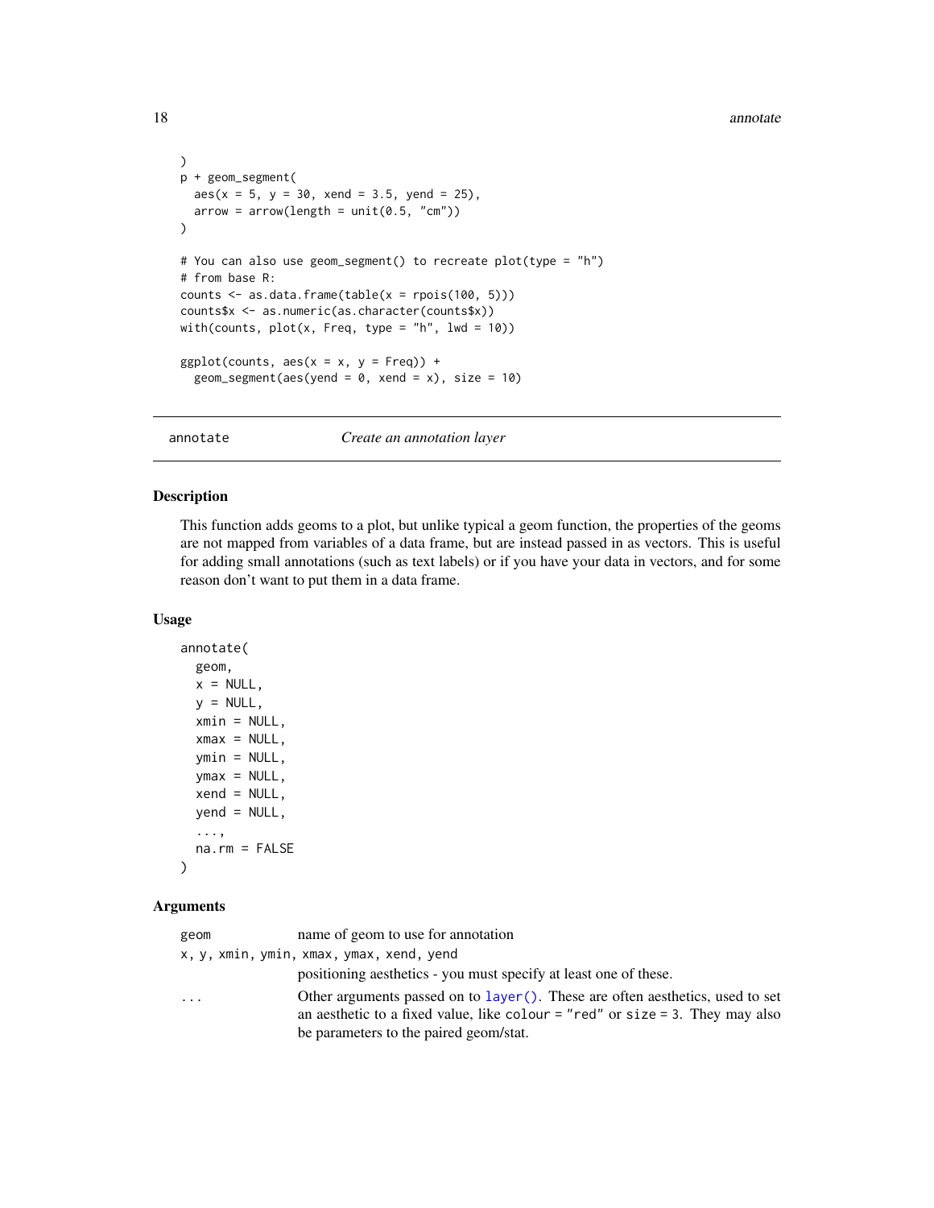```
)
p + geom_segment(
  aes(x = 5, y = 30, xend = 3.5, yend = 25),
  arrow = arrow(length = unit(0.5, "cm"))
)

# You can also use geom_segment() to recreate plot(type = "h")
# from base R:
counts <- as.data.frame(table(x = rpois(100, 5)))
counts$x <- as.numeric(as.character(counts$x))
with(counts, plot(x, Freq, type = "h", lwd = 10))

ggplot(counts, aes(x = x, y = Freq)) +
  geom_segment(aes(yend = 0, xend = x), size = 10)
```

## annotate — *Create an annotation layer*

### Description

This function adds geoms to a plot, but unlike typical a geom function, the properties of the geoms are not mapped from variables of a data frame, but are instead passed in as vectors. This is useful for adding small annotations (such as text labels) or if you have your data in vectors, and for some reason don't want to put them in a data frame.

### Usage

```
annotate(
  geom,
  x = NULL,
  y = NULL,
  xmin = NULL,
  xmax = NULL,
  ymin = NULL,
  ymax = NULL,
  xend = NULL,
  yend = NULL,
  ...,
  na.rm = FALSE
)
```

### Arguments

| Argument | Description |
|---|---|
| `geom` | name of geom to use for annotation |
| `x, y, xmin, ymin, xmax, ymax, xend, yend` | positioning aesthetics - you must specify at least one of these. |
| `...` | Other arguments passed on to `layer()`. These are often aesthetics, used to set an aesthetic to a fixed value, like `colour = "red"` or `size = 3`. They may also be parameters to the paired geom/stat. |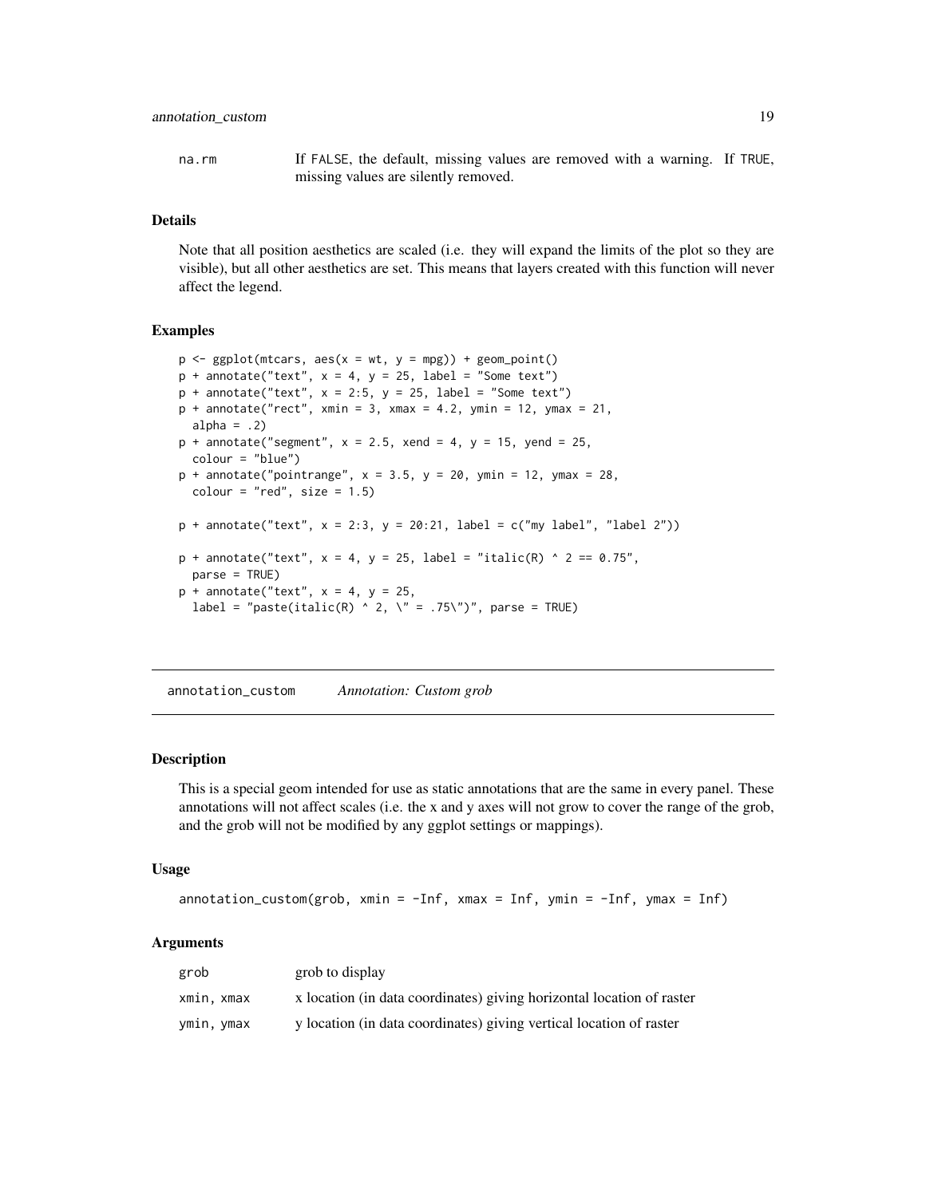| | |
|---|---|
| na.rm | If FALSE, the default, missing values are removed with a warning. If TRUE, missing values are silently removed. |

### Details

Note that all position aesthetics are scaled (i.e. they will expand the limits of the plot so they are visible), but all other aesthetics are set. This means that layers created with this function will never affect the legend.

### Examples

```
p <- ggplot(mtcars, aes(x = wt, y = mpg)) + geom_point()
p + annotate("text", x = 4, y = 25, label = "Some text")
p + annotate("text", x = 2:5, y = 25, label = "Some text")
p + annotate("rect", xmin = 3, xmax = 4.2, ymin = 12, ymax = 21,
  alpha = .2)
p + annotate("segment", x = 2.5, xend = 4, y = 15, yend = 25,
  colour = "blue")
p + annotate("pointrange", x = 3.5, y = 20, ymin = 12, ymax = 28,
  colour = "red", size = 1.5)

p + annotate("text", x = 2:3, y = 20:21, label = c("my label", "label 2"))

p + annotate("text", x = 4, y = 25, label = "italic(R) ^ 2 == 0.75",
  parse = TRUE)
p + annotate("text", x = 4, y = 25,
  label = "paste(italic(R) ^ 2, \" = .75\")", parse = TRUE)
```

---

## annotation_custom — *Annotation: Custom grob*

### Description

This is a special geom intended for use as static annotations that are the same in every panel. These annotations will not affect scales (i.e. the x and y axes will not grow to cover the range of the grob, and the grob will not be modified by any ggplot settings or mappings).

### Usage

```
annotation_custom(grob, xmin = -Inf, xmax = Inf, ymin = -Inf, ymax = Inf)
```

### Arguments

| | |
|---|---|
| grob | grob to display |
| xmin, xmax | x location (in data coordinates) giving horizontal location of raster |
| ymin, ymax | y location (in data coordinates) giving vertical location of raster |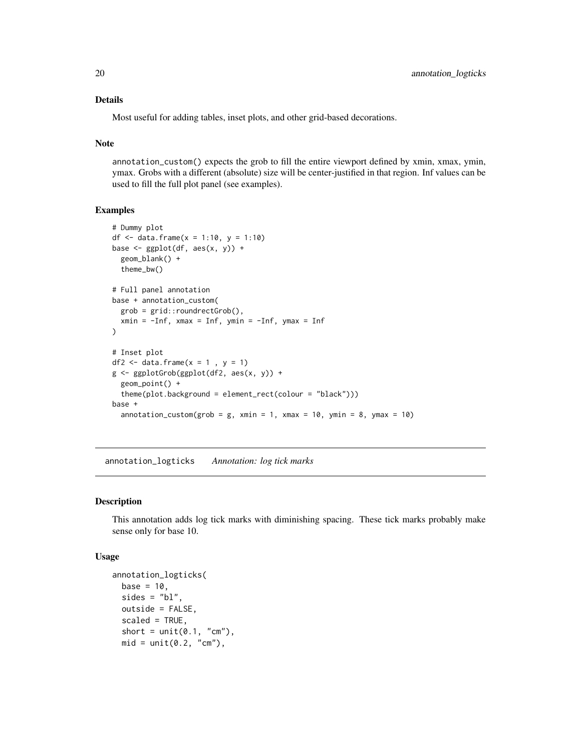### Details

Most useful for adding tables, inset plots, and other grid-based decorations.

### Note

annotation_custom() expects the grob to fill the entire viewport defined by xmin, xmax, ymin, ymax. Grobs with a different (absolute) size will be center-justified in that region. Inf values can be used to fill the full plot panel (see examples).

### Examples

```
# Dummy plot
df <- data.frame(x = 1:10, y = 1:10)
base <- ggplot(df, aes(x, y)) +
  geom_blank() +
  theme_bw()

# Full panel annotation
base + annotation_custom(
  grob = grid::roundrectGrob(),
  xmin = -Inf, xmax = Inf, ymin = -Inf, ymax = Inf
)

# Inset plot
df2 <- data.frame(x = 1 , y = 1)
g <- ggplotGrob(ggplot(df2, aes(x, y)) +
  geom_point() +
  theme(plot.background = element_rect(colour = "black")))
base +
  annotation_custom(grob = g, xmin = 1, xmax = 10, ymin = 8, ymax = 10)
```

---

## annotation_logticks *Annotation: log tick marks*

### Description

This annotation adds log tick marks with diminishing spacing. These tick marks probably make sense only for base 10.

### Usage

```
annotation_logticks(
  base = 10,
  sides = "bl",
  outside = FALSE,
  scaled = TRUE,
  short = unit(0.1, "cm"),
  mid = unit(0.2, "cm"),
```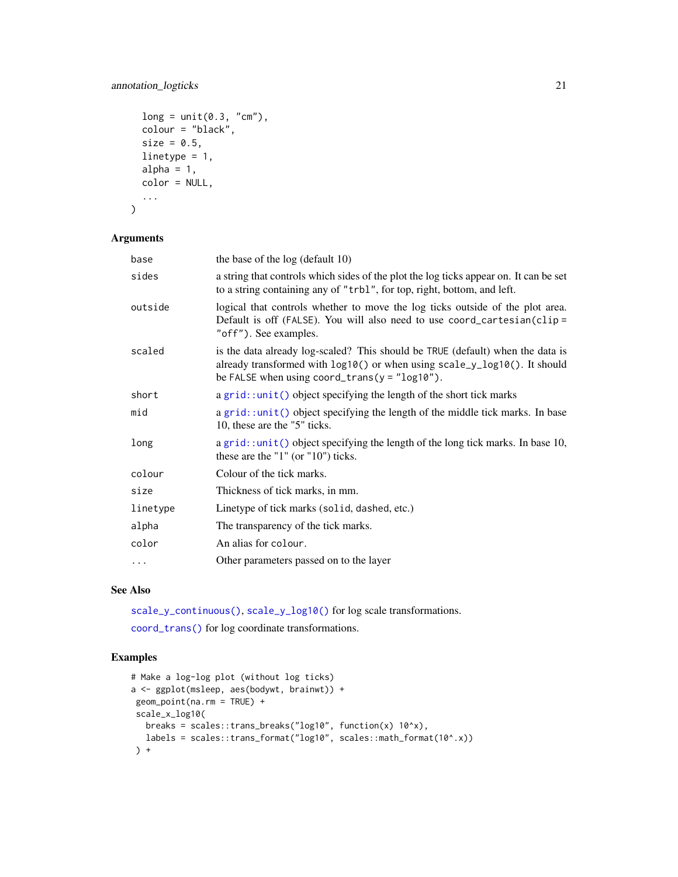```
  long = unit(0.3, "cm"),
  colour = "black",
  size = 0.5,
  linetype = 1,
  alpha = 1,
  color = NULL,
  ...
)
```

### Arguments

| | |
|---|---|
| base | the base of the log (default 10) |
| sides | a string that controls which sides of the plot the log ticks appear on. It can be set to a string containing any of "trbl", for top, right, bottom, and left. |
| outside | logical that controls whether to move the log ticks outside of the plot area. Default is off (FALSE). You will also need to use coord_cartesian(clip = "off"). See examples. |
| scaled | is the data already log-scaled? This should be TRUE (default) when the data is already transformed with log10() or when using scale_y_log10(). It should be FALSE when using coord_trans(y = "log10"). |
| short | a grid::unit() object specifying the length of the short tick marks |
| mid | a grid::unit() object specifying the length of the middle tick marks. In base 10, these are the "5" ticks. |
| long | a grid::unit() object specifying the length of the long tick marks. In base 10, these are the "1" (or "10") ticks. |
| colour | Colour of the tick marks. |
| size | Thickness of tick marks, in mm. |
| linetype | Linetype of tick marks (solid, dashed, etc.) |
| alpha | The transparency of the tick marks. |
| color | An alias for colour. |
| ... | Other parameters passed on to the layer |

### See Also

scale_y_continuous(), scale_y_log10() for log scale transformations.

coord_trans() for log coordinate transformations.

### Examples

```
# Make a log-log plot (without log ticks)
a <- ggplot(msleep, aes(bodywt, brainwt)) +
 geom_point(na.rm = TRUE) +
 scale_x_log10(
   breaks = scales::trans_breaks("log10", function(x) 10^x),
   labels = scales::trans_format("log10", scales::math_format(10^.x))
 ) +
```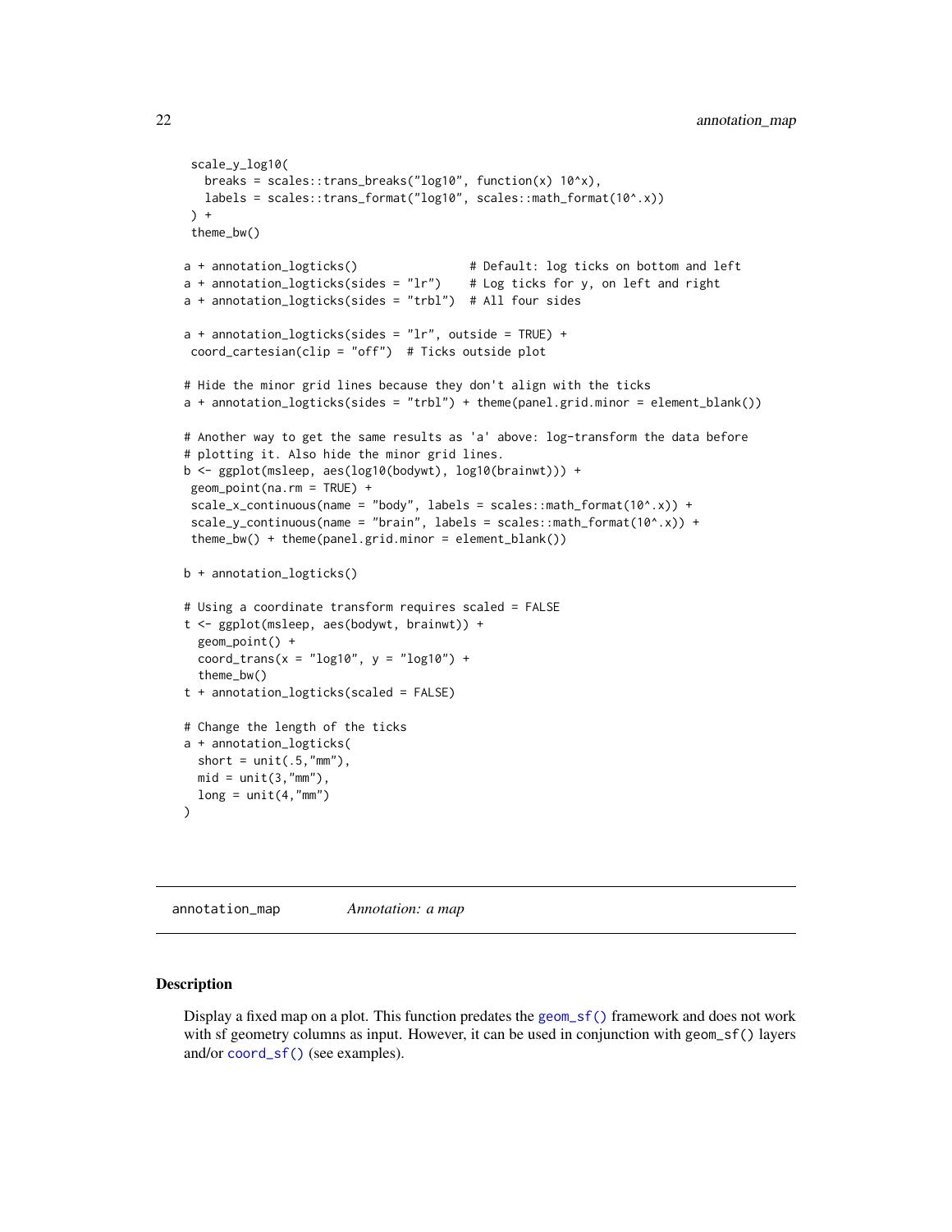```
  scale_y_log10(
    breaks = scales::trans_breaks("log10", function(x) 10^x),
    labels = scales::trans_format("log10", scales::math_format(10^.x))
  ) +
  theme_bw()

a + annotation_logticks()                # Default: log ticks on bottom and left
a + annotation_logticks(sides = "lr")    # Log ticks for y, on left and right
a + annotation_logticks(sides = "trbl")  # All four sides

a + annotation_logticks(sides = "lr", outside = TRUE) +
  coord_cartesian(clip = "off")  # Ticks outside plot

# Hide the minor grid lines because they don't align with the ticks
a + annotation_logticks(sides = "trbl") + theme(panel.grid.minor = element_blank())

# Another way to get the same results as 'a' above: log-transform the data before
# plotting it. Also hide the minor grid lines.
b <- ggplot(msleep, aes(log10(bodywt), log10(brainwt))) +
  geom_point(na.rm = TRUE) +
  scale_x_continuous(name = "body", labels = scales::math_format(10^.x)) +
  scale_y_continuous(name = "brain", labels = scales::math_format(10^.x)) +
  theme_bw() + theme(panel.grid.minor = element_blank())

b + annotation_logticks()

# Using a coordinate transform requires scaled = FALSE
t <- ggplot(msleep, aes(bodywt, brainwt)) +
  geom_point() +
  coord_trans(x = "log10", y = "log10") +
  theme_bw()
t + annotation_logticks(scaled = FALSE)

# Change the length of the ticks
a + annotation_logticks(
  short = unit(.5,"mm"),
  mid = unit(3,"mm"),
  long = unit(4,"mm")
)
```

---

## annotation_map    *Annotation: a map*

---

### Description

Display a fixed map on a plot. This function predates the `geom_sf()` framework and does not work with sf geometry columns as input. However, it can be used in conjunction with `geom_sf()` layers and/or `coord_sf()` (see examples).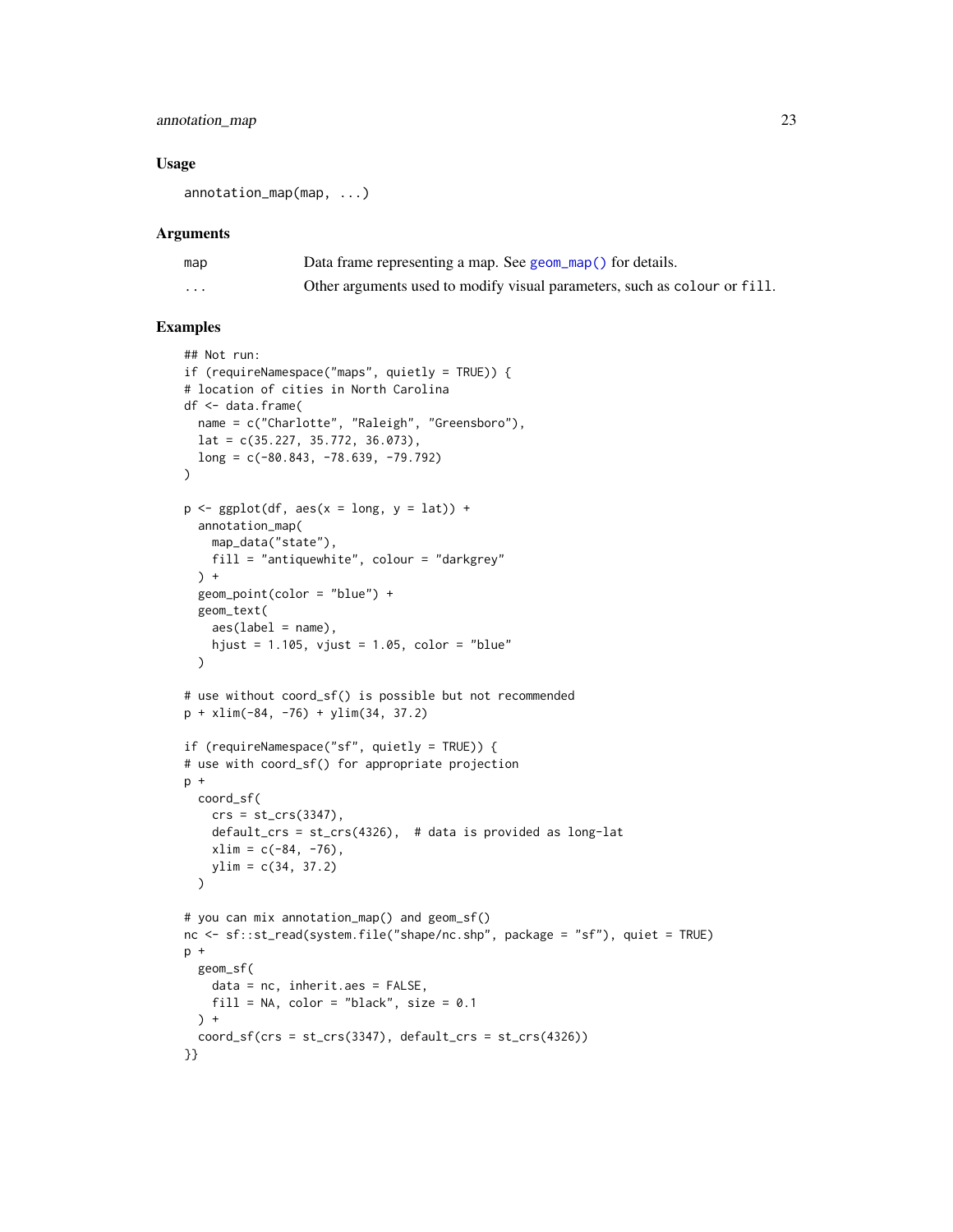### Usage

```
annotation_map(map, ...)
```

### Arguments

| | |
|---|---|
| map | Data frame representing a map. See geom_map() for details. |
| ... | Other arguments used to modify visual parameters, such as colour or fill. |

### Examples

```
## Not run:
if (requireNamespace("maps", quietly = TRUE)) {
# location of cities in North Carolina
df <- data.frame(
  name = c("Charlotte", "Raleigh", "Greensboro"),
  lat = c(35.227, 35.772, 36.073),
  long = c(-80.843, -78.639, -79.792)
)

p <- ggplot(df, aes(x = long, y = lat)) +
  annotation_map(
    map_data("state"),
    fill = "antiquewhite", colour = "darkgrey"
  ) +
  geom_point(color = "blue") +
  geom_text(
    aes(label = name),
    hjust = 1.105, vjust = 1.05, color = "blue"
  )

# use without coord_sf() is possible but not recommended
p + xlim(-84, -76) + ylim(34, 37.2)

if (requireNamespace("sf", quietly = TRUE)) {
# use with coord_sf() for appropriate projection
p +
  coord_sf(
    crs = st_crs(3347),
    default_crs = st_crs(4326),  # data is provided as long-lat
    xlim = c(-84, -76),
    ylim = c(34, 37.2)
  )

# you can mix annotation_map() and geom_sf()
nc <- sf::st_read(system.file("shape/nc.shp", package = "sf"), quiet = TRUE)
p +
  geom_sf(
    data = nc, inherit.aes = FALSE,
    fill = NA, color = "black", size = 0.1
  ) +
  coord_sf(crs = st_crs(3347), default_crs = st_crs(4326))
}}
```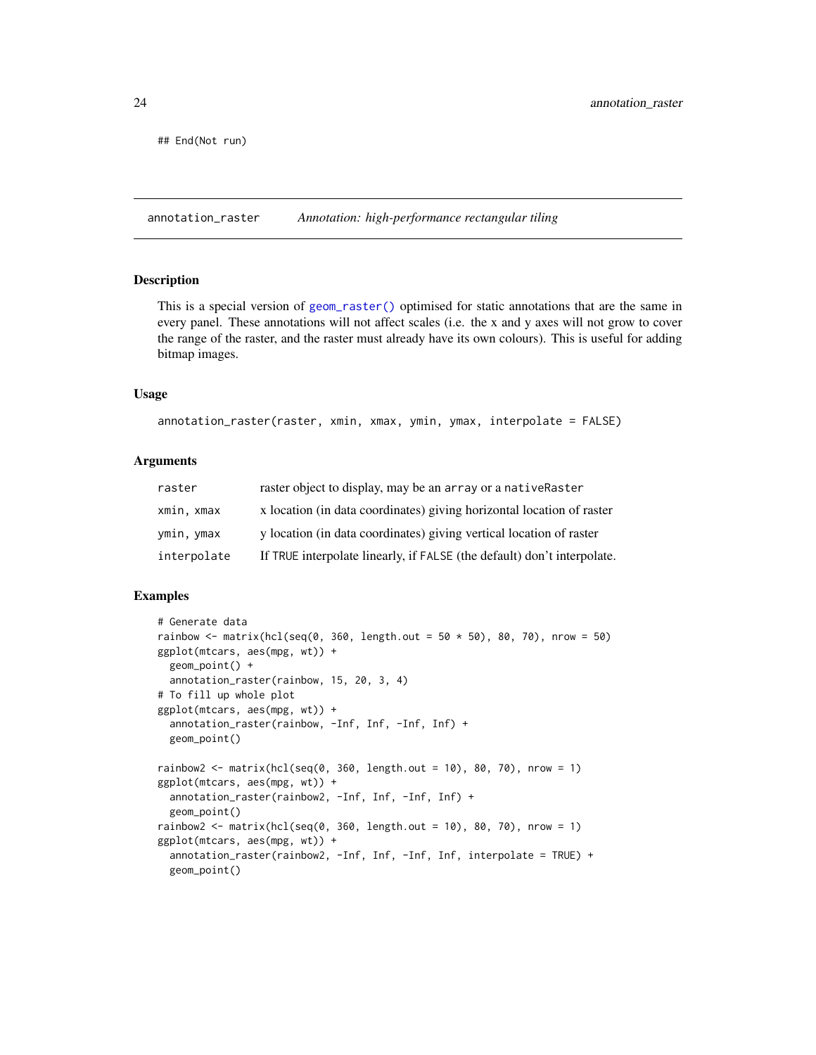```
## End(Not run)
```

---

## annotation_raster — *Annotation: high-performance rectangular tiling*

### Description

This is a special version of `geom_raster()` optimised for static annotations that are the same in every panel. These annotations will not affect scales (i.e. the x and y axes will not grow to cover the range of the raster, and the raster must already have its own colours). This is useful for adding bitmap images.

### Usage

```
annotation_raster(raster, xmin, xmax, ymin, ymax, interpolate = FALSE)
```

### Arguments

| | |
|---|---|
| `raster` | raster object to display, may be an `array` or a `nativeRaster` |
| `xmin, xmax` | x location (in data coordinates) giving horizontal location of raster |
| `ymin, ymax` | y location (in data coordinates) giving vertical location of raster |
| `interpolate` | If `TRUE` interpolate linearly, if `FALSE` (the default) don't interpolate. |

### Examples

```
# Generate data
rainbow <- matrix(hcl(seq(0, 360, length.out = 50 * 50), 80, 70), nrow = 50)
ggplot(mtcars, aes(mpg, wt)) +
  geom_point() +
  annotation_raster(rainbow, 15, 20, 3, 4)
# To fill up whole plot
ggplot(mtcars, aes(mpg, wt)) +
  annotation_raster(rainbow, -Inf, Inf, -Inf, Inf) +
  geom_point()

rainbow2 <- matrix(hcl(seq(0, 360, length.out = 10), 80, 70), nrow = 1)
ggplot(mtcars, aes(mpg, wt)) +
  annotation_raster(rainbow2, -Inf, Inf, -Inf, Inf) +
  geom_point()
rainbow2 <- matrix(hcl(seq(0, 360, length.out = 10), 80, 70), nrow = 1)
ggplot(mtcars, aes(mpg, wt)) +
  annotation_raster(rainbow2, -Inf, Inf, -Inf, Inf, interpolate = TRUE) +
  geom_point()
```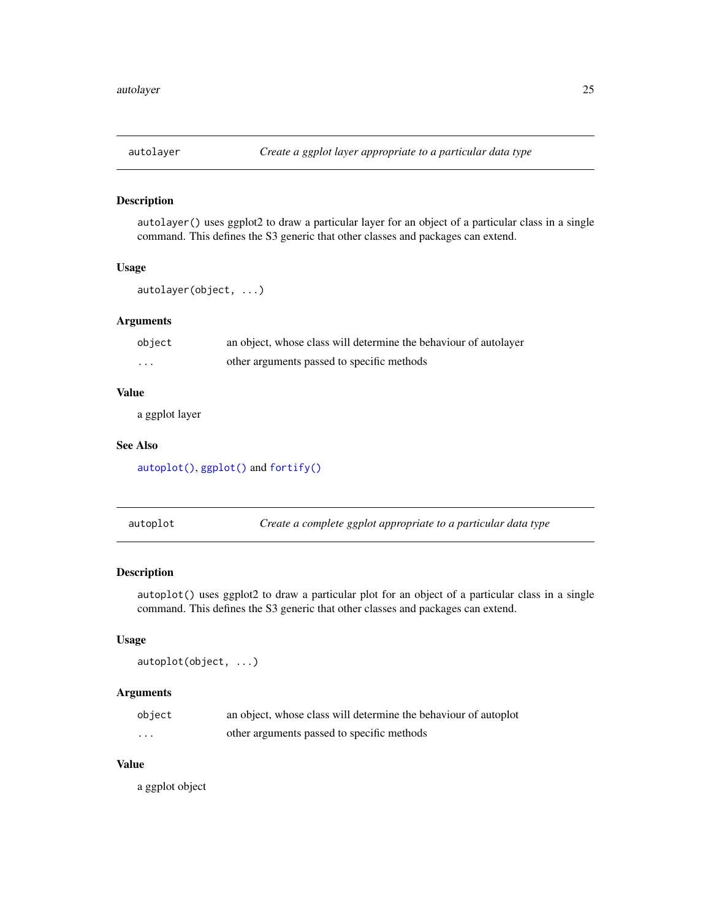## autolayer — *Create a ggplot layer appropriate to a particular data type*

### Description

`autolayer()` uses ggplot2 to draw a particular layer for an object of a particular class in a single command. This defines the S3 generic that other classes and packages can extend.

### Usage

```
autolayer(object, ...)
```

### Arguments

| | |
|---|---|
| `object` | an object, whose class will determine the behaviour of autolayer |
| `...` | other arguments passed to specific methods |

### Value

a ggplot layer

### See Also

`autoplot()`, `ggplot()` and `fortify()`

## autoplot — *Create a complete ggplot appropriate to a particular data type*

### Description

`autoplot()` uses ggplot2 to draw a particular plot for an object of a particular class in a single command. This defines the S3 generic that other classes and packages can extend.

### Usage

```
autoplot(object, ...)
```

### Arguments

| | |
|---|---|
| `object` | an object, whose class will determine the behaviour of autoplot |
| `...` | other arguments passed to specific methods |

### Value

a ggplot object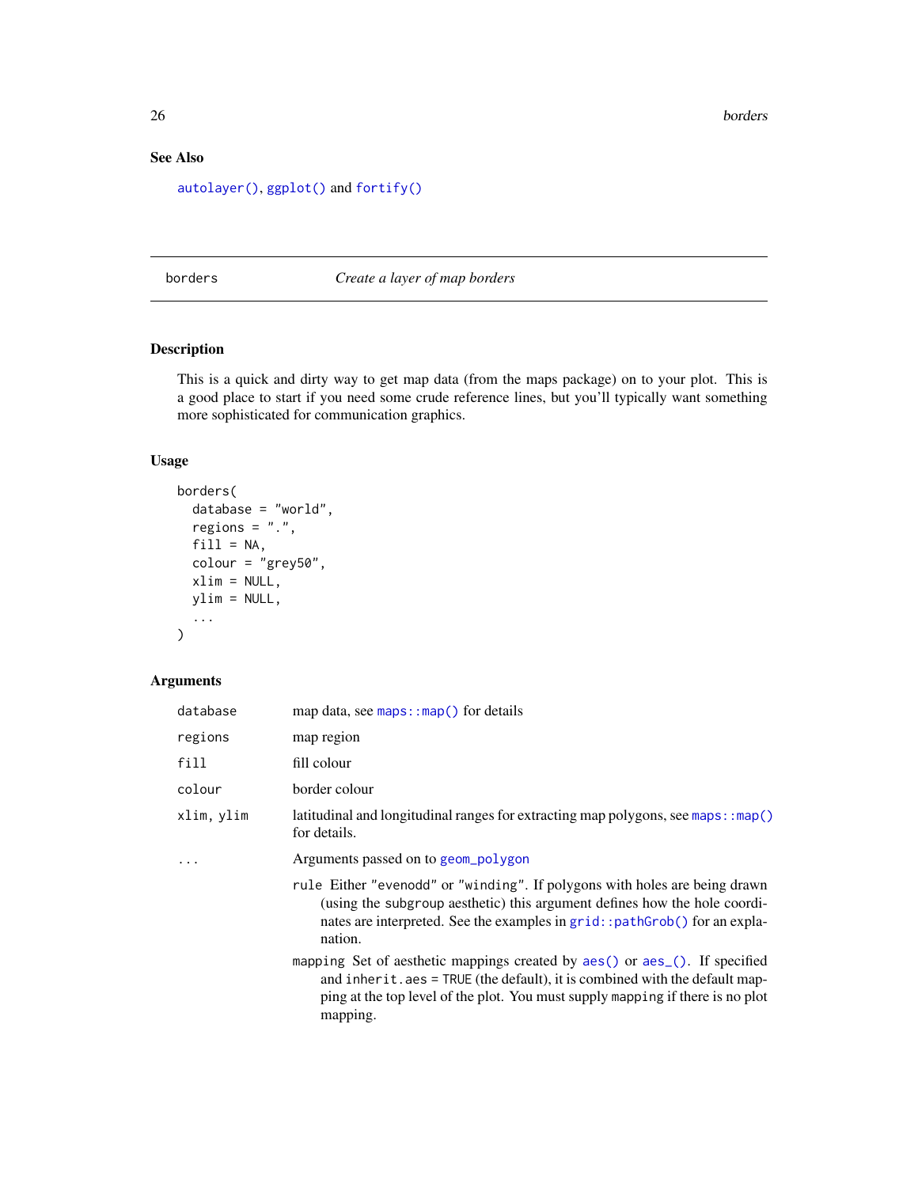## See Also

`autolayer()`, `ggplot()` and `fortify()`

---

## borders — *Create a layer of map borders*

---

### Description

This is a quick and dirty way to get map data (from the maps package) on to your plot. This is a good place to start if you need some crude reference lines, but you'll typically want something more sophisticated for communication graphics.

### Usage

```
borders(
  database = "world",
  regions = ".",
  fill = NA,
  colour = "grey50",
  xlim = NULL,
  ylim = NULL,
  ...
)
```

### Arguments

| | |
|---|---|
| `database` | map data, see `maps::map()` for details |
| `regions` | map region |
| `fill` | fill colour |
| `colour` | border colour |
| `xlim, ylim` | latitudinal and longitudinal ranges for extracting map polygons, see `maps::map()` for details. |
| `...` | Arguments passed on to `geom_polygon` |

`rule` Either `"evenodd"` or `"winding"`. If polygons with holes are being drawn (using the subgroup aesthetic) this argument defines how the hole coordinates are interpreted. See the examples in `grid::pathGrob()` for an explanation.

`mapping` Set of aesthetic mappings created by `aes()` or `aes_()`. If specified and `inherit.aes = TRUE` (the default), it is combined with the default mapping at the top level of the plot. You must supply `mapping` if there is no plot mapping.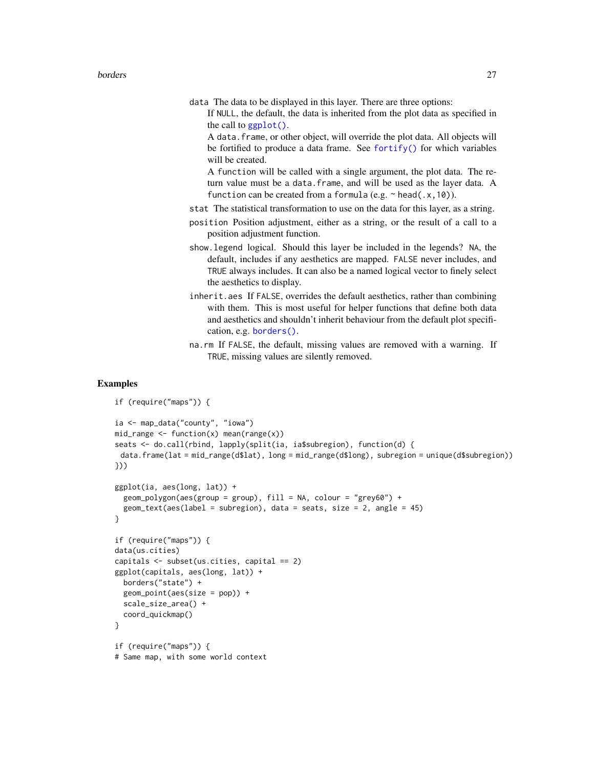`data` The data to be displayed in this layer. There are three options:

If `NULL`, the default, the data is inherited from the plot data as specified in the call to `ggplot()`.

A `data.frame`, or other object, will override the plot data. All objects will be fortified to produce a data frame. See `fortify()` for which variables will be created.

A `function` will be called with a single argument, the plot data. The return value must be a `data.frame`, and will be used as the layer data. A `function` can be created from a `formula` (e.g. `~ head(.x,10)`).

`stat` The statistical transformation to use on the data for this layer, as a string.

`position` Position adjustment, either as a string, or the result of a call to a position adjustment function.

`show.legend` logical. Should this layer be included in the legends? `NA`, the default, includes if any aesthetics are mapped. `FALSE` never includes, and `TRUE` always includes. It can also be a named logical vector to finely select the aesthetics to display.

`inherit.aes` If `FALSE`, overrides the default aesthetics, rather than combining with them. This is most useful for helper functions that define both data and aesthetics and shouldn't inherit behaviour from the default plot specification, e.g. `borders()`.

`na.rm` If `FALSE`, the default, missing values are removed with a warning. If `TRUE`, missing values are silently removed.

## Examples

```
if (require("maps")) {

ia <- map_data("county", "iowa")
mid_range <- function(x) mean(range(x))
seats <- do.call(rbind, lapply(split(ia, ia$subregion), function(d) {
  data.frame(lat = mid_range(d$lat), long = mid_range(d$long), subregion = unique(d$subregion))
}))

ggplot(ia, aes(long, lat)) +
  geom_polygon(aes(group = group), fill = NA, colour = "grey60") +
  geom_text(aes(label = subregion), data = seats, size = 2, angle = 45)
}

if (require("maps")) {
data(us.cities)
capitals <- subset(us.cities, capital == 2)
ggplot(capitals, aes(long, lat)) +
  borders("state") +
  geom_point(aes(size = pop)) +
  scale_size_area() +
  coord_quickmap()
}

if (require("maps")) {
# Same map, with some world context
```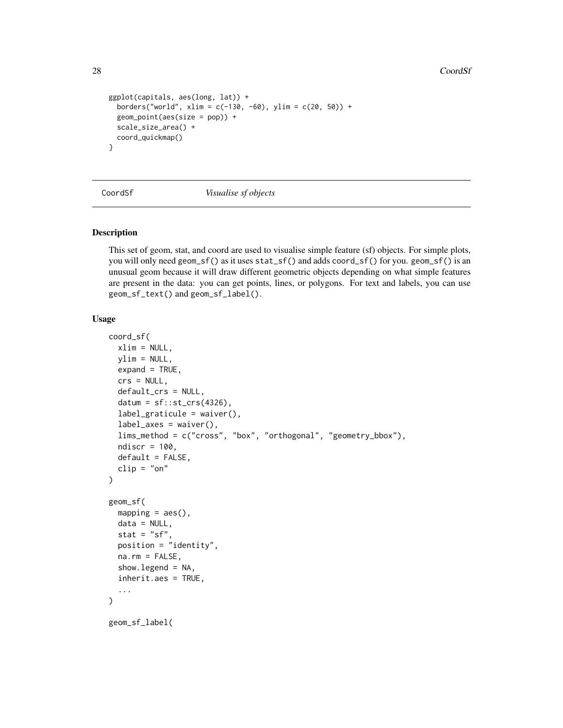```
ggplot(capitals, aes(long, lat)) +
  borders("world", xlim = c(-130, -60), ylim = c(20, 50)) +
  geom_point(aes(size = pop)) +
  scale_size_area() +
  coord_quickmap()
}
```

## CoordSf *Visualise sf objects*

### Description

This set of geom, stat, and coord are used to visualise simple feature (sf) objects. For simple plots, you will only need `geom_sf()` as it uses `stat_sf()` and adds `coord_sf()` for you. `geom_sf()` is an unusual geom because it will draw different geometric objects depending on what simple features are present in the data: you can get points, lines, or polygons. For text and labels, you can use `geom_sf_text()` and `geom_sf_label()`.

### Usage

```
coord_sf(
  xlim = NULL,
  ylim = NULL,
  expand = TRUE,
  crs = NULL,
  default_crs = NULL,
  datum = sf::st_crs(4326),
  label_graticule = waiver(),
  label_axes = waiver(),
  lims_method = c("cross", "box", "orthogonal", "geometry_bbox"),
  ndiscr = 100,
  default = FALSE,
  clip = "on"
)

geom_sf(
  mapping = aes(),
  data = NULL,
  stat = "sf",
  position = "identity",
  na.rm = FALSE,
  show.legend = NA,
  inherit.aes = TRUE,
  ...
)

geom_sf_label(
```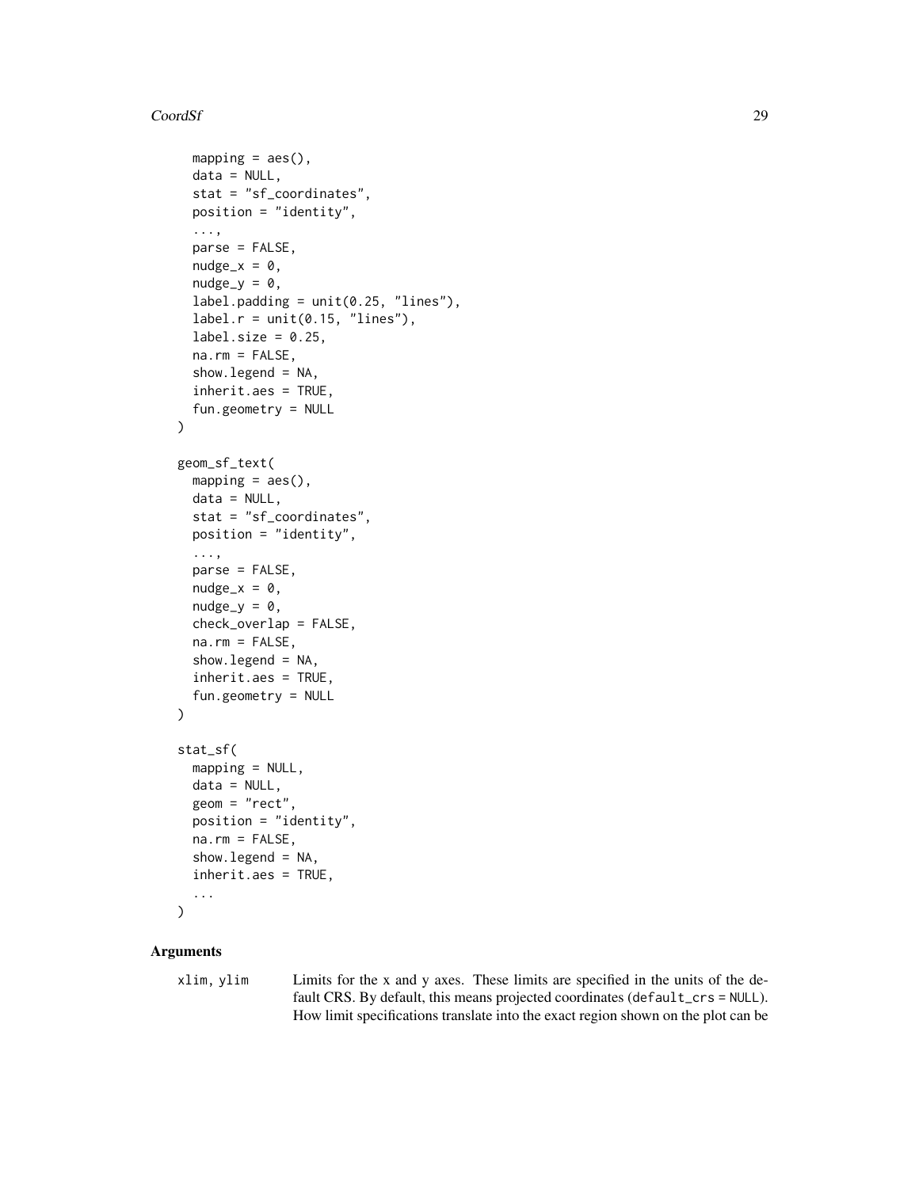```
  mapping = aes(),
  data = NULL,
  stat = "sf_coordinates",
  position = "identity",
  ...,
  parse = FALSE,
  nudge_x = 0,
  nudge_y = 0,
  label.padding = unit(0.25, "lines"),
  label.r = unit(0.15, "lines"),
  label.size = 0.25,
  na.rm = FALSE,
  show.legend = NA,
  inherit.aes = TRUE,
  fun.geometry = NULL
)

geom_sf_text(
  mapping = aes(),
  data = NULL,
  stat = "sf_coordinates",
  position = "identity",
  ...,
  parse = FALSE,
  nudge_x = 0,
  nudge_y = 0,
  check_overlap = FALSE,
  na.rm = FALSE,
  show.legend = NA,
  inherit.aes = TRUE,
  fun.geometry = NULL
)

stat_sf(
  mapping = NULL,
  data = NULL,
  geom = "rect",
  position = "identity",
  na.rm = FALSE,
  show.legend = NA,
  inherit.aes = TRUE,
  ...
)
```

## Arguments

`xlim, ylim` Limits for the x and y axes. These limits are specified in the units of the default CRS. By default, this means projected coordinates (`default_crs = NULL`). How limit specifications translate into the exact region shown on the plot can be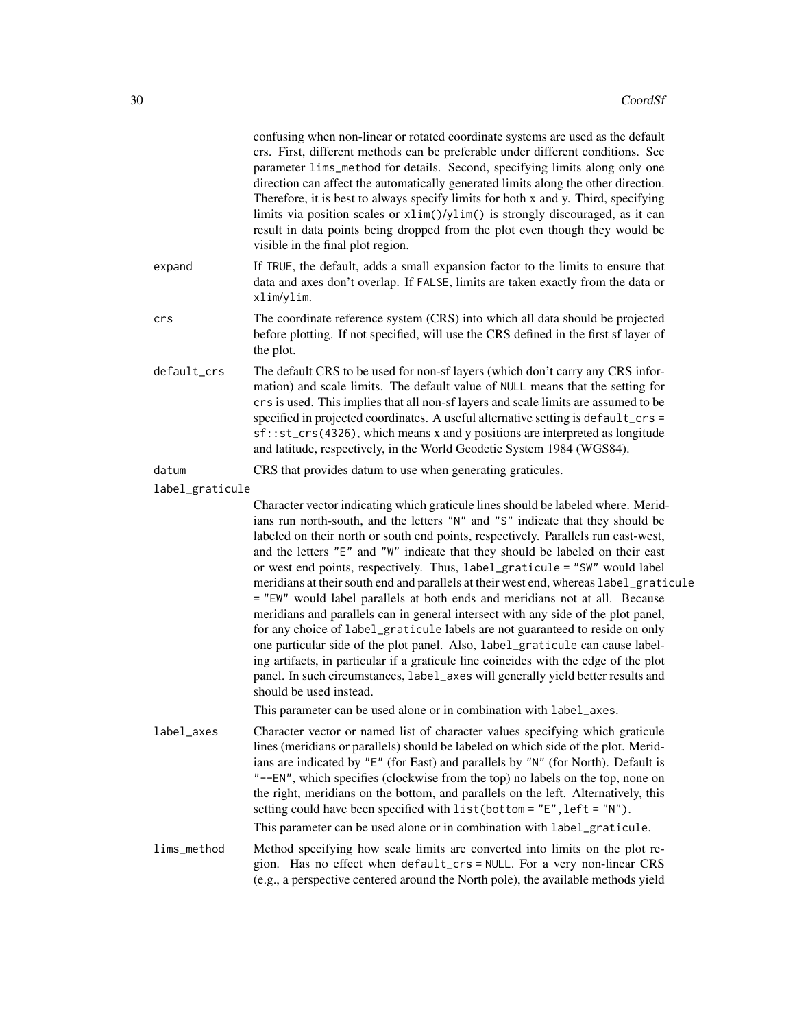confusing when non-linear or rotated coordinate systems are used as the default crs. First, different methods can be preferable under different conditions. See parameter `lims_method` for details. Second, specifying limits along only one direction can affect the automatically generated limits along the other direction. Therefore, it is best to always specify limits for both x and y. Third, specifying limits via position scales or `xlim()`/`ylim()` is strongly discouraged, as it can result in data points being dropped from the plot even though they would be visible in the final plot region.

`expand`
: If `TRUE`, the default, adds a small expansion factor to the limits to ensure that data and axes don't overlap. If `FALSE`, limits are taken exactly from the data or `xlim`/`ylim`.

`crs`
: The coordinate reference system (CRS) into which all data should be projected before plotting. If not specified, will use the CRS defined in the first sf layer of the plot.

`default_crs`
: The default CRS to be used for non-sf layers (which don't carry any CRS information) and scale limits. The default value of `NULL` means that the setting for `crs` is used. This implies that all non-sf layers and scale limits are assumed to be specified in projected coordinates. A useful alternative setting is `default_crs = sf::st_crs(4326)`, which means x and y positions are interpreted as longitude and latitude, respectively, in the World Geodetic System 1984 (WGS84).

`datum`
: CRS that provides datum to use when generating graticules.

`label_graticule`
: Character vector indicating which graticule lines should be labeled where. Meridians run north-south, and the letters `"N"` and `"S"` indicate that they should be labeled on their north or south end points, respectively. Parallels run east-west, and the letters `"E"` and `"W"` indicate that they should be labeled on their east or west end points, respectively. Thus, `label_graticule = "SW"` would label meridians at their south end and parallels at their west end, whereas `label_graticule = "EW"` would label parallels at both ends and meridians not at all. Because meridians and parallels can in general intersect with any side of the plot panel, for any choice of `label_graticule` labels are not guaranteed to reside on only one particular side of the plot panel. Also, `label_graticule` can cause labeling artifacts, in particular if a graticule line coincides with the edge of the plot panel. In such circumstances, `label_axes` will generally yield better results and should be used instead.

  This parameter can be used alone or in combination with `label_axes`.

`label_axes`
: Character vector or named list of character values specifying which graticule lines (meridians or parallels) should be labeled on which side of the plot. Meridians are indicated by `"E"` (for East) and parallels by `"N"` (for North). Default is `"--EN"`, which specifies (clockwise from the top) no labels on the top, none on the right, meridians on the bottom, and parallels on the left. Alternatively, this setting could have been specified with `list(bottom = "E", left = "N")`.

  This parameter can be used alone or in combination with `label_graticule`.

`lims_method`
: Method specifying how scale limits are converted into limits on the plot region. Has no effect when `default_crs = NULL`. For a very non-linear CRS (e.g., a perspective centered around the North pole), the available methods yield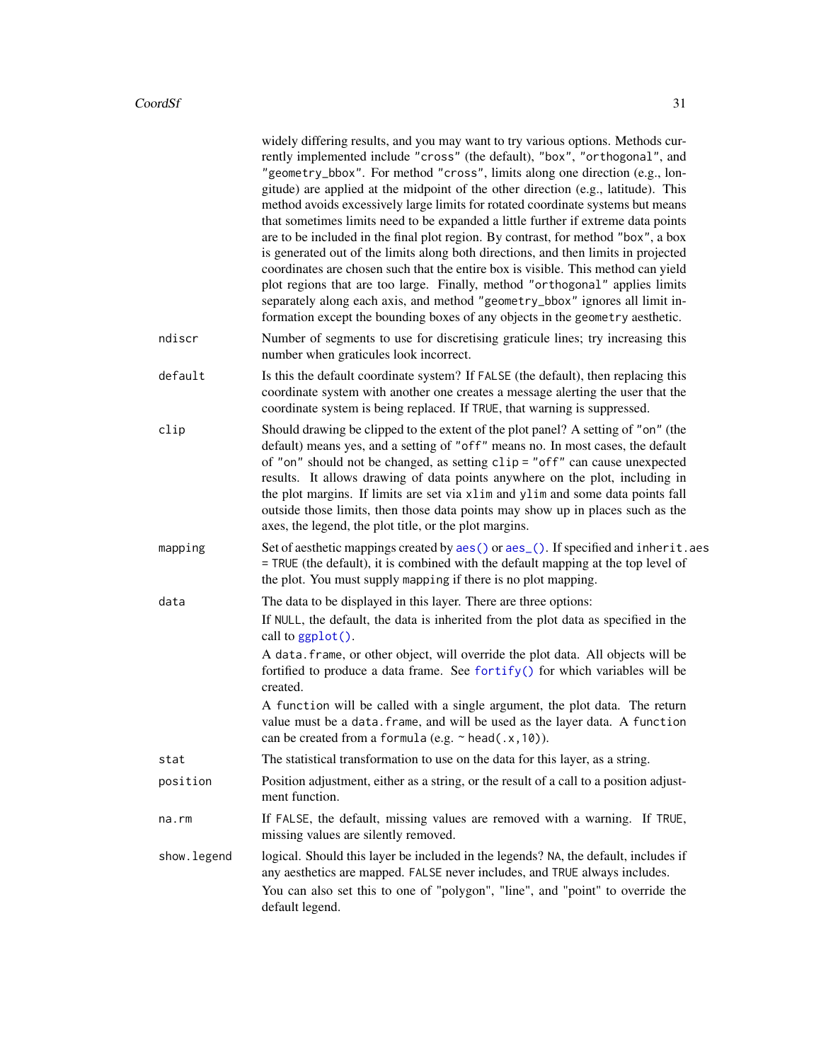widely differing results, and you may want to try various options. Methods currently implemented include "cross" (the default), "box", "orthogonal", and "geometry_bbox". For method "cross", limits along one direction (e.g., longitude) are applied at the midpoint of the other direction (e.g., latitude). This method avoids excessively large limits for rotated coordinate systems but means that sometimes limits need to be expanded a little further if extreme data points are to be included in the final plot region. By contrast, for method "box", a box is generated out of the limits along both directions, and then limits in projected coordinates are chosen such that the entire box is visible. This method can yield plot regions that are too large. Finally, method "orthogonal" applies limits separately along each axis, and method "geometry_bbox" ignores all limit information except the bounding boxes of any objects in the geometry aesthetic.

`ndiscr`
: Number of segments to use for discretising graticule lines; try increasing this number when graticules look incorrect.

`default`
: Is this the default coordinate system? If FALSE (the default), then replacing this coordinate system with another one creates a message alerting the user that the coordinate system is being replaced. If TRUE, that warning is suppressed.

`clip`
: Should drawing be clipped to the extent of the plot panel? A setting of "on" (the default) means yes, and a setting of "off" means no. In most cases, the default of "on" should not be changed, as setting clip = "off" can cause unexpected results. It allows drawing of data points anywhere on the plot, including in the plot margins. If limits are set via xlim and ylim and some data points fall outside those limits, then those data points may show up in places such as the axes, the legend, the plot title, or the plot margins.

`mapping`
: Set of aesthetic mappings created by aes() or aes_(). If specified and inherit.aes = TRUE (the default), it is combined with the default mapping at the top level of the plot. You must supply mapping if there is no plot mapping.

`data`
: The data to be displayed in this layer. There are three options:

  If NULL, the default, the data is inherited from the plot data as specified in the call to ggplot().

  A data.frame, or other object, will override the plot data. All objects will be fortified to produce a data frame. See fortify() for which variables will be created.

  A function will be called with a single argument, the plot data. The return value must be a data.frame, and will be used as the layer data. A function can be created from a formula (e.g. ~ head(.x,10)).

`stat`
: The statistical transformation to use on the data for this layer, as a string.

`position`
: Position adjustment, either as a string, or the result of a call to a position adjustment function.

`na.rm`
: If FALSE, the default, missing values are removed with a warning. If TRUE, missing values are silently removed.

`show.legend`
: logical. Should this layer be included in the legends? NA, the default, includes if any aesthetics are mapped. FALSE never includes, and TRUE always includes.

  You can also set this to one of "polygon", "line", and "point" to override the default legend.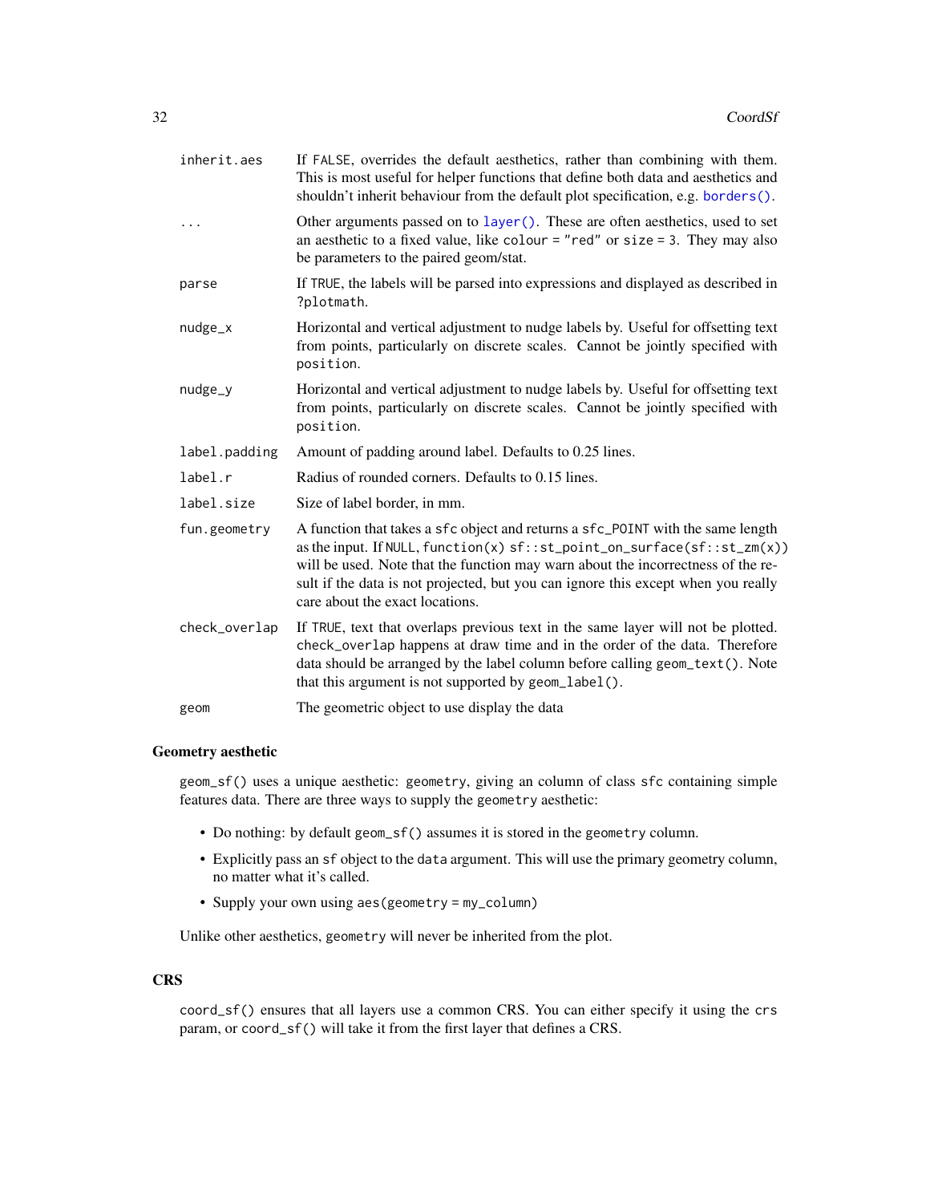| | |
|---|---|
| `inherit.aes` | If `FALSE`, overrides the default aesthetics, rather than combining with them. This is most useful for helper functions that define both data and aesthetics and shouldn't inherit behaviour from the default plot specification, e.g. `borders()`. |
| `...` | Other arguments passed on to `layer()`. These are often aesthetics, used to set an aesthetic to a fixed value, like `colour = "red"` or `size = 3`. They may also be parameters to the paired geom/stat. |
| `parse` | If `TRUE`, the labels will be parsed into expressions and displayed as described in `?plotmath`. |
| `nudge_x` | Horizontal and vertical adjustment to nudge labels by. Useful for offsetting text from points, particularly on discrete scales. Cannot be jointly specified with `position`. |
| `nudge_y` | Horizontal and vertical adjustment to nudge labels by. Useful for offsetting text from points, particularly on discrete scales. Cannot be jointly specified with `position`. |
| `label.padding` | Amount of padding around label. Defaults to 0.25 lines. |
| `label.r` | Radius of rounded corners. Defaults to 0.15 lines. |
| `label.size` | Size of label border, in mm. |
| `fun.geometry` | A function that takes a `sfc` object and returns a `sfc_POINT` with the same length as the input. If `NULL`, `function(x) sf::st_point_on_surface(sf::st_zm(x))` will be used. Note that the function may warn about the incorrectness of the result if the data is not projected, but you can ignore this except when you really care about the exact locations. |
| `check_overlap` | If `TRUE`, text that overlaps previous text in the same layer will not be plotted. `check_overlap` happens at draw time and in the order of the data. Therefore data should be arranged by the label column before calling `geom_text()`. Note that this argument is not supported by `geom_label()`. |
| `geom` | The geometric object to use display the data |

### Geometry aesthetic

`geom_sf()` uses a unique aesthetic: `geometry`, giving an column of class `sfc` containing simple features data. There are three ways to supply the `geometry` aesthetic:

- Do nothing: by default `geom_sf()` assumes it is stored in the `geometry` column.
- Explicitly pass an `sf` object to the `data` argument. This will use the primary geometry column, no matter what it's called.
- Supply your own using `aes(geometry = my_column)`

Unlike other aesthetics, `geometry` will never be inherited from the plot.

### CRS

`coord_sf()` ensures that all layers use a common CRS. You can either specify it using the `crs` param, or `coord_sf()` will take it from the first layer that defines a CRS.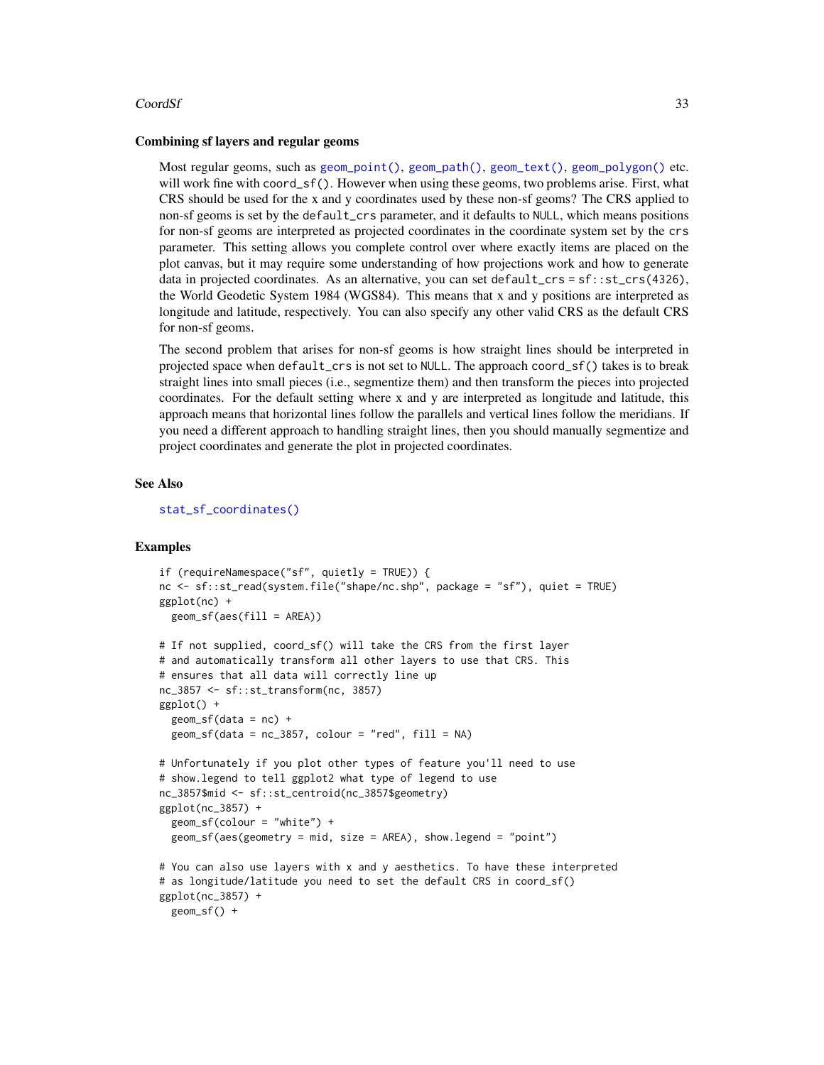### Combining sf layers and regular geoms

Most regular geoms, such as `geom_point()`, `geom_path()`, `geom_text()`, `geom_polygon()` etc. will work fine with `coord_sf()`. However when using these geoms, two problems arise. First, what CRS should be used for the x and y coordinates used by these non-sf geoms? The CRS applied to non-sf geoms is set by the `default_crs` parameter, and it defaults to `NULL`, which means positions for non-sf geoms are interpreted as projected coordinates in the coordinate system set by the `crs` parameter. This setting allows you complete control over where exactly items are placed on the plot canvas, but it may require some understanding of how projections work and how to generate data in projected coordinates. As an alternative, you can set `default_crs = sf::st_crs(4326)`, the World Geodetic System 1984 (WGS84). This means that x and y positions are interpreted as longitude and latitude, respectively. You can also specify any other valid CRS as the default CRS for non-sf geoms.

The second problem that arises for non-sf geoms is how straight lines should be interpreted in projected space when `default_crs` is not set to `NULL`. The approach `coord_sf()` takes is to break straight lines into small pieces (i.e., segmentize them) and then transform the pieces into projected coordinates. For the default setting where x and y are interpreted as longitude and latitude, this approach means that horizontal lines follow the parallels and vertical lines follow the meridians. If you need a different approach to handling straight lines, then you should manually segmentize and project coordinates and generate the plot in projected coordinates.

## See Also

`stat_sf_coordinates()`

## Examples

```
if (requireNamespace("sf", quietly = TRUE)) {
nc <- sf::st_read(system.file("shape/nc.shp", package = "sf"), quiet = TRUE)
ggplot(nc) +
  geom_sf(aes(fill = AREA))

# If not supplied, coord_sf() will take the CRS from the first layer
# and automatically transform all other layers to use that CRS. This
# ensures that all data will correctly line up
nc_3857 <- sf::st_transform(nc, 3857)
ggplot() +
  geom_sf(data = nc) +
  geom_sf(data = nc_3857, colour = "red", fill = NA)

# Unfortunately if you plot other types of feature you'll need to use
# show.legend to tell ggplot2 what type of legend to use
nc_3857$mid <- sf::st_centroid(nc_3857$geometry)
ggplot(nc_3857) +
  geom_sf(colour = "white") +
  geom_sf(aes(geometry = mid, size = AREA), show.legend = "point")

# You can also use layers with x and y aesthetics. To have these interpreted
# as longitude/latitude you need to set the default CRS in coord_sf()
ggplot(nc_3857) +
  geom_sf() +
```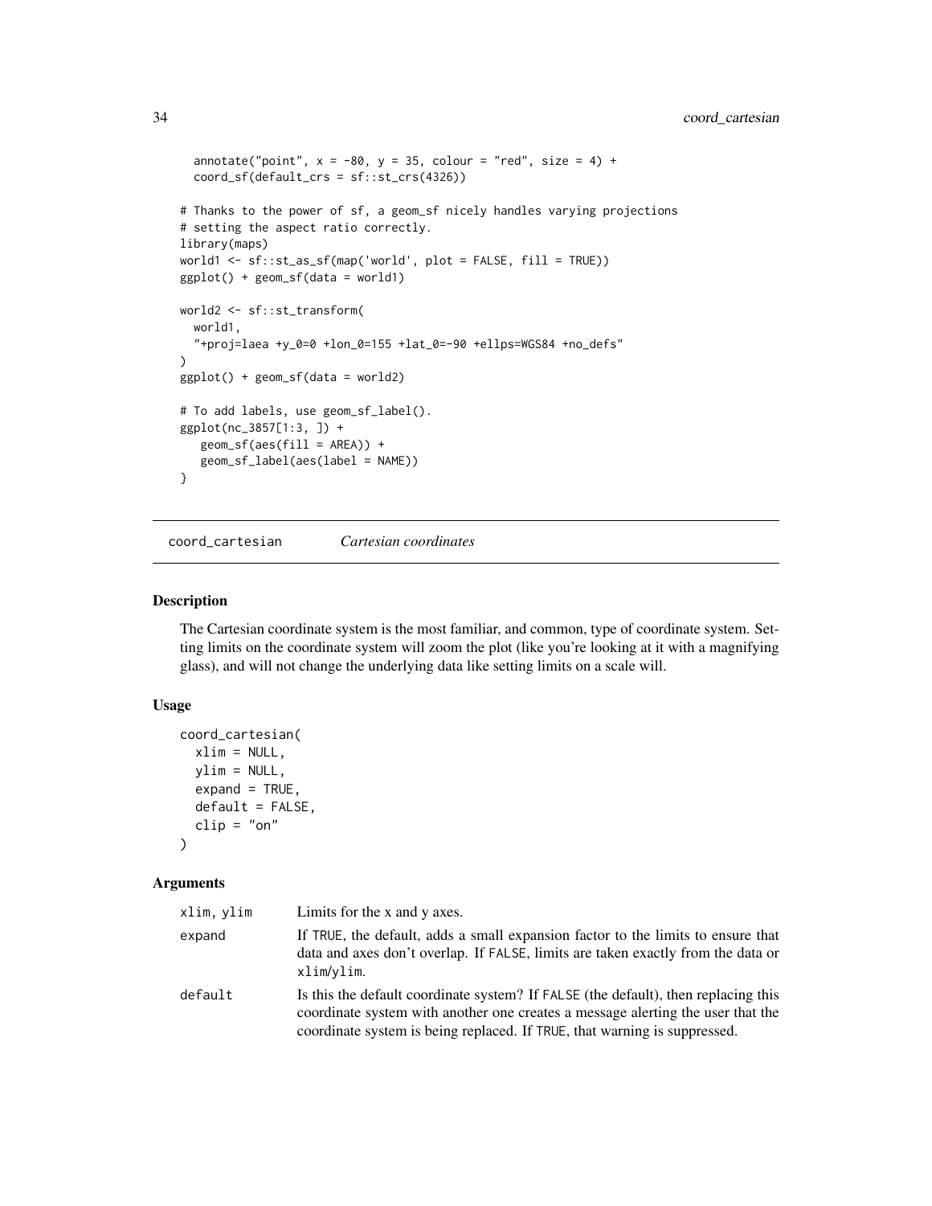```
  annotate("point", x = -80, y = 35, colour = "red", size = 4) +
  coord_sf(default_crs = sf::st_crs(4326))

# Thanks to the power of sf, a geom_sf nicely handles varying projections
# setting the aspect ratio correctly.
library(maps)
world1 <- sf::st_as_sf(map('world', plot = FALSE, fill = TRUE))
ggplot() + geom_sf(data = world1)

world2 <- sf::st_transform(
  world1,
  "+proj=laea +y_0=0 +lon_0=155 +lat_0=-90 +ellps=WGS84 +no_defs"
)
ggplot() + geom_sf(data = world2)

# To add labels, use geom_sf_label().
ggplot(nc_3857[1:3, ]) +
   geom_sf(aes(fill = AREA)) +
   geom_sf_label(aes(label = NAME))
}
```

## coord_cartesian — *Cartesian coordinates*

### Description

The Cartesian coordinate system is the most familiar, and common, type of coordinate system. Setting limits on the coordinate system will zoom the plot (like you're looking at it with a magnifying glass), and will not change the underlying data like setting limits on a scale will.

### Usage

```
coord_cartesian(
  xlim = NULL,
  ylim = NULL,
  expand = TRUE,
  default = FALSE,
  clip = "on"
)
```

### Arguments

| | |
|---|---|
| xlim, ylim | Limits for the x and y axes. |
| expand | If TRUE, the default, adds a small expansion factor to the limits to ensure that data and axes don't overlap. If FALSE, limits are taken exactly from the data or xlim/ylim. |
| default | Is this the default coordinate system? If FALSE (the default), then replacing this coordinate system with another one creates a message alerting the user that the coordinate system is being replaced. If TRUE, that warning is suppressed. |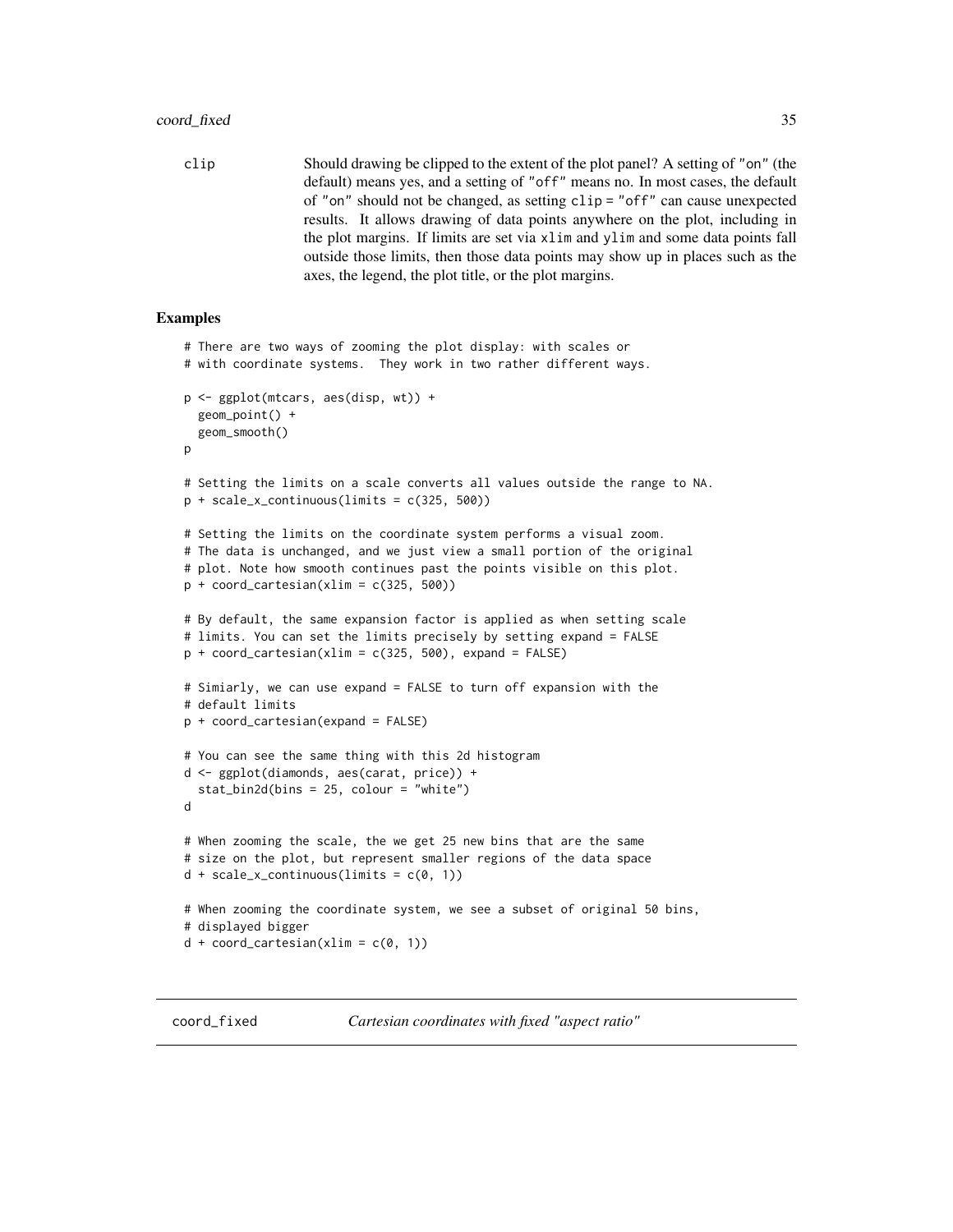clip Should drawing be clipped to the extent of the plot panel? A setting of "on" (the default) means yes, and a setting of "off" means no. In most cases, the default of "on" should not be changed, as setting clip = "off" can cause unexpected results. It allows drawing of data points anywhere on the plot, including in the plot margins. If limits are set via xlim and ylim and some data points fall outside those limits, then those data points may show up in places such as the axes, the legend, the plot title, or the plot margins.

## Examples

```
# There are two ways of zooming the plot display: with scales or
# with coordinate systems.  They work in two rather different ways.

p <- ggplot(mtcars, aes(disp, wt)) +
  geom_point() +
  geom_smooth()
p

# Setting the limits on a scale converts all values outside the range to NA.
p + scale_x_continuous(limits = c(325, 500))

# Setting the limits on the coordinate system performs a visual zoom.
# The data is unchanged, and we just view a small portion of the original
# plot. Note how smooth continues past the points visible on this plot.
p + coord_cartesian(xlim = c(325, 500))

# By default, the same expansion factor is applied as when setting scale
# limits. You can set the limits precisely by setting expand = FALSE
p + coord_cartesian(xlim = c(325, 500), expand = FALSE)

# Simiarly, we can use expand = FALSE to turn off expansion with the
# default limits
p + coord_cartesian(expand = FALSE)

# You can see the same thing with this 2d histogram
d <- ggplot(diamonds, aes(carat, price)) +
  stat_bin2d(bins = 25, colour = "white")
d

# When zooming the scale, the we get 25 new bins that are the same
# size on the plot, but represent smaller regions of the data space
d + scale_x_continuous(limits = c(0, 1))

# When zooming the coordinate system, we see a subset of original 50 bins,
# displayed bigger
d + coord_cartesian(xlim = c(0, 1))
```

---

coord_fixed *Cartesian coordinates with fixed "aspect ratio"*

---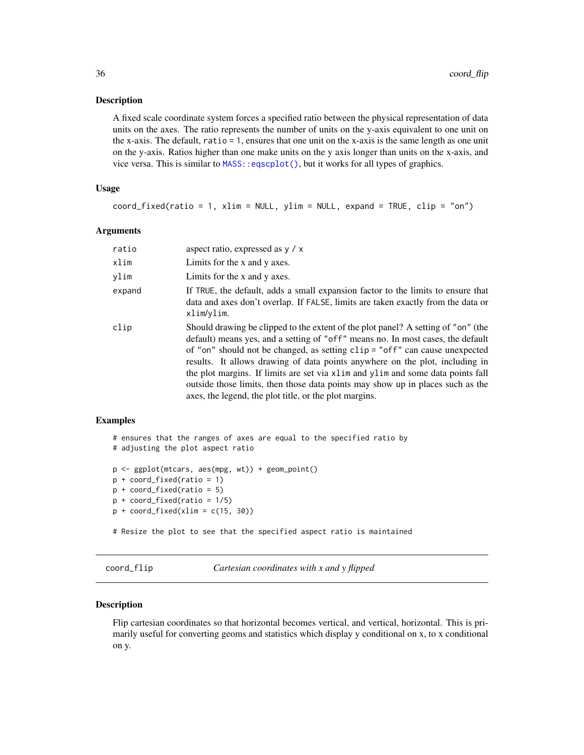### Description

A fixed scale coordinate system forces a specified ratio between the physical representation of data units on the axes. The ratio represents the number of units on the y-axis equivalent to one unit on the x-axis. The default, `ratio = 1`, ensures that one unit on the x-axis is the same length as one unit on the y-axis. Ratios higher than one make units on the y axis longer than units on the x-axis, and vice versa. This is similar to `MASS::eqscplot()`, but it works for all types of graphics.

### Usage

```
coord_fixed(ratio = 1, xlim = NULL, ylim = NULL, expand = TRUE, clip = "on")
```

### Arguments

| | |
|---|---|
| `ratio` | aspect ratio, expressed as `y / x` |
| `xlim` | Limits for the x and y axes. |
| `ylim` | Limits for the x and y axes. |
| `expand` | If `TRUE`, the default, adds a small expansion factor to the limits to ensure that data and axes don't overlap. If `FALSE`, limits are taken exactly from the data or `xlim`/`ylim`. |
| `clip` | Should drawing be clipped to the extent of the plot panel? A setting of `"on"` (the default) means yes, and a setting of `"off"` means no. In most cases, the default of `"on"` should not be changed, as setting `clip = "off"` can cause unexpected results. It allows drawing of data points anywhere on the plot, including in the plot margins. If limits are set via `xlim` and `ylim` and some data points fall outside those limits, then those data points may show up in places such as the axes, the legend, the plot title, or the plot margins. |

### Examples

```
# ensures that the ranges of axes are equal to the specified ratio by
# adjusting the plot aspect ratio

p <- ggplot(mtcars, aes(mpg, wt)) + geom_point()
p + coord_fixed(ratio = 1)
p + coord_fixed(ratio = 5)
p + coord_fixed(ratio = 1/5)
p + coord_fixed(xlim = c(15, 30))

# Resize the plot to see that the specified aspect ratio is maintained
```

## coord_flip — *Cartesian coordinates with x and y flipped*

### Description

Flip cartesian coordinates so that horizontal becomes vertical, and vertical, horizontal. This is primarily useful for converting geoms and statistics which display y conditional on x, to x conditional on y.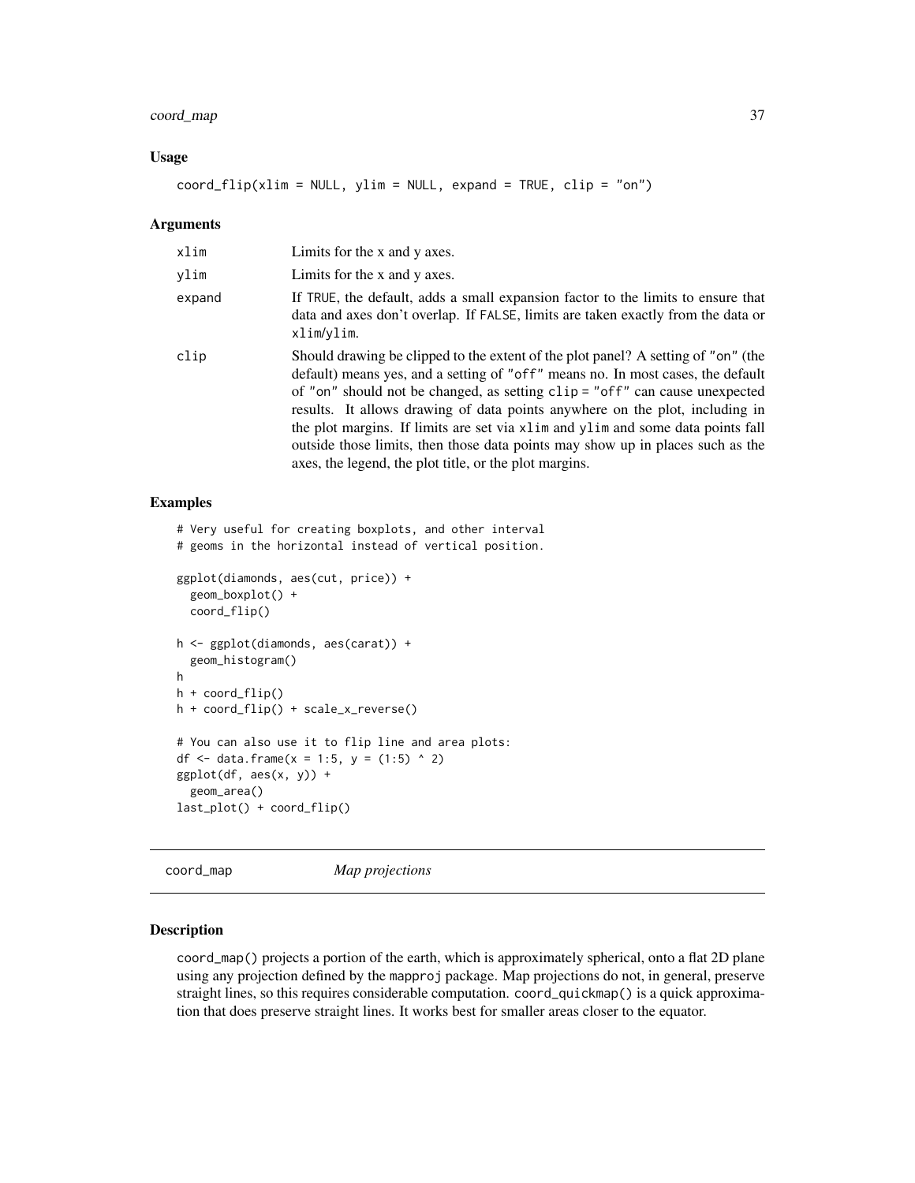### Usage

```
coord_flip(xlim = NULL, ylim = NULL, expand = TRUE, clip = "on")
```

### Arguments

| | |
|---|---|
| xlim | Limits for the x and y axes. |
| ylim | Limits for the x and y axes. |
| expand | If TRUE, the default, adds a small expansion factor to the limits to ensure that data and axes don't overlap. If FALSE, limits are taken exactly from the data or xlim/ylim. |
| clip | Should drawing be clipped to the extent of the plot panel? A setting of "on" (the default) means yes, and a setting of "off" means no. In most cases, the default of "on" should not be changed, as setting clip = "off" can cause unexpected results. It allows drawing of data points anywhere on the plot, including in the plot margins. If limits are set via xlim and ylim and some data points fall outside those limits, then those data points may show up in places such as the axes, the legend, the plot title, or the plot margins. |

### Examples

```
# Very useful for creating boxplots, and other interval
# geoms in the horizontal instead of vertical position.

ggplot(diamonds, aes(cut, price)) +
  geom_boxplot() +
  coord_flip()

h <- ggplot(diamonds, aes(carat)) +
  geom_histogram()
h
h + coord_flip()
h + coord_flip() + scale_x_reverse()

# You can also use it to flip line and area plots:
df <- data.frame(x = 1:5, y = (1:5) ^ 2)
ggplot(df, aes(x, y)) +
  geom_area()
last_plot() + coord_flip()
```

---

## coord_map *Map projections*

### Description

coord_map() projects a portion of the earth, which is approximately spherical, onto a flat 2D plane using any projection defined by the mapproj package. Map projections do not, in general, preserve straight lines, so this requires considerable computation. coord_quickmap() is a quick approximation that does preserve straight lines. It works best for smaller areas closer to the equator.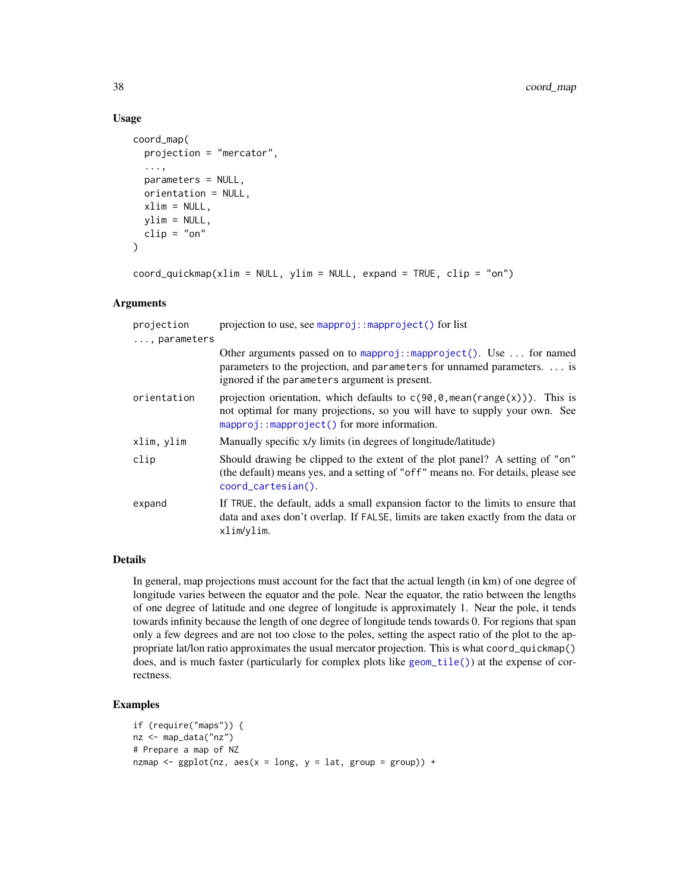### Usage

```
coord_map(
  projection = "mercator",
  ...,
  parameters = NULL,
  orientation = NULL,
  xlim = NULL,
  ylim = NULL,
  clip = "on"
)

coord_quickmap(xlim = NULL, ylim = NULL, expand = TRUE, clip = "on")
```

### Arguments

| | |
|---|---|
| projection | projection to use, see mapproj::mapproject() for list |
| ..., parameters | Other arguments passed on to mapproj::mapproject(). Use ... for named parameters to the projection, and parameters for unnamed parameters. ... is ignored if the parameters argument is present. |
| orientation | projection orientation, which defaults to c(90,0,mean(range(x))). This is not optimal for many projections, so you will have to supply your own. See mapproj::mapproject() for more information. |
| xlim, ylim | Manually specific x/y limits (in degrees of longitude/latitude) |
| clip | Should drawing be clipped to the extent of the plot panel? A setting of "on" (the default) means yes, and a setting of "off" means no. For details, please see coord_cartesian(). |
| expand | If TRUE, the default, adds a small expansion factor to the limits to ensure that data and axes don't overlap. If FALSE, limits are taken exactly from the data or xlim/ylim. |

### Details

In general, map projections must account for the fact that the actual length (in km) of one degree of longitude varies between the equator and the pole. Near the equator, the ratio between the lengths of one degree of latitude and one degree of longitude is approximately 1. Near the pole, it tends towards infinity because the length of one degree of longitude tends towards 0. For regions that span only a few degrees and are not too close to the poles, setting the aspect ratio of the plot to the appropriate lat/lon ratio approximates the usual mercator projection. This is what coord_quickmap() does, and is much faster (particularly for complex plots like geom_tile()) at the expense of correctness.

### Examples

```
if (require("maps")) {
nz <- map_data("nz")
# Prepare a map of NZ
nzmap <- ggplot(nz, aes(x = long, y = lat, group = group)) +
```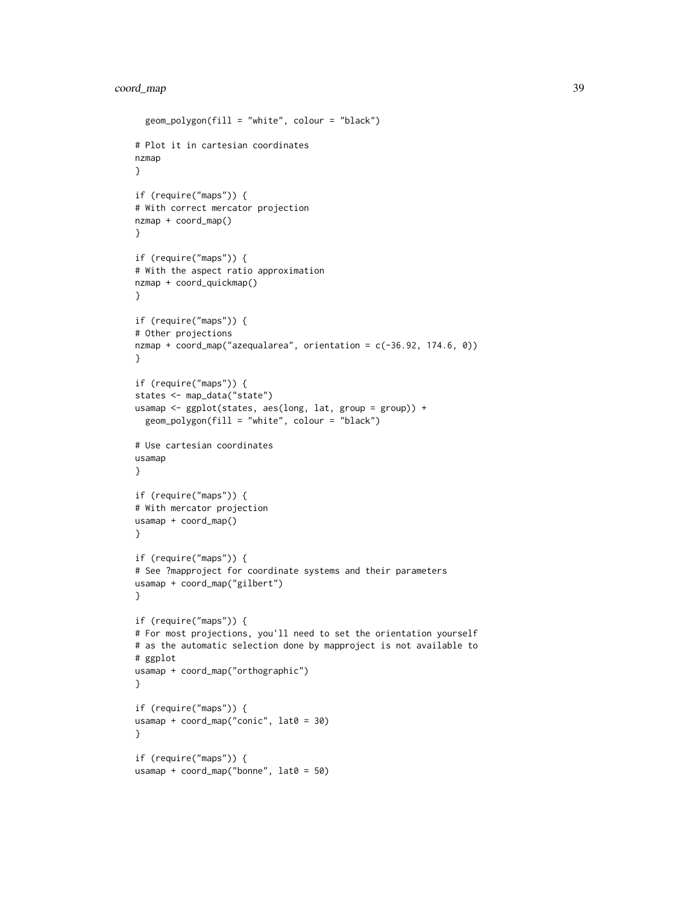```
  geom_polygon(fill = "white", colour = "black")

# Plot it in cartesian coordinates
nzmap
}

if (require("maps")) {
# With correct mercator projection
nzmap + coord_map()
}

if (require("maps")) {
# With the aspect ratio approximation
nzmap + coord_quickmap()
}

if (require("maps")) {
# Other projections
nzmap + coord_map("azequalarea", orientation = c(-36.92, 174.6, 0))
}

if (require("maps")) {
states <- map_data("state")
usamap <- ggplot(states, aes(long, lat, group = group)) +
  geom_polygon(fill = "white", colour = "black")

# Use cartesian coordinates
usamap
}

if (require("maps")) {
# With mercator projection
usamap + coord_map()
}

if (require("maps")) {
# See ?mapproject for coordinate systems and their parameters
usamap + coord_map("gilbert")
}

if (require("maps")) {
# For most projections, you'll need to set the orientation yourself
# as the automatic selection done by mapproject is not available to
# ggplot
usamap + coord_map("orthographic")
}

if (require("maps")) {
usamap + coord_map("conic", lat0 = 30)
}

if (require("maps")) {
usamap + coord_map("bonne", lat0 = 50)
```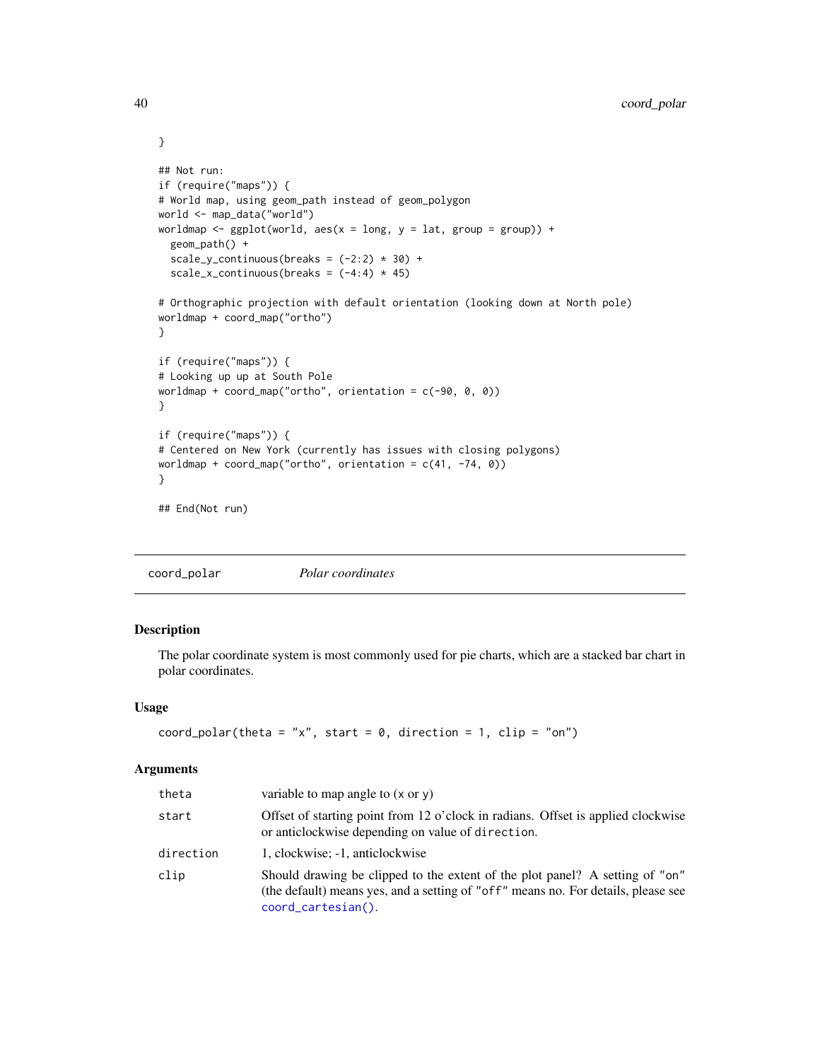```
}

## Not run:
if (require("maps")) {
# World map, using geom_path instead of geom_polygon
world <- map_data("world")
worldmap <- ggplot(world, aes(x = long, y = lat, group = group)) +
  geom_path() +
  scale_y_continuous(breaks = (-2:2) * 30) +
  scale_x_continuous(breaks = (-4:4) * 45)

# Orthographic projection with default orientation (looking down at North pole)
worldmap + coord_map("ortho")
}

if (require("maps")) {
# Looking up up at South Pole
worldmap + coord_map("ortho", orientation = c(-90, 0, 0))
}

if (require("maps")) {
# Centered on New York (currently has issues with closing polygons)
worldmap + coord_map("ortho", orientation = c(41, -74, 0))
}

## End(Not run)
```

---

## coord_polar *Polar coordinates*

---

### Description

The polar coordinate system is most commonly used for pie charts, which are a stacked bar chart in polar coordinates.

### Usage

```
coord_polar(theta = "x", start = 0, direction = 1, clip = "on")
```

### Arguments

| | |
|---|---|
| theta | variable to map angle to (x or y) |
| start | Offset of starting point from 12 o'clock in radians. Offset is applied clockwise or anticlockwise depending on value of direction. |
| direction | 1, clockwise; -1, anticlockwise |
| clip | Should drawing be clipped to the extent of the plot panel? A setting of "on" (the default) means yes, and a setting of "off" means no. For details, please see coord_cartesian(). |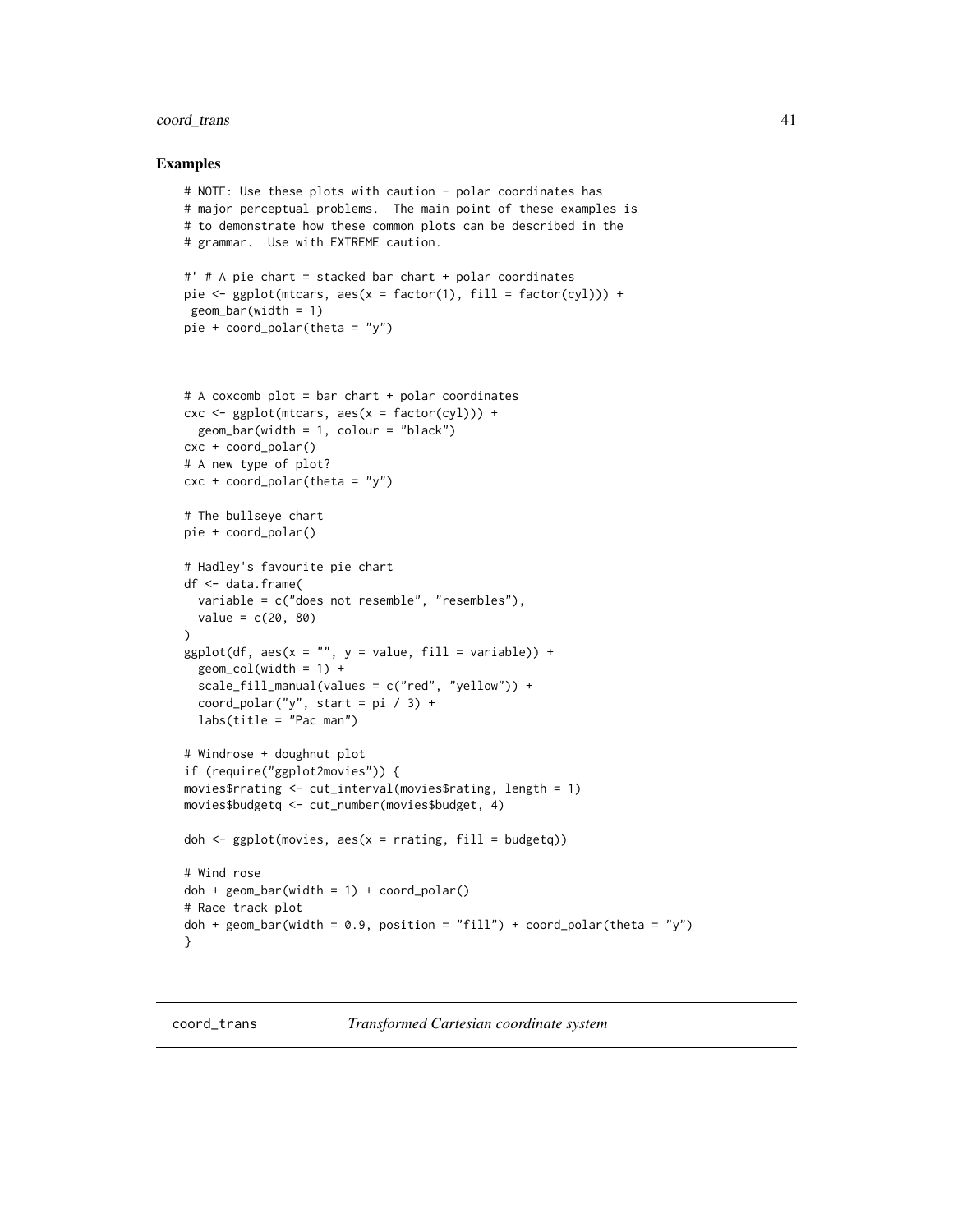## Examples

```
# NOTE: Use these plots with caution - polar coordinates has
# major perceptual problems.  The main point of these examples is
# to demonstrate how these common plots can be described in the
# grammar.  Use with EXTREME caution.

#' # A pie chart = stacked bar chart + polar coordinates
pie <- ggplot(mtcars, aes(x = factor(1), fill = factor(cyl))) +
 geom_bar(width = 1)
pie + coord_polar(theta = "y")



# A coxcomb plot = bar chart + polar coordinates
cxc <- ggplot(mtcars, aes(x = factor(cyl))) +
  geom_bar(width = 1, colour = "black")
cxc + coord_polar()
# A new type of plot?
cxc + coord_polar(theta = "y")

# The bullseye chart
pie + coord_polar()

# Hadley's favourite pie chart
df <- data.frame(
  variable = c("does not resemble", "resembles"),
  value = c(20, 80)
)
ggplot(df, aes(x = "", y = value, fill = variable)) +
  geom_col(width = 1) +
  scale_fill_manual(values = c("red", "yellow")) +
  coord_polar("y", start = pi / 3) +
  labs(title = "Pac man")

# Windrose + doughnut plot
if (require("ggplot2movies")) {
movies$rrating <- cut_interval(movies$rating, length = 1)
movies$budgetq <- cut_number(movies$budget, 4)

doh <- ggplot(movies, aes(x = rrating, fill = budgetq))

# Wind rose
doh + geom_bar(width = 1) + coord_polar()
# Race track plot
doh + geom_bar(width = 0.9, position = "fill") + coord_polar(theta = "y")
}
```

---

`coord_trans` *Transformed Cartesian coordinate system*

---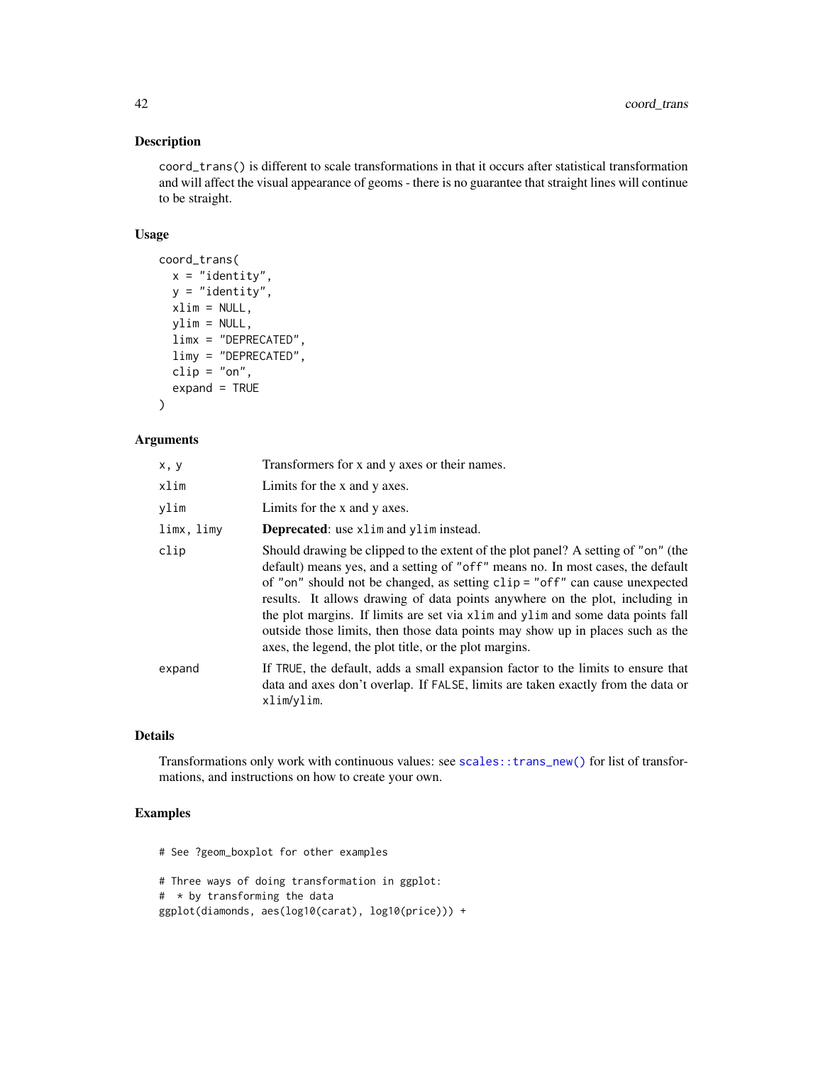## Description

`coord_trans()` is different to scale transformations in that it occurs after statistical transformation and will affect the visual appearance of geoms - there is no guarantee that straight lines will continue to be straight.

## Usage

```
coord_trans(
  x = "identity",
  y = "identity",
  xlim = NULL,
  ylim = NULL,
  limx = "DEPRECATED",
  limy = "DEPRECATED",
  clip = "on",
  expand = TRUE
)
```

## Arguments

| | |
|---|---|
| `x, y` | Transformers for x and y axes or their names. |
| `xlim` | Limits for the x and y axes. |
| `ylim` | Limits for the x and y axes. |
| `limx, limy` | **Deprecated**: use `xlim` and `ylim` instead. |
| `clip` | Should drawing be clipped to the extent of the plot panel? A setting of `"on"` (the default) means yes, and a setting of `"off"` means no. In most cases, the default of `"on"` should not be changed, as setting `clip = "off"` can cause unexpected results. It allows drawing of data points anywhere on the plot, including in the plot margins. If limits are set via `xlim` and `ylim` and some data points fall outside those limits, then those data points may show up in places such as the axes, the legend, the plot title, or the plot margins. |
| `expand` | If `TRUE`, the default, adds a small expansion factor to the limits to ensure that data and axes don't overlap. If `FALSE`, limits are taken exactly from the data or `xlim`/`ylim`. |

## Details

Transformations only work with continuous values: see `scales::trans_new()` for list of transformations, and instructions on how to create your own.

## Examples

```
# See ?geom_boxplot for other examples

# Three ways of doing transformation in ggplot:
#  * by transforming the data
ggplot(diamonds, aes(log10(carat), log10(price))) +
```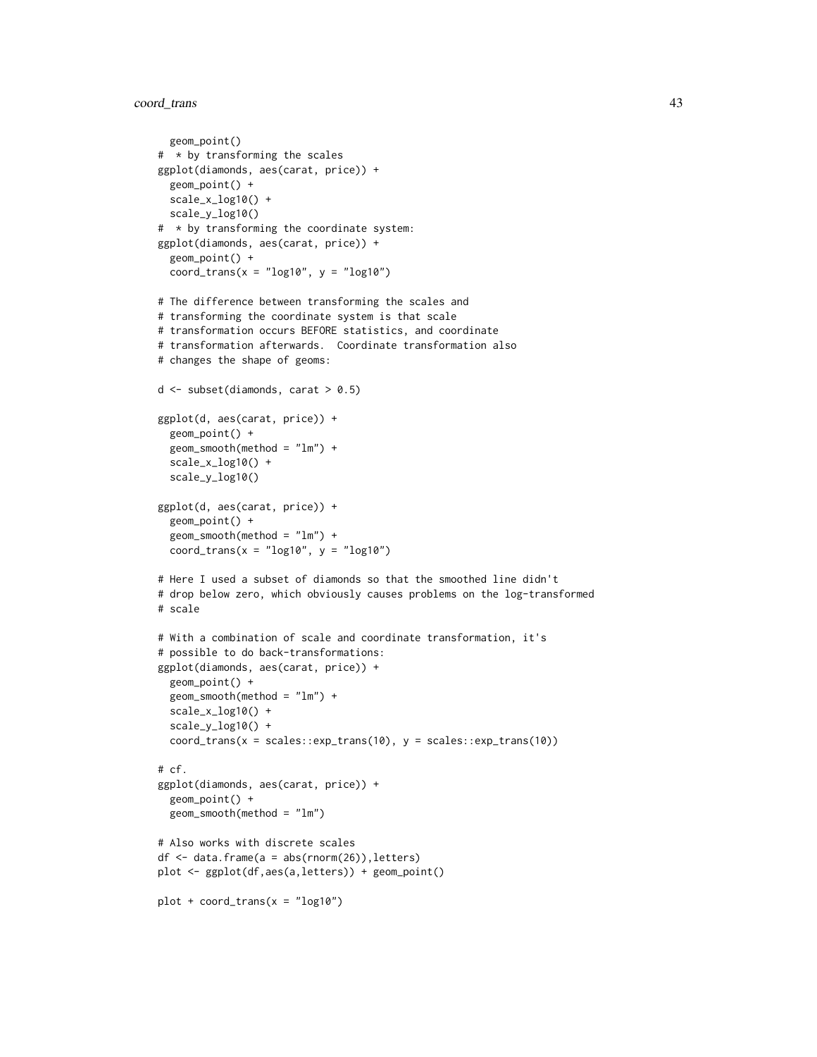```
  geom_point()
#  * by transforming the scales
ggplot(diamonds, aes(carat, price)) +
  geom_point() +
  scale_x_log10() +
  scale_y_log10()
#  * by transforming the coordinate system:
ggplot(diamonds, aes(carat, price)) +
  geom_point() +
  coord_trans(x = "log10", y = "log10")

# The difference between transforming the scales and
# transforming the coordinate system is that scale
# transformation occurs BEFORE statistics, and coordinate
# transformation afterwards.  Coordinate transformation also
# changes the shape of geoms:

d <- subset(diamonds, carat > 0.5)

ggplot(d, aes(carat, price)) +
  geom_point() +
  geom_smooth(method = "lm") +
  scale_x_log10() +
  scale_y_log10()

ggplot(d, aes(carat, price)) +
  geom_point() +
  geom_smooth(method = "lm") +
  coord_trans(x = "log10", y = "log10")

# Here I used a subset of diamonds so that the smoothed line didn't
# drop below zero, which obviously causes problems on the log-transformed
# scale

# With a combination of scale and coordinate transformation, it's
# possible to do back-transformations:
ggplot(diamonds, aes(carat, price)) +
  geom_point() +
  geom_smooth(method = "lm") +
  scale_x_log10() +
  scale_y_log10() +
  coord_trans(x = scales::exp_trans(10), y = scales::exp_trans(10))

# cf.
ggplot(diamonds, aes(carat, price)) +
  geom_point() +
  geom_smooth(method = "lm")

# Also works with discrete scales
df <- data.frame(a = abs(rnorm(26)),letters)
plot <- ggplot(df,aes(a,letters)) + geom_point()

plot + coord_trans(x = "log10")
```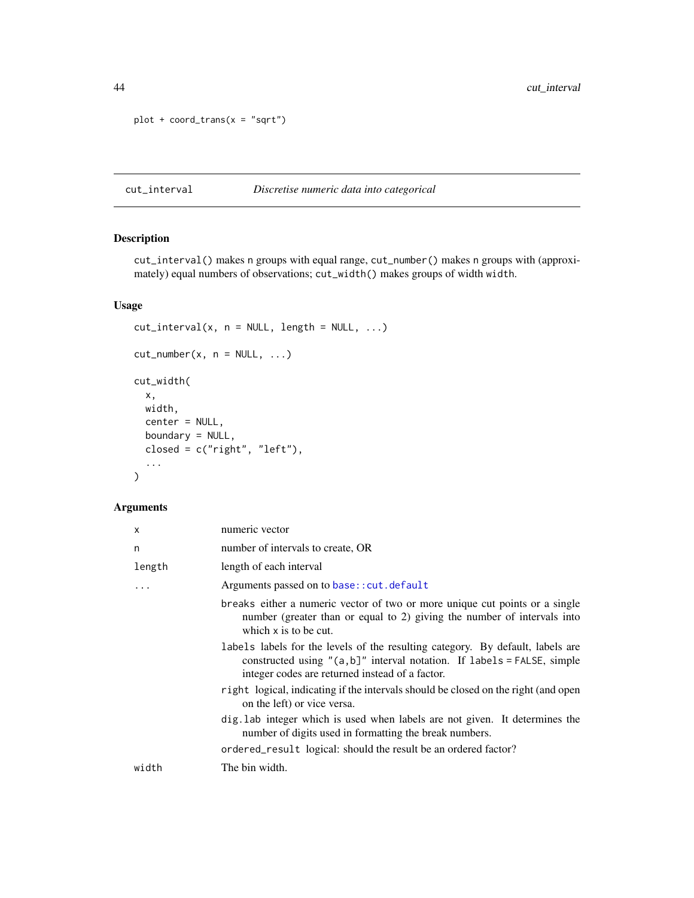```
plot + coord_trans(x = "sqrt")
```

---

## cut_interval — *Discretise numeric data into categorical*

### Description

`cut_interval()` makes `n` groups with equal range, `cut_number()` makes `n` groups with (approximately) equal numbers of observations; `cut_width()` makes groups of width `width`.

### Usage

```
cut_interval(x, n = NULL, length = NULL, ...)

cut_number(x, n = NULL, ...)

cut_width(
  x,
  width,
  center = NULL,
  boundary = NULL,
  closed = c("right", "left"),
  ...
)
```

### Arguments

| | |
|---|---|
| `x` | numeric vector |
| `n` | number of intervals to create, OR |
| `length` | length of each interval |
| `...` | Arguments passed on to `base::cut.default`<br>`breaks` either a numeric vector of two or more unique cut points or a single number (greater than or equal to 2) giving the number of intervals into which `x` is to be cut.<br>`labels` labels for the levels of the resulting category. By default, labels are constructed using `"(a,b]"` interval notation. If `labels = FALSE`, simple integer codes are returned instead of a factor.<br>`right` logical, indicating if the intervals should be closed on the right (and open on the left) or vice versa.<br>`dig.lab` integer which is used when labels are not given. It determines the number of digits used in formatting the break numbers.<br>`ordered_result` logical: should the result be an ordered factor? |
| `width` | The bin width. |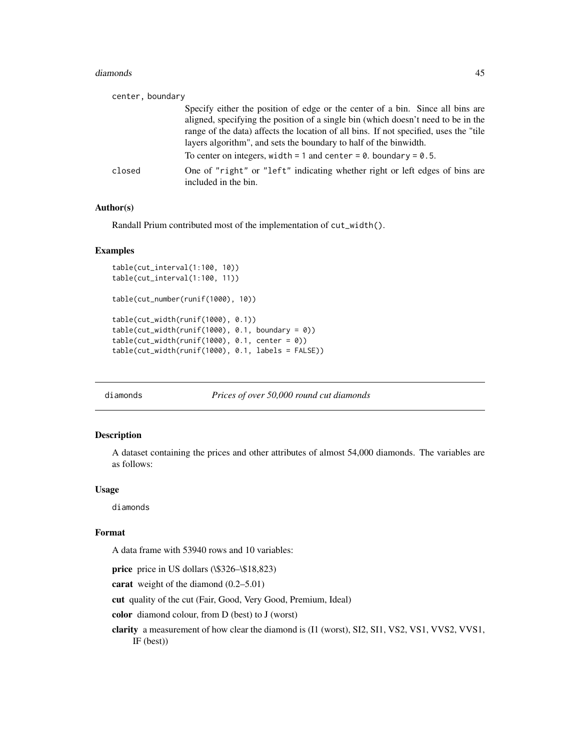center, boundary
: Specify either the position of edge or the center of a bin. Since all bins are aligned, specifying the position of a single bin (which doesn't need to be in the range of the data) affects the location of all bins. If not specified, uses the "tile layers algorithm", and sets the boundary to half of the binwidth.

  To center on integers, `width = 1` and `center = 0`. `boundary = 0.5`.

closed
: One of `"right"` or `"left"` indicating whether right or left edges of bins are included in the bin.

### Author(s)

Randall Prium contributed most of the implementation of `cut_width()`.

### Examples

```
table(cut_interval(1:100, 10))
table(cut_interval(1:100, 11))

table(cut_number(runif(1000), 10))

table(cut_width(runif(1000), 0.1))
table(cut_width(runif(1000), 0.1, boundary = 0))
table(cut_width(runif(1000), 0.1, center = 0))
table(cut_width(runif(1000), 0.1, labels = FALSE))
```

---

## diamonds — *Prices of over 50,000 round cut diamonds*

---

### Description

A dataset containing the prices and other attributes of almost 54,000 diamonds. The variables are as follows:

### Usage

```
diamonds
```

### Format

A data frame with 53940 rows and 10 variables:

**price** price in US dollars (\$326–\$18,823)

**carat** weight of the diamond (0.2–5.01)

**cut** quality of the cut (Fair, Good, Very Good, Premium, Ideal)

**color** diamond colour, from D (best) to J (worst)

**clarity** a measurement of how clear the diamond is (I1 (worst), SI2, SI1, VS2, VS1, VVS2, VVS1, IF (best))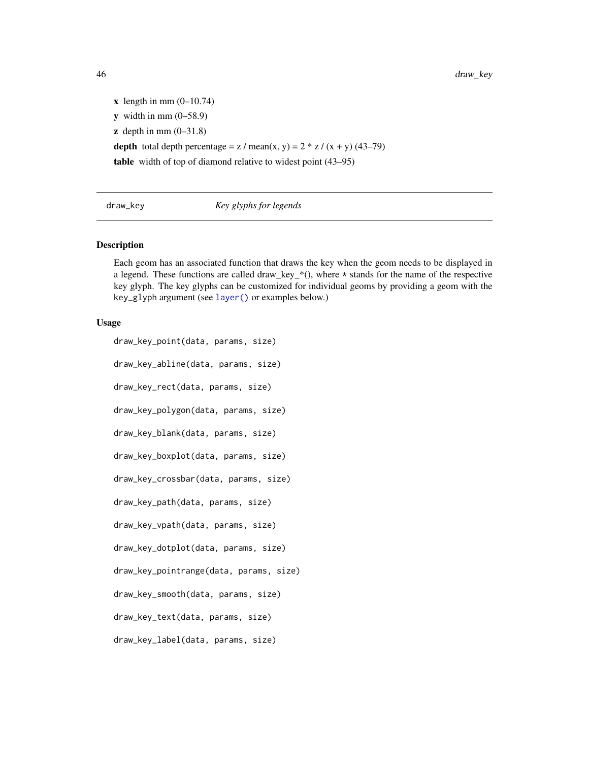**x** length in mm (0–10.74)

**y** width in mm (0–58.9)

**z** depth in mm (0–31.8)

**depth** total depth percentage = z / mean(x, y) = 2 * z / (x + y) (43–79)

**table** width of top of diamond relative to widest point (43–95)

---

## draw_key — *Key glyphs for legends*

---

### Description

Each geom has an associated function that draws the key when the geom needs to be displayed in a legend. These functions are called draw_key_*(), where * stands for the name of the respective key glyph. The key glyphs can be customized for individual geoms by providing a geom with the key_glyph argument (see layer() or examples below.)

### Usage

```
draw_key_point(data, params, size)

draw_key_abline(data, params, size)

draw_key_rect(data, params, size)

draw_key_polygon(data, params, size)

draw_key_blank(data, params, size)

draw_key_boxplot(data, params, size)

draw_key_crossbar(data, params, size)

draw_key_path(data, params, size)

draw_key_vpath(data, params, size)

draw_key_dotplot(data, params, size)

draw_key_pointrange(data, params, size)

draw_key_smooth(data, params, size)

draw_key_text(data, params, size)

draw_key_label(data, params, size)
```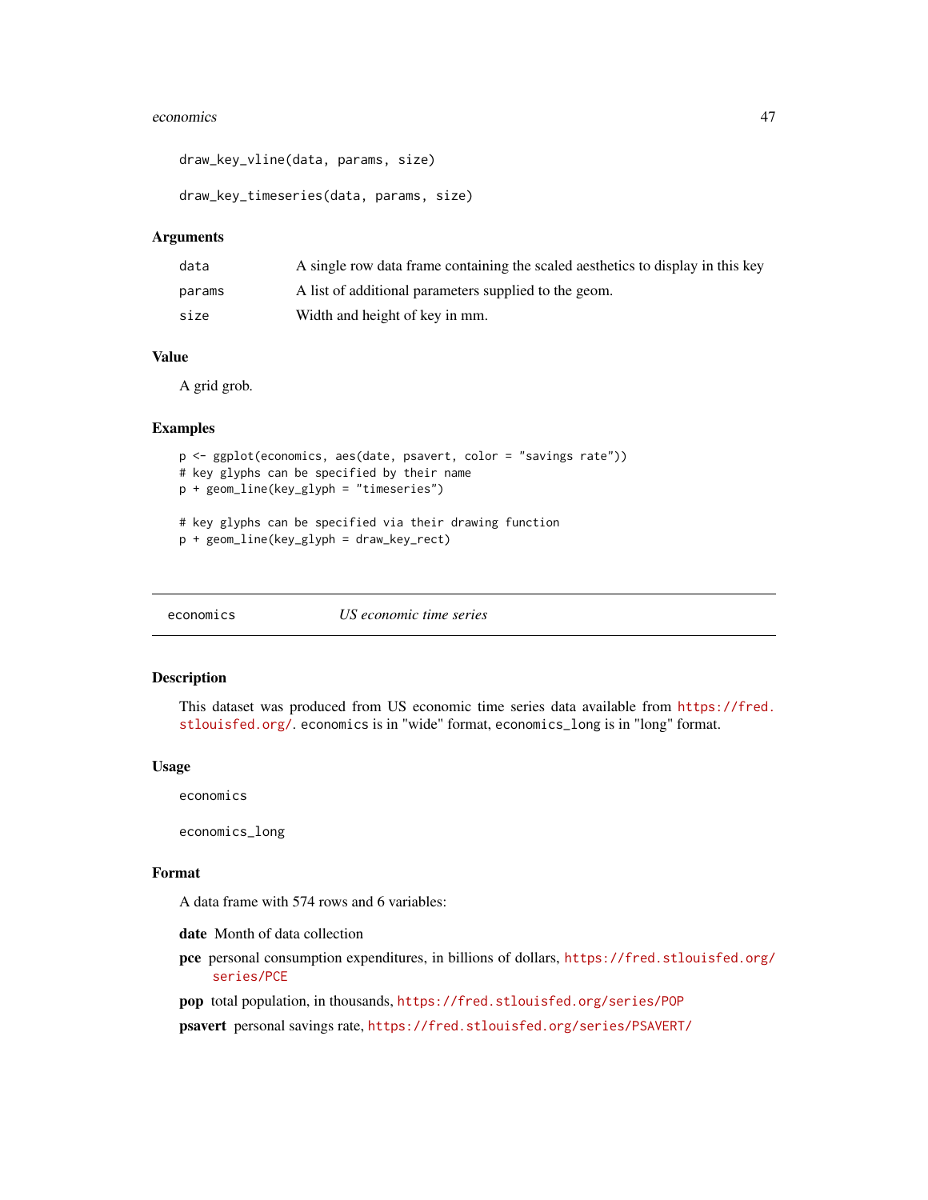```
draw_key_vline(data, params, size)

draw_key_timeseries(data, params, size)
```

### Arguments

| | |
|---|---|
| data | A single row data frame containing the scaled aesthetics to display in this key |
| params | A list of additional parameters supplied to the geom. |
| size | Width and height of key in mm. |

### Value

A grid grob.

### Examples

```
p <- ggplot(economics, aes(date, psavert, color = "savings rate"))
# key glyphs can be specified by their name
p + geom_line(key_glyph = "timeseries")

# key glyphs can be specified via their drawing function
p + geom_line(key_glyph = draw_key_rect)
```

---

## economics — *US economic time series*

### Description

This dataset was produced from US economic time series data available from https://fred.stlouisfed.org/. economics is in "wide" format, economics_long is in "long" format.

### Usage

```
economics

economics_long
```

### Format

A data frame with 574 rows and 6 variables:

**date** Month of data collection

**pce** personal consumption expenditures, in billions of dollars, https://fred.stlouisfed.org/series/PCE

**pop** total population, in thousands, https://fred.stlouisfed.org/series/POP

**psavert** personal savings rate, https://fred.stlouisfed.org/series/PSAVERT/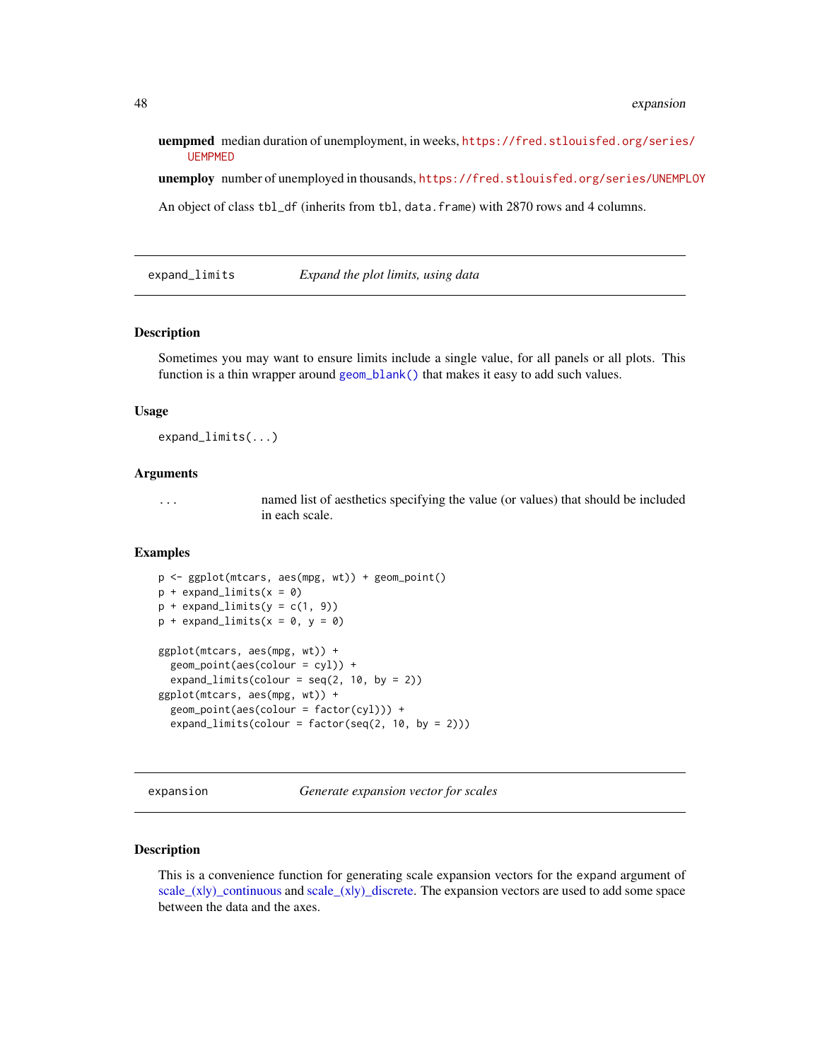**uempmed** median duration of unemployment, in weeks, https://fred.stlouisfed.org/series/UEMPMED

**unemploy** number of unemployed in thousands, https://fred.stlouisfed.org/series/UNEMPLOY

An object of class tbl_df (inherits from tbl, data.frame) with 2870 rows and 4 columns.

---

## expand_limits — *Expand the plot limits, using data*

### Description

Sometimes you may want to ensure limits include a single value, for all panels or all plots. This function is a thin wrapper around geom_blank() that makes it easy to add such values.

### Usage

```
expand_limits(...)
```

### Arguments

| | |
|---|---|
| ... | named list of aesthetics specifying the value (or values) that should be included in each scale. |

### Examples

```
p <- ggplot(mtcars, aes(mpg, wt)) + geom_point()
p + expand_limits(x = 0)
p + expand_limits(y = c(1, 9))
p + expand_limits(x = 0, y = 0)

ggplot(mtcars, aes(mpg, wt)) +
  geom_point(aes(colour = cyl)) +
  expand_limits(colour = seq(2, 10, by = 2))
ggplot(mtcars, aes(mpg, wt)) +
  geom_point(aes(colour = factor(cyl))) +
  expand_limits(colour = factor(seq(2, 10, by = 2)))
```

---

## expansion — *Generate expansion vector for scales*

### Description

This is a convenience function for generating scale expansion vectors for the expand argument of scale_(x|y)_continuous and scale_(x|y)_discrete. The expansion vectors are used to add some space between the data and the axes.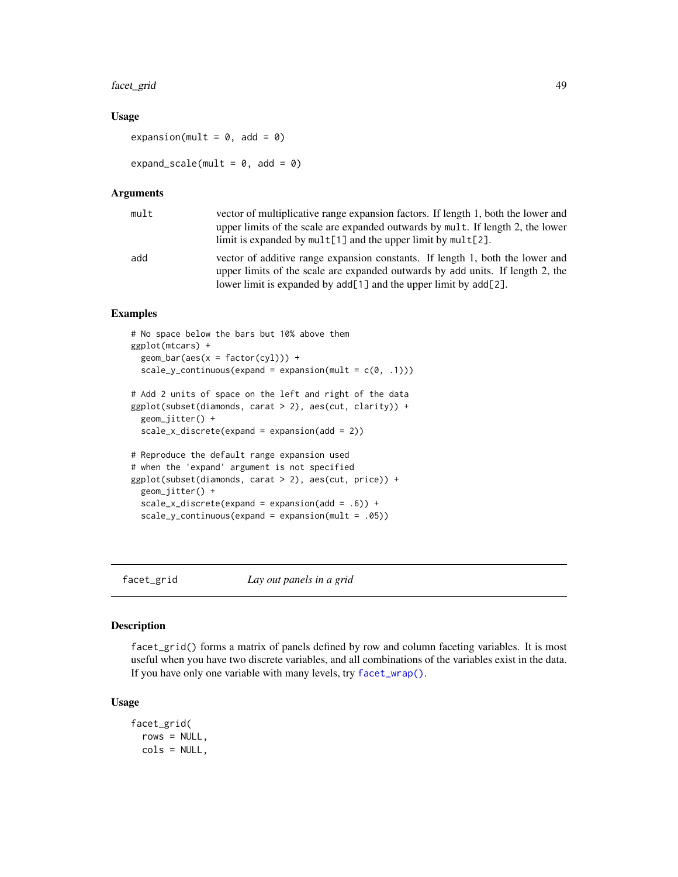### Usage

```
expansion(mult = 0, add = 0)

expand_scale(mult = 0, add = 0)
```

### Arguments

| | |
|---|---|
| mult | vector of multiplicative range expansion factors. If length 1, both the lower and upper limits of the scale are expanded outwards by mult. If length 2, the lower limit is expanded by mult[1] and the upper limit by mult[2]. |
| add | vector of additive range expansion constants. If length 1, both the lower and upper limits of the scale are expanded outwards by add units. If length 2, the lower limit is expanded by add[1] and the upper limit by add[2]. |

### Examples

```
# No space below the bars but 10% above them
ggplot(mtcars) +
  geom_bar(aes(x = factor(cyl))) +
  scale_y_continuous(expand = expansion(mult = c(0, .1)))

# Add 2 units of space on the left and right of the data
ggplot(subset(diamonds, carat > 2), aes(cut, clarity)) +
  geom_jitter() +
  scale_x_discrete(expand = expansion(add = 2))

# Reproduce the default range expansion used
# when the 'expand' argument is not specified
ggplot(subset(diamonds, carat > 2), aes(cut, price)) +
  geom_jitter() +
  scale_x_discrete(expand = expansion(add = .6)) +
  scale_y_continuous(expand = expansion(mult = .05))
```

---

## facet_grid — *Lay out panels in a grid*

---

### Description

facet_grid() forms a matrix of panels defined by row and column faceting variables. It is most useful when you have two discrete variables, and all combinations of the variables exist in the data. If you have only one variable with many levels, try facet_wrap().

### Usage

```
facet_grid(
  rows = NULL,
  cols = NULL,
```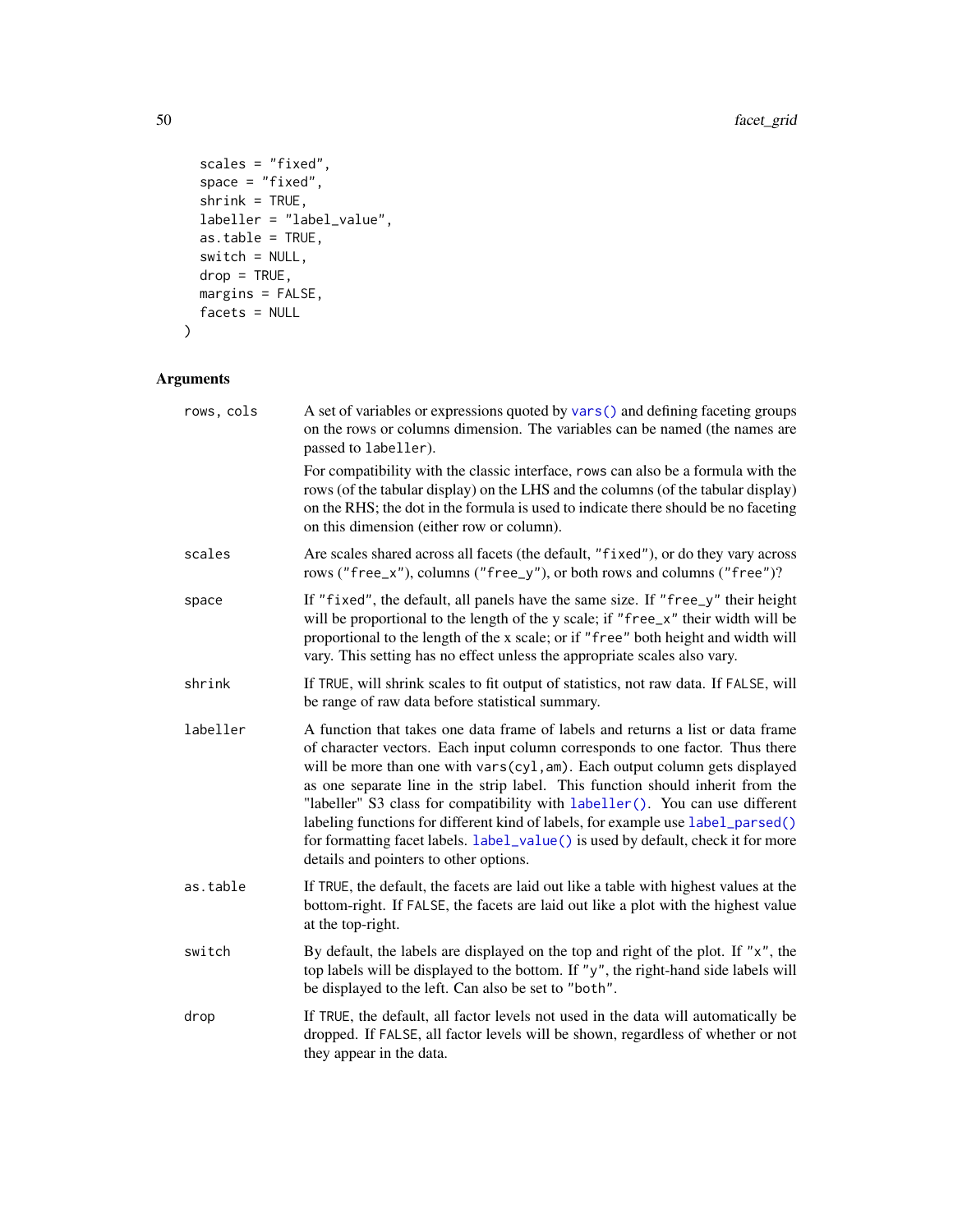```
  scales = "fixed",
  space = "fixed",
  shrink = TRUE,
  labeller = "label_value",
  as.table = TRUE,
  switch = NULL,
  drop = TRUE,
  margins = FALSE,
  facets = NULL
)
```

## Arguments

`rows, cols` A set of variables or expressions quoted by `vars()` and defining faceting groups on the rows or columns dimension. The variables can be named (the names are passed to `labeller`).

For compatibility with the classic interface, `rows` can also be a formula with the rows (of the tabular display) on the LHS and the columns (of the tabular display) on the RHS; the dot in the formula is used to indicate there should be no faceting on this dimension (either row or column).

`scales` Are scales shared across all facets (the default, `"fixed"`), or do they vary across rows (`"free_x"`), columns (`"free_y"`), or both rows and columns (`"free"`)?

`space` If `"fixed"`, the default, all panels have the same size. If `"free_y"` their height will be proportional to the length of the y scale; if `"free_x"` their width will be proportional to the length of the x scale; or if `"free"` both height and width will vary. This setting has no effect unless the appropriate scales also vary.

`shrink` If `TRUE`, will shrink scales to fit output of statistics, not raw data. If `FALSE`, will be range of raw data before statistical summary.

`labeller` A function that takes one data frame of labels and returns a list or data frame of character vectors. Each input column corresponds to one factor. Thus there will be more than one with `vars(cyl,am)`. Each output column gets displayed as one separate line in the strip label. This function should inherit from the "labeller" S3 class for compatibility with `labeller()`. You can use different labeling functions for different kind of labels, for example use `label_parsed()` for formatting facet labels. `label_value()` is used by default, check it for more details and pointers to other options.

`as.table` If `TRUE`, the default, the facets are laid out like a table with highest values at the bottom-right. If `FALSE`, the facets are laid out like a plot with the highest value at the top-right.

`switch` By default, the labels are displayed on the top and right of the plot. If `"x"`, the top labels will be displayed to the bottom. If `"y"`, the right-hand side labels will be displayed to the left. Can also be set to `"both"`.

`drop` If `TRUE`, the default, all factor levels not used in the data will automatically be dropped. If `FALSE`, all factor levels will be shown, regardless of whether or not they appear in the data.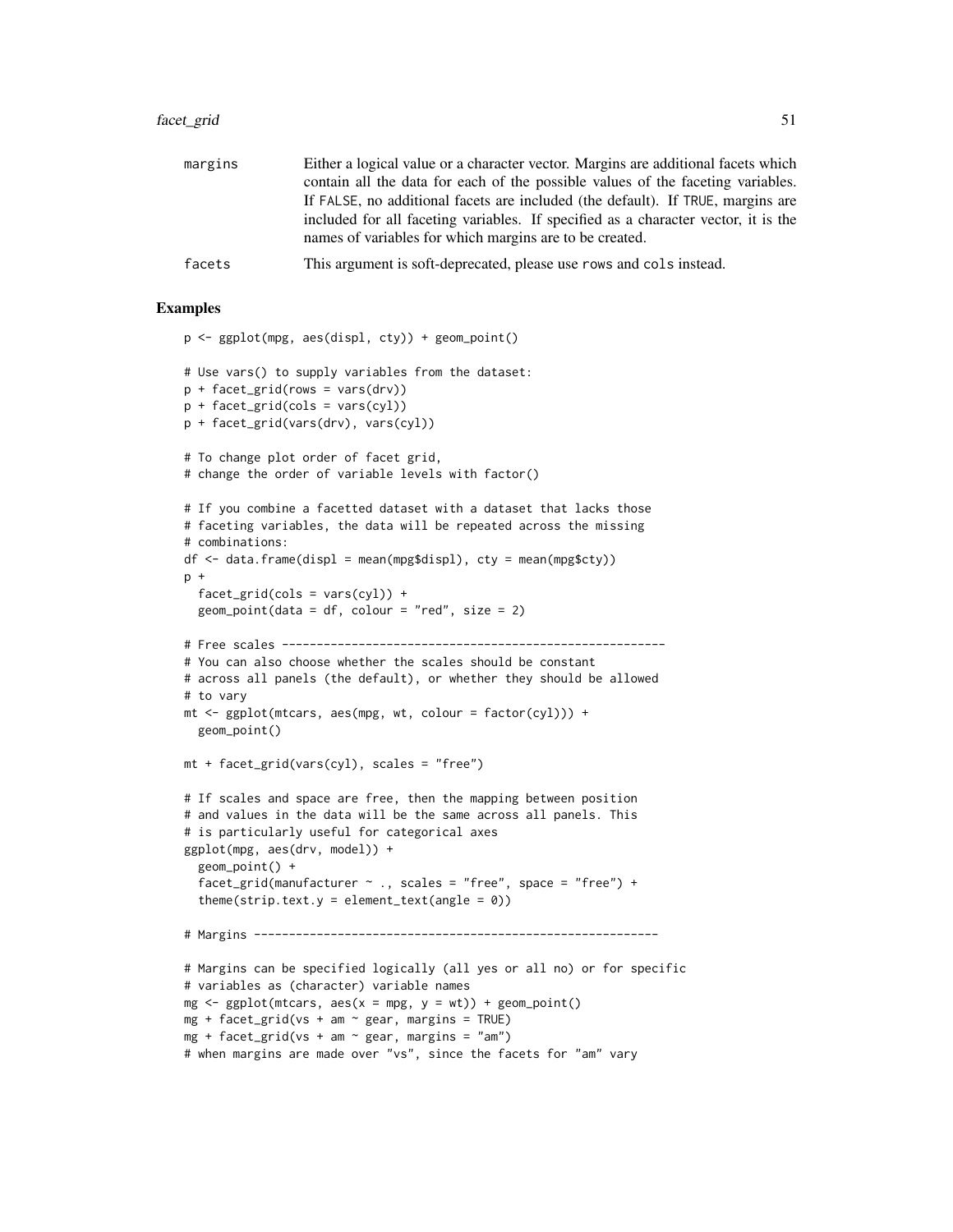| | |
|---|---|
| margins | Either a logical value or a character vector. Margins are additional facets which contain all the data for each of the possible values of the faceting variables. If FALSE, no additional facets are included (the default). If TRUE, margins are included for all faceting variables. If specified as a character vector, it is the names of variables for which margins are to be created. |
| facets | This argument is soft-deprecated, please use rows and cols instead. |

## Examples

```
p <- ggplot(mpg, aes(displ, cty)) + geom_point()

# Use vars() to supply variables from the dataset:
p + facet_grid(rows = vars(drv))
p + facet_grid(cols = vars(cyl))
p + facet_grid(vars(drv), vars(cyl))

# To change plot order of facet grid,
# change the order of variable levels with factor()

# If you combine a facetted dataset with a dataset that lacks those
# faceting variables, the data will be repeated across the missing
# combinations:
df <- data.frame(displ = mean(mpg$displ), cty = mean(mpg$cty))
p +
  facet_grid(cols = vars(cyl)) +
  geom_point(data = df, colour = "red", size = 2)

# Free scales -------------------------------------------------------
# You can also choose whether the scales should be constant
# across all panels (the default), or whether they should be allowed
# to vary
mt <- ggplot(mtcars, aes(mpg, wt, colour = factor(cyl))) +
  geom_point()

mt + facet_grid(vars(cyl), scales = "free")

# If scales and space are free, then the mapping between position
# and values in the data will be the same across all panels. This
# is particularly useful for categorical axes
ggplot(mpg, aes(drv, model)) +
  geom_point() +
  facet_grid(manufacturer ~ ., scales = "free", space = "free") +
  theme(strip.text.y = element_text(angle = 0))

# Margins ----------------------------------------------------------

# Margins can be specified logically (all yes or all no) or for specific
# variables as (character) variable names
mg <- ggplot(mtcars, aes(x = mpg, y = wt)) + geom_point()
mg + facet_grid(vs + am ~ gear, margins = TRUE)
mg + facet_grid(vs + am ~ gear, margins = "am")
# when margins are made over "vs", since the facets for "am" vary
```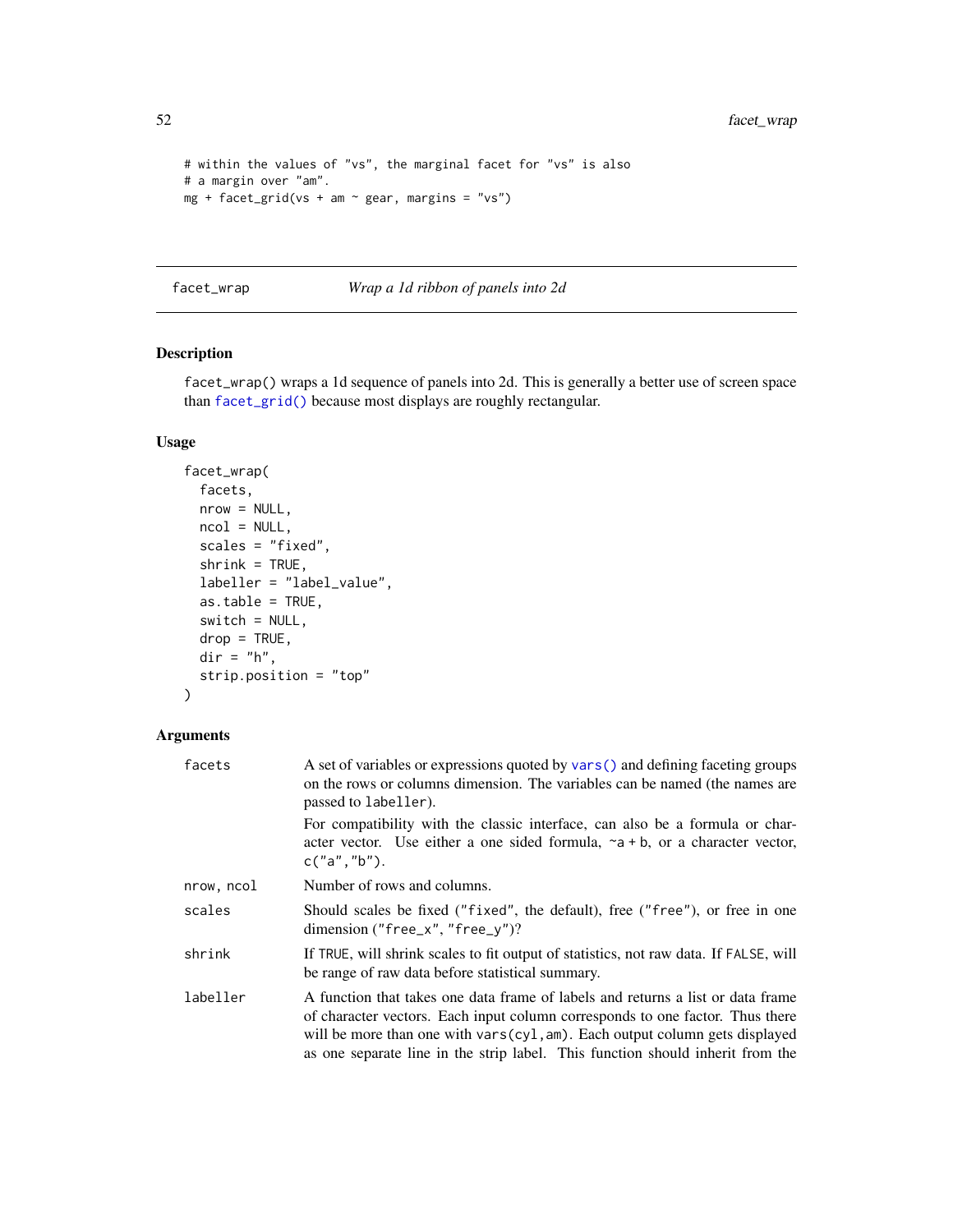```
# within the values of "vs", the marginal facet for "vs" is also
# a margin over "am".
mg + facet_grid(vs + am ~ gear, margins = "vs")
```

## facet_wrap *Wrap a 1d ribbon of panels into 2d*

### Description

facet_wrap() wraps a 1d sequence of panels into 2d. This is generally a better use of screen space than facet_grid() because most displays are roughly rectangular.

### Usage

```
facet_wrap(
  facets,
  nrow = NULL,
  ncol = NULL,
  scales = "fixed",
  shrink = TRUE,
  labeller = "label_value",
  as.table = TRUE,
  switch = NULL,
  drop = TRUE,
  dir = "h",
  strip.position = "top"
)
```

### Arguments

| | |
|---|---|
| facets | A set of variables or expressions quoted by vars() and defining faceting groups on the rows or columns dimension. The variables can be named (the names are passed to labeller).<br><br>For compatibility with the classic interface, can also be a formula or character vector. Use either a one sided formula, ~a + b, or a character vector, c("a","b"). |
| nrow, ncol | Number of rows and columns. |
| scales | Should scales be fixed ("fixed", the default), free ("free"), or free in one dimension ("free_x", "free_y")? |
| shrink | If TRUE, will shrink scales to fit output of statistics, not raw data. If FALSE, will be range of raw data before statistical summary. |
| labeller | A function that takes one data frame of labels and returns a list or data frame of character vectors. Each input column corresponds to one factor. Thus there will be more than one with vars(cyl,am). Each output column gets displayed as one separate line in the strip label. This function should inherit from the |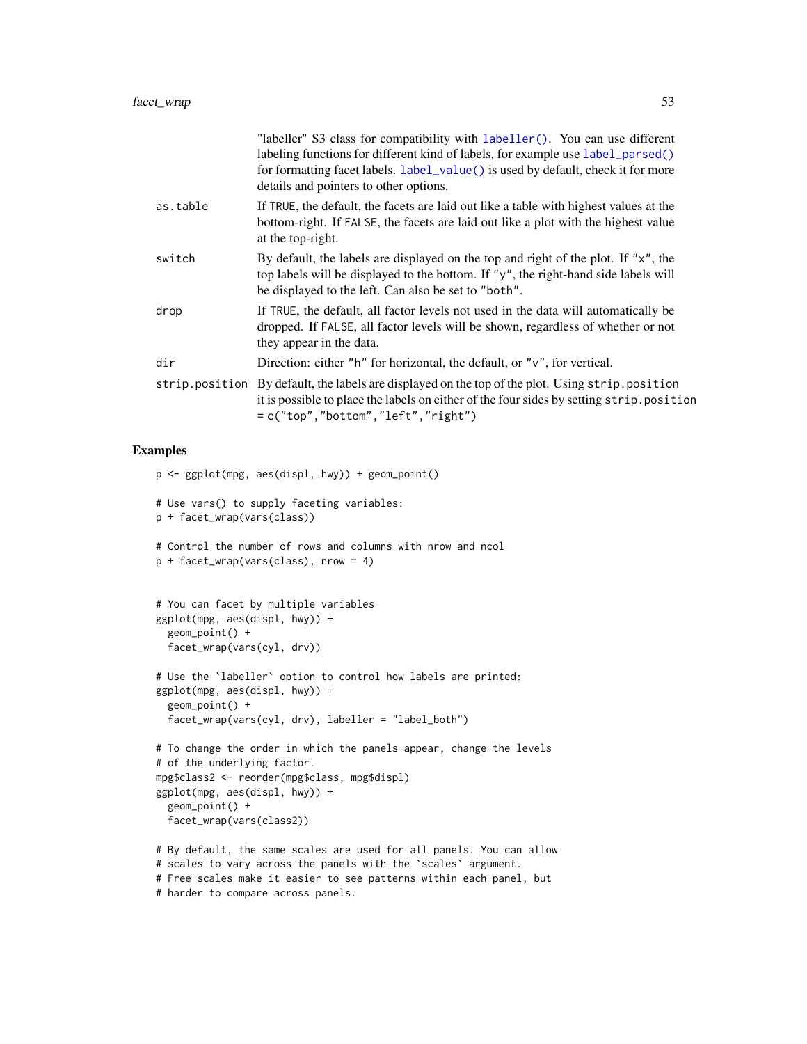"labeller" S3 class for compatibility with `labeller()`. You can use different labeling functions for different kind of labels, for example use `label_parsed()` for formatting facet labels. `label_value()` is used by default, check it for more details and pointers to other options.

`as.table`
: If `TRUE`, the default, the facets are laid out like a table with highest values at the bottom-right. If `FALSE`, the facets are laid out like a plot with the highest value at the top-right.

`switch`
: By default, the labels are displayed on the top and right of the plot. If `"x"`, the top labels will be displayed to the bottom. If `"y"`, the right-hand side labels will be displayed to the left. Can also be set to `"both"`.

`drop`
: If `TRUE`, the default, all factor levels not used in the data will automatically be dropped. If `FALSE`, all factor levels will be shown, regardless of whether or not they appear in the data.

`dir`
: Direction: either `"h"` for horizontal, the default, or `"v"`, for vertical.

`strip.position`
: By default, the labels are displayed on the top of the plot. Using `strip.position` it is possible to place the labels on either of the four sides by setting `strip.position = c("top","bottom","left","right")`

## Examples

```
p <- ggplot(mpg, aes(displ, hwy)) + geom_point()

# Use vars() to supply faceting variables:
p + facet_wrap(vars(class))

# Control the number of rows and columns with nrow and ncol
p + facet_wrap(vars(class), nrow = 4)


# You can facet by multiple variables
ggplot(mpg, aes(displ, hwy)) +
  geom_point() +
  facet_wrap(vars(cyl, drv))

# Use the `labeller` option to control how labels are printed:
ggplot(mpg, aes(displ, hwy)) +
  geom_point() +
  facet_wrap(vars(cyl, drv), labeller = "label_both")

# To change the order in which the panels appear, change the levels
# of the underlying factor.
mpg$class2 <- reorder(mpg$class, mpg$displ)
ggplot(mpg, aes(displ, hwy)) +
  geom_point() +
  facet_wrap(vars(class2))

# By default, the same scales are used for all panels. You can allow
# scales to vary across the panels with the `scales` argument.
# Free scales make it easier to see patterns within each panel, but
# harder to compare across panels.
```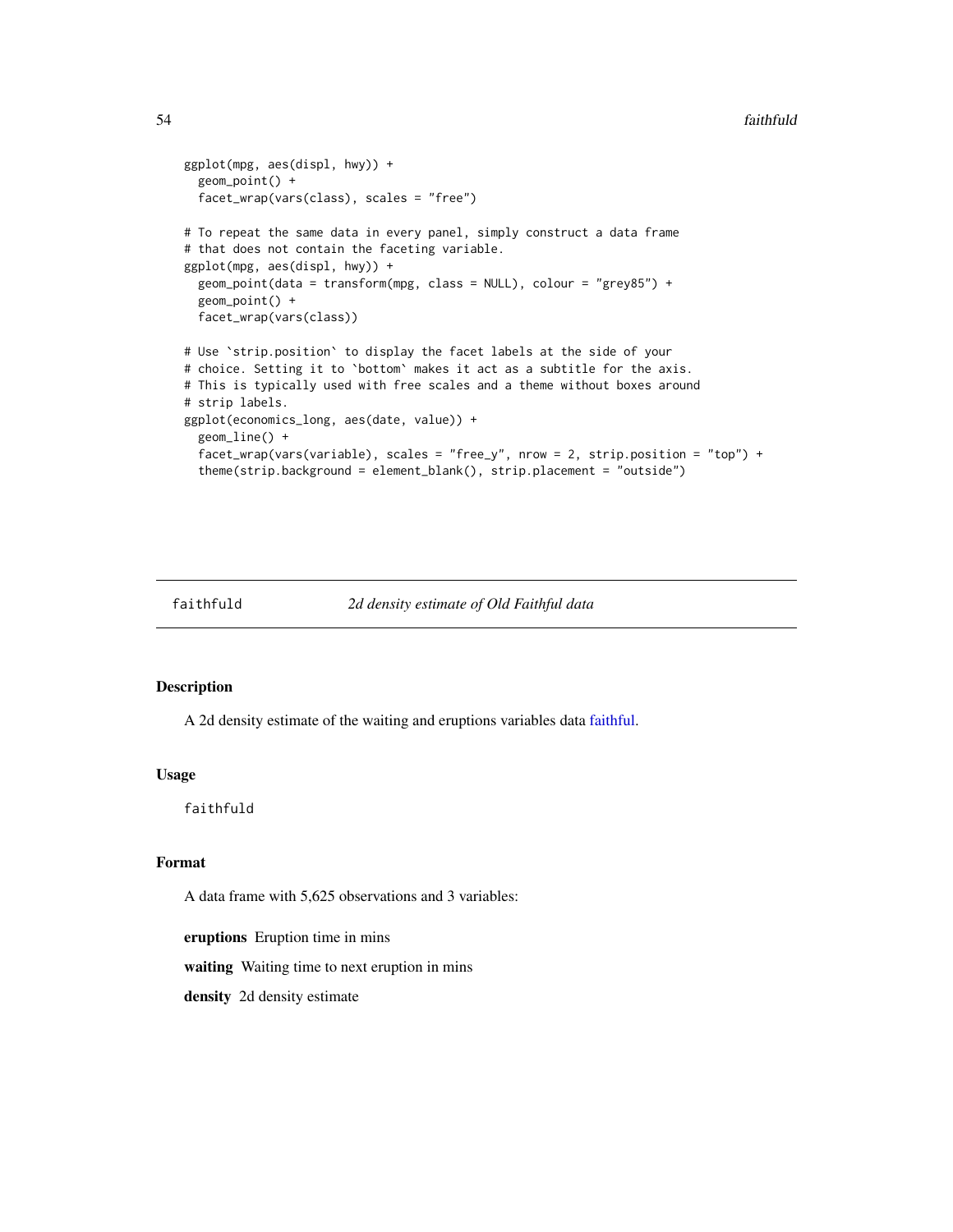```
ggplot(mpg, aes(displ, hwy)) +
  geom_point() +
  facet_wrap(vars(class), scales = "free")

# To repeat the same data in every panel, simply construct a data frame
# that does not contain the faceting variable.
ggplot(mpg, aes(displ, hwy)) +
  geom_point(data = transform(mpg, class = NULL), colour = "grey85") +
  geom_point() +
  facet_wrap(vars(class))

# Use `strip.position` to display the facet labels at the side of your
# choice. Setting it to `bottom` makes it act as a subtitle for the axis.
# This is typically used with free scales and a theme without boxes around
# strip labels.
ggplot(economics_long, aes(date, value)) +
  geom_line() +
  facet_wrap(vars(variable), scales = "free_y", nrow = 2, strip.position = "top") +
  theme(strip.background = element_blank(), strip.placement = "outside")
```

---

`faithfuld` *2d density estimate of Old Faithful data*

---

### Description

A 2d density estimate of the waiting and eruptions variables data faithful.

### Usage

```
faithfuld
```

### Format

A data frame with 5,625 observations and 3 variables:

**eruptions** Eruption time in mins

**waiting** Waiting time to next eruption in mins

**density** 2d density estimate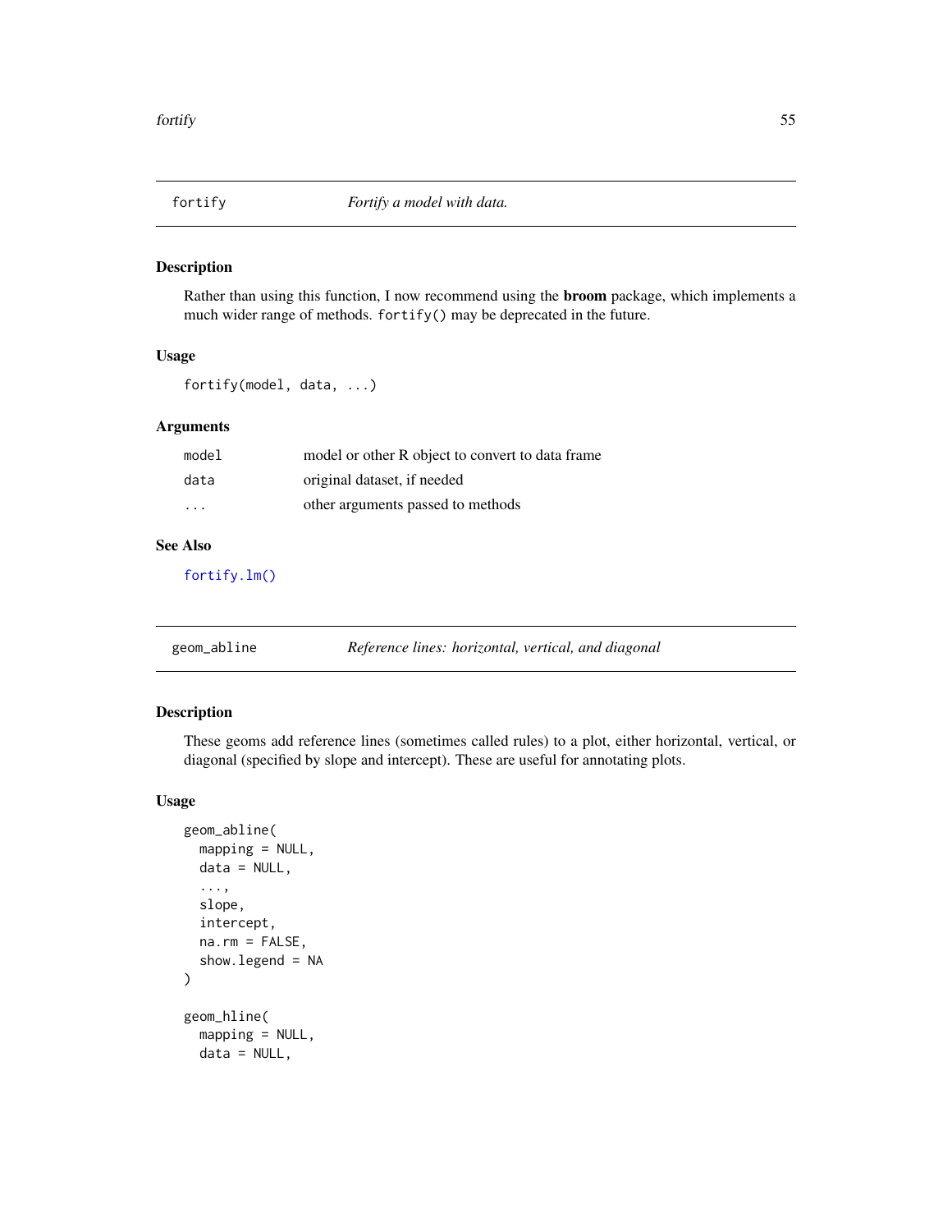## fortify — *Fortify a model with data.*

### Description

Rather than using this function, I now recommend using the **broom** package, which implements a much wider range of methods. `fortify()` may be deprecated in the future.

### Usage

```
fortify(model, data, ...)
```

### Arguments

| | |
|---|---|
| `model` | model or other R object to convert to data frame |
| `data` | original dataset, if needed |
| `...` | other arguments passed to methods |

### See Also

`fortify.lm()`

## geom_abline — *Reference lines: horizontal, vertical, and diagonal*

### Description

These geoms add reference lines (sometimes called rules) to a plot, either horizontal, vertical, or diagonal (specified by slope and intercept). These are useful for annotating plots.

### Usage

```
geom_abline(
  mapping = NULL,
  data = NULL,
  ...,
  slope,
  intercept,
  na.rm = FALSE,
  show.legend = NA
)

geom_hline(
  mapping = NULL,
  data = NULL,
```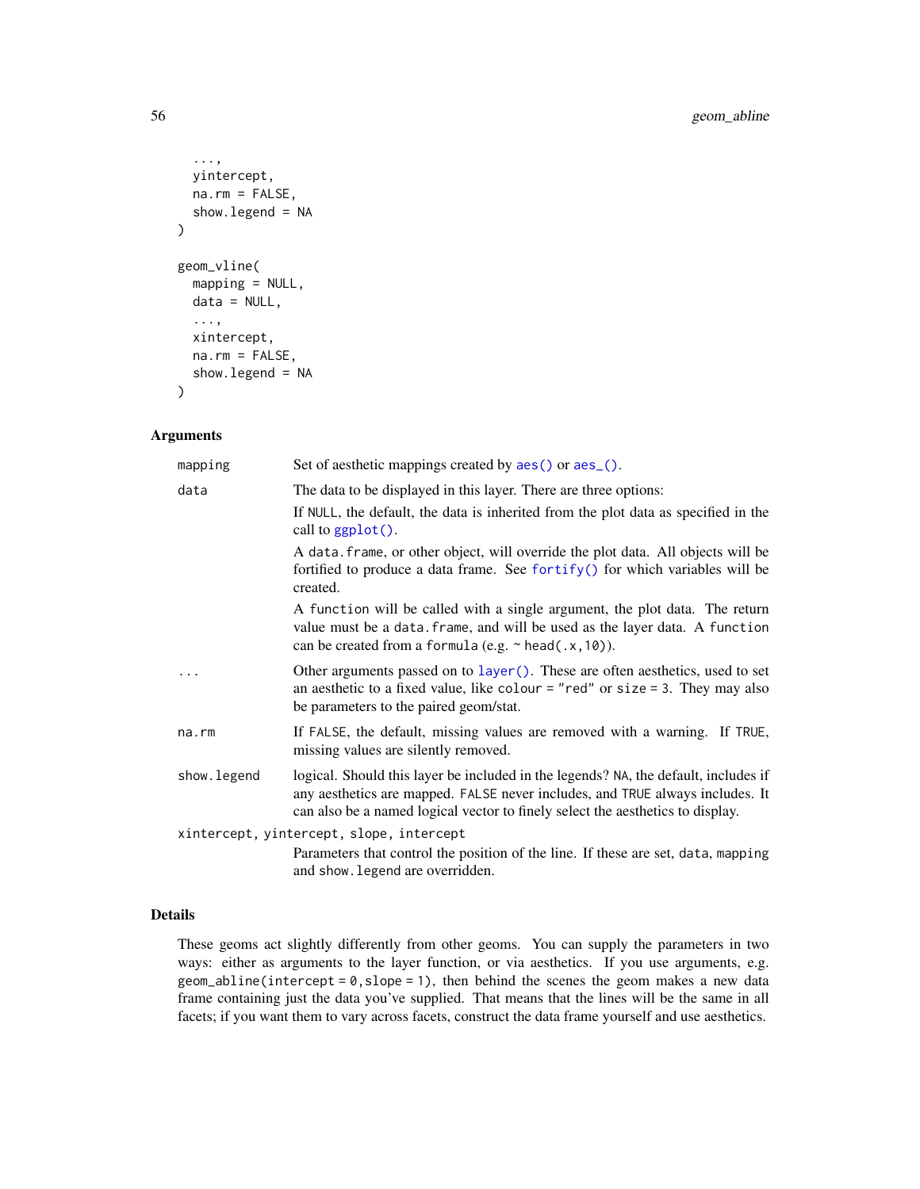```
  ...,
  yintercept,
  na.rm = FALSE,
  show.legend = NA
)

geom_vline(
  mapping = NULL,
  data = NULL,
  ...,
  xintercept,
  na.rm = FALSE,
  show.legend = NA
)
```

## Arguments

| | |
|---|---|
| mapping | Set of aesthetic mappings created by `aes()` or `aes_()`. |
| data | The data to be displayed in this layer. There are three options:<br><br>If `NULL`, the default, the data is inherited from the plot data as specified in the call to `ggplot()`.<br><br>A `data.frame`, or other object, will override the plot data. All objects will be fortified to produce a data frame. See `fortify()` for which variables will be created.<br><br>A `function` will be called with a single argument, the plot data. The return value must be a `data.frame`, and will be used as the layer data. A `function` can be created from a `formula` (e.g. `~ head(.x, 10)`). |
| ... | Other arguments passed on to `layer()`. These are often aesthetics, used to set an aesthetic to a fixed value, like `colour = "red"` or `size = 3`. They may also be parameters to the paired geom/stat. |
| na.rm | If `FALSE`, the default, missing values are removed with a warning. If `TRUE`, missing values are silently removed. |
| show.legend | logical. Should this layer be included in the legends? `NA`, the default, includes if any aesthetics are mapped. `FALSE` never includes, and `TRUE` always includes. It can also be a named logical vector to finely select the aesthetics to display. |
| xintercept, yintercept, slope, intercept | Parameters that control the position of the line. If these are set, `data`, `mapping` and `show.legend` are overridden. |

## Details

These geoms act slightly differently from other geoms. You can supply the parameters in two ways: either as arguments to the layer function, or via aesthetics. If you use arguments, e.g. `geom_abline(intercept = 0, slope = 1)`, then behind the scenes the geom makes a new data frame containing just the data you've supplied. That means that the lines will be the same in all facets; if you want them to vary across facets, construct the data frame yourself and use aesthetics.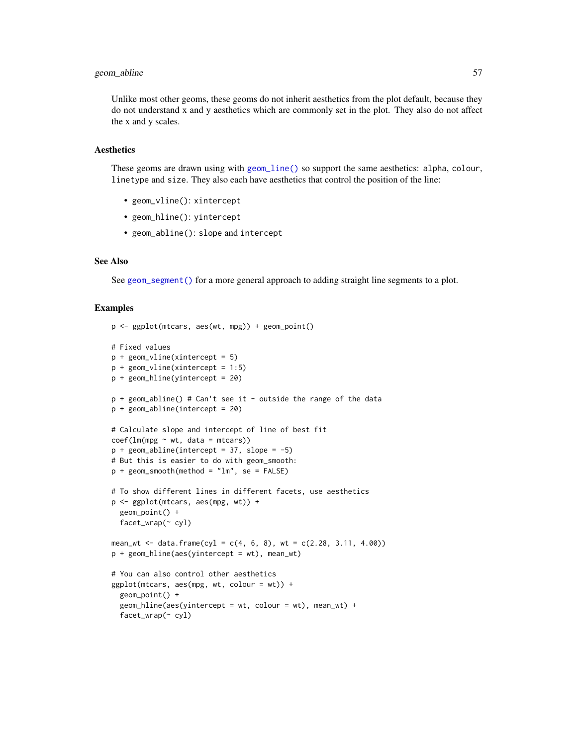Unlike most other geoms, these geoms do not inherit aesthetics from the plot default, because they do not understand x and y aesthetics which are commonly set in the plot. They also do not affect the x and y scales.

## Aesthetics

These geoms are drawn using with `geom_line()` so support the same aesthetics: `alpha`, `colour`, `linetype` and `size`. They also each have aesthetics that control the position of the line:

- `geom_vline()`: `xintercept`
- `geom_hline()`: `yintercept`
- `geom_abline()`: `slope` and `intercept`

## See Also

See `geom_segment()` for a more general approach to adding straight line segments to a plot.

## Examples

```
p <- ggplot(mtcars, aes(wt, mpg)) + geom_point()

# Fixed values
p + geom_vline(xintercept = 5)
p + geom_vline(xintercept = 1:5)
p + geom_hline(yintercept = 20)

p + geom_abline() # Can't see it - outside the range of the data
p + geom_abline(intercept = 20)

# Calculate slope and intercept of line of best fit
coef(lm(mpg ~ wt, data = mtcars))
p + geom_abline(intercept = 37, slope = -5)
# But this is easier to do with geom_smooth:
p + geom_smooth(method = "lm", se = FALSE)

# To show different lines in different facets, use aesthetics
p <- ggplot(mtcars, aes(mpg, wt)) +
  geom_point() +
  facet_wrap(~ cyl)

mean_wt <- data.frame(cyl = c(4, 6, 8), wt = c(2.28, 3.11, 4.00))
p + geom_hline(aes(yintercept = wt), mean_wt)

# You can also control other aesthetics
ggplot(mtcars, aes(mpg, wt, colour = wt)) +
  geom_point() +
  geom_hline(aes(yintercept = wt, colour = wt), mean_wt) +
  facet_wrap(~ cyl)
```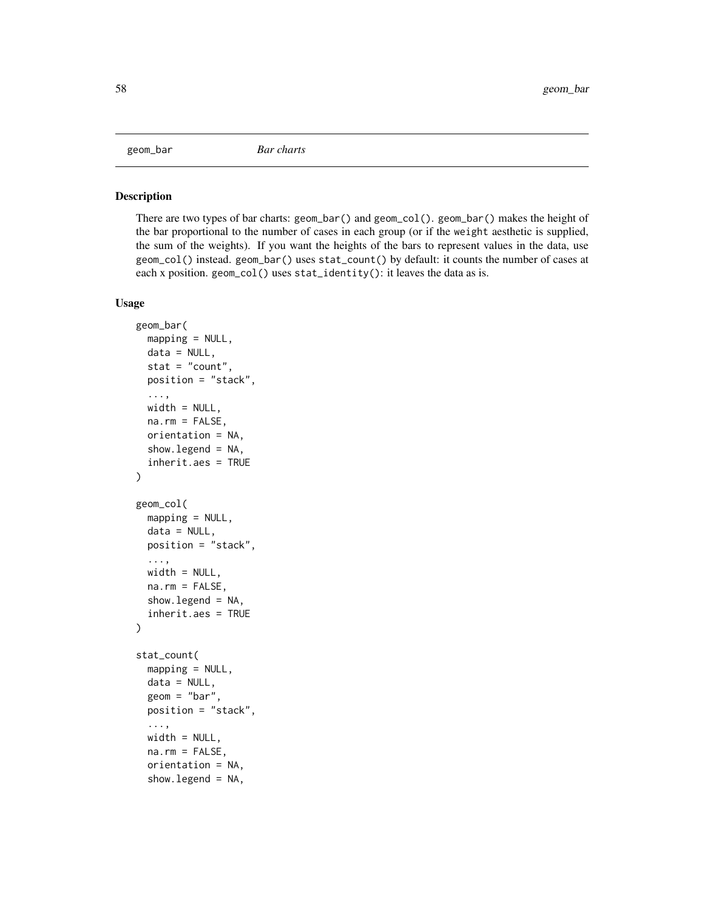## geom_bar — *Bar charts*

### Description

There are two types of bar charts: `geom_bar()` and `geom_col()`. `geom_bar()` makes the height of the bar proportional to the number of cases in each group (or if the `weight` aesthetic is supplied, the sum of the weights). If you want the heights of the bars to represent values in the data, use `geom_col()` instead. `geom_bar()` uses `stat_count()` by default: it counts the number of cases at each x position. `geom_col()` uses `stat_identity()`: it leaves the data as is.

### Usage

```
geom_bar(
  mapping = NULL,
  data = NULL,
  stat = "count",
  position = "stack",
  ...,
  width = NULL,
  na.rm = FALSE,
  orientation = NA,
  show.legend = NA,
  inherit.aes = TRUE
)

geom_col(
  mapping = NULL,
  data = NULL,
  position = "stack",
  ...,
  width = NULL,
  na.rm = FALSE,
  show.legend = NA,
  inherit.aes = TRUE
)

stat_count(
  mapping = NULL,
  data = NULL,
  geom = "bar",
  position = "stack",
  ...,
  width = NULL,
  na.rm = FALSE,
  orientation = NA,
  show.legend = NA,
```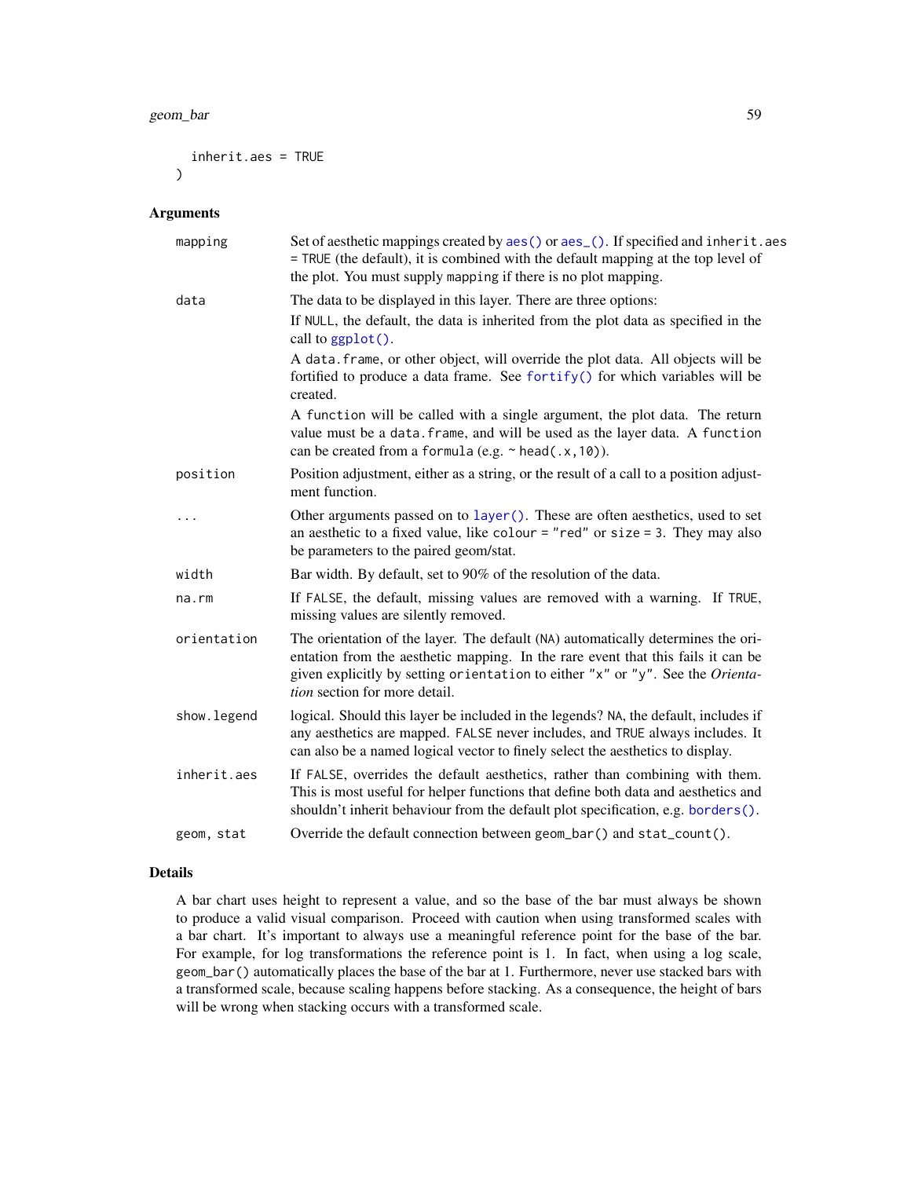```
  inherit.aes = TRUE
)
```

## Arguments

| | |
|---|---|
| `mapping` | Set of aesthetic mappings created by `aes()` or `aes_()`. If specified and `inherit.aes = TRUE` (the default), it is combined with the default mapping at the top level of the plot. You must supply `mapping` if there is no plot mapping. |
| `data` | The data to be displayed in this layer. There are three options: If `NULL`, the default, the data is inherited from the plot data as specified in the call to `ggplot()`. A `data.frame`, or other object, will override the plot data. All objects will be fortified to produce a data frame. See `fortify()` for which variables will be created. A `function` will be called with a single argument, the plot data. The return value must be a `data.frame`, and will be used as the layer data. A `function` can be created from a `formula` (e.g. `~ head(.x,10)`). |
| `position` | Position adjustment, either as a string, or the result of a call to a position adjustment function. |
| `...` | Other arguments passed on to `layer()`. These are often aesthetics, used to set an aesthetic to a fixed value, like `colour = "red"` or `size = 3`. They may also be parameters to the paired geom/stat. |
| `width` | Bar width. By default, set to 90% of the resolution of the data. |
| `na.rm` | If `FALSE`, the default, missing values are removed with a warning. If `TRUE`, missing values are silently removed. |
| `orientation` | The orientation of the layer. The default (`NA`) automatically determines the orientation from the aesthetic mapping. In the rare event that this fails it can be given explicitly by setting `orientation` to either `"x"` or `"y"`. See the *Orientation* section for more detail. |
| `show.legend` | logical. Should this layer be included in the legends? `NA`, the default, includes if any aesthetics are mapped. `FALSE` never includes, and `TRUE` always includes. It can also be a named logical vector to finely select the aesthetics to display. |
| `inherit.aes` | If `FALSE`, overrides the default aesthetics, rather than combining with them. This is most useful for helper functions that define both data and aesthetics and shouldn't inherit behaviour from the default plot specification, e.g. `borders()`. |
| `geom, stat` | Override the default connection between `geom_bar()` and `stat_count()`. |

## Details

A bar chart uses height to represent a value, and so the base of the bar must always be shown to produce a valid visual comparison. Proceed with caution when using transformed scales with a bar chart. It's important to always use a meaningful reference point for the base of the bar. For example, for log transformations the reference point is 1. In fact, when using a log scale, `geom_bar()` automatically places the base of the bar at 1. Furthermore, never use stacked bars with a transformed scale, because scaling happens before stacking. As a consequence, the height of bars will be wrong when stacking occurs with a transformed scale.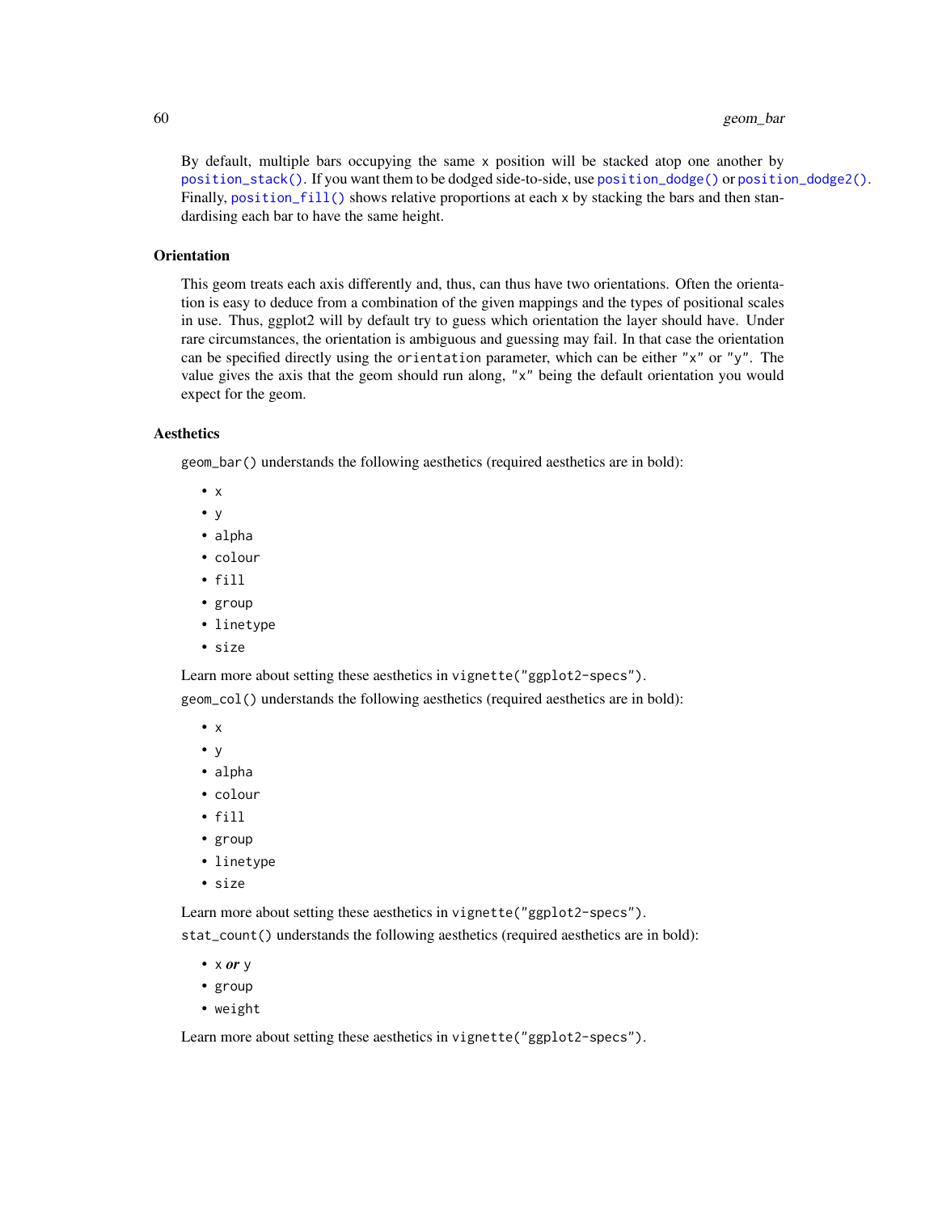By default, multiple bars occupying the same `x` position will be stacked atop one another by `position_stack()`. If you want them to be dodged side-to-side, use `position_dodge()` or `position_dodge2()`. Finally, `position_fill()` shows relative proportions at each `x` by stacking the bars and then standardising each bar to have the same height.

## Orientation

This geom treats each axis differently and, thus, can thus have two orientations. Often the orientation is easy to deduce from a combination of the given mappings and the types of positional scales in use. Thus, ggplot2 will by default try to guess which orientation the layer should have. Under rare circumstances, the orientation is ambiguous and guessing may fail. In that case the orientation can be specified directly using the `orientation` parameter, which can be either `"x"` or `"y"`. The value gives the axis that the geom should run along, `"x"` being the default orientation you would expect for the geom.

## Aesthetics

`geom_bar()` understands the following aesthetics (required aesthetics are in bold):

- `x`
- `y`
- `alpha`
- `colour`
- `fill`
- `group`
- `linetype`
- `size`

Learn more about setting these aesthetics in `vignette("ggplot2-specs")`.

`geom_col()` understands the following aesthetics (required aesthetics are in bold):

- `x`
- `y`
- `alpha`
- `colour`
- `fill`
- `group`
- `linetype`
- `size`

Learn more about setting these aesthetics in `vignette("ggplot2-specs")`.

`stat_count()` understands the following aesthetics (required aesthetics are in bold):

- `x` ***or*** `y`
- `group`
- `weight`

Learn more about setting these aesthetics in `vignette("ggplot2-specs")`.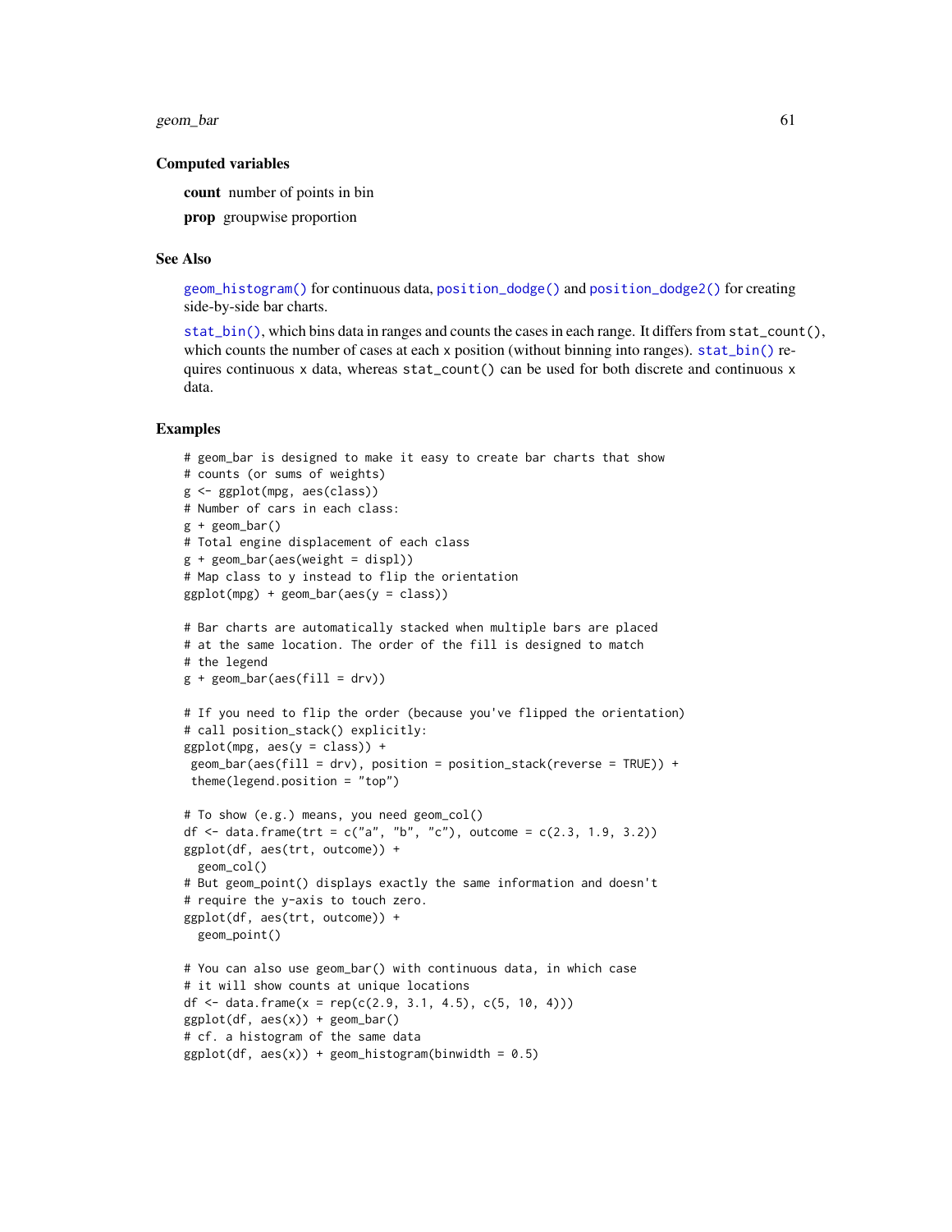### Computed variables

**count** number of points in bin

**prop** groupwise proportion

### See Also

geom_histogram() for continuous data, position_dodge() and position_dodge2() for creating side-by-side bar charts.

stat_bin(), which bins data in ranges and counts the cases in each range. It differs from stat_count(), which counts the number of cases at each x position (without binning into ranges). stat_bin() requires continuous x data, whereas stat_count() can be used for both discrete and continuous x data.

### Examples

```
# geom_bar is designed to make it easy to create bar charts that show
# counts (or sums of weights)
g <- ggplot(mpg, aes(class))
# Number of cars in each class:
g + geom_bar()
# Total engine displacement of each class
g + geom_bar(aes(weight = displ))
# Map class to y instead to flip the orientation
ggplot(mpg) + geom_bar(aes(y = class))

# Bar charts are automatically stacked when multiple bars are placed
# at the same location. The order of the fill is designed to match
# the legend
g + geom_bar(aes(fill = drv))

# If you need to flip the order (because you've flipped the orientation)
# call position_stack() explicitly:
ggplot(mpg, aes(y = class)) +
 geom_bar(aes(fill = drv), position = position_stack(reverse = TRUE)) +
 theme(legend.position = "top")

# To show (e.g.) means, you need geom_col()
df <- data.frame(trt = c("a", "b", "c"), outcome = c(2.3, 1.9, 3.2))
ggplot(df, aes(trt, outcome)) +
  geom_col()
# But geom_point() displays exactly the same information and doesn't
# require the y-axis to touch zero.
ggplot(df, aes(trt, outcome)) +
  geom_point()

# You can also use geom_bar() with continuous data, in which case
# it will show counts at unique locations
df <- data.frame(x = rep(c(2.9, 3.1, 4.5), c(5, 10, 4)))
ggplot(df, aes(x)) + geom_bar()
# cf. a histogram of the same data
ggplot(df, aes(x)) + geom_histogram(binwidth = 0.5)
```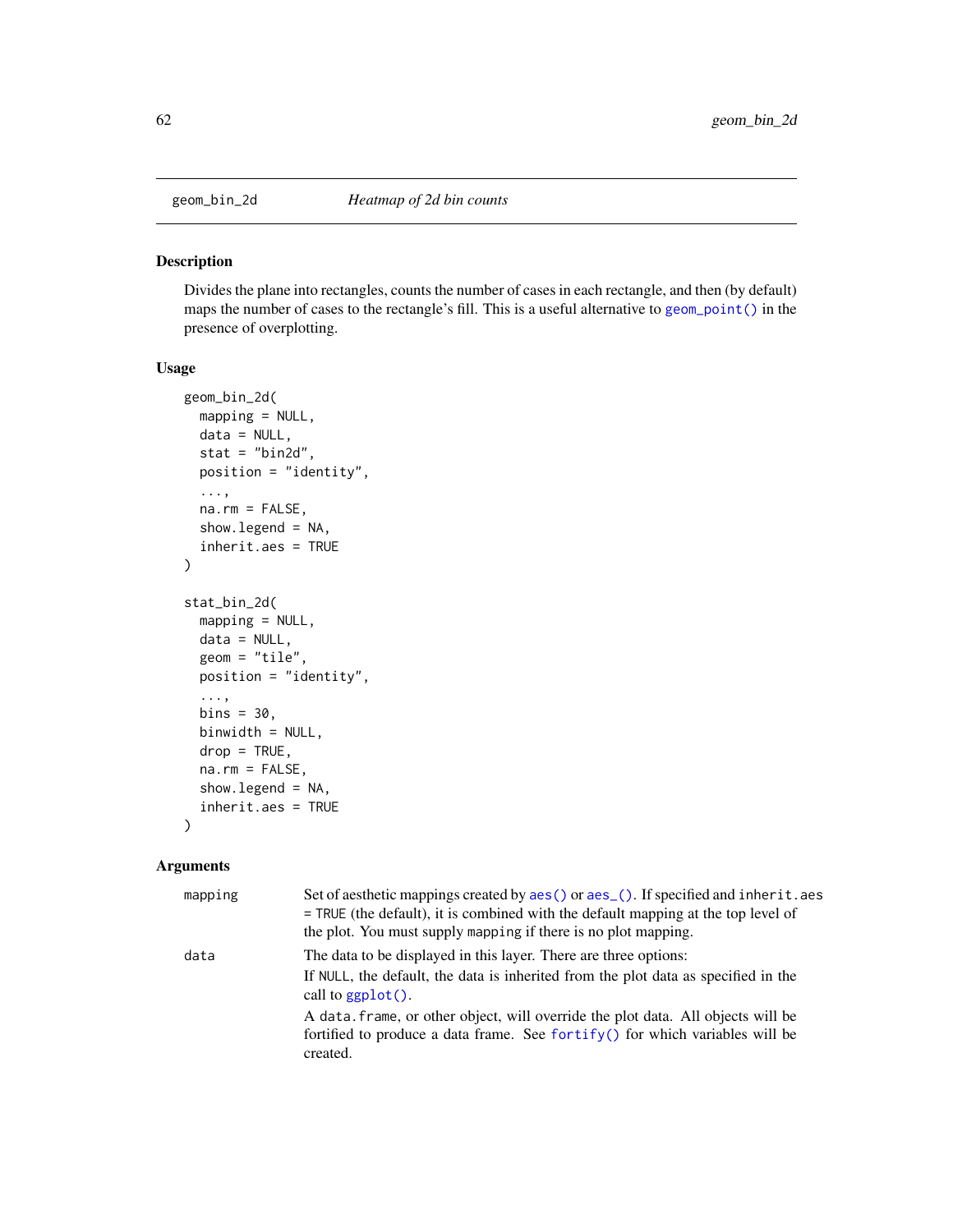geom_bin_2d — *Heatmap of 2d bin counts*

## Description

Divides the plane into rectangles, counts the number of cases in each rectangle, and then (by default) maps the number of cases to the rectangle's fill. This is a useful alternative to geom_point() in the presence of overplotting.

## Usage

```
geom_bin_2d(
  mapping = NULL,
  data = NULL,
  stat = "bin2d",
  position = "identity",
  ...,
  na.rm = FALSE,
  show.legend = NA,
  inherit.aes = TRUE
)

stat_bin_2d(
  mapping = NULL,
  data = NULL,
  geom = "tile",
  position = "identity",
  ...,
  bins = 30,
  binwidth = NULL,
  drop = TRUE,
  na.rm = FALSE,
  show.legend = NA,
  inherit.aes = TRUE
)
```

## Arguments

| | |
|---|---|
| mapping | Set of aesthetic mappings created by aes() or aes_(). If specified and inherit.aes = TRUE (the default), it is combined with the default mapping at the top level of the plot. You must supply mapping if there is no plot mapping. |
| data | The data to be displayed in this layer. There are three options:<br>If NULL, the default, the data is inherited from the plot data as specified in the call to ggplot().<br>A data.frame, or other object, will override the plot data. All objects will be fortified to produce a data frame. See fortify() for which variables will be created. |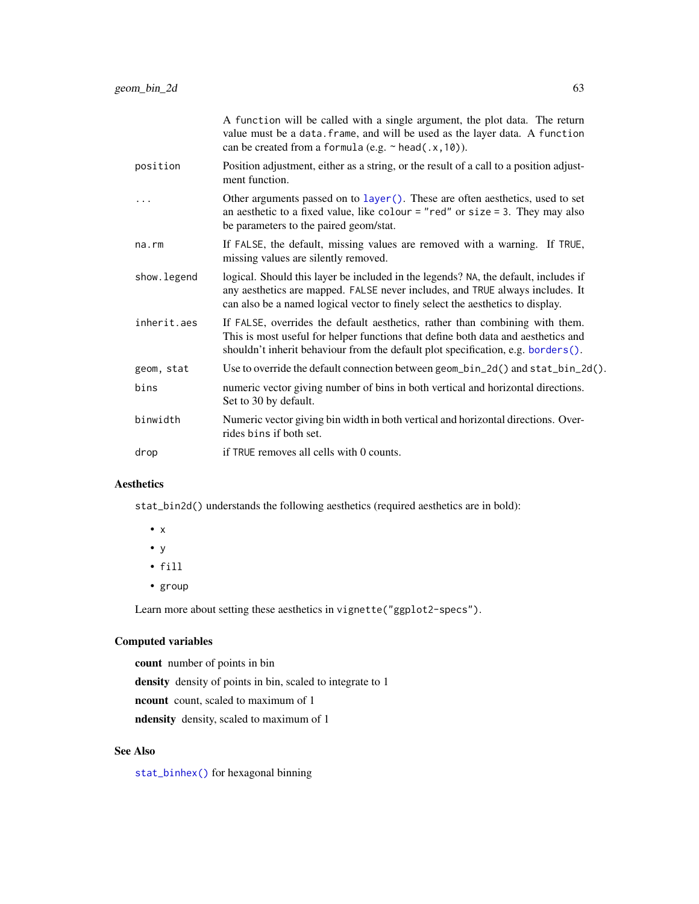| | |
|---|---|
| | A `function` will be called with a single argument, the plot data. The return value must be a `data.frame`, and will be used as the layer data. A `function` can be created from a `formula` (e.g. `~ head(.x,10)`). |
| `position` | Position adjustment, either as a string, or the result of a call to a position adjustment function. |
| `...` | Other arguments passed on to `layer()`. These are often aesthetics, used to set an aesthetic to a fixed value, like `colour = "red"` or `size = 3`. They may also be parameters to the paired geom/stat. |
| `na.rm` | If `FALSE`, the default, missing values are removed with a warning. If `TRUE`, missing values are silently removed. |
| `show.legend` | logical. Should this layer be included in the legends? `NA`, the default, includes if any aesthetics are mapped. `FALSE` never includes, and `TRUE` always includes. It can also be a named logical vector to finely select the aesthetics to display. |
| `inherit.aes` | If `FALSE`, overrides the default aesthetics, rather than combining with them. This is most useful for helper functions that define both data and aesthetics and shouldn't inherit behaviour from the default plot specification, e.g. `borders()`. |
| `geom, stat` | Use to override the default connection between `geom_bin_2d()` and `stat_bin_2d()`. |
| `bins` | numeric vector giving number of bins in both vertical and horizontal directions. Set to 30 by default. |
| `binwidth` | Numeric vector giving bin width in both vertical and horizontal directions. Overrides `bins` if both set. |
| `drop` | if `TRUE` removes all cells with 0 counts. |

## Aesthetics

`stat_bin2d()` understands the following aesthetics (required aesthetics are in bold):

- `x`
- `y`
- `fill`
- `group`

Learn more about setting these aesthetics in `vignette("ggplot2-specs")`.

## Computed variables

**count** number of points in bin

**density** density of points in bin, scaled to integrate to 1

**ncount** count, scaled to maximum of 1

**ndensity** density, scaled to maximum of 1

## See Also

`stat_binhex()` for hexagonal binning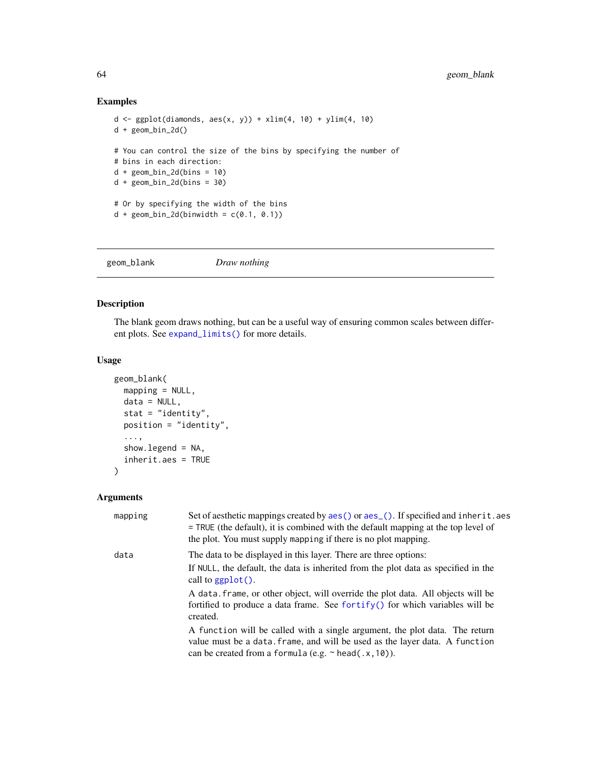### Examples

```
d <- ggplot(diamonds, aes(x, y)) + xlim(4, 10) + ylim(4, 10)
d + geom_bin_2d()

# You can control the size of the bins by specifying the number of
# bins in each direction:
d + geom_bin_2d(bins = 10)
d + geom_bin_2d(bins = 30)

# Or by specifying the width of the bins
d + geom_bin_2d(binwidth = c(0.1, 0.1))
```

---

## geom_blank — *Draw nothing*

### Description

The blank geom draws nothing, but can be a useful way of ensuring common scales between different plots. See `expand_limits()` for more details.

### Usage

```
geom_blank(
  mapping = NULL,
  data = NULL,
  stat = "identity",
  position = "identity",
  ...,
  show.legend = NA,
  inherit.aes = TRUE
)
```

### Arguments

| | |
|---|---|
| `mapping` | Set of aesthetic mappings created by `aes()` or `aes_()`. If specified and `inherit.aes = TRUE` (the default), it is combined with the default mapping at the top level of the plot. You must supply `mapping` if there is no plot mapping. |
| `data` | The data to be displayed in this layer. There are three options:<br>If `NULL`, the default, the data is inherited from the plot data as specified in the call to `ggplot()`.<br>A `data.frame`, or other object, will override the plot data. All objects will be fortified to produce a data frame. See `fortify()` for which variables will be created.<br>A `function` will be called with a single argument, the plot data. The return value must be a `data.frame`, and will be used as the layer data. A `function` can be created from a `formula` (e.g. `~ head(.x,10)`). |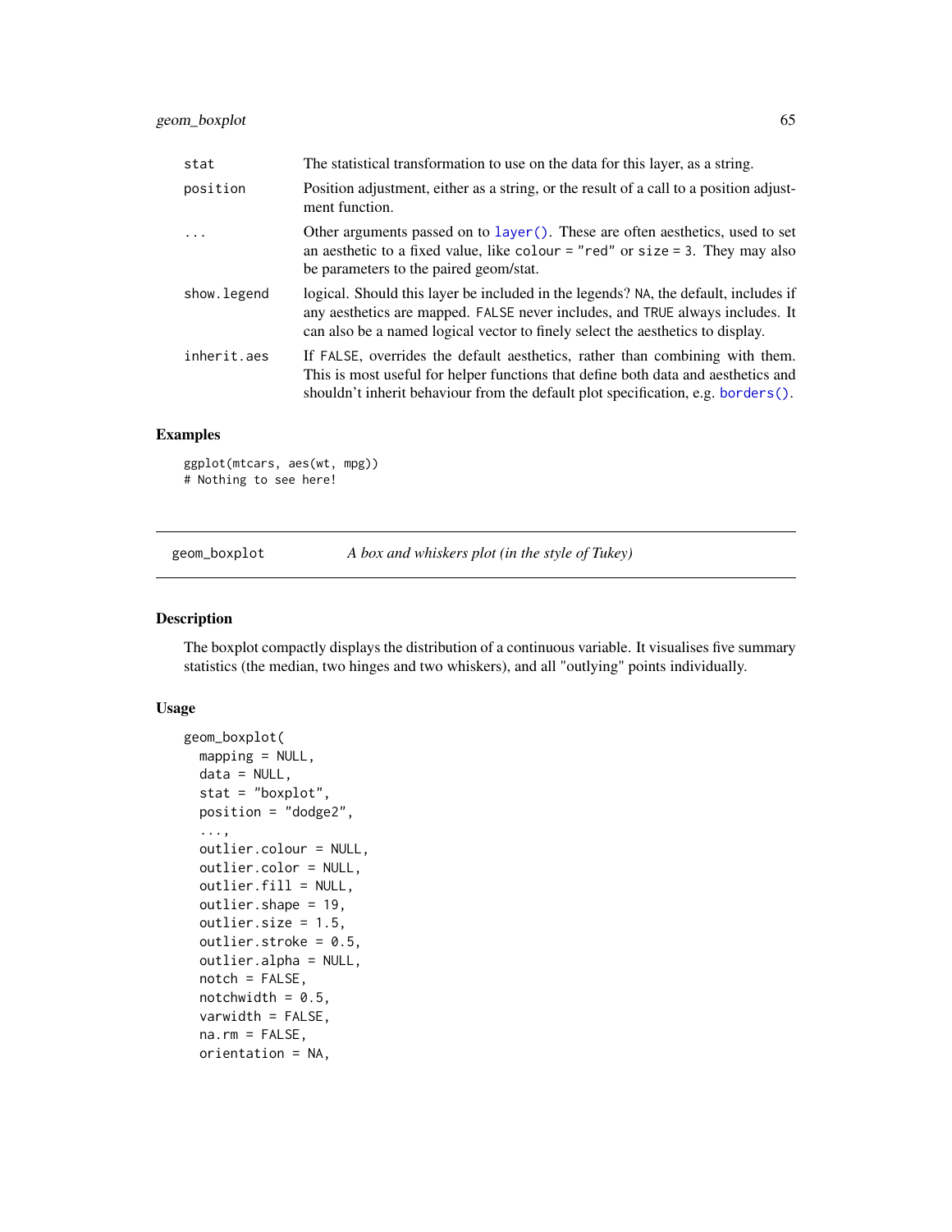| | |
|---|---|
| stat | The statistical transformation to use on the data for this layer, as a string. |
| position | Position adjustment, either as a string, or the result of a call to a position adjustment function. |
| ... | Other arguments passed on to `layer()`. These are often aesthetics, used to set an aesthetic to a fixed value, like `colour = "red"` or `size = 3`. They may also be parameters to the paired geom/stat. |
| show.legend | logical. Should this layer be included in the legends? `NA`, the default, includes if any aesthetics are mapped. `FALSE` never includes, and `TRUE` always includes. It can also be a named logical vector to finely select the aesthetics to display. |
| inherit.aes | If `FALSE`, overrides the default aesthetics, rather than combining with them. This is most useful for helper functions that define both data and aesthetics and shouldn't inherit behaviour from the default plot specification, e.g. `borders()`. |

## Examples

```
ggplot(mtcars, aes(wt, mpg))
# Nothing to see here!
```

---

# geom_boxplot — *A box and whiskers plot (in the style of Tukey)*

## Description

The boxplot compactly displays the distribution of a continuous variable. It visualises five summary statistics (the median, two hinges and two whiskers), and all "outlying" points individually.

## Usage

```
geom_boxplot(
  mapping = NULL,
  data = NULL,
  stat = "boxplot",
  position = "dodge2",
  ...,
  outlier.colour = NULL,
  outlier.color = NULL,
  outlier.fill = NULL,
  outlier.shape = 19,
  outlier.size = 1.5,
  outlier.stroke = 0.5,
  outlier.alpha = NULL,
  notch = FALSE,
  notchwidth = 0.5,
  varwidth = FALSE,
  na.rm = FALSE,
  orientation = NA,
```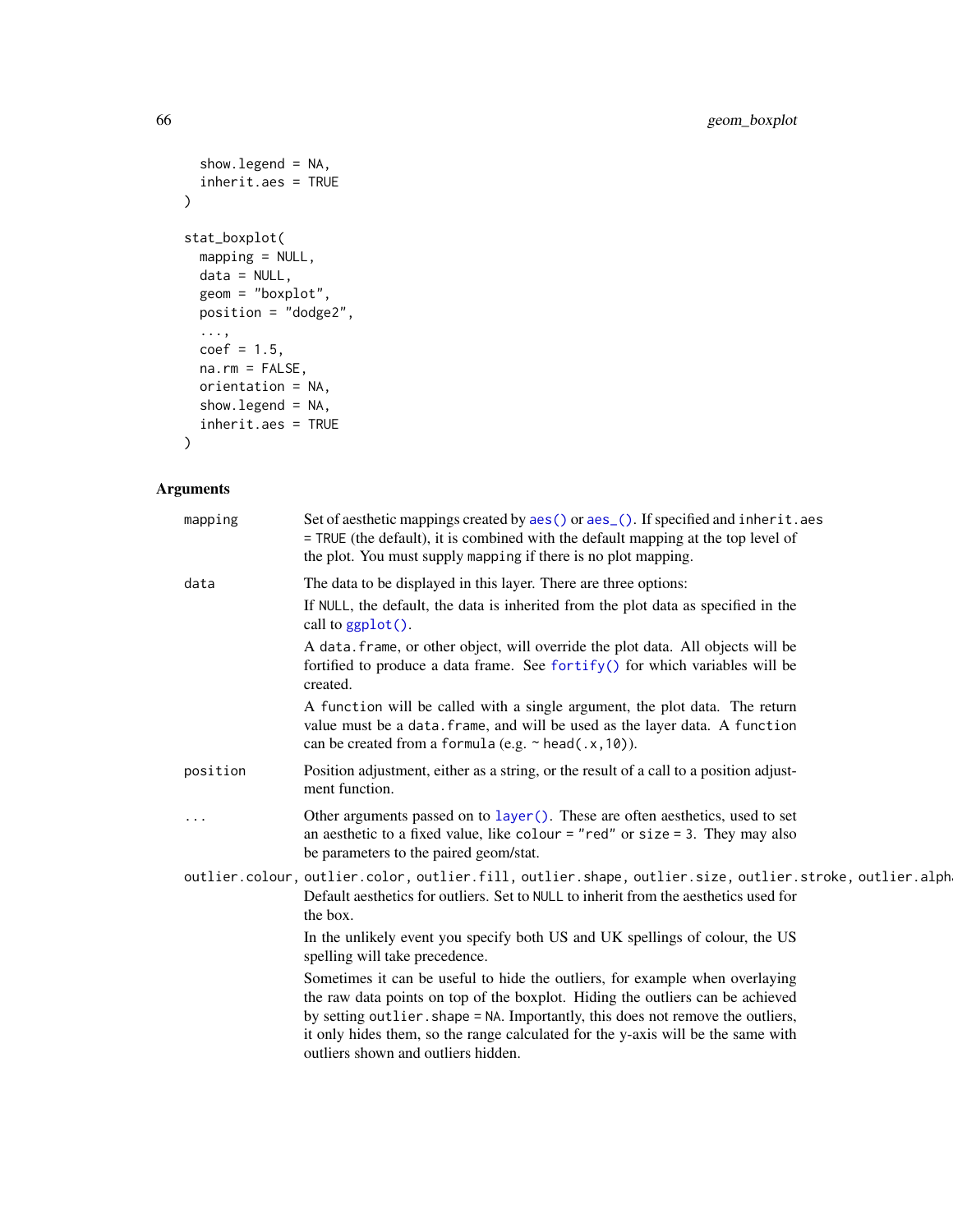```
  show.legend = NA,
  inherit.aes = TRUE
)

stat_boxplot(
  mapping = NULL,
  data = NULL,
  geom = "boxplot",
  position = "dodge2",
  ...,
  coef = 1.5,
  na.rm = FALSE,
  orientation = NA,
  show.legend = NA,
  inherit.aes = TRUE
)
```

## Arguments

`mapping`
: Set of aesthetic mappings created by `aes()` or `aes_()`. If specified and `inherit.aes = TRUE` (the default), it is combined with the default mapping at the top level of the plot. You must supply `mapping` if there is no plot mapping.

`data`
: The data to be displayed in this layer. There are three options:

  If `NULL`, the default, the data is inherited from the plot data as specified in the call to `ggplot()`.

  A `data.frame`, or other object, will override the plot data. All objects will be fortified to produce a data frame. See `fortify()` for which variables will be created.

  A `function` will be called with a single argument, the plot data. The return value must be a `data.frame`, and will be used as the layer data. A `function` can be created from a `formula` (e.g. `~ head(.x,10)`).

`position`
: Position adjustment, either as a string, or the result of a call to a position adjustment function.

`...`
: Other arguments passed on to `layer()`. These are often aesthetics, used to set an aesthetic to a fixed value, like `colour = "red"` or `size = 3`. They may also be parameters to the paired geom/stat.

`outlier.colour, outlier.color, outlier.fill, outlier.shape, outlier.size, outlier.stroke, outlier.alpha`
: Default aesthetics for outliers. Set to `NULL` to inherit from the aesthetics used for the box.

  In the unlikely event you specify both US and UK spellings of colour, the US spelling will take precedence.

  Sometimes it can be useful to hide the outliers, for example when overlaying the raw data points on top of the boxplot. Hiding the outliers can be achieved by setting `outlier.shape = NA`. Importantly, this does not remove the outliers, it only hides them, so the range calculated for the y-axis will be the same with outliers shown and outliers hidden.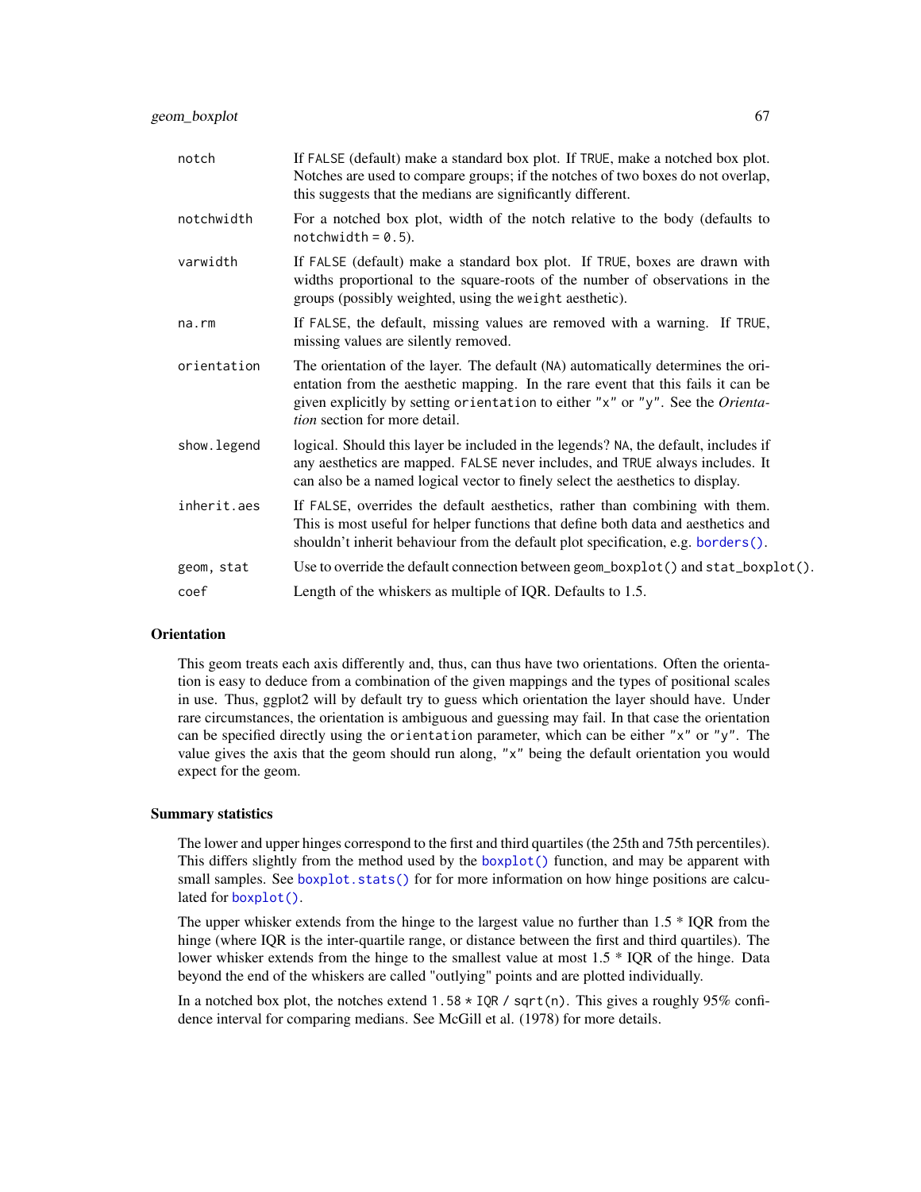| | |
|---|---|
| `notch` | If `FALSE` (default) make a standard box plot. If `TRUE`, make a notched box plot. Notches are used to compare groups; if the notches of two boxes do not overlap, this suggests that the medians are significantly different. |
| `notchwidth` | For a notched box plot, width of the notch relative to the body (defaults to `notchwidth = 0.5`). |
| `varwidth` | If `FALSE` (default) make a standard box plot. If `TRUE`, boxes are drawn with widths proportional to the square-roots of the number of observations in the groups (possibly weighted, using the `weight` aesthetic). |
| `na.rm` | If `FALSE`, the default, missing values are removed with a warning. If `TRUE`, missing values are silently removed. |
| `orientation` | The orientation of the layer. The default (`NA`) automatically determines the orientation from the aesthetic mapping. In the rare event that this fails it can be given explicitly by setting `orientation` to either `"x"` or `"y"`. See the *Orientation* section for more detail. |
| `show.legend` | logical. Should this layer be included in the legends? `NA`, the default, includes if any aesthetics are mapped. `FALSE` never includes, and `TRUE` always includes. It can also be a named logical vector to finely select the aesthetics to display. |
| `inherit.aes` | If `FALSE`, overrides the default aesthetics, rather than combining with them. This is most useful for helper functions that define both data and aesthetics and shouldn't inherit behaviour from the default plot specification, e.g. `borders()`. |
| `geom, stat` | Use to override the default connection between `geom_boxplot()` and `stat_boxplot()`. |
| `coef` | Length of the whiskers as multiple of IQR. Defaults to 1.5. |

### Orientation

This geom treats each axis differently and, thus, can thus have two orientations. Often the orientation is easy to deduce from a combination of the given mappings and the types of positional scales in use. Thus, ggplot2 will by default try to guess which orientation the layer should have. Under rare circumstances, the orientation is ambiguous and guessing may fail. In that case the orientation can be specified directly using the `orientation` parameter, which can be either `"x"` or `"y"`. The value gives the axis that the geom should run along, `"x"` being the default orientation you would expect for the geom.

### Summary statistics

The lower and upper hinges correspond to the first and third quartiles (the 25th and 75th percentiles). This differs slightly from the method used by the `boxplot()` function, and may be apparent with small samples. See `boxplot.stats()` for for more information on how hinge positions are calculated for `boxplot()`.

The upper whisker extends from the hinge to the largest value no further than 1.5 * IQR from the hinge (where IQR is the inter-quartile range, or distance between the first and third quartiles). The lower whisker extends from the hinge to the smallest value at most 1.5 * IQR of the hinge. Data beyond the end of the whiskers are called "outlying" points and are plotted individually.

In a notched box plot, the notches extend `1.58 * IQR / sqrt(n)`. This gives a roughly 95% confidence interval for comparing medians. See McGill et al. (1978) for more details.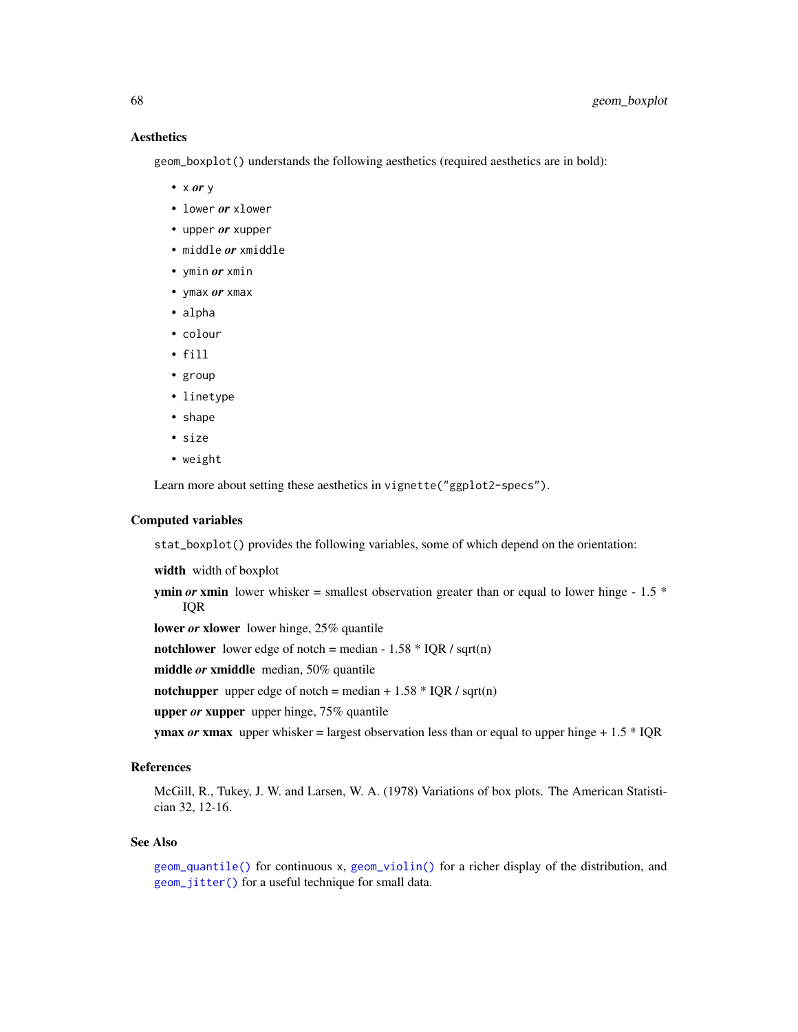### Aesthetics

`geom_boxplot()` understands the following aesthetics (required aesthetics are in bold):

- `x` ***or*** `y`
- `lower` ***or*** `xlower`
- `upper` ***or*** `xupper`
- `middle` ***or*** `xmiddle`
- `ymin` ***or*** `xmin`
- `ymax` ***or*** `xmax`
- `alpha`
- `colour`
- `fill`
- `group`
- `linetype`
- `shape`
- `size`
- `weight`

Learn more about setting these aesthetics in `vignette("ggplot2-specs")`.

### Computed variables

`stat_boxplot()` provides the following variables, some of which depend on the orientation:

**width** width of boxplot

**ymin** ***or*** **xmin** lower whisker = smallest observation greater than or equal to lower hinge - 1.5 * IQR

**lower** ***or*** **xlower** lower hinge, 25% quantile

**notchlower** lower edge of notch = median - 1.58 * IQR / sqrt(n)

**middle** ***or*** **xmiddle** median, 50% quantile

**notchupper** upper edge of notch = median + 1.58 * IQR / sqrt(n)

**upper** ***or*** **xupper** upper hinge, 75% quantile

**ymax** ***or*** **xmax** upper whisker = largest observation less than or equal to upper hinge + 1.5 * IQR

### References

McGill, R., Tukey, J. W. and Larsen, W. A. (1978) Variations of box plots. The American Statistician 32, 12-16.

### See Also

`geom_quantile()` for continuous `x`, `geom_violin()` for a richer display of the distribution, and `geom_jitter()` for a useful technique for small data.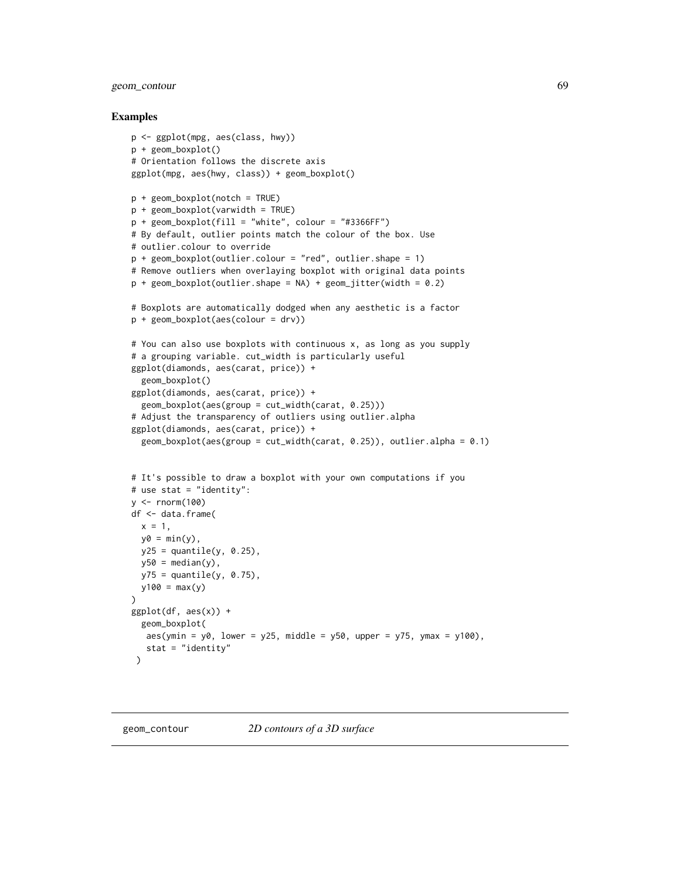## Examples

```
p <- ggplot(mpg, aes(class, hwy))
p + geom_boxplot()
# Orientation follows the discrete axis
ggplot(mpg, aes(hwy, class)) + geom_boxplot()

p + geom_boxplot(notch = TRUE)
p + geom_boxplot(varwidth = TRUE)
p + geom_boxplot(fill = "white", colour = "#3366FF")
# By default, outlier points match the colour of the box. Use
# outlier.colour to override
p + geom_boxplot(outlier.colour = "red", outlier.shape = 1)
# Remove outliers when overlaying boxplot with original data points
p + geom_boxplot(outlier.shape = NA) + geom_jitter(width = 0.2)

# Boxplots are automatically dodged when any aesthetic is a factor
p + geom_boxplot(aes(colour = drv))

# You can also use boxplots with continuous x, as long as you supply
# a grouping variable. cut_width is particularly useful
ggplot(diamonds, aes(carat, price)) +
  geom_boxplot()
ggplot(diamonds, aes(carat, price)) +
  geom_boxplot(aes(group = cut_width(carat, 0.25)))
# Adjust the transparency of outliers using outlier.alpha
ggplot(diamonds, aes(carat, price)) +
  geom_boxplot(aes(group = cut_width(carat, 0.25)), outlier.alpha = 0.1)


# It's possible to draw a boxplot with your own computations if you
# use stat = "identity":
y <- rnorm(100)
df <- data.frame(
  x = 1,
  y0 = min(y),
  y25 = quantile(y, 0.25),
  y50 = median(y),
  y75 = quantile(y, 0.75),
  y100 = max(y)
)
ggplot(df, aes(x)) +
  geom_boxplot(
   aes(ymin = y0, lower = y25, middle = y50, upper = y75, ymax = y100),
   stat = "identity"
 )
```

---

## geom_contour — *2D contours of a 3D surface*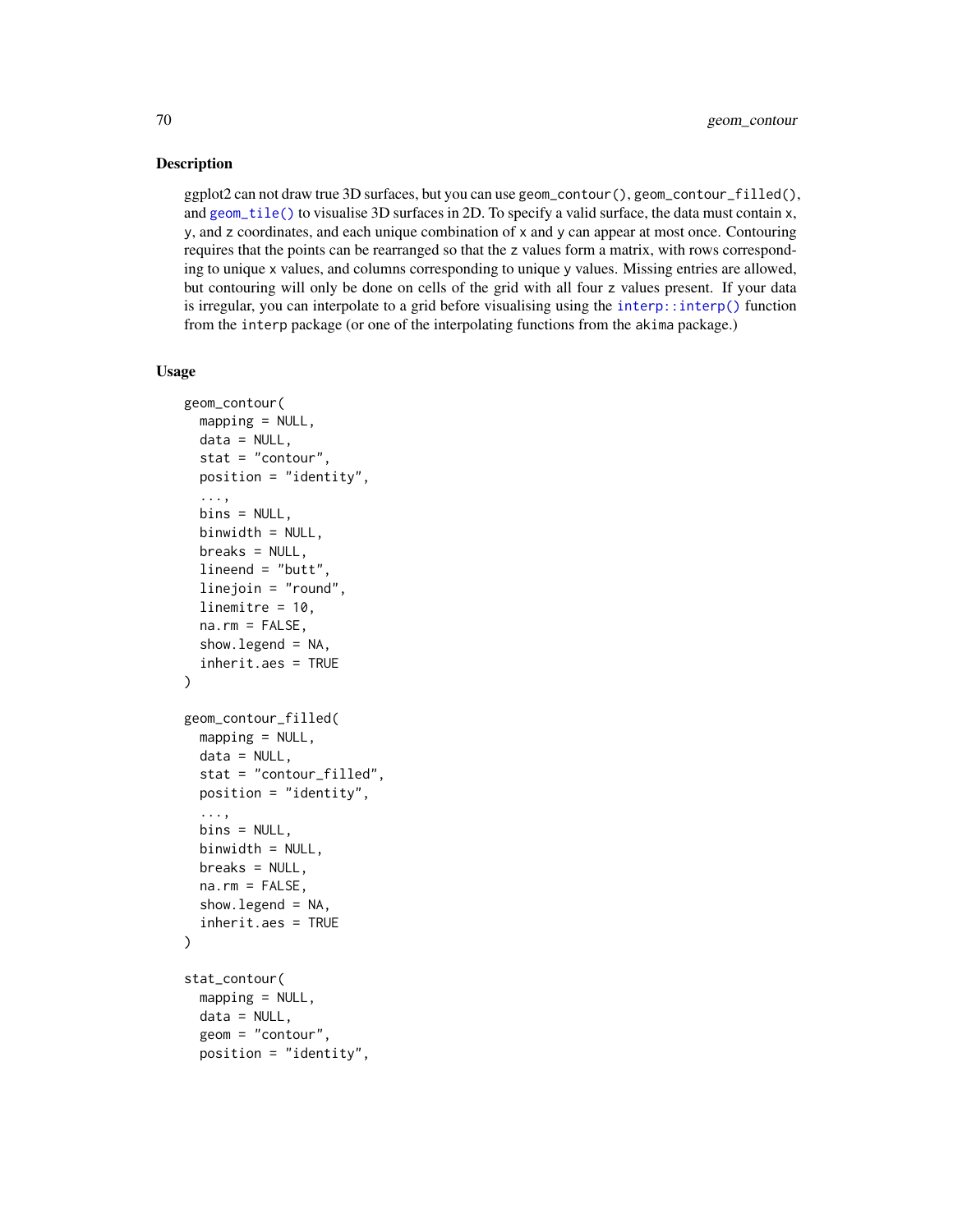### Description

ggplot2 can not draw true 3D surfaces, but you can use `geom_contour()`, `geom_contour_filled()`, and `geom_tile()` to visualise 3D surfaces in 2D. To specify a valid surface, the data must contain `x`, `y`, and `z` coordinates, and each unique combination of `x` and `y` can appear at most once. Contouring requires that the points can be rearranged so that the `z` values form a matrix, with rows corresponding to unique `x` values, and columns corresponding to unique `y` values. Missing entries are allowed, but contouring will only be done on cells of the grid with all four `z` values present. If your data is irregular, you can interpolate to a grid before visualising using the `interp::interp()` function from the `interp` package (or one of the interpolating functions from the `akima` package.)

### Usage

```
geom_contour(
  mapping = NULL,
  data = NULL,
  stat = "contour",
  position = "identity",
  ...,
  bins = NULL,
  binwidth = NULL,
  breaks = NULL,
  lineend = "butt",
  linejoin = "round",
  linemitre = 10,
  na.rm = FALSE,
  show.legend = NA,
  inherit.aes = TRUE
)

geom_contour_filled(
  mapping = NULL,
  data = NULL,
  stat = "contour_filled",
  position = "identity",
  ...,
  bins = NULL,
  binwidth = NULL,
  breaks = NULL,
  na.rm = FALSE,
  show.legend = NA,
  inherit.aes = TRUE
)

stat_contour(
  mapping = NULL,
  data = NULL,
  geom = "contour",
  position = "identity",
```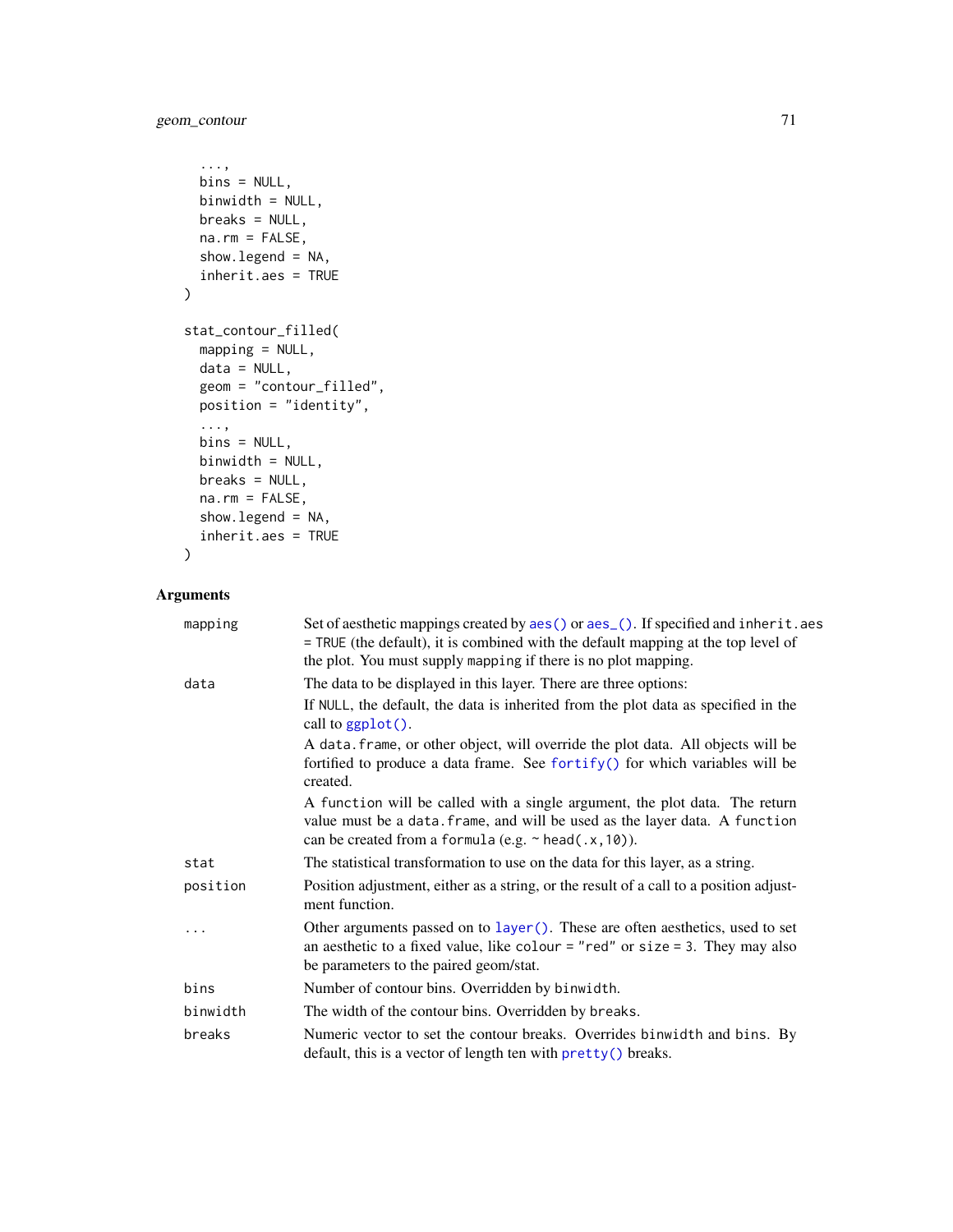```
  ...,
  bins = NULL,
  binwidth = NULL,
  breaks = NULL,
  na.rm = FALSE,
  show.legend = NA,
  inherit.aes = TRUE
)

stat_contour_filled(
  mapping = NULL,
  data = NULL,
  geom = "contour_filled",
  position = "identity",
  ...,
  bins = NULL,
  binwidth = NULL,
  breaks = NULL,
  na.rm = FALSE,
  show.legend = NA,
  inherit.aes = TRUE
)
```

## Arguments

| | |
|---|---|
| `mapping` | Set of aesthetic mappings created by `aes()` or `aes_()`. If specified and `inherit.aes = TRUE` (the default), it is combined with the default mapping at the top level of the plot. You must supply `mapping` if there is no plot mapping. |
| `data` | The data to be displayed in this layer. There are three options:<br>If `NULL`, the default, the data is inherited from the plot data as specified in the call to `ggplot()`.<br>A `data.frame`, or other object, will override the plot data. All objects will be fortified to produce a data frame. See `fortify()` for which variables will be created.<br>A `function` will be called with a single argument, the plot data. The return value must be a `data.frame`, and will be used as the layer data. A `function` can be created from a `formula` (e.g. `~ head(.x, 10)`). |
| `stat` | The statistical transformation to use on the data for this layer, as a string. |
| `position` | Position adjustment, either as a string, or the result of a call to a position adjustment function. |
| `...` | Other arguments passed on to `layer()`. These are often aesthetics, used to set an aesthetic to a fixed value, like `colour = "red"` or `size = 3`. They may also be parameters to the paired geom/stat. |
| `bins` | Number of contour bins. Overridden by `binwidth`. |
| `binwidth` | The width of the contour bins. Overridden by `breaks`. |
| `breaks` | Numeric vector to set the contour breaks. Overrides `binwidth` and `bins`. By default, this is a vector of length ten with `pretty()` breaks. |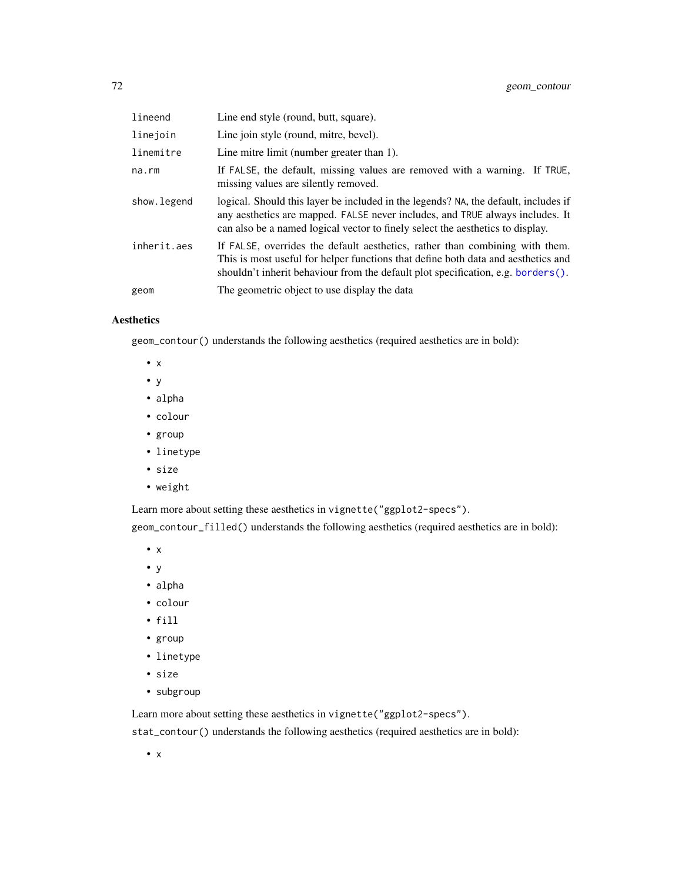| | |
|---|---|
| `lineend` | Line end style (round, butt, square). |
| `linejoin` | Line join style (round, mitre, bevel). |
| `linemitre` | Line mitre limit (number greater than 1). |
| `na.rm` | If `FALSE`, the default, missing values are removed with a warning. If `TRUE`, missing values are silently removed. |
| `show.legend` | logical. Should this layer be included in the legends? `NA`, the default, includes if any aesthetics are mapped. `FALSE` never includes, and `TRUE` always includes. It can also be a named logical vector to finely select the aesthetics to display. |
| `inherit.aes` | If `FALSE`, overrides the default aesthetics, rather than combining with them. This is most useful for helper functions that define both data and aesthetics and shouldn't inherit behaviour from the default plot specification, e.g. `borders()`. |
| `geom` | The geometric object to use display the data |

### Aesthetics

`geom_contour()` understands the following aesthetics (required aesthetics are in bold):

- `x`
- `y`
- `alpha`
- `colour`
- `group`
- `linetype`
- `size`
- `weight`

Learn more about setting these aesthetics in `vignette("ggplot2-specs")`.

`geom_contour_filled()` understands the following aesthetics (required aesthetics are in bold):

- `x`
- `y`
- `alpha`
- `colour`
- `fill`
- `group`
- `linetype`
- `size`
- `subgroup`

Learn more about setting these aesthetics in `vignette("ggplot2-specs")`.

`stat_contour()` understands the following aesthetics (required aesthetics are in bold):

- `x`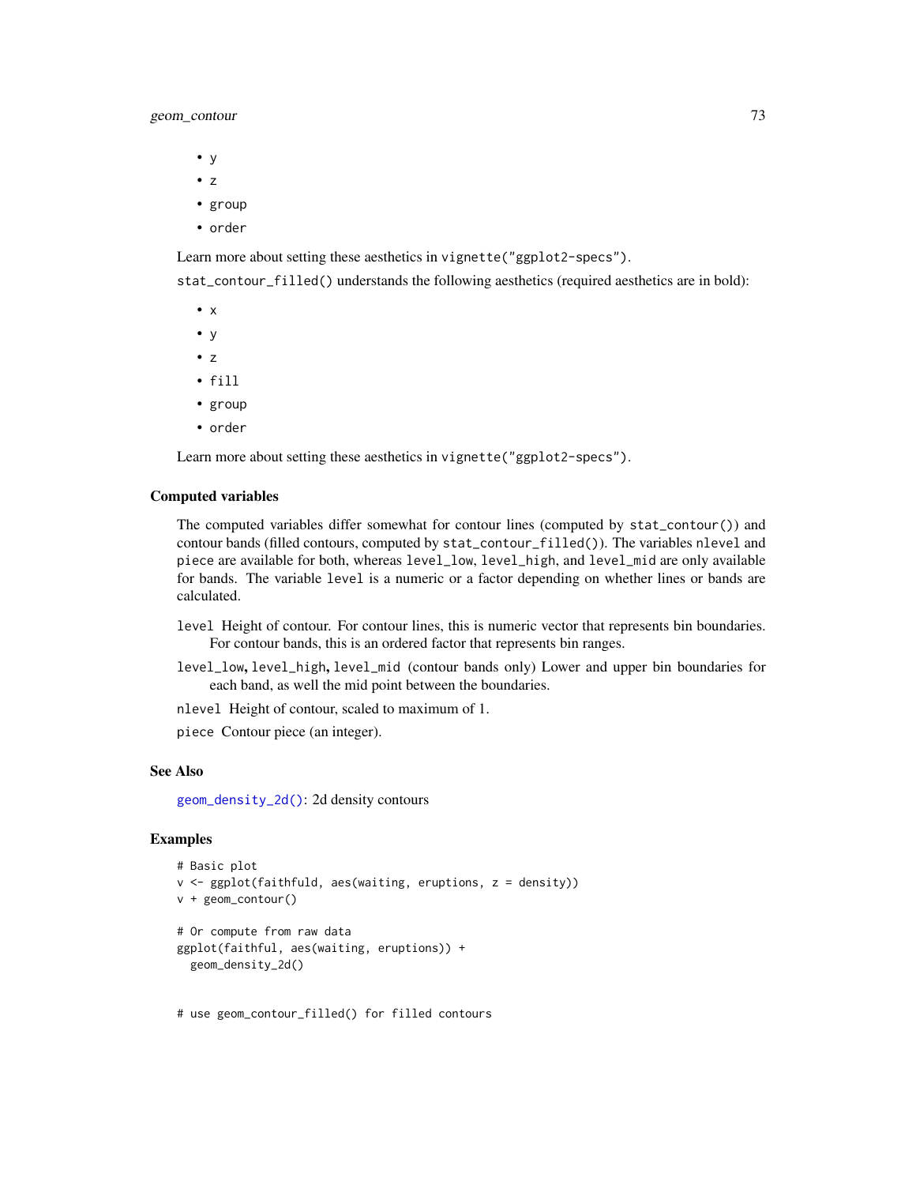- y
- z
- group
- order

Learn more about setting these aesthetics in vignette("ggplot2-specs").

stat_contour_filled() understands the following aesthetics (required aesthetics are in bold):

- x
- y
- z
- fill
- group
- order

Learn more about setting these aesthetics in vignette("ggplot2-specs").

## Computed variables

The computed variables differ somewhat for contour lines (computed by stat_contour()) and contour bands (filled contours, computed by stat_contour_filled()). The variables nlevel and piece are available for both, whereas level_low, level_high, and level_mid are only available for bands. The variable level is a numeric or a factor depending on whether lines or bands are calculated.

level Height of contour. For contour lines, this is numeric vector that represents bin boundaries. For contour bands, this is an ordered factor that represents bin ranges.

level_low, level_high, level_mid (contour bands only) Lower and upper bin boundaries for each band, as well the mid point between the boundaries.

nlevel Height of contour, scaled to maximum of 1.

piece Contour piece (an integer).

## See Also

geom_density_2d(): 2d density contours

## Examples

```
# Basic plot
v <- ggplot(faithfuld, aes(waiting, eruptions, z = density))
v + geom_contour()

# Or compute from raw data
ggplot(faithful, aes(waiting, eruptions)) +
  geom_density_2d()


# use geom_contour_filled() for filled contours
```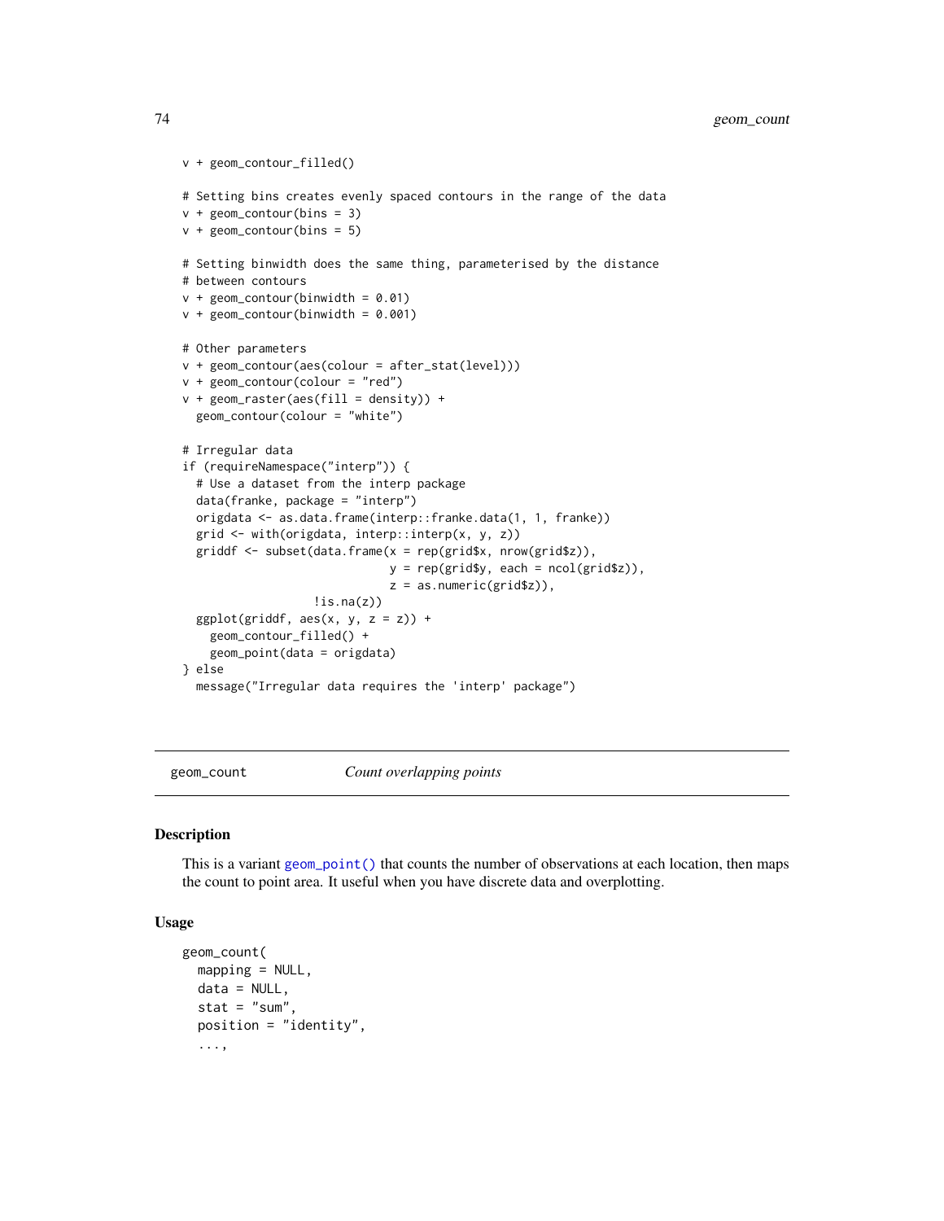```
v + geom_contour_filled()

# Setting bins creates evenly spaced contours in the range of the data
v + geom_contour(bins = 3)
v + geom_contour(bins = 5)

# Setting binwidth does the same thing, parameterised by the distance
# between contours
v + geom_contour(binwidth = 0.01)
v + geom_contour(binwidth = 0.001)

# Other parameters
v + geom_contour(aes(colour = after_stat(level)))
v + geom_contour(colour = "red")
v + geom_raster(aes(fill = density)) +
  geom_contour(colour = "white")

# Irregular data
if (requireNamespace("interp")) {
  # Use a dataset from the interp package
  data(franke, package = "interp")
  origdata <- as.data.frame(interp::franke.data(1, 1, franke))
  grid <- with(origdata, interp::interp(x, y, z))
  griddf <- subset(data.frame(x = rep(grid$x, nrow(grid$z)),
                              y = rep(grid$y, each = ncol(grid$z)),
                              z = as.numeric(grid$z)),
                   !is.na(z))
  ggplot(griddf, aes(x, y, z = z)) +
    geom_contour_filled() +
    geom_point(data = origdata)
} else
  message("Irregular data requires the 'interp' package")
```

---

geom_count — *Count overlapping points*

---

## Description

This is a variant geom_point() that counts the number of observations at each location, then maps the count to point area. It useful when you have discrete data and overplotting.

## Usage

```
geom_count(
  mapping = NULL,
  data = NULL,
  stat = "sum",
  position = "identity",
  ...,
```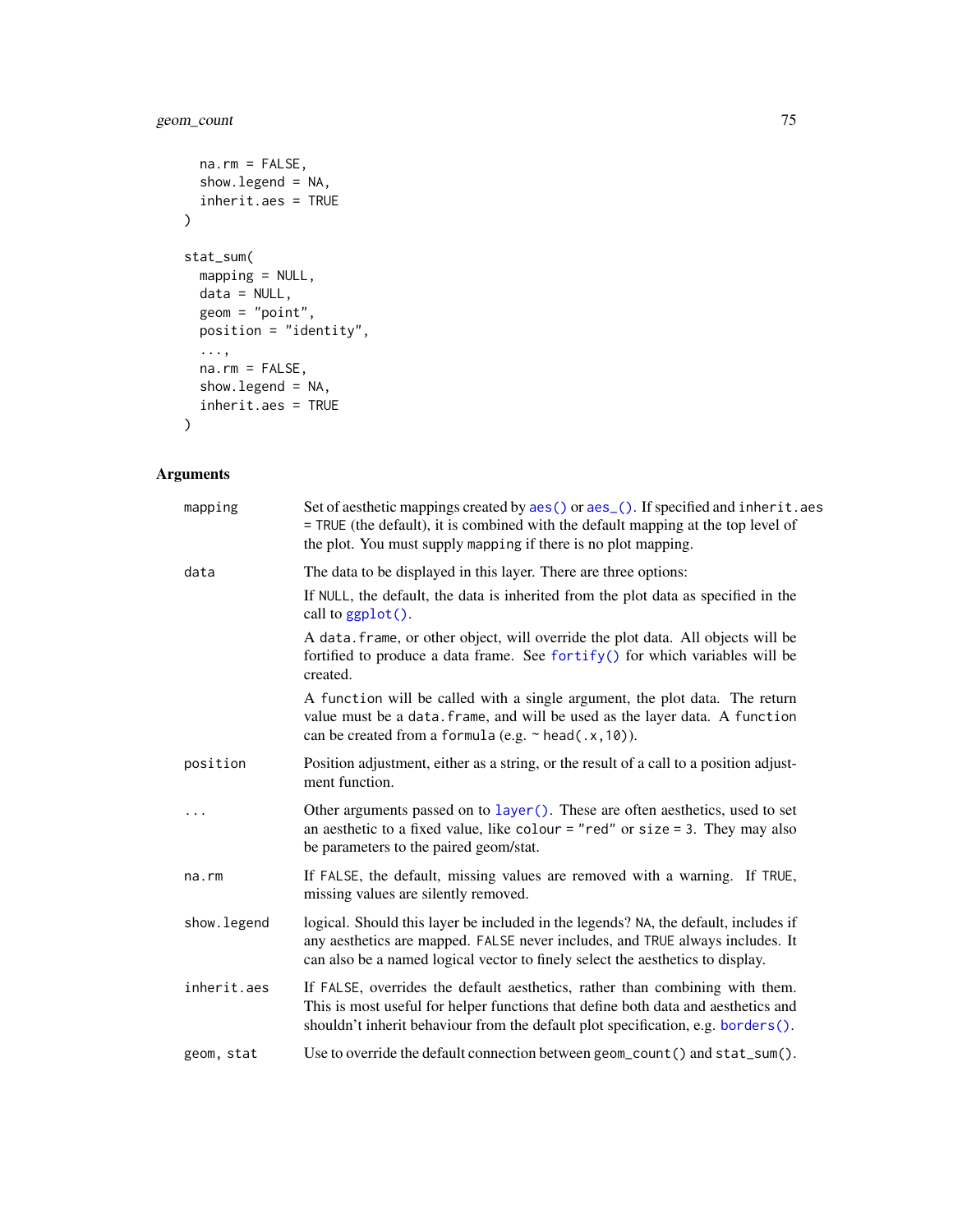```
  na.rm = FALSE,
  show.legend = NA,
  inherit.aes = TRUE
)

stat_sum(
  mapping = NULL,
  data = NULL,
  geom = "point",
  position = "identity",
  ...,
  na.rm = FALSE,
  show.legend = NA,
  inherit.aes = TRUE
)
```

## Arguments

| | |
|---|---|
| `mapping` | Set of aesthetic mappings created by `aes()` or `aes_()`. If specified and `inherit.aes = TRUE` (the default), it is combined with the default mapping at the top level of the plot. You must supply `mapping` if there is no plot mapping. |
| `data` | The data to be displayed in this layer. There are three options:<br>If `NULL`, the default, the data is inherited from the plot data as specified in the call to `ggplot()`.<br>A `data.frame`, or other object, will override the plot data. All objects will be fortified to produce a data frame. See `fortify()` for which variables will be created.<br>A `function` will be called with a single argument, the plot data. The return value must be a `data.frame`, and will be used as the layer data. A `function` can be created from a `formula` (e.g. `~ head(.x,10)`). |
| `position` | Position adjustment, either as a string, or the result of a call to a position adjustment function. |
| `...` | Other arguments passed on to `layer()`. These are often aesthetics, used to set an aesthetic to a fixed value, like `colour = "red"` or `size = 3`. They may also be parameters to the paired geom/stat. |
| `na.rm` | If `FALSE`, the default, missing values are removed with a warning. If `TRUE`, missing values are silently removed. |
| `show.legend` | logical. Should this layer be included in the legends? `NA`, the default, includes if any aesthetics are mapped. `FALSE` never includes, and `TRUE` always includes. It can also be a named logical vector to finely select the aesthetics to display. |
| `inherit.aes` | If `FALSE`, overrides the default aesthetics, rather than combining with them. This is most useful for helper functions that define both data and aesthetics and shouldn't inherit behaviour from the default plot specification, e.g. `borders()`. |
| `geom, stat` | Use to override the default connection between `geom_count()` and `stat_sum()`. |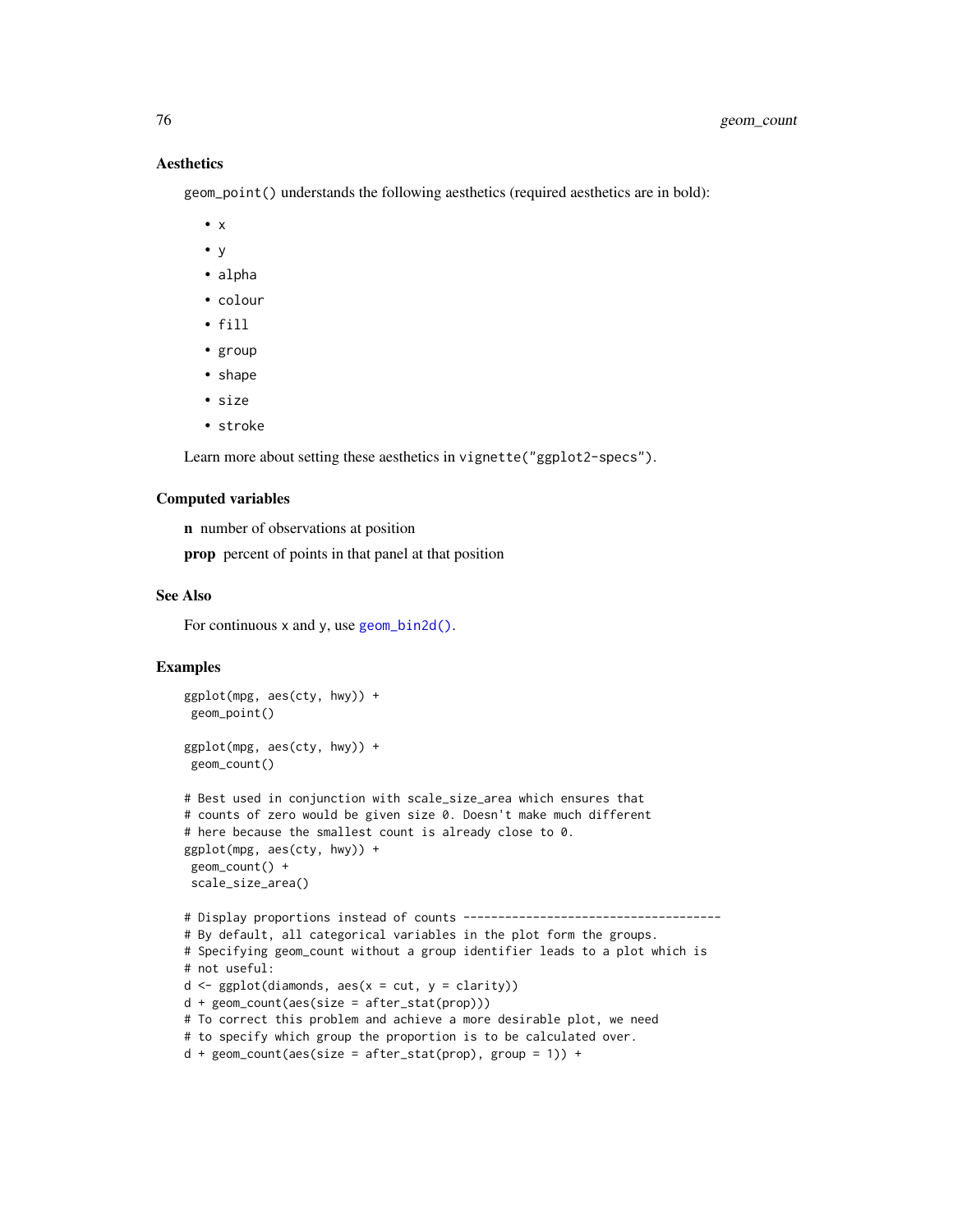### Aesthetics

`geom_point()` understands the following aesthetics (required aesthetics are in bold):

- `x`
- `y`
- `alpha`
- `colour`
- `fill`
- `group`
- `shape`
- `size`
- `stroke`

Learn more about setting these aesthetics in `vignette("ggplot2-specs")`.

### Computed variables

**n** number of observations at position

**prop** percent of points in that panel at that position

### See Also

For continuous x and y, use `geom_bin2d()`.

### Examples

```
ggplot(mpg, aes(cty, hwy)) +
 geom_point()

ggplot(mpg, aes(cty, hwy)) +
 geom_count()

# Best used in conjunction with scale_size_area which ensures that
# counts of zero would be given size 0. Doesn't make much different
# here because the smallest count is already close to 0.
ggplot(mpg, aes(cty, hwy)) +
 geom_count() +
 scale_size_area()

# Display proportions instead of counts -------------------------------------
# By default, all categorical variables in the plot form the groups.
# Specifying geom_count without a group identifier leads to a plot which is
# not useful:
d <- ggplot(diamonds, aes(x = cut, y = clarity))
d + geom_count(aes(size = after_stat(prop)))
# To correct this problem and achieve a more desirable plot, we need
# to specify which group the proportion is to be calculated over.
d + geom_count(aes(size = after_stat(prop), group = 1)) +
```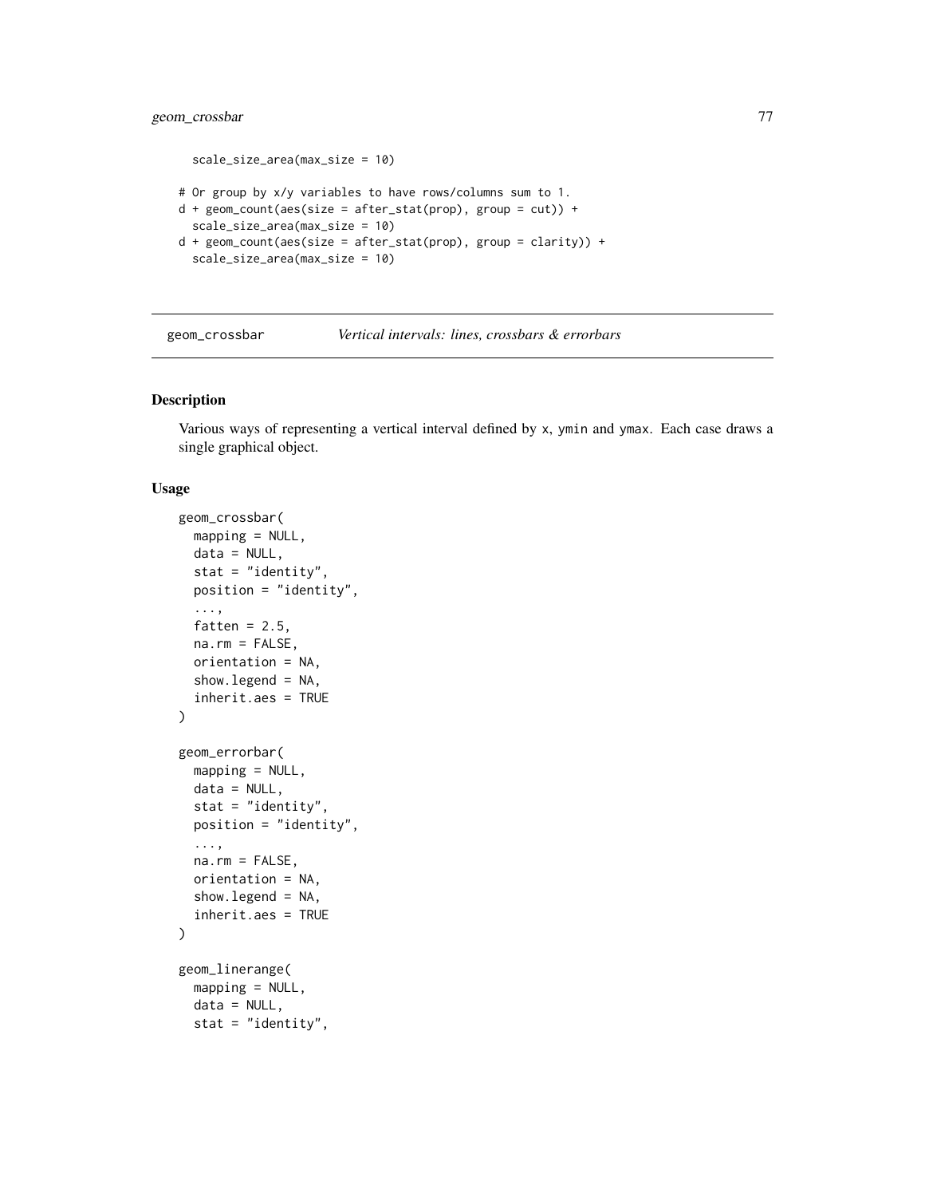```
  scale_size_area(max_size = 10)

# Or group by x/y variables to have rows/columns sum to 1.
d + geom_count(aes(size = after_stat(prop), group = cut)) +
  scale_size_area(max_size = 10)
d + geom_count(aes(size = after_stat(prop), group = clarity)) +
  scale_size_area(max_size = 10)
```

## geom_crossbar — *Vertical intervals: lines, crossbars & errorbars*

### Description

Various ways of representing a vertical interval defined by x, ymin and ymax. Each case draws a single graphical object.

### Usage

```
geom_crossbar(
  mapping = NULL,
  data = NULL,
  stat = "identity",
  position = "identity",
  ...,
  fatten = 2.5,
  na.rm = FALSE,
  orientation = NA,
  show.legend = NA,
  inherit.aes = TRUE
)

geom_errorbar(
  mapping = NULL,
  data = NULL,
  stat = "identity",
  position = "identity",
  ...,
  na.rm = FALSE,
  orientation = NA,
  show.legend = NA,
  inherit.aes = TRUE
)

geom_linerange(
  mapping = NULL,
  data = NULL,
  stat = "identity",
```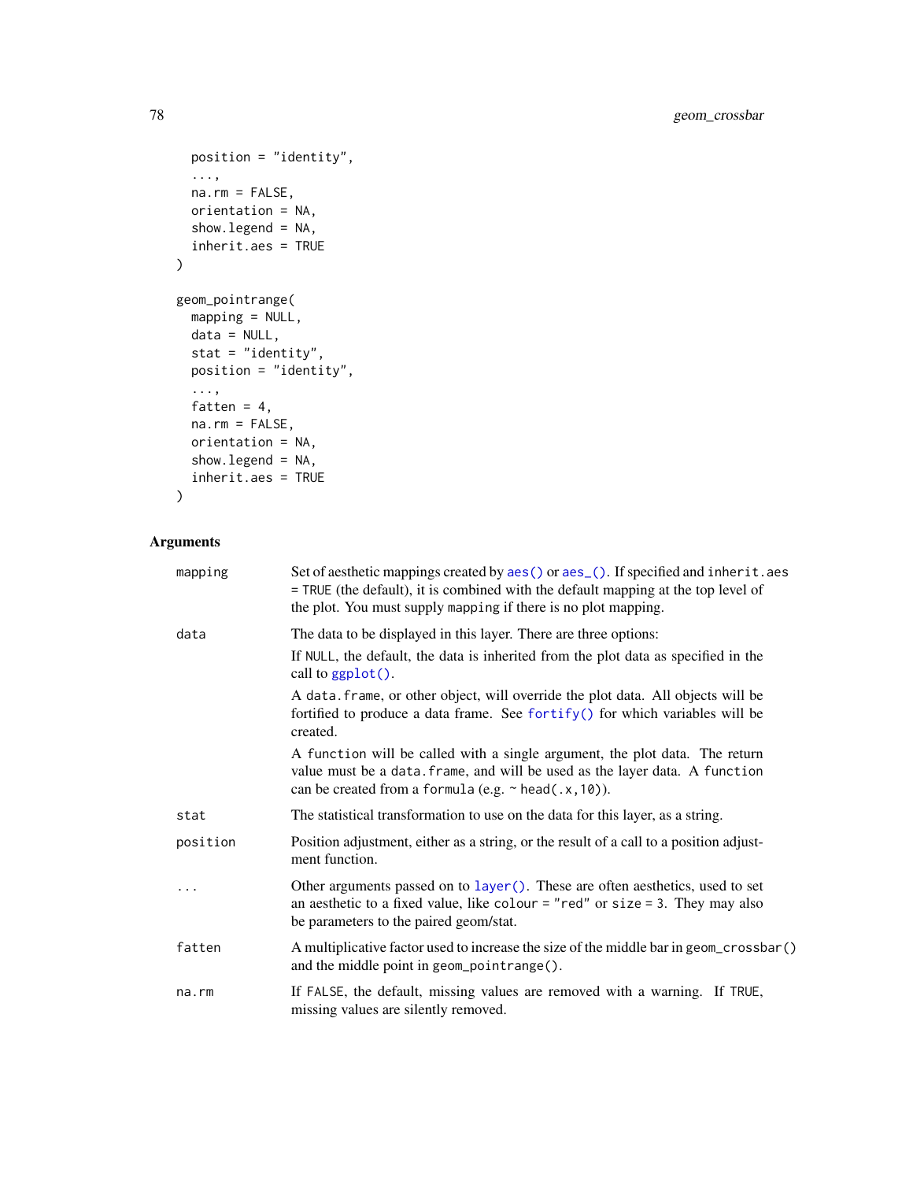```
  position = "identity",
  ...,
  na.rm = FALSE,
  orientation = NA,
  show.legend = NA,
  inherit.aes = TRUE
)

geom_pointrange(
  mapping = NULL,
  data = NULL,
  stat = "identity",
  position = "identity",
  ...,
  fatten = 4,
  na.rm = FALSE,
  orientation = NA,
  show.legend = NA,
  inherit.aes = TRUE
)
```

## Arguments

| | |
|---|---|
| mapping | Set of aesthetic mappings created by `aes()` or `aes_()`. If specified and `inherit.aes = TRUE` (the default), it is combined with the default mapping at the top level of the plot. You must supply `mapping` if there is no plot mapping. |
| data | The data to be displayed in this layer. There are three options:<br>If `NULL`, the default, the data is inherited from the plot data as specified in the call to `ggplot()`.<br>A `data.frame`, or other object, will override the plot data. All objects will be fortified to produce a data frame. See `fortify()` for which variables will be created.<br>A `function` will be called with a single argument, the plot data. The return value must be a `data.frame`, and will be used as the layer data. A `function` can be created from a `formula` (e.g. `~ head(.x, 10)`). |
| stat | The statistical transformation to use on the data for this layer, as a string. |
| position | Position adjustment, either as a string, or the result of a call to a position adjustment function. |
| ... | Other arguments passed on to `layer()`. These are often aesthetics, used to set an aesthetic to a fixed value, like `colour = "red"` or `size = 3`. They may also be parameters to the paired geom/stat. |
| fatten | A multiplicative factor used to increase the size of the middle bar in `geom_crossbar()` and the middle point in `geom_pointrange()`. |
| na.rm | If `FALSE`, the default, missing values are removed with a warning. If `TRUE`, missing values are silently removed. |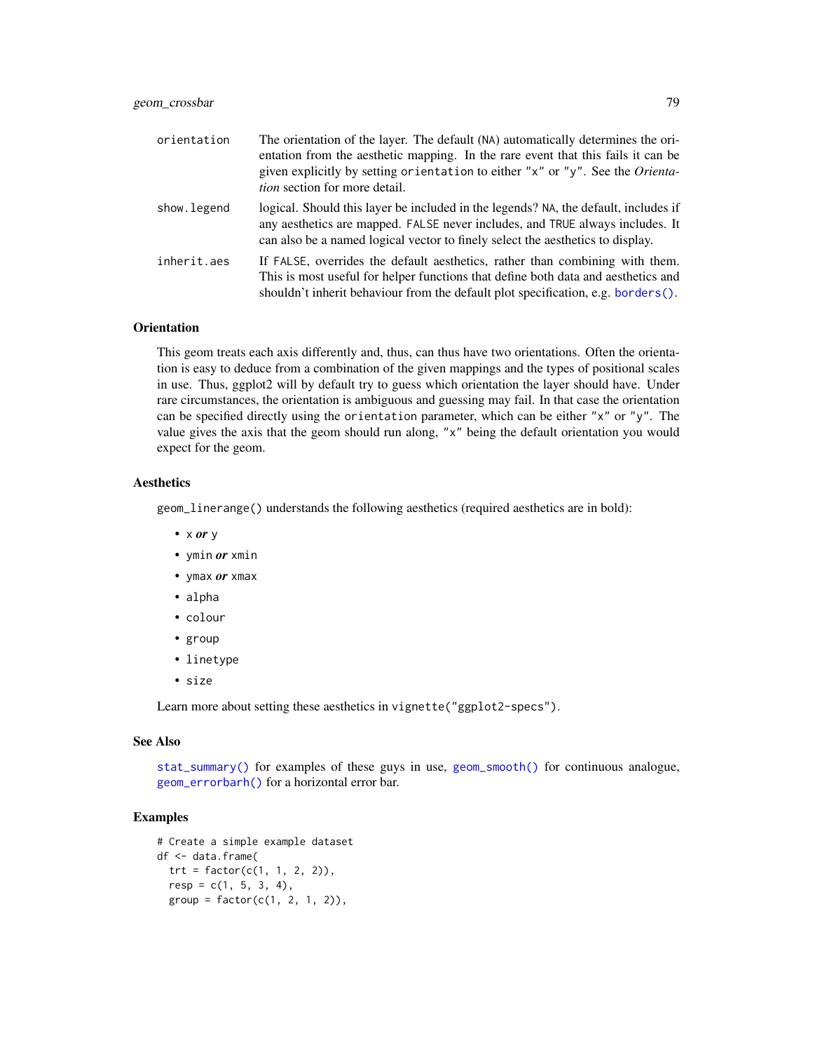| | |
|---|---|
| `orientation` | The orientation of the layer. The default (`NA`) automatically determines the orientation from the aesthetic mapping. In the rare event that this fails it can be given explicitly by setting `orientation` to either `"x"` or `"y"`. See the *Orientation* section for more detail. |
| `show.legend` | logical. Should this layer be included in the legends? `NA`, the default, includes if any aesthetics are mapped. `FALSE` never includes, and `TRUE` always includes. It can also be a named logical vector to finely select the aesthetics to display. |
| `inherit.aes` | If `FALSE`, overrides the default aesthetics, rather than combining with them. This is most useful for helper functions that define both data and aesthetics and shouldn't inherit behaviour from the default plot specification, e.g. `borders()`. |

## Orientation

This geom treats each axis differently and, thus, can thus have two orientations. Often the orientation is easy to deduce from a combination of the given mappings and the types of positional scales in use. Thus, ggplot2 will by default try to guess which orientation the layer should have. Under rare circumstances, the orientation is ambiguous and guessing may fail. In that case the orientation can be specified directly using the `orientation` parameter, which can be either `"x"` or `"y"`. The value gives the axis that the geom should run along, `"x"` being the default orientation you would expect for the geom.

## Aesthetics

`geom_linerange()` understands the following aesthetics (required aesthetics are in bold):

- `x` ***or*** `y`
- `ymin` ***or*** `xmin`
- `ymax` ***or*** `xmax`
- `alpha`
- `colour`
- `group`
- `linetype`
- `size`

Learn more about setting these aesthetics in `vignette("ggplot2-specs")`.

## See Also

`stat_summary()` for examples of these guys in use, `geom_smooth()` for continuous analogue, `geom_errorbarh()` for a horizontal error bar.

## Examples

```
# Create a simple example dataset
df <- data.frame(
  trt = factor(c(1, 1, 2, 2)),
  resp = c(1, 5, 3, 4),
  group = factor(c(1, 2, 1, 2)),
```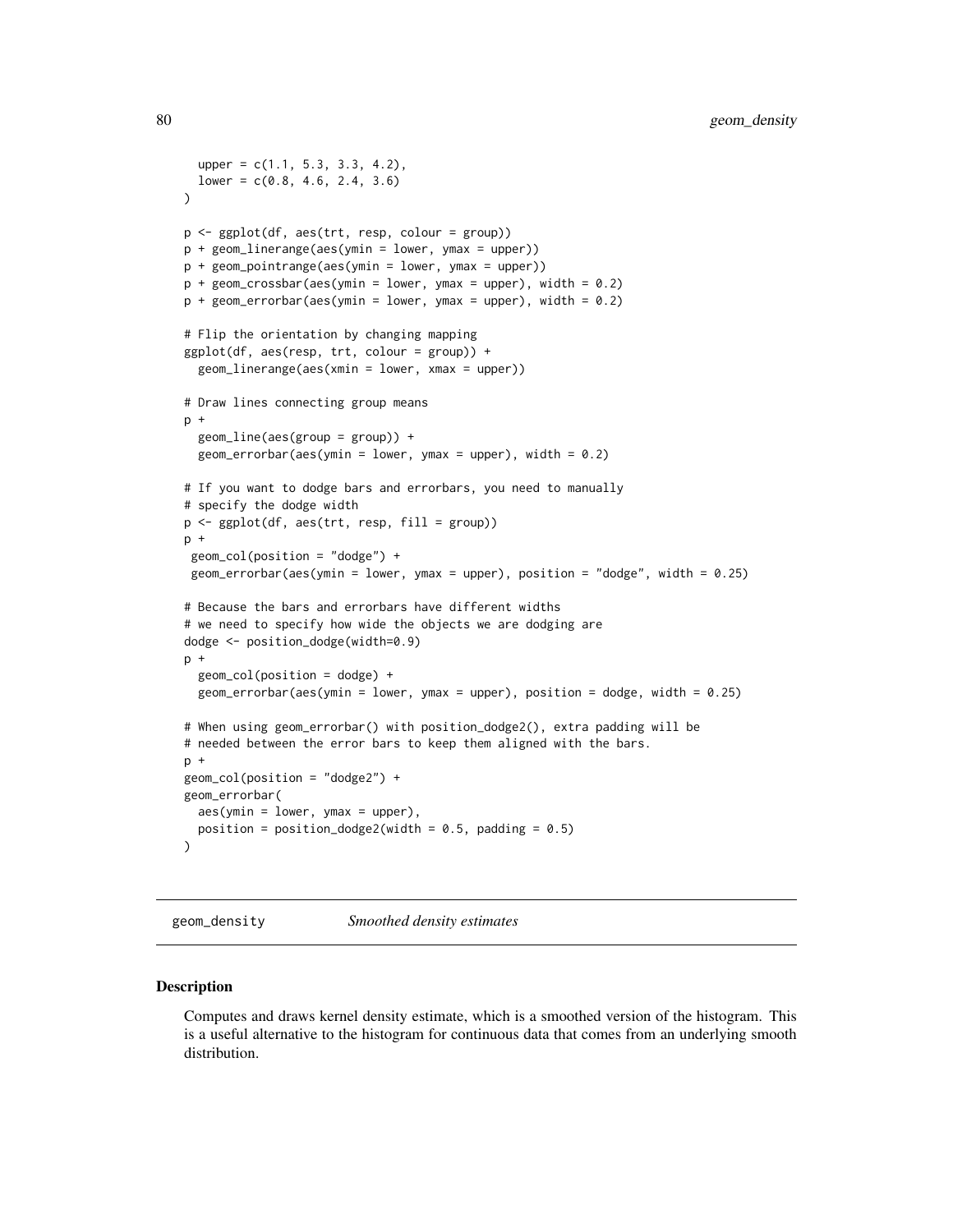```
  upper = c(1.1, 5.3, 3.3, 4.2),
  lower = c(0.8, 4.6, 2.4, 3.6)
)

p <- ggplot(df, aes(trt, resp, colour = group))
p + geom_linerange(aes(ymin = lower, ymax = upper))
p + geom_pointrange(aes(ymin = lower, ymax = upper))
p + geom_crossbar(aes(ymin = lower, ymax = upper), width = 0.2)
p + geom_errorbar(aes(ymin = lower, ymax = upper), width = 0.2)

# Flip the orientation by changing mapping
ggplot(df, aes(resp, trt, colour = group)) +
  geom_linerange(aes(xmin = lower, xmax = upper))

# Draw lines connecting group means
p +
  geom_line(aes(group = group)) +
  geom_errorbar(aes(ymin = lower, ymax = upper), width = 0.2)

# If you want to dodge bars and errorbars, you need to manually
# specify the dodge width
p <- ggplot(df, aes(trt, resp, fill = group))
p +
 geom_col(position = "dodge") +
 geom_errorbar(aes(ymin = lower, ymax = upper), position = "dodge", width = 0.25)

# Because the bars and errorbars have different widths
# we need to specify how wide the objects we are dodging are
dodge <- position_dodge(width=0.9)
p +
  geom_col(position = dodge) +
  geom_errorbar(aes(ymin = lower, ymax = upper), position = dodge, width = 0.25)

# When using geom_errorbar() with position_dodge2(), extra padding will be
# needed between the error bars to keep them aligned with the bars.
p +
geom_col(position = "dodge2") +
geom_errorbar(
  aes(ymin = lower, ymax = upper),
  position = position_dodge2(width = 0.5, padding = 0.5)
)
```

## geom_density — *Smoothed density estimates*

### Description

Computes and draws kernel density estimate, which is a smoothed version of the histogram. This is a useful alternative to the histogram for continuous data that comes from an underlying smooth distribution.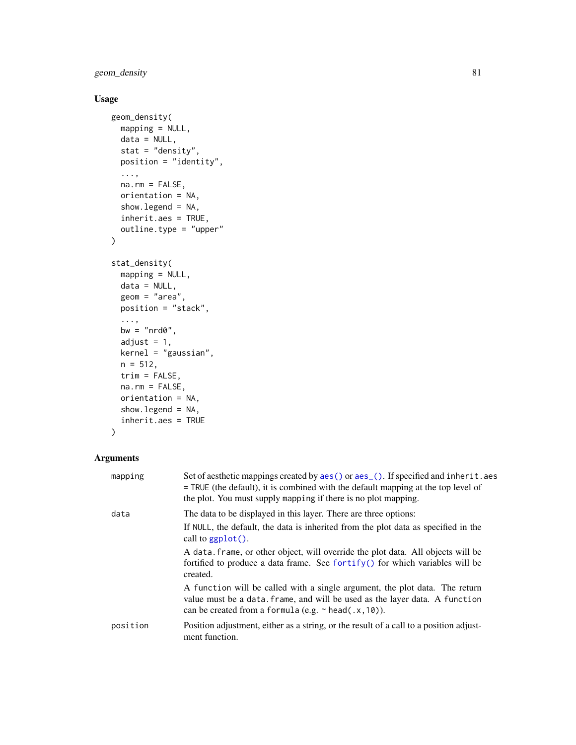## Usage

```
geom_density(
  mapping = NULL,
  data = NULL,
  stat = "density",
  position = "identity",
  ...,
  na.rm = FALSE,
  orientation = NA,
  show.legend = NA,
  inherit.aes = TRUE,
  outline.type = "upper"
)

stat_density(
  mapping = NULL,
  data = NULL,
  geom = "area",
  position = "stack",
  ...,
  bw = "nrd0",
  adjust = 1,
  kernel = "gaussian",
  n = 512,
  trim = FALSE,
  na.rm = FALSE,
  orientation = NA,
  show.legend = NA,
  inherit.aes = TRUE
)
```

## Arguments

| | |
|---|---|
| `mapping` | Set of aesthetic mappings created by `aes()` or `aes_()`. If specified and `inherit.aes = TRUE` (the default), it is combined with the default mapping at the top level of the plot. You must supply `mapping` if there is no plot mapping. |
| `data` | The data to be displayed in this layer. There are three options:<br>If `NULL`, the default, the data is inherited from the plot data as specified in the call to `ggplot()`.<br>A `data.frame`, or other object, will override the plot data. All objects will be fortified to produce a data frame. See `fortify()` for which variables will be created.<br>A `function` will be called with a single argument, the plot data. The return value must be a `data.frame`, and will be used as the layer data. A `function` can be created from a `formula` (e.g. `~ head(.x,10)`). |
| `position` | Position adjustment, either as a string, or the result of a call to a position adjustment function. |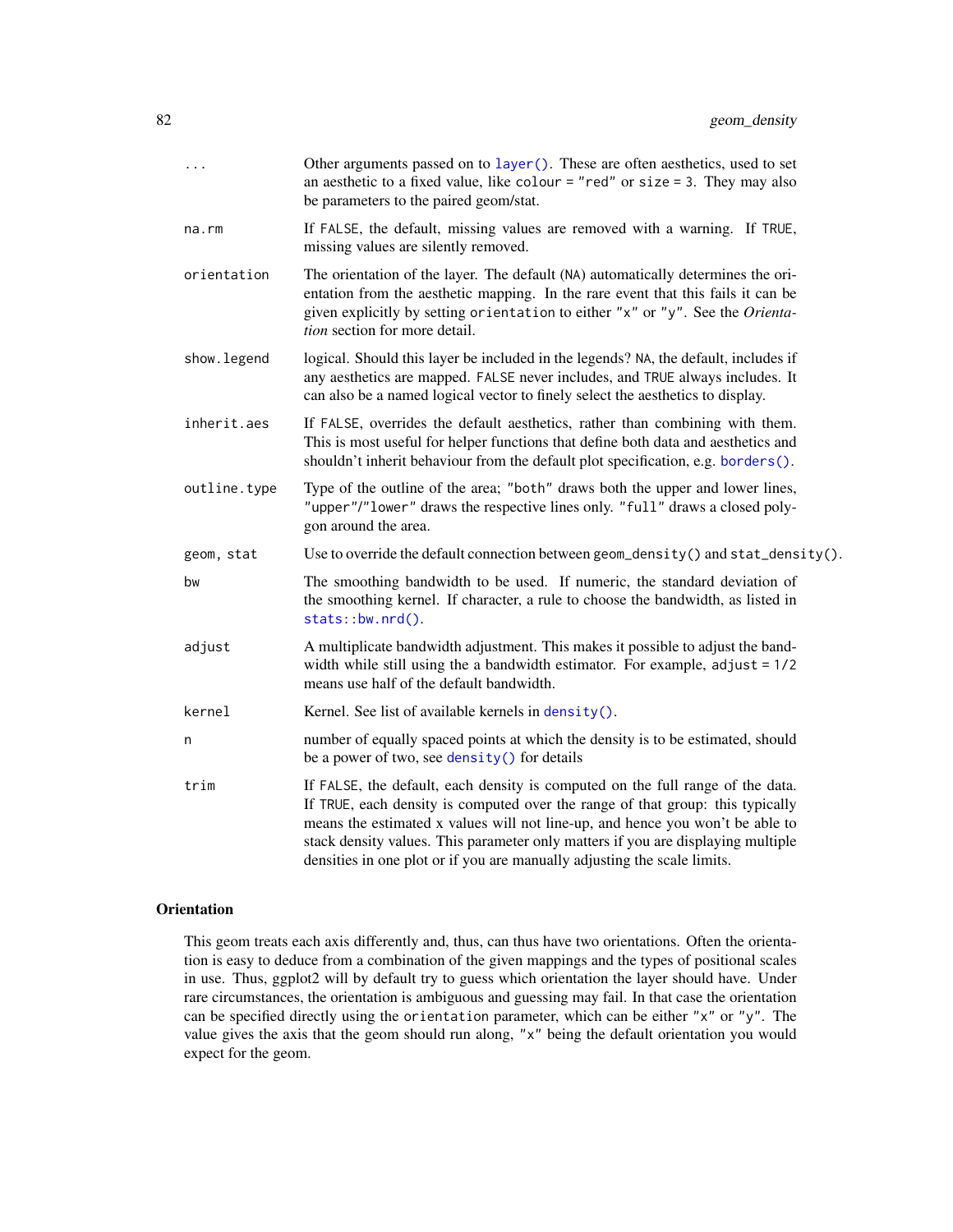| | |
|---|---|
| `...` | Other arguments passed on to `layer()`. These are often aesthetics, used to set an aesthetic to a fixed value, like `colour = "red"` or `size = 3`. They may also be parameters to the paired geom/stat. |
| `na.rm` | If `FALSE`, the default, missing values are removed with a warning. If `TRUE`, missing values are silently removed. |
| `orientation` | The orientation of the layer. The default (`NA`) automatically determines the orientation from the aesthetic mapping. In the rare event that this fails it can be given explicitly by setting `orientation` to either `"x"` or `"y"`. See the *Orientation* section for more detail. |
| `show.legend` | logical. Should this layer be included in the legends? `NA`, the default, includes if any aesthetics are mapped. `FALSE` never includes, and `TRUE` always includes. It can also be a named logical vector to finely select the aesthetics to display. |
| `inherit.aes` | If `FALSE`, overrides the default aesthetics, rather than combining with them. This is most useful for helper functions that define both data and aesthetics and shouldn't inherit behaviour from the default plot specification, e.g. `borders()`. |
| `outline.type` | Type of the outline of the area; `"both"` draws both the upper and lower lines, `"upper"`/`"lower"` draws the respective lines only. `"full"` draws a closed polygon around the area. |
| `geom, stat` | Use to override the default connection between `geom_density()` and `stat_density()`. |
| `bw` | The smoothing bandwidth to be used. If numeric, the standard deviation of the smoothing kernel. If character, a rule to choose the bandwidth, as listed in `stats::bw.nrd()`. |
| `adjust` | A multiplicate bandwidth adjustment. This makes it possible to adjust the bandwidth while still using the a bandwidth estimator. For example, `adjust = 1/2` means use half of the default bandwidth. |
| `kernel` | Kernel. See list of available kernels in `density()`. |
| `n` | number of equally spaced points at which the density is to be estimated, should be a power of two, see `density()` for details |
| `trim` | If `FALSE`, the default, each density is computed on the full range of the data. If `TRUE`, each density is computed over the range of that group: this typically means the estimated x values will not line-up, and hence you won't be able to stack density values. This parameter only matters if you are displaying multiple densities in one plot or if you are manually adjusting the scale limits. |

## Orientation

This geom treats each axis differently and, thus, can thus have two orientations. Often the orientation is easy to deduce from a combination of the given mappings and the types of positional scales in use. Thus, ggplot2 will by default try to guess which orientation the layer should have. Under rare circumstances, the orientation is ambiguous and guessing may fail. In that case the orientation can be specified directly using the `orientation` parameter, which can be either `"x"` or `"y"`. The value gives the axis that the geom should run along, `"x"` being the default orientation you would expect for the geom.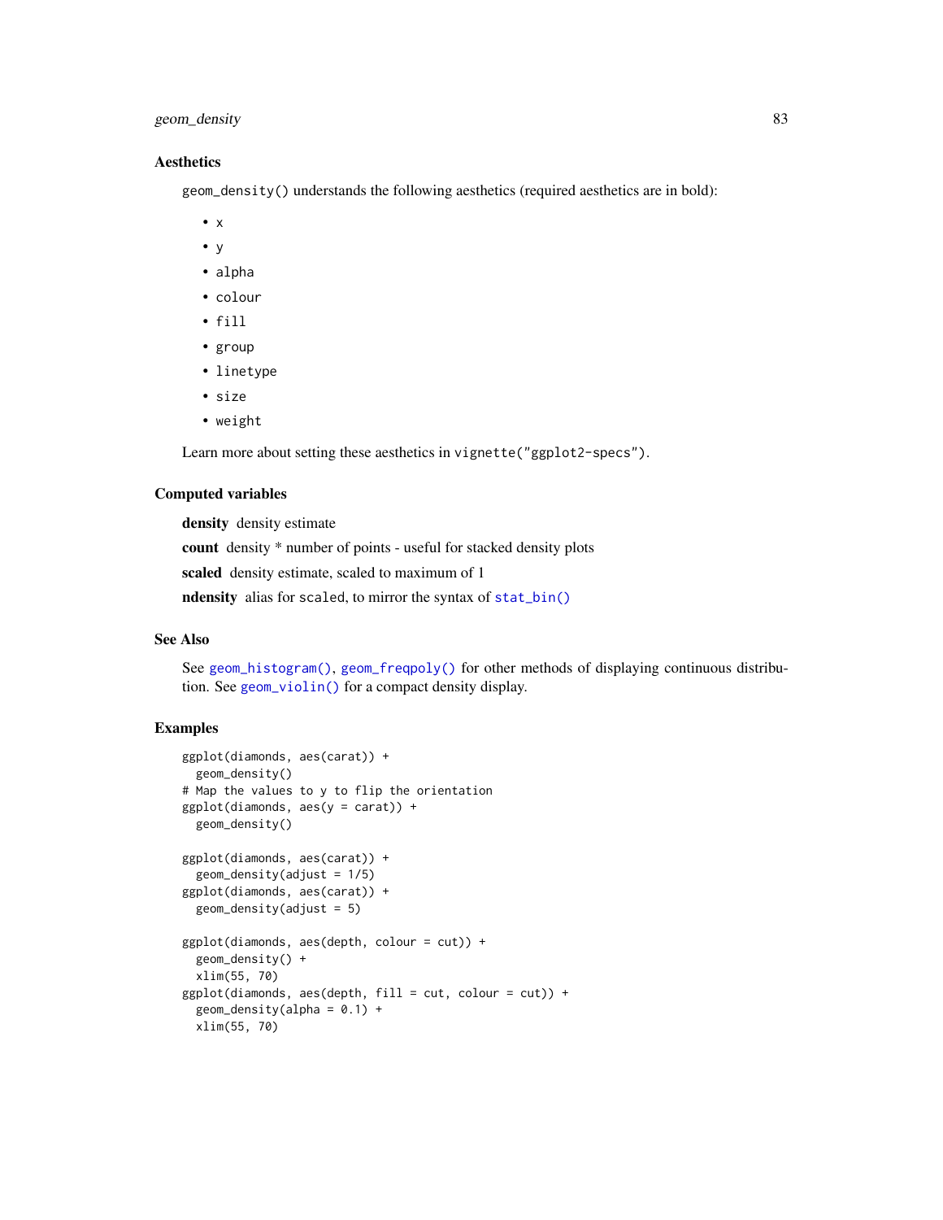## Aesthetics

`geom_density()` understands the following aesthetics (required aesthetics are in bold):

- x
- y
- alpha
- colour
- fill
- group
- linetype
- size
- weight

Learn more about setting these aesthetics in `vignette("ggplot2-specs")`.

## Computed variables

**density** density estimate

**count** density * number of points - useful for stacked density plots

**scaled** density estimate, scaled to maximum of 1

**ndensity** alias for `scaled`, to mirror the syntax of `stat_bin()`

## See Also

See `geom_histogram()`, `geom_freqpoly()` for other methods of displaying continuous distribution. See `geom_violin()` for a compact density display.

## Examples

```
ggplot(diamonds, aes(carat)) +
  geom_density()
# Map the values to y to flip the orientation
ggplot(diamonds, aes(y = carat)) +
  geom_density()

ggplot(diamonds, aes(carat)) +
  geom_density(adjust = 1/5)
ggplot(diamonds, aes(carat)) +
  geom_density(adjust = 5)

ggplot(diamonds, aes(depth, colour = cut)) +
  geom_density() +
  xlim(55, 70)
ggplot(diamonds, aes(depth, fill = cut, colour = cut)) +
  geom_density(alpha = 0.1) +
  xlim(55, 70)
```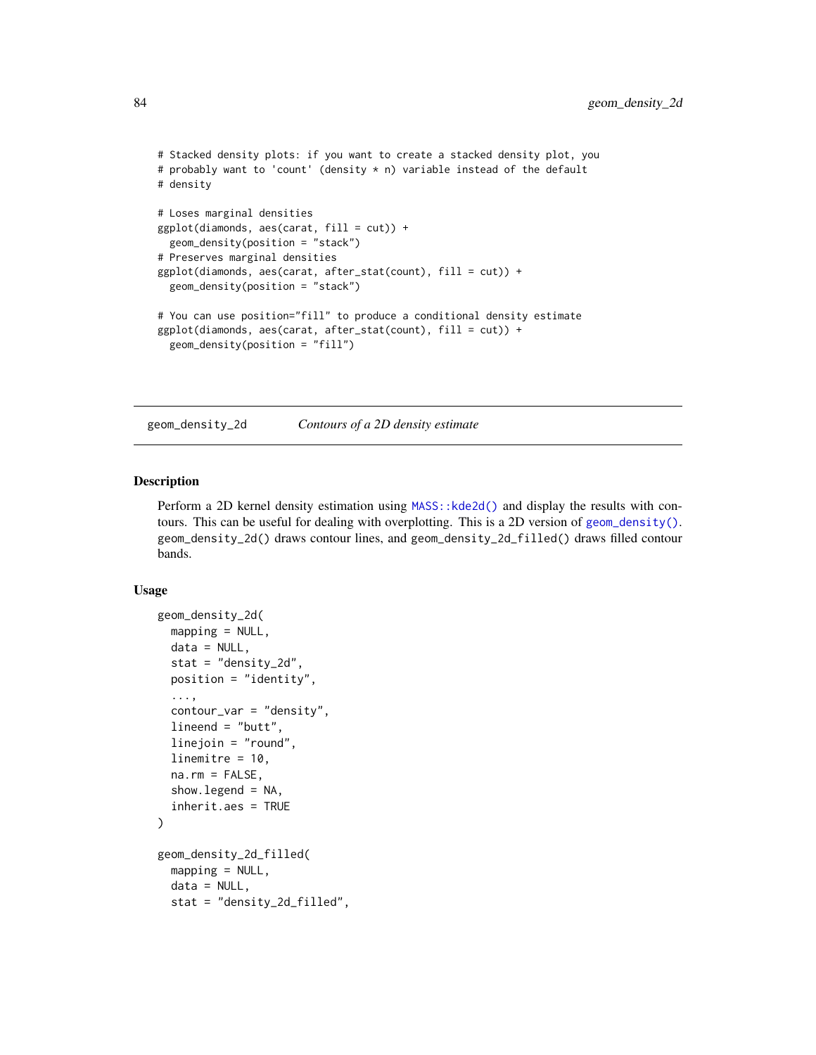```
# Stacked density plots: if you want to create a stacked density plot, you
# probably want to 'count' (density * n) variable instead of the default
# density

# Loses marginal densities
ggplot(diamonds, aes(carat, fill = cut)) +
  geom_density(position = "stack")
# Preserves marginal densities
ggplot(diamonds, aes(carat, after_stat(count), fill = cut)) +
  geom_density(position = "stack")

# You can use position="fill" to produce a conditional density estimate
ggplot(diamonds, aes(carat, after_stat(count), fill = cut)) +
  geom_density(position = "fill")
```

---

## geom_density_2d — *Contours of a 2D density estimate*

### Description

Perform a 2D kernel density estimation using `MASS::kde2d()` and display the results with contours. This can be useful for dealing with overplotting. This is a 2D version of `geom_density()`. `geom_density_2d()` draws contour lines, and `geom_density_2d_filled()` draws filled contour bands.

### Usage

```
geom_density_2d(
  mapping = NULL,
  data = NULL,
  stat = "density_2d",
  position = "identity",
  ...,
  contour_var = "density",
  lineend = "butt",
  linejoin = "round",
  linemitre = 10,
  na.rm = FALSE,
  show.legend = NA,
  inherit.aes = TRUE
)

geom_density_2d_filled(
  mapping = NULL,
  data = NULL,
  stat = "density_2d_filled",
```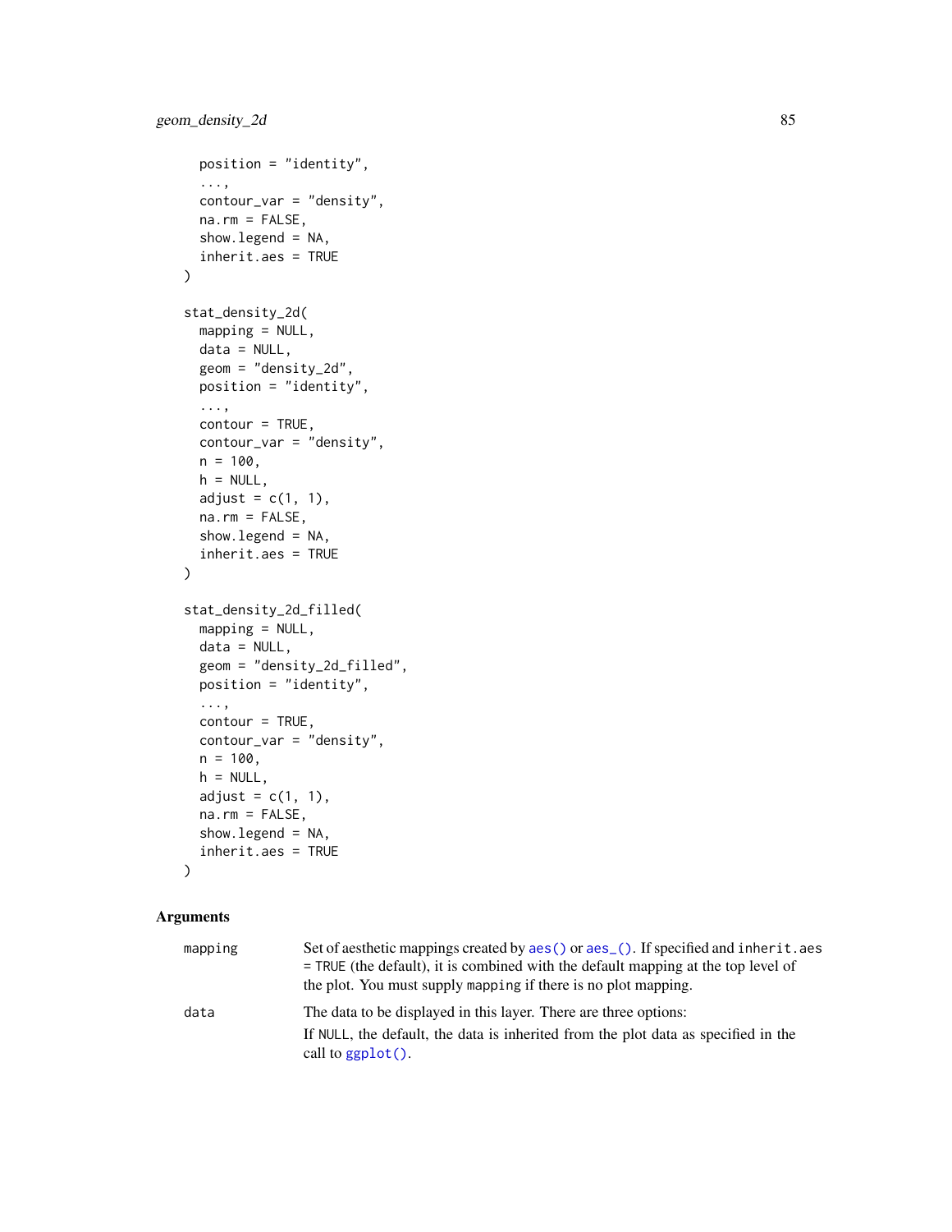```
  position = "identity",
  ...,
  contour_var = "density",
  na.rm = FALSE,
  show.legend = NA,
  inherit.aes = TRUE
)

stat_density_2d(
  mapping = NULL,
  data = NULL,
  geom = "density_2d",
  position = "identity",
  ...,
  contour = TRUE,
  contour_var = "density",
  n = 100,
  h = NULL,
  adjust = c(1, 1),
  na.rm = FALSE,
  show.legend = NA,
  inherit.aes = TRUE
)

stat_density_2d_filled(
  mapping = NULL,
  data = NULL,
  geom = "density_2d_filled",
  position = "identity",
  ...,
  contour = TRUE,
  contour_var = "density",
  n = 100,
  h = NULL,
  adjust = c(1, 1),
  na.rm = FALSE,
  show.legend = NA,
  inherit.aes = TRUE
)
```

## Arguments

| | |
|---|---|
| mapping | Set of aesthetic mappings created by `aes()` or `aes_()`. If specified and `inherit.aes = TRUE` (the default), it is combined with the default mapping at the top level of the plot. You must supply `mapping` if there is no plot mapping. |
| data | The data to be displayed in this layer. There are three options:<br>If `NULL`, the default, the data is inherited from the plot data as specified in the call to `ggplot()`. |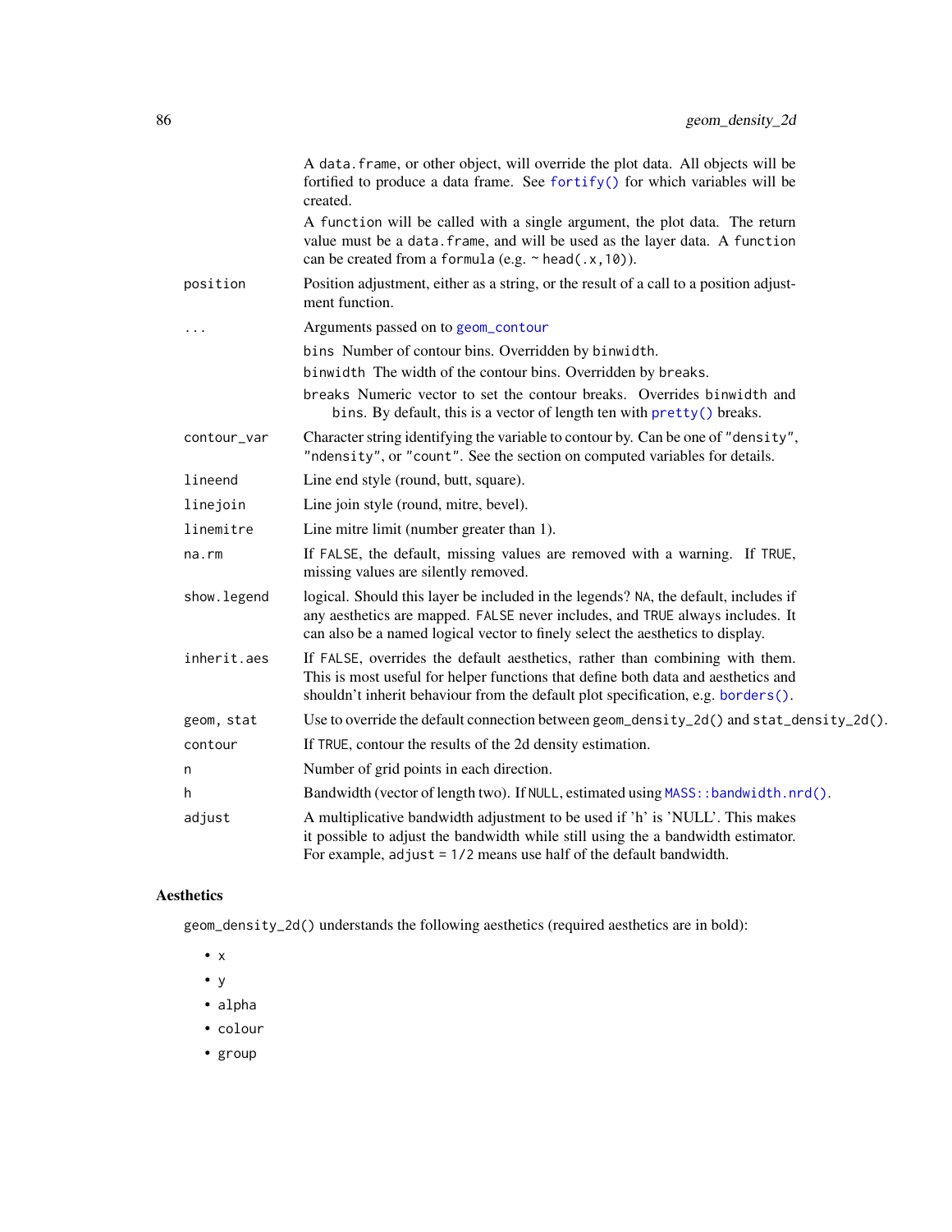| | |
|---|---|
| | A `data.frame`, or other object, will override the plot data. All objects will be fortified to produce a data frame. See `fortify()` for which variables will be created. |
| | A `function` will be called with a single argument, the plot data. The return value must be a `data.frame`, and will be used as the layer data. A `function` can be created from a `formula` (e.g. `~ head(.x,10)`). |
| `position` | Position adjustment, either as a string, or the result of a call to a position adjustment function. |
| `...` | Arguments passed on to `geom_contour`<br>`bins` Number of contour bins. Overridden by `binwidth`.<br>`binwidth` The width of the contour bins. Overridden by `breaks`.<br>`breaks` Numeric vector to set the contour breaks. Overrides `binwidth` and `bins`. By default, this is a vector of length ten with `pretty()` breaks. |
| `contour_var` | Character string identifying the variable to contour by. Can be one of `"density"`, `"ndensity"`, or `"count"`. See the section on computed variables for details. |
| `lineend` | Line end style (round, butt, square). |
| `linejoin` | Line join style (round, mitre, bevel). |
| `linemitre` | Line mitre limit (number greater than 1). |
| `na.rm` | If `FALSE`, the default, missing values are removed with a warning. If `TRUE`, missing values are silently removed. |
| `show.legend` | logical. Should this layer be included in the legends? `NA`, the default, includes if any aesthetics are mapped. `FALSE` never includes, and `TRUE` always includes. It can also be a named logical vector to finely select the aesthetics to display. |
| `inherit.aes` | If `FALSE`, overrides the default aesthetics, rather than combining with them. This is most useful for helper functions that define both data and aesthetics and shouldn't inherit behaviour from the default plot specification, e.g. `borders()`. |
| `geom, stat` | Use to override the default connection between `geom_density_2d()` and `stat_density_2d()`. |
| `contour` | If `TRUE`, contour the results of the 2d density estimation. |
| `n` | Number of grid points in each direction. |
| `h` | Bandwidth (vector of length two). If `NULL`, estimated using `MASS::bandwidth.nrd()`. |
| `adjust` | A multiplicative bandwidth adjustment to be used if 'h' is 'NULL'. This makes it possible to adjust the bandwidth while still using the a bandwidth estimator. For example, `adjust = 1/2` means use half of the default bandwidth. |

## Aesthetics

`geom_density_2d()` understands the following aesthetics (required aesthetics are in bold):

- `x`
- `y`
- `alpha`
- `colour`
- `group`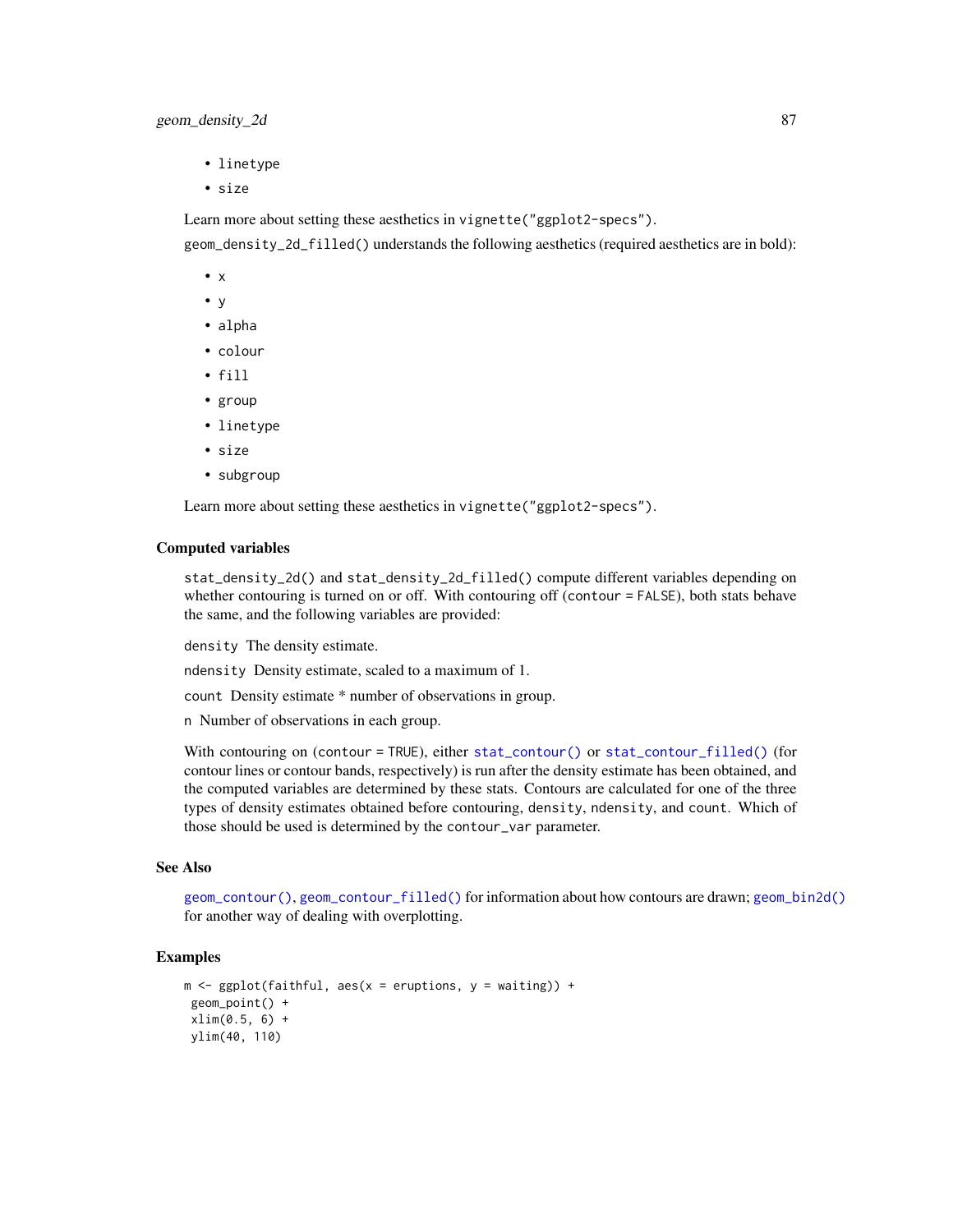- linetype
- size

Learn more about setting these aesthetics in vignette("ggplot2-specs").

geom_density_2d_filled() understands the following aesthetics (required aesthetics are in bold):

- x
- y
- alpha
- colour
- fill
- group
- linetype
- size
- subgroup

Learn more about setting these aesthetics in vignette("ggplot2-specs").

### Computed variables

stat_density_2d() and stat_density_2d_filled() compute different variables depending on whether contouring is turned on or off. With contouring off (contour = FALSE), both stats behave the same, and the following variables are provided:

density The density estimate.

ndensity Density estimate, scaled to a maximum of 1.

count Density estimate * number of observations in group.

n Number of observations in each group.

With contouring on (contour = TRUE), either stat_contour() or stat_contour_filled() (for contour lines or contour bands, respectively) is run after the density estimate has been obtained, and the computed variables are determined by these stats. Contours are calculated for one of the three types of density estimates obtained before contouring, density, ndensity, and count. Which of those should be used is determined by the contour_var parameter.

### See Also

geom_contour(), geom_contour_filled() for information about how contours are drawn; geom_bin2d() for another way of dealing with overplotting.

### Examples

```
m <- ggplot(faithful, aes(x = eruptions, y = waiting)) +
 geom_point() +
 xlim(0.5, 6) +
 ylim(40, 110)
```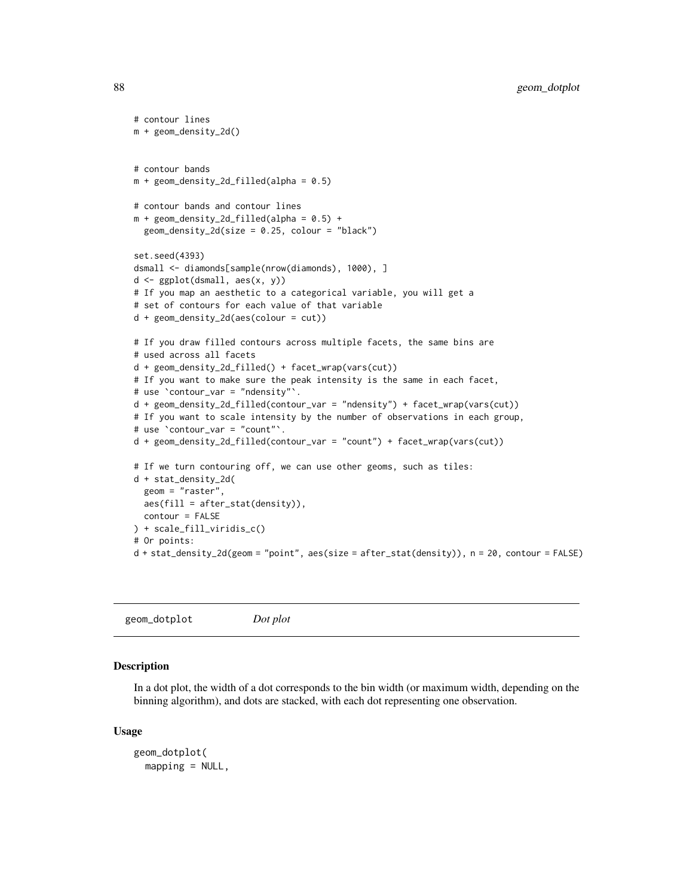```
# contour lines
m + geom_density_2d()


# contour bands
m + geom_density_2d_filled(alpha = 0.5)

# contour bands and contour lines
m + geom_density_2d_filled(alpha = 0.5) +
  geom_density_2d(size = 0.25, colour = "black")

set.seed(4393)
dsmall <- diamonds[sample(nrow(diamonds), 1000), ]
d <- ggplot(dsmall, aes(x, y))
# If you map an aesthetic to a categorical variable, you will get a
# set of contours for each value of that variable
d + geom_density_2d(aes(colour = cut))

# If you draw filled contours across multiple facets, the same bins are
# used across all facets
d + geom_density_2d_filled() + facet_wrap(vars(cut))
# If you want to make sure the peak intensity is the same in each facet,
# use `contour_var = "ndensity"`.
d + geom_density_2d_filled(contour_var = "ndensity") + facet_wrap(vars(cut))
# If you want to scale intensity by the number of observations in each group,
# use `contour_var = "count"`.
d + geom_density_2d_filled(contour_var = "count") + facet_wrap(vars(cut))

# If we turn contouring off, we can use other geoms, such as tiles:
d + stat_density_2d(
  geom = "raster",
  aes(fill = after_stat(density)),
  contour = FALSE
) + scale_fill_viridis_c()
# Or points:
d + stat_density_2d(geom = "point", aes(size = after_stat(density)), n = 20, contour = FALSE)
```

---

## geom_dotplot *Dot plot*

### Description

In a dot plot, the width of a dot corresponds to the bin width (or maximum width, depending on the binning algorithm), and dots are stacked, with each dot representing one observation.

### Usage

```
geom_dotplot(
  mapping = NULL,
```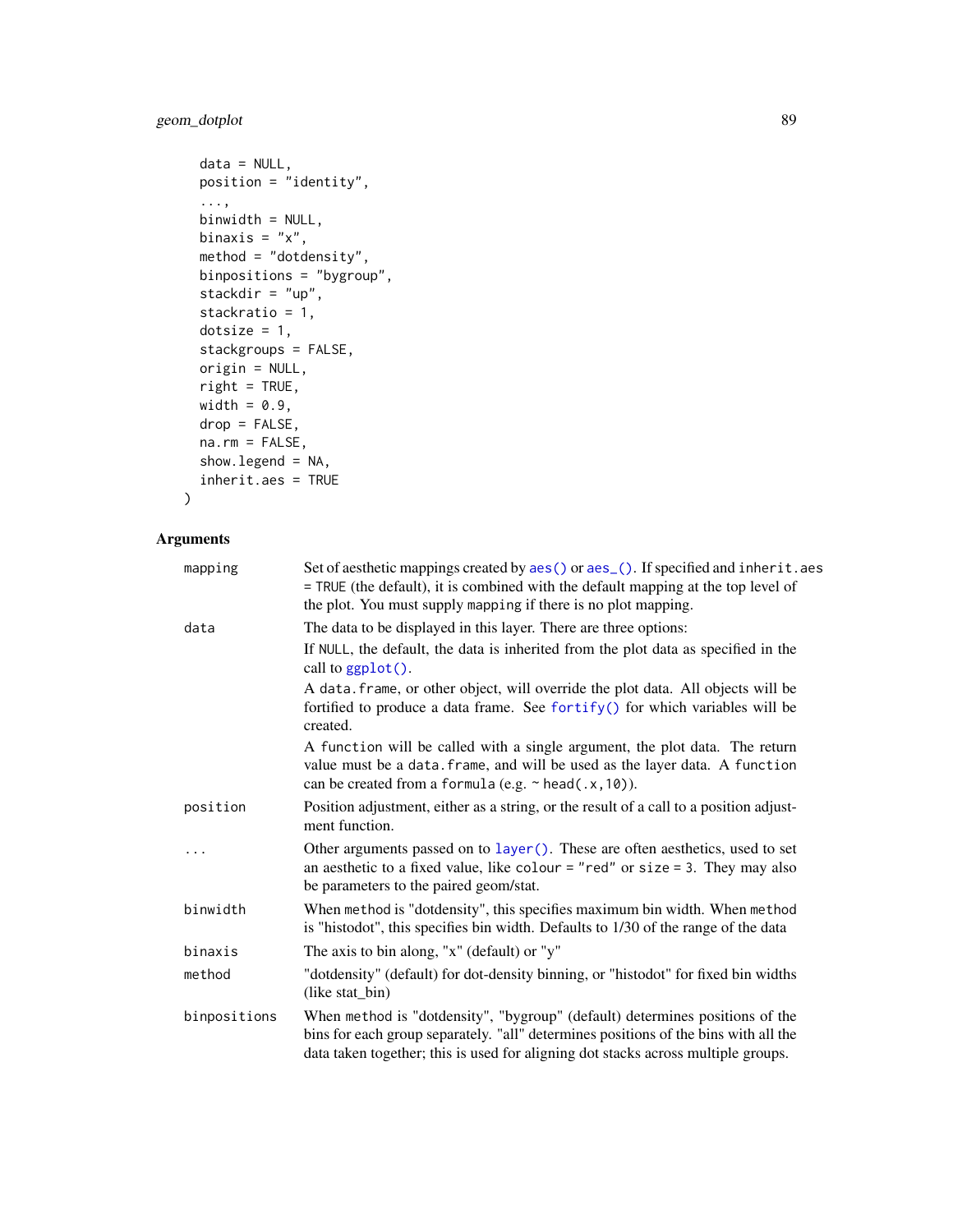```
  data = NULL,
  position = "identity",
  ...,
  binwidth = NULL,
  binaxis = "x",
  method = "dotdensity",
  binpositions = "bygroup",
  stackdir = "up",
  stackratio = 1,
  dotsize = 1,
  stackgroups = FALSE,
  origin = NULL,
  right = TRUE,
  width = 0.9,
  drop = FALSE,
  na.rm = FALSE,
  show.legend = NA,
  inherit.aes = TRUE
)
```

## Arguments

| | |
|---|---|
| `mapping` | Set of aesthetic mappings created by `aes()` or `aes_()`. If specified and `inherit.aes = TRUE` (the default), it is combined with the default mapping at the top level of the plot. You must supply `mapping` if there is no plot mapping. |
| `data` | The data to be displayed in this layer. There are three options:<br>If `NULL`, the default, the data is inherited from the plot data as specified in the call to `ggplot()`.<br>A `data.frame`, or other object, will override the plot data. All objects will be fortified to produce a data frame. See `fortify()` for which variables will be created.<br>A `function` will be called with a single argument, the plot data. The return value must be a `data.frame`, and will be used as the layer data. A `function` can be created from a `formula` (e.g. `~ head(.x,10)`). |
| `position` | Position adjustment, either as a string, or the result of a call to a position adjustment function. |
| `...` | Other arguments passed on to `layer()`. These are often aesthetics, used to set an aesthetic to a fixed value, like `colour = "red"` or `size = 3`. They may also be parameters to the paired geom/stat. |
| `binwidth` | When `method` is "dotdensity", this specifies maximum bin width. When `method` is "histodot", this specifies bin width. Defaults to 1/30 of the range of the data |
| `binaxis` | The axis to bin along, "x" (default) or "y" |
| `method` | "dotdensity" (default) for dot-density binning, or "histodot" for fixed bin widths (like stat_bin) |
| `binpositions` | When `method` is "dotdensity", "bygroup" (default) determines positions of the bins for each group separately. "all" determines positions of the bins with all the data taken together; this is used for aligning dot stacks across multiple groups. |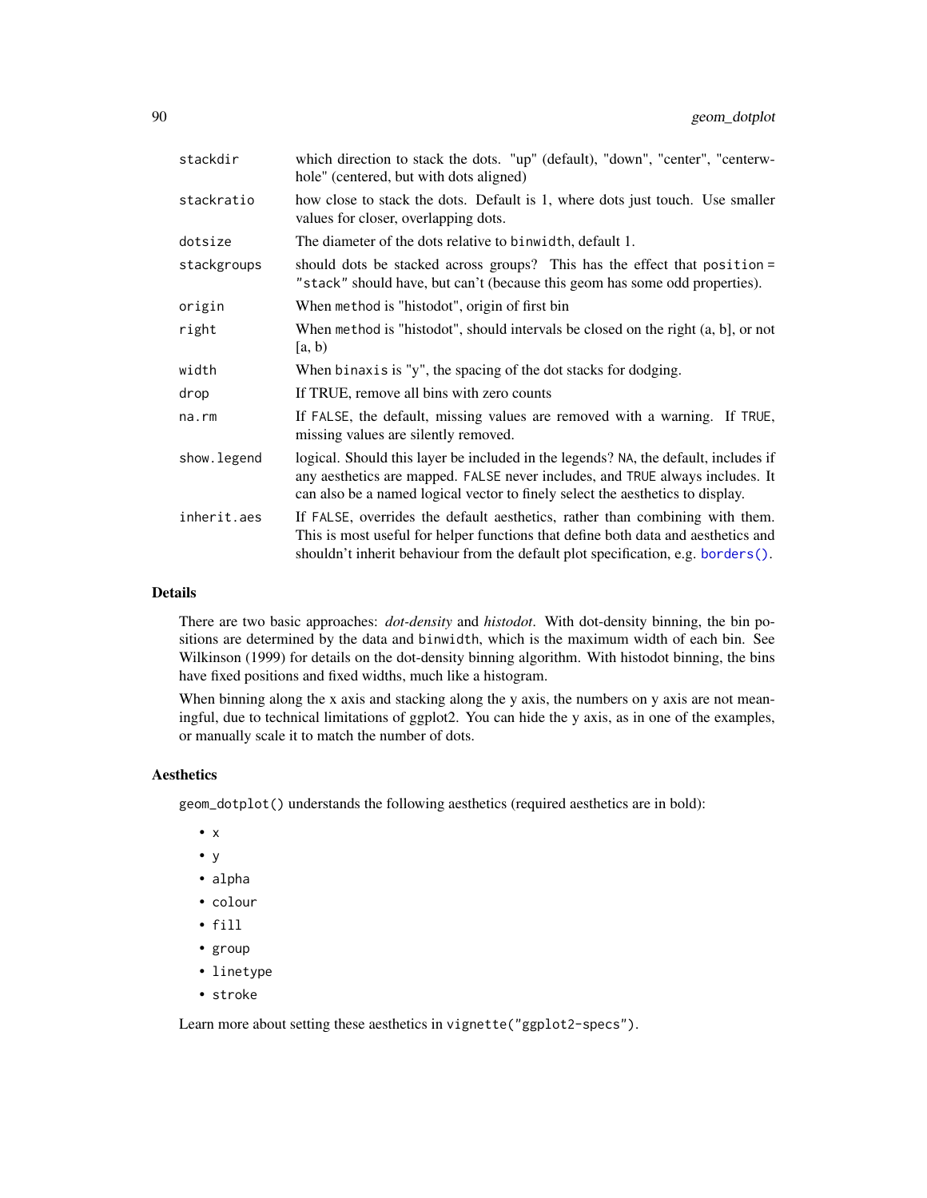| | |
|---|---|
| `stackdir` | which direction to stack the dots. "up" (default), "down", "center", "centerwhole" (centered, but with dots aligned) |
| `stackratio` | how close to stack the dots. Default is 1, where dots just touch. Use smaller values for closer, overlapping dots. |
| `dotsize` | The diameter of the dots relative to `binwidth`, default 1. |
| `stackgroups` | should dots be stacked across groups? This has the effect that `position = "stack"` should have, but can't (because this geom has some odd properties). |
| `origin` | When `method` is "histodot", origin of first bin |
| `right` | When `method` is "histodot", should intervals be closed on the right (a, b], or not [a, b) |
| `width` | When `binaxis` is "y", the spacing of the dot stacks for dodging. |
| `drop` | If TRUE, remove all bins with zero counts |
| `na.rm` | If `FALSE`, the default, missing values are removed with a warning. If `TRUE`, missing values are silently removed. |
| `show.legend` | logical. Should this layer be included in the legends? `NA`, the default, includes if any aesthetics are mapped. `FALSE` never includes, and `TRUE` always includes. It can also be a named logical vector to finely select the aesthetics to display. |
| `inherit.aes` | If `FALSE`, overrides the default aesthetics, rather than combining with them. This is most useful for helper functions that define both data and aesthetics and shouldn't inherit behaviour from the default plot specification, e.g. `borders()`. |

## Details

There are two basic approaches: *dot-density* and *histodot*. With dot-density binning, the bin positions are determined by the data and `binwidth`, which is the maximum width of each bin. See Wilkinson (1999) for details on the dot-density binning algorithm. With histodot binning, the bins have fixed positions and fixed widths, much like a histogram.

When binning along the x axis and stacking along the y axis, the numbers on y axis are not meaningful, due to technical limitations of ggplot2. You can hide the y axis, as in one of the examples, or manually scale it to match the number of dots.

## Aesthetics

`geom_dotplot()` understands the following aesthetics (required aesthetics are in bold):

- `x`
- `y`
- `alpha`
- `colour`
- `fill`
- `group`
- `linetype`
- `stroke`

Learn more about setting these aesthetics in `vignette("ggplot2-specs")`.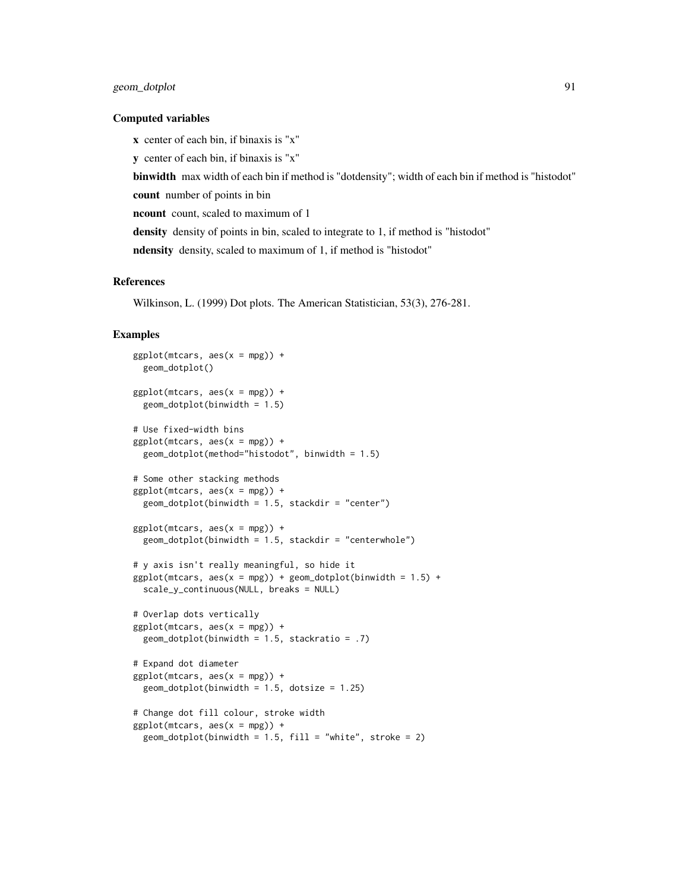### Computed variables

**x** center of each bin, if binaxis is "x"

**y** center of each bin, if binaxis is "x"

**binwidth** max width of each bin if method is "dotdensity"; width of each bin if method is "histodot"

**count** number of points in bin

**ncount** count, scaled to maximum of 1

**density** density of points in bin, scaled to integrate to 1, if method is "histodot"

**ndensity** density, scaled to maximum of 1, if method is "histodot"

### References

Wilkinson, L. (1999) Dot plots. The American Statistician, 53(3), 276-281.

### Examples

```
ggplot(mtcars, aes(x = mpg)) +
  geom_dotplot()

ggplot(mtcars, aes(x = mpg)) +
  geom_dotplot(binwidth = 1.5)

# Use fixed-width bins
ggplot(mtcars, aes(x = mpg)) +
  geom_dotplot(method="histodot", binwidth = 1.5)

# Some other stacking methods
ggplot(mtcars, aes(x = mpg)) +
  geom_dotplot(binwidth = 1.5, stackdir = "center")

ggplot(mtcars, aes(x = mpg)) +
  geom_dotplot(binwidth = 1.5, stackdir = "centerwhole")

# y axis isn't really meaningful, so hide it
ggplot(mtcars, aes(x = mpg)) + geom_dotplot(binwidth = 1.5) +
  scale_y_continuous(NULL, breaks = NULL)

# Overlap dots vertically
ggplot(mtcars, aes(x = mpg)) +
  geom_dotplot(binwidth = 1.5, stackratio = .7)

# Expand dot diameter
ggplot(mtcars, aes(x = mpg)) +
  geom_dotplot(binwidth = 1.5, dotsize = 1.25)

# Change dot fill colour, stroke width
ggplot(mtcars, aes(x = mpg)) +
  geom_dotplot(binwidth = 1.5, fill = "white", stroke = 2)
```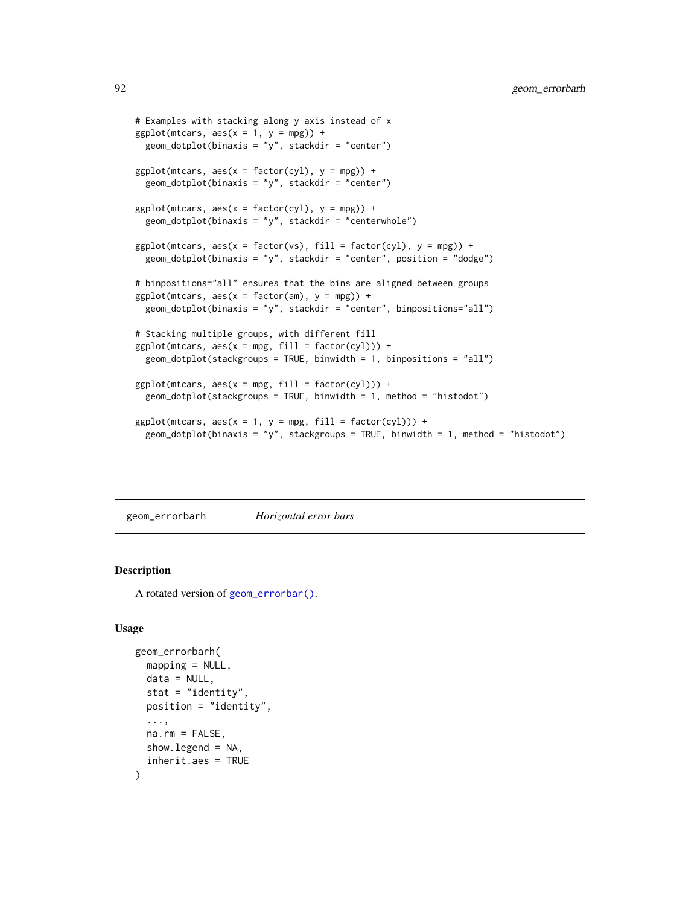```
# Examples with stacking along y axis instead of x
ggplot(mtcars, aes(x = 1, y = mpg)) +
  geom_dotplot(binaxis = "y", stackdir = "center")

ggplot(mtcars, aes(x = factor(cyl), y = mpg)) +
  geom_dotplot(binaxis = "y", stackdir = "center")

ggplot(mtcars, aes(x = factor(cyl), y = mpg)) +
  geom_dotplot(binaxis = "y", stackdir = "centerwhole")

ggplot(mtcars, aes(x = factor(vs), fill = factor(cyl), y = mpg)) +
  geom_dotplot(binaxis = "y", stackdir = "center", position = "dodge")

# binpositions="all" ensures that the bins are aligned between groups
ggplot(mtcars, aes(x = factor(am), y = mpg)) +
  geom_dotplot(binaxis = "y", stackdir = "center", binpositions="all")

# Stacking multiple groups, with different fill
ggplot(mtcars, aes(x = mpg, fill = factor(cyl))) +
  geom_dotplot(stackgroups = TRUE, binwidth = 1, binpositions = "all")

ggplot(mtcars, aes(x = mpg, fill = factor(cyl))) +
  geom_dotplot(stackgroups = TRUE, binwidth = 1, method = "histodot")

ggplot(mtcars, aes(x = 1, y = mpg, fill = factor(cyl))) +
  geom_dotplot(binaxis = "y", stackgroups = TRUE, binwidth = 1, method = "histodot")
```

---

## geom_errorbarh — *Horizontal error bars*

---

### Description

A rotated version of geom_errorbar().

### Usage

```
geom_errorbarh(
  mapping = NULL,
  data = NULL,
  stat = "identity",
  position = "identity",
  ...,
  na.rm = FALSE,
  show.legend = NA,
  inherit.aes = TRUE
)
```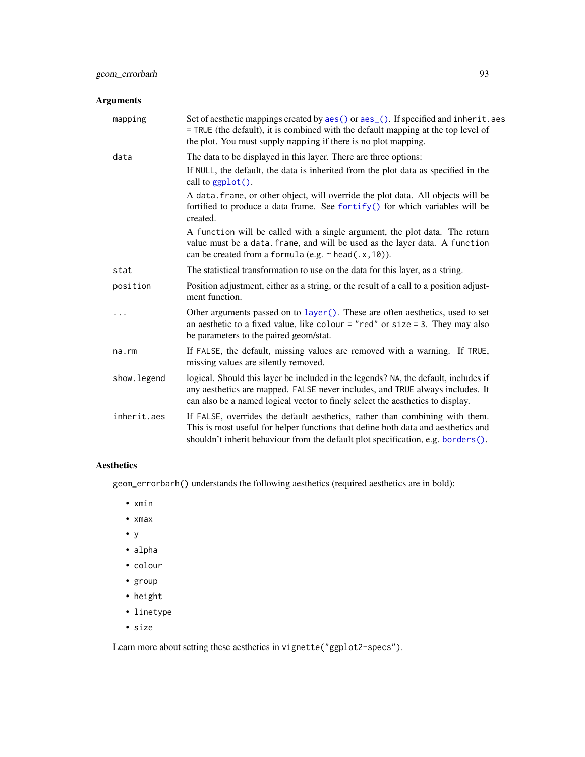### Arguments

| | |
|---|---|
| `mapping` | Set of aesthetic mappings created by `aes()` or `aes_()`. If specified and `inherit.aes = TRUE` (the default), it is combined with the default mapping at the top level of the plot. You must supply `mapping` if there is no plot mapping. |
| `data` | The data to be displayed in this layer. There are three options:<br>If `NULL`, the default, the data is inherited from the plot data as specified in the call to `ggplot()`.<br>A `data.frame`, or other object, will override the plot data. All objects will be fortified to produce a data frame. See `fortify()` for which variables will be created.<br>A `function` will be called with a single argument, the plot data. The return value must be a `data.frame`, and will be used as the layer data. A `function` can be created from a `formula` (e.g. `~ head(.x, 10)`). |
| `stat` | The statistical transformation to use on the data for this layer, as a string. |
| `position` | Position adjustment, either as a string, or the result of a call to a position adjustment function. |
| `...` | Other arguments passed on to `layer()`. These are often aesthetics, used to set an aesthetic to a fixed value, like `colour = "red"` or `size = 3`. They may also be parameters to the paired geom/stat. |
| `na.rm` | If `FALSE`, the default, missing values are removed with a warning. If `TRUE`, missing values are silently removed. |
| `show.legend` | logical. Should this layer be included in the legends? `NA`, the default, includes if any aesthetics are mapped. `FALSE` never includes, and `TRUE` always includes. It can also be a named logical vector to finely select the aesthetics to display. |
| `inherit.aes` | If `FALSE`, overrides the default aesthetics, rather than combining with them. This is most useful for helper functions that define both data and aesthetics and shouldn't inherit behaviour from the default plot specification, e.g. `borders()`. |

### Aesthetics

`geom_errorbarh()` understands the following aesthetics (required aesthetics are in bold):

- `xmin`
- `xmax`
- `y`
- `alpha`
- `colour`
- `group`
- `height`
- `linetype`
- `size`

Learn more about setting these aesthetics in `vignette("ggplot2-specs")`.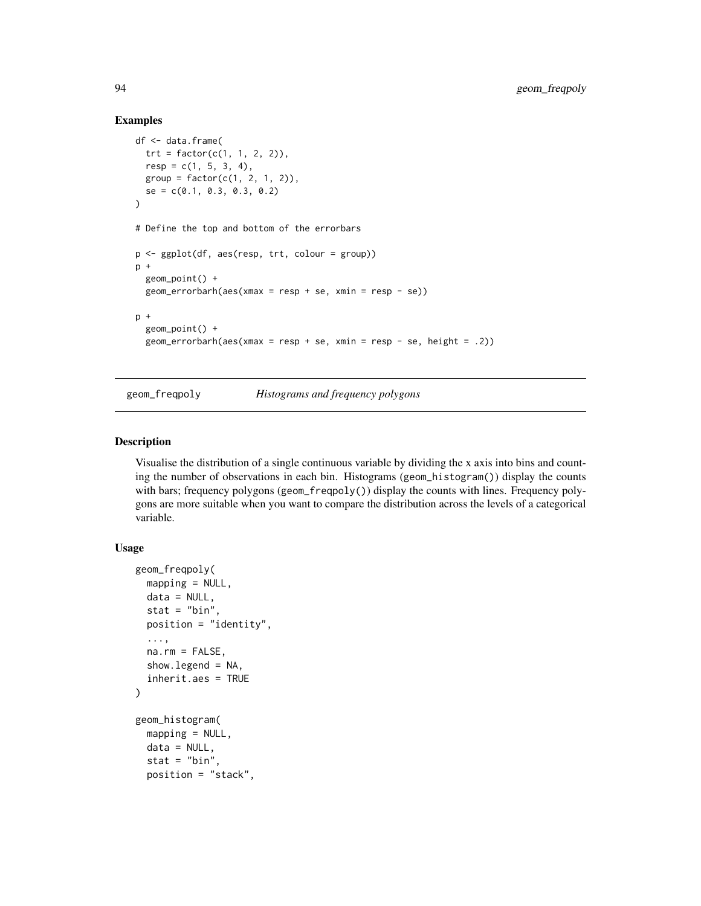### Examples

```
df <- data.frame(
  trt = factor(c(1, 1, 2, 2)),
  resp = c(1, 5, 3, 4),
  group = factor(c(1, 2, 1, 2)),
  se = c(0.1, 0.3, 0.3, 0.2)
)

# Define the top and bottom of the errorbars

p <- ggplot(df, aes(resp, trt, colour = group))
p +
  geom_point() +
  geom_errorbarh(aes(xmax = resp + se, xmin = resp - se))

p +
  geom_point() +
  geom_errorbarh(aes(xmax = resp + se, xmin = resp - se, height = .2))
```

---

## geom_freqpoly *Histograms and frequency polygons*

---

### Description

Visualise the distribution of a single continuous variable by dividing the x axis into bins and counting the number of observations in each bin. Histograms (geom_histogram()) display the counts with bars; frequency polygons (geom_freqpoly()) display the counts with lines. Frequency polygons are more suitable when you want to compare the distribution across the levels of a categorical variable.

### Usage

```
geom_freqpoly(
  mapping = NULL,
  data = NULL,
  stat = "bin",
  position = "identity",
  ...,
  na.rm = FALSE,
  show.legend = NA,
  inherit.aes = TRUE
)

geom_histogram(
  mapping = NULL,
  data = NULL,
  stat = "bin",
  position = "stack",
```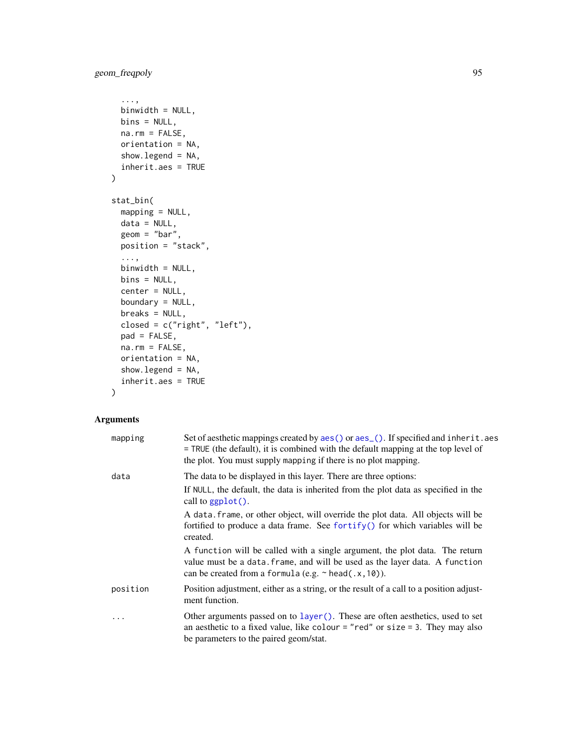```
  ...,
  binwidth = NULL,
  bins = NULL,
  na.rm = FALSE,
  orientation = NA,
  show.legend = NA,
  inherit.aes = TRUE
)

stat_bin(
  mapping = NULL,
  data = NULL,
  geom = "bar",
  position = "stack",
  ...,
  binwidth = NULL,
  bins = NULL,
  center = NULL,
  boundary = NULL,
  breaks = NULL,
  closed = c("right", "left"),
  pad = FALSE,
  na.rm = FALSE,
  orientation = NA,
  show.legend = NA,
  inherit.aes = TRUE
)
```

## Arguments

`mapping` — Set of aesthetic mappings created by `aes()` or `aes_()`. If specified and `inherit.aes = TRUE` (the default), it is combined with the default mapping at the top level of the plot. You must supply `mapping` if there is no plot mapping.

`data` — The data to be displayed in this layer. There are three options:

If `NULL`, the default, the data is inherited from the plot data as specified in the call to `ggplot()`.

A `data.frame`, or other object, will override the plot data. All objects will be fortified to produce a data frame. See `fortify()` for which variables will be created.

A `function` will be called with a single argument, the plot data. The return value must be a `data.frame`, and will be used as the layer data. A `function` can be created from a `formula` (e.g. `~ head(.x, 10)`).

`position` — Position adjustment, either as a string, or the result of a call to a position adjustment function.

`...` — Other arguments passed on to `layer()`. These are often aesthetics, used to set an aesthetic to a fixed value, like `colour = "red"` or `size = 3`. They may also be parameters to the paired geom/stat.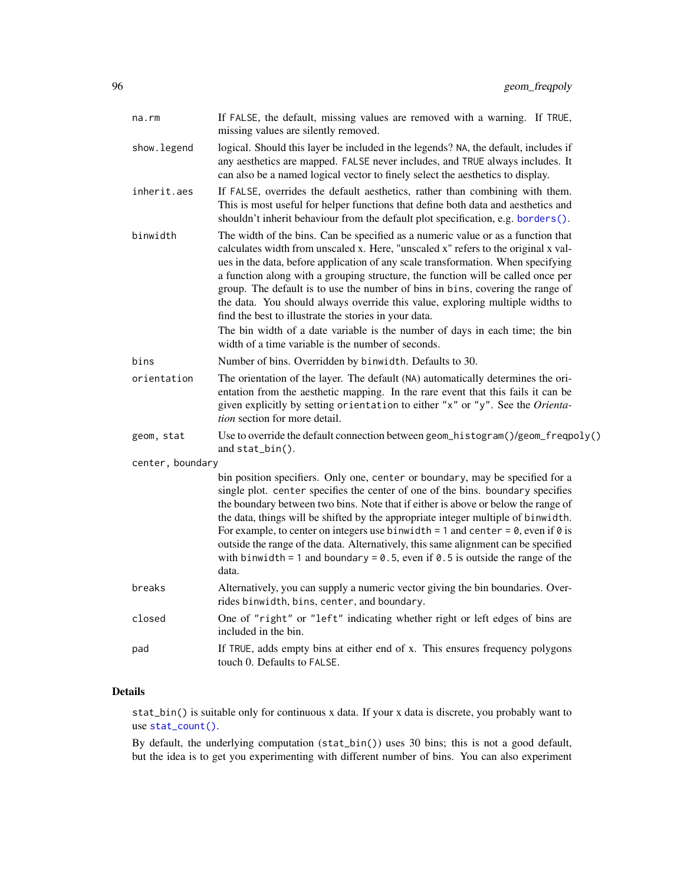| | |
|---|---|
| `na.rm` | If `FALSE`, the default, missing values are removed with a warning. If `TRUE`, missing values are silently removed. |
| `show.legend` | logical. Should this layer be included in the legends? `NA`, the default, includes if any aesthetics are mapped. `FALSE` never includes, and `TRUE` always includes. It can also be a named logical vector to finely select the aesthetics to display. |
| `inherit.aes` | If `FALSE`, overrides the default aesthetics, rather than combining with them. This is most useful for helper functions that define both data and aesthetics and shouldn't inherit behaviour from the default plot specification, e.g. `borders()`. |
| `binwidth` | The width of the bins. Can be specified as a numeric value or as a function that calculates width from unscaled x. Here, "unscaled x" refers to the original x values in the data, before application of any scale transformation. When specifying a function along with a grouping structure, the function will be called once per group. The default is to use the number of bins in `bins`, covering the range of the data. You should always override this value, exploring multiple widths to find the best to illustrate the stories in your data.<br>The bin width of a date variable is the number of days in each time; the bin width of a time variable is the number of seconds. |
| `bins` | Number of bins. Overridden by `binwidth`. Defaults to 30. |
| `orientation` | The orientation of the layer. The default (`NA`) automatically determines the orientation from the aesthetic mapping. In the rare event that this fails it can be given explicitly by setting `orientation` to either `"x"` or `"y"`. See the *Orientation* section for more detail. |
| `geom, stat` | Use to override the default connection between `geom_histogram()`/`geom_freqpoly()` and `stat_bin()`. |
| `center, boundary` | bin position specifiers. Only one, `center` or `boundary`, may be specified for a single plot. `center` specifies the center of one of the bins. `boundary` specifies the boundary between two bins. Note that if either is above or below the range of the data, things will be shifted by the appropriate integer multiple of `binwidth`. For example, to center on integers use `binwidth = 1` and `center = 0`, even if `0` is outside the range of the data. Alternatively, this same alignment can be specified with `binwidth = 1` and `boundary = 0.5`, even if `0.5` is outside the range of the data. |
| `breaks` | Alternatively, you can supply a numeric vector giving the bin boundaries. Overrides `binwidth`, `bins`, `center`, and `boundary`. |
| `closed` | One of `"right"` or `"left"` indicating whether right or left edges of bins are included in the bin. |
| `pad` | If `TRUE`, adds empty bins at either end of x. This ensures frequency polygons touch 0. Defaults to `FALSE`. |

## Details

`stat_bin()` is suitable only for continuous x data. If your x data is discrete, you probably want to use `stat_count()`.

By default, the underlying computation (`stat_bin()`) uses 30 bins; this is not a good default, but the idea is to get you experimenting with different number of bins. You can also experiment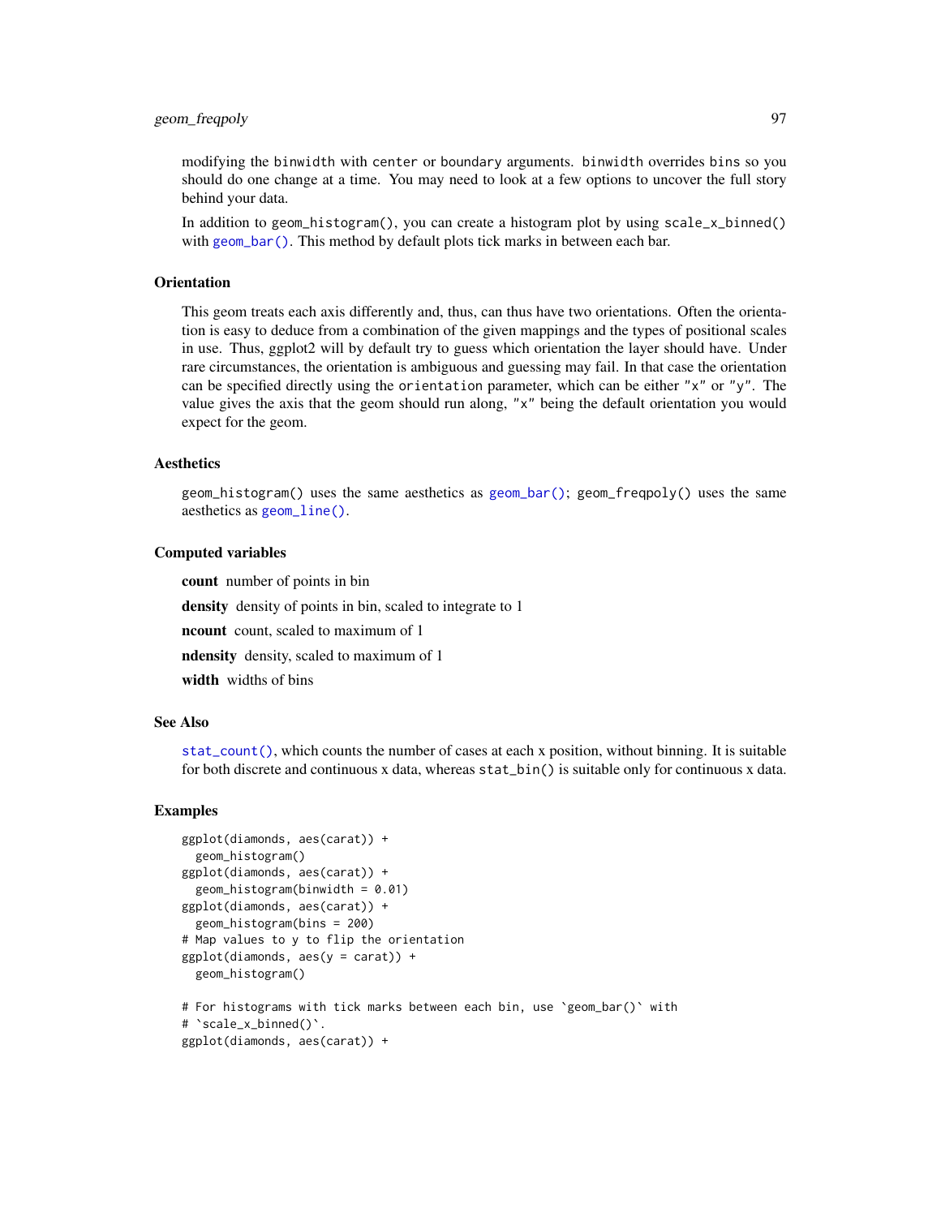modifying the binwidth with center or boundary arguments. binwidth overrides bins so you should do one change at a time. You may need to look at a few options to uncover the full story behind your data.

In addition to geom_histogram(), you can create a histogram plot by using scale_x_binned() with geom_bar(). This method by default plots tick marks in between each bar.

## Orientation

This geom treats each axis differently and, thus, can thus have two orientations. Often the orientation is easy to deduce from a combination of the given mappings and the types of positional scales in use. Thus, ggplot2 will by default try to guess which orientation the layer should have. Under rare circumstances, the orientation is ambiguous and guessing may fail. In that case the orientation can be specified directly using the orientation parameter, which can be either "x" or "y". The value gives the axis that the geom should run along, "x" being the default orientation you would expect for the geom.

## Aesthetics

geom_histogram() uses the same aesthetics as geom_bar(); geom_freqpoly() uses the same aesthetics as geom_line().

## Computed variables

**count** number of points in bin

**density** density of points in bin, scaled to integrate to 1

**ncount** count, scaled to maximum of 1

**ndensity** density, scaled to maximum of 1

**width** widths of bins

## See Also

stat_count(), which counts the number of cases at each x position, without binning. It is suitable for both discrete and continuous x data, whereas stat_bin() is suitable only for continuous x data.

## Examples

```
ggplot(diamonds, aes(carat)) +
  geom_histogram()
ggplot(diamonds, aes(carat)) +
  geom_histogram(binwidth = 0.01)
ggplot(diamonds, aes(carat)) +
  geom_histogram(bins = 200)
# Map values to y to flip the orientation
ggplot(diamonds, aes(y = carat)) +
  geom_histogram()

# For histograms with tick marks between each bin, use `geom_bar()` with
# `scale_x_binned()`.
ggplot(diamonds, aes(carat)) +
```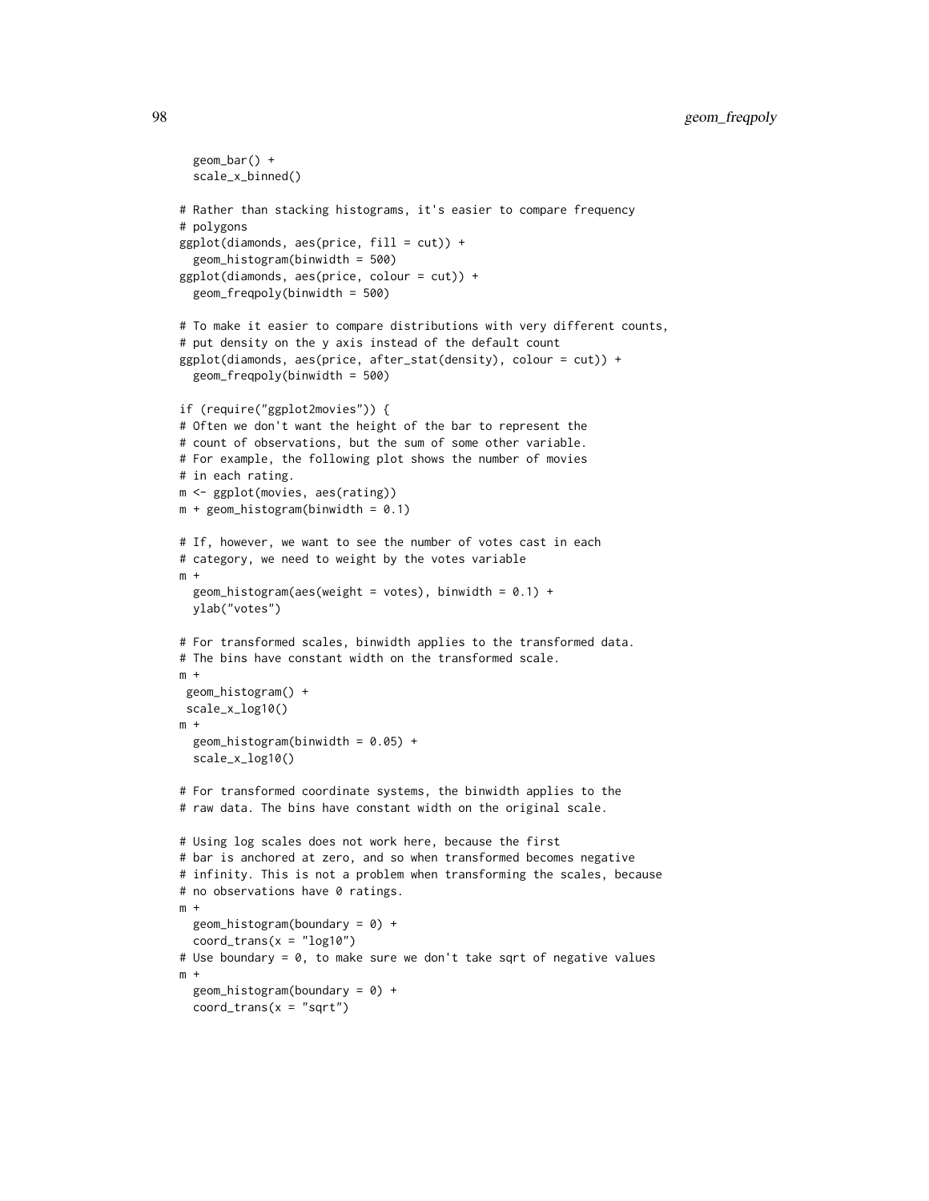```
  geom_bar() +
  scale_x_binned()

# Rather than stacking histograms, it's easier to compare frequency
# polygons
ggplot(diamonds, aes(price, fill = cut)) +
  geom_histogram(binwidth = 500)
ggplot(diamonds, aes(price, colour = cut)) +
  geom_freqpoly(binwidth = 500)

# To make it easier to compare distributions with very different counts,
# put density on the y axis instead of the default count
ggplot(diamonds, aes(price, after_stat(density), colour = cut)) +
  geom_freqpoly(binwidth = 500)

if (require("ggplot2movies")) {
# Often we don't want the height of the bar to represent the
# count of observations, but the sum of some other variable.
# For example, the following plot shows the number of movies
# in each rating.
m <- ggplot(movies, aes(rating))
m + geom_histogram(binwidth = 0.1)

# If, however, we want to see the number of votes cast in each
# category, we need to weight by the votes variable
m +
  geom_histogram(aes(weight = votes), binwidth = 0.1) +
  ylab("votes")

# For transformed scales, binwidth applies to the transformed data.
# The bins have constant width on the transformed scale.
m +
 geom_histogram() +
 scale_x_log10()
m +
  geom_histogram(binwidth = 0.05) +
  scale_x_log10()

# For transformed coordinate systems, the binwidth applies to the
# raw data. The bins have constant width on the original scale.

# Using log scales does not work here, because the first
# bar is anchored at zero, and so when transformed becomes negative
# infinity. This is not a problem when transforming the scales, because
# no observations have 0 ratings.
m +
  geom_histogram(boundary = 0) +
  coord_trans(x = "log10")
# Use boundary = 0, to make sure we don't take sqrt of negative values
m +
  geom_histogram(boundary = 0) +
  coord_trans(x = "sqrt")
```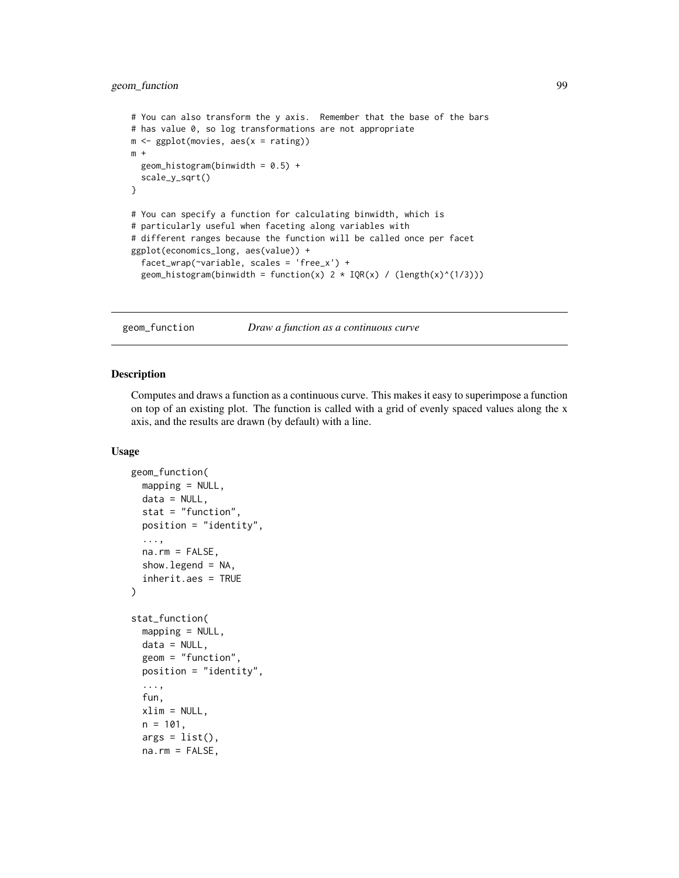```
# You can also transform the y axis.  Remember that the base of the bars
# has value 0, so log transformations are not appropriate
m <- ggplot(movies, aes(x = rating))
m +
  geom_histogram(binwidth = 0.5) +
  scale_y_sqrt()
}

# You can specify a function for calculating binwidth, which is
# particularly useful when faceting along variables with
# different ranges because the function will be called once per facet
ggplot(economics_long, aes(value)) +
  facet_wrap(~variable, scales = 'free_x') +
  geom_histogram(binwidth = function(x) 2 * IQR(x) / (length(x)^(1/3)))
```

## geom_function — *Draw a function as a continuous curve*

### Description

Computes and draws a function as a continuous curve. This makes it easy to superimpose a function on top of an existing plot. The function is called with a grid of evenly spaced values along the x axis, and the results are drawn (by default) with a line.

### Usage

```
geom_function(
  mapping = NULL,
  data = NULL,
  stat = "function",
  position = "identity",
  ...,
  na.rm = FALSE,
  show.legend = NA,
  inherit.aes = TRUE
)

stat_function(
  mapping = NULL,
  data = NULL,
  geom = "function",
  position = "identity",
  ...,
  fun,
  xlim = NULL,
  n = 101,
  args = list(),
  na.rm = FALSE,
```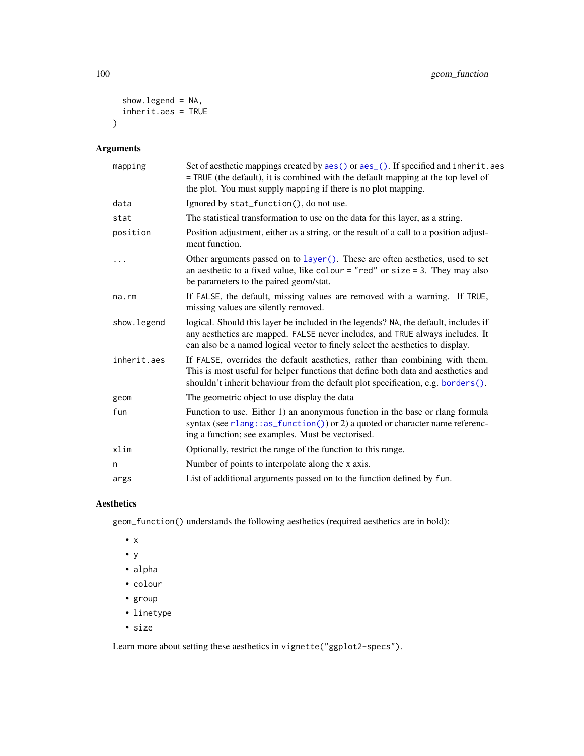```
  show.legend = NA,
  inherit.aes = TRUE
)
```

## Arguments

| | |
|---|---|
| mapping | Set of aesthetic mappings created by `aes()` or `aes_()`. If specified and `inherit.aes = TRUE` (the default), it is combined with the default mapping at the top level of the plot. You must supply `mapping` if there is no plot mapping. |
| data | Ignored by `stat_function()`, do not use. |
| stat | The statistical transformation to use on the data for this layer, as a string. |
| position | Position adjustment, either as a string, or the result of a call to a position adjustment function. |
| ... | Other arguments passed on to `layer()`. These are often aesthetics, used to set an aesthetic to a fixed value, like `colour = "red"` or `size = 3`. They may also be parameters to the paired geom/stat. |
| na.rm | If `FALSE`, the default, missing values are removed with a warning. If `TRUE`, missing values are silently removed. |
| show.legend | logical. Should this layer be included in the legends? `NA`, the default, includes if any aesthetics are mapped. `FALSE` never includes, and `TRUE` always includes. It can also be a named logical vector to finely select the aesthetics to display. |
| inherit.aes | If `FALSE`, overrides the default aesthetics, rather than combining with them. This is most useful for helper functions that define both data and aesthetics and shouldn't inherit behaviour from the default plot specification, e.g. `borders()`. |
| geom | The geometric object to use display the data |
| fun | Function to use. Either 1) an anonymous function in the base or rlang formula syntax (see `rlang::as_function()`) or 2) a quoted or character name referencing a function; see examples. Must be vectorised. |
| xlim | Optionally, restrict the range of the function to this range. |
| n | Number of points to interpolate along the x axis. |
| args | List of additional arguments passed on to the function defined by `fun`. |

## Aesthetics

`geom_function()` understands the following aesthetics (required aesthetics are in bold):

- `x`
- `y`
- `alpha`
- `colour`
- `group`
- `linetype`
- `size`

Learn more about setting these aesthetics in `vignette("ggplot2-specs")`.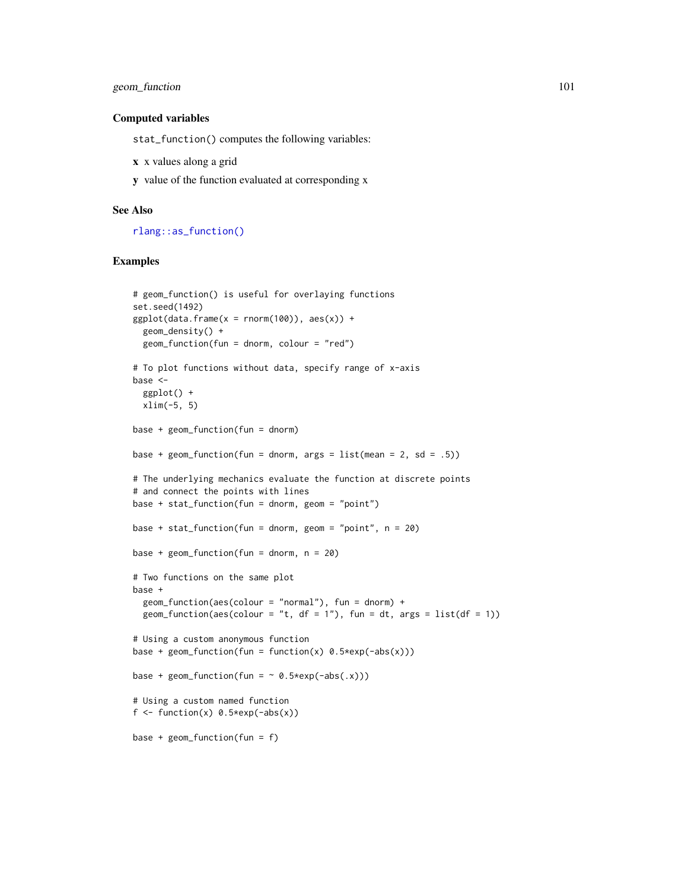### Computed variables

`stat_function()` computes the following variables:

**x** x values along a grid

**y** value of the function evaluated at corresponding x

### See Also

`rlang::as_function()`

### Examples

```
# geom_function() is useful for overlaying functions
set.seed(1492)
ggplot(data.frame(x = rnorm(100)), aes(x)) +
  geom_density() +
  geom_function(fun = dnorm, colour = "red")

# To plot functions without data, specify range of x-axis
base <-
  ggplot() +
  xlim(-5, 5)

base + geom_function(fun = dnorm)

base + geom_function(fun = dnorm, args = list(mean = 2, sd = .5))

# The underlying mechanics evaluate the function at discrete points
# and connect the points with lines
base + stat_function(fun = dnorm, geom = "point")

base + stat_function(fun = dnorm, geom = "point", n = 20)

base + geom_function(fun = dnorm, n = 20)

# Two functions on the same plot
base +
  geom_function(aes(colour = "normal"), fun = dnorm) +
  geom_function(aes(colour = "t, df = 1"), fun = dt, args = list(df = 1))

# Using a custom anonymous function
base + geom_function(fun = function(x) 0.5*exp(-abs(x)))

base + geom_function(fun = ~ 0.5*exp(-abs(.x)))

# Using a custom named function
f <- function(x) 0.5*exp(-abs(x))

base + geom_function(fun = f)
```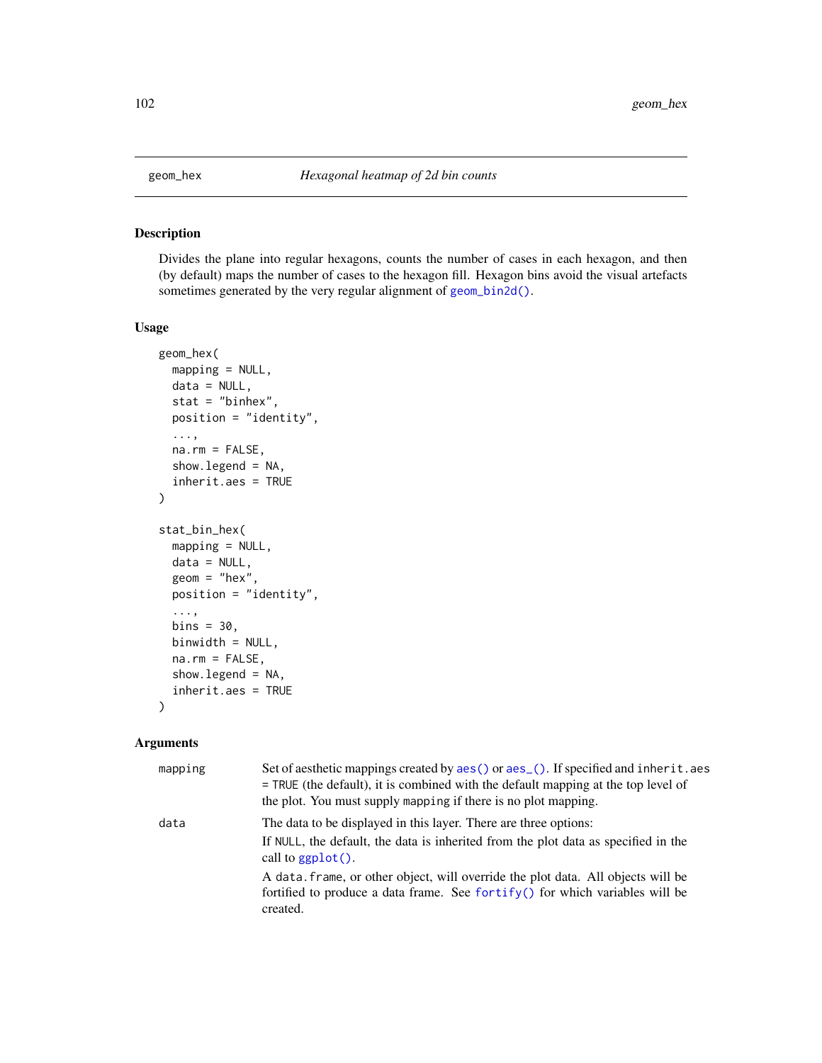geom_hex — *Hexagonal heatmap of 2d bin counts*

## Description

Divides the plane into regular hexagons, counts the number of cases in each hexagon, and then (by default) maps the number of cases to the hexagon fill. Hexagon bins avoid the visual artefacts sometimes generated by the very regular alignment of geom_bin2d().

## Usage

```
geom_hex(
  mapping = NULL,
  data = NULL,
  stat = "binhex",
  position = "identity",
  ...,
  na.rm = FALSE,
  show.legend = NA,
  inherit.aes = TRUE
)

stat_bin_hex(
  mapping = NULL,
  data = NULL,
  geom = "hex",
  position = "identity",
  ...,
  bins = 30,
  binwidth = NULL,
  na.rm = FALSE,
  show.legend = NA,
  inherit.aes = TRUE
)
```

## Arguments

| | |
|---|---|
| mapping | Set of aesthetic mappings created by aes() or aes_(). If specified and inherit.aes = TRUE (the default), it is combined with the default mapping at the top level of the plot. You must supply mapping if there is no plot mapping. |
| data | The data to be displayed in this layer. There are three options: If NULL, the default, the data is inherited from the plot data as specified in the call to ggplot(). A data.frame, or other object, will override the plot data. All objects will be fortified to produce a data frame. See fortify() for which variables will be created. |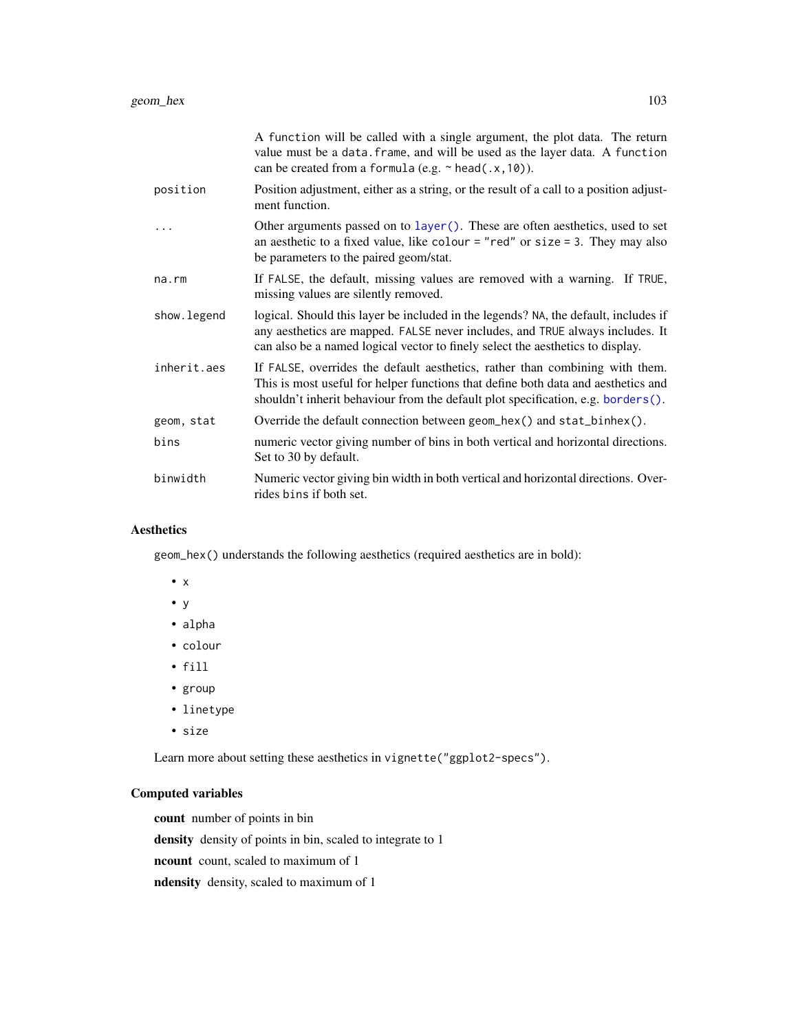| | |
|---|---|
| | A function will be called with a single argument, the plot data. The return value must be a `data.frame`, and will be used as the layer data. A function can be created from a formula (e.g. `~ head(.x, 10)`). |
| position | Position adjustment, either as a string, or the result of a call to a position adjustment function. |
| ... | Other arguments passed on to `layer()`. These are often aesthetics, used to set an aesthetic to a fixed value, like `colour = "red"` or `size = 3`. They may also be parameters to the paired geom/stat. |
| na.rm | If `FALSE`, the default, missing values are removed with a warning. If `TRUE`, missing values are silently removed. |
| show.legend | logical. Should this layer be included in the legends? `NA`, the default, includes if any aesthetics are mapped. `FALSE` never includes, and `TRUE` always includes. It can also be a named logical vector to finely select the aesthetics to display. |
| inherit.aes | If `FALSE`, overrides the default aesthetics, rather than combining with them. This is most useful for helper functions that define both data and aesthetics and shouldn't inherit behaviour from the default plot specification, e.g. `borders()`. |
| geom, stat | Override the default connection between `geom_hex()` and `stat_binhex()`. |
| bins | numeric vector giving number of bins in both vertical and horizontal directions. Set to 30 by default. |
| binwidth | Numeric vector giving bin width in both vertical and horizontal directions. Overrides `bins` if both set. |

## Aesthetics

`geom_hex()` understands the following aesthetics (required aesthetics are in bold):

- `x`
- `y`
- `alpha`
- `colour`
- `fill`
- `group`
- `linetype`
- `size`

Learn more about setting these aesthetics in `vignette("ggplot2-specs")`.

## Computed variables

**count** number of points in bin

**density** density of points in bin, scaled to integrate to 1

**ncount** count, scaled to maximum of 1

**ndensity** density, scaled to maximum of 1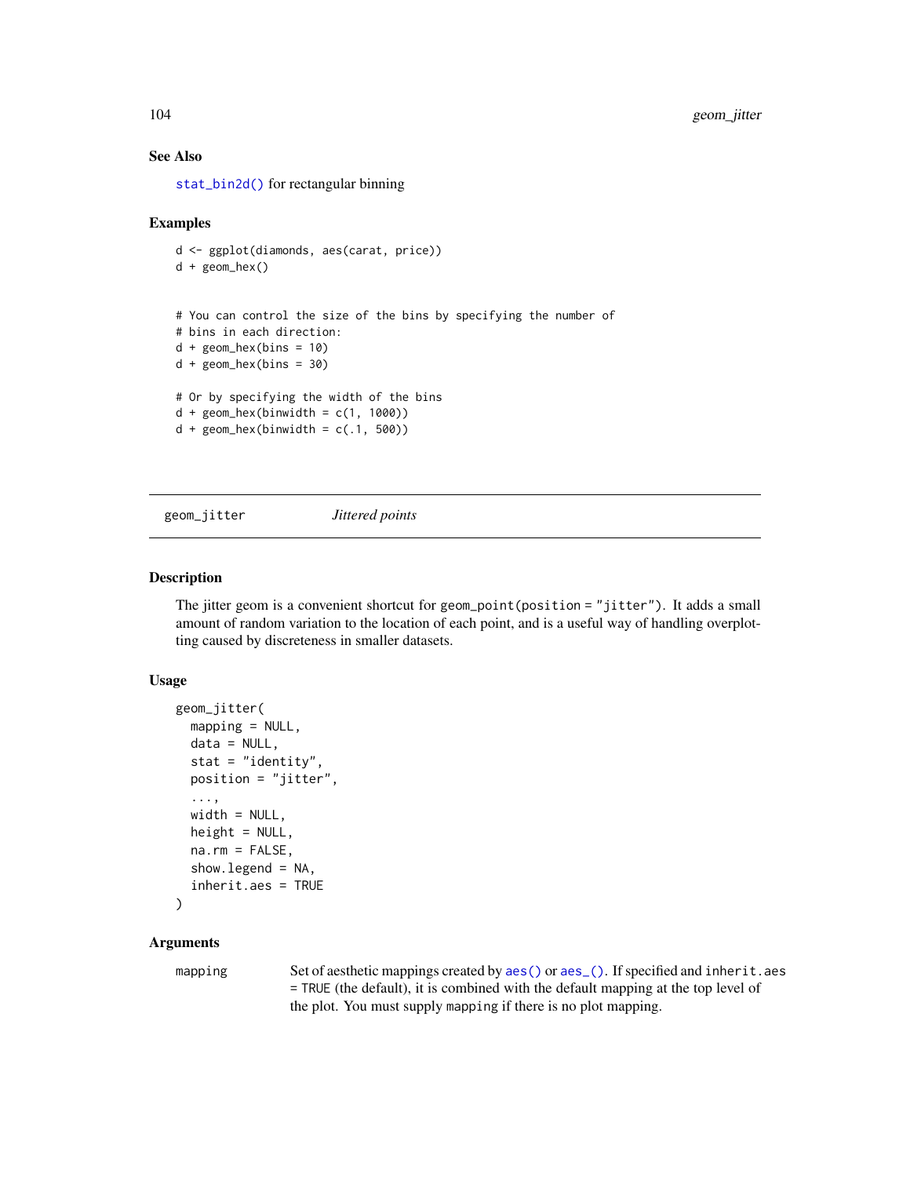### See Also

`stat_bin2d()` for rectangular binning

### Examples

```
d <- ggplot(diamonds, aes(carat, price))
d + geom_hex()


# You can control the size of the bins by specifying the number of
# bins in each direction:
d + geom_hex(bins = 10)
d + geom_hex(bins = 30)

# Or by specifying the width of the bins
d + geom_hex(binwidth = c(1, 1000))
d + geom_hex(binwidth = c(.1, 500))
```

---

## geom_jitter — *Jittered points*

---

### Description

The jitter geom is a convenient shortcut for `geom_point(position = "jitter")`. It adds a small amount of random variation to the location of each point, and is a useful way of handling overplotting caused by discreteness in smaller datasets.

### Usage

```
geom_jitter(
  mapping = NULL,
  data = NULL,
  stat = "identity",
  position = "jitter",
  ...,
  width = NULL,
  height = NULL,
  na.rm = FALSE,
  show.legend = NA,
  inherit.aes = TRUE
)
```

### Arguments

| | |
|---|---|
| `mapping` | Set of aesthetic mappings created by `aes()` or `aes_()`. If specified and `inherit.aes = TRUE` (the default), it is combined with the default mapping at the top level of the plot. You must supply `mapping` if there is no plot mapping. |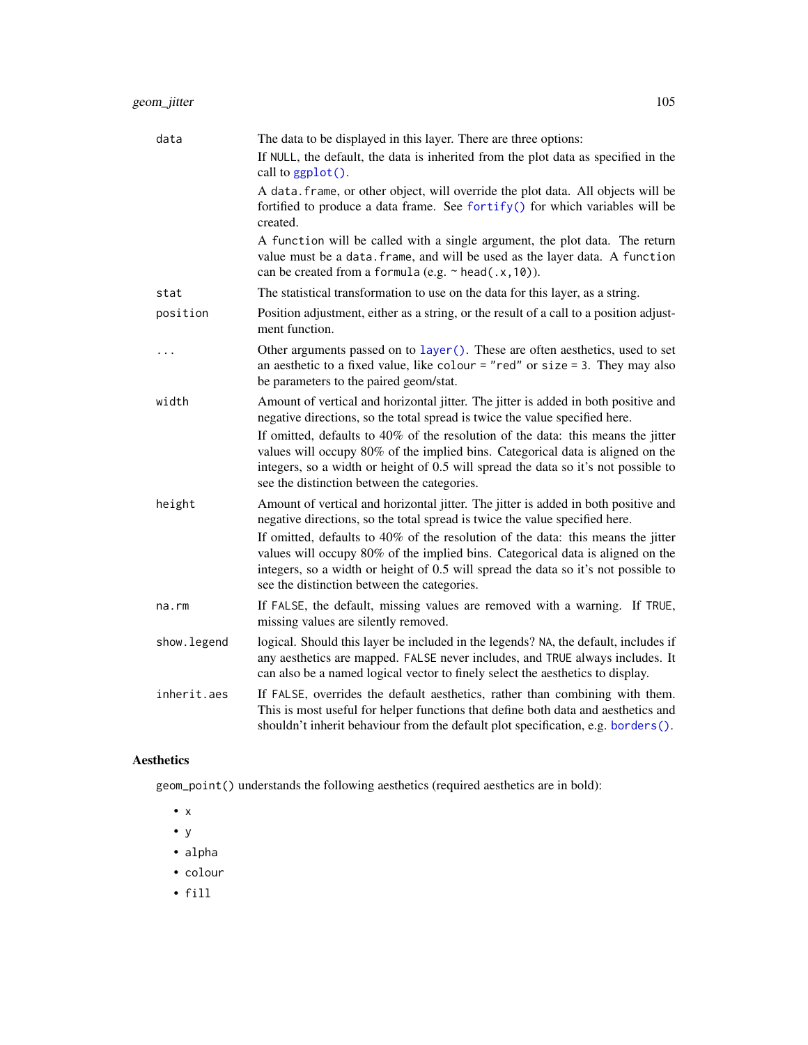| | |
|---|---|
| `data` | The data to be displayed in this layer. There are three options:<br>If `NULL`, the default, the data is inherited from the plot data as specified in the call to `ggplot()`.<br>A `data.frame`, or other object, will override the plot data. All objects will be fortified to produce a data frame. See `fortify()` for which variables will be created.<br>A `function` will be called with a single argument, the plot data. The return value must be a `data.frame`, and will be used as the layer data. A `function` can be created from a `formula` (e.g. `~ head(.x,10)`). |
| `stat` | The statistical transformation to use on the data for this layer, as a string. |
| `position` | Position adjustment, either as a string, or the result of a call to a position adjustment function. |
| `...` | Other arguments passed on to `layer()`. These are often aesthetics, used to set an aesthetic to a fixed value, like `colour = "red"` or `size = 3`. They may also be parameters to the paired geom/stat. |
| `width` | Amount of vertical and horizontal jitter. The jitter is added in both positive and negative directions, so the total spread is twice the value specified here.<br>If omitted, defaults to 40% of the resolution of the data: this means the jitter values will occupy 80% of the implied bins. Categorical data is aligned on the integers, so a width or height of 0.5 will spread the data so it's not possible to see the distinction between the categories. |
| `height` | Amount of vertical and horizontal jitter. The jitter is added in both positive and negative directions, so the total spread is twice the value specified here.<br>If omitted, defaults to 40% of the resolution of the data: this means the jitter values will occupy 80% of the implied bins. Categorical data is aligned on the integers, so a width or height of 0.5 will spread the data so it's not possible to see the distinction between the categories. |
| `na.rm` | If `FALSE`, the default, missing values are removed with a warning. If `TRUE`, missing values are silently removed. |
| `show.legend` | logical. Should this layer be included in the legends? `NA`, the default, includes if any aesthetics are mapped. `FALSE` never includes, and `TRUE` always includes. It can also be a named logical vector to finely select the aesthetics to display. |
| `inherit.aes` | If `FALSE`, overrides the default aesthetics, rather than combining with them. This is most useful for helper functions that define both data and aesthetics and shouldn't inherit behaviour from the default plot specification, e.g. `borders()`. |

## Aesthetics

`geom_point()` understands the following aesthetics (required aesthetics are in bold):

- `x`
- `y`
- `alpha`
- `colour`
- `fill`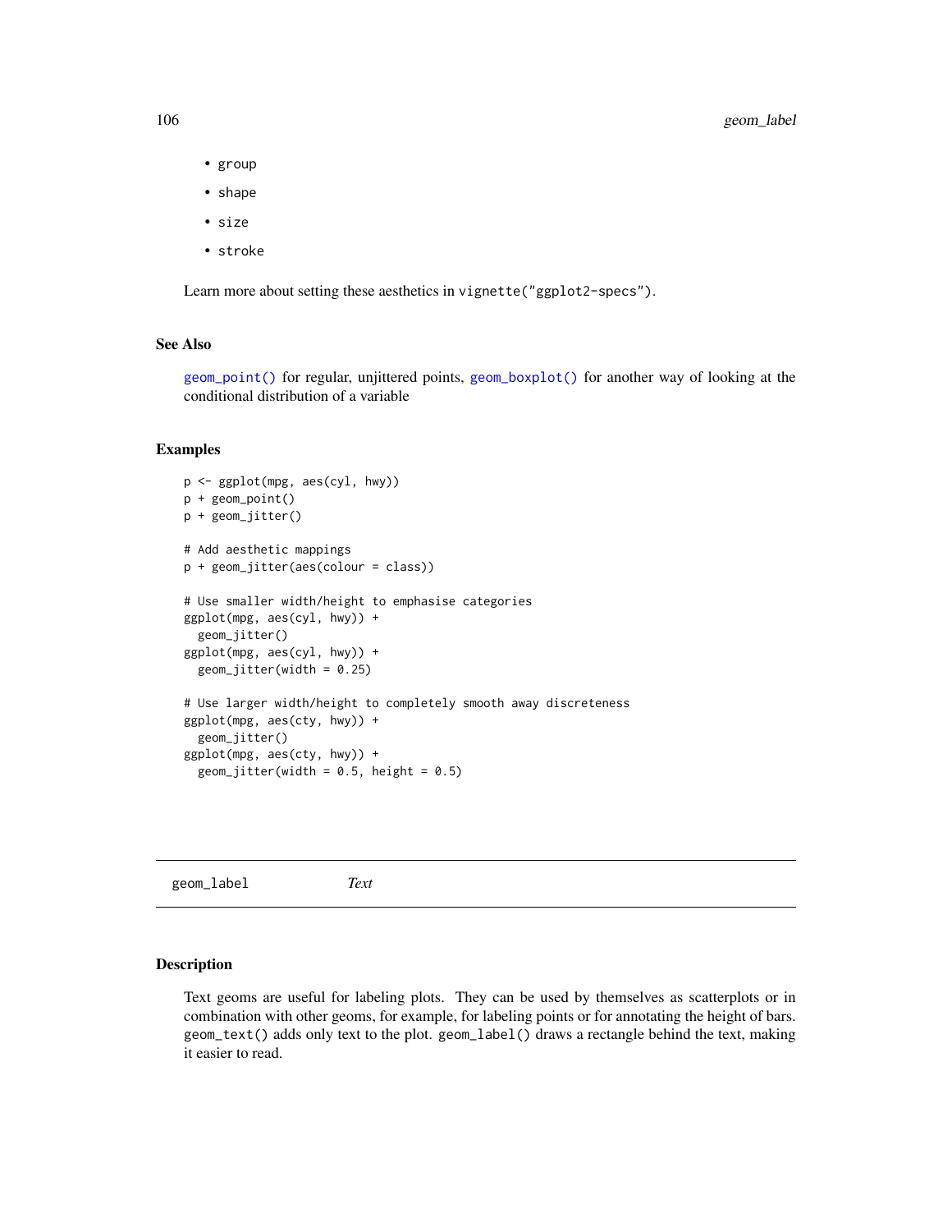- group
- shape
- size
- stroke

Learn more about setting these aesthetics in `vignette("ggplot2-specs")`.

### See Also

`geom_point()` for regular, unjittered points, `geom_boxplot()` for another way of looking at the conditional distribution of a variable

### Examples

```
p <- ggplot(mpg, aes(cyl, hwy))
p + geom_point()
p + geom_jitter()

# Add aesthetic mappings
p + geom_jitter(aes(colour = class))

# Use smaller width/height to emphasise categories
ggplot(mpg, aes(cyl, hwy)) +
  geom_jitter()
ggplot(mpg, aes(cyl, hwy)) +
  geom_jitter(width = 0.25)

# Use larger width/height to completely smooth away discreteness
ggplot(mpg, aes(cty, hwy)) +
  geom_jitter()
ggplot(mpg, aes(cty, hwy)) +
  geom_jitter(width = 0.5, height = 0.5)
```

---

## geom_label *Text*

### Description

Text geoms are useful for labeling plots. They can be used by themselves as scatterplots or in combination with other geoms, for example, for labeling points or for annotating the height of bars. `geom_text()` adds only text to the plot. `geom_label()` draws a rectangle behind the text, making it easier to read.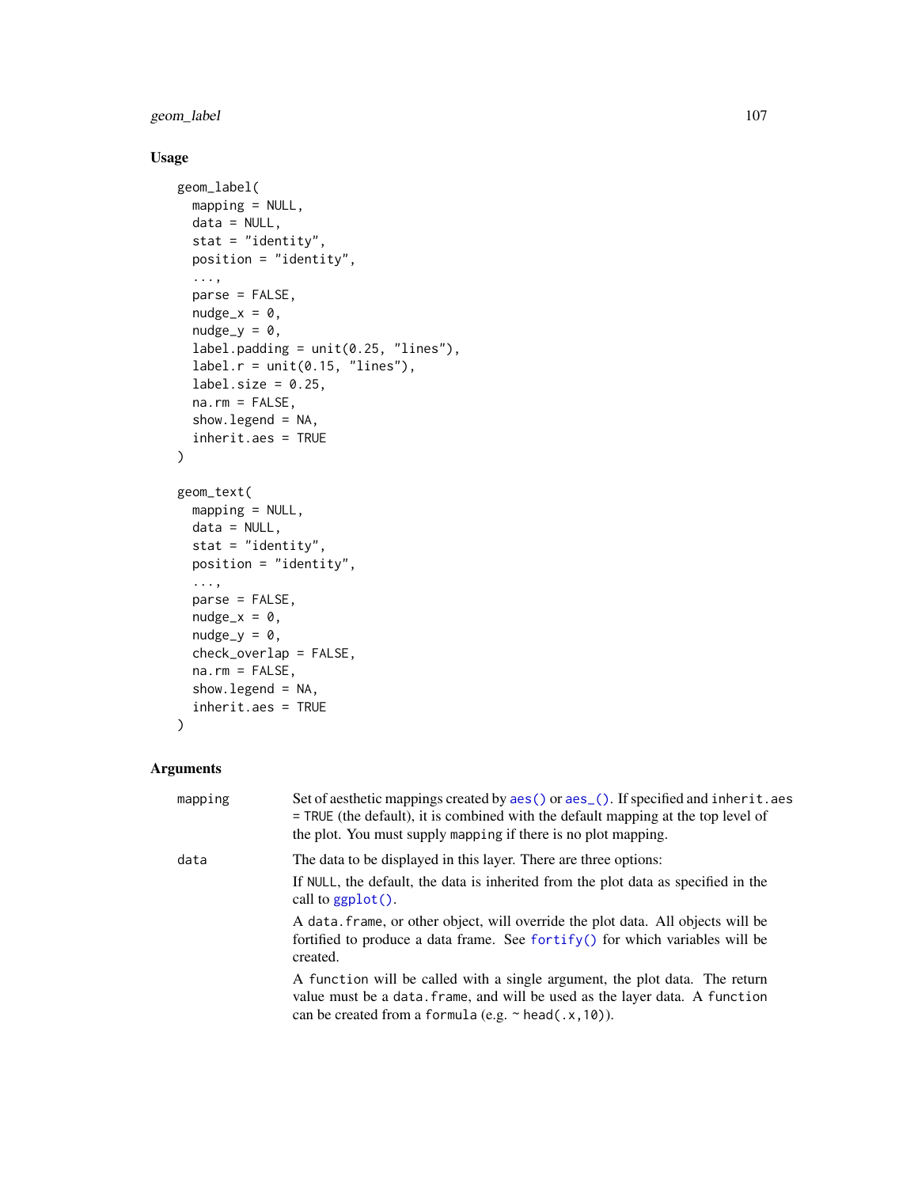## Usage

```
geom_label(
  mapping = NULL,
  data = NULL,
  stat = "identity",
  position = "identity",
  ...,
  parse = FALSE,
  nudge_x = 0,
  nudge_y = 0,
  label.padding = unit(0.25, "lines"),
  label.r = unit(0.15, "lines"),
  label.size = 0.25,
  na.rm = FALSE,
  show.legend = NA,
  inherit.aes = TRUE
)

geom_text(
  mapping = NULL,
  data = NULL,
  stat = "identity",
  position = "identity",
  ...,
  parse = FALSE,
  nudge_x = 0,
  nudge_y = 0,
  check_overlap = FALSE,
  na.rm = FALSE,
  show.legend = NA,
  inherit.aes = TRUE
)
```

## Arguments

| | |
|---|---|
| `mapping` | Set of aesthetic mappings created by `aes()` or `aes_()`. If specified and `inherit.aes = TRUE` (the default), it is combined with the default mapping at the top level of the plot. You must supply `mapping` if there is no plot mapping. |
| `data` | The data to be displayed in this layer. There are three options:<br><br>If `NULL`, the default, the data is inherited from the plot data as specified in the call to `ggplot()`.<br><br>A `data.frame`, or other object, will override the plot data. All objects will be fortified to produce a data frame. See `fortify()` for which variables will be created.<br><br>A `function` will be called with a single argument, the plot data. The return value must be a `data.frame`, and will be used as the layer data. A `function` can be created from a `formula` (e.g. `~ head(.x,10)`). |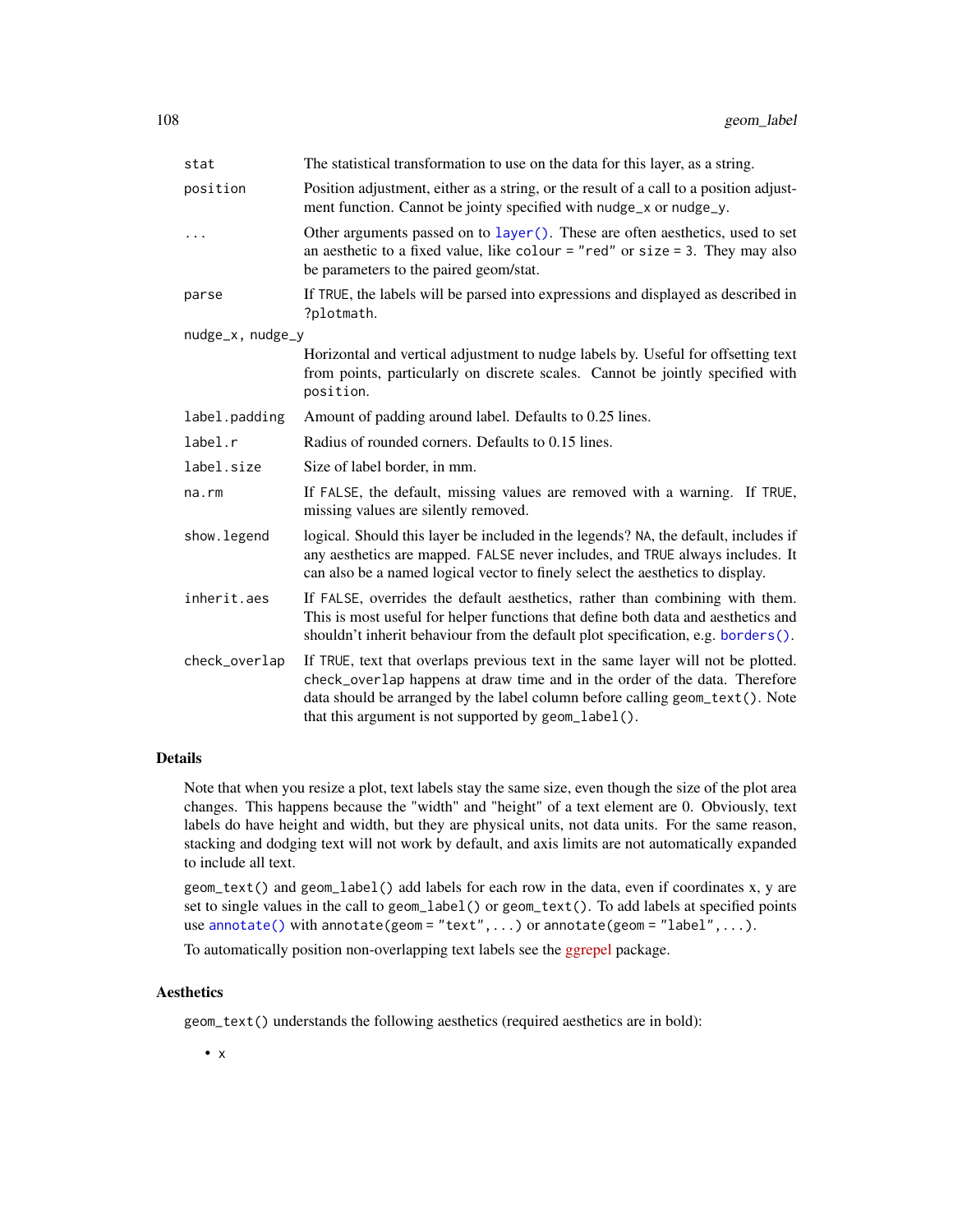| Argument | Description |
| --- | --- |
| `stat` | The statistical transformation to use on the data for this layer, as a string. |
| `position` | Position adjustment, either as a string, or the result of a call to a position adjustment function. Cannot be jointy specified with `nudge_x` or `nudge_y`. |
| `...` | Other arguments passed on to `layer()`. These are often aesthetics, used to set an aesthetic to a fixed value, like `colour = "red"` or `size = 3`. They may also be parameters to the paired geom/stat. |
| `parse` | If `TRUE`, the labels will be parsed into expressions and displayed as described in `?plotmath`. |
| `nudge_x, nudge_y` | Horizontal and vertical adjustment to nudge labels by. Useful for offsetting text from points, particularly on discrete scales. Cannot be jointly specified with `position`. |
| `label.padding` | Amount of padding around label. Defaults to 0.25 lines. |
| `label.r` | Radius of rounded corners. Defaults to 0.15 lines. |
| `label.size` | Size of label border, in mm. |
| `na.rm` | If `FALSE`, the default, missing values are removed with a warning. If `TRUE`, missing values are silently removed. |
| `show.legend` | logical. Should this layer be included in the legends? `NA`, the default, includes if any aesthetics are mapped. `FALSE` never includes, and `TRUE` always includes. It can also be a named logical vector to finely select the aesthetics to display. |
| `inherit.aes` | If `FALSE`, overrides the default aesthetics, rather than combining with them. This is most useful for helper functions that define both data and aesthetics and shouldn't inherit behaviour from the default plot specification, e.g. `borders()`. |
| `check_overlap` | If `TRUE`, text that overlaps previous text in the same layer will not be plotted. `check_overlap` happens at draw time and in the order of the data. Therefore data should be arranged by the label column before calling `geom_text()`. Note that this argument is not supported by `geom_label()`. |

## Details

Note that when you resize a plot, text labels stay the same size, even though the size of the plot area changes. This happens because the "width" and "height" of a text element are 0. Obviously, text labels do have height and width, but they are physical units, not data units. For the same reason, stacking and dodging text will not work by default, and axis limits are not automatically expanded to include all text.

`geom_text()` and `geom_label()` add labels for each row in the data, even if coordinates x, y are set to single values in the call to `geom_label()` or `geom_text()`. To add labels at specified points use `annotate()` with `annotate(geom = "text", ...)` or `annotate(geom = "label", ...)`.

To automatically position non-overlapping text labels see the ggrepel package.

## Aesthetics

`geom_text()` understands the following aesthetics (required aesthetics are in bold):

- **x**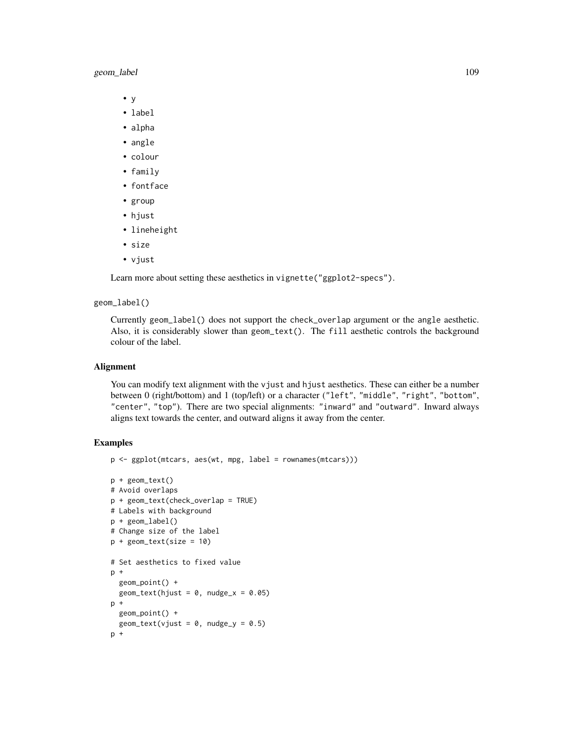- y
- label
- alpha
- angle
- colour
- family
- fontface
- group
- hjust
- lineheight
- size
- vjust

Learn more about setting these aesthetics in `vignette("ggplot2-specs")`.

`geom_label()`

Currently `geom_label()` does not support the `check_overlap` argument or the `angle` aesthetic. Also, it is considerably slower than `geom_text()`. The `fill` aesthetic controls the background colour of the label.

## Alignment

You can modify text alignment with the `vjust` and `hjust` aesthetics. These can either be a number between 0 (right/bottom) and 1 (top/left) or a character (`"left"`, `"middle"`, `"right"`, `"bottom"`, `"center"`, `"top"`). There are two special alignments: `"inward"` and `"outward"`. Inward always aligns text towards the center, and outward aligns it away from the center.

## Examples

```
p <- ggplot(mtcars, aes(wt, mpg, label = rownames(mtcars)))

p + geom_text()
# Avoid overlaps
p + geom_text(check_overlap = TRUE)
# Labels with background
p + geom_label()
# Change size of the label
p + geom_text(size = 10)

# Set aesthetics to fixed value
p +
  geom_point() +
  geom_text(hjust = 0, nudge_x = 0.05)
p +
  geom_point() +
  geom_text(vjust = 0, nudge_y = 0.5)
p +
```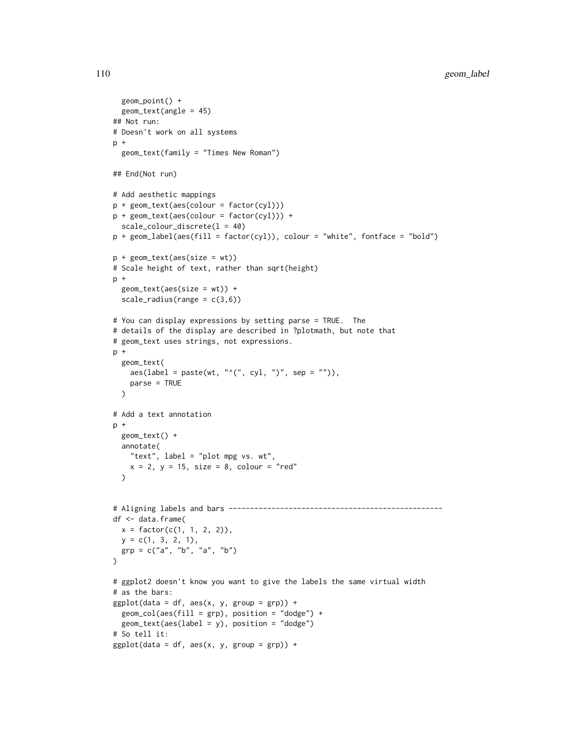```
  geom_point() +
  geom_text(angle = 45)
## Not run:
# Doesn't work on all systems
p +
  geom_text(family = "Times New Roman")

## End(Not run)

# Add aesthetic mappings
p + geom_text(aes(colour = factor(cyl)))
p + geom_text(aes(colour = factor(cyl))) +
  scale_colour_discrete(l = 40)
p + geom_label(aes(fill = factor(cyl)), colour = "white", fontface = "bold")

p + geom_text(aes(size = wt))
# Scale height of text, rather than sqrt(height)
p +
  geom_text(aes(size = wt)) +
  scale_radius(range = c(3,6))

# You can display expressions by setting parse = TRUE.  The
# details of the display are described in ?plotmath, but note that
# geom_text uses strings, not expressions.
p +
  geom_text(
    aes(label = paste(wt, "^(", cyl, ")", sep = "")),
    parse = TRUE
  )

# Add a text annotation
p +
  geom_text() +
  annotate(
    "text", label = "plot mpg vs. wt",
    x = 2, y = 15, size = 8, colour = "red"
  )


# Aligning labels and bars --------------------------------------------------
df <- data.frame(
  x = factor(c(1, 1, 2, 2)),
  y = c(1, 3, 2, 1),
  grp = c("a", "b", "a", "b")
)

# ggplot2 doesn't know you want to give the labels the same virtual width
# as the bars:
ggplot(data = df, aes(x, y, group = grp)) +
  geom_col(aes(fill = grp), position = "dodge") +
  geom_text(aes(label = y), position = "dodge")
# So tell it:
ggplot(data = df, aes(x, y, group = grp)) +
```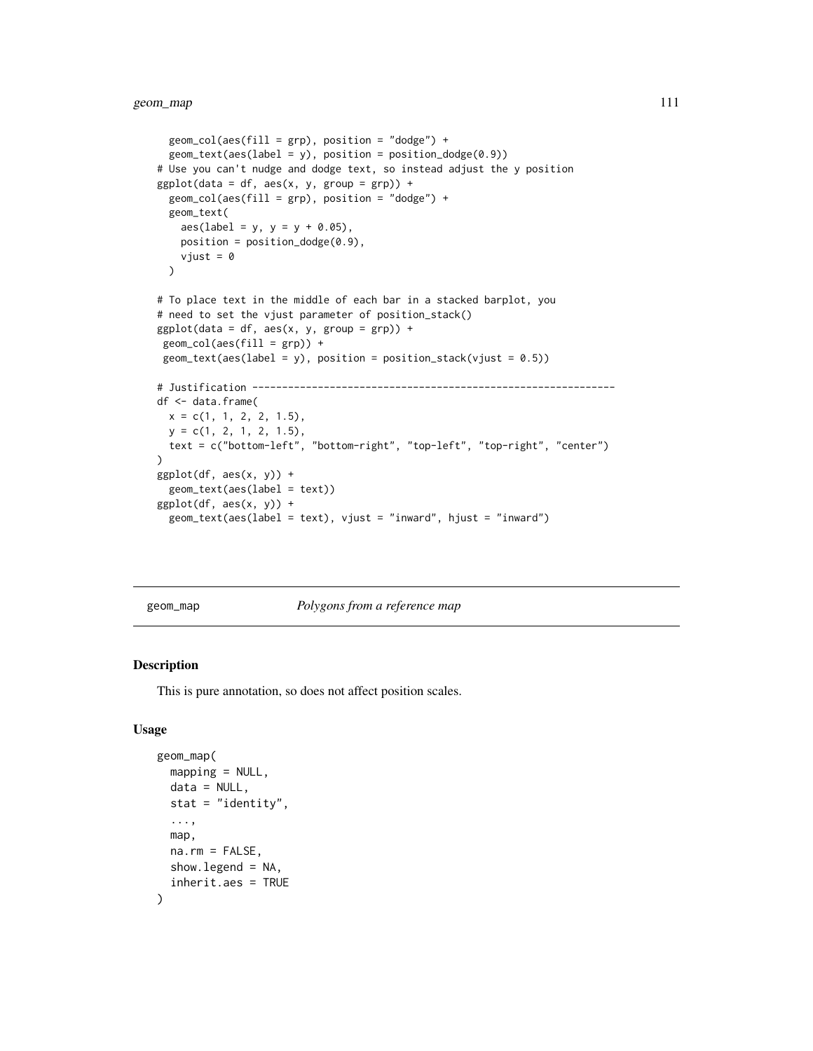```
  geom_col(aes(fill = grp), position = "dodge") +
  geom_text(aes(label = y), position = position_dodge(0.9))
# Use you can't nudge and dodge text, so instead adjust the y position
ggplot(data = df, aes(x, y, group = grp)) +
  geom_col(aes(fill = grp), position = "dodge") +
  geom_text(
    aes(label = y, y = y + 0.05),
    position = position_dodge(0.9),
    vjust = 0
  )

# To place text in the middle of each bar in a stacked barplot, you
# need to set the vjust parameter of position_stack()
ggplot(data = df, aes(x, y, group = grp)) +
 geom_col(aes(fill = grp)) +
 geom_text(aes(label = y), position = position_stack(vjust = 0.5))

# Justification -------------------------------------------------------------
df <- data.frame(
  x = c(1, 1, 2, 2, 1.5),
  y = c(1, 2, 1, 2, 1.5),
  text = c("bottom-left", "bottom-right", "top-left", "top-right", "center")
)
ggplot(df, aes(x, y)) +
  geom_text(aes(label = text))
ggplot(df, aes(x, y)) +
  geom_text(aes(label = text), vjust = "inward", hjust = "inward")
```

---

## geom_map *Polygons from a reference map*

### Description

This is pure annotation, so does not affect position scales.

### Usage

```
geom_map(
  mapping = NULL,
  data = NULL,
  stat = "identity",
  ...,
  map,
  na.rm = FALSE,
  show.legend = NA,
  inherit.aes = TRUE
)
```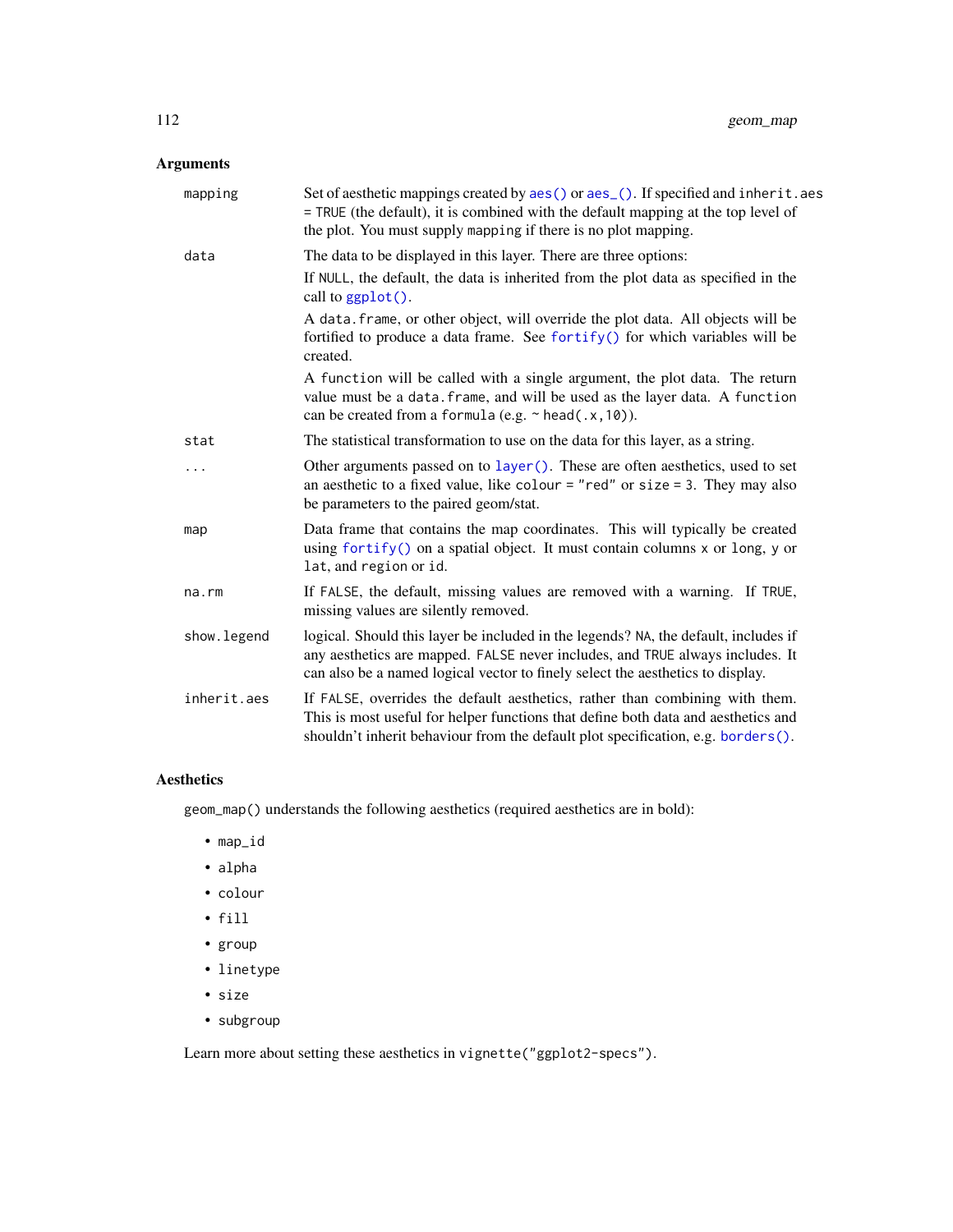### Arguments

- **mapping**: Set of aesthetic mappings created by `aes()` or `aes_()`. If specified and `inherit.aes = TRUE` (the default), it is combined with the default mapping at the top level of the plot. You must supply `mapping` if there is no plot mapping.
- **data**: The data to be displayed in this layer. There are three options:

  If `NULL`, the default, the data is inherited from the plot data as specified in the call to `ggplot()`.

  A `data.frame`, or other object, will override the plot data. All objects will be fortified to produce a data frame. See `fortify()` for which variables will be created.

  A `function` will be called with a single argument, the plot data. The return value must be a `data.frame`, and will be used as the layer data. A `function` can be created from a `formula` (e.g. `~ head(.x, 10)`).
- **stat**: The statistical transformation to use on the data for this layer, as a string.
- **...**: Other arguments passed on to `layer()`. These are often aesthetics, used to set an aesthetic to a fixed value, like `colour = "red"` or `size = 3`. They may also be parameters to the paired geom/stat.
- **map**: Data frame that contains the map coordinates. This will typically be created using `fortify()` on a spatial object. It must contain columns `x` or `long`, `y` or `lat`, and `region` or `id`.
- **na.rm**: If `FALSE`, the default, missing values are removed with a warning. If `TRUE`, missing values are silently removed.
- **show.legend**: logical. Should this layer be included in the legends? `NA`, the default, includes if any aesthetics are mapped. `FALSE` never includes, and `TRUE` always includes. It can also be a named logical vector to finely select the aesthetics to display.
- **inherit.aes**: If `FALSE`, overrides the default aesthetics, rather than combining with them. This is most useful for helper functions that define both data and aesthetics and shouldn't inherit behaviour from the default plot specification, e.g. `borders()`.

### Aesthetics

`geom_map()` understands the following aesthetics (required aesthetics are in bold):

- `map_id`
- `alpha`
- `colour`
- `fill`
- `group`
- `linetype`
- `size`
- `subgroup`

Learn more about setting these aesthetics in `vignette("ggplot2-specs")`.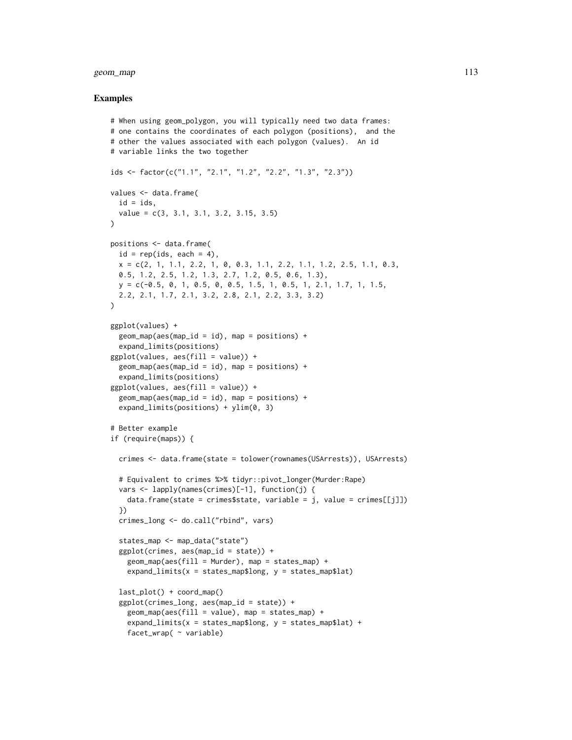## Examples

```
# When using geom_polygon, you will typically need two data frames:
# one contains the coordinates of each polygon (positions),  and the
# other the values associated with each polygon (values).  An id
# variable links the two together

ids <- factor(c("1.1", "2.1", "1.2", "2.2", "1.3", "2.3"))

values <- data.frame(
  id = ids,
  value = c(3, 3.1, 3.1, 3.2, 3.15, 3.5)
)

positions <- data.frame(
  id = rep(ids, each = 4),
  x = c(2, 1, 1.1, 2.2, 1, 0, 0.3, 1.1, 2.2, 1.1, 1.2, 2.5, 1.1, 0.3,
  0.5, 1.2, 2.5, 1.2, 1.3, 2.7, 1.2, 0.5, 0.6, 1.3),
  y = c(-0.5, 0, 1, 0.5, 0, 0.5, 1.5, 1, 0.5, 1, 2.1, 1.7, 1, 1.5,
  2.2, 2.1, 1.7, 2.1, 3.2, 2.8, 2.1, 2.2, 3.3, 3.2)
)

ggplot(values) +
  geom_map(aes(map_id = id), map = positions) +
  expand_limits(positions)
ggplot(values, aes(fill = value)) +
  geom_map(aes(map_id = id), map = positions) +
  expand_limits(positions)
ggplot(values, aes(fill = value)) +
  geom_map(aes(map_id = id), map = positions) +
  expand_limits(positions) + ylim(0, 3)

# Better example
if (require(maps)) {

  crimes <- data.frame(state = tolower(rownames(USArrests)), USArrests)

  # Equivalent to crimes %>% tidyr::pivot_longer(Murder:Rape)
  vars <- lapply(names(crimes)[-1], function(j) {
    data.frame(state = crimes$state, variable = j, value = crimes[[j]])
  })
  crimes_long <- do.call("rbind", vars)

  states_map <- map_data("state")
  ggplot(crimes, aes(map_id = state)) +
    geom_map(aes(fill = Murder), map = states_map) +
    expand_limits(x = states_map$long, y = states_map$lat)

  last_plot() + coord_map()
  ggplot(crimes_long, aes(map_id = state)) +
    geom_map(aes(fill = value), map = states_map) +
    expand_limits(x = states_map$long, y = states_map$lat) +
    facet_wrap( ~ variable)
```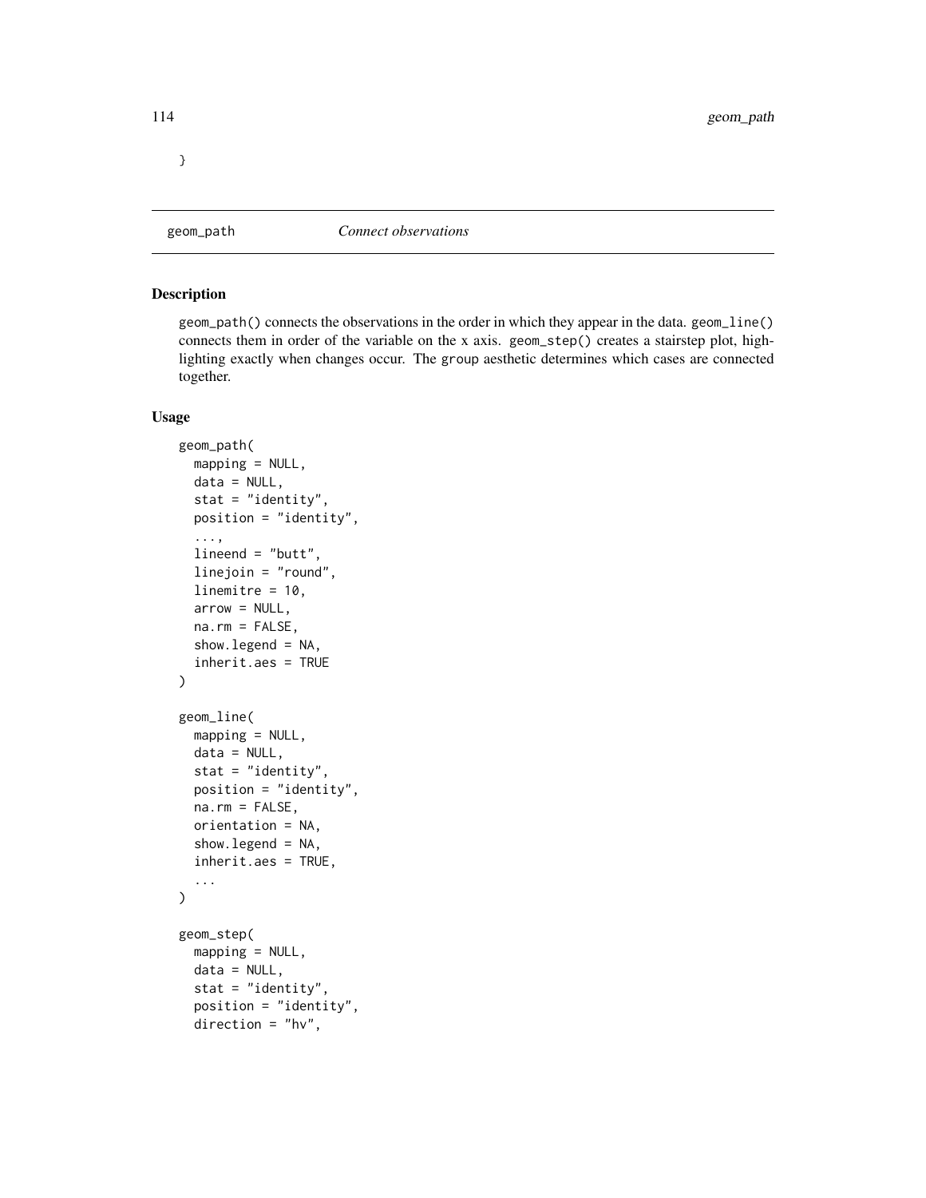}

## geom_path — *Connect observations*

### Description

geom_path() connects the observations in the order in which they appear in the data. geom_line() connects them in order of the variable on the x axis. geom_step() creates a stairstep plot, highlighting exactly when changes occur. The group aesthetic determines which cases are connected together.

### Usage

```
geom_path(
  mapping = NULL,
  data = NULL,
  stat = "identity",
  position = "identity",
  ...,
  lineend = "butt",
  linejoin = "round",
  linemitre = 10,
  arrow = NULL,
  na.rm = FALSE,
  show.legend = NA,
  inherit.aes = TRUE
)

geom_line(
  mapping = NULL,
  data = NULL,
  stat = "identity",
  position = "identity",
  na.rm = FALSE,
  orientation = NA,
  show.legend = NA,
  inherit.aes = TRUE,
  ...
)

geom_step(
  mapping = NULL,
  data = NULL,
  stat = "identity",
  position = "identity",
  direction = "hv",
```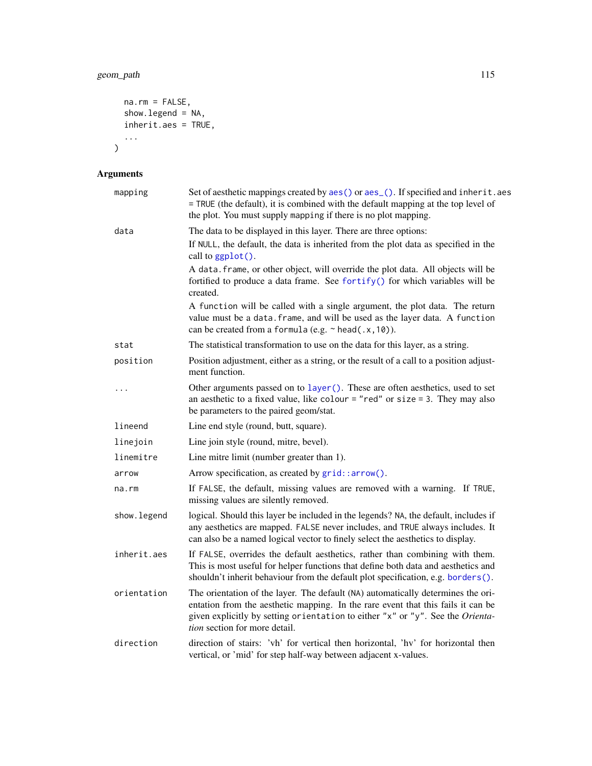```
  na.rm = FALSE,
  show.legend = NA,
  inherit.aes = TRUE,
  ...
)
```

## Arguments

| | |
|---|---|
| mapping | Set of aesthetic mappings created by `aes()` or `aes_()`. If specified and `inherit.aes = TRUE` (the default), it is combined with the default mapping at the top level of the plot. You must supply `mapping` if there is no plot mapping. |
| data | The data to be displayed in this layer. There are three options: If `NULL`, the default, the data is inherited from the plot data as specified in the call to `ggplot()`. A `data.frame`, or other object, will override the plot data. All objects will be fortified to produce a data frame. See `fortify()` for which variables will be created. A `function` will be called with a single argument, the plot data. The return value must be a `data.frame`, and will be used as the layer data. A `function` can be created from a `formula` (e.g. `~ head(.x, 10)`). |
| stat | The statistical transformation to use on the data for this layer, as a string. |
| position | Position adjustment, either as a string, or the result of a call to a position adjustment function. |
| ... | Other arguments passed on to `layer()`. These are often aesthetics, used to set an aesthetic to a fixed value, like `colour = "red"` or `size = 3`. They may also be parameters to the paired geom/stat. |
| lineend | Line end style (round, butt, square). |
| linejoin | Line join style (round, mitre, bevel). |
| linemitre | Line mitre limit (number greater than 1). |
| arrow | Arrow specification, as created by `grid::arrow()`. |
| na.rm | If `FALSE`, the default, missing values are removed with a warning. If `TRUE`, missing values are silently removed. |
| show.legend | logical. Should this layer be included in the legends? `NA`, the default, includes if any aesthetics are mapped. `FALSE` never includes, and `TRUE` always includes. It can also be a named logical vector to finely select the aesthetics to display. |
| inherit.aes | If `FALSE`, overrides the default aesthetics, rather than combining with them. This is most useful for helper functions that define both data and aesthetics and shouldn't inherit behaviour from the default plot specification, e.g. `borders()`. |
| orientation | The orientation of the layer. The default (`NA`) automatically determines the orientation from the aesthetic mapping. In the rare event that this fails it can be given explicitly by setting `orientation` to either `"x"` or `"y"`. See the *Orientation* section for more detail. |
| direction | direction of stairs: 'vh' for vertical then horizontal, 'hv' for horizontal then vertical, or 'mid' for step half-way between adjacent x-values. |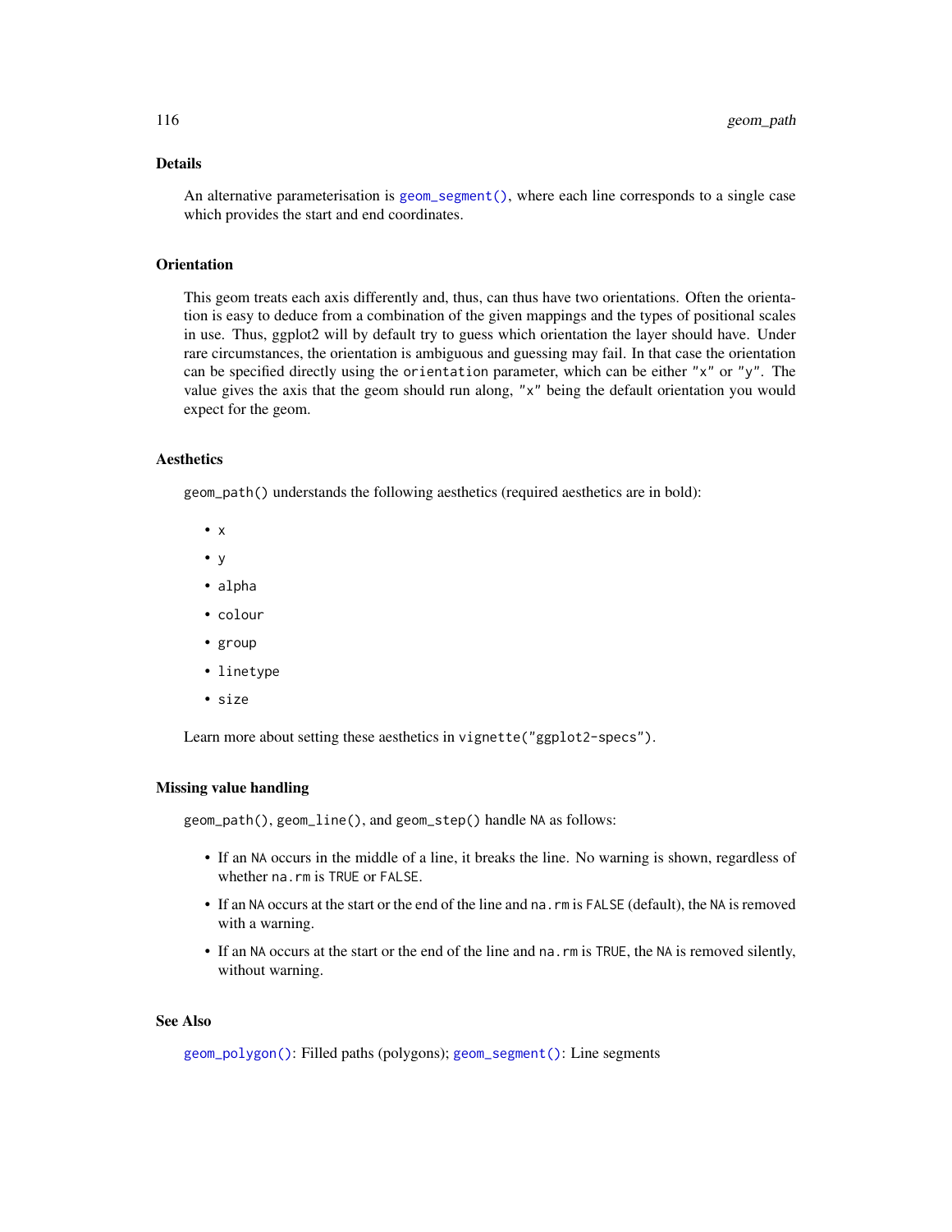### Details

An alternative parameterisation is `geom_segment()`, where each line corresponds to a single case which provides the start and end coordinates.

### Orientation

This geom treats each axis differently and, thus, can thus have two orientations. Often the orientation is easy to deduce from a combination of the given mappings and the types of positional scales in use. Thus, ggplot2 will by default try to guess which orientation the layer should have. Under rare circumstances, the orientation is ambiguous and guessing may fail. In that case the orientation can be specified directly using the `orientation` parameter, which can be either `"x"` or `"y"`. The value gives the axis that the geom should run along, `"x"` being the default orientation you would expect for the geom.

### Aesthetics

`geom_path()` understands the following aesthetics (required aesthetics are in bold):

- `x`
- `y`
- `alpha`
- `colour`
- `group`
- `linetype`
- `size`

Learn more about setting these aesthetics in `vignette("ggplot2-specs")`.

### Missing value handling

`geom_path()`, `geom_line()`, and `geom_step()` handle `NA` as follows:

- If an `NA` occurs in the middle of a line, it breaks the line. No warning is shown, regardless of whether `na.rm` is `TRUE` or `FALSE`.
- If an `NA` occurs at the start or the end of the line and `na.rm` is `FALSE` (default), the `NA` is removed with a warning.
- If an `NA` occurs at the start or the end of the line and `na.rm` is `TRUE`, the `NA` is removed silently, without warning.

### See Also

`geom_polygon()`: Filled paths (polygons); `geom_segment()`: Line segments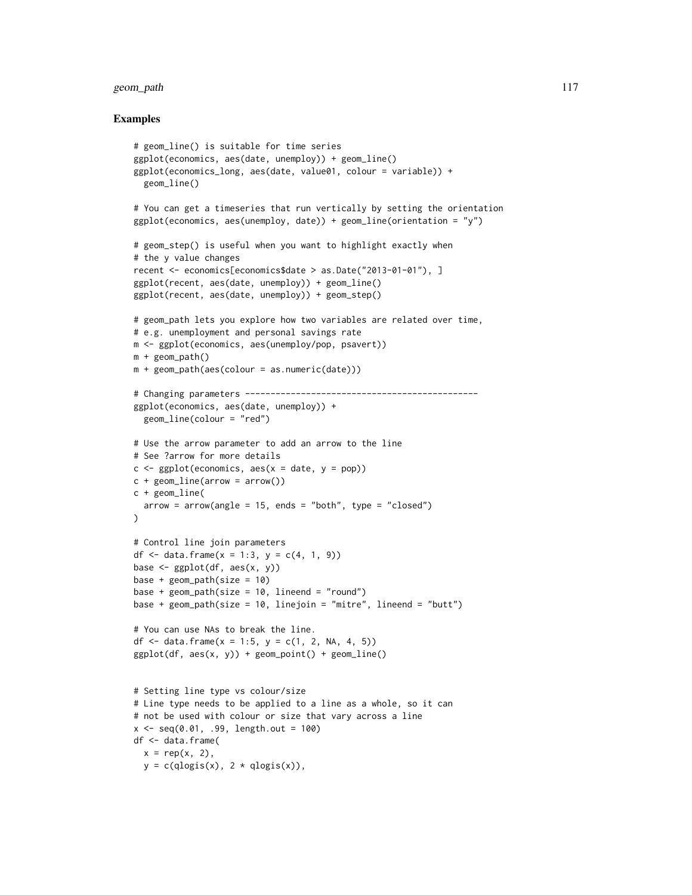## Examples

```
# geom_line() is suitable for time series
ggplot(economics, aes(date, unemploy)) + geom_line()
ggplot(economics_long, aes(date, value01, colour = variable)) +
  geom_line()

# You can get a timeseries that run vertically by setting the orientation
ggplot(economics, aes(unemploy, date)) + geom_line(orientation = "y")

# geom_step() is useful when you want to highlight exactly when
# the y value changes
recent <- economics[economics$date > as.Date("2013-01-01"), ]
ggplot(recent, aes(date, unemploy)) + geom_line()
ggplot(recent, aes(date, unemploy)) + geom_step()

# geom_path lets you explore how two variables are related over time,
# e.g. unemployment and personal savings rate
m <- ggplot(economics, aes(unemploy/pop, psavert))
m + geom_path()
m + geom_path(aes(colour = as.numeric(date)))

# Changing parameters ----------------------------------------------
ggplot(economics, aes(date, unemploy)) +
  geom_line(colour = "red")

# Use the arrow parameter to add an arrow to the line
# See ?arrow for more details
c <- ggplot(economics, aes(x = date, y = pop))
c + geom_line(arrow = arrow())
c + geom_line(
  arrow = arrow(angle = 15, ends = "both", type = "closed")
)

# Control line join parameters
df <- data.frame(x = 1:3, y = c(4, 1, 9))
base <- ggplot(df, aes(x, y))
base + geom_path(size = 10)
base + geom_path(size = 10, lineend = "round")
base + geom_path(size = 10, linejoin = "mitre", lineend = "butt")

# You can use NAs to break the line.
df <- data.frame(x = 1:5, y = c(1, 2, NA, 4, 5))
ggplot(df, aes(x, y)) + geom_point() + geom_line()


# Setting line type vs colour/size
# Line type needs to be applied to a line as a whole, so it can
# not be used with colour or size that vary across a line
x <- seq(0.01, .99, length.out = 100)
df <- data.frame(
  x = rep(x, 2),
  y = c(qlogis(x), 2 * qlogis(x)),
```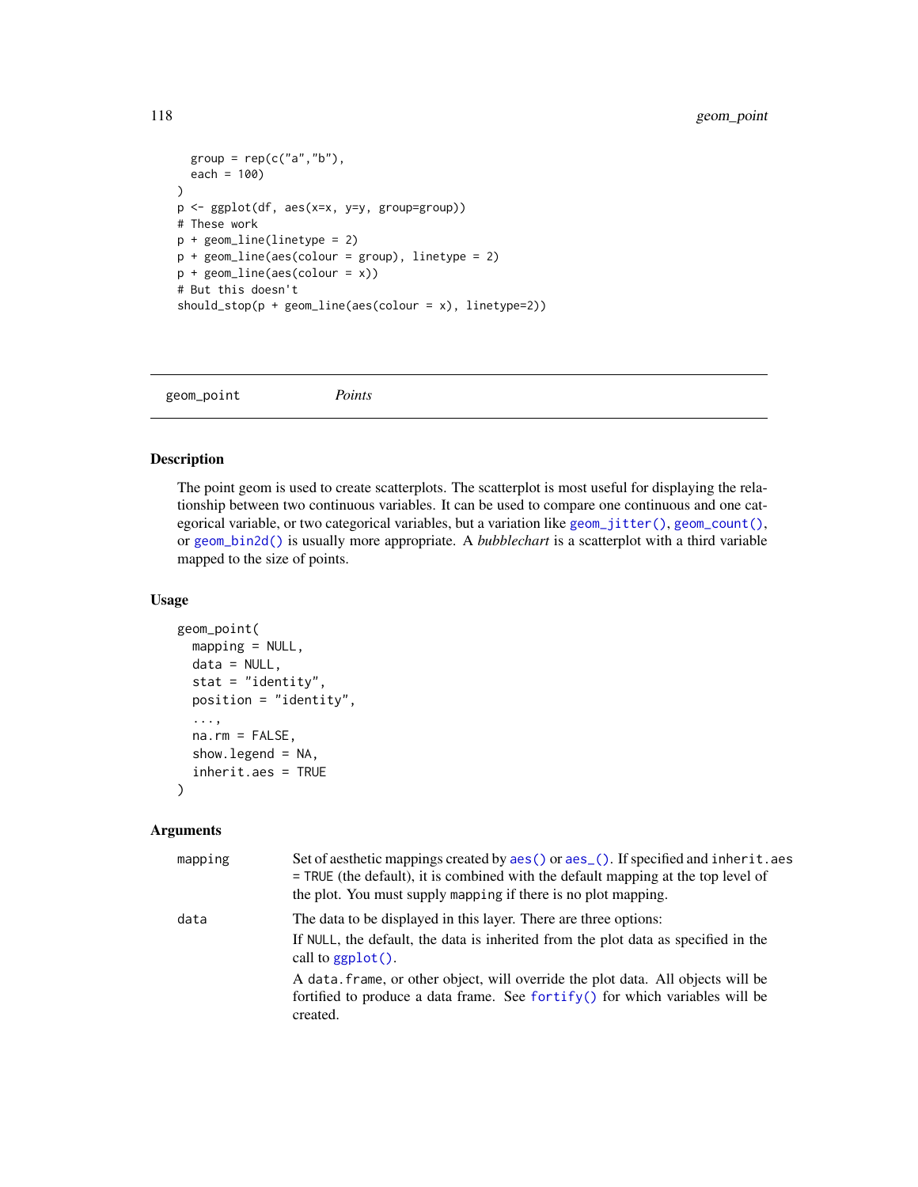```
  group = rep(c("a","b"),
  each = 100)
)
p <- ggplot(df, aes(x=x, y=y, group=group))
# These work
p + geom_line(linetype = 2)
p + geom_line(aes(colour = group), linetype = 2)
p + geom_line(aes(colour = x))
# But this doesn't
should_stop(p + geom_line(aes(colour = x), linetype=2))
```

---

## geom_point *Points*

---

### Description

The point geom is used to create scatterplots. The scatterplot is most useful for displaying the relationship between two continuous variables. It can be used to compare one continuous and one categorical variable, or two categorical variables, but a variation like `geom_jitter()`, `geom_count()`, or `geom_bin2d()` is usually more appropriate. A *bubblechart* is a scatterplot with a third variable mapped to the size of points.

### Usage

```
geom_point(
  mapping = NULL,
  data = NULL,
  stat = "identity",
  position = "identity",
  ...,
  na.rm = FALSE,
  show.legend = NA,
  inherit.aes = TRUE
)
```

### Arguments

`mapping` Set of aesthetic mappings created by `aes()` or `aes_()`. If specified and `inherit.aes = TRUE` (the default), it is combined with the default mapping at the top level of the plot. You must supply `mapping` if there is no plot mapping.

`data` The data to be displayed in this layer. There are three options:

If `NULL`, the default, the data is inherited from the plot data as specified in the call to `ggplot()`.

A `data.frame`, or other object, will override the plot data. All objects will be fortified to produce a data frame. See `fortify()` for which variables will be created.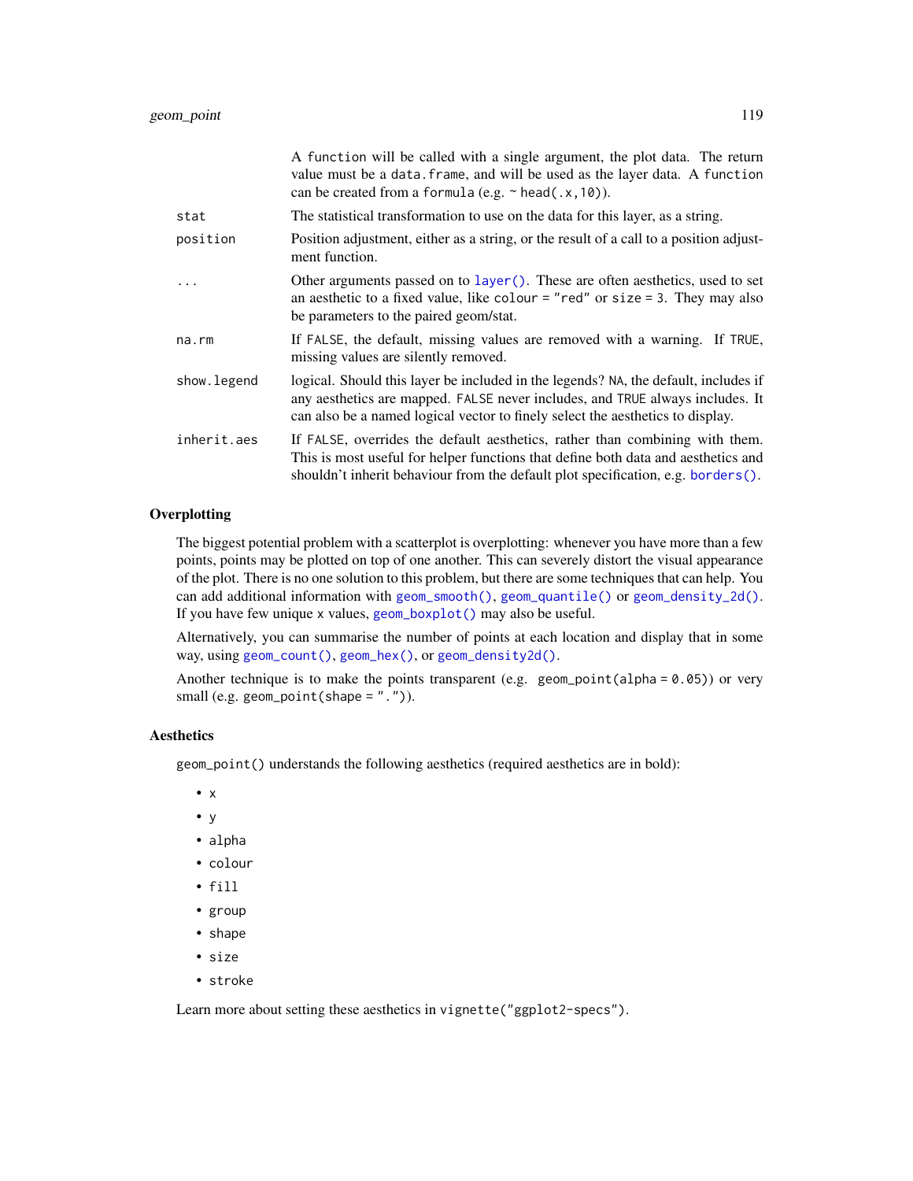|  |  |
| --- | --- |
|  | A `function` will be called with a single argument, the plot data. The return value must be a `data.frame`, and will be used as the layer data. A `function` can be created from a `formula` (e.g. `~ head(.x, 10)`). |
| `stat` | The statistical transformation to use on the data for this layer, as a string. |
| `position` | Position adjustment, either as a string, or the result of a call to a position adjustment function. |
| `...` | Other arguments passed on to `layer()`. These are often aesthetics, used to set an aesthetic to a fixed value, like `colour = "red"` or `size = 3`. They may also be parameters to the paired geom/stat. |
| `na.rm` | If `FALSE`, the default, missing values are removed with a warning. If `TRUE`, missing values are silently removed. |
| `show.legend` | logical. Should this layer be included in the legends? `NA`, the default, includes if any aesthetics are mapped. `FALSE` never includes, and `TRUE` always includes. It can also be a named logical vector to finely select the aesthetics to display. |
| `inherit.aes` | If `FALSE`, overrides the default aesthetics, rather than combining with them. This is most useful for helper functions that define both data and aesthetics and shouldn't inherit behaviour from the default plot specification, e.g. `borders()`. |

## Overplotting

The biggest potential problem with a scatterplot is overplotting: whenever you have more than a few points, points may be plotted on top of one another. This can severely distort the visual appearance of the plot. There is no one solution to this problem, but there are some techniques that can help. You can add additional information with `geom_smooth()`, `geom_quantile()` or `geom_density_2d()`. If you have few unique `x` values, `geom_boxplot()` may also be useful.

Alternatively, you can summarise the number of points at each location and display that in some way, using `geom_count()`, `geom_hex()`, or `geom_density2d()`.

Another technique is to make the points transparent (e.g. `geom_point(alpha = 0.05)`) or very small (e.g. `geom_point(shape = ".")`).

## Aesthetics

`geom_point()` understands the following aesthetics (required aesthetics are in bold):

- `x`
- `y`
- `alpha`
- `colour`
- `fill`
- `group`
- `shape`
- `size`
- `stroke`

Learn more about setting these aesthetics in `vignette("ggplot2-specs")`.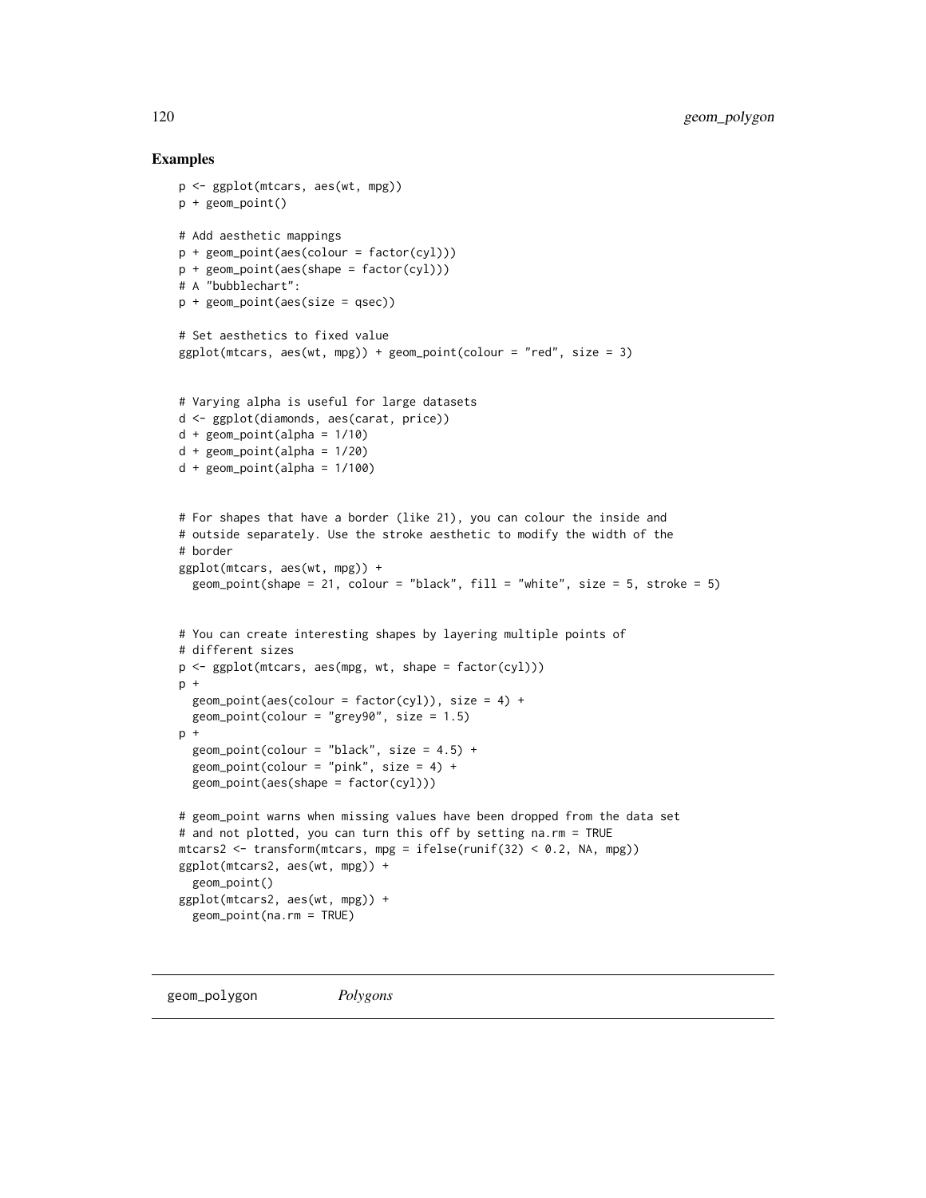## Examples

```
p <- ggplot(mtcars, aes(wt, mpg))
p + geom_point()

# Add aesthetic mappings
p + geom_point(aes(colour = factor(cyl)))
p + geom_point(aes(shape = factor(cyl)))
# A "bubblechart":
p + geom_point(aes(size = qsec))

# Set aesthetics to fixed value
ggplot(mtcars, aes(wt, mpg)) + geom_point(colour = "red", size = 3)


# Varying alpha is useful for large datasets
d <- ggplot(diamonds, aes(carat, price))
d + geom_point(alpha = 1/10)
d + geom_point(alpha = 1/20)
d + geom_point(alpha = 1/100)


# For shapes that have a border (like 21), you can colour the inside and
# outside separately. Use the stroke aesthetic to modify the width of the
# border
ggplot(mtcars, aes(wt, mpg)) +
  geom_point(shape = 21, colour = "black", fill = "white", size = 5, stroke = 5)


# You can create interesting shapes by layering multiple points of
# different sizes
p <- ggplot(mtcars, aes(mpg, wt, shape = factor(cyl)))
p +
  geom_point(aes(colour = factor(cyl)), size = 4) +
  geom_point(colour = "grey90", size = 1.5)
p +
  geom_point(colour = "black", size = 4.5) +
  geom_point(colour = "pink", size = 4) +
  geom_point(aes(shape = factor(cyl)))

# geom_point warns when missing values have been dropped from the data set
# and not plotted, you can turn this off by setting na.rm = TRUE
mtcars2 <- transform(mtcars, mpg = ifelse(runif(32) < 0.2, NA, mpg))
ggplot(mtcars2, aes(wt, mpg)) +
  geom_point()
ggplot(mtcars2, aes(wt, mpg)) +
  geom_point(na.rm = TRUE)
```

---

# geom_polygon *Polygons*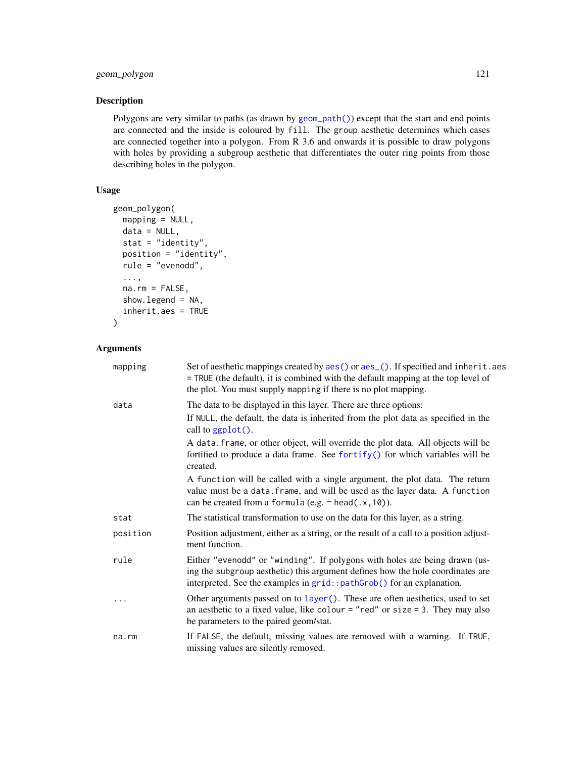## Description

Polygons are very similar to paths (as drawn by `geom_path()`) except that the start and end points are connected and the inside is coloured by `fill`. The `group` aesthetic determines which cases are connected together into a polygon. From R 3.6 and onwards it is possible to draw polygons with holes by providing a subgroup aesthetic that differentiates the outer ring points from those describing holes in the polygon.

## Usage

```
geom_polygon(
  mapping = NULL,
  data = NULL,
  stat = "identity",
  position = "identity",
  rule = "evenodd",
  ...,
  na.rm = FALSE,
  show.legend = NA,
  inherit.aes = TRUE
)
```

## Arguments

| | |
|---|---|
| `mapping` | Set of aesthetic mappings created by `aes()` or `aes_()`. If specified and `inherit.aes = TRUE` (the default), it is combined with the default mapping at the top level of the plot. You must supply `mapping` if there is no plot mapping. |
| `data` | The data to be displayed in this layer. There are three options:<br>If `NULL`, the default, the data is inherited from the plot data as specified in the call to `ggplot()`.<br>A `data.frame`, or other object, will override the plot data. All objects will be fortified to produce a data frame. See `fortify()` for which variables will be created.<br>A `function` will be called with a single argument, the plot data. The return value must be a `data.frame`, and will be used as the layer data. A `function` can be created from a `formula` (e.g. `~ head(.x, 10)`). |
| `stat` | The statistical transformation to use on the data for this layer, as a string. |
| `position` | Position adjustment, either as a string, or the result of a call to a position adjustment function. |
| `rule` | Either `"evenodd"` or `"winding"`. If polygons with holes are being drawn (using the `subgroup` aesthetic) this argument defines how the hole coordinates are interpreted. See the examples in `grid::pathGrob()` for an explanation. |
| `...` | Other arguments passed on to `layer()`. These are often aesthetics, used to set an aesthetic to a fixed value, like `colour = "red"` or `size = 3`. They may also be parameters to the paired geom/stat. |
| `na.rm` | If `FALSE`, the default, missing values are removed with a warning. If `TRUE`, missing values are silently removed. |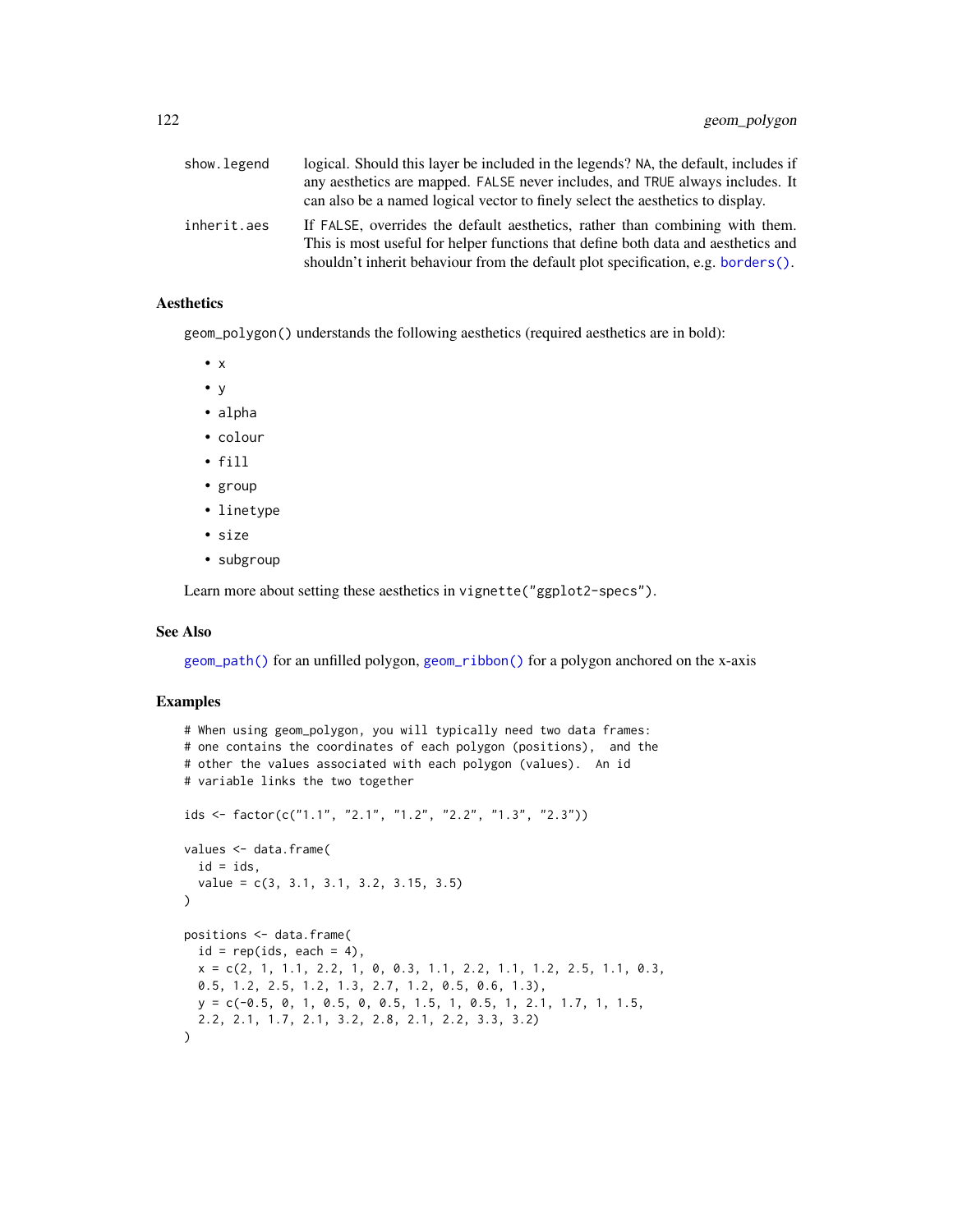| | |
|---|---|
| show.legend | logical. Should this layer be included in the legends? NA, the default, includes if any aesthetics are mapped. FALSE never includes, and TRUE always includes. It can also be a named logical vector to finely select the aesthetics to display. |
| inherit.aes | If FALSE, overrides the default aesthetics, rather than combining with them. This is most useful for helper functions that define both data and aesthetics and shouldn't inherit behaviour from the default plot specification, e.g. borders(). |

## Aesthetics

geom_polygon() understands the following aesthetics (required aesthetics are in bold):

- x
- y
- alpha
- colour
- fill
- group
- linetype
- size
- subgroup

Learn more about setting these aesthetics in vignette("ggplot2-specs").

## See Also

geom_path() for an unfilled polygon, geom_ribbon() for a polygon anchored on the x-axis

## Examples

```
# When using geom_polygon, you will typically need two data frames:
# one contains the coordinates of each polygon (positions),  and the
# other the values associated with each polygon (values).  An id
# variable links the two together

ids <- factor(c("1.1", "2.1", "1.2", "2.2", "1.3", "2.3"))

values <- data.frame(
  id = ids,
  value = c(3, 3.1, 3.1, 3.2, 3.15, 3.5)
)

positions <- data.frame(
  id = rep(ids, each = 4),
  x = c(2, 1, 1.1, 2.2, 1, 0, 0.3, 1.1, 2.2, 1.1, 1.2, 2.5, 1.1, 0.3,
  0.5, 1.2, 2.5, 1.2, 1.3, 2.7, 1.2, 0.5, 0.6, 1.3),
  y = c(-0.5, 0, 1, 0.5, 0, 0.5, 1.5, 1, 0.5, 1, 2.1, 1.7, 1, 1.5,
  2.2, 2.1, 1.7, 2.1, 3.2, 2.8, 2.1, 2.2, 3.3, 3.2)
)
```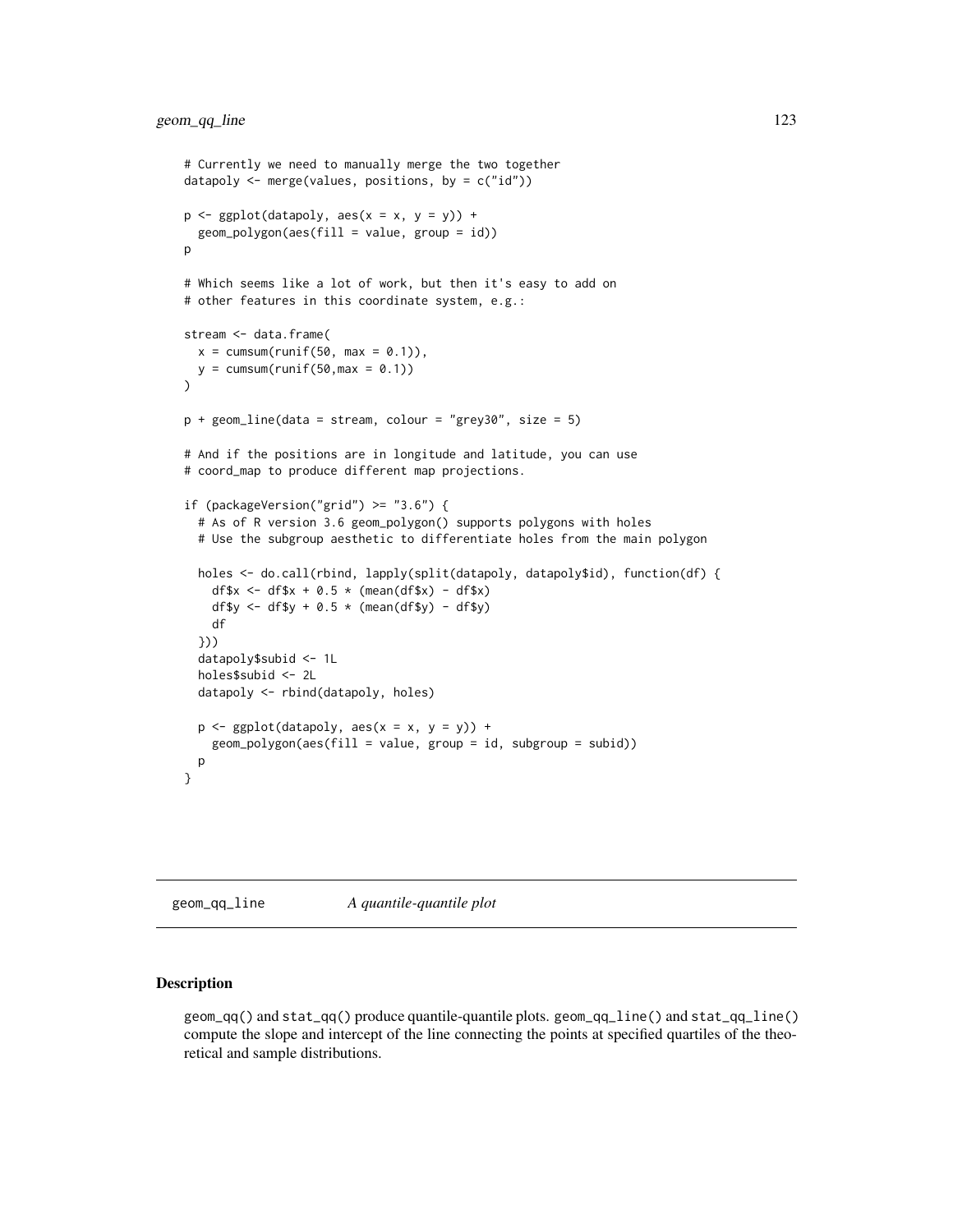```
# Currently we need to manually merge the two together
datapoly <- merge(values, positions, by = c("id"))

p <- ggplot(datapoly, aes(x = x, y = y)) +
  geom_polygon(aes(fill = value, group = id))
p

# Which seems like a lot of work, but then it's easy to add on
# other features in this coordinate system, e.g.:

stream <- data.frame(
  x = cumsum(runif(50, max = 0.1)),
  y = cumsum(runif(50,max = 0.1))
)

p + geom_line(data = stream, colour = "grey30", size = 5)

# And if the positions are in longitude and latitude, you can use
# coord_map to produce different map projections.

if (packageVersion("grid") >= "3.6") {
  # As of R version 3.6 geom_polygon() supports polygons with holes
  # Use the subgroup aesthetic to differentiate holes from the main polygon

  holes <- do.call(rbind, lapply(split(datapoly, datapoly$id), function(df) {
    df$x <- df$x + 0.5 * (mean(df$x) - df$x)
    df$y <- df$y + 0.5 * (mean(df$y) - df$y)
    df
  }))
  datapoly$subid <- 1L
  holes$subid <- 2L
  datapoly <- rbind(datapoly, holes)

  p <- ggplot(datapoly, aes(x = x, y = y)) +
    geom_polygon(aes(fill = value, group = id, subgroup = subid))
  p
}
```

# geom_qq_line — *A quantile-quantile plot*

## Description

geom_qq() and stat_qq() produce quantile-quantile plots. geom_qq_line() and stat_qq_line() compute the slope and intercept of the line connecting the points at specified quartiles of the theoretical and sample distributions.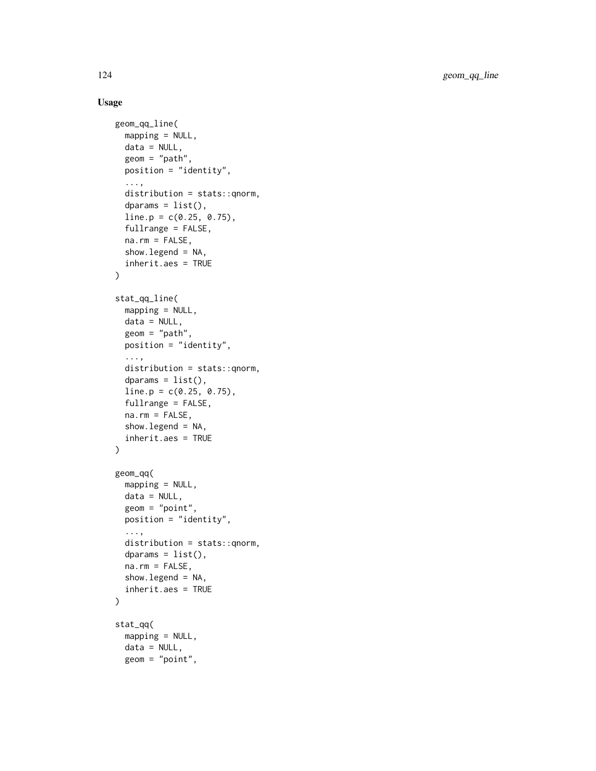## Usage

```
geom_qq_line(
  mapping = NULL,
  data = NULL,
  geom = "path",
  position = "identity",
  ...,
  distribution = stats::qnorm,
  dparams = list(),
  line.p = c(0.25, 0.75),
  fullrange = FALSE,
  na.rm = FALSE,
  show.legend = NA,
  inherit.aes = TRUE
)

stat_qq_line(
  mapping = NULL,
  data = NULL,
  geom = "path",
  position = "identity",
  ...,
  distribution = stats::qnorm,
  dparams = list(),
  line.p = c(0.25, 0.75),
  fullrange = FALSE,
  na.rm = FALSE,
  show.legend = NA,
  inherit.aes = TRUE
)

geom_qq(
  mapping = NULL,
  data = NULL,
  geom = "point",
  position = "identity",
  ...,
  distribution = stats::qnorm,
  dparams = list(),
  na.rm = FALSE,
  show.legend = NA,
  inherit.aes = TRUE
)

stat_qq(
  mapping = NULL,
  data = NULL,
  geom = "point",
```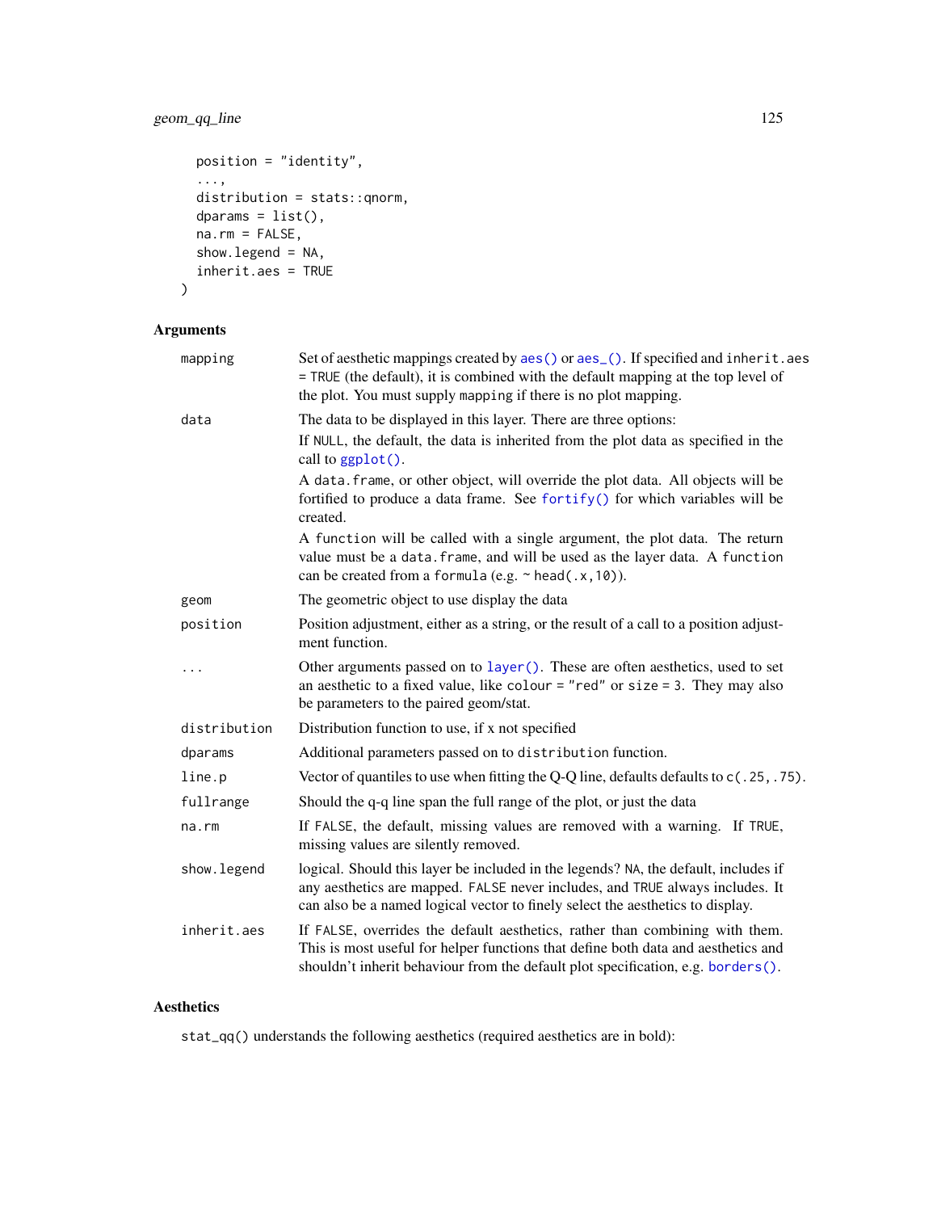```
  position = "identity",
  ...,
  distribution = stats::qnorm,
  dparams = list(),
  na.rm = FALSE,
  show.legend = NA,
  inherit.aes = TRUE
)
```

## Arguments

| | |
|---|---|
| `mapping` | Set of aesthetic mappings created by `aes()` or `aes_()`. If specified and `inherit.aes = TRUE` (the default), it is combined with the default mapping at the top level of the plot. You must supply `mapping` if there is no plot mapping. |
| `data` | The data to be displayed in this layer. There are three options:<br>If `NULL`, the default, the data is inherited from the plot data as specified in the call to `ggplot()`.<br>A `data.frame`, or other object, will override the plot data. All objects will be fortified to produce a data frame. See `fortify()` for which variables will be created.<br>A `function` will be called with a single argument, the plot data. The return value must be a `data.frame`, and will be used as the layer data. A `function` can be created from a `formula` (e.g. `~ head(.x,10)`). |
| `geom` | The geometric object to use display the data |
| `position` | Position adjustment, either as a string, or the result of a call to a position adjustment function. |
| `...` | Other arguments passed on to `layer()`. These are often aesthetics, used to set an aesthetic to a fixed value, like `colour = "red"` or `size = 3`. They may also be parameters to the paired geom/stat. |
| `distribution` | Distribution function to use, if x not specified |
| `dparams` | Additional parameters passed on to `distribution` function. |
| `line.p` | Vector of quantiles to use when fitting the Q-Q line, defaults defaults to `c(.25,.75)`. |
| `fullrange` | Should the q-q line span the full range of the plot, or just the data |
| `na.rm` | If `FALSE`, the default, missing values are removed with a warning. If `TRUE`, missing values are silently removed. |
| `show.legend` | logical. Should this layer be included in the legends? `NA`, the default, includes if any aesthetics are mapped. `FALSE` never includes, and `TRUE` always includes. It can also be a named logical vector to finely select the aesthetics to display. |
| `inherit.aes` | If `FALSE`, overrides the default aesthetics, rather than combining with them. This is most useful for helper functions that define both data and aesthetics and shouldn't inherit behaviour from the default plot specification, e.g. `borders()`. |

## Aesthetics

`stat_qq()` understands the following aesthetics (required aesthetics are in bold):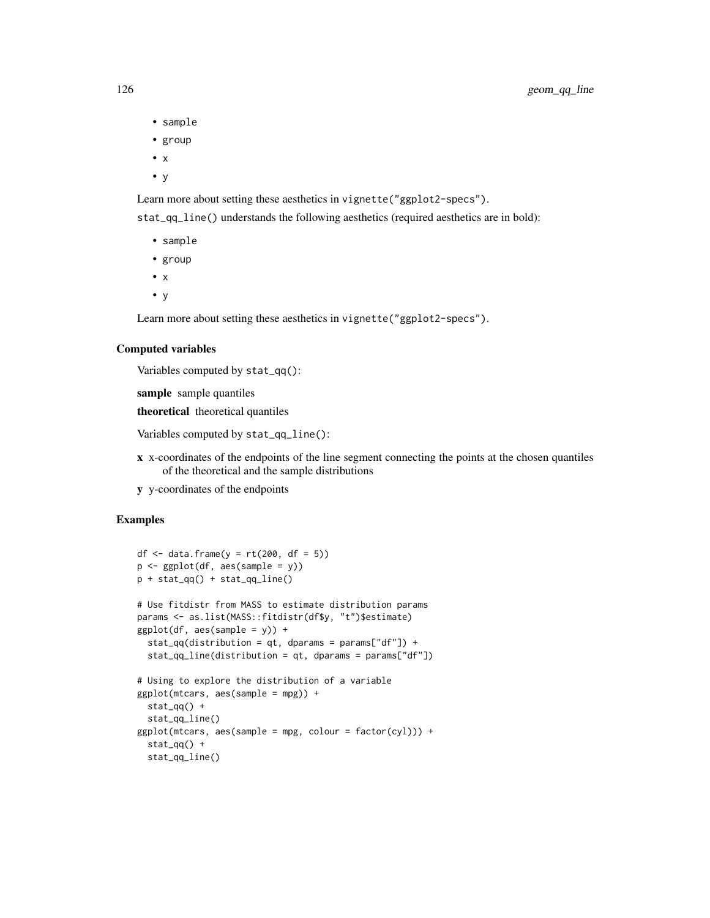- `sample`
- `group`
- `x`
- `y`

Learn more about setting these aesthetics in `vignette("ggplot2-specs")`.

`stat_qq_line()` understands the following aesthetics (required aesthetics are in bold):

- `sample`
- `group`
- `x`
- `y`

Learn more about setting these aesthetics in `vignette("ggplot2-specs")`.

### Computed variables

Variables computed by `stat_qq()`:

**sample** sample quantiles

**theoretical** theoretical quantiles

Variables computed by `stat_qq_line()`:

**x** x-coordinates of the endpoints of the line segment connecting the points at the chosen quantiles of the theoretical and the sample distributions

**y** y-coordinates of the endpoints

### Examples

```
df <- data.frame(y = rt(200, df = 5))
p <- ggplot(df, aes(sample = y))
p + stat_qq() + stat_qq_line()

# Use fitdistr from MASS to estimate distribution params
params <- as.list(MASS::fitdistr(df$y, "t")$estimate)
ggplot(df, aes(sample = y)) +
  stat_qq(distribution = qt, dparams = params["df"]) +
  stat_qq_line(distribution = qt, dparams = params["df"])

# Using to explore the distribution of a variable
ggplot(mtcars, aes(sample = mpg)) +
  stat_qq() +
  stat_qq_line()
ggplot(mtcars, aes(sample = mpg, colour = factor(cyl))) +
  stat_qq() +
  stat_qq_line()
```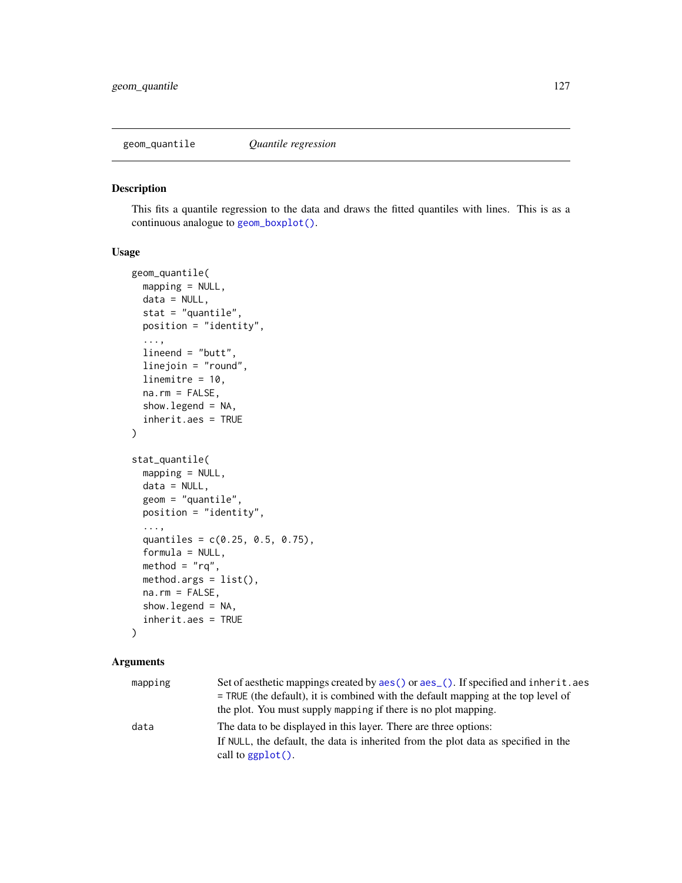# geom_quantile — *Quantile regression*

## Description

This fits a quantile regression to the data and draws the fitted quantiles with lines. This is as a continuous analogue to geom_boxplot().

## Usage

```
geom_quantile(
  mapping = NULL,
  data = NULL,
  stat = "quantile",
  position = "identity",
  ...,
  lineend = "butt",
  linejoin = "round",
  linemitre = 10,
  na.rm = FALSE,
  show.legend = NA,
  inherit.aes = TRUE
)

stat_quantile(
  mapping = NULL,
  data = NULL,
  geom = "quantile",
  position = "identity",
  ...,
  quantiles = c(0.25, 0.5, 0.75),
  formula = NULL,
  method = "rq",
  method.args = list(),
  na.rm = FALSE,
  show.legend = NA,
  inherit.aes = TRUE
)
```

## Arguments

| | |
|---|---|
| `mapping` | Set of aesthetic mappings created by aes() or aes_(). If specified and `inherit.aes = TRUE` (the default), it is combined with the default mapping at the top level of the plot. You must supply `mapping` if there is no plot mapping. |
| `data` | The data to be displayed in this layer. There are three options: If `NULL`, the default, the data is inherited from the plot data as specified in the call to ggplot(). |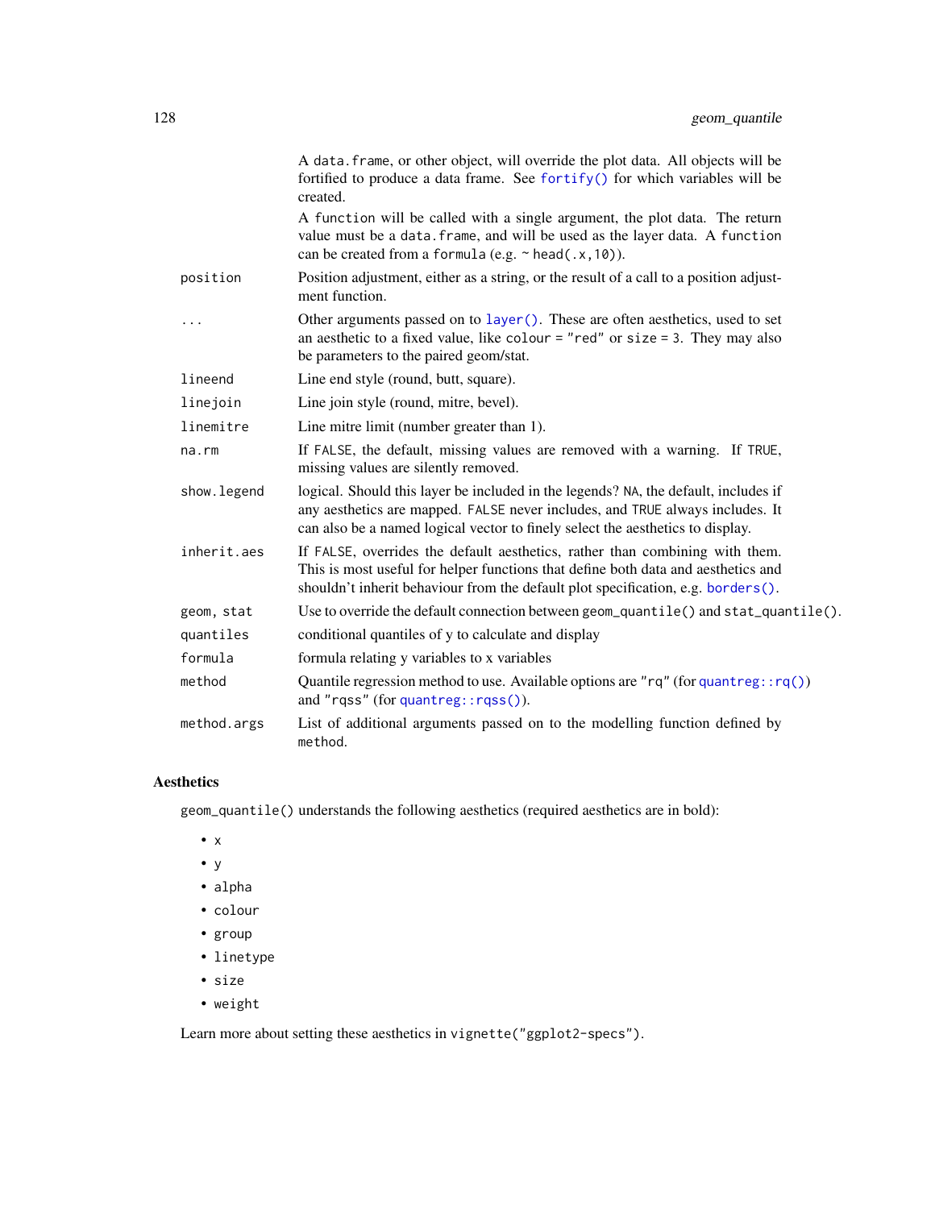| | |
|---|---|
| | A `data.frame`, or other object, will override the plot data. All objects will be fortified to produce a data frame. See `fortify()` for which variables will be created. |
| | A `function` will be called with a single argument, the plot data. The return value must be a `data.frame`, and will be used as the layer data. A `function` can be created from a `formula` (e.g. `~ head(.x,10)`). |
| `position` | Position adjustment, either as a string, or the result of a call to a position adjustment function. |
| `...` | Other arguments passed on to `layer()`. These are often aesthetics, used to set an aesthetic to a fixed value, like `colour = "red"` or `size = 3`. They may also be parameters to the paired geom/stat. |
| `lineend` | Line end style (round, butt, square). |
| `linejoin` | Line join style (round, mitre, bevel). |
| `linemitre` | Line mitre limit (number greater than 1). |
| `na.rm` | If `FALSE`, the default, missing values are removed with a warning. If `TRUE`, missing values are silently removed. |
| `show.legend` | logical. Should this layer be included in the legends? `NA`, the default, includes if any aesthetics are mapped. `FALSE` never includes, and `TRUE` always includes. It can also be a named logical vector to finely select the aesthetics to display. |
| `inherit.aes` | If `FALSE`, overrides the default aesthetics, rather than combining with them. This is most useful for helper functions that define both data and aesthetics and shouldn't inherit behaviour from the default plot specification, e.g. `borders()`. |
| `geom, stat` | Use to override the default connection between `geom_quantile()` and `stat_quantile()`. |
| `quantiles` | conditional quantiles of y to calculate and display |
| `formula` | formula relating y variables to x variables |
| `method` | Quantile regression method to use. Available options are `"rq"` (for `quantreg::rq()`) and `"rqss"` (for `quantreg::rqss()`). |
| `method.args` | List of additional arguments passed on to the modelling function defined by `method`. |

## Aesthetics

`geom_quantile()` understands the following aesthetics (required aesthetics are in bold):

- `x`
- `y`
- `alpha`
- `colour`
- `group`
- `linetype`
- `size`
- `weight`

Learn more about setting these aesthetics in `vignette("ggplot2-specs")`.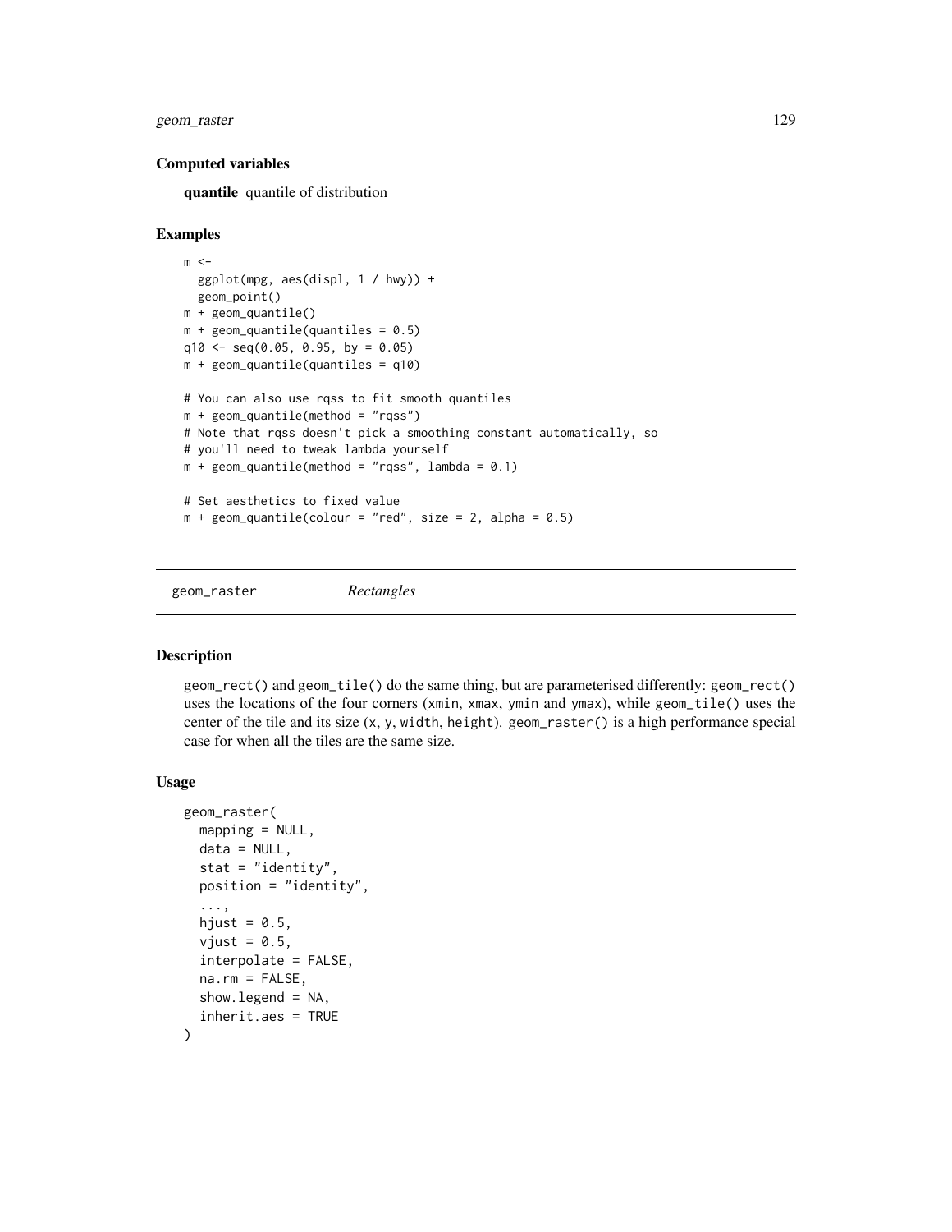### Computed variables

**quantile** quantile of distribution

### Examples

```
m <-
  ggplot(mpg, aes(displ, 1 / hwy)) +
  geom_point()
m + geom_quantile()
m + geom_quantile(quantiles = 0.5)
q10 <- seq(0.05, 0.95, by = 0.05)
m + geom_quantile(quantiles = q10)

# You can also use rqss to fit smooth quantiles
m + geom_quantile(method = "rqss")
# Note that rqss doesn't pick a smoothing constant automatically, so
# you'll need to tweak lambda yourself
m + geom_quantile(method = "rqss", lambda = 0.1)

# Set aesthetics to fixed value
m + geom_quantile(colour = "red", size = 2, alpha = 0.5)
```

---

## geom_raster *Rectangles*

---

### Description

`geom_rect()` and `geom_tile()` do the same thing, but are parameterised differently: `geom_rect()` uses the locations of the four corners (`xmin`, `xmax`, `ymin` and `ymax`), while `geom_tile()` uses the center of the tile and its size (`x`, `y`, `width`, `height`). `geom_raster()` is a high performance special case for when all the tiles are the same size.

### Usage

```
geom_raster(
  mapping = NULL,
  data = NULL,
  stat = "identity",
  position = "identity",
  ...,
  hjust = 0.5,
  vjust = 0.5,
  interpolate = FALSE,
  na.rm = FALSE,
  show.legend = NA,
  inherit.aes = TRUE
)
```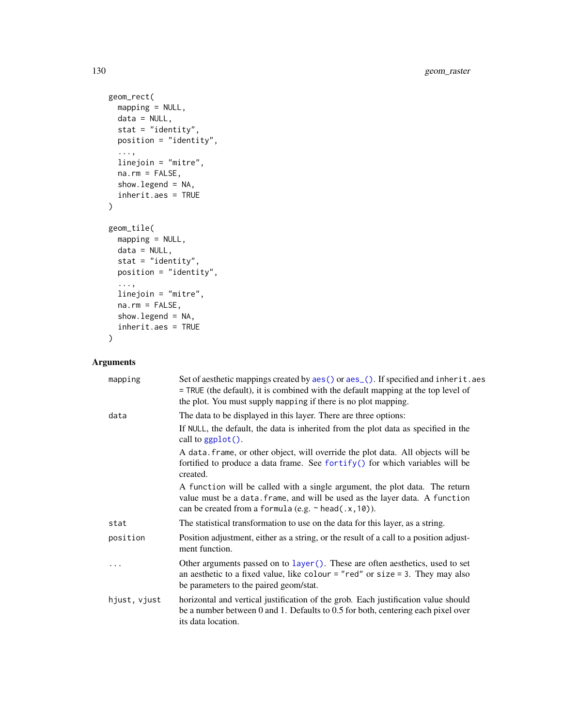```
geom_rect(
  mapping = NULL,
  data = NULL,
  stat = "identity",
  position = "identity",
  ...,
  linejoin = "mitre",
  na.rm = FALSE,
  show.legend = NA,
  inherit.aes = TRUE
)

geom_tile(
  mapping = NULL,
  data = NULL,
  stat = "identity",
  position = "identity",
  ...,
  linejoin = "mitre",
  na.rm = FALSE,
  show.legend = NA,
  inherit.aes = TRUE
)
```

## Arguments

**mapping** Set of aesthetic mappings created by `aes()` or `aes_()`. If specified and `inherit.aes = TRUE` (the default), it is combined with the default mapping at the top level of the plot. You must supply `mapping` if there is no plot mapping.

**data** The data to be displayed in this layer. There are three options:

If `NULL`, the default, the data is inherited from the plot data as specified in the call to `ggplot()`.

A `data.frame`, or other object, will override the plot data. All objects will be fortified to produce a data frame. See `fortify()` for which variables will be created.

A `function` will be called with a single argument, the plot data. The return value must be a `data.frame`, and will be used as the layer data. A `function` can be created from a `formula` (e.g. `~ head(.x, 10)`).

**stat** The statistical transformation to use on the data for this layer, as a string.

**position** Position adjustment, either as a string, or the result of a call to a position adjustment function.

**...** Other arguments passed on to `layer()`. These are often aesthetics, used to set an aesthetic to a fixed value, like `colour = "red"` or `size = 3`. They may also be parameters to the paired geom/stat.

**hjust, vjust** horizontal and vertical justification of the grob. Each justification value should be a number between 0 and 1. Defaults to 0.5 for both, centering each pixel over its data location.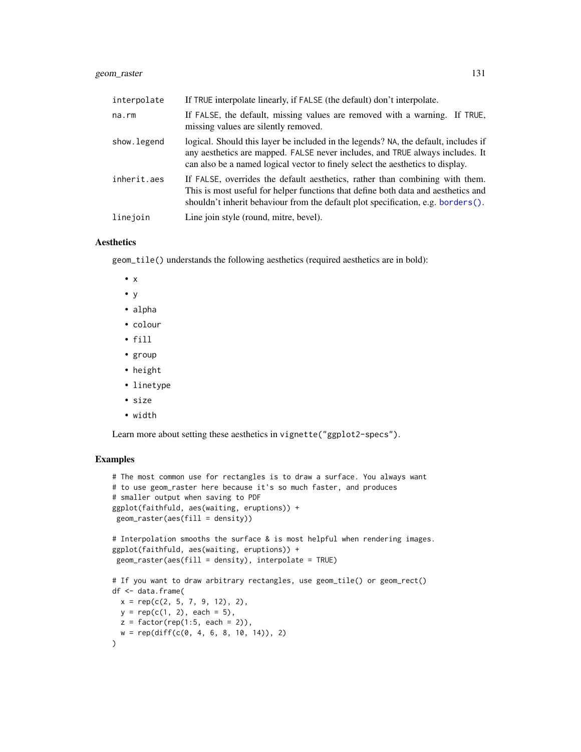| | |
|---|---|
| interpolate | If TRUE interpolate linearly, if FALSE (the default) don't interpolate. |
| na.rm | If FALSE, the default, missing values are removed with a warning. If TRUE, missing values are silently removed. |
| show.legend | logical. Should this layer be included in the legends? NA, the default, includes if any aesthetics are mapped. FALSE never includes, and TRUE always includes. It can also be a named logical vector to finely select the aesthetics to display. |
| inherit.aes | If FALSE, overrides the default aesthetics, rather than combining with them. This is most useful for helper functions that define both data and aesthetics and shouldn't inherit behaviour from the default plot specification, e.g. borders(). |
| linejoin | Line join style (round, mitre, bevel). |

## Aesthetics

geom_tile() understands the following aesthetics (required aesthetics are in bold):

- x
- y
- alpha
- colour
- fill
- group
- height
- linetype
- size
- width

Learn more about setting these aesthetics in vignette("ggplot2-specs").

## Examples

```
# The most common use for rectangles is to draw a surface. You always want
# to use geom_raster here because it's so much faster, and produces
# smaller output when saving to PDF
ggplot(faithfuld, aes(waiting, eruptions)) +
 geom_raster(aes(fill = density))

# Interpolation smooths the surface & is most helpful when rendering images.
ggplot(faithfuld, aes(waiting, eruptions)) +
 geom_raster(aes(fill = density), interpolate = TRUE)

# If you want to draw arbitrary rectangles, use geom_tile() or geom_rect()
df <- data.frame(
  x = rep(c(2, 5, 7, 9, 12), 2),
  y = rep(c(1, 2), each = 5),
  z = factor(rep(1:5, each = 2)),
  w = rep(diff(c(0, 4, 6, 8, 10, 14)), 2)
)
```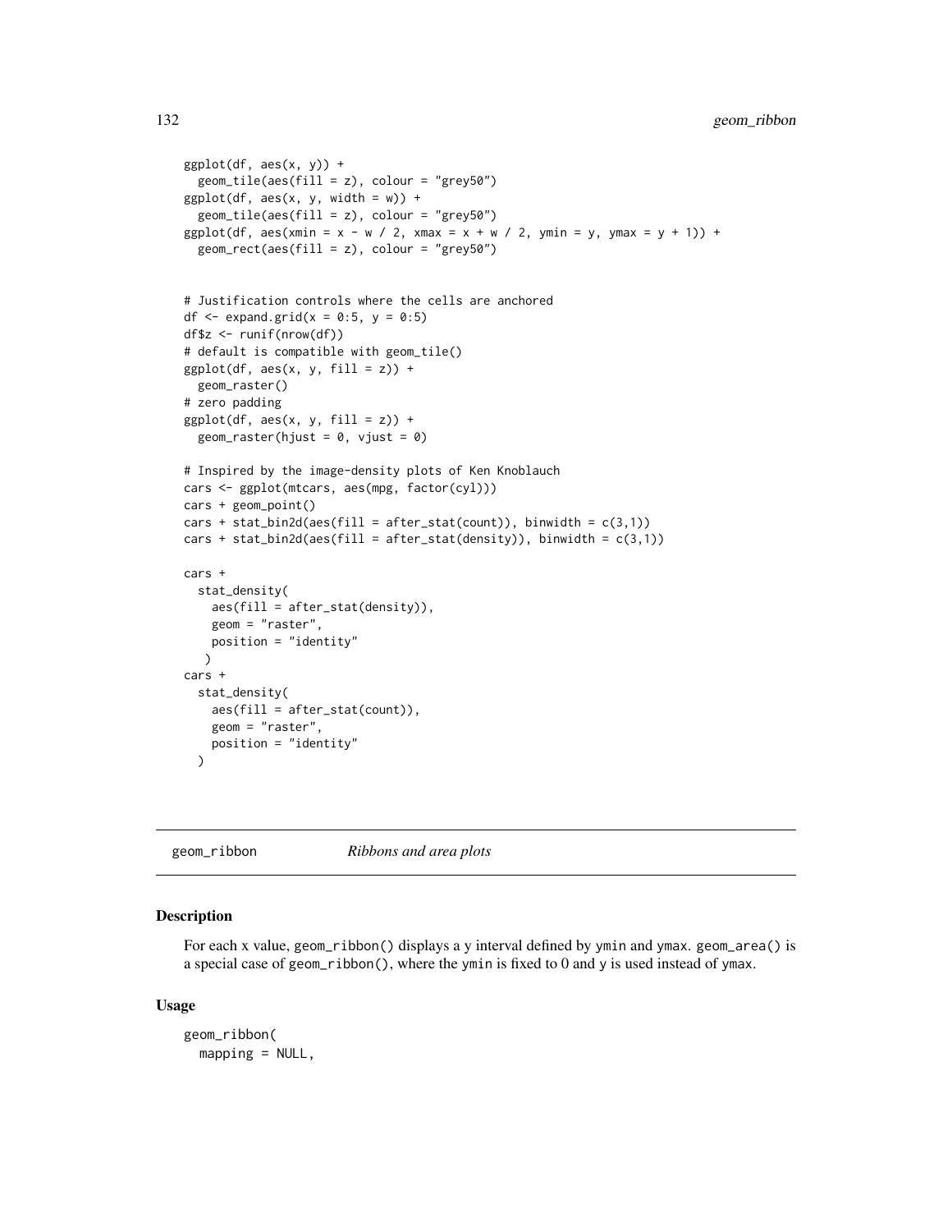```
ggplot(df, aes(x, y)) +
  geom_tile(aes(fill = z), colour = "grey50")
ggplot(df, aes(x, y, width = w)) +
  geom_tile(aes(fill = z), colour = "grey50")
ggplot(df, aes(xmin = x - w / 2, xmax = x + w / 2, ymin = y, ymax = y + 1)) +
  geom_rect(aes(fill = z), colour = "grey50")


# Justification controls where the cells are anchored
df <- expand.grid(x = 0:5, y = 0:5)
df$z <- runif(nrow(df))
# default is compatible with geom_tile()
ggplot(df, aes(x, y, fill = z)) +
  geom_raster()
# zero padding
ggplot(df, aes(x, y, fill = z)) +
  geom_raster(hjust = 0, vjust = 0)

# Inspired by the image-density plots of Ken Knoblauch
cars <- ggplot(mtcars, aes(mpg, factor(cyl)))
cars + geom_point()
cars + stat_bin2d(aes(fill = after_stat(count)), binwidth = c(3,1))
cars + stat_bin2d(aes(fill = after_stat(density)), binwidth = c(3,1))

cars +
  stat_density(
    aes(fill = after_stat(density)),
    geom = "raster",
    position = "identity"
   )
cars +
  stat_density(
    aes(fill = after_stat(count)),
    geom = "raster",
    position = "identity"
  )
```

---

## geom_ribbon &nbsp;&nbsp;&nbsp;&nbsp; *Ribbons and area plots*

---

### Description

For each x value, `geom_ribbon()` displays a y interval defined by `ymin` and `ymax`. `geom_area()` is a special case of `geom_ribbon()`, where the `ymin` is fixed to 0 and `y` is used instead of `ymax`.

### Usage

```
geom_ribbon(
  mapping = NULL,
```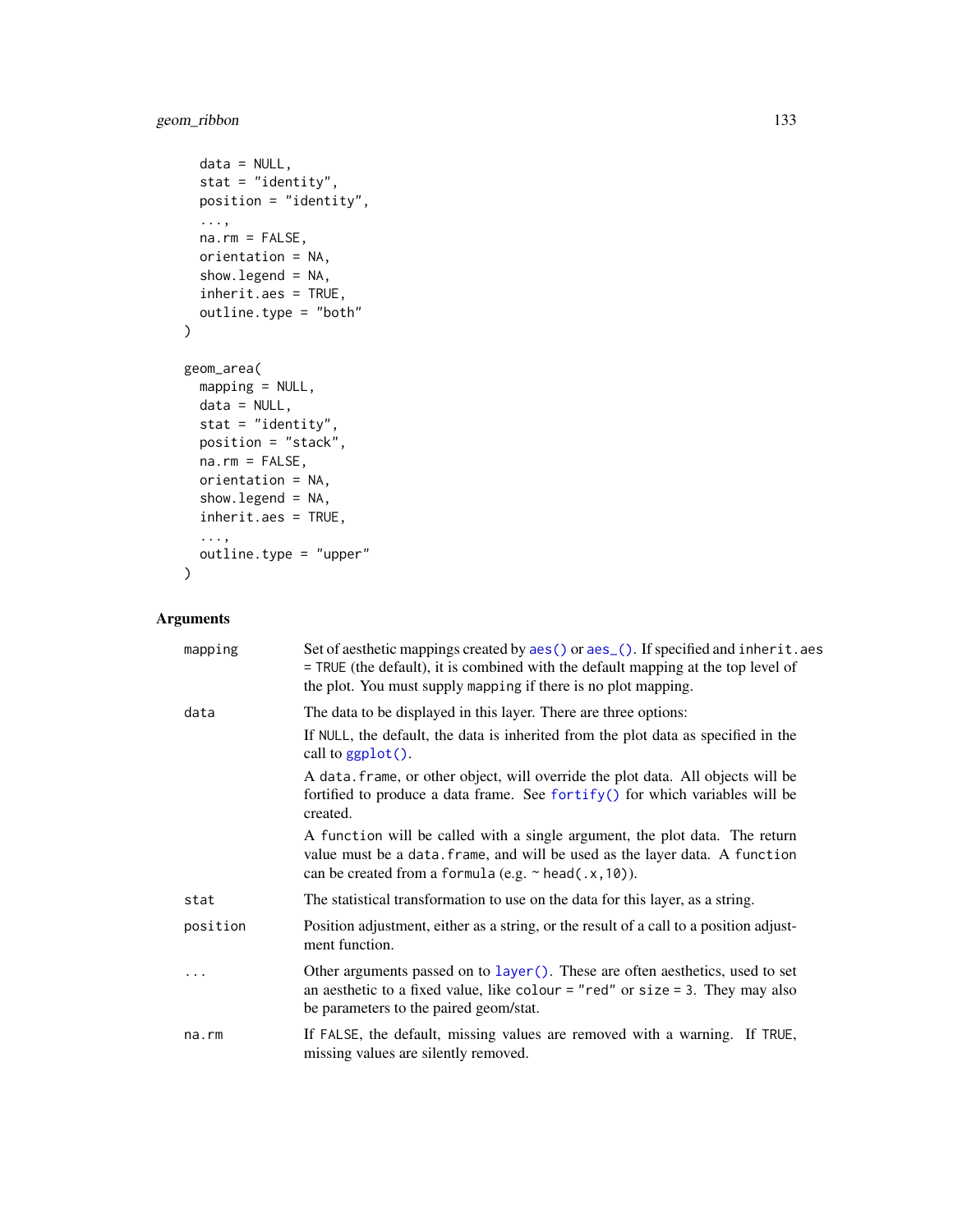```
  data = NULL,
  stat = "identity",
  position = "identity",
  ...,
  na.rm = FALSE,
  orientation = NA,
  show.legend = NA,
  inherit.aes = TRUE,
  outline.type = "both"
)

geom_area(
  mapping = NULL,
  data = NULL,
  stat = "identity",
  position = "stack",
  na.rm = FALSE,
  orientation = NA,
  show.legend = NA,
  inherit.aes = TRUE,
  ...,
  outline.type = "upper"
)
```

## Arguments

| | |
|---|---|
| `mapping` | Set of aesthetic mappings created by `aes()` or `aes_()`. If specified and `inherit.aes = TRUE` (the default), it is combined with the default mapping at the top level of the plot. You must supply `mapping` if there is no plot mapping. |
| `data` | The data to be displayed in this layer. There are three options:<br>If `NULL`, the default, the data is inherited from the plot data as specified in the call to `ggplot()`.<br>A `data.frame`, or other object, will override the plot data. All objects will be fortified to produce a data frame. See `fortify()` for which variables will be created.<br>A `function` will be called with a single argument, the plot data. The return value must be a `data.frame`, and will be used as the layer data. A `function` can be created from a `formula` (e.g. `~ head(.x, 10)`). |
| `stat` | The statistical transformation to use on the data for this layer, as a string. |
| `position` | Position adjustment, either as a string, or the result of a call to a position adjustment function. |
| `...` | Other arguments passed on to `layer()`. These are often aesthetics, used to set an aesthetic to a fixed value, like `colour = "red"` or `size = 3`. They may also be parameters to the paired geom/stat. |
| `na.rm` | If `FALSE`, the default, missing values are removed with a warning. If `TRUE`, missing values are silently removed. |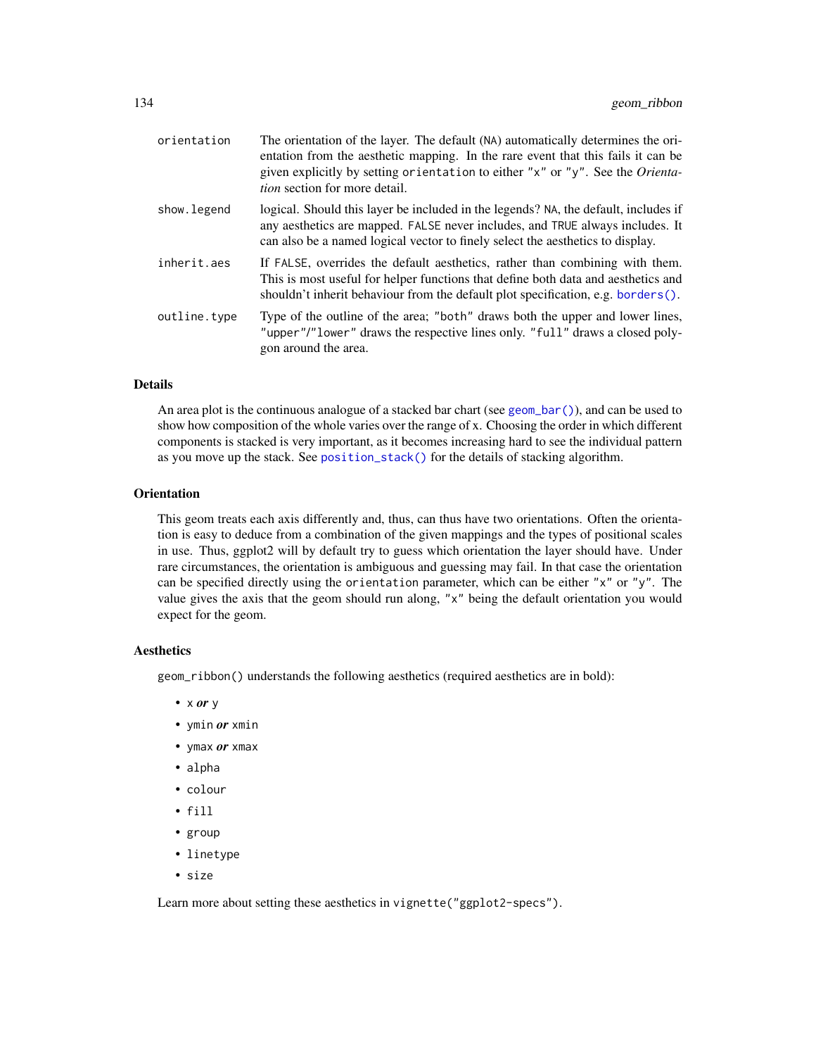| | |
|---|---|
| `orientation` | The orientation of the layer. The default (`NA`) automatically determines the orientation from the aesthetic mapping. In the rare event that this fails it can be given explicitly by setting `orientation` to either `"x"` or `"y"`. See the *Orientation* section for more detail. |
| `show.legend` | logical. Should this layer be included in the legends? `NA`, the default, includes if any aesthetics are mapped. `FALSE` never includes, and `TRUE` always includes. It can also be a named logical vector to finely select the aesthetics to display. |
| `inherit.aes` | If `FALSE`, overrides the default aesthetics, rather than combining with them. This is most useful for helper functions that define both data and aesthetics and shouldn't inherit behaviour from the default plot specification, e.g. `borders()`. |
| `outline.type` | Type of the outline of the area; `"both"` draws both the upper and lower lines, `"upper"`/`"lower"` draws the respective lines only. `"full"` draws a closed polygon around the area. |

## Details

An area plot is the continuous analogue of a stacked bar chart (see `geom_bar()`), and can be used to show how composition of the whole varies over the range of x. Choosing the order in which different components is stacked is very important, as it becomes increasing hard to see the individual pattern as you move up the stack. See `position_stack()` for the details of stacking algorithm.

## Orientation

This geom treats each axis differently and, thus, can thus have two orientations. Often the orientation is easy to deduce from a combination of the given mappings and the types of positional scales in use. Thus, ggplot2 will by default try to guess which orientation the layer should have. Under rare circumstances, the orientation is ambiguous and guessing may fail. In that case the orientation can be specified directly using the `orientation` parameter, which can be either `"x"` or `"y"`. The value gives the axis that the geom should run along, `"x"` being the default orientation you would expect for the geom.

## Aesthetics

`geom_ribbon()` understands the following aesthetics (required aesthetics are in bold):

- **`x` *or* `y`**
- **`ymin` *or* `xmin`**
- **`ymax` *or* `xmax`**
- `alpha`
- `colour`
- `fill`
- `group`
- `linetype`
- `size`

Learn more about setting these aesthetics in `vignette("ggplot2-specs")`.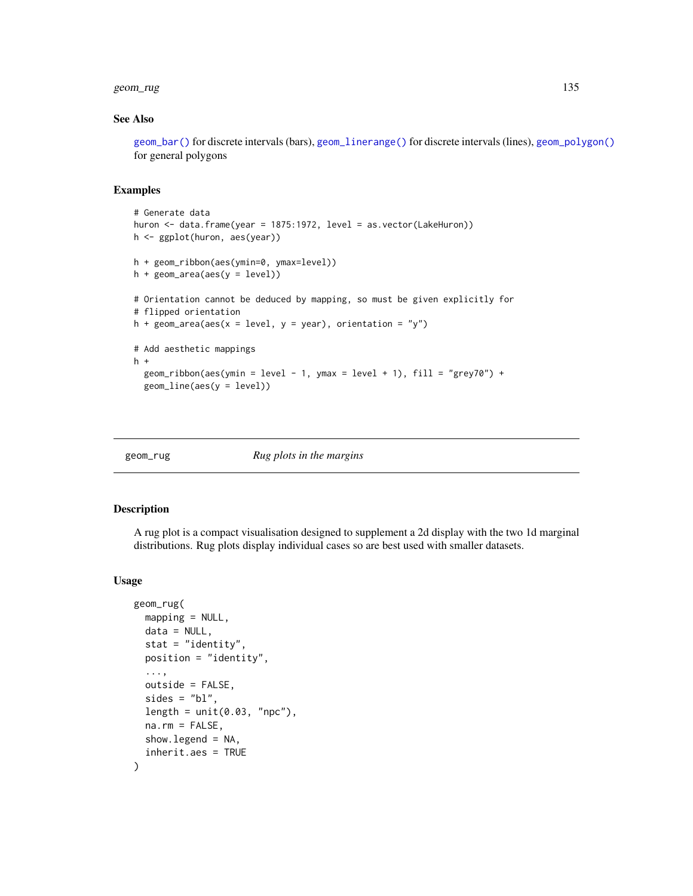## See Also

geom_bar() for discrete intervals (bars), geom_linerange() for discrete intervals (lines), geom_polygon() for general polygons

## Examples

```
# Generate data
huron <- data.frame(year = 1875:1972, level = as.vector(LakeHuron))
h <- ggplot(huron, aes(year))

h + geom_ribbon(aes(ymin=0, ymax=level))
h + geom_area(aes(y = level))

# Orientation cannot be deduced by mapping, so must be given explicitly for
# flipped orientation
h + geom_area(aes(x = level, y = year), orientation = "y")

# Add aesthetic mappings
h +
  geom_ribbon(aes(ymin = level - 1, ymax = level + 1), fill = "grey70") +
  geom_line(aes(y = level))
```

---

# geom_rug — *Rug plots in the margins*

---

## Description

A rug plot is a compact visualisation designed to supplement a 2d display with the two 1d marginal distributions. Rug plots display individual cases so are best used with smaller datasets.

## Usage

```
geom_rug(
  mapping = NULL,
  data = NULL,
  stat = "identity",
  position = "identity",
  ...,
  outside = FALSE,
  sides = "bl",
  length = unit(0.03, "npc"),
  na.rm = FALSE,
  show.legend = NA,
  inherit.aes = TRUE
)
```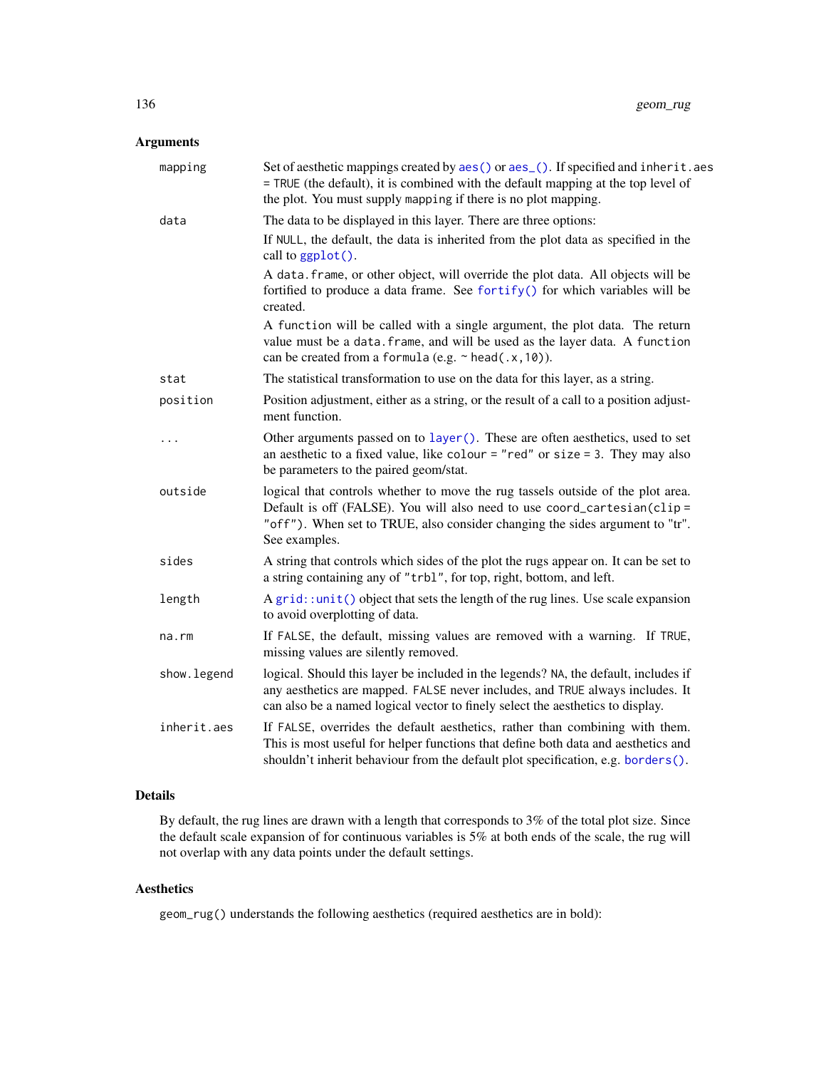### Arguments

| | |
|---|---|
| `mapping` | Set of aesthetic mappings created by `aes()` or `aes_()`. If specified and `inherit.aes = TRUE` (the default), it is combined with the default mapping at the top level of the plot. You must supply `mapping` if there is no plot mapping. |
| `data` | The data to be displayed in this layer. There are three options: If `NULL`, the default, the data is inherited from the plot data as specified in the call to `ggplot()`. A `data.frame`, or other object, will override the plot data. All objects will be fortified to produce a data frame. See `fortify()` for which variables will be created. A `function` will be called with a single argument, the plot data. The return value must be a `data.frame`, and will be used as the layer data. A `function` can be created from a `formula` (e.g. `~ head(.x, 10)`). |
| `stat` | The statistical transformation to use on the data for this layer, as a string. |
| `position` | Position adjustment, either as a string, or the result of a call to a position adjustment function. |
| `...` | Other arguments passed on to `layer()`. These are often aesthetics, used to set an aesthetic to a fixed value, like `colour = "red"` or `size = 3`. They may also be parameters to the paired geom/stat. |
| `outside` | logical that controls whether to move the rug tassels outside of the plot area. Default is off (FALSE). You will also need to use `coord_cartesian(clip = "off")`. When set to TRUE, also consider changing the sides argument to "tr". See examples. |
| `sides` | A string that controls which sides of the plot the rugs appear on. It can be set to a string containing any of `"trbl"`, for top, right, bottom, and left. |
| `length` | A `grid::unit()` object that sets the length of the rug lines. Use scale expansion to avoid overplotting of data. |
| `na.rm` | If `FALSE`, the default, missing values are removed with a warning. If `TRUE`, missing values are silently removed. |
| `show.legend` | logical. Should this layer be included in the legends? `NA`, the default, includes if any aesthetics are mapped. `FALSE` never includes, and `TRUE` always includes. It can also be a named logical vector to finely select the aesthetics to display. |
| `inherit.aes` | If `FALSE`, overrides the default aesthetics, rather than combining with them. This is most useful for helper functions that define both data and aesthetics and shouldn't inherit behaviour from the default plot specification, e.g. `borders()`. |

### Details

By default, the rug lines are drawn with a length that corresponds to 3% of the total plot size. Since the default scale expansion of for continuous variables is 5% at both ends of the scale, the rug will not overlap with any data points under the default settings.

### Aesthetics

`geom_rug()` understands the following aesthetics (required aesthetics are in bold):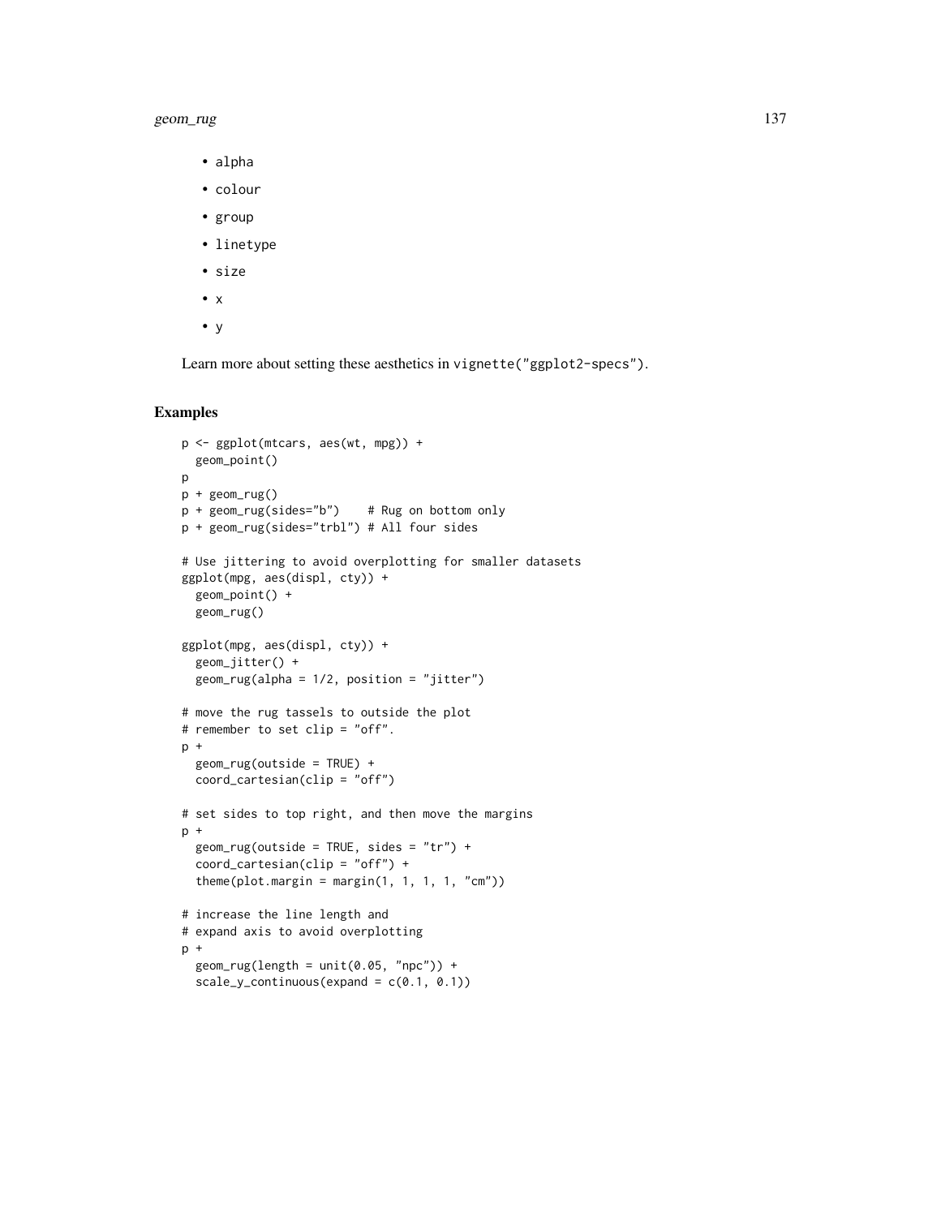- alpha
- colour
- group
- linetype
- size
- x
- y

Learn more about setting these aesthetics in `vignette("ggplot2-specs")`.

## Examples

```
p <- ggplot(mtcars, aes(wt, mpg)) +
  geom_point()
p
p + geom_rug()
p + geom_rug(sides="b")    # Rug on bottom only
p + geom_rug(sides="trbl") # All four sides

# Use jittering to avoid overplotting for smaller datasets
ggplot(mpg, aes(displ, cty)) +
  geom_point() +
  geom_rug()

ggplot(mpg, aes(displ, cty)) +
  geom_jitter() +
  geom_rug(alpha = 1/2, position = "jitter")

# move the rug tassels to outside the plot
# remember to set clip = "off".
p +
  geom_rug(outside = TRUE) +
  coord_cartesian(clip = "off")

# set sides to top right, and then move the margins
p +
  geom_rug(outside = TRUE, sides = "tr") +
  coord_cartesian(clip = "off") +
  theme(plot.margin = margin(1, 1, 1, 1, "cm"))

# increase the line length and
# expand axis to avoid overplotting
p +
  geom_rug(length = unit(0.05, "npc")) +
  scale_y_continuous(expand = c(0.1, 0.1))
```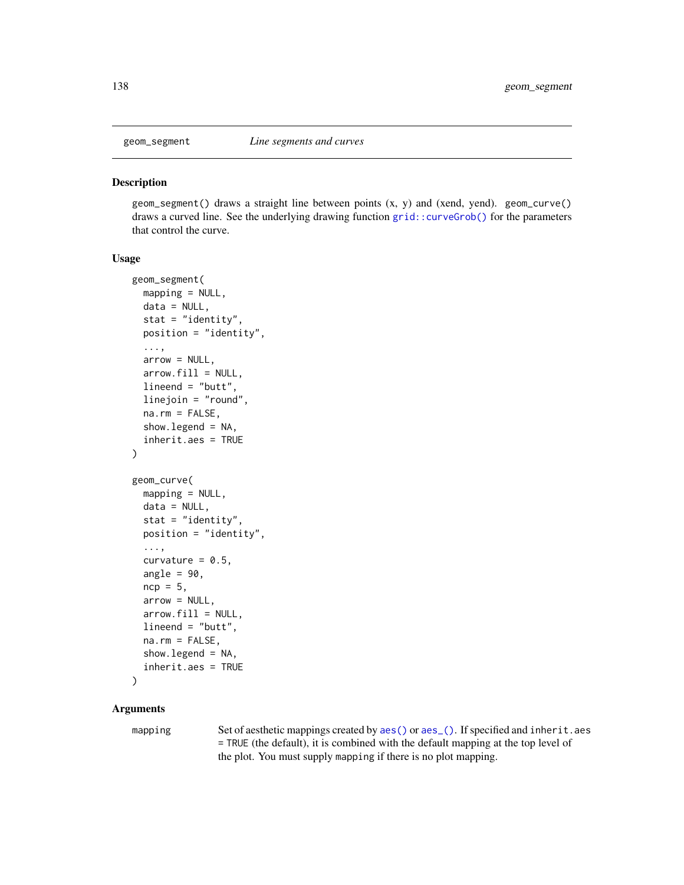geom_segment *Line segments and curves*

## Description

geom_segment() draws a straight line between points (x, y) and (xend, yend). geom_curve() draws a curved line. See the underlying drawing function grid::curveGrob() for the parameters that control the curve.

## Usage

```
geom_segment(
  mapping = NULL,
  data = NULL,
  stat = "identity",
  position = "identity",
  ...,
  arrow = NULL,
  arrow.fill = NULL,
  lineend = "butt",
  linejoin = "round",
  na.rm = FALSE,
  show.legend = NA,
  inherit.aes = TRUE
)

geom_curve(
  mapping = NULL,
  data = NULL,
  stat = "identity",
  position = "identity",
  ...,
  curvature = 0.5,
  angle = 90,
  ncp = 5,
  arrow = NULL,
  arrow.fill = NULL,
  lineend = "butt",
  na.rm = FALSE,
  show.legend = NA,
  inherit.aes = TRUE
)
```

## Arguments

| | |
|---|---|
| mapping | Set of aesthetic mappings created by aes() or aes_(). If specified and inherit.aes = TRUE (the default), it is combined with the default mapping at the top level of the plot. You must supply mapping if there is no plot mapping. |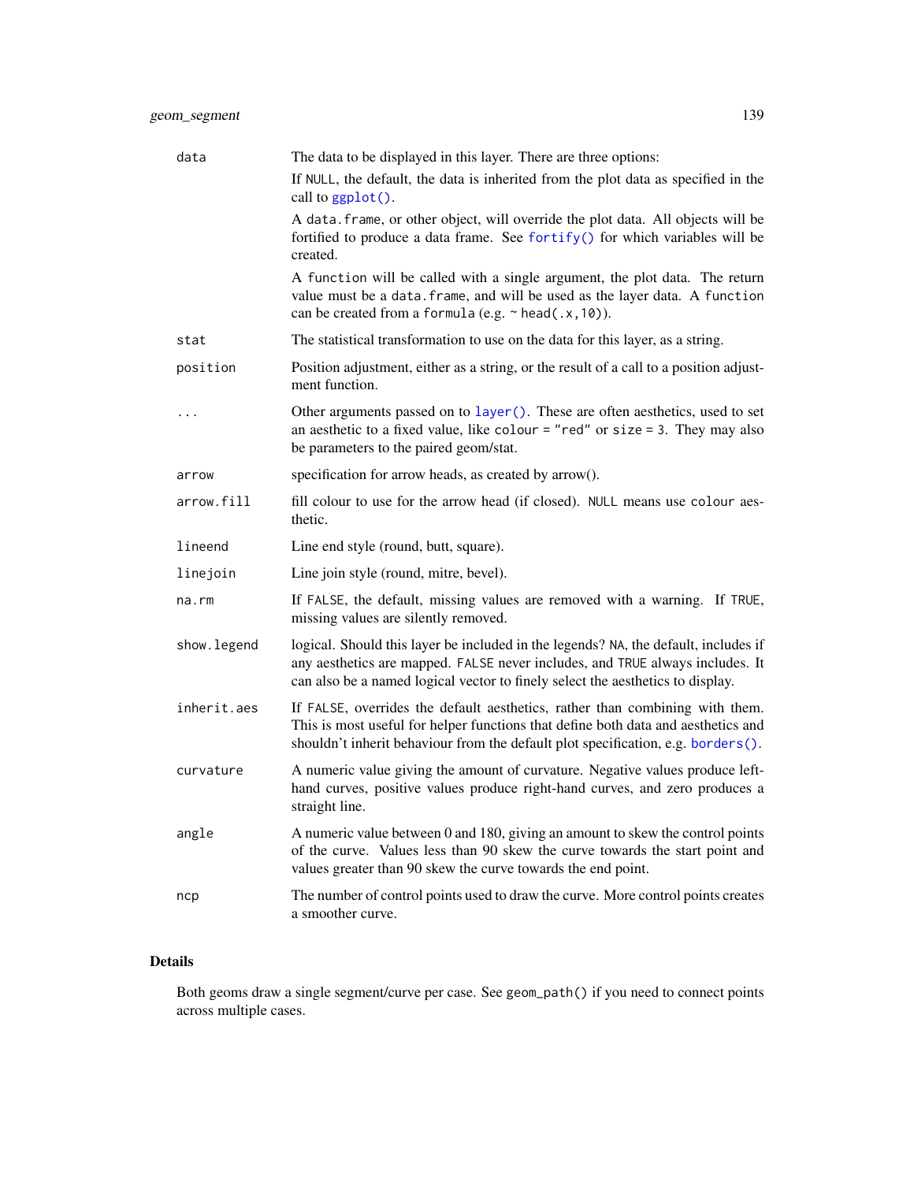| | |
|---|---|
| `data` | The data to be displayed in this layer. There are three options:<br>If `NULL`, the default, the data is inherited from the plot data as specified in the call to `ggplot()`.<br>A `data.frame`, or other object, will override the plot data. All objects will be fortified to produce a data frame. See `fortify()` for which variables will be created.<br>A `function` will be called with a single argument, the plot data. The return value must be a `data.frame`, and will be used as the layer data. A `function` can be created from a `formula` (e.g. `~ head(.x, 10)`). |
| `stat` | The statistical transformation to use on the data for this layer, as a string. |
| `position` | Position adjustment, either as a string, or the result of a call to a position adjustment function. |
| `...` | Other arguments passed on to `layer()`. These are often aesthetics, used to set an aesthetic to a fixed value, like `colour = "red"` or `size = 3`. They may also be parameters to the paired geom/stat. |
| `arrow` | specification for arrow heads, as created by arrow(). |
| `arrow.fill` | fill colour to use for the arrow head (if closed). `NULL` means use `colour` aesthetic. |
| `lineend` | Line end style (round, butt, square). |
| `linejoin` | Line join style (round, mitre, bevel). |
| `na.rm` | If `FALSE`, the default, missing values are removed with a warning. If `TRUE`, missing values are silently removed. |
| `show.legend` | logical. Should this layer be included in the legends? `NA`, the default, includes if any aesthetics are mapped. `FALSE` never includes, and `TRUE` always includes. It can also be a named logical vector to finely select the aesthetics to display. |
| `inherit.aes` | If `FALSE`, overrides the default aesthetics, rather than combining with them. This is most useful for helper functions that define both data and aesthetics and shouldn't inherit behaviour from the default plot specification, e.g. `borders()`. |
| `curvature` | A numeric value giving the amount of curvature. Negative values produce left-hand curves, positive values produce right-hand curves, and zero produces a straight line. |
| `angle` | A numeric value between 0 and 180, giving an amount to skew the control points of the curve. Values less than 90 skew the curve towards the start point and values greater than 90 skew the curve towards the end point. |
| `ncp` | The number of control points used to draw the curve. More control points creates a smoother curve. |

## Details

Both geoms draw a single segment/curve per case. See `geom_path()` if you need to connect points across multiple cases.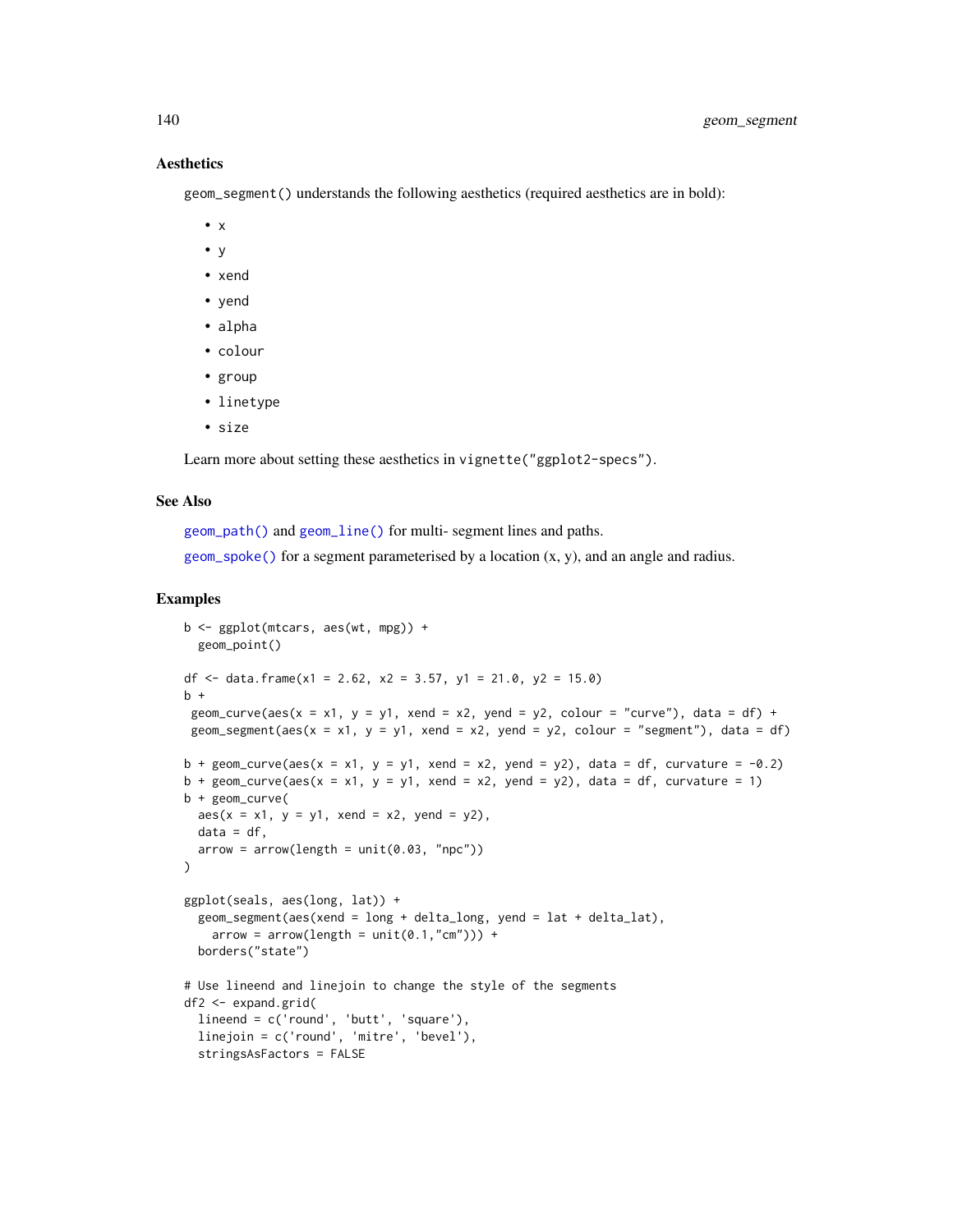### Aesthetics

geom_segment() understands the following aesthetics (required aesthetics are in bold):

- **x**
- **y**
- **xend**
- **yend**
- alpha
- colour
- group
- linetype
- size

Learn more about setting these aesthetics in vignette("ggplot2-specs").

### See Also

geom_path() and geom_line() for multi- segment lines and paths.

geom_spoke() for a segment parameterised by a location (x, y), and an angle and radius.

### Examples

```
b <- ggplot(mtcars, aes(wt, mpg)) +
  geom_point()

df <- data.frame(x1 = 2.62, x2 = 3.57, y1 = 21.0, y2 = 15.0)
b +
 geom_curve(aes(x = x1, y = y1, xend = x2, yend = y2, colour = "curve"), data = df) +
 geom_segment(aes(x = x1, y = y1, xend = x2, yend = y2, colour = "segment"), data = df)

b + geom_curve(aes(x = x1, y = y1, xend = x2, yend = y2), data = df, curvature = -0.2)
b + geom_curve(aes(x = x1, y = y1, xend = x2, yend = y2), data = df, curvature = 1)
b + geom_curve(
  aes(x = x1, y = y1, xend = x2, yend = y2),
  data = df,
  arrow = arrow(length = unit(0.03, "npc"))
)

ggplot(seals, aes(long, lat)) +
  geom_segment(aes(xend = long + delta_long, yend = lat + delta_lat),
    arrow = arrow(length = unit(0.1,"cm"))) +
  borders("state")

# Use lineend and linejoin to change the style of the segments
df2 <- expand.grid(
  lineend = c('round', 'butt', 'square'),
  linejoin = c('round', 'mitre', 'bevel'),
  stringsAsFactors = FALSE
```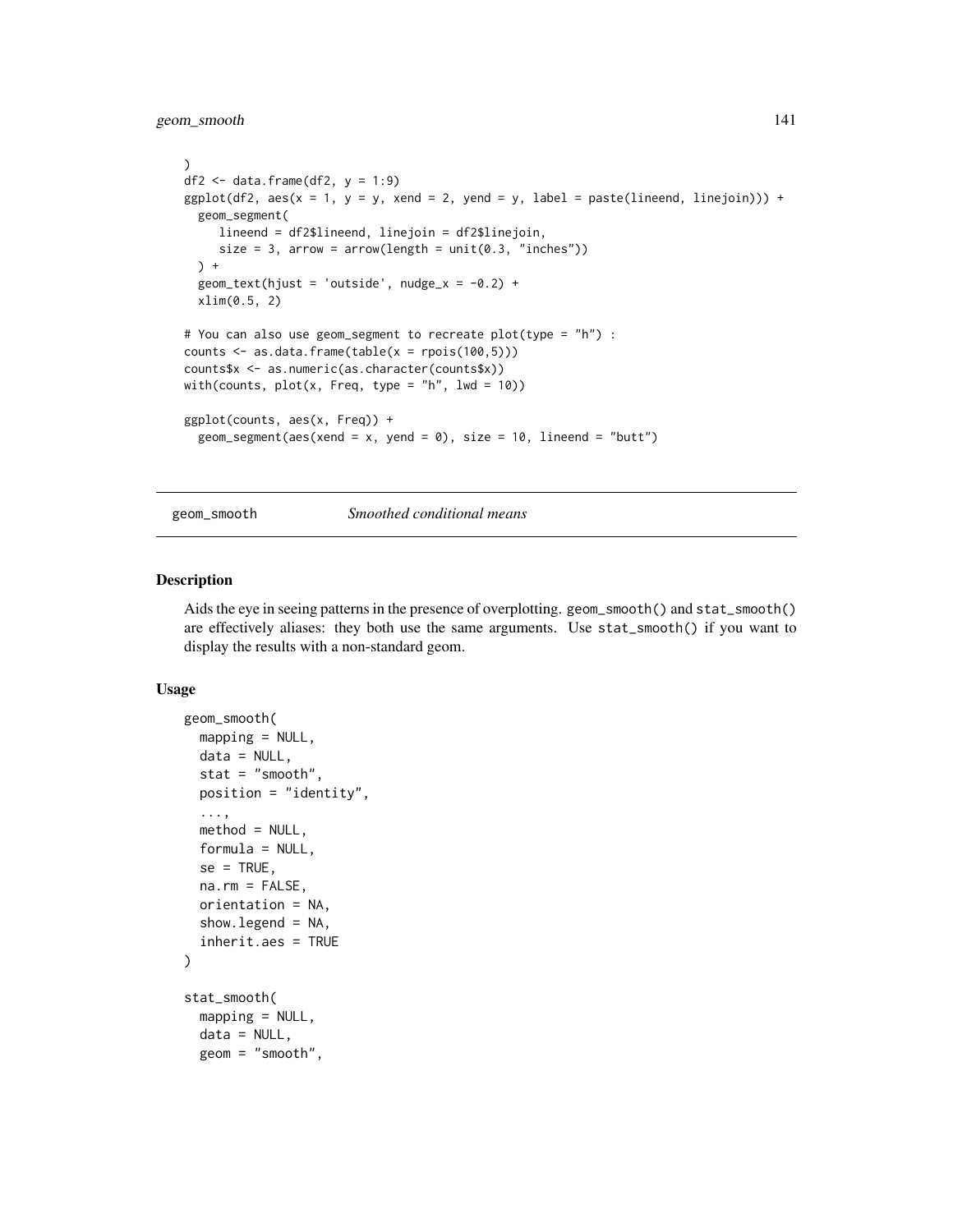```
)
df2 <- data.frame(df2, y = 1:9)
ggplot(df2, aes(x = 1, y = y, xend = 2, yend = y, label = paste(lineend, linejoin))) +
  geom_segment(
     lineend = df2$lineend, linejoin = df2$linejoin,
     size = 3, arrow = arrow(length = unit(0.3, "inches"))
  ) +
  geom_text(hjust = 'outside', nudge_x = -0.2) +
  xlim(0.5, 2)

# You can also use geom_segment to recreate plot(type = "h") :
counts <- as.data.frame(table(x = rpois(100,5)))
counts$x <- as.numeric(as.character(counts$x))
with(counts, plot(x, Freq, type = "h", lwd = 10))

ggplot(counts, aes(x, Freq)) +
  geom_segment(aes(xend = x, yend = 0), size = 10, lineend = "butt")
```

---

## geom_smooth *Smoothed conditional means*

---

### Description

Aids the eye in seeing patterns in the presence of overplotting. `geom_smooth()` and `stat_smooth()` are effectively aliases: they both use the same arguments. Use `stat_smooth()` if you want to display the results with a non-standard geom.

### Usage

```
geom_smooth(
  mapping = NULL,
  data = NULL,
  stat = "smooth",
  position = "identity",
  ...,
  method = NULL,
  formula = NULL,
  se = TRUE,
  na.rm = FALSE,
  orientation = NA,
  show.legend = NA,
  inherit.aes = TRUE
)

stat_smooth(
  mapping = NULL,
  data = NULL,
  geom = "smooth",
```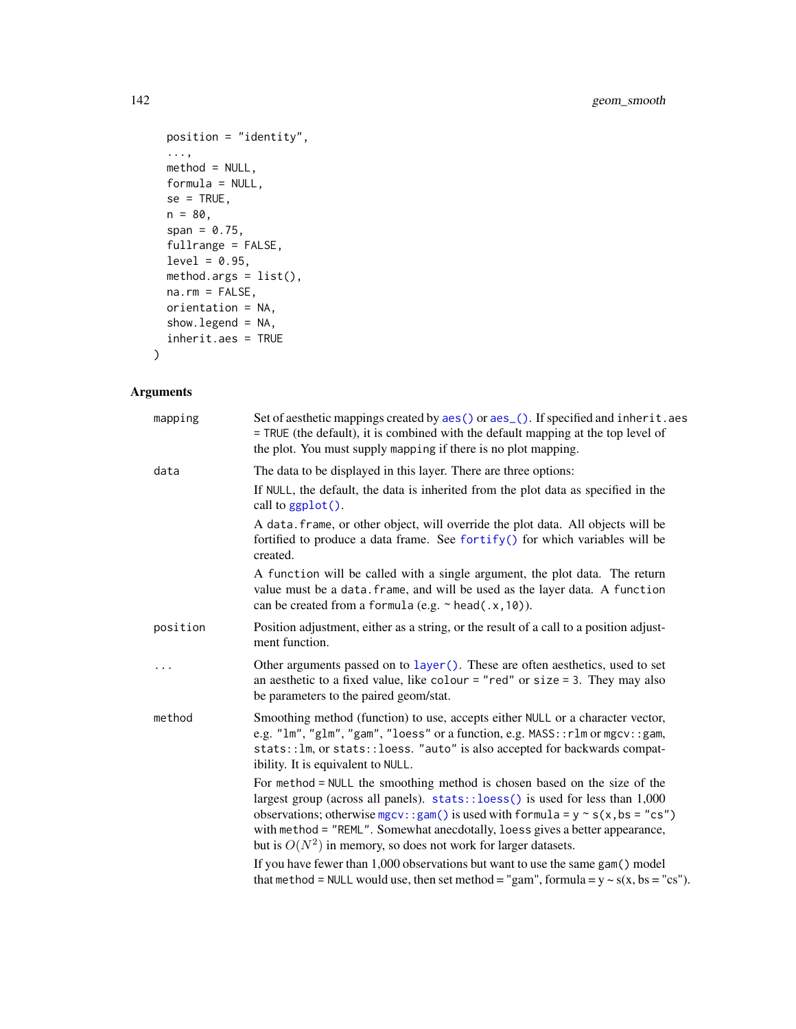```
  position = "identity",
  ...,
  method = NULL,
  formula = NULL,
  se = TRUE,
  n = 80,
  span = 0.75,
  fullrange = FALSE,
  level = 0.95,
  method.args = list(),
  na.rm = FALSE,
  orientation = NA,
  show.legend = NA,
  inherit.aes = TRUE
)
```

## Arguments

| | |
|---|---|
| `mapping` | Set of aesthetic mappings created by `aes()` or `aes_()`. If specified and `inherit.aes = TRUE` (the default), it is combined with the default mapping at the top level of the plot. You must supply `mapping` if there is no plot mapping. |
| `data` | The data to be displayed in this layer. There are three options:<br>If `NULL`, the default, the data is inherited from the plot data as specified in the call to `ggplot()`.<br>A `data.frame`, or other object, will override the plot data. All objects will be fortified to produce a data frame. See `fortify()` for which variables will be created.<br>A `function` will be called with a single argument, the plot data. The return value must be a `data.frame`, and will be used as the layer data. A `function` can be created from a `formula` (e.g. `~ head(.x, 10)`). |
| `position` | Position adjustment, either as a string, or the result of a call to a position adjustment function. |
| `...` | Other arguments passed on to `layer()`. These are often aesthetics, used to set an aesthetic to a fixed value, like `colour = "red"` or `size = 3`. They may also be parameters to the paired geom/stat. |
| `method` | Smoothing method (function) to use, accepts either `NULL` or a character vector, e.g. `"lm"`, `"glm"`, `"gam"`, `"loess"` or a function, e.g. `MASS::rlm` or `mgcv::gam`, `stats::lm`, or `stats::loess`. `"auto"` is also accepted for backwards compatibility. It is equivalent to `NULL`.<br>For `method = NULL` the smoothing method is chosen based on the size of the largest group (across all panels). `stats::loess()` is used for less than 1,000 observations; otherwise `mgcv::gam()` is used with `formula = y ~ s(x, bs = "cs")` with `method = "REML"`. Somewhat anecdotally, `loess` gives a better appearance, but is $O(N^2)$ in memory, so does not work for larger datasets.<br>If you have fewer than 1,000 observations but want to use the same `gam()` model that `method = NULL` would use, then set method = "gam", formula = y ~ s(x, bs = "cs"). |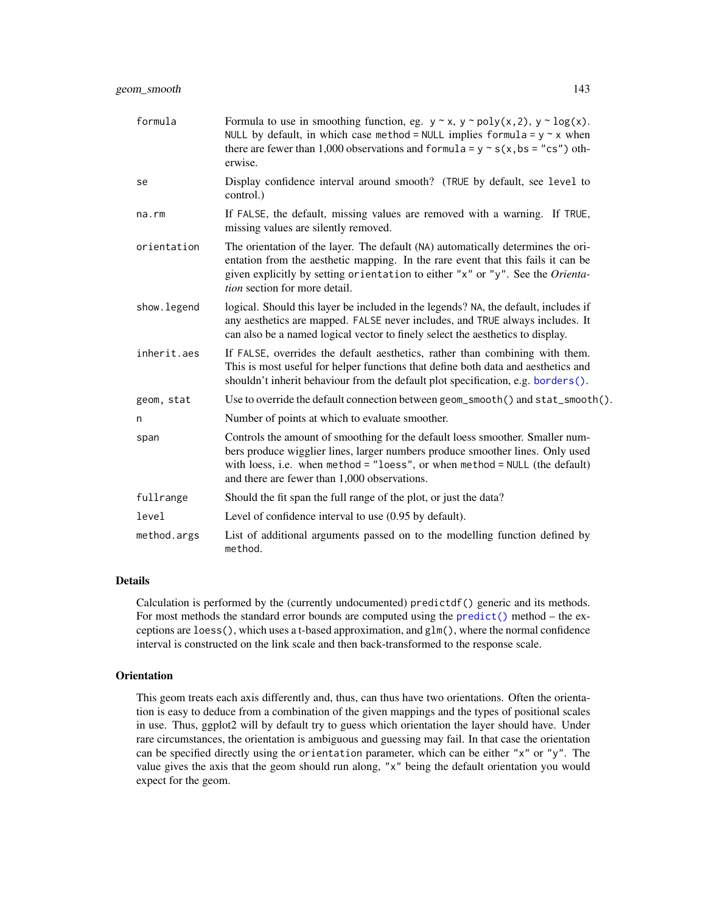| | |
|---|---|
| `formula` | Formula to use in smoothing function, eg. `y ~ x`, `y ~ poly(x,2)`, `y ~ log(x)`. `NULL` by default, in which case `method = NULL` implies `formula = y ~ x` when there are fewer than 1,000 observations and `formula = y ~ s(x, bs = "cs")` otherwise. |
| `se` | Display confidence interval around smooth? (`TRUE` by default, see `level` to control.) |
| `na.rm` | If `FALSE`, the default, missing values are removed with a warning. If `TRUE`, missing values are silently removed. |
| `orientation` | The orientation of the layer. The default (`NA`) automatically determines the orientation from the aesthetic mapping. In the rare event that this fails it can be given explicitly by setting `orientation` to either `"x"` or `"y"`. See the *Orientation* section for more detail. |
| `show.legend` | logical. Should this layer be included in the legends? `NA`, the default, includes if any aesthetics are mapped. `FALSE` never includes, and `TRUE` always includes. It can also be a named logical vector to finely select the aesthetics to display. |
| `inherit.aes` | If `FALSE`, overrides the default aesthetics, rather than combining with them. This is most useful for helper functions that define both data and aesthetics and shouldn't inherit behaviour from the default plot specification, e.g. `borders()`. |
| `geom, stat` | Use to override the default connection between `geom_smooth()` and `stat_smooth()`. |
| `n` | Number of points at which to evaluate smoother. |
| `span` | Controls the amount of smoothing for the default loess smoother. Smaller numbers produce wigglier lines, larger numbers produce smoother lines. Only used with loess, i.e. when `method = "loess"`, or when `method = NULL` (the default) and there are fewer than 1,000 observations. |
| `fullrange` | Should the fit span the full range of the plot, or just the data? |
| `level` | Level of confidence interval to use (0.95 by default). |
| `method.args` | List of additional arguments passed on to the modelling function defined by `method`. |

## Details

Calculation is performed by the (currently undocumented) `predictdf()` generic and its methods. For most methods the standard error bounds are computed using the `predict()` method – the exceptions are `loess()`, which uses a t-based approximation, and `glm()`, where the normal confidence interval is constructed on the link scale and then back-transformed to the response scale.

## Orientation

This geom treats each axis differently and, thus, can thus have two orientations. Often the orientation is easy to deduce from a combination of the given mappings and the types of positional scales in use. Thus, ggplot2 will by default try to guess which orientation the layer should have. Under rare circumstances, the orientation is ambiguous and guessing may fail. In that case the orientation can be specified directly using the `orientation` parameter, which can be either `"x"` or `"y"`. The value gives the axis that the geom should run along, `"x"` being the default orientation you would expect for the geom.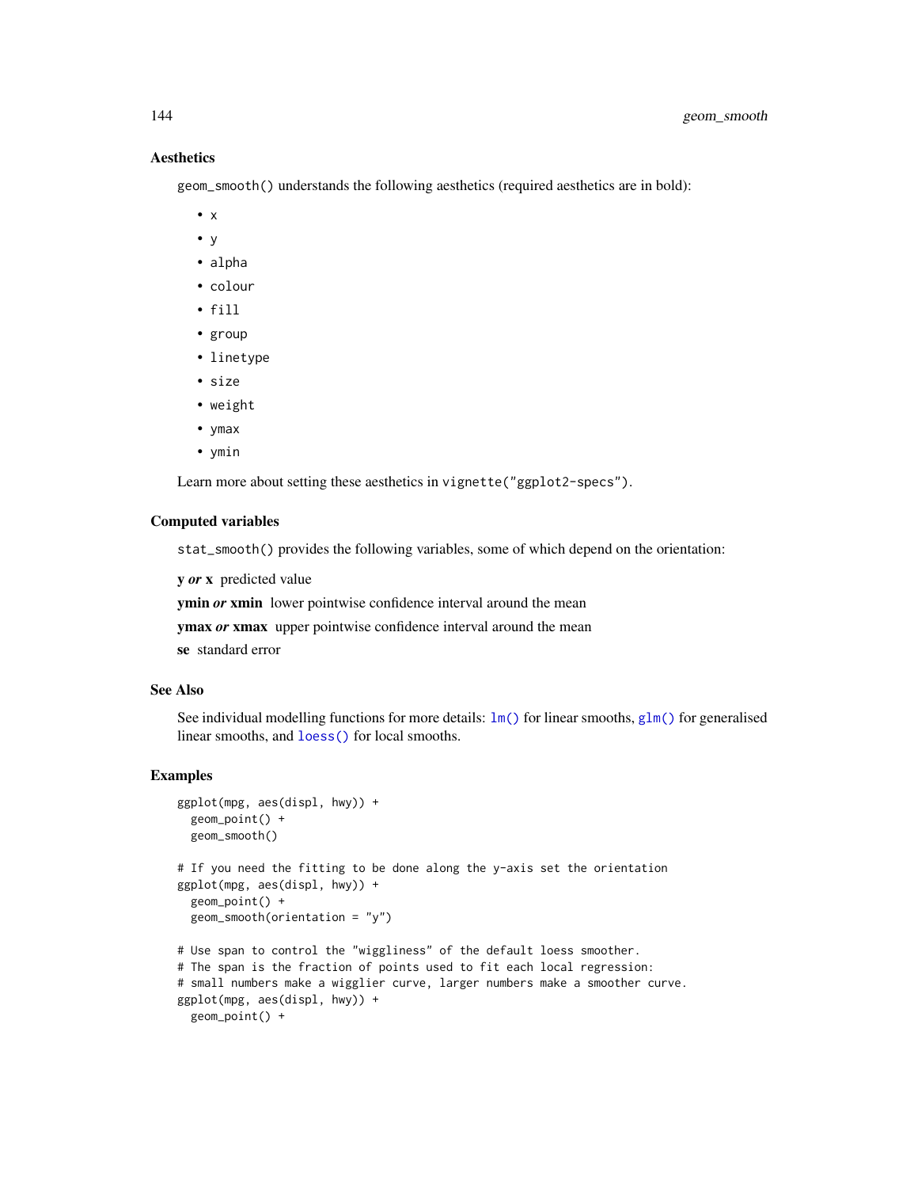### Aesthetics

`geom_smooth()` understands the following aesthetics (required aesthetics are in bold):

- `x`
- `y`
- `alpha`
- `colour`
- `fill`
- `group`
- `linetype`
- `size`
- `weight`
- `ymax`
- `ymin`

Learn more about setting these aesthetics in `vignette("ggplot2-specs")`.

### Computed variables

`stat_smooth()` provides the following variables, some of which depend on the orientation:

**y *or* x** predicted value

**ymin *or* xmin** lower pointwise confidence interval around the mean

**ymax *or* xmax** upper pointwise confidence interval around the mean

**se** standard error

### See Also

See individual modelling functions for more details: `lm()` for linear smooths, `glm()` for generalised linear smooths, and `loess()` for local smooths.

### Examples

```
ggplot(mpg, aes(displ, hwy)) +
  geom_point() +
  geom_smooth()

# If you need the fitting to be done along the y-axis set the orientation
ggplot(mpg, aes(displ, hwy)) +
  geom_point() +
  geom_smooth(orientation = "y")

# Use span to control the "wiggliness" of the default loess smoother.
# The span is the fraction of points used to fit each local regression:
# small numbers make a wigglier curve, larger numbers make a smoother curve.
ggplot(mpg, aes(displ, hwy)) +
  geom_point() +
```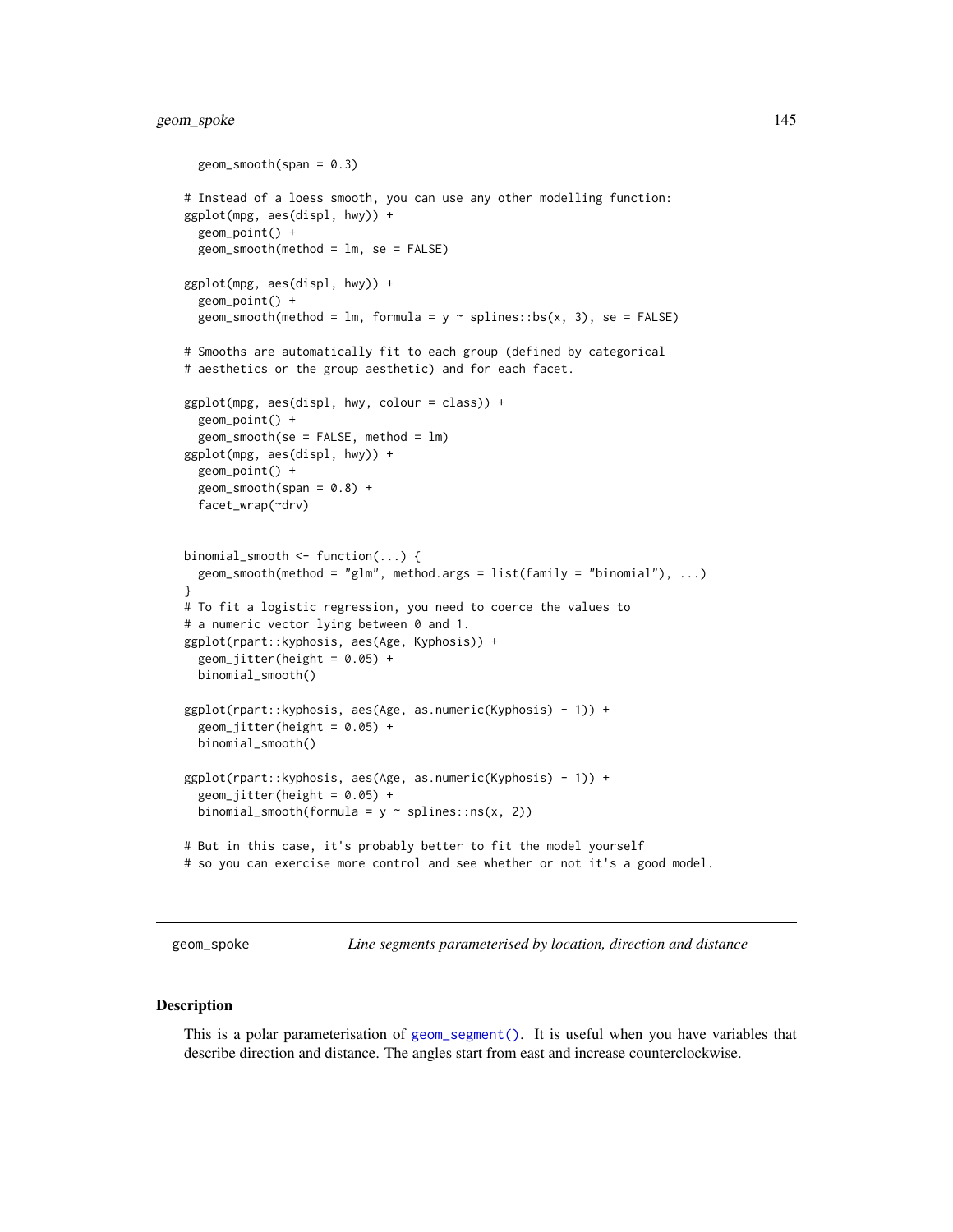```
  geom_smooth(span = 0.3)

# Instead of a loess smooth, you can use any other modelling function:
ggplot(mpg, aes(displ, hwy)) +
  geom_point() +
  geom_smooth(method = lm, se = FALSE)

ggplot(mpg, aes(displ, hwy)) +
  geom_point() +
  geom_smooth(method = lm, formula = y ~ splines::bs(x, 3), se = FALSE)

# Smooths are automatically fit to each group (defined by categorical
# aesthetics or the group aesthetic) and for each facet.

ggplot(mpg, aes(displ, hwy, colour = class)) +
  geom_point() +
  geom_smooth(se = FALSE, method = lm)
ggplot(mpg, aes(displ, hwy)) +
  geom_point() +
  geom_smooth(span = 0.8) +
  facet_wrap(~drv)


binomial_smooth <- function(...) {
  geom_smooth(method = "glm", method.args = list(family = "binomial"), ...)
}
# To fit a logistic regression, you need to coerce the values to
# a numeric vector lying between 0 and 1.
ggplot(rpart::kyphosis, aes(Age, Kyphosis)) +
  geom_jitter(height = 0.05) +
  binomial_smooth()

ggplot(rpart::kyphosis, aes(Age, as.numeric(Kyphosis) - 1)) +
  geom_jitter(height = 0.05) +
  binomial_smooth()

ggplot(rpart::kyphosis, aes(Age, as.numeric(Kyphosis) - 1)) +
  geom_jitter(height = 0.05) +
  binomial_smooth(formula = y ~ splines::ns(x, 2))

# But in this case, it's probably better to fit the model yourself
# so you can exercise more control and see whether or not it's a good model.
```

---

## geom_spoke — *Line segments parameterised by location, direction and distance*

### Description

This is a polar parameterisation of geom_segment(). It is useful when you have variables that describe direction and distance. The angles start from east and increase counterclockwise.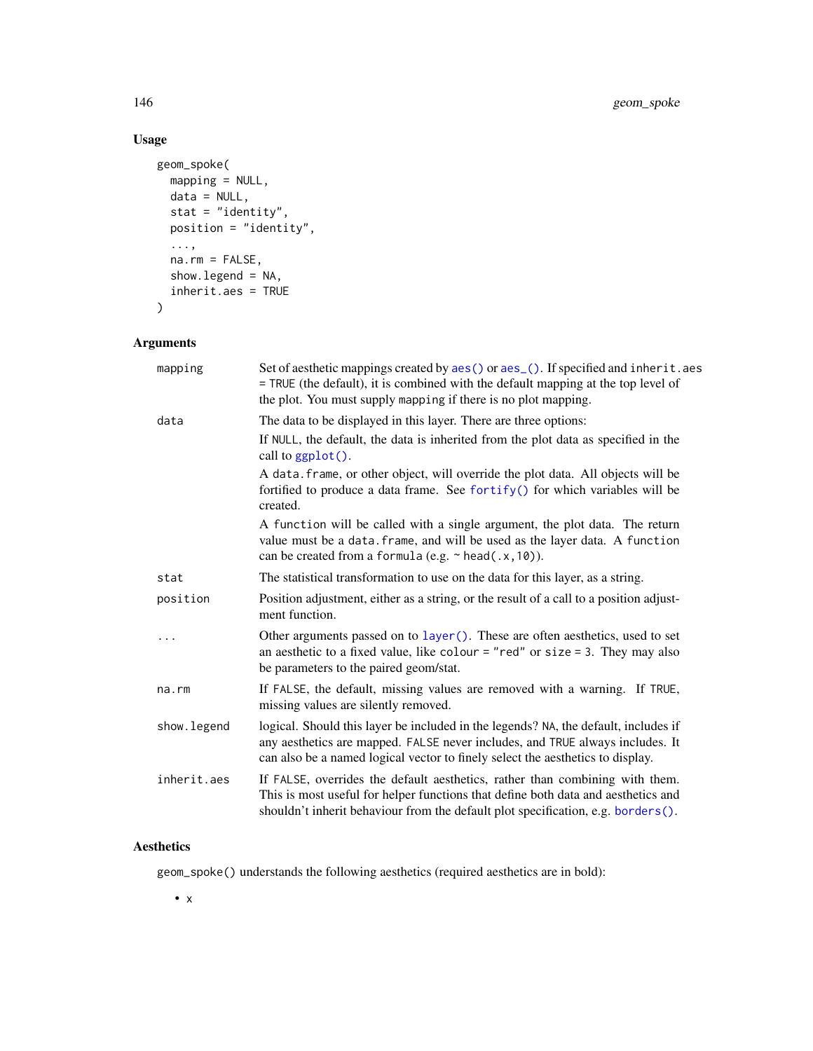### Usage

```
geom_spoke(
  mapping = NULL,
  data = NULL,
  stat = "identity",
  position = "identity",
  ...,
  na.rm = FALSE,
  show.legend = NA,
  inherit.aes = TRUE
)
```

### Arguments

| | |
|---|---|
| mapping | Set of aesthetic mappings created by aes() or aes_(). If specified and inherit.aes = TRUE (the default), it is combined with the default mapping at the top level of the plot. You must supply mapping if there is no plot mapping. |
| data | The data to be displayed in this layer. There are three options:<br>If NULL, the default, the data is inherited from the plot data as specified in the call to ggplot().<br>A data.frame, or other object, will override the plot data. All objects will be fortified to produce a data frame. See fortify() for which variables will be created.<br>A function will be called with a single argument, the plot data. The return value must be a data.frame, and will be used as the layer data. A function can be created from a formula (e.g. ~ head(.x,10)). |
| stat | The statistical transformation to use on the data for this layer, as a string. |
| position | Position adjustment, either as a string, or the result of a call to a position adjustment function. |
| ... | Other arguments passed on to layer(). These are often aesthetics, used to set an aesthetic to a fixed value, like colour = "red" or size = 3. They may also be parameters to the paired geom/stat. |
| na.rm | If FALSE, the default, missing values are removed with a warning. If TRUE, missing values are silently removed. |
| show.legend | logical. Should this layer be included in the legends? NA, the default, includes if any aesthetics are mapped. FALSE never includes, and TRUE always includes. It can also be a named logical vector to finely select the aesthetics to display. |
| inherit.aes | If FALSE, overrides the default aesthetics, rather than combining with them. This is most useful for helper functions that define both data and aesthetics and shouldn't inherit behaviour from the default plot specification, e.g. borders(). |

### Aesthetics

geom_spoke() understands the following aesthetics (required aesthetics are in bold):

- x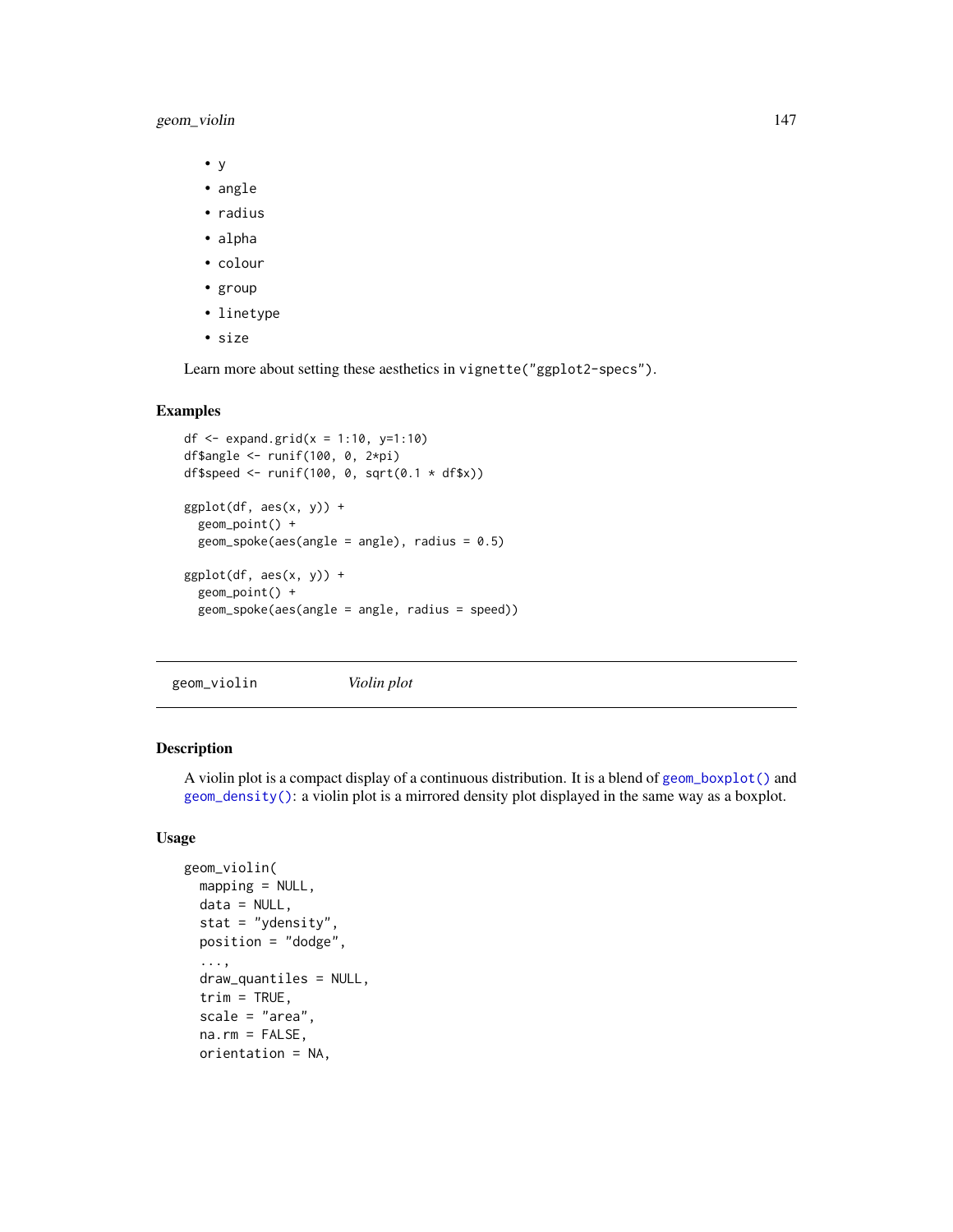- y
- angle
- radius
- alpha
- colour
- group
- linetype
- size

Learn more about setting these aesthetics in `vignette("ggplot2-specs")`.

### Examples

```
df <- expand.grid(x = 1:10, y=1:10)
df$angle <- runif(100, 0, 2*pi)
df$speed <- runif(100, 0, sqrt(0.1 * df$x))

ggplot(df, aes(x, y)) +
  geom_point() +
  geom_spoke(aes(angle = angle), radius = 0.5)

ggplot(df, aes(x, y)) +
  geom_point() +
  geom_spoke(aes(angle = angle, radius = speed))
```

---

## geom_violin    *Violin plot*

---

### Description

A violin plot is a compact display of a continuous distribution. It is a blend of `geom_boxplot()` and `geom_density()`: a violin plot is a mirrored density plot displayed in the same way as a boxplot.

### Usage

```
geom_violin(
  mapping = NULL,
  data = NULL,
  stat = "ydensity",
  position = "dodge",
  ...,
  draw_quantiles = NULL,
  trim = TRUE,
  scale = "area",
  na.rm = FALSE,
  orientation = NA,
```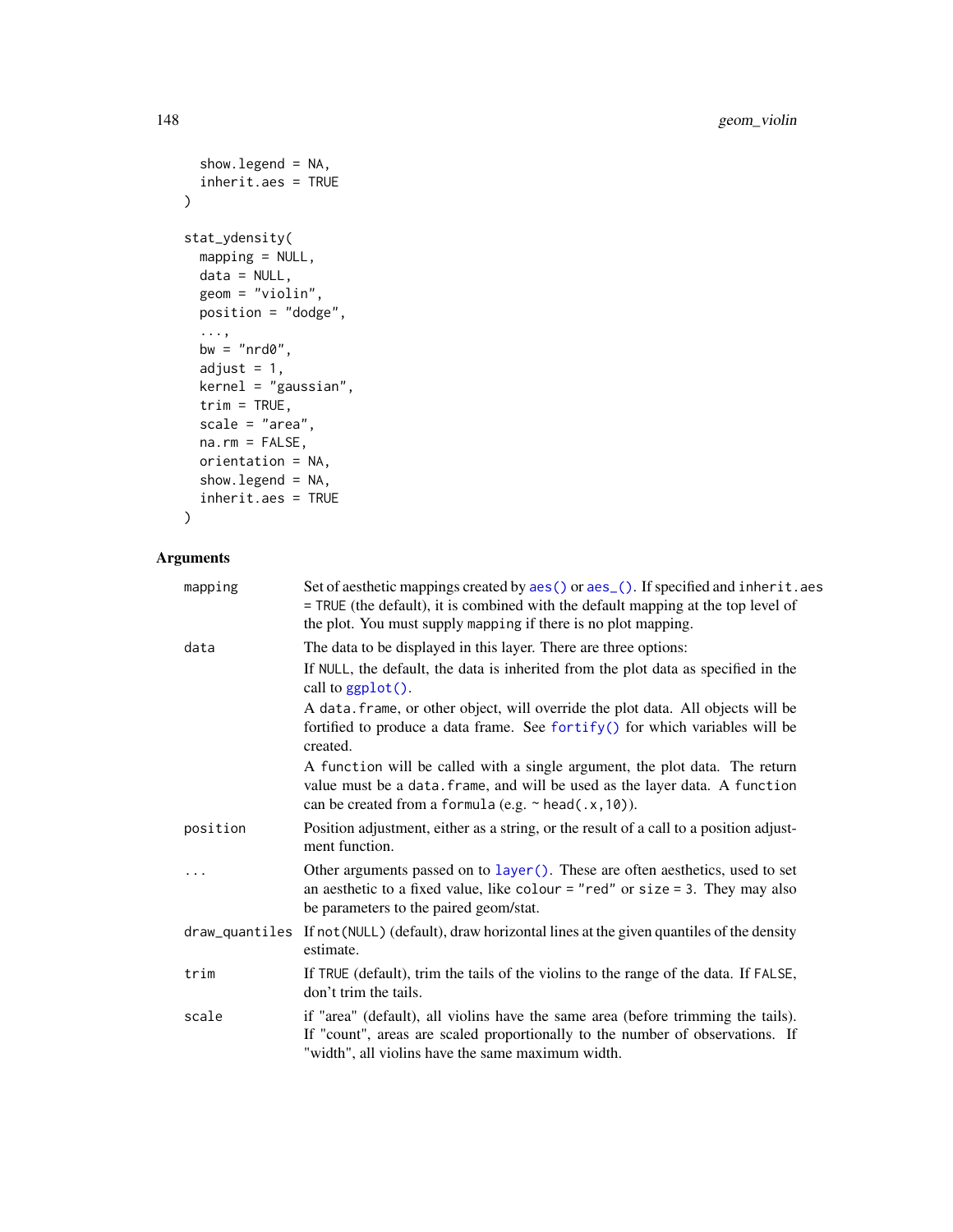```
  show.legend = NA,
  inherit.aes = TRUE
)

stat_ydensity(
  mapping = NULL,
  data = NULL,
  geom = "violin",
  position = "dodge",
  ...,
  bw = "nrd0",
  adjust = 1,
  kernel = "gaussian",
  trim = TRUE,
  scale = "area",
  na.rm = FALSE,
  orientation = NA,
  show.legend = NA,
  inherit.aes = TRUE
)
```

## Arguments

| | |
|---|---|
| mapping | Set of aesthetic mappings created by `aes()` or `aes_()`. If specified and `inherit.aes = TRUE` (the default), it is combined with the default mapping at the top level of the plot. You must supply `mapping` if there is no plot mapping. |
| data | The data to be displayed in this layer. There are three options:<br>If `NULL`, the default, the data is inherited from the plot data as specified in the call to `ggplot()`.<br>A `data.frame`, or other object, will override the plot data. All objects will be fortified to produce a data frame. See `fortify()` for which variables will be created.<br>A `function` will be called with a single argument, the plot data. The return value must be a `data.frame`, and will be used as the layer data. A `function` can be created from a `formula` (e.g. `~ head(.x,10)`). |
| position | Position adjustment, either as a string, or the result of a call to a position adjustment function. |
| ... | Other arguments passed on to `layer()`. These are often aesthetics, used to set an aesthetic to a fixed value, like `colour = "red"` or `size = 3`. They may also be parameters to the paired geom/stat. |
| draw_quantiles | If `not(NULL)` (default), draw horizontal lines at the given quantiles of the density estimate. |
| trim | If `TRUE` (default), trim the tails of the violins to the range of the data. If `FALSE`, don't trim the tails. |
| scale | if "area" (default), all violins have the same area (before trimming the tails). If "count", areas are scaled proportionally to the number of observations. If "width", all violins have the same maximum width. |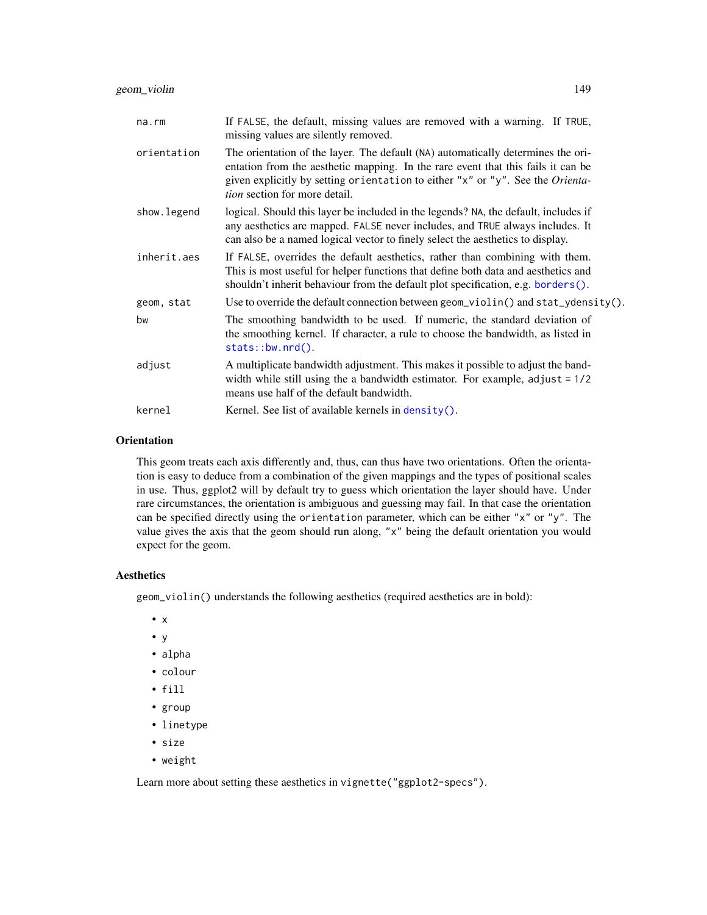| | |
|---|---|
| `na.rm` | If `FALSE`, the default, missing values are removed with a warning. If `TRUE`, missing values are silently removed. |
| `orientation` | The orientation of the layer. The default (`NA`) automatically determines the orientation from the aesthetic mapping. In the rare event that this fails it can be given explicitly by setting `orientation` to either `"x"` or `"y"`. See the *Orientation* section for more detail. |
| `show.legend` | logical. Should this layer be included in the legends? `NA`, the default, includes if any aesthetics are mapped. `FALSE` never includes, and `TRUE` always includes. It can also be a named logical vector to finely select the aesthetics to display. |
| `inherit.aes` | If `FALSE`, overrides the default aesthetics, rather than combining with them. This is most useful for helper functions that define both data and aesthetics and shouldn't inherit behaviour from the default plot specification, e.g. `borders()`. |
| `geom, stat` | Use to override the default connection between `geom_violin()` and `stat_ydensity()`. |
| `bw` | The smoothing bandwidth to be used. If numeric, the standard deviation of the smoothing kernel. If character, a rule to choose the bandwidth, as listed in `stats::bw.nrd()`. |
| `adjust` | A multiplicate bandwidth adjustment. This makes it possible to adjust the bandwidth while still using the a bandwidth estimator. For example, `adjust = 1/2` means use half of the default bandwidth. |
| `kernel` | Kernel. See list of available kernels in `density()`. |

## Orientation

This geom treats each axis differently and, thus, can thus have two orientations. Often the orientation is easy to deduce from a combination of the given mappings and the types of positional scales in use. Thus, ggplot2 will by default try to guess which orientation the layer should have. Under rare circumstances, the orientation is ambiguous and guessing may fail. In that case the orientation can be specified directly using the `orientation` parameter, which can be either `"x"` or `"y"`. The value gives the axis that the geom should run along, `"x"` being the default orientation you would expect for the geom.

## Aesthetics

`geom_violin()` understands the following aesthetics (required aesthetics are in bold):

- `x`
- `y`
- `alpha`
- `colour`
- `fill`
- `group`
- `linetype`
- `size`
- `weight`

Learn more about setting these aesthetics in `vignette("ggplot2-specs")`.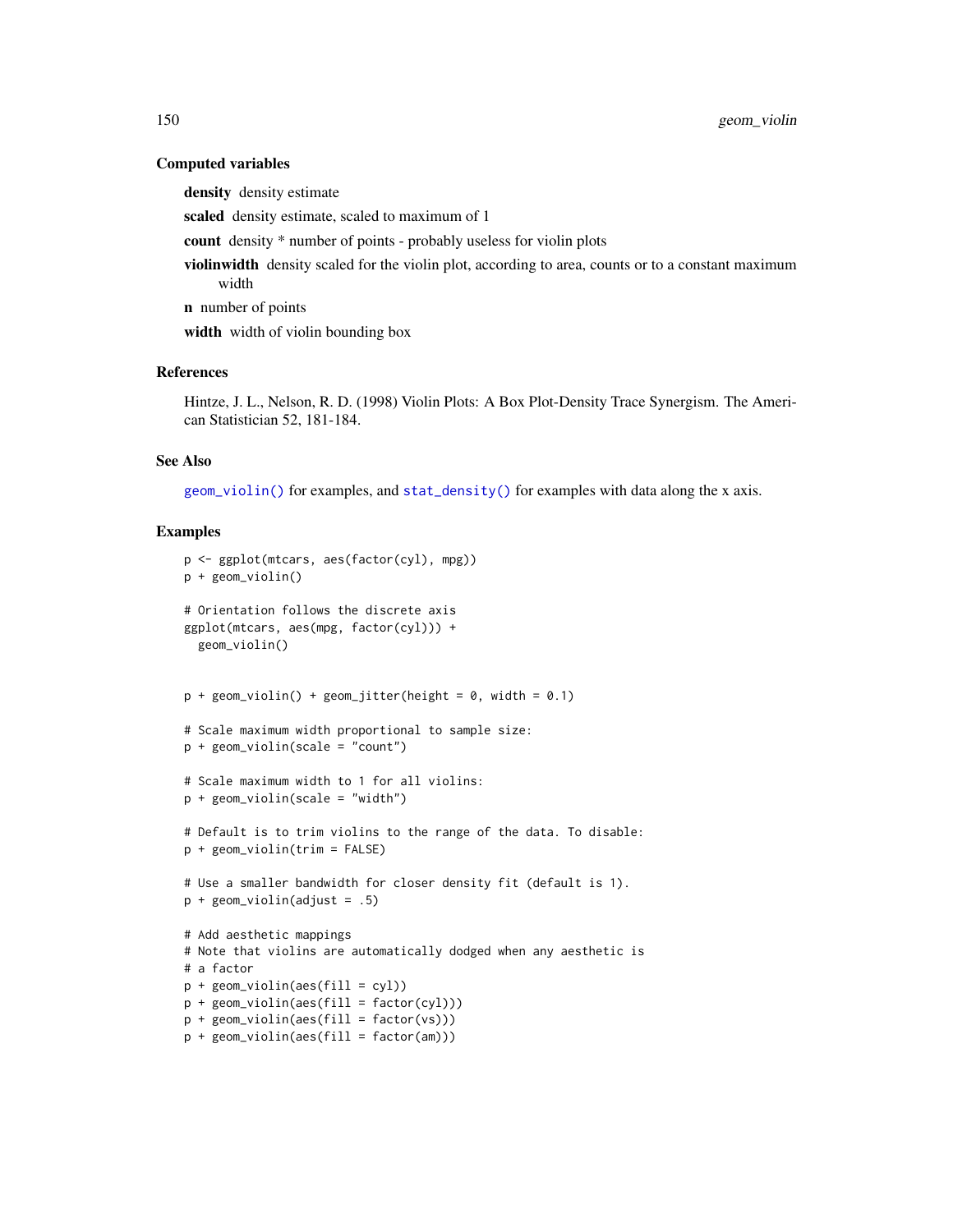### Computed variables

**density** density estimate

**scaled** density estimate, scaled to maximum of 1

**count** density * number of points - probably useless for violin plots

**violinwidth** density scaled for the violin plot, according to area, counts or to a constant maximum width

**n** number of points

**width** width of violin bounding box

### References

Hintze, J. L., Nelson, R. D. (1998) Violin Plots: A Box Plot-Density Trace Synergism. The American Statistician 52, 181-184.

### See Also

`geom_violin()` for examples, and `stat_density()` for examples with data along the x axis.

### Examples

```
p <- ggplot(mtcars, aes(factor(cyl), mpg))
p + geom_violin()

# Orientation follows the discrete axis
ggplot(mtcars, aes(mpg, factor(cyl))) +
  geom_violin()


p + geom_violin() + geom_jitter(height = 0, width = 0.1)

# Scale maximum width proportional to sample size:
p + geom_violin(scale = "count")

# Scale maximum width to 1 for all violins:
p + geom_violin(scale = "width")

# Default is to trim violins to the range of the data. To disable:
p + geom_violin(trim = FALSE)

# Use a smaller bandwidth for closer density fit (default is 1).
p + geom_violin(adjust = .5)

# Add aesthetic mappings
# Note that violins are automatically dodged when any aesthetic is
# a factor
p + geom_violin(aes(fill = cyl))
p + geom_violin(aes(fill = factor(cyl)))
p + geom_violin(aes(fill = factor(vs)))
p + geom_violin(aes(fill = factor(am)))
```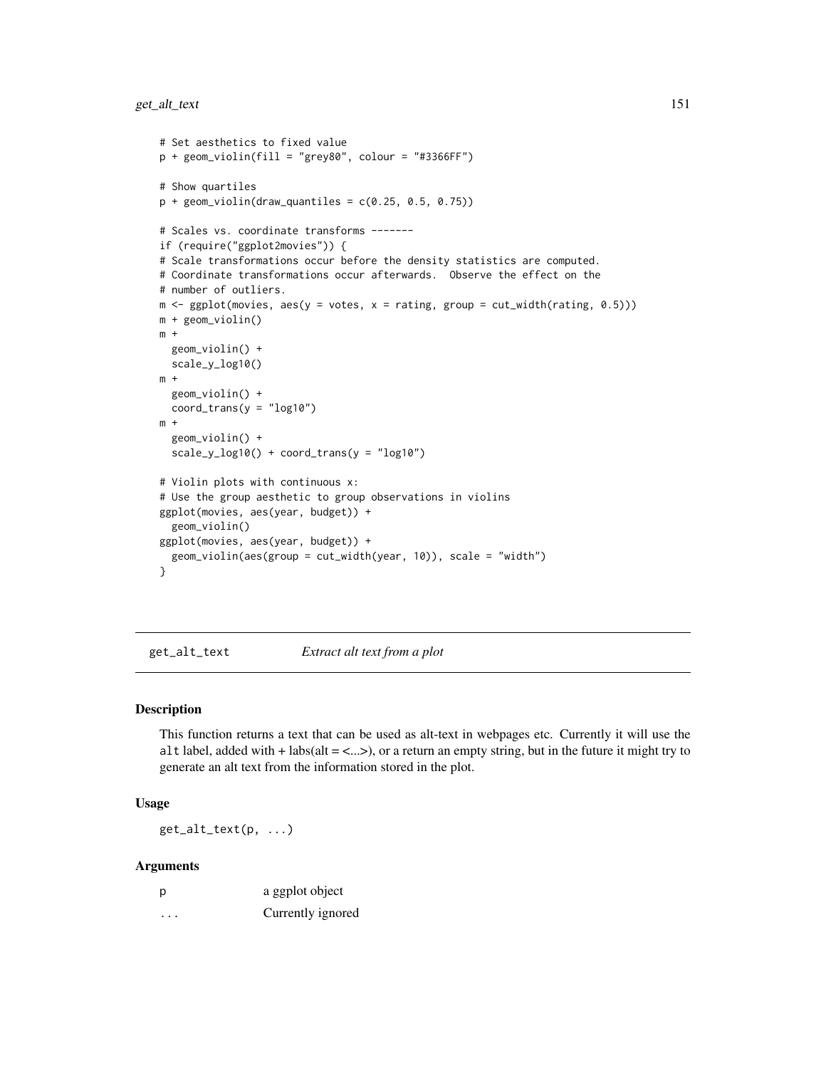```
# Set aesthetics to fixed value
p + geom_violin(fill = "grey80", colour = "#3366FF")

# Show quartiles
p + geom_violin(draw_quantiles = c(0.25, 0.5, 0.75))

# Scales vs. coordinate transforms -------
if (require("ggplot2movies")) {
# Scale transformations occur before the density statistics are computed.
# Coordinate transformations occur afterwards.  Observe the effect on the
# number of outliers.
m <- ggplot(movies, aes(y = votes, x = rating, group = cut_width(rating, 0.5)))
m + geom_violin()
m +
  geom_violin() +
  scale_y_log10()
m +
  geom_violin() +
  coord_trans(y = "log10")
m +
  geom_violin() +
  scale_y_log10() + coord_trans(y = "log10")

# Violin plots with continuous x:
# Use the group aesthetic to group observations in violins
ggplot(movies, aes(year, budget)) +
  geom_violin()
ggplot(movies, aes(year, budget)) +
  geom_violin(aes(group = cut_width(year, 10)), scale = "width")
}
```

---

## get_alt_text — *Extract alt text from a plot*

### Description

This function returns a text that can be used as alt-text in webpages etc. Currently it will use the `alt` label, added with + labs(alt = <...>), or a return an empty string, but in the future it might try to generate an alt text from the information stored in the plot.

### Usage

```
get_alt_text(p, ...)
```

### Arguments

| | |
|---|---|
| `p` | a ggplot object |
| `...` | Currently ignored |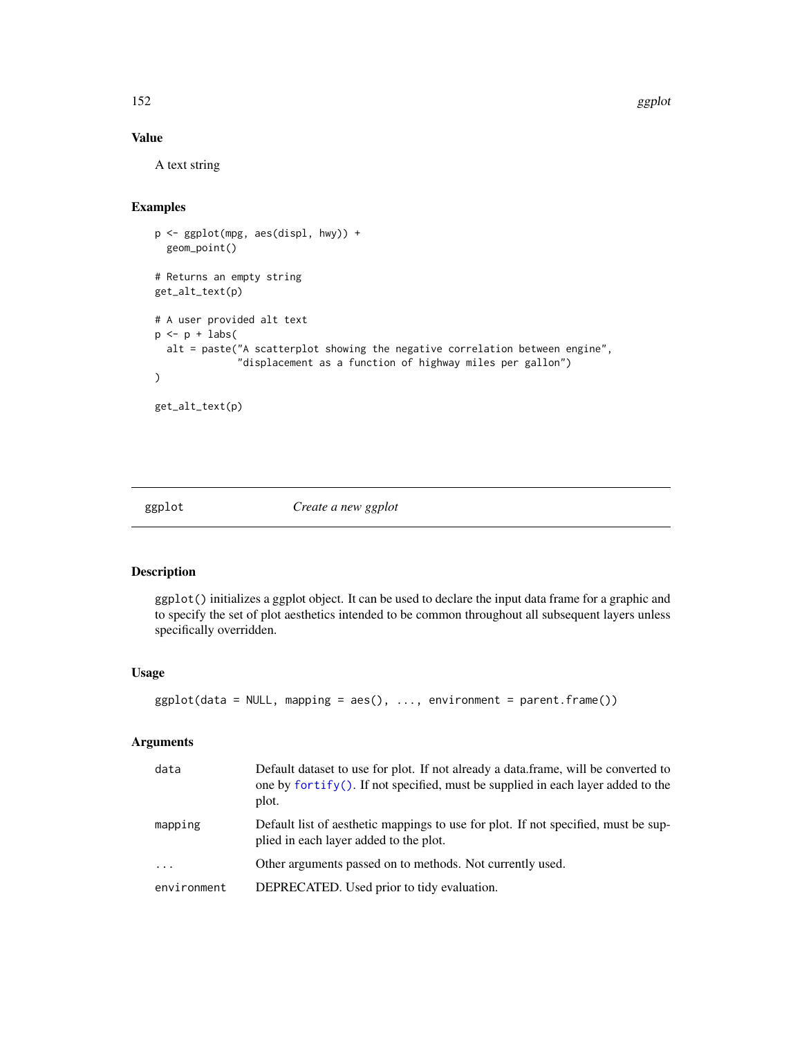## Value

A text string

## Examples

```
p <- ggplot(mpg, aes(displ, hwy)) +
  geom_point()

# Returns an empty string
get_alt_text(p)

# A user provided alt text
p <- p + labs(
  alt = paste("A scatterplot showing the negative correlation between engine",
              "displacement as a function of highway miles per gallon")
)

get_alt_text(p)
```

---

# ggplot — *Create a new ggplot*

---

## Description

ggplot() initializes a ggplot object. It can be used to declare the input data frame for a graphic and to specify the set of plot aesthetics intended to be common throughout all subsequent layers unless specifically overridden.

## Usage

```
ggplot(data = NULL, mapping = aes(), ..., environment = parent.frame())
```

## Arguments

| Argument | Description |
| --- | --- |
| data | Default dataset to use for plot. If not already a data.frame, will be converted to one by fortify(). If not specified, must be supplied in each layer added to the plot. |
| mapping | Default list of aesthetic mappings to use for plot. If not specified, must be supplied in each layer added to the plot. |
| ... | Other arguments passed on to methods. Not currently used. |
| environment | DEPRECATED. Used prior to tidy evaluation. |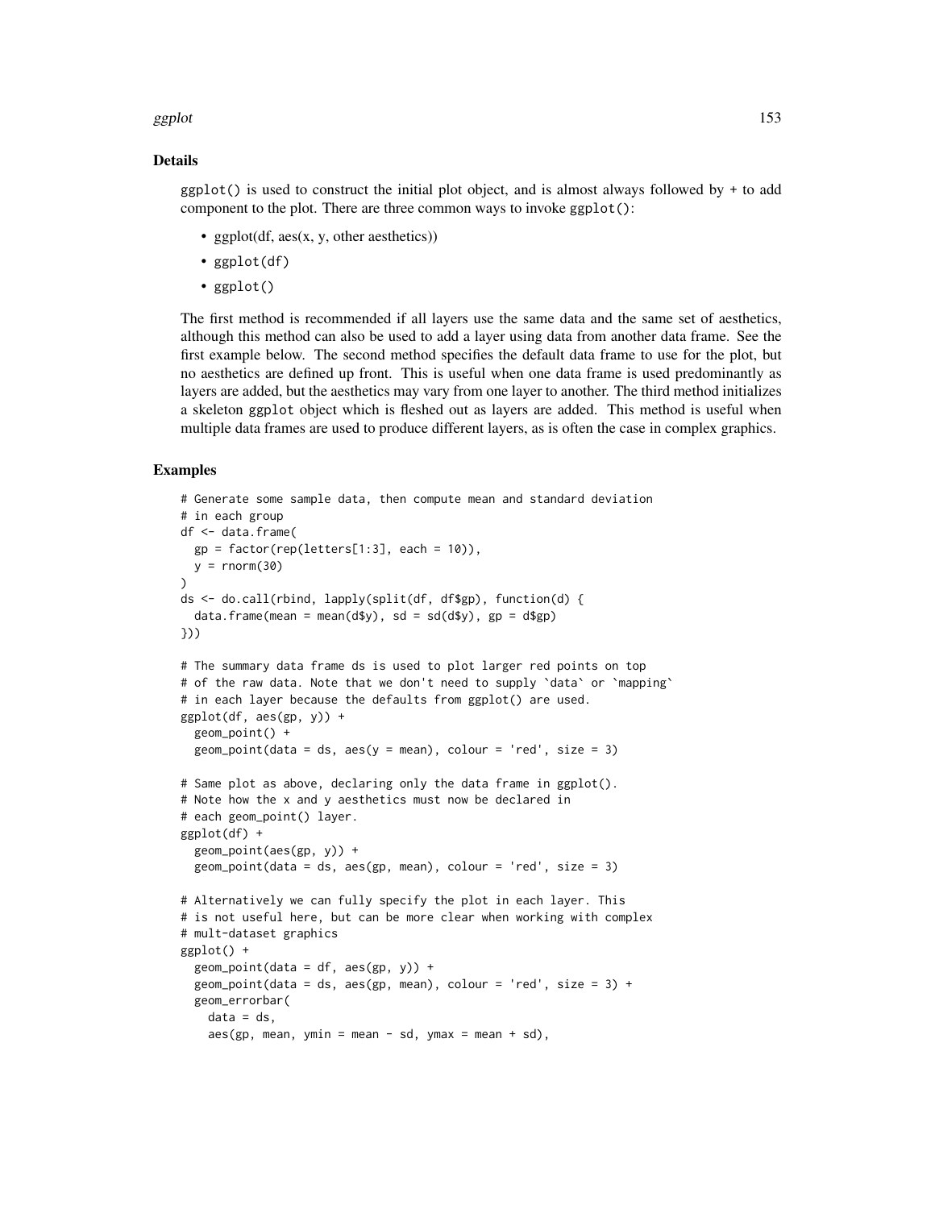### Details

`ggplot()` is used to construct the initial plot object, and is almost always followed by `+` to add component to the plot. There are three common ways to invoke `ggplot()`:

- ggplot(df, aes(x, y, other aesthetics))
- `ggplot(df)`
- `ggplot()`

The first method is recommended if all layers use the same data and the same set of aesthetics, although this method can also be used to add a layer using data from another data frame. See the first example below. The second method specifies the default data frame to use for the plot, but no aesthetics are defined up front. This is useful when one data frame is used predominantly as layers are added, but the aesthetics may vary from one layer to another. The third method initializes a skeleton `ggplot` object which is fleshed out as layers are added. This method is useful when multiple data frames are used to produce different layers, as is often the case in complex graphics.

### Examples

```
# Generate some sample data, then compute mean and standard deviation
# in each group
df <- data.frame(
  gp = factor(rep(letters[1:3], each = 10)),
  y = rnorm(30)
)
ds <- do.call(rbind, lapply(split(df, df$gp), function(d) {
  data.frame(mean = mean(d$y), sd = sd(d$y), gp = d$gp)
}))

# The summary data frame ds is used to plot larger red points on top
# of the raw data. Note that we don't need to supply `data` or `mapping`
# in each layer because the defaults from ggplot() are used.
ggplot(df, aes(gp, y)) +
  geom_point() +
  geom_point(data = ds, aes(y = mean), colour = 'red', size = 3)

# Same plot as above, declaring only the data frame in ggplot().
# Note how the x and y aesthetics must now be declared in
# each geom_point() layer.
ggplot(df) +
  geom_point(aes(gp, y)) +
  geom_point(data = ds, aes(gp, mean), colour = 'red', size = 3)

# Alternatively we can fully specify the plot in each layer. This
# is not useful here, but can be more clear when working with complex
# mult-dataset graphics
ggplot() +
  geom_point(data = df, aes(gp, y)) +
  geom_point(data = ds, aes(gp, mean), colour = 'red', size = 3) +
  geom_errorbar(
    data = ds,
    aes(gp, mean, ymin = mean - sd, ymax = mean + sd),
```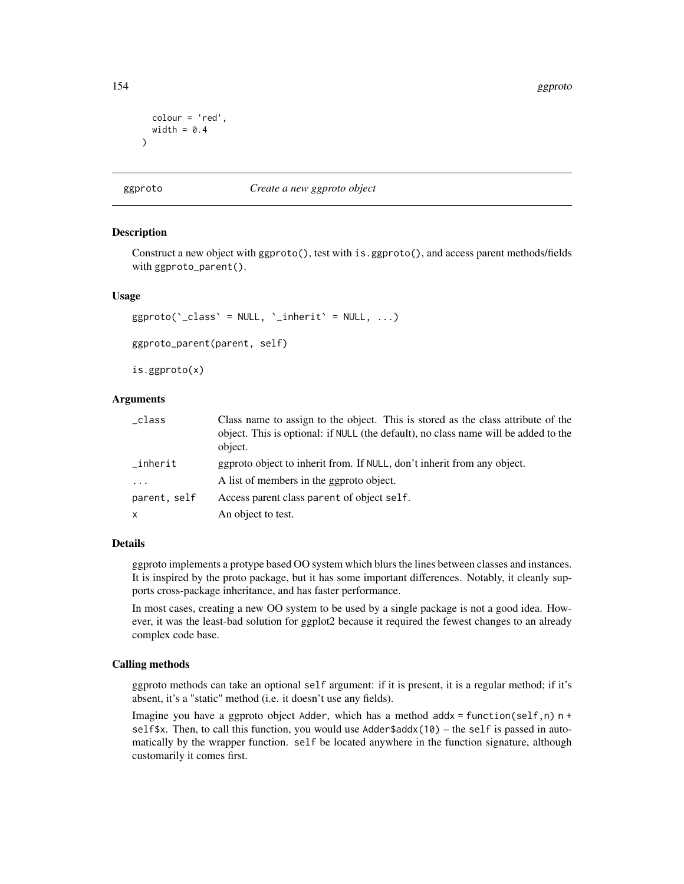```
    colour = 'red',
    width = 0.4
  )
```

## ggproto — *Create a new ggproto object*

### Description

Construct a new object with `ggproto()`, test with `is.ggproto()`, and access parent methods/fields with `ggproto_parent()`.

### Usage

```
ggproto(`_class` = NULL, `_inherit` = NULL, ...)

ggproto_parent(parent, self)

is.ggproto(x)
```

### Arguments

| | |
|---|---|
| `_class` | Class name to assign to the object. This is stored as the class attribute of the object. This is optional: if `NULL` (the default), no class name will be added to the object. |
| `_inherit` | ggproto object to inherit from. If `NULL`, don't inherit from any object. |
| `...` | A list of members in the ggproto object. |
| `parent, self` | Access parent class `parent` of object `self`. |
| `x` | An object to test. |

### Details

ggproto implements a protype based OO system which blurs the lines between classes and instances. It is inspired by the proto package, but it has some important differences. Notably, it cleanly supports cross-package inheritance, and has faster performance.

In most cases, creating a new OO system to be used by a single package is not a good idea. However, it was the least-bad solution for ggplot2 because it required the fewest changes to an already complex code base.

### Calling methods

ggproto methods can take an optional `self` argument: if it is present, it is a regular method; if it's absent, it's a "static" method (i.e. it doesn't use any fields).

Imagine you have a ggproto object `Adder`, which has a method `addx = function(self,n) n + self$x`. Then, to call this function, you would use `Adder$addx(10)` – the `self` is passed in automatically by the wrapper function. `self` be located anywhere in the function signature, although customarily it comes first.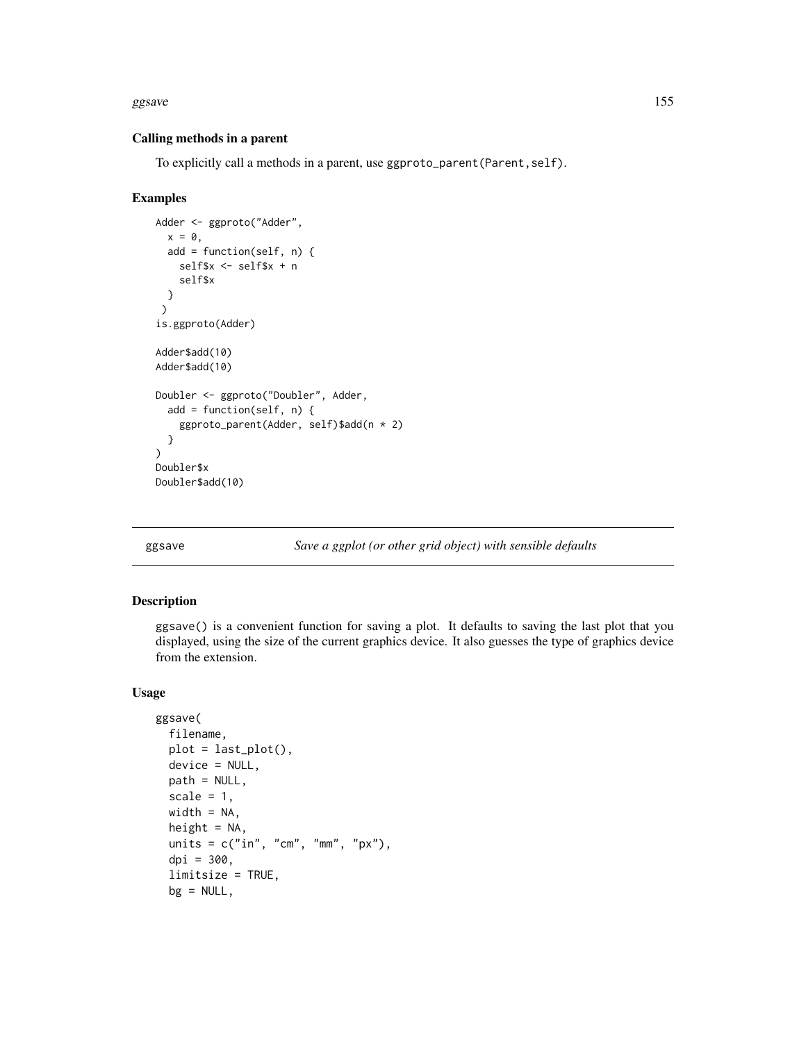### Calling methods in a parent

To explicitly call a methods in a parent, use ggproto_parent(Parent, self).

### Examples

```
Adder <- ggproto("Adder",
  x = 0,
  add = function(self, n) {
    self$x <- self$x + n
    self$x
  }
 )
is.ggproto(Adder)

Adder$add(10)
Adder$add(10)

Doubler <- ggproto("Doubler", Adder,
  add = function(self, n) {
    ggproto_parent(Adder, self)$add(n * 2)
  }
)
Doubler$x
Doubler$add(10)
```

---

## ggsave — *Save a ggplot (or other grid object) with sensible defaults*

---

### Description

ggsave() is a convenient function for saving a plot. It defaults to saving the last plot that you displayed, using the size of the current graphics device. It also guesses the type of graphics device from the extension.

### Usage

```
ggsave(
  filename,
  plot = last_plot(),
  device = NULL,
  path = NULL,
  scale = 1,
  width = NA,
  height = NA,
  units = c("in", "cm", "mm", "px"),
  dpi = 300,
  limitsize = TRUE,
  bg = NULL,
```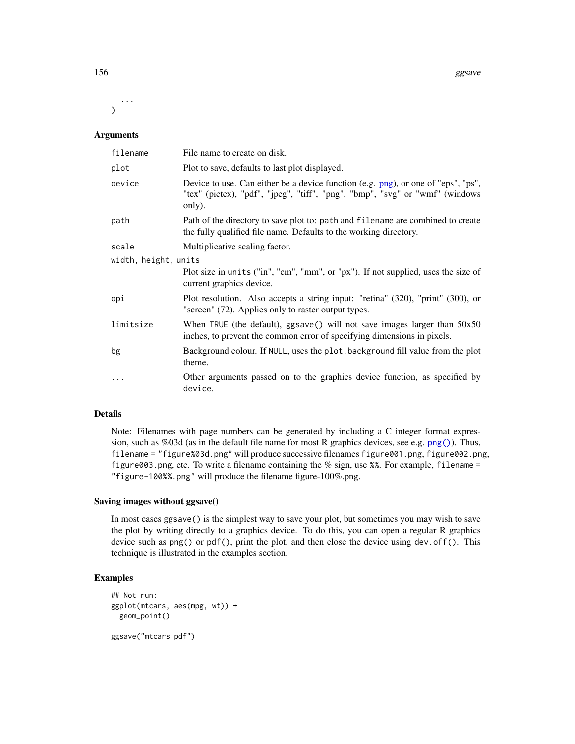```
  ...
)
```

### Arguments

| | |
|---|---|
| `filename` | File name to create on disk. |
| `plot` | Plot to save, defaults to last plot displayed. |
| `device` | Device to use. Can either be a device function (e.g. png), or one of "eps", "ps", "tex" (pictex), "pdf", "jpeg", "tiff", "png", "bmp", "svg" or "wmf" (windows only). |
| `path` | Path of the directory to save plot to: `path` and `filename` are combined to create the fully qualified file name. Defaults to the working directory. |
| `scale` | Multiplicative scaling factor. |
| `width, height, units` | Plot size in `units` ("in", "cm", "mm", or "px"). If not supplied, uses the size of current graphics device. |
| `dpi` | Plot resolution. Also accepts a string input: "retina" (320), "print" (300), or "screen" (72). Applies only to raster output types. |
| `limitsize` | When `TRUE` (the default), `ggsave()` will not save images larger than 50x50 inches, to prevent the common error of specifying dimensions in pixels. |
| `bg` | Background colour. If `NULL`, uses the `plot.background` fill value from the plot theme. |
| `...` | Other arguments passed on to the graphics device function, as specified by `device`. |

### Details

Note: Filenames with page numbers can be generated by including a C integer format expression, such as %03d (as in the default file name for most R graphics devices, see e.g. `png()`). Thus, `filename = "figure%03d.png"` will produce successive filenames `figure001.png`, `figure002.png`, `figure003.png`, etc. To write a filename containing the % sign, use `%%`. For example, `filename = "figure-100%%.png"` will produce the filename figure-100%.png.

### Saving images without ggsave()

In most cases `ggsave()` is the simplest way to save your plot, but sometimes you may wish to save the plot by writing directly to a graphics device. To do this, you can open a regular R graphics device such as `png()` or `pdf()`, print the plot, and then close the device using `dev.off()`. This technique is illustrated in the examples section.

### Examples

```
## Not run:
ggplot(mtcars, aes(mpg, wt)) +
  geom_point()

ggsave("mtcars.pdf")
```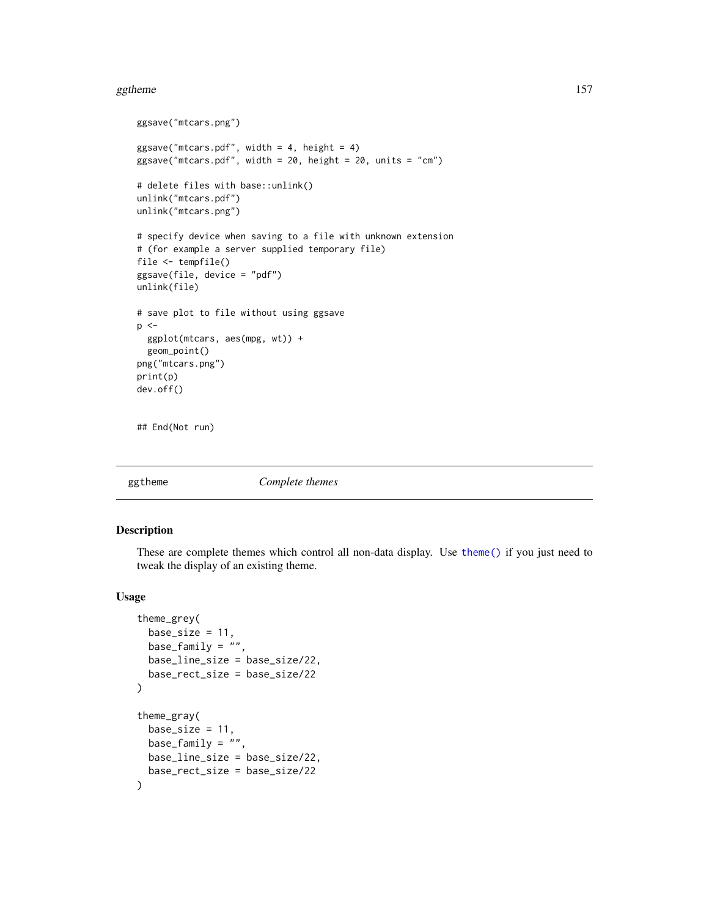```
ggsave("mtcars.png")

ggsave("mtcars.pdf", width = 4, height = 4)
ggsave("mtcars.pdf", width = 20, height = 20, units = "cm")

# delete files with base::unlink()
unlink("mtcars.pdf")
unlink("mtcars.png")

# specify device when saving to a file with unknown extension
# (for example a server supplied temporary file)
file <- tempfile()
ggsave(file, device = "pdf")
unlink(file)

# save plot to file without using ggsave
p <-
  ggplot(mtcars, aes(mpg, wt)) +
  geom_point()
png("mtcars.png")
print(p)
dev.off()


## End(Not run)
```

## ggtheme *Complete themes*

### Description

These are complete themes which control all non-data display. Use `theme()` if you just need to tweak the display of an existing theme.

### Usage

```
theme_grey(
  base_size = 11,
  base_family = "",
  base_line_size = base_size/22,
  base_rect_size = base_size/22
)

theme_gray(
  base_size = 11,
  base_family = "",
  base_line_size = base_size/22,
  base_rect_size = base_size/22
)
```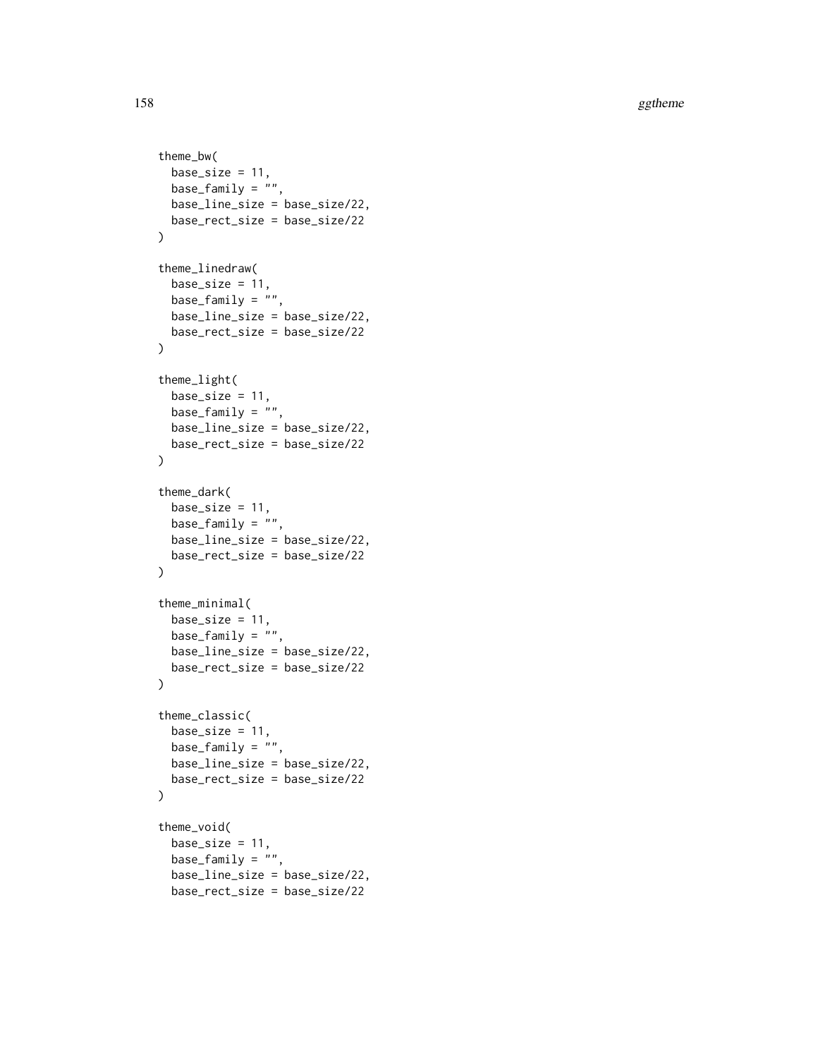```
theme_bw(
  base_size = 11,
  base_family = "",
  base_line_size = base_size/22,
  base_rect_size = base_size/22
)

theme_linedraw(
  base_size = 11,
  base_family = "",
  base_line_size = base_size/22,
  base_rect_size = base_size/22
)

theme_light(
  base_size = 11,
  base_family = "",
  base_line_size = base_size/22,
  base_rect_size = base_size/22
)

theme_dark(
  base_size = 11,
  base_family = "",
  base_line_size = base_size/22,
  base_rect_size = base_size/22
)

theme_minimal(
  base_size = 11,
  base_family = "",
  base_line_size = base_size/22,
  base_rect_size = base_size/22
)

theme_classic(
  base_size = 11,
  base_family = "",
  base_line_size = base_size/22,
  base_rect_size = base_size/22
)

theme_void(
  base_size = 11,
  base_family = "",
  base_line_size = base_size/22,
  base_rect_size = base_size/22
```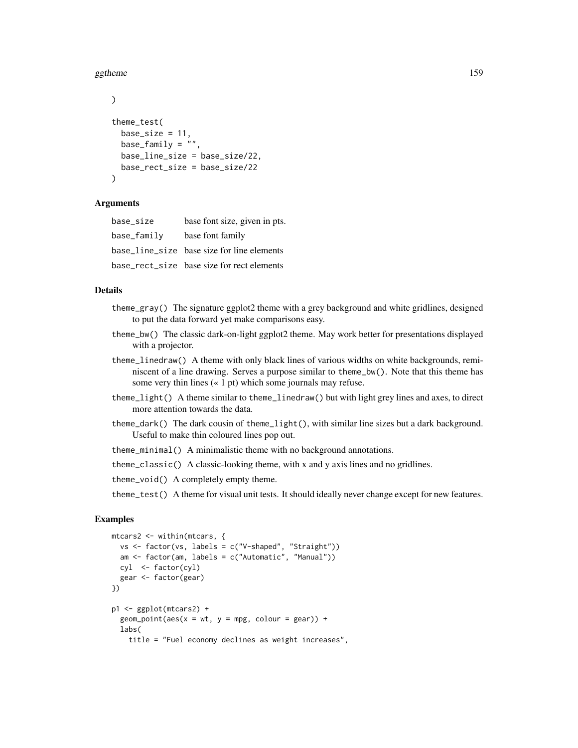```
)

theme_test(
  base_size = 11,
  base_family = "",
  base_line_size = base_size/22,
  base_rect_size = base_size/22
)
```

### Arguments

| | |
|---|---|
| base_size | base font size, given in pts. |
| base_family | base font family |
| base_line_size | base size for line elements |
| base_rect_size | base size for rect elements |

### Details

- `theme_gray()` The signature ggplot2 theme with a grey background and white gridlines, designed to put the data forward yet make comparisons easy.
- `theme_bw()` The classic dark-on-light ggplot2 theme. May work better for presentations displayed with a projector.
- `theme_linedraw()` A theme with only black lines of various widths on white backgrounds, reminiscent of a line drawing. Serves a purpose similar to `theme_bw()`. Note that this theme has some very thin lines (« 1 pt) which some journals may refuse.
- `theme_light()` A theme similar to `theme_linedraw()` but with light grey lines and axes, to direct more attention towards the data.
- `theme_dark()` The dark cousin of `theme_light()`, with similar line sizes but a dark background. Useful to make thin coloured lines pop out.
- `theme_minimal()` A minimalistic theme with no background annotations.
- `theme_classic()` A classic-looking theme, with x and y axis lines and no gridlines.
- `theme_void()` A completely empty theme.
- `theme_test()` A theme for visual unit tests. It should ideally never change except for new features.

### Examples

```
mtcars2 <- within(mtcars, {
  vs <- factor(vs, labels = c("V-shaped", "Straight"))
  am <- factor(am, labels = c("Automatic", "Manual"))
  cyl  <- factor(cyl)
  gear <- factor(gear)
})

p1 <- ggplot(mtcars2) +
  geom_point(aes(x = wt, y = mpg, colour = gear)) +
  labs(
    title = "Fuel economy declines as weight increases",
```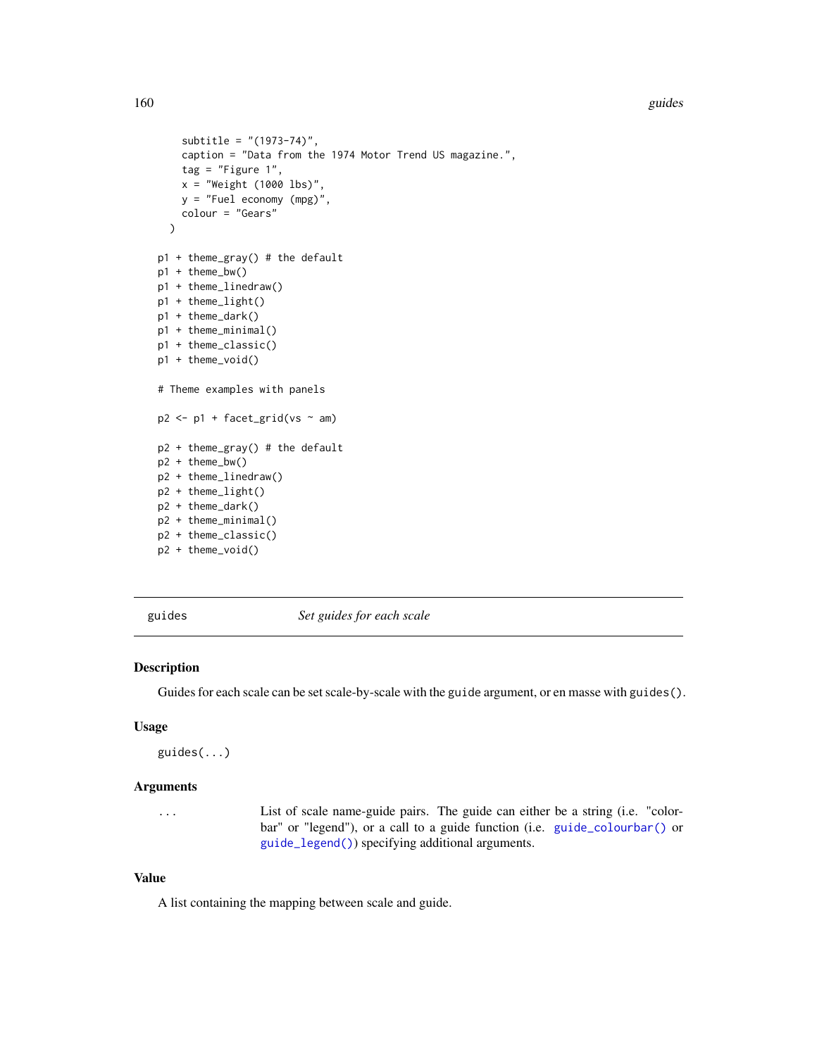```
    subtitle = "(1973-74)",
    caption = "Data from the 1974 Motor Trend US magazine.",
    tag = "Figure 1",
    x = "Weight (1000 lbs)",
    y = "Fuel economy (mpg)",
    colour = "Gears"
  )

p1 + theme_gray() # the default
p1 + theme_bw()
p1 + theme_linedraw()
p1 + theme_light()
p1 + theme_dark()
p1 + theme_minimal()
p1 + theme_classic()
p1 + theme_void()

# Theme examples with panels

p2 <- p1 + facet_grid(vs ~ am)

p2 + theme_gray() # the default
p2 + theme_bw()
p2 + theme_linedraw()
p2 + theme_light()
p2 + theme_dark()
p2 + theme_minimal()
p2 + theme_classic()
p2 + theme_void()
```

---

guides *Set guides for each scale*

---

## Description

Guides for each scale can be set scale-by-scale with the guide argument, or en masse with guides().

## Usage

```
guides(...)
```

## Arguments

| | |
|---|---|
| ... | List of scale name-guide pairs. The guide can either be a string (i.e. "colorbar" or "legend"), or a call to a guide function (i.e. guide_colourbar() or guide_legend()) specifying additional arguments. |

## Value

A list containing the mapping between scale and guide.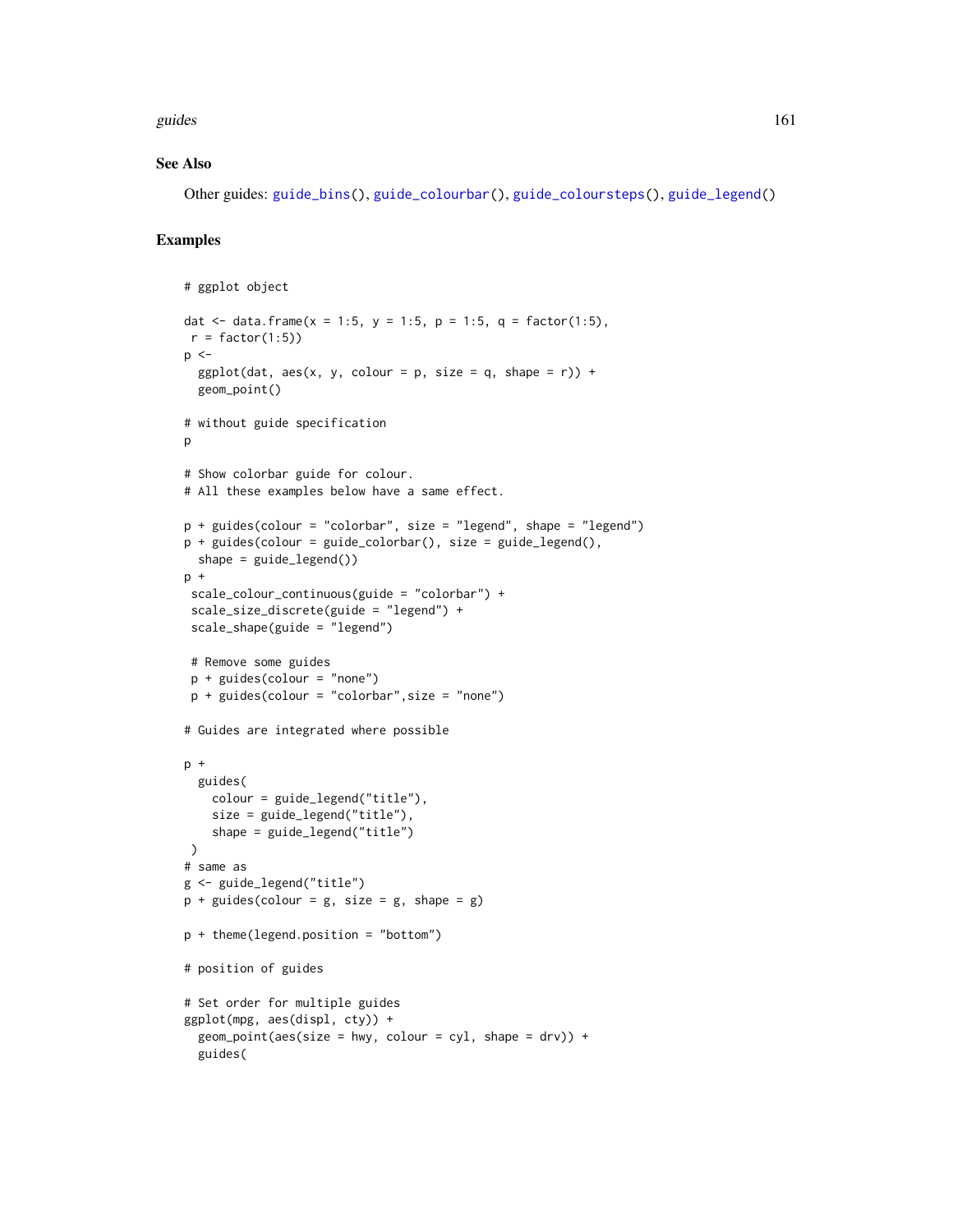## See Also

Other guides: guide_bins(), guide_colourbar(), guide_coloursteps(), guide_legend()

## Examples

```
# ggplot object

dat <- data.frame(x = 1:5, y = 1:5, p = 1:5, q = factor(1:5),
 r = factor(1:5))
p <-
  ggplot(dat, aes(x, y, colour = p, size = q, shape = r)) +
  geom_point()

# without guide specification
p

# Show colorbar guide for colour.
# All these examples below have a same effect.

p + guides(colour = "colorbar", size = "legend", shape = "legend")
p + guides(colour = guide_colorbar(), size = guide_legend(),
  shape = guide_legend())
p +
 scale_colour_continuous(guide = "colorbar") +
 scale_size_discrete(guide = "legend") +
 scale_shape(guide = "legend")

 # Remove some guides
 p + guides(colour = "none")
 p + guides(colour = "colorbar",size = "none")

# Guides are integrated where possible

p +
  guides(
    colour = guide_legend("title"),
    size = guide_legend("title"),
    shape = guide_legend("title")
 )
# same as
g <- guide_legend("title")
p + guides(colour = g, size = g, shape = g)

p + theme(legend.position = "bottom")

# position of guides

# Set order for multiple guides
ggplot(mpg, aes(displ, cty)) +
  geom_point(aes(size = hwy, colour = cyl, shape = drv)) +
  guides(
```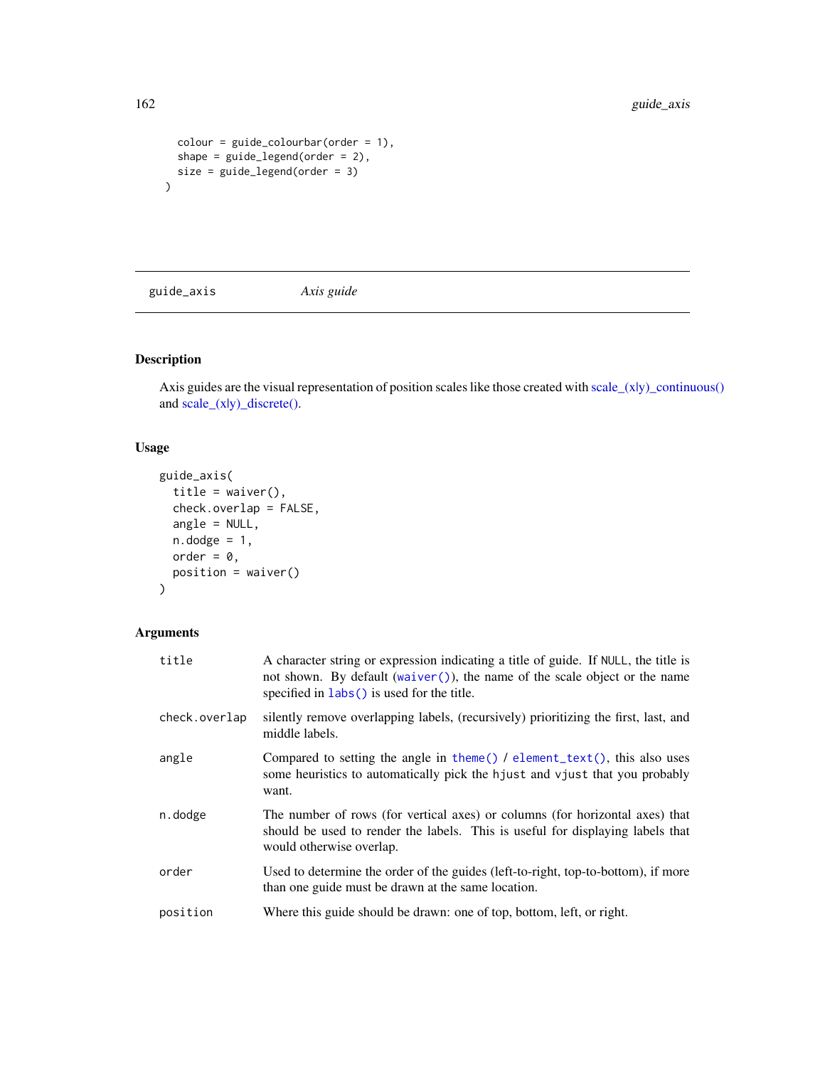```
    colour = guide_colourbar(order = 1),
    shape = guide_legend(order = 2),
    size = guide_legend(order = 3)
  )
```

---

guide_axis        *Axis guide*

---

## Description

Axis guides are the visual representation of position scales like those created with scale_(xly)_continuous() and scale_(xly)_discrete().

## Usage

```
guide_axis(
  title = waiver(),
  check.overlap = FALSE,
  angle = NULL,
  n.dodge = 1,
  order = 0,
  position = waiver()
)
```

## Arguments

| | |
|---|---|
| title | A character string or expression indicating a title of guide. If NULL, the title is not shown. By default (waiver()), the name of the scale object or the name specified in labs() is used for the title. |
| check.overlap | silently remove overlapping labels, (recursively) prioritizing the first, last, and middle labels. |
| angle | Compared to setting the angle in theme() / element_text(), this also uses some heuristics to automatically pick the hjust and vjust that you probably want. |
| n.dodge | The number of rows (for vertical axes) or columns (for horizontal axes) that should be used to render the labels. This is useful for displaying labels that would otherwise overlap. |
| order | Used to determine the order of the guides (left-to-right, top-to-bottom), if more than one guide must be drawn at the same location. |
| position | Where this guide should be drawn: one of top, bottom, left, or right. |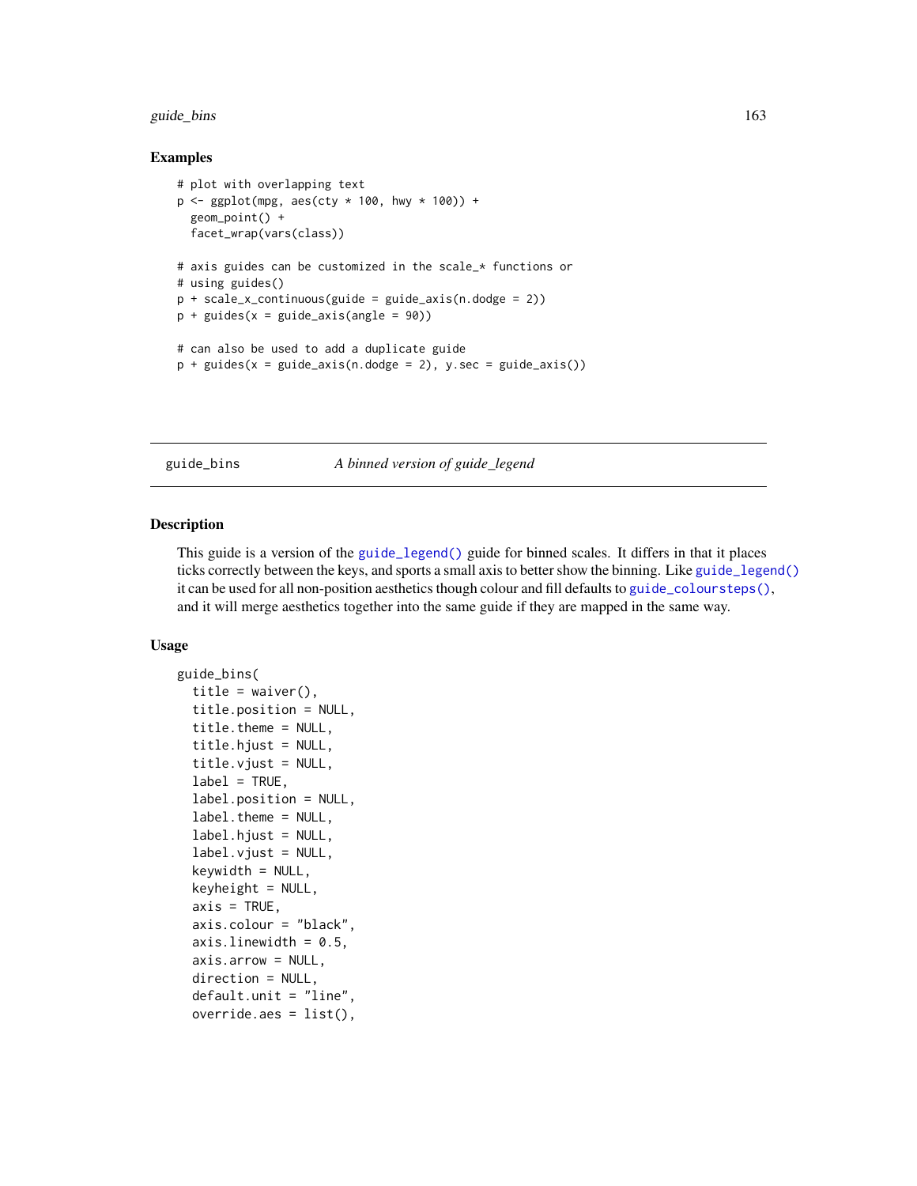### Examples

```
# plot with overlapping text
p <- ggplot(mpg, aes(cty * 100, hwy * 100)) +
  geom_point() +
  facet_wrap(vars(class))

# axis guides can be customized in the scale_* functions or
# using guides()
p + scale_x_continuous(guide = guide_axis(n.dodge = 2))
p + guides(x = guide_axis(angle = 90))

# can also be used to add a duplicate guide
p + guides(x = guide_axis(n.dodge = 2), y.sec = guide_axis())
```

---

## guide_bins — *A binned version of guide_legend*

---

### Description

This guide is a version of the `guide_legend()` guide for binned scales. It differs in that it places ticks correctly between the keys, and sports a small axis to better show the binning. Like `guide_legend()` it can be used for all non-position aesthetics though colour and fill defaults to `guide_coloursteps()`, and it will merge aesthetics together into the same guide if they are mapped in the same way.

### Usage

```
guide_bins(
  title = waiver(),
  title.position = NULL,
  title.theme = NULL,
  title.hjust = NULL,
  title.vjust = NULL,
  label = TRUE,
  label.position = NULL,
  label.theme = NULL,
  label.hjust = NULL,
  label.vjust = NULL,
  keywidth = NULL,
  keyheight = NULL,
  axis = TRUE,
  axis.colour = "black",
  axis.linewidth = 0.5,
  axis.arrow = NULL,
  direction = NULL,
  default.unit = "line",
  override.aes = list(),
```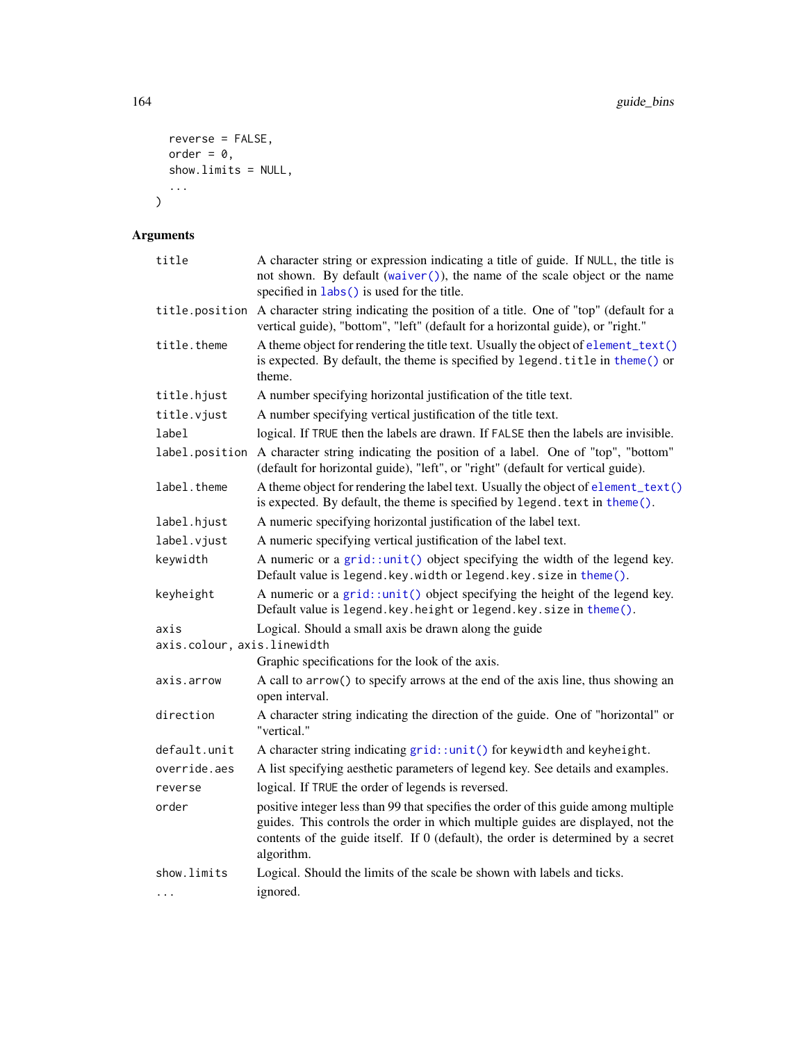```
  reverse = FALSE,
  order = 0,
  show.limits = NULL,
  ...
)
```

## Arguments

| | |
|---|---|
| `title` | A character string or expression indicating a title of guide. If NULL, the title is not shown. By default (`waiver()`), the name of the scale object or the name specified in `labs()` is used for the title. |
| `title.position` | A character string indicating the position of a title. One of "top" (default for a vertical guide), "bottom", "left" (default for a horizontal guide), or "right." |
| `title.theme` | A theme object for rendering the title text. Usually the object of `element_text()` is expected. By default, the theme is specified by `legend.title` in `theme()` or theme. |
| `title.hjust` | A number specifying horizontal justification of the title text. |
| `title.vjust` | A number specifying vertical justification of the title text. |
| `label` | logical. If TRUE then the labels are drawn. If FALSE then the labels are invisible. |
| `label.position` | A character string indicating the position of a label. One of "top", "bottom" (default for horizontal guide), "left", or "right" (default for vertical guide). |
| `label.theme` | A theme object for rendering the label text. Usually the object of `element_text()` is expected. By default, the theme is specified by `legend.text` in `theme()`. |
| `label.hjust` | A numeric specifying horizontal justification of the label text. |
| `label.vjust` | A numeric specifying vertical justification of the label text. |
| `keywidth` | A numeric or a `grid::unit()` object specifying the width of the legend key. Default value is `legend.key.width` or `legend.key.size` in `theme()`. |
| `keyheight` | A numeric or a `grid::unit()` object specifying the height of the legend key. Default value is `legend.key.height` or `legend.key.size` in `theme()`. |
| `axis` | Logical. Should a small axis be drawn along the guide |
| `axis.colour, axis.linewidth` | Graphic specifications for the look of the axis. |
| `axis.arrow` | A call to `arrow()` to specify arrows at the end of the axis line, thus showing an open interval. |
| `direction` | A character string indicating the direction of the guide. One of "horizontal" or "vertical." |
| `default.unit` | A character string indicating `grid::unit()` for `keywidth` and `keyheight`. |
| `override.aes` | A list specifying aesthetic parameters of legend key. See details and examples. |
| `reverse` | logical. If TRUE the order of legends is reversed. |
| `order` | positive integer less than 99 that specifies the order of this guide among multiple guides. This controls the order in which multiple guides are displayed, not the contents of the guide itself. If 0 (default), the order is determined by a secret algorithm. |
| `show.limits` | Logical. Should the limits of the scale be shown with labels and ticks. |
| `...` | ignored. |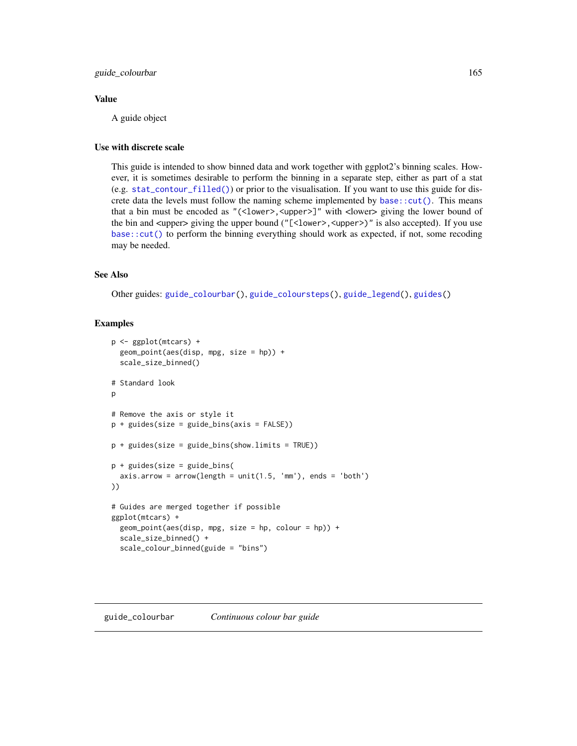### Value

A guide object

### Use with discrete scale

This guide is intended to show binned data and work together with ggplot2's binning scales. However, it is sometimes desirable to perform the binning in a separate step, either as part of a stat (e.g. `stat_contour_filled()`) or prior to the visualisation. If you want to use this guide for discrete data the levels must follow the naming scheme implemented by `base::cut()`. This means that a bin must be encoded as `"(<lower>,<upper>]"` with <lower> giving the lower bound of the bin and <upper> giving the upper bound (`"[<lower>,<upper>)"` is also accepted). If you use `base::cut()` to perform the binning everything should work as expected, if not, some recoding may be needed.

### See Also

Other guides: `guide_colourbar()`, `guide_coloursteps()`, `guide_legend()`, `guides()`

### Examples

```
p <- ggplot(mtcars) +
  geom_point(aes(disp, mpg, size = hp)) +
  scale_size_binned()

# Standard look
p

# Remove the axis or style it
p + guides(size = guide_bins(axis = FALSE))

p + guides(size = guide_bins(show.limits = TRUE))

p + guides(size = guide_bins(
  axis.arrow = arrow(length = unit(1.5, 'mm'), ends = 'both')
))

# Guides are merged together if possible
ggplot(mtcars) +
  geom_point(aes(disp, mpg, size = hp, colour = hp)) +
  scale_size_binned() +
  scale_colour_binned(guide = "bins")
```

---

## guide_colourbar *Continuous colour bar guide*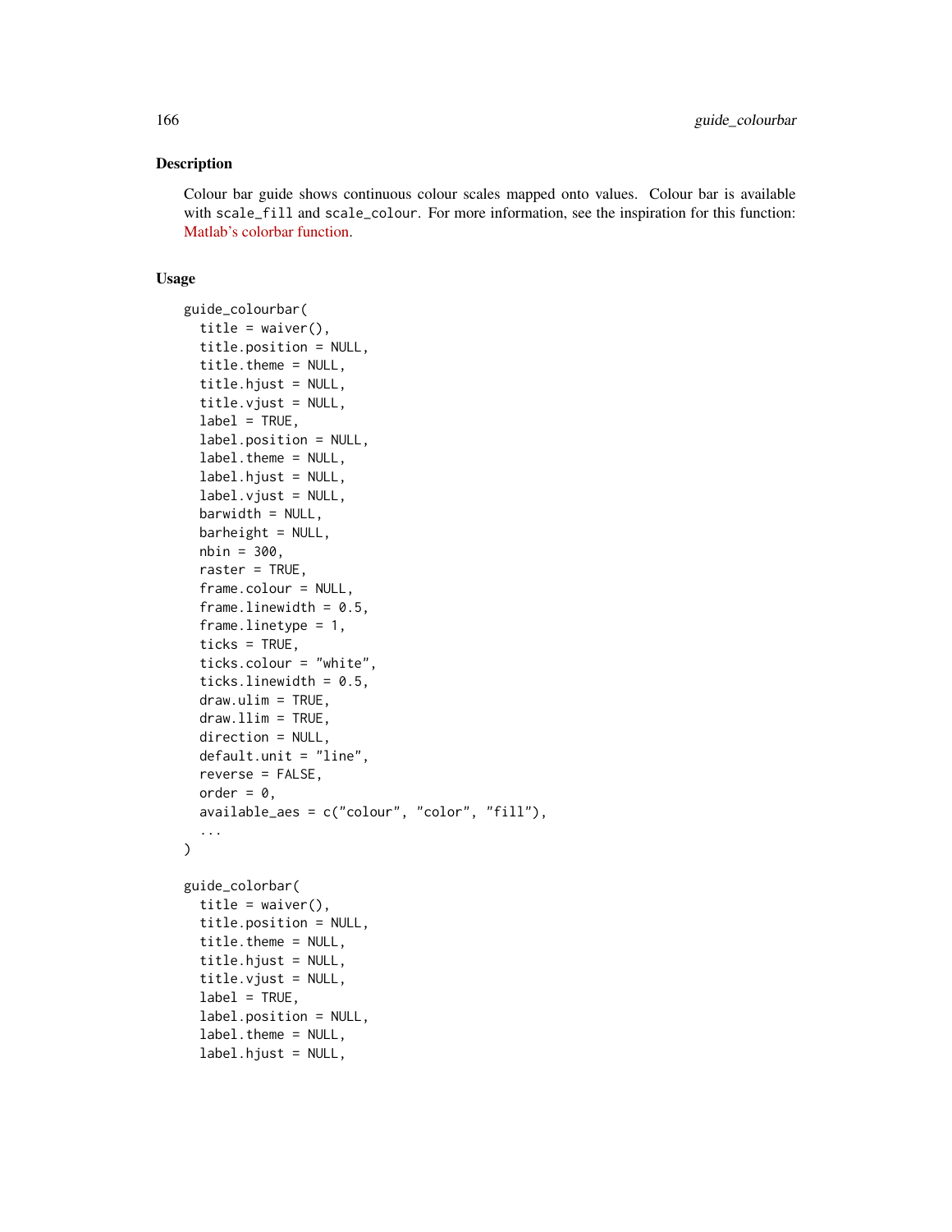## Description

Colour bar guide shows continuous colour scales mapped onto values. Colour bar is available with `scale_fill` and `scale_colour`. For more information, see the inspiration for this function: Matlab's colorbar function.

## Usage

```
guide_colourbar(
  title = waiver(),
  title.position = NULL,
  title.theme = NULL,
  title.hjust = NULL,
  title.vjust = NULL,
  label = TRUE,
  label.position = NULL,
  label.theme = NULL,
  label.hjust = NULL,
  label.vjust = NULL,
  barwidth = NULL,
  barheight = NULL,
  nbin = 300,
  raster = TRUE,
  frame.colour = NULL,
  frame.linewidth = 0.5,
  frame.linetype = 1,
  ticks = TRUE,
  ticks.colour = "white",
  ticks.linewidth = 0.5,
  draw.ulim = TRUE,
  draw.llim = TRUE,
  direction = NULL,
  default.unit = "line",
  reverse = FALSE,
  order = 0,
  available_aes = c("colour", "color", "fill"),
  ...
)

guide_colorbar(
  title = waiver(),
  title.position = NULL,
  title.theme = NULL,
  title.hjust = NULL,
  title.vjust = NULL,
  label = TRUE,
  label.position = NULL,
  label.theme = NULL,
  label.hjust = NULL,
```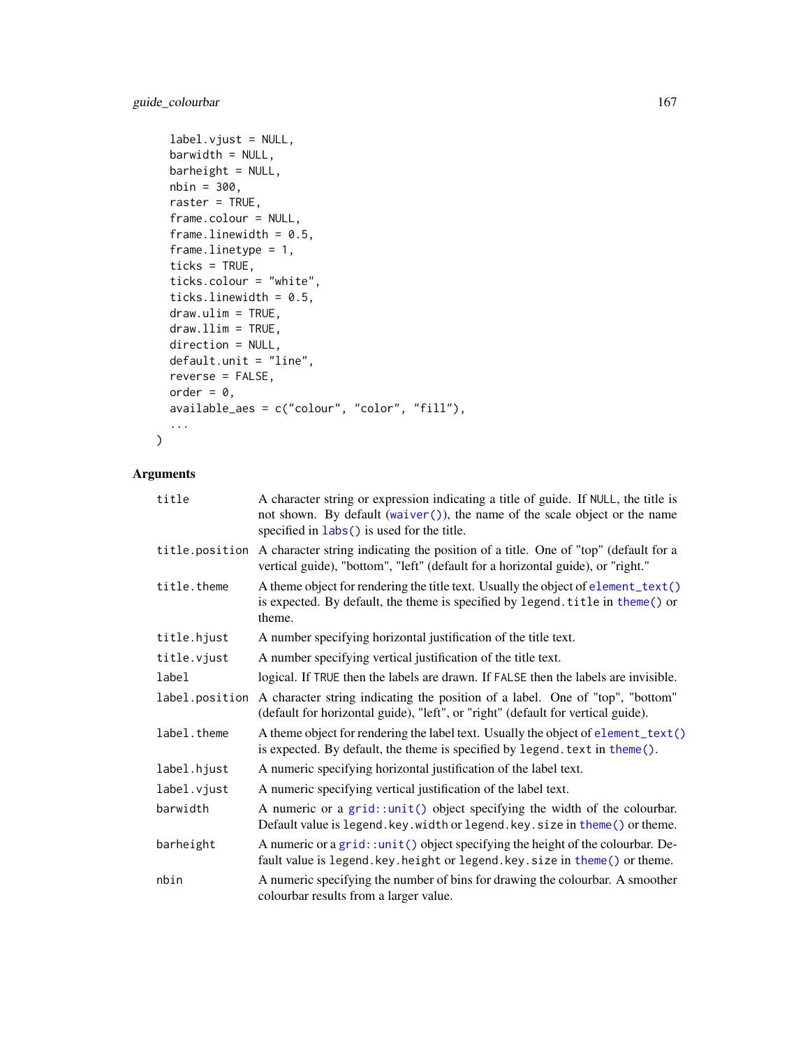```
  label.vjust = NULL,
  barwidth = NULL,
  barheight = NULL,
  nbin = 300,
  raster = TRUE,
  frame.colour = NULL,
  frame.linewidth = 0.5,
  frame.linetype = 1,
  ticks = TRUE,
  ticks.colour = "white",
  ticks.linewidth = 0.5,
  draw.ulim = TRUE,
  draw.llim = TRUE,
  direction = NULL,
  default.unit = "line",
  reverse = FALSE,
  order = 0,
  available_aes = c("colour", "color", "fill"),
  ...
)
```

## Arguments

| | |
|---|---|
| title | A character string or expression indicating a title of guide. If NULL, the title is not shown. By default (waiver()), the name of the scale object or the name specified in labs() is used for the title. |
| title.position | A character string indicating the position of a title. One of "top" (default for a vertical guide), "bottom", "left" (default for a horizontal guide), or "right." |
| title.theme | A theme object for rendering the title text. Usually the object of element_text() is expected. By default, the theme is specified by legend.title in theme() or theme. |
| title.hjust | A number specifying horizontal justification of the title text. |
| title.vjust | A number specifying vertical justification of the title text. |
| label | logical. If TRUE then the labels are drawn. If FALSE then the labels are invisible. |
| label.position | A character string indicating the position of a label. One of "top", "bottom" (default for horizontal guide), "left", or "right" (default for vertical guide). |
| label.theme | A theme object for rendering the label text. Usually the object of element_text() is expected. By default, the theme is specified by legend.text in theme(). |
| label.hjust | A numeric specifying horizontal justification of the label text. |
| label.vjust | A numeric specifying vertical justification of the label text. |
| barwidth | A numeric or a grid::unit() object specifying the width of the colourbar. Default value is legend.key.width or legend.key.size in theme() or theme. |
| barheight | A numeric or a grid::unit() object specifying the height of the colourbar. Default value is legend.key.height or legend.key.size in theme() or theme. |
| nbin | A numeric specifying the number of bins for drawing the colourbar. A smoother colourbar results from a larger value. |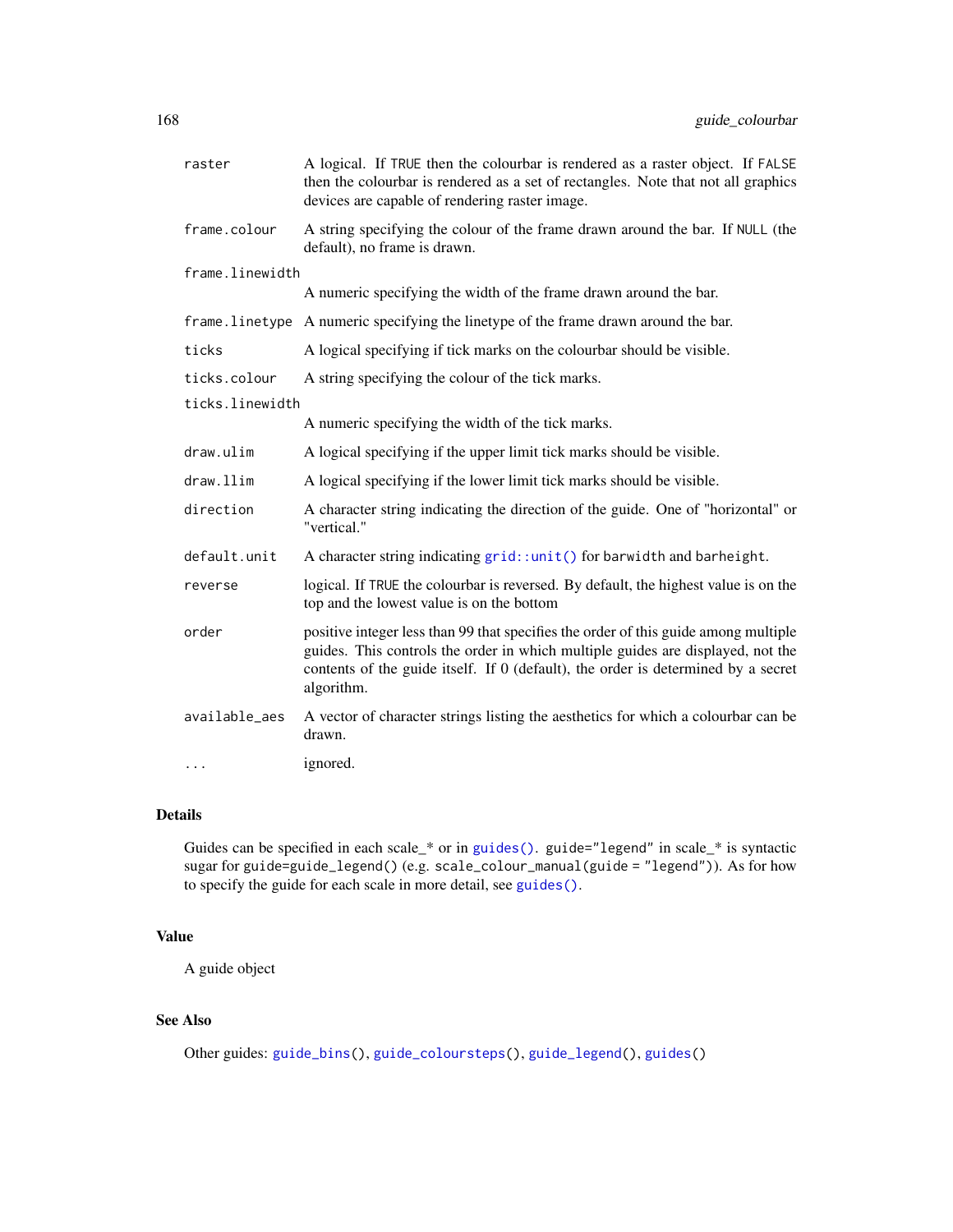| | |
|---|---|
| `raster` | A logical. If `TRUE` then the colourbar is rendered as a raster object. If `FALSE` then the colourbar is rendered as a set of rectangles. Note that not all graphics devices are capable of rendering raster image. |
| `frame.colour` | A string specifying the colour of the frame drawn around the bar. If `NULL` (the default), no frame is drawn. |
| `frame.linewidth` | A numeric specifying the width of the frame drawn around the bar. |
| `frame.linetype` | A numeric specifying the linetype of the frame drawn around the bar. |
| `ticks` | A logical specifying if tick marks on the colourbar should be visible. |
| `ticks.colour` | A string specifying the colour of the tick marks. |
| `ticks.linewidth` | A numeric specifying the width of the tick marks. |
| `draw.ulim` | A logical specifying if the upper limit tick marks should be visible. |
| `draw.llim` | A logical specifying if the lower limit tick marks should be visible. |
| `direction` | A character string indicating the direction of the guide. One of "horizontal" or "vertical." |
| `default.unit` | A character string indicating `grid::unit()` for `barwidth` and `barheight`. |
| `reverse` | logical. If `TRUE` the colourbar is reversed. By default, the highest value is on the top and the lowest value is on the bottom |
| `order` | positive integer less than 99 that specifies the order of this guide among multiple guides. This controls the order in which multiple guides are displayed, not the contents of the guide itself. If 0 (default), the order is determined by a secret algorithm. |
| `available_aes` | A vector of character strings listing the aesthetics for which a colourbar can be drawn. |
| `...` | ignored. |

## Details

Guides can be specified in each scale_* or in `guides()`. `guide="legend"` in scale_* is syntactic sugar for `guide=guide_legend()` (e.g. `scale_colour_manual(guide = "legend")`). As for how to specify the guide for each scale in more detail, see `guides()`.

## Value

A guide object

## See Also

Other guides: `guide_bins()`, `guide_coloursteps()`, `guide_legend()`, `guides()`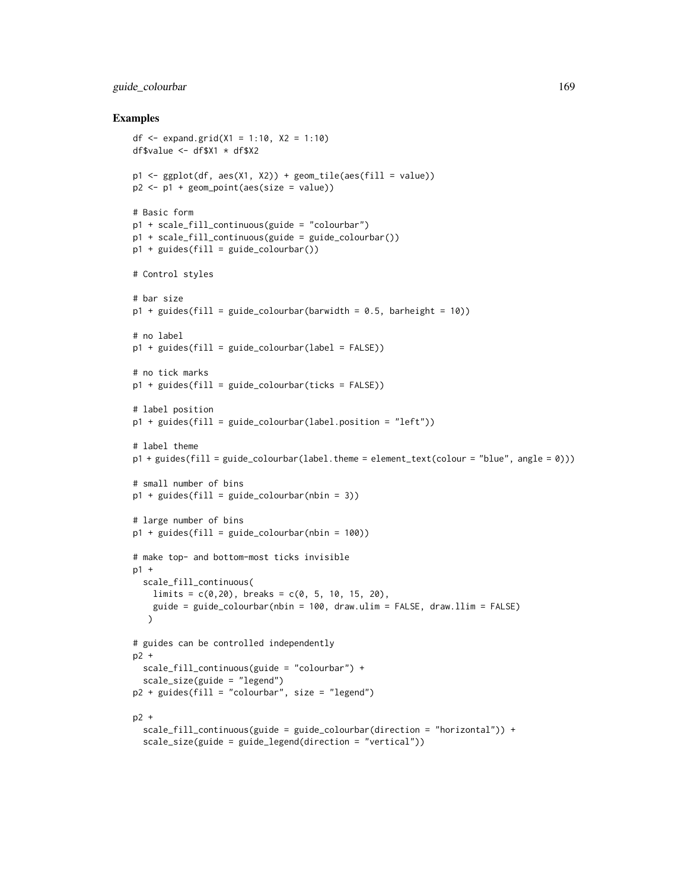### Examples

```
df <- expand.grid(X1 = 1:10, X2 = 1:10)
df$value <- df$X1 * df$X2

p1 <- ggplot(df, aes(X1, X2)) + geom_tile(aes(fill = value))
p2 <- p1 + geom_point(aes(size = value))

# Basic form
p1 + scale_fill_continuous(guide = "colourbar")
p1 + scale_fill_continuous(guide = guide_colourbar())
p1 + guides(fill = guide_colourbar())

# Control styles

# bar size
p1 + guides(fill = guide_colourbar(barwidth = 0.5, barheight = 10))

# no label
p1 + guides(fill = guide_colourbar(label = FALSE))

# no tick marks
p1 + guides(fill = guide_colourbar(ticks = FALSE))

# label position
p1 + guides(fill = guide_colourbar(label.position = "left"))

# label theme
p1 + guides(fill = guide_colourbar(label.theme = element_text(colour = "blue", angle = 0)))

# small number of bins
p1 + guides(fill = guide_colourbar(nbin = 3))

# large number of bins
p1 + guides(fill = guide_colourbar(nbin = 100))

# make top- and bottom-most ticks invisible
p1 +
  scale_fill_continuous(
    limits = c(0,20), breaks = c(0, 5, 10, 15, 20),
    guide = guide_colourbar(nbin = 100, draw.ulim = FALSE, draw.llim = FALSE)
   )

# guides can be controlled independently
p2 +
  scale_fill_continuous(guide = "colourbar") +
  scale_size(guide = "legend")
p2 + guides(fill = "colourbar", size = "legend")

p2 +
  scale_fill_continuous(guide = guide_colourbar(direction = "horizontal")) +
  scale_size(guide = guide_legend(direction = "vertical"))
```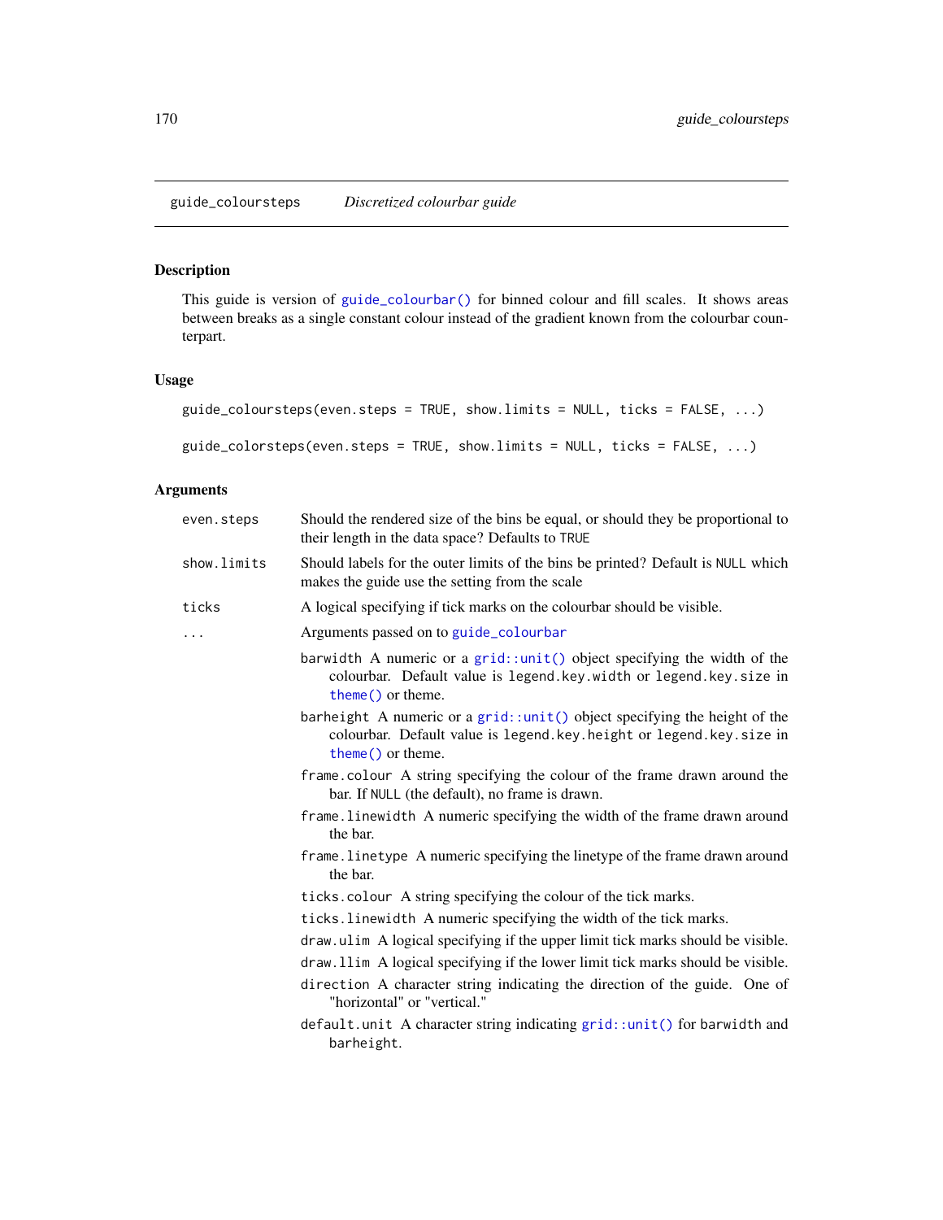## guide_coloursteps    *Discretized colourbar guide*

### Description

This guide is version of `guide_colourbar()` for binned colour and fill scales. It shows areas between breaks as a single constant colour instead of the gradient known from the colourbar counterpart.

### Usage

```
guide_coloursteps(even.steps = TRUE, show.limits = NULL, ticks = FALSE, ...)

guide_colorsteps(even.steps = TRUE, show.limits = NULL, ticks = FALSE, ...)
```

### Arguments

- `even.steps` — Should the rendered size of the bins be equal, or should they be proportional to their length in the data space? Defaults to `TRUE`
- `show.limits` — Should labels for the outer limits of the bins be printed? Default is `NULL` which makes the guide use the setting from the scale
- `ticks` — A logical specifying if tick marks on the colourbar should be visible.
- `...` — Arguments passed on to `guide_colourbar`
  - `barwidth` A numeric or a `grid::unit()` object specifying the width of the colourbar. Default value is `legend.key.width` or `legend.key.size` in `theme()` or theme.
  - `barheight` A numeric or a `grid::unit()` object specifying the height of the colourbar. Default value is `legend.key.height` or `legend.key.size` in `theme()` or theme.
  - `frame.colour` A string specifying the colour of the frame drawn around the bar. If `NULL` (the default), no frame is drawn.
  - `frame.linewidth` A numeric specifying the width of the frame drawn around the bar.
  - `frame.linetype` A numeric specifying the linetype of the frame drawn around the bar.
  - `ticks.colour` A string specifying the colour of the tick marks.
  - `ticks.linewidth` A numeric specifying the width of the tick marks.
  - `draw.ulim` A logical specifying if the upper limit tick marks should be visible.
  - `draw.llim` A logical specifying if the lower limit tick marks should be visible.
  - `direction` A character string indicating the direction of the guide. One of "horizontal" or "vertical."
  - `default.unit` A character string indicating `grid::unit()` for `barwidth` and `barheight`.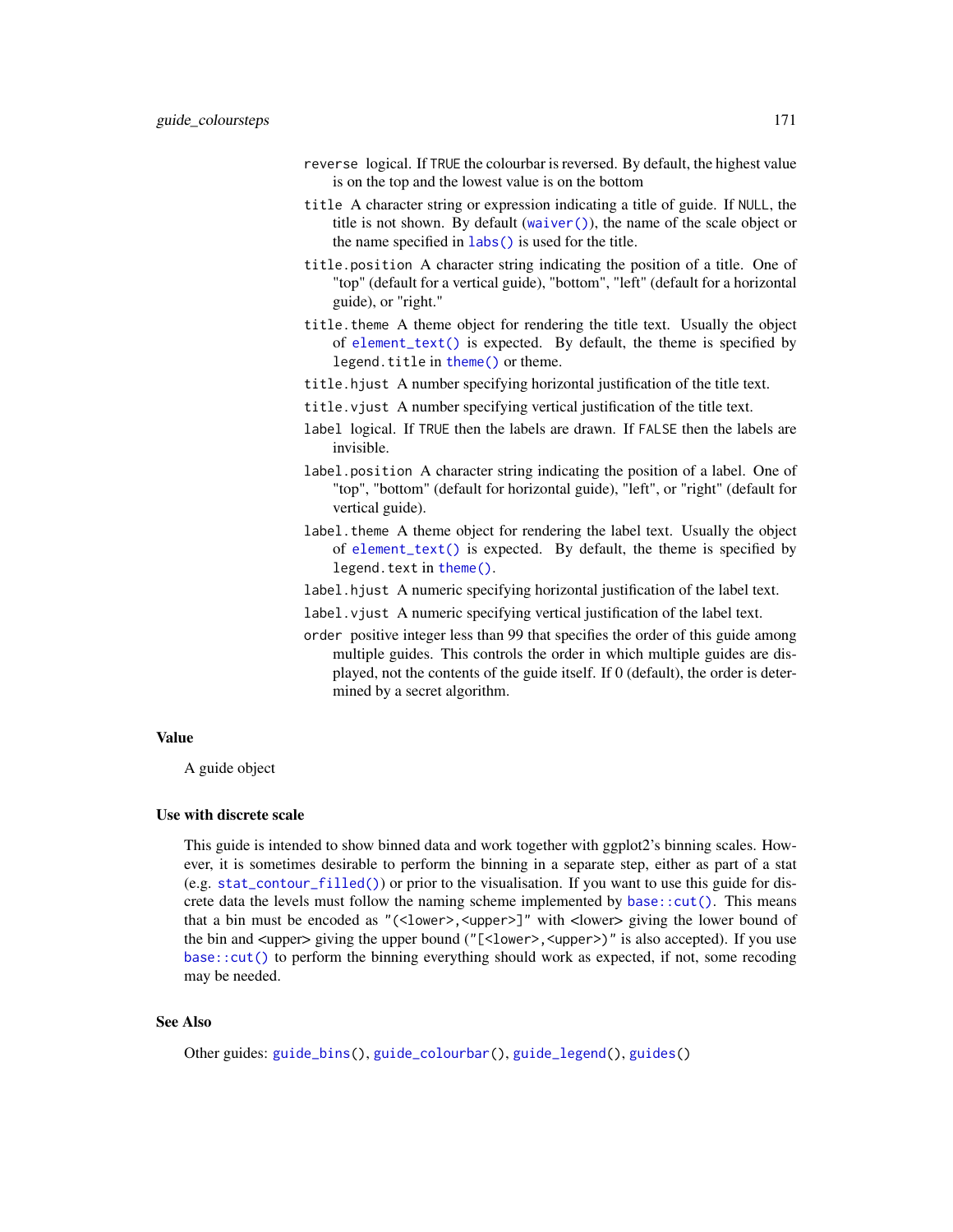`reverse` logical. If `TRUE` the colourbar is reversed. By default, the highest value is on the top and the lowest value is on the bottom

`title` A character string or expression indicating a title of guide. If `NULL`, the title is not shown. By default (`waiver()`), the name of the scale object or the name specified in `labs()` is used for the title.

`title.position` A character string indicating the position of a title. One of "top" (default for a vertical guide), "bottom", "left" (default for a horizontal guide), or "right."

`title.theme` A theme object for rendering the title text. Usually the object of `element_text()` is expected. By default, the theme is specified by `legend.title` in `theme()` or theme.

`title.hjust` A number specifying horizontal justification of the title text.

`title.vjust` A number specifying vertical justification of the title text.

`label` logical. If `TRUE` then the labels are drawn. If `FALSE` then the labels are invisible.

`label.position` A character string indicating the position of a label. One of "top", "bottom" (default for horizontal guide), "left", or "right" (default for vertical guide).

`label.theme` A theme object for rendering the label text. Usually the object of `element_text()` is expected. By default, the theme is specified by `legend.text` in `theme()`.

`label.hjust` A numeric specifying horizontal justification of the label text.

`label.vjust` A numeric specifying vertical justification of the label text.

`order` positive integer less than 99 that specifies the order of this guide among multiple guides. This controls the order in which multiple guides are displayed, not the contents of the guide itself. If 0 (default), the order is determined by a secret algorithm.

## Value

A guide object

## Use with discrete scale

This guide is intended to show binned data and work together with ggplot2's binning scales. However, it is sometimes desirable to perform the binning in a separate step, either as part of a stat (e.g. `stat_contour_filled()`) or prior to the visualisation. If you want to use this guide for discrete data the levels must follow the naming scheme implemented by `base::cut()`. This means that a bin must be encoded as `"(<lower>,<upper>]"` with <lower> giving the lower bound of the bin and <upper> giving the upper bound (`"[<lower>,<upper>)"` is also accepted). If you use `base::cut()` to perform the binning everything should work as expected, if not, some recoding may be needed.

## See Also

Other guides: `guide_bins()`, `guide_colourbar()`, `guide_legend()`, `guides()`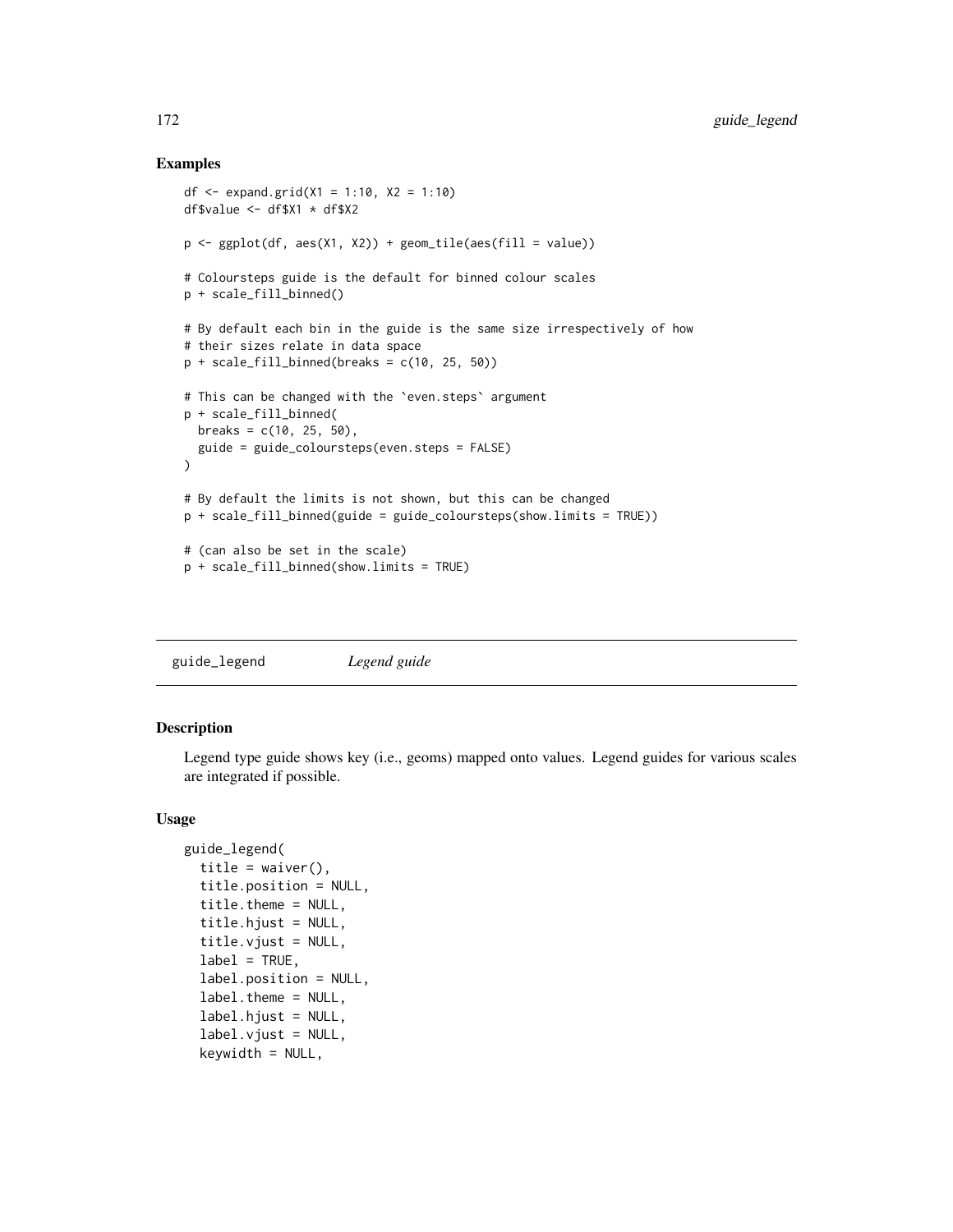## Examples

```
df <- expand.grid(X1 = 1:10, X2 = 1:10)
df$value <- df$X1 * df$X2

p <- ggplot(df, aes(X1, X2)) + geom_tile(aes(fill = value))

# Coloursteps guide is the default for binned colour scales
p + scale_fill_binned()

# By default each bin in the guide is the same size irrespectively of how
# their sizes relate in data space
p + scale_fill_binned(breaks = c(10, 25, 50))

# This can be changed with the `even.steps` argument
p + scale_fill_binned(
  breaks = c(10, 25, 50),
  guide = guide_coloursteps(even.steps = FALSE)
)

# By default the limits is not shown, but this can be changed
p + scale_fill_binned(guide = guide_coloursteps(show.limits = TRUE))

# (can also be set in the scale)
p + scale_fill_binned(show.limits = TRUE)
```

---

# guide_legend *Legend guide*

## Description

Legend type guide shows key (i.e., geoms) mapped onto values. Legend guides for various scales are integrated if possible.

## Usage

```
guide_legend(
  title = waiver(),
  title.position = NULL,
  title.theme = NULL,
  title.hjust = NULL,
  title.vjust = NULL,
  label = TRUE,
  label.position = NULL,
  label.theme = NULL,
  label.hjust = NULL,
  label.vjust = NULL,
  keywidth = NULL,
```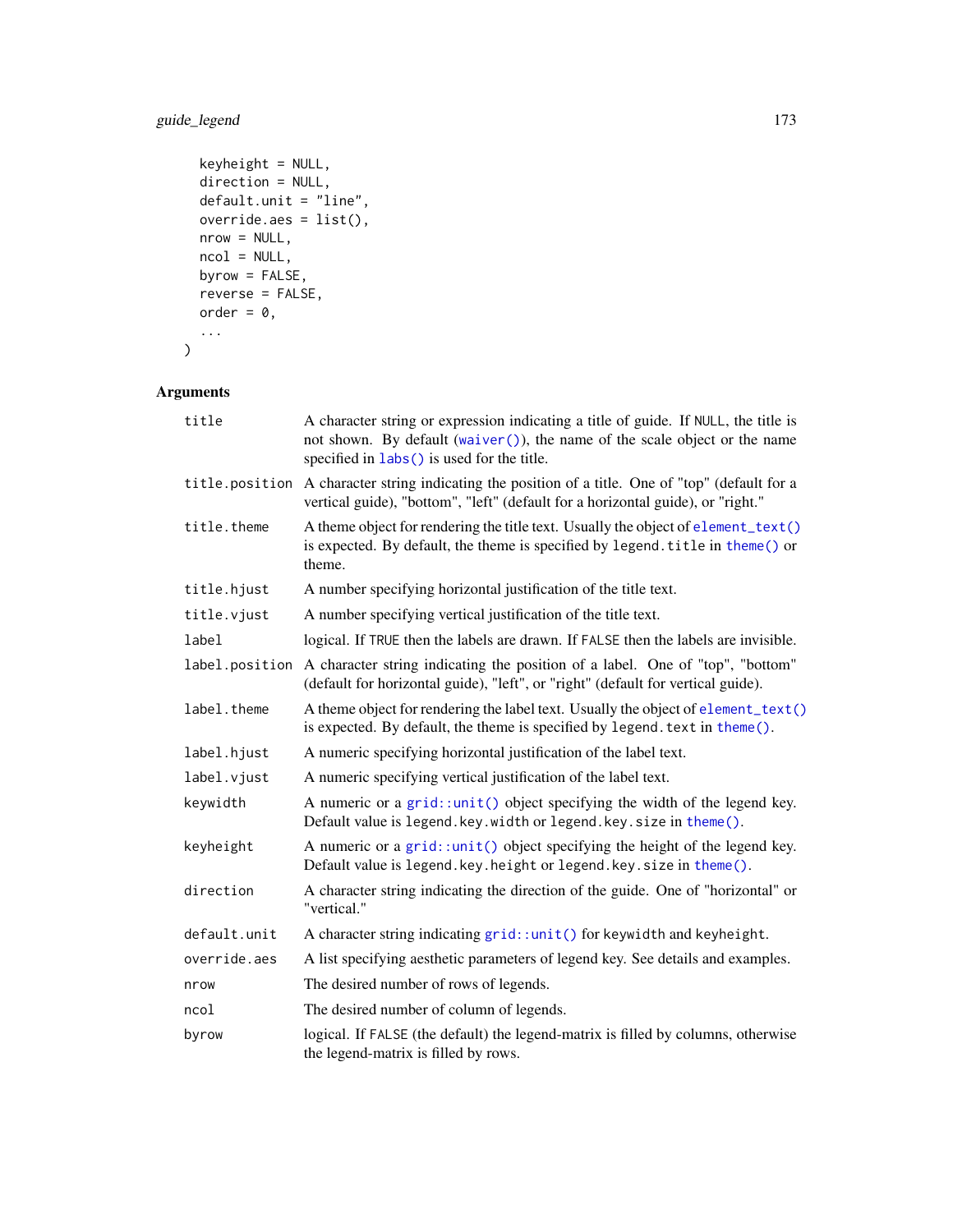```
  keyheight = NULL,
  direction = NULL,
  default.unit = "line",
  override.aes = list(),
  nrow = NULL,
  ncol = NULL,
  byrow = FALSE,
  reverse = FALSE,
  order = 0,
  ...
)
```

### Arguments

| | |
|---|---|
| title | A character string or expression indicating a title of guide. If NULL, the title is not shown. By default (waiver()), the name of the scale object or the name specified in labs() is used for the title. |
| title.position | A character string indicating the position of a title. One of "top" (default for a vertical guide), "bottom", "left" (default for a horizontal guide), or "right." |
| title.theme | A theme object for rendering the title text. Usually the object of element_text() is expected. By default, the theme is specified by legend.title in theme() or theme. |
| title.hjust | A number specifying horizontal justification of the title text. |
| title.vjust | A number specifying vertical justification of the title text. |
| label | logical. If TRUE then the labels are drawn. If FALSE then the labels are invisible. |
| label.position | A character string indicating the position of a label. One of "top", "bottom" (default for horizontal guide), "left", or "right" (default for vertical guide). |
| label.theme | A theme object for rendering the label text. Usually the object of element_text() is expected. By default, the theme is specified by legend.text in theme(). |
| label.hjust | A numeric specifying horizontal justification of the label text. |
| label.vjust | A numeric specifying vertical justification of the label text. |
| keywidth | A numeric or a grid::unit() object specifying the width of the legend key. Default value is legend.key.width or legend.key.size in theme(). |
| keyheight | A numeric or a grid::unit() object specifying the height of the legend key. Default value is legend.key.height or legend.key.size in theme(). |
| direction | A character string indicating the direction of the guide. One of "horizontal" or "vertical." |
| default.unit | A character string indicating grid::unit() for keywidth and keyheight. |
| override.aes | A list specifying aesthetic parameters of legend key. See details and examples. |
| nrow | The desired number of rows of legends. |
| ncol | The desired number of column of legends. |
| byrow | logical. If FALSE (the default) the legend-matrix is filled by columns, otherwise the legend-matrix is filled by rows. |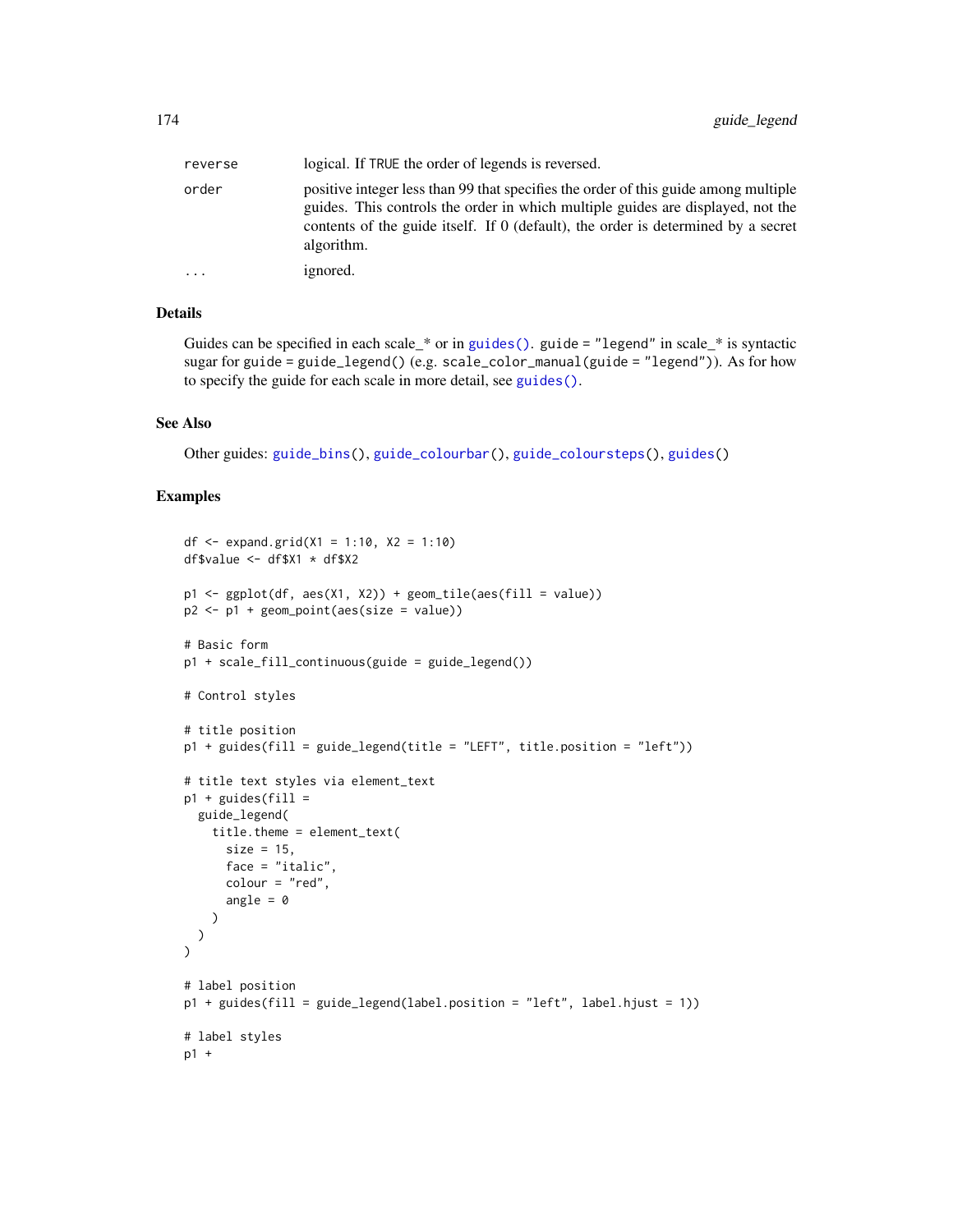| | |
|---|---|
| reverse | logical. If TRUE the order of legends is reversed. |
| order | positive integer less than 99 that specifies the order of this guide among multiple guides. This controls the order in which multiple guides are displayed, not the contents of the guide itself. If 0 (default), the order is determined by a secret algorithm. |
| ... | ignored. |

## Details

Guides can be specified in each scale_* or in guides(). guide = "legend" in scale_* is syntactic sugar for guide = guide_legend() (e.g. scale_color_manual(guide = "legend")). As for how to specify the guide for each scale in more detail, see guides().

## See Also

Other guides: guide_bins(), guide_colourbar(), guide_coloursteps(), guides()

## Examples

```
df <- expand.grid(X1 = 1:10, X2 = 1:10)
df$value <- df$X1 * df$X2

p1 <- ggplot(df, aes(X1, X2)) + geom_tile(aes(fill = value))
p2 <- p1 + geom_point(aes(size = value))

# Basic form
p1 + scale_fill_continuous(guide = guide_legend())

# Control styles

# title position
p1 + guides(fill = guide_legend(title = "LEFT", title.position = "left"))

# title text styles via element_text
p1 + guides(fill =
  guide_legend(
    title.theme = element_text(
      size = 15,
      face = "italic",
      colour = "red",
      angle = 0
    )
  )
)

# label position
p1 + guides(fill = guide_legend(label.position = "left", label.hjust = 1))

# label styles
p1 +
```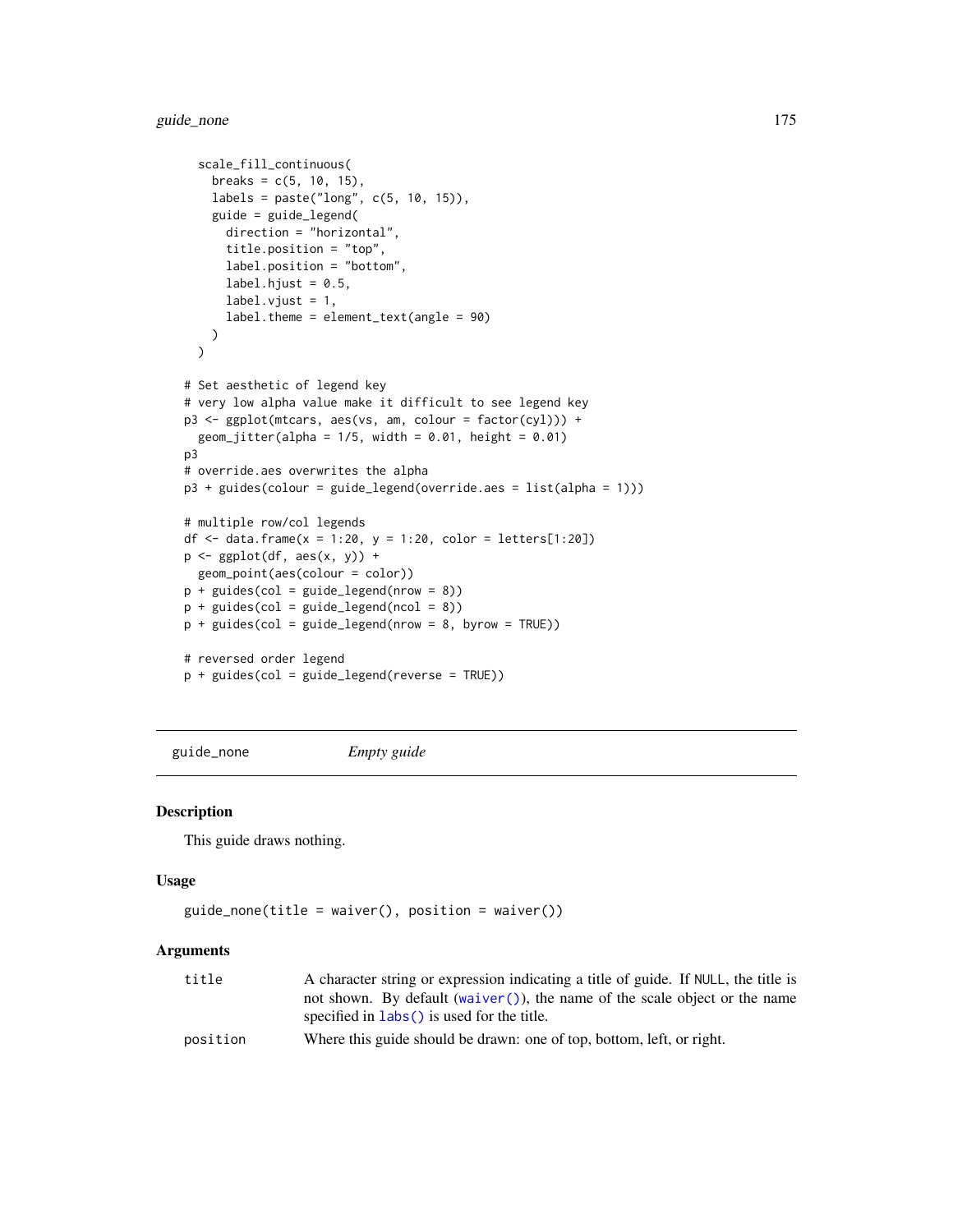```
  scale_fill_continuous(
    breaks = c(5, 10, 15),
    labels = paste("long", c(5, 10, 15)),
    guide = guide_legend(
      direction = "horizontal",
      title.position = "top",
      label.position = "bottom",
      label.hjust = 0.5,
      label.vjust = 1,
      label.theme = element_text(angle = 90)
    )
  )

# Set aesthetic of legend key
# very low alpha value make it difficult to see legend key
p3 <- ggplot(mtcars, aes(vs, am, colour = factor(cyl))) +
  geom_jitter(alpha = 1/5, width = 0.01, height = 0.01)
p3
# override.aes overwrites the alpha
p3 + guides(colour = guide_legend(override.aes = list(alpha = 1)))

# multiple row/col legends
df <- data.frame(x = 1:20, y = 1:20, color = letters[1:20])
p <- ggplot(df, aes(x, y)) +
  geom_point(aes(colour = color))
p + guides(col = guide_legend(nrow = 8))
p + guides(col = guide_legend(ncol = 8))
p + guides(col = guide_legend(nrow = 8, byrow = TRUE))

# reversed order legend
p + guides(col = guide_legend(reverse = TRUE))
```

---

## guide_none — *Empty guide*

### Description

This guide draws nothing.

### Usage

```
guide_none(title = waiver(), position = waiver())
```

### Arguments

| | |
|---|---|
| `title` | A character string or expression indicating a title of guide. If NULL, the title is not shown. By default (waiver()), the name of the scale object or the name specified in labs() is used for the title. |
| `position` | Where this guide should be drawn: one of top, bottom, left, or right. |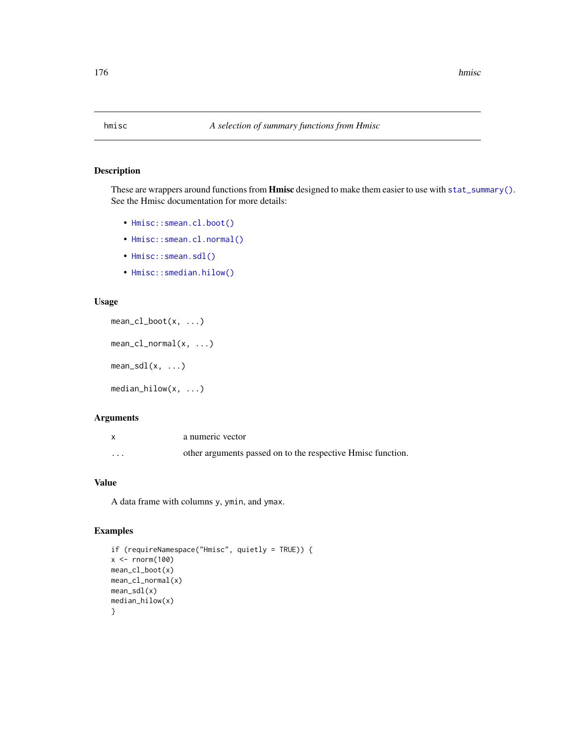hmisc — *A selection of summary functions from Hmisc*

### Description

These are wrappers around functions from **Hmisc** designed to make them easier to use with `stat_summary()`. See the Hmisc documentation for more details:

- `Hmisc::smean.cl.boot()`
- `Hmisc::smean.cl.normal()`
- `Hmisc::smean.sdl()`
- `Hmisc::smedian.hilow()`

### Usage

```
mean_cl_boot(x, ...)

mean_cl_normal(x, ...)

mean_sdl(x, ...)

median_hilow(x, ...)
```

### Arguments

| | |
|---|---|
| `x` | a numeric vector |
| `...` | other arguments passed on to the respective Hmisc function. |

### Value

A data frame with columns `y`, `ymin`, and `ymax`.

### Examples

```
if (requireNamespace("Hmisc", quietly = TRUE)) {
x <- rnorm(100)
mean_cl_boot(x)
mean_cl_normal(x)
mean_sdl(x)
median_hilow(x)
}
```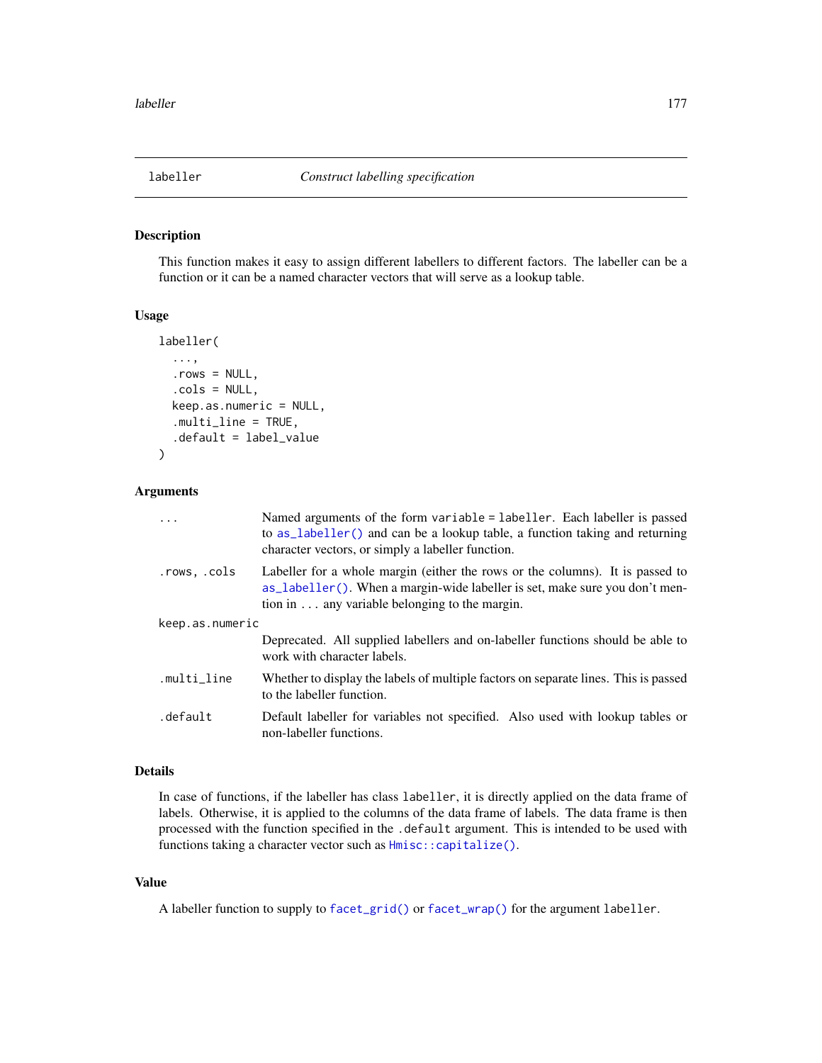## labeller — *Construct labelling specification*

### Description

This function makes it easy to assign different labellers to different factors. The labeller can be a function or it can be a named character vectors that will serve as a lookup table.

### Usage

```
labeller(
  ...,
  .rows = NULL,
  .cols = NULL,
  keep.as.numeric = NULL,
  .multi_line = TRUE,
  .default = label_value
)
```

### Arguments

| | |
|---|---|
| `...` | Named arguments of the form `variable = labeller`. Each labeller is passed to `as_labeller()` and can be a lookup table, a function taking and returning character vectors, or simply a labeller function. |
| `.rows, .cols` | Labeller for a whole margin (either the rows or the columns). It is passed to `as_labeller()`. When a margin-wide labeller is set, make sure you don't mention in `...` any variable belonging to the margin. |
| `keep.as.numeric` | Deprecated. All supplied labellers and on-labeller functions should be able to work with character labels. |
| `.multi_line` | Whether to display the labels of multiple factors on separate lines. This is passed to the labeller function. |
| `.default` | Default labeller for variables not specified. Also used with lookup tables or non-labeller functions. |

### Details

In case of functions, if the labeller has class `labeller`, it is directly applied on the data frame of labels. Otherwise, it is applied to the columns of the data frame of labels. The data frame is then processed with the function specified in the `.default` argument. This is intended to be used with functions taking a character vector such as `Hmisc::capitalize()`.

### Value

A labeller function to supply to `facet_grid()` or `facet_wrap()` for the argument `labeller`.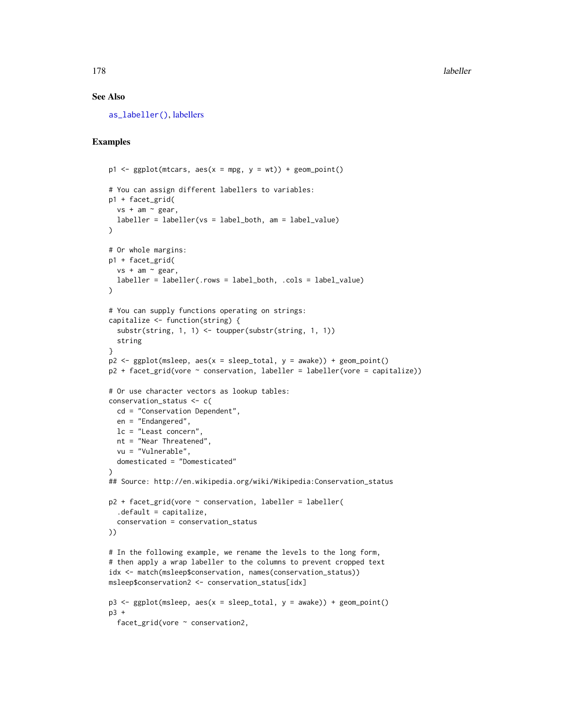## See Also

`as_labeller()`, labellers

## Examples

```
p1 <- ggplot(mtcars, aes(x = mpg, y = wt)) + geom_point()

# You can assign different labellers to variables:
p1 + facet_grid(
  vs + am ~ gear,
  labeller = labeller(vs = label_both, am = label_value)
)

# Or whole margins:
p1 + facet_grid(
  vs + am ~ gear,
  labeller = labeller(.rows = label_both, .cols = label_value)
)

# You can supply functions operating on strings:
capitalize <- function(string) {
  substr(string, 1, 1) <- toupper(substr(string, 1, 1))
  string
}
p2 <- ggplot(msleep, aes(x = sleep_total, y = awake)) + geom_point()
p2 + facet_grid(vore ~ conservation, labeller = labeller(vore = capitalize))

# Or use character vectors as lookup tables:
conservation_status <- c(
  cd = "Conservation Dependent",
  en = "Endangered",
  lc = "Least concern",
  nt = "Near Threatened",
  vu = "Vulnerable",
  domesticated = "Domesticated"
)
## Source: http://en.wikipedia.org/wiki/Wikipedia:Conservation_status

p2 + facet_grid(vore ~ conservation, labeller = labeller(
  .default = capitalize,
  conservation = conservation_status
))

# In the following example, we rename the levels to the long form,
# then apply a wrap labeller to the columns to prevent cropped text
idx <- match(msleep$conservation, names(conservation_status))
msleep$conservation2 <- conservation_status[idx]

p3 <- ggplot(msleep, aes(x = sleep_total, y = awake)) + geom_point()
p3 +
  facet_grid(vore ~ conservation2,
```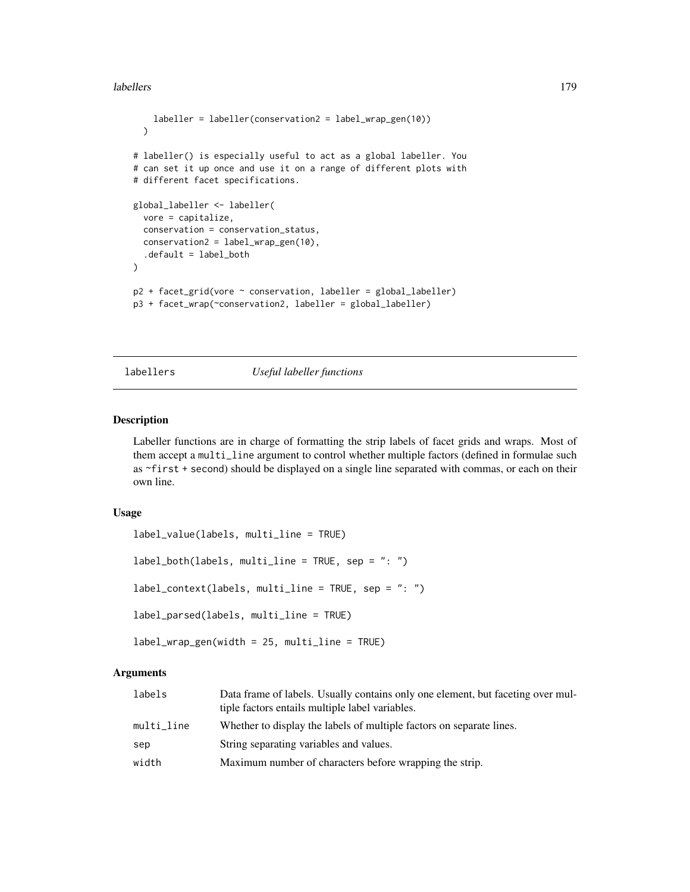```
    labeller = labeller(conservation2 = label_wrap_gen(10))
  )

# labeller() is especially useful to act as a global labeller. You
# can set it up once and use it on a range of different plots with
# different facet specifications.

global_labeller <- labeller(
  vore = capitalize,
  conservation = conservation_status,
  conservation2 = label_wrap_gen(10),
  .default = label_both
)

p2 + facet_grid(vore ~ conservation, labeller = global_labeller)
p3 + facet_wrap(~conservation2, labeller = global_labeller)
```

---

labellers *Useful labeller functions*

---

## Description

Labeller functions are in charge of formatting the strip labels of facet grids and wraps. Most of them accept a `multi_line` argument to control whether multiple factors (defined in formulae such as `~first + second`) should be displayed on a single line separated with commas, or each on their own line.

## Usage

```
label_value(labels, multi_line = TRUE)

label_both(labels, multi_line = TRUE, sep = ": ")

label_context(labels, multi_line = TRUE, sep = ": ")

label_parsed(labels, multi_line = TRUE)

label_wrap_gen(width = 25, multi_line = TRUE)
```

## Arguments

| | |
|---|---|
| `labels` | Data frame of labels. Usually contains only one element, but faceting over multiple factors entails multiple label variables. |
| `multi_line` | Whether to display the labels of multiple factors on separate lines. |
| `sep` | String separating variables and values. |
| `width` | Maximum number of characters before wrapping the strip. |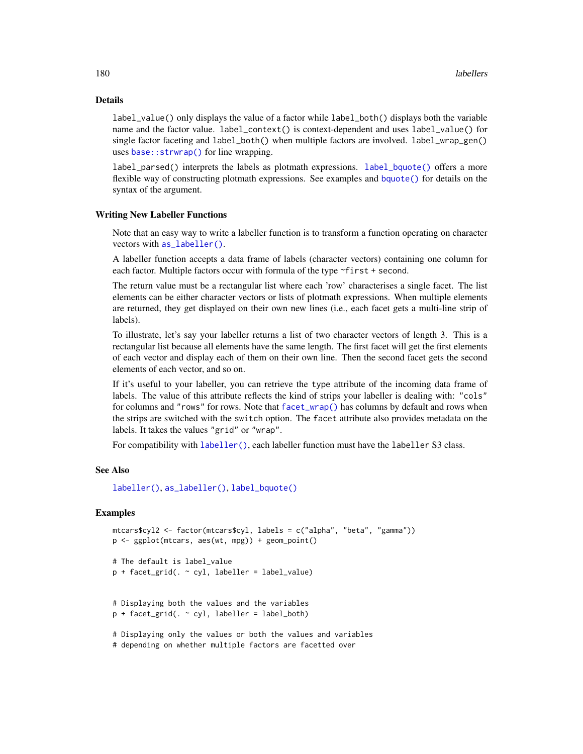## Details

`label_value()` only displays the value of a factor while `label_both()` displays both the variable name and the factor value. `label_context()` is context-dependent and uses `label_value()` for single factor faceting and `label_both()` when multiple factors are involved. `label_wrap_gen()` uses `base::strwrap()` for line wrapping.

`label_parsed()` interprets the labels as plotmath expressions. `label_bquote()` offers a more flexible way of constructing plotmath expressions. See examples and `bquote()` for details on the syntax of the argument.

## Writing New Labeller Functions

Note that an easy way to write a labeller function is to transform a function operating on character vectors with `as_labeller()`.

A labeller function accepts a data frame of labels (character vectors) containing one column for each factor. Multiple factors occur with formula of the type `~first + second`.

The return value must be a rectangular list where each 'row' characterises a single facet. The list elements can be either character vectors or lists of plotmath expressions. When multiple elements are returned, they get displayed on their own new lines (i.e., each facet gets a multi-line strip of labels).

To illustrate, let's say your labeller returns a list of two character vectors of length 3. This is a rectangular list because all elements have the same length. The first facet will get the first elements of each vector and display each of them on their own line. Then the second facet gets the second elements of each vector, and so on.

If it's useful to your labeller, you can retrieve the `type` attribute of the incoming data frame of labels. The value of this attribute reflects the kind of strips your labeller is dealing with: `"cols"` for columns and `"rows"` for rows. Note that `facet_wrap()` has columns by default and rows when the strips are switched with the `switch` option. The `facet` attribute also provides metadata on the labels. It takes the values `"grid"` or `"wrap"`.

For compatibility with `labeller()`, each labeller function must have the `labeller` S3 class.

## See Also

`labeller()`, `as_labeller()`, `label_bquote()`

## Examples

```
mtcars$cyl2 <- factor(mtcars$cyl, labels = c("alpha", "beta", "gamma"))
p <- ggplot(mtcars, aes(wt, mpg)) + geom_point()

# The default is label_value
p + facet_grid(. ~ cyl, labeller = label_value)


# Displaying both the values and the variables
p + facet_grid(. ~ cyl, labeller = label_both)

# Displaying only the values or both the values and variables
# depending on whether multiple factors are facetted over
```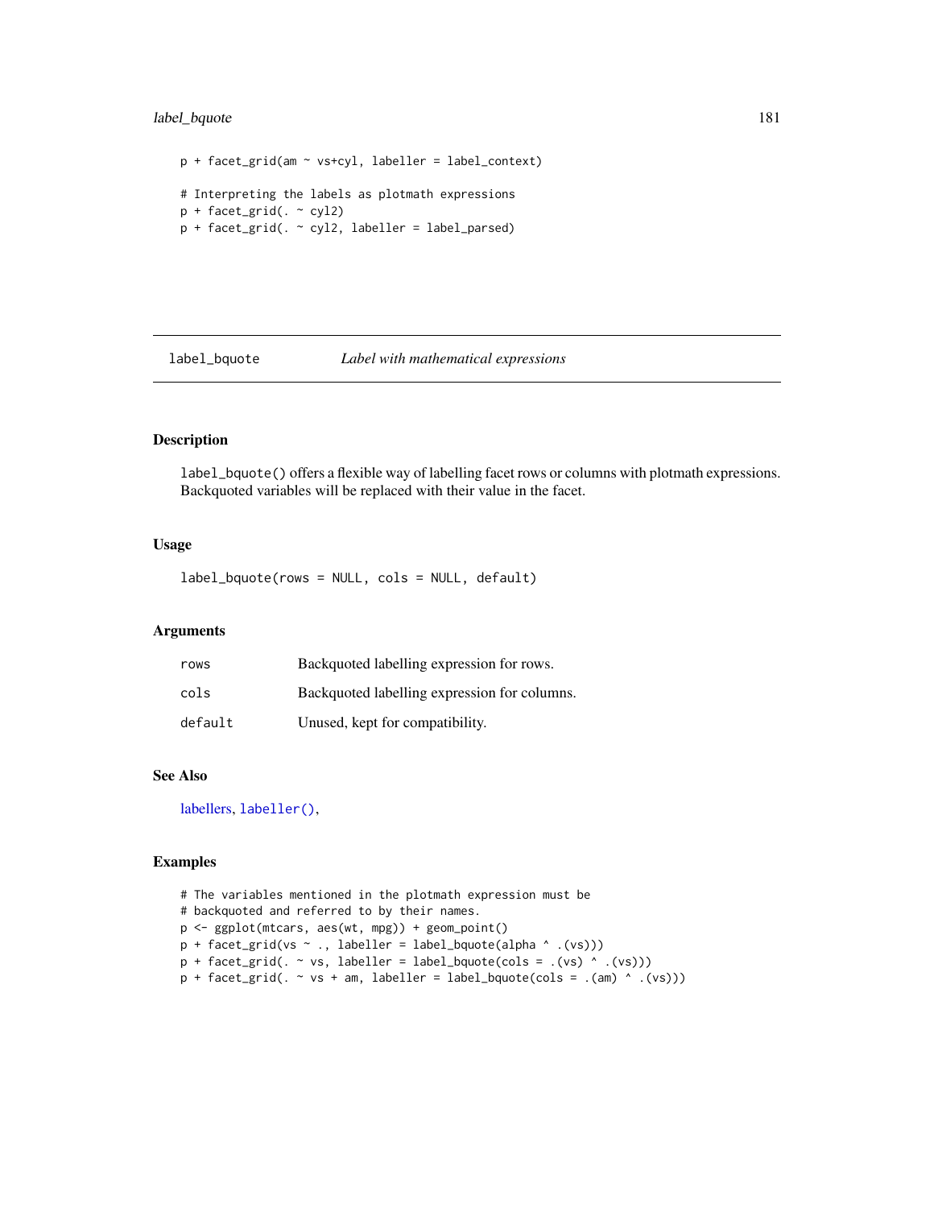```
p + facet_grid(am ~ vs+cyl, labeller = label_context)

# Interpreting the labels as plotmath expressions
p + facet_grid(. ~ cyl2)
p + facet_grid(. ~ cyl2, labeller = label_parsed)
```

## label_bquote — *Label with mathematical expressions*

### Description

`label_bquote()` offers a flexible way of labelling facet rows or columns with plotmath expressions. Backquoted variables will be replaced with their value in the facet.

### Usage

```
label_bquote(rows = NULL, cols = NULL, default)
```

### Arguments

| | |
|---|---|
| `rows` | Backquoted labelling expression for rows. |
| `cols` | Backquoted labelling expression for columns. |
| `default` | Unused, kept for compatibility. |

### See Also

labellers, `labeller()`,

### Examples

```
# The variables mentioned in the plotmath expression must be
# backquoted and referred to by their names.
p <- ggplot(mtcars, aes(wt, mpg)) + geom_point()
p + facet_grid(vs ~ ., labeller = label_bquote(alpha ^ .(vs)))
p + facet_grid(. ~ vs, labeller = label_bquote(cols = .(vs) ^ .(vs)))
p + facet_grid(. ~ vs + am, labeller = label_bquote(cols = .(am) ^ .(vs)))
```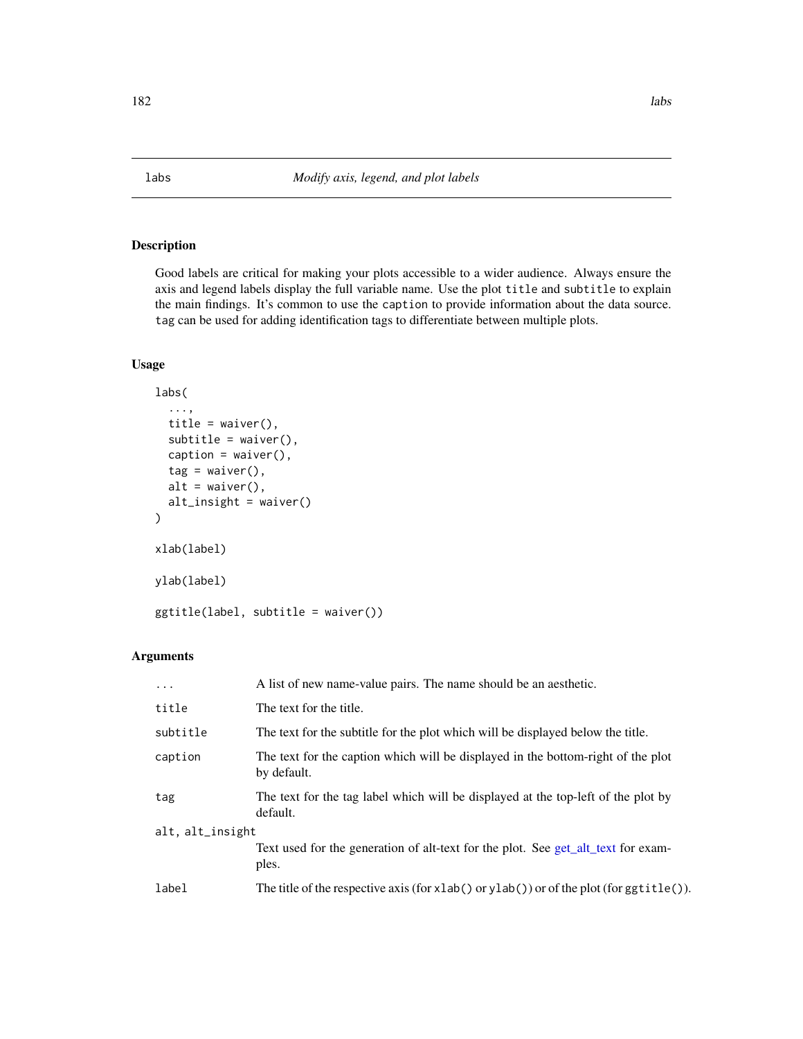# labs — *Modify axis, legend, and plot labels*

## Description

Good labels are critical for making your plots accessible to a wider audience. Always ensure the axis and legend labels display the full variable name. Use the plot `title` and `subtitle` to explain the main findings. It's common to use the `caption` to provide information about the data source. `tag` can be used for adding identification tags to differentiate between multiple plots.

## Usage

```
labs(
  ...,
  title = waiver(),
  subtitle = waiver(),
  caption = waiver(),
  tag = waiver(),
  alt = waiver(),
  alt_insight = waiver()
)

xlab(label)

ylab(label)

ggtitle(label, subtitle = waiver())
```

## Arguments

| Argument | Description |
|---|---|
| `...` | A list of new name-value pairs. The name should be an aesthetic. |
| `title` | The text for the title. |
| `subtitle` | The text for the subtitle for the plot which will be displayed below the title. |
| `caption` | The text for the caption which will be displayed in the bottom-right of the plot by default. |
| `tag` | The text for the tag label which will be displayed at the top-left of the plot by default. |
| `alt, alt_insight` | Text used for the generation of alt-text for the plot. See get_alt_text for examples. |
| `label` | The title of the respective axis (for `xlab()` or `ylab()`) or of the plot (for `ggtitle()`). |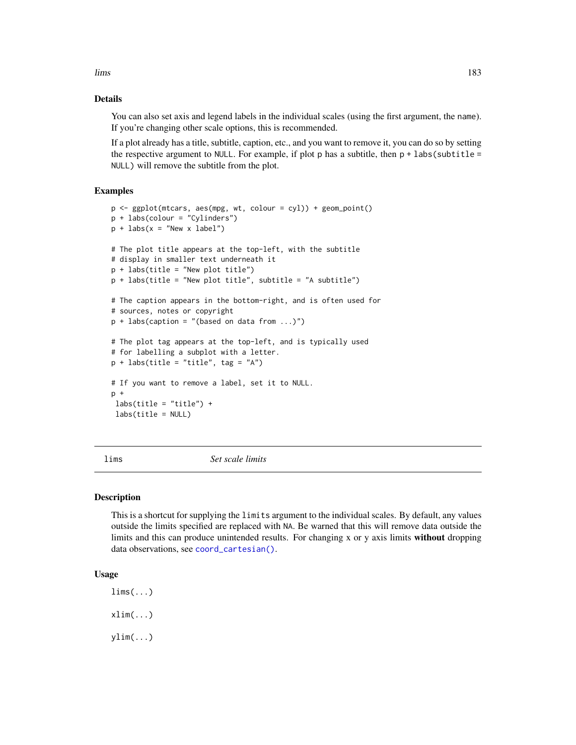## Details

You can also set axis and legend labels in the individual scales (using the first argument, the `name`). If you're changing other scale options, this is recommended.

If a plot already has a title, subtitle, caption, etc., and you want to remove it, you can do so by setting the respective argument to `NULL`. For example, if plot `p` has a subtitle, then `p + labs(subtitle = NULL)` will remove the subtitle from the plot.

## Examples

```
p <- ggplot(mtcars, aes(mpg, wt, colour = cyl)) + geom_point()
p + labs(colour = "Cylinders")
p + labs(x = "New x label")

# The plot title appears at the top-left, with the subtitle
# display in smaller text underneath it
p + labs(title = "New plot title")
p + labs(title = "New plot title", subtitle = "A subtitle")

# The caption appears in the bottom-right, and is often used for
# sources, notes or copyright
p + labs(caption = "(based on data from ...)")

# The plot tag appears at the top-left, and is typically used
# for labelling a subplot with a letter.
p + labs(title = "title", tag = "A")

# If you want to remove a label, set it to NULL.
p +
 labs(title = "title") +
 labs(title = NULL)
```

---

# lims — *Set scale limits*

## Description

This is a shortcut for supplying the `limits` argument to the individual scales. By default, any values outside the limits specified are replaced with `NA`. Be warned that this will remove data outside the limits and this can produce unintended results. For changing x or y axis limits **without** dropping data observations, see `coord_cartesian()`.

## Usage

```
lims(...)

xlim(...)

ylim(...)
```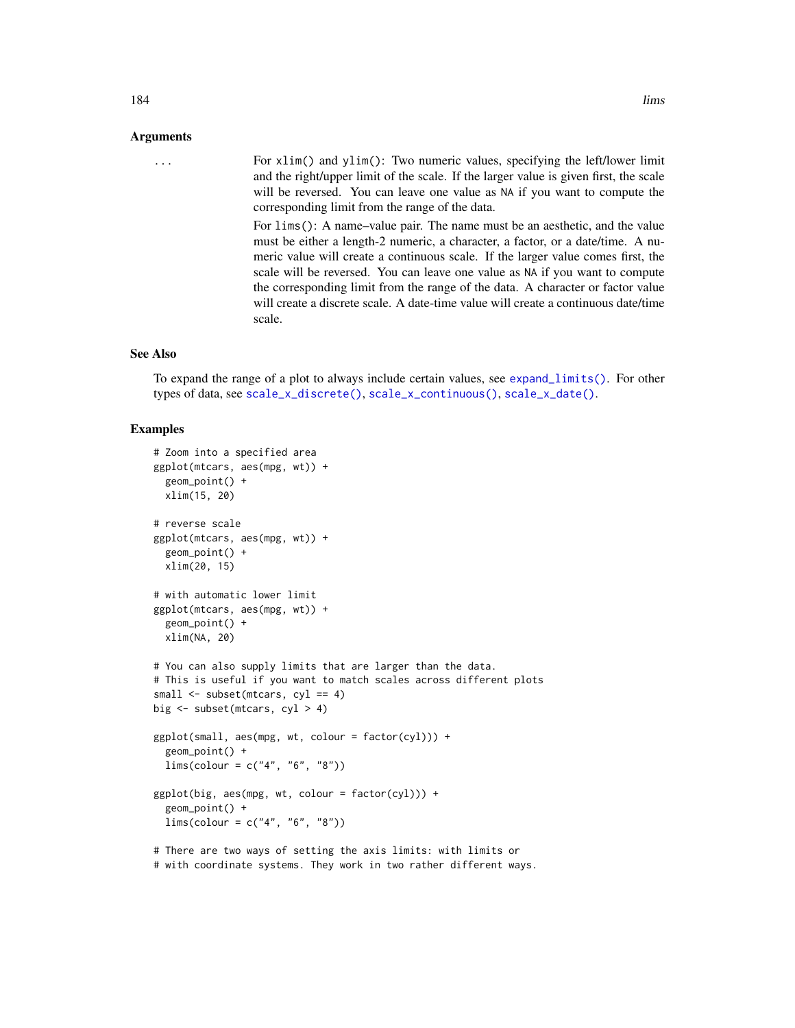## Arguments

`...` For `xlim()` and `ylim()`: Two numeric values, specifying the left/lower limit and the right/upper limit of the scale. If the larger value is given first, the scale will be reversed. You can leave one value as `NA` if you want to compute the corresponding limit from the range of the data.

For `lims()`: A name–value pair. The name must be an aesthetic, and the value must be either a length-2 numeric, a character, a factor, or a date/time. A numeric value will create a continuous scale. If the larger value comes first, the scale will be reversed. You can leave one value as `NA` if you want to compute the corresponding limit from the range of the data. A character or factor value will create a discrete scale. A date-time value will create a continuous date/time scale.

## See Also

To expand the range of a plot to always include certain values, see `expand_limits()`. For other types of data, see `scale_x_discrete()`, `scale_x_continuous()`, `scale_x_date()`.

## Examples

```
# Zoom into a specified area
ggplot(mtcars, aes(mpg, wt)) +
  geom_point() +
  xlim(15, 20)

# reverse scale
ggplot(mtcars, aes(mpg, wt)) +
  geom_point() +
  xlim(20, 15)

# with automatic lower limit
ggplot(mtcars, aes(mpg, wt)) +
  geom_point() +
  xlim(NA, 20)

# You can also supply limits that are larger than the data.
# This is useful if you want to match scales across different plots
small <- subset(mtcars, cyl == 4)
big <- subset(mtcars, cyl > 4)

ggplot(small, aes(mpg, wt, colour = factor(cyl))) +
  geom_point() +
  lims(colour = c("4", "6", "8"))

ggplot(big, aes(mpg, wt, colour = factor(cyl))) +
  geom_point() +
  lims(colour = c("4", "6", "8"))

# There are two ways of setting the axis limits: with limits or
# with coordinate systems. They work in two rather different ways.
```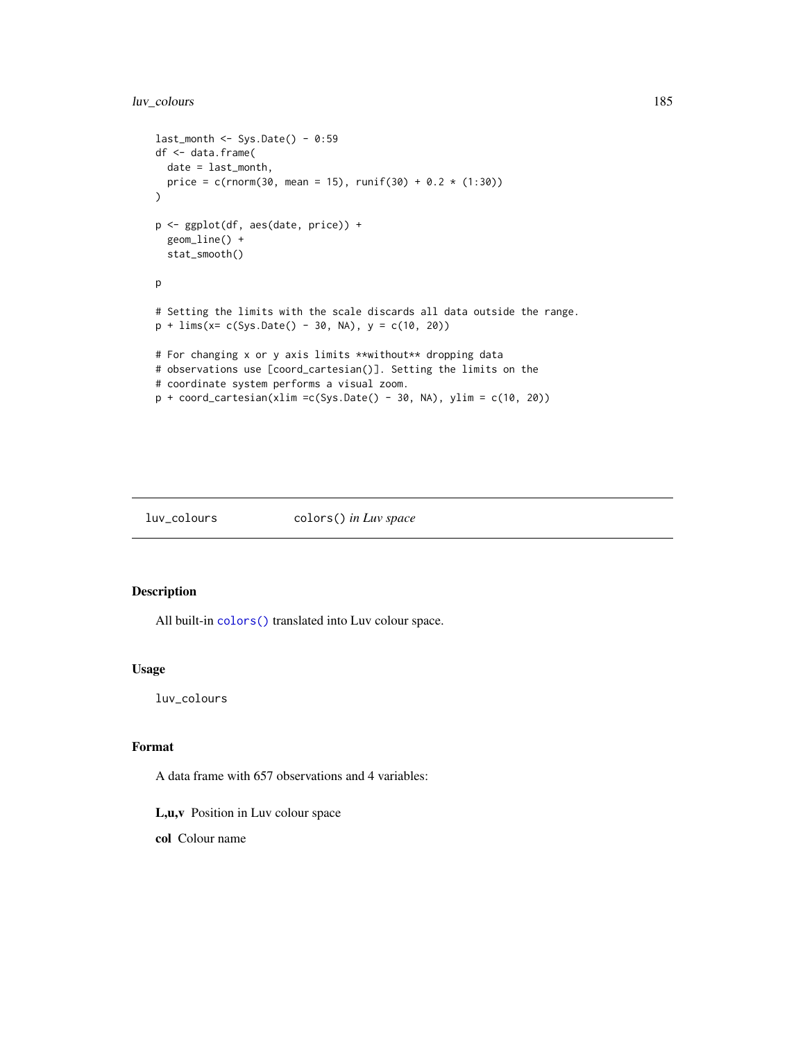```
last_month <- Sys.Date() - 0:59
df <- data.frame(
  date = last_month,
  price = c(rnorm(30, mean = 15), runif(30) + 0.2 * (1:30))
)

p <- ggplot(df, aes(date, price)) +
  geom_line() +
  stat_smooth()

p

# Setting the limits with the scale discards all data outside the range.
p + lims(x= c(Sys.Date() - 30, NA), y = c(10, 20))

# For changing x or y axis limits **without** dropping data
# observations use [coord_cartesian()]. Setting the limits on the
# coordinate system performs a visual zoom.
p + coord_cartesian(xlim =c(Sys.Date() - 30, NA), ylim = c(10, 20))
```

## luv_colours — `colors()` *in Luv space*

### Description

All built-in `colors()` translated into Luv colour space.

### Usage

```
luv_colours
```

### Format

A data frame with 657 observations and 4 variables:

**L,u,v** Position in Luv colour space

**col** Colour name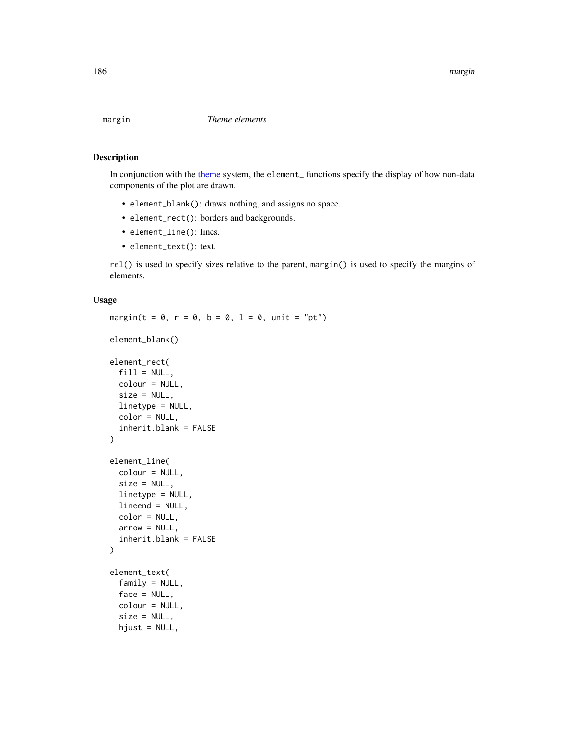margin — *Theme elements*

## Description

In conjunction with the theme system, the `element_` functions specify the display of how non-data components of the plot are drawn.

- `element_blank()`: draws nothing, and assigns no space.
- `element_rect()`: borders and backgrounds.
- `element_line()`: lines.
- `element_text()`: text.

`rel()` is used to specify sizes relative to the parent, `margin()` is used to specify the margins of elements.

## Usage

```
margin(t = 0, r = 0, b = 0, l = 0, unit = "pt")

element_blank()

element_rect(
  fill = NULL,
  colour = NULL,
  size = NULL,
  linetype = NULL,
  color = NULL,
  inherit.blank = FALSE
)

element_line(
  colour = NULL,
  size = NULL,
  linetype = NULL,
  lineend = NULL,
  color = NULL,
  arrow = NULL,
  inherit.blank = FALSE
)

element_text(
  family = NULL,
  face = NULL,
  colour = NULL,
  size = NULL,
  hjust = NULL,
```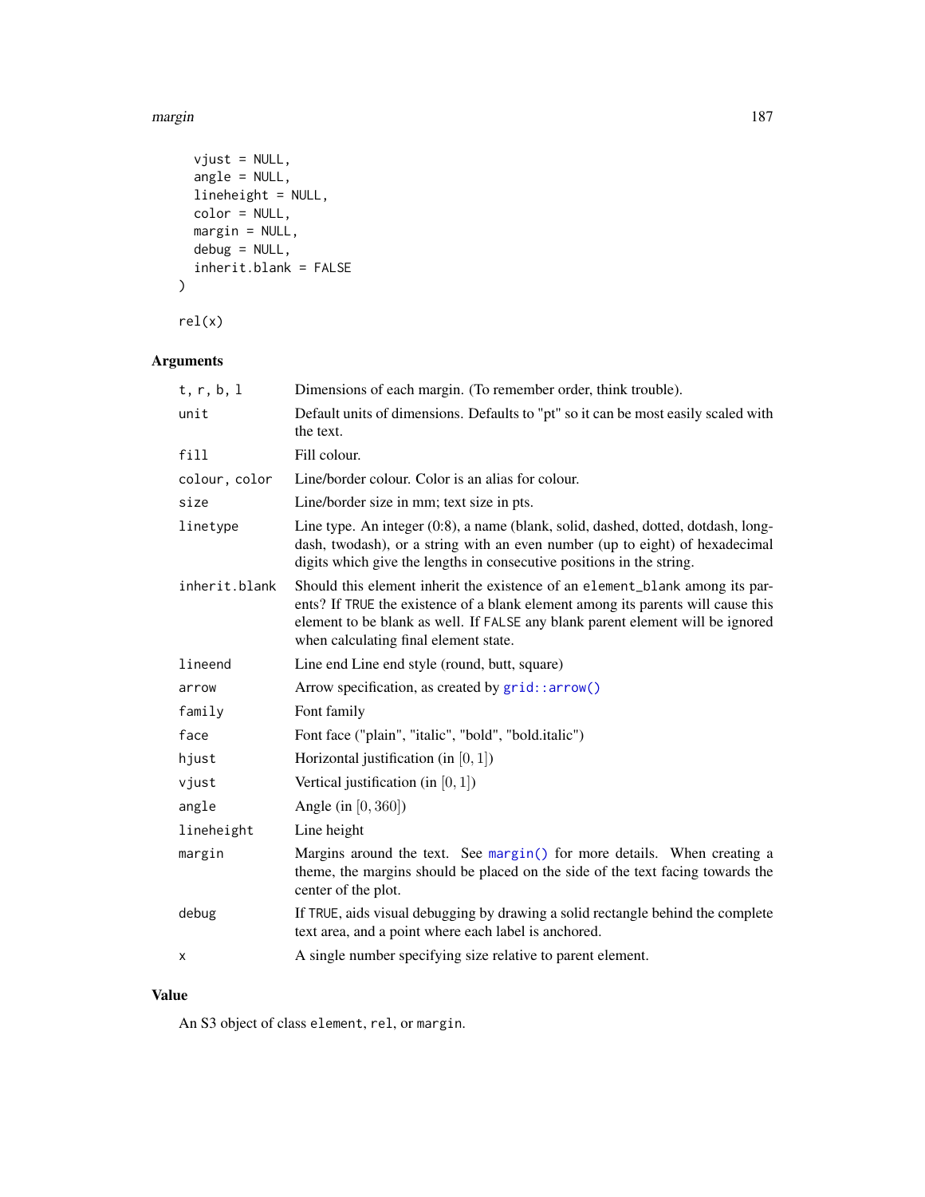```
  vjust = NULL,
  angle = NULL,
  lineheight = NULL,
  color = NULL,
  margin = NULL,
  debug = NULL,
  inherit.blank = FALSE
)

rel(x)
```

## Arguments

| | |
|---|---|
| `t, r, b, l` | Dimensions of each margin. (To remember order, think trouble). |
| `unit` | Default units of dimensions. Defaults to "pt" so it can be most easily scaled with the text. |
| `fill` | Fill colour. |
| `colour, color` | Line/border colour. Color is an alias for colour. |
| `size` | Line/border size in mm; text size in pts. |
| `linetype` | Line type. An integer (0:8), a name (blank, solid, dashed, dotted, dotdash, longdash, twodash), or a string with an even number (up to eight) of hexadecimal digits which give the lengths in consecutive positions in the string. |
| `inherit.blank` | Should this element inherit the existence of an `element_blank` among its parents? If `TRUE` the existence of a blank element among its parents will cause this element to be blank as well. If `FALSE` any blank parent element will be ignored when calculating final element state. |
| `lineend` | Line end Line end style (round, butt, square) |
| `arrow` | Arrow specification, as created by `grid::arrow()` |
| `family` | Font family |
| `face` | Font face ("plain", "italic", "bold", "bold.italic") |
| `hjust` | Horizontal justification (in $[0, 1]$) |
| `vjust` | Vertical justification (in $[0, 1]$) |
| `angle` | Angle (in $[0, 360]$) |
| `lineheight` | Line height |
| `margin` | Margins around the text. See `margin()` for more details. When creating a theme, the margins should be placed on the side of the text facing towards the center of the plot. |
| `debug` | If `TRUE`, aids visual debugging by drawing a solid rectangle behind the complete text area, and a point where each label is anchored. |
| `x` | A single number specifying size relative to parent element. |

## Value

An S3 object of class `element`, `rel`, or `margin`.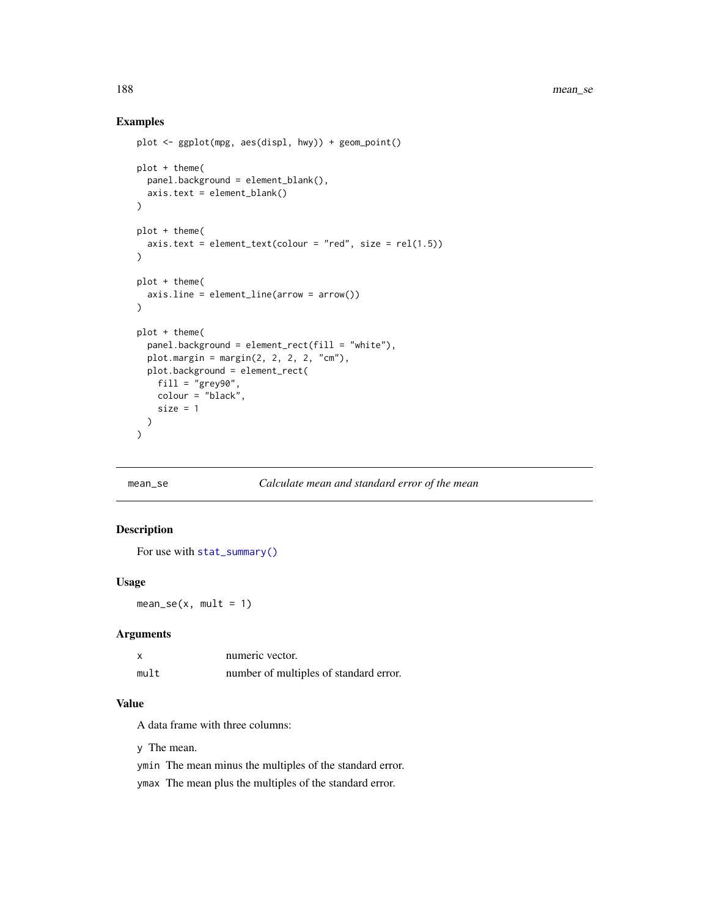## Examples

```
plot <- ggplot(mpg, aes(displ, hwy)) + geom_point()

plot + theme(
  panel.background = element_blank(),
  axis.text = element_blank()
)

plot + theme(
  axis.text = element_text(colour = "red", size = rel(1.5))
)

plot + theme(
  axis.line = element_line(arrow = arrow())
)

plot + theme(
  panel.background = element_rect(fill = "white"),
  plot.margin = margin(2, 2, 2, 2, "cm"),
  plot.background = element_rect(
    fill = "grey90",
    colour = "black",
    size = 1
  )
)
```

---

# mean_se — *Calculate mean and standard error of the mean*

---

## Description

For use with `stat_summary()`

## Usage

```
mean_se(x, mult = 1)
```

## Arguments

| | |
|---|---|
| `x` | numeric vector. |
| `mult` | number of multiples of standard error. |

## Value

A data frame with three columns:

- `y` The mean.
- `ymin` The mean minus the multiples of the standard error.
- `ymax` The mean plus the multiples of the standard error.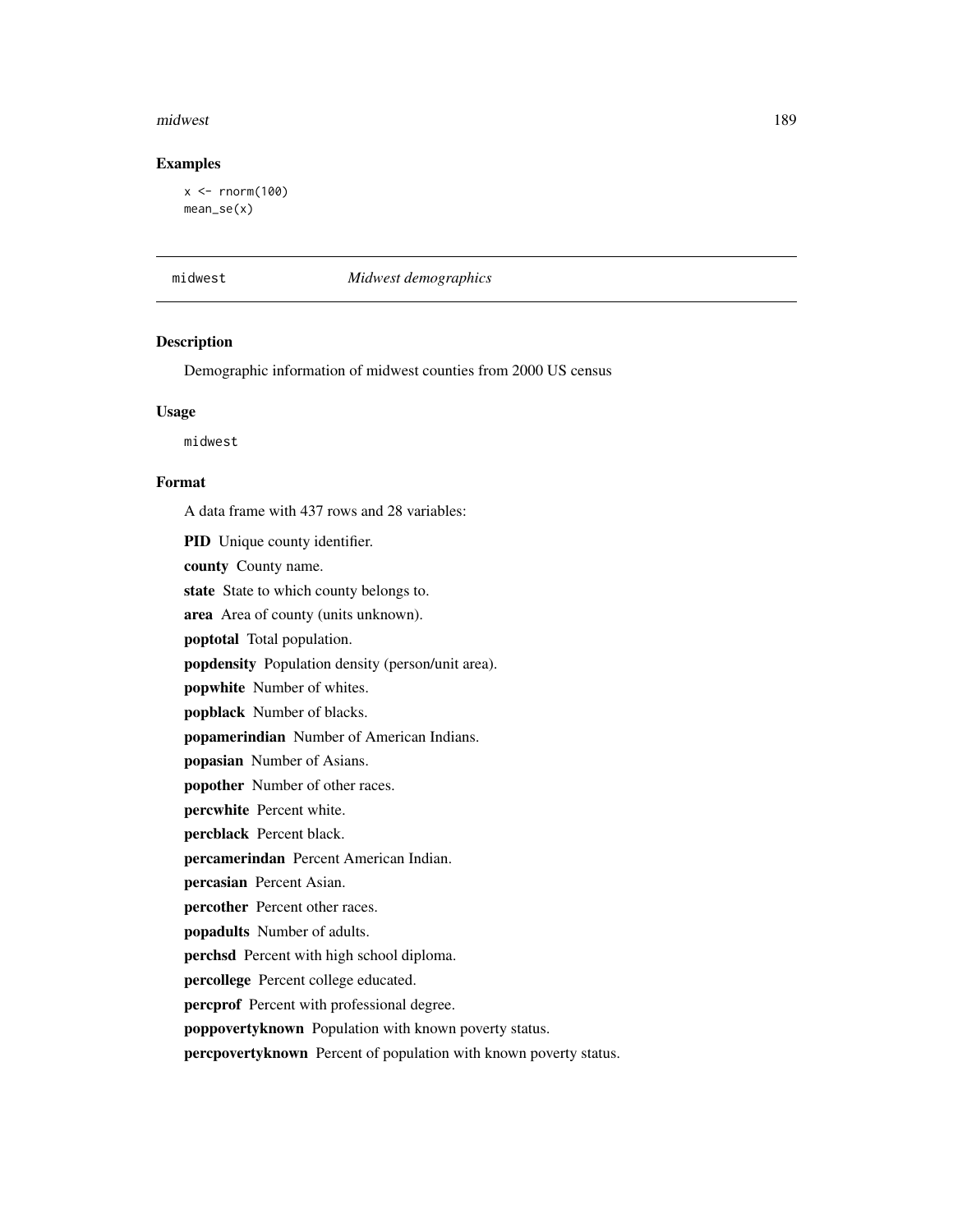### Examples

```
x <- rnorm(100)
mean_se(x)
```

## midwest *Midwest demographics*

### Description

Demographic information of midwest counties from 2000 US census

### Usage

```
midwest
```

### Format

A data frame with 437 rows and 28 variables:

**PID** Unique county identifier.

**county** County name.

**state** State to which county belongs to.

**area** Area of county (units unknown).

**poptotal** Total population.

**popdensity** Population density (person/unit area).

**popwhite** Number of whites.

**popblack** Number of blacks.

**popamerindian** Number of American Indians.

**popasian** Number of Asians.

**popother** Number of other races.

**percwhite** Percent white.

**percblack** Percent black.

**percamerindan** Percent American Indian.

**percasian** Percent Asian.

**percother** Percent other races.

**popadults** Number of adults.

**perchsd** Percent with high school diploma.

**percollege** Percent college educated.

**percprof** Percent with professional degree.

**poppovertyknown** Population with known poverty status.

**percpovertyknown** Percent of population with known poverty status.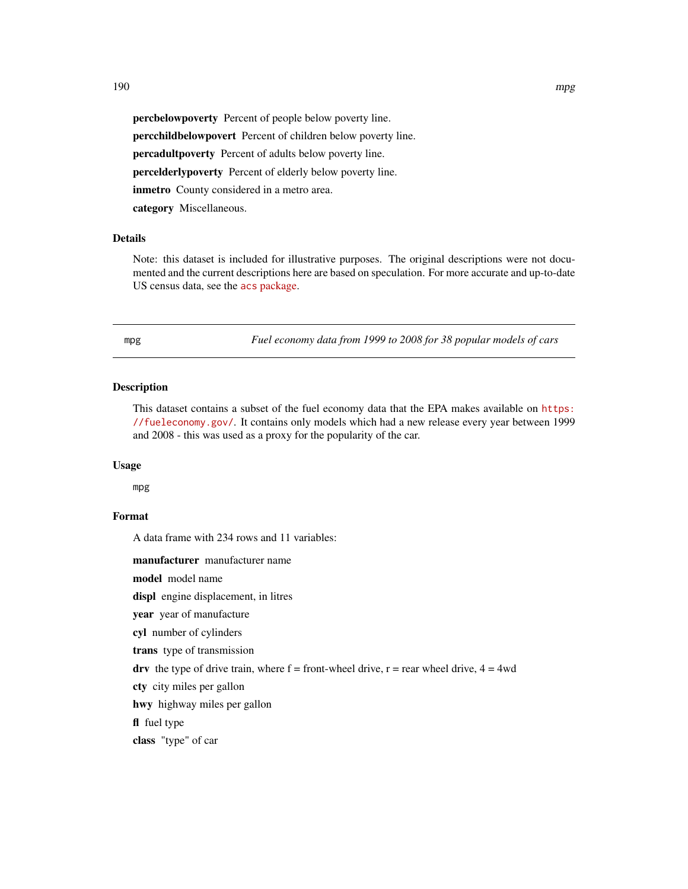**percbelowpoverty** Percent of people below poverty line.

**percchildbelowpovert** Percent of children below poverty line.

**percadultpoverty** Percent of adults below poverty line.

**percelderlypoverty** Percent of elderly below poverty line.

**inmetro** County considered in a metro area.

**category** Miscellaneous.

### Details

Note: this dataset is included for illustrative purposes. The original descriptions were not documented and the current descriptions here are based on speculation. For more accurate and up-to-date US census data, see the acs package.

---

## mpg — *Fuel economy data from 1999 to 2008 for 38 popular models of cars*

---

### Description

This dataset contains a subset of the fuel economy data that the EPA makes available on https://fueleconomy.gov/. It contains only models which had a new release every year between 1999 and 2008 - this was used as a proxy for the popularity of the car.

### Usage

```
mpg
```

### Format

A data frame with 234 rows and 11 variables:

**manufacturer** manufacturer name

**model** model name

**displ** engine displacement, in litres

**year** year of manufacture

**cyl** number of cylinders

**trans** type of transmission

**drv** the type of drive train, where f = front-wheel drive, r = rear wheel drive, 4 = 4wd

**cty** city miles per gallon

**hwy** highway miles per gallon

**fl** fuel type

**class** "type" of car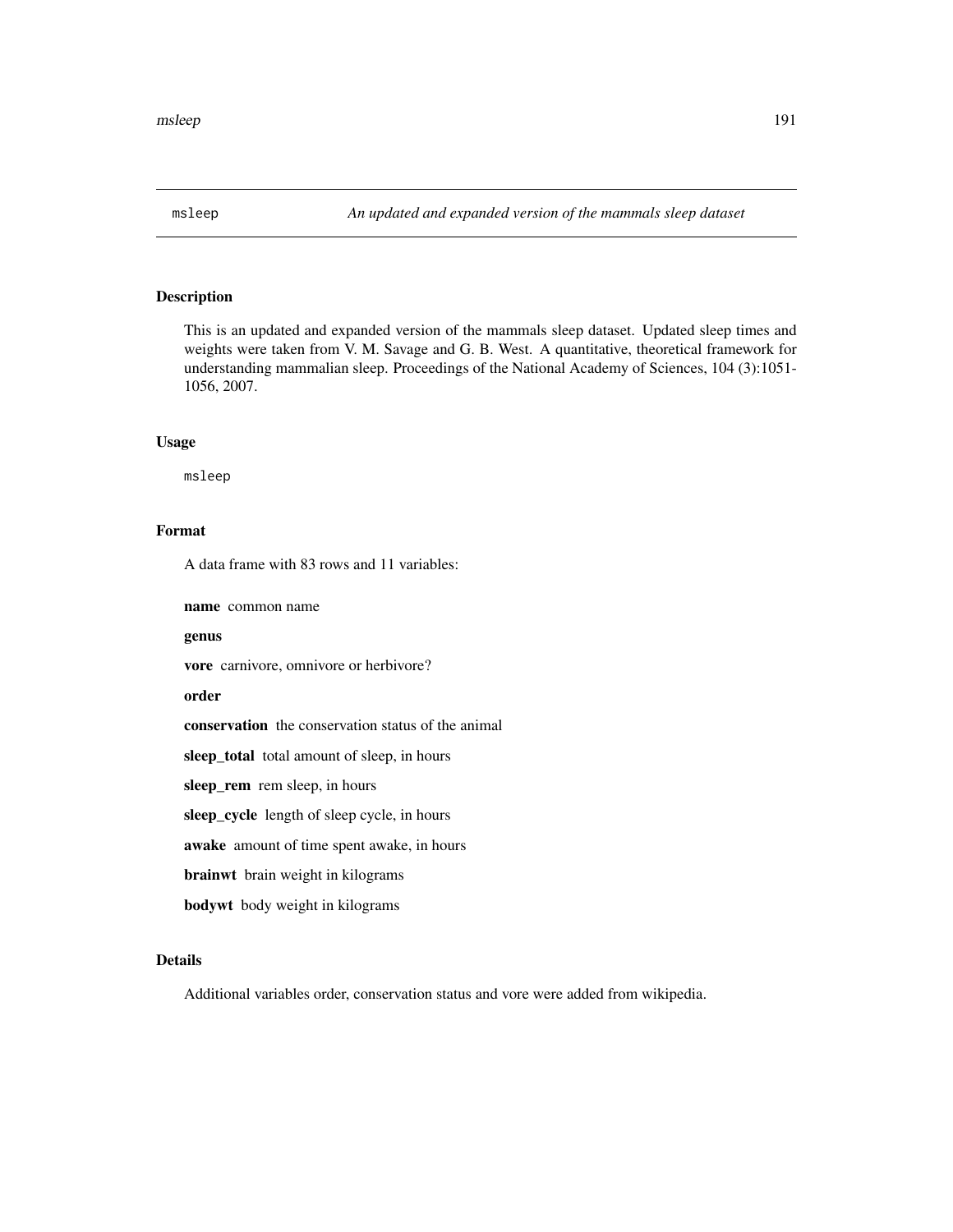msleep *An updated and expanded version of the mammals sleep dataset*

## Description

This is an updated and expanded version of the mammals sleep dataset. Updated sleep times and weights were taken from V. M. Savage and G. B. West. A quantitative, theoretical framework for understanding mammalian sleep. Proceedings of the National Academy of Sciences, 104 (3):1051-1056, 2007.

## Usage

```
msleep
```

## Format

A data frame with 83 rows and 11 variables:

**name** common name

**genus**

**vore** carnivore, omnivore or herbivore?

**order**

**conservation** the conservation status of the animal

**sleep_total** total amount of sleep, in hours

**sleep_rem** rem sleep, in hours

**sleep_cycle** length of sleep cycle, in hours

**awake** amount of time spent awake, in hours

**brainwt** brain weight in kilograms

**bodywt** body weight in kilograms

## Details

Additional variables order, conservation status and vore were added from wikipedia.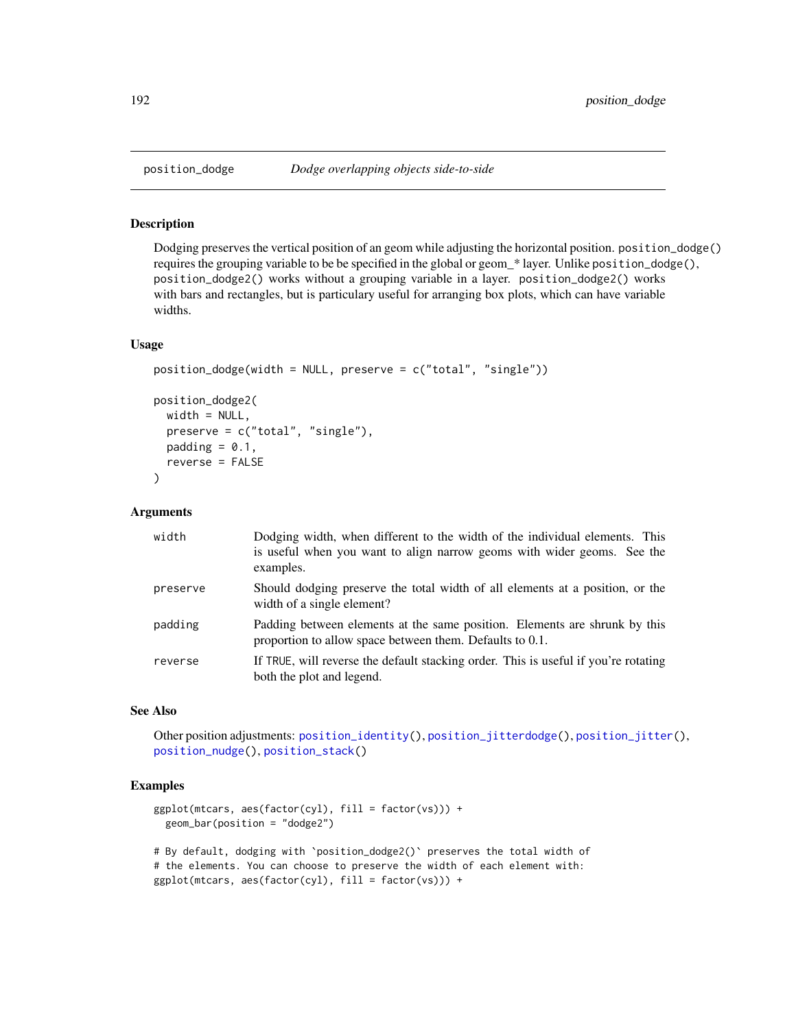## position_dodge — *Dodge overlapping objects side-to-side*

### Description

Dodging preserves the vertical position of an geom while adjusting the horizontal position. `position_dodge()` requires the grouping variable to be be specified in the global or geom_* layer. Unlike `position_dodge()`, `position_dodge2()` works without a grouping variable in a layer. `position_dodge2()` works with bars and rectangles, but is particulary useful for arranging box plots, which can have variable widths.

### Usage

```
position_dodge(width = NULL, preserve = c("total", "single"))

position_dodge2(
  width = NULL,
  preserve = c("total", "single"),
  padding = 0.1,
  reverse = FALSE
)
```

### Arguments

| | |
|---|---|
| `width` | Dodging width, when different to the width of the individual elements. This is useful when you want to align narrow geoms with wider geoms. See the examples. |
| `preserve` | Should dodging preserve the total width of all elements at a position, or the width of a single element? |
| `padding` | Padding between elements at the same position. Elements are shrunk by this proportion to allow space between them. Defaults to 0.1. |
| `reverse` | If `TRUE`, will reverse the default stacking order. This is useful if you're rotating both the plot and legend. |

### See Also

Other position adjustments: `position_identity()`, `position_jitterdodge()`, `position_jitter()`, `position_nudge()`, `position_stack()`

### Examples

```
ggplot(mtcars, aes(factor(cyl), fill = factor(vs))) +
  geom_bar(position = "dodge2")

# By default, dodging with `position_dodge2()` preserves the total width of
# the elements. You can choose to preserve the width of each element with:
ggplot(mtcars, aes(factor(cyl), fill = factor(vs))) +
```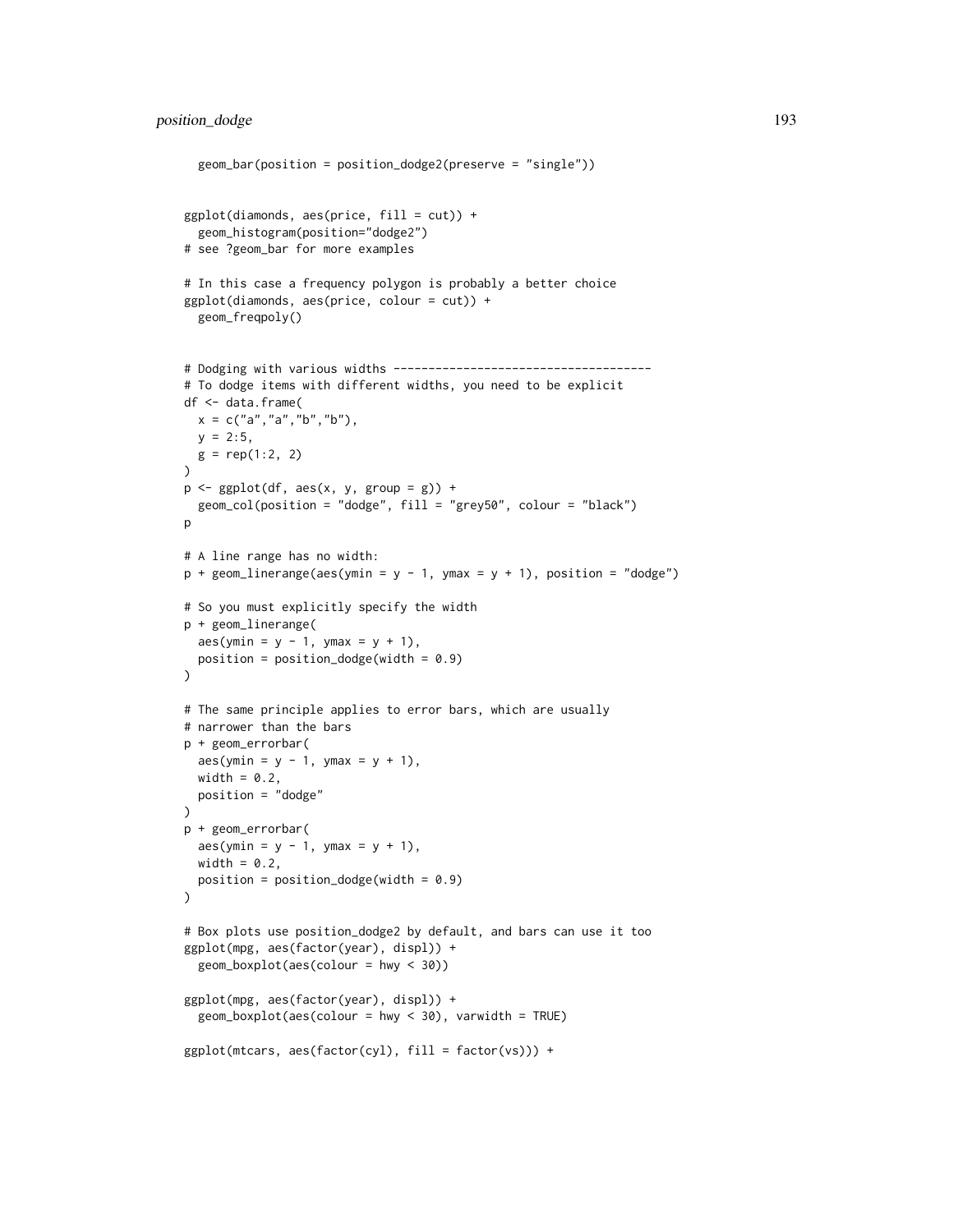```
  geom_bar(position = position_dodge2(preserve = "single"))


ggplot(diamonds, aes(price, fill = cut)) +
  geom_histogram(position="dodge2")
# see ?geom_bar for more examples

# In this case a frequency polygon is probably a better choice
ggplot(diamonds, aes(price, colour = cut)) +
  geom_freqpoly()


# Dodging with various widths -------------------------------------
# To dodge items with different widths, you need to be explicit
df <- data.frame(
  x = c("a","a","b","b"),
  y = 2:5,
  g = rep(1:2, 2)
)
p <- ggplot(df, aes(x, y, group = g)) +
  geom_col(position = "dodge", fill = "grey50", colour = "black")
p

# A line range has no width:
p + geom_linerange(aes(ymin = y - 1, ymax = y + 1), position = "dodge")

# So you must explicitly specify the width
p + geom_linerange(
  aes(ymin = y - 1, ymax = y + 1),
  position = position_dodge(width = 0.9)
)

# The same principle applies to error bars, which are usually
# narrower than the bars
p + geom_errorbar(
  aes(ymin = y - 1, ymax = y + 1),
  width = 0.2,
  position = "dodge"
)
p + geom_errorbar(
  aes(ymin = y - 1, ymax = y + 1),
  width = 0.2,
  position = position_dodge(width = 0.9)
)

# Box plots use position_dodge2 by default, and bars can use it too
ggplot(mpg, aes(factor(year), displ)) +
  geom_boxplot(aes(colour = hwy < 30))

ggplot(mpg, aes(factor(year), displ)) +
  geom_boxplot(aes(colour = hwy < 30), varwidth = TRUE)

ggplot(mtcars, aes(factor(cyl), fill = factor(vs))) +
```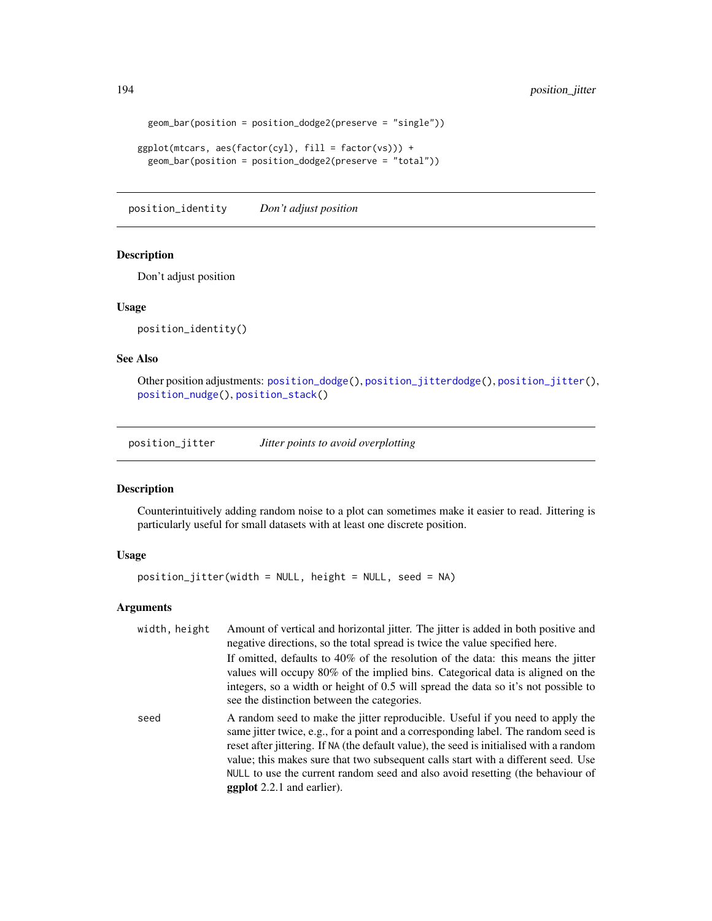```
  geom_bar(position = position_dodge2(preserve = "single"))

ggplot(mtcars, aes(factor(cyl), fill = factor(vs))) +
  geom_bar(position = position_dodge2(preserve = "total"))
```

## position_identity — *Don't adjust position*

### Description

Don't adjust position

### Usage

```
position_identity()
```

### See Also

Other position adjustments: position_dodge(), position_jitterdodge(), position_jitter(), position_nudge(), position_stack()

## position_jitter — *Jitter points to avoid overplotting*

### Description

Counterintuitively adding random noise to a plot can sometimes make it easier to read. Jittering is particularly useful for small datasets with at least one discrete position.

### Usage

```
position_jitter(width = NULL, height = NULL, seed = NA)
```

### Arguments

| | |
|---|---|
| width, height | Amount of vertical and horizontal jitter. The jitter is added in both positive and negative directions, so the total spread is twice the value specified here. If omitted, defaults to 40% of the resolution of the data: this means the jitter values will occupy 80% of the implied bins. Categorical data is aligned on the integers, so a width or height of 0.5 will spread the data so it's not possible to see the distinction between the categories. |
| seed | A random seed to make the jitter reproducible. Useful if you need to apply the same jitter twice, e.g., for a point and a corresponding label. The random seed is reset after jittering. If NA (the default value), the seed is initialised with a random value; this makes sure that two subsequent calls start with a different seed. Use NULL to use the current random seed and also avoid resetting (the behaviour of **ggplot** 2.2.1 and earlier). |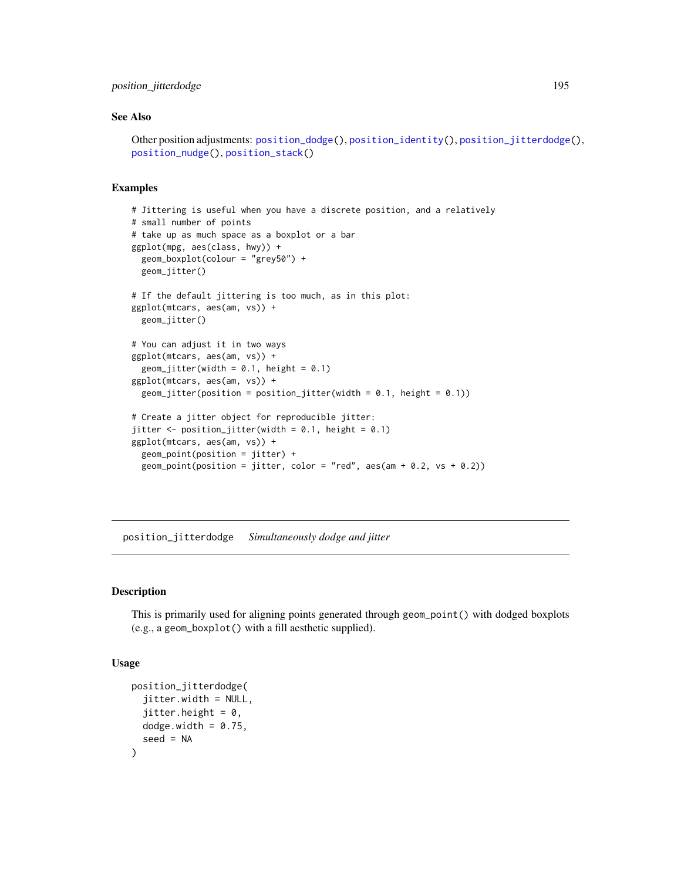### See Also

Other position adjustments: `position_dodge()`, `position_identity()`, `position_jitterdodge()`, `position_nudge()`, `position_stack()`

### Examples

```
# Jittering is useful when you have a discrete position, and a relatively
# small number of points
# take up as much space as a boxplot or a bar
ggplot(mpg, aes(class, hwy)) +
  geom_boxplot(colour = "grey50") +
  geom_jitter()

# If the default jittering is too much, as in this plot:
ggplot(mtcars, aes(am, vs)) +
  geom_jitter()

# You can adjust it in two ways
ggplot(mtcars, aes(am, vs)) +
  geom_jitter(width = 0.1, height = 0.1)
ggplot(mtcars, aes(am, vs)) +
  geom_jitter(position = position_jitter(width = 0.1, height = 0.1))

# Create a jitter object for reproducible jitter:
jitter <- position_jitter(width = 0.1, height = 0.1)
ggplot(mtcars, aes(am, vs)) +
  geom_point(position = jitter) +
  geom_point(position = jitter, color = "red", aes(am + 0.2, vs + 0.2))
```

---

## position_jitterdodge    *Simultaneously dodge and jitter*

---

### Description

This is primarily used for aligning points generated through `geom_point()` with dodged boxplots (e.g., a `geom_boxplot()` with a fill aesthetic supplied).

### Usage

```
position_jitterdodge(
  jitter.width = NULL,
  jitter.height = 0,
  dodge.width = 0.75,
  seed = NA
)
```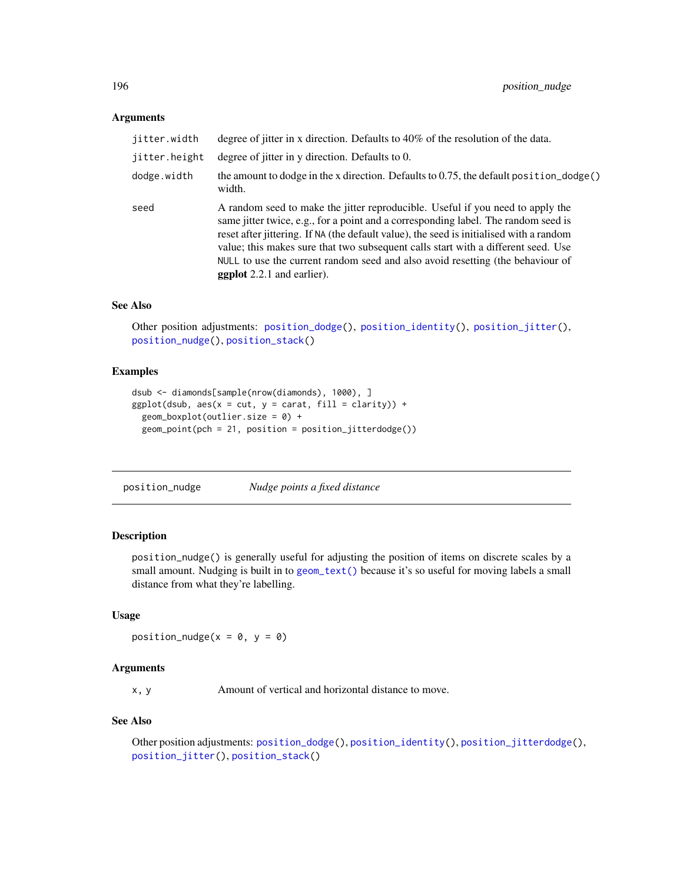## Arguments

| | |
|---|---|
| jitter.width | degree of jitter in x direction. Defaults to 40% of the resolution of the data. |
| jitter.height | degree of jitter in y direction. Defaults to 0. |
| dodge.width | the amount to dodge in the x direction. Defaults to 0.75, the default `position_dodge()` width. |
| seed | A random seed to make the jitter reproducible. Useful if you need to apply the same jitter twice, e.g., for a point and a corresponding label. The random seed is reset after jittering. If `NA` (the default value), the seed is initialised with a random value; this makes sure that two subsequent calls start with a different seed. Use `NULL` to use the current random seed and also avoid resetting (the behaviour of **ggplot** 2.2.1 and earlier). |

## See Also

Other position adjustments: `position_dodge()`, `position_identity()`, `position_jitter()`, `position_nudge()`, `position_stack()`

## Examples

```
dsub <- diamonds[sample(nrow(diamonds), 1000), ]
ggplot(dsub, aes(x = cut, y = carat, fill = clarity)) +
  geom_boxplot(outlier.size = 0) +
  geom_point(pch = 21, position = position_jitterdodge())
```

---

# position_nudge — *Nudge points a fixed distance*

---

## Description

`position_nudge()` is generally useful for adjusting the position of items on discrete scales by a small amount. Nudging is built in to `geom_text()` because it's so useful for moving labels a small distance from what they're labelling.

## Usage

```
position_nudge(x = 0, y = 0)
```

## Arguments

| | |
|---|---|
| x, y | Amount of vertical and horizontal distance to move. |

## See Also

Other position adjustments: `position_dodge()`, `position_identity()`, `position_jitterdodge()`, `position_jitter()`, `position_stack()`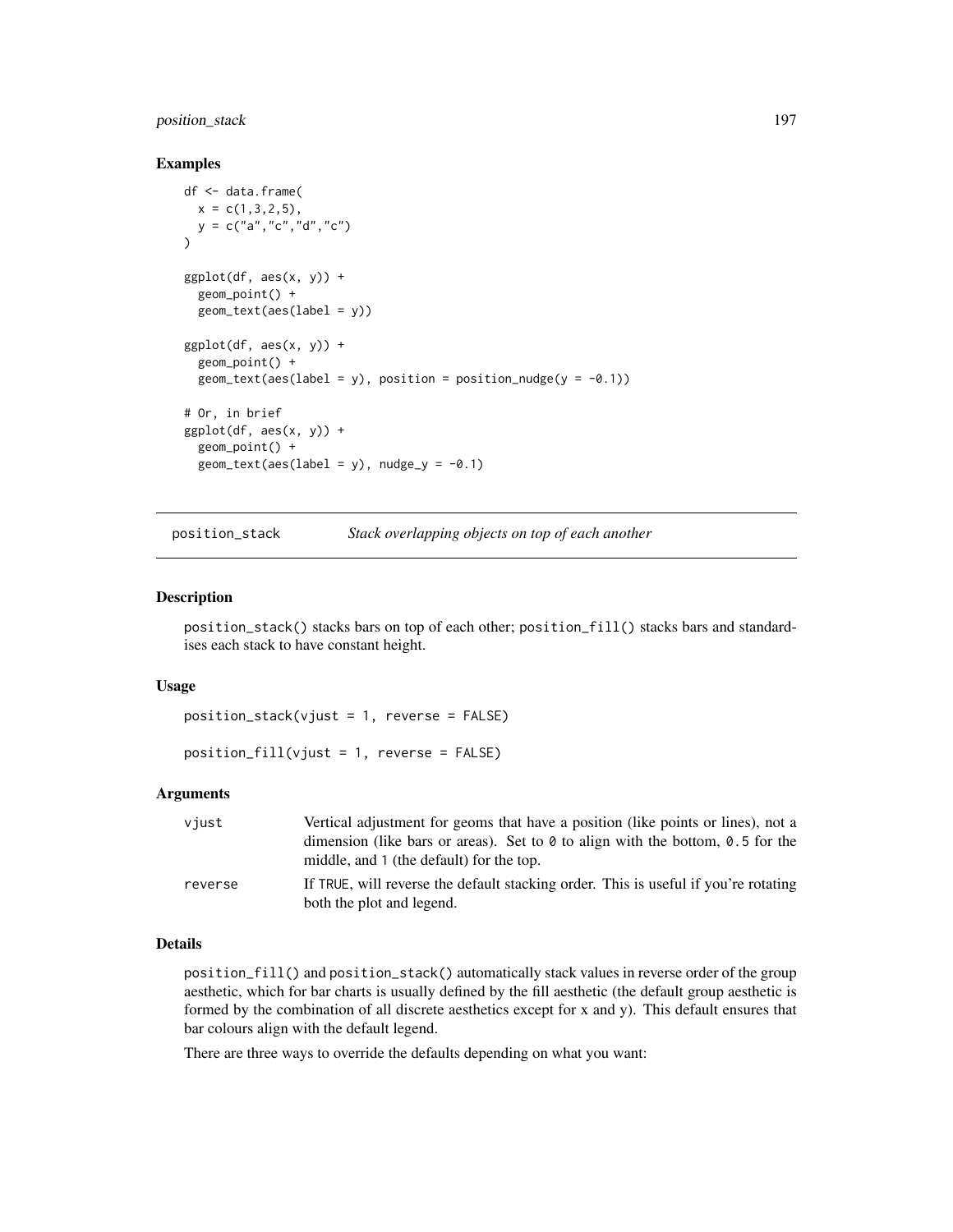### Examples

```
df <- data.frame(
  x = c(1,3,2,5),
  y = c("a","c","d","c")
)

ggplot(df, aes(x, y)) +
  geom_point() +
  geom_text(aes(label = y))

ggplot(df, aes(x, y)) +
  geom_point() +
  geom_text(aes(label = y), position = position_nudge(y = -0.1))

# Or, in brief
ggplot(df, aes(x, y)) +
  geom_point() +
  geom_text(aes(label = y), nudge_y = -0.1)
```

---

## position_stack &nbsp;&nbsp;&nbsp; *Stack overlapping objects on top of each another*

---

### Description

`position_stack()` stacks bars on top of each other; `position_fill()` stacks bars and standardises each stack to have constant height.

### Usage

```
position_stack(vjust = 1, reverse = FALSE)

position_fill(vjust = 1, reverse = FALSE)
```

### Arguments

| | |
|---|---|
| `vjust` | Vertical adjustment for geoms that have a position (like points or lines), not a dimension (like bars or areas). Set to `0` to align with the bottom, `0.5` for the middle, and `1` (the default) for the top. |
| `reverse` | If `TRUE`, will reverse the default stacking order. This is useful if you're rotating both the plot and legend. |

### Details

`position_fill()` and `position_stack()` automatically stack values in reverse order of the group aesthetic, which for bar charts is usually defined by the fill aesthetic (the default group aesthetic is formed by the combination of all discrete aesthetics except for x and y). This default ensures that bar colours align with the default legend.

There are three ways to override the defaults depending on what you want: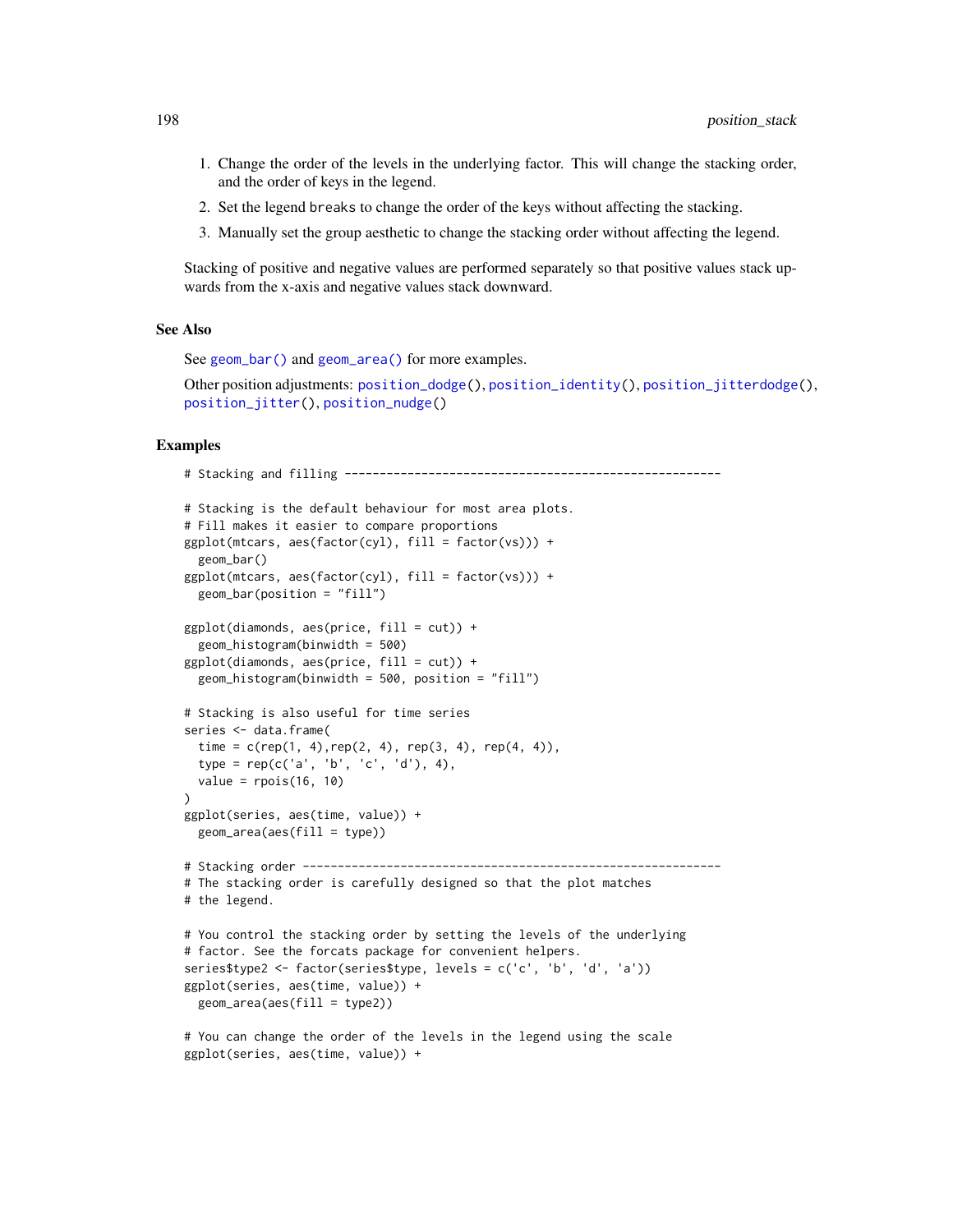1. Change the order of the levels in the underlying factor. This will change the stacking order, and the order of keys in the legend.
2. Set the legend `breaks` to change the order of the keys without affecting the stacking.
3. Manually set the group aesthetic to change the stacking order without affecting the legend.

Stacking of positive and negative values are performed separately so that positive values stack upwards from the x-axis and negative values stack downward.

### See Also

See `geom_bar()` and `geom_area()` for more examples.

Other position adjustments: `position_dodge()`, `position_identity()`, `position_jitterdodge()`, `position_jitter()`, `position_nudge()`

### Examples

```
# Stacking and filling ------------------------------------------------------

# Stacking is the default behaviour for most area plots.
# Fill makes it easier to compare proportions
ggplot(mtcars, aes(factor(cyl), fill = factor(vs))) +
  geom_bar()
ggplot(mtcars, aes(factor(cyl), fill = factor(vs))) +
  geom_bar(position = "fill")

ggplot(diamonds, aes(price, fill = cut)) +
  geom_histogram(binwidth = 500)
ggplot(diamonds, aes(price, fill = cut)) +
  geom_histogram(binwidth = 500, position = "fill")

# Stacking is also useful for time series
series <- data.frame(
  time = c(rep(1, 4),rep(2, 4), rep(3, 4), rep(4, 4)),
  type = rep(c('a', 'b', 'c', 'd'), 4),
  value = rpois(16, 10)
)
ggplot(series, aes(time, value)) +
  geom_area(aes(fill = type))

# Stacking order ------------------------------------------------------------
# The stacking order is carefully designed so that the plot matches
# the legend.

# You control the stacking order by setting the levels of the underlying
# factor. See the forcats package for convenient helpers.
series$type2 <- factor(series$type, levels = c('c', 'b', 'd', 'a'))
ggplot(series, aes(time, value)) +
  geom_area(aes(fill = type2))

# You can change the order of the levels in the legend using the scale
ggplot(series, aes(time, value)) +
```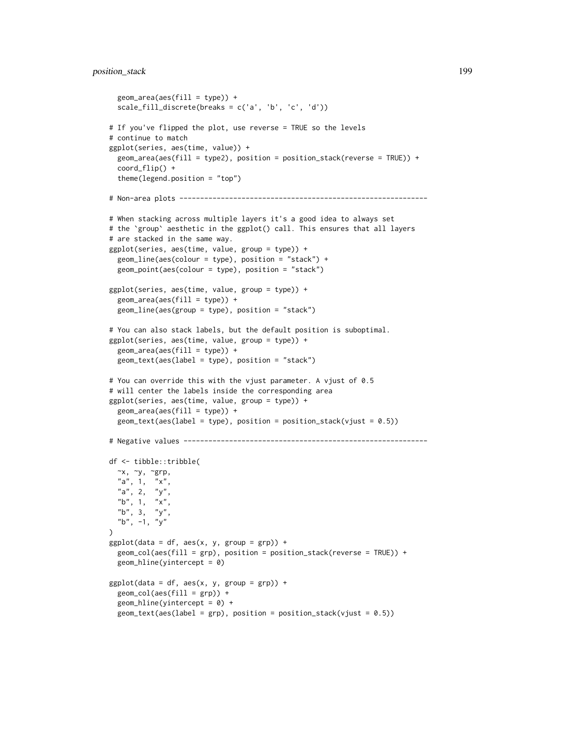```
  geom_area(aes(fill = type)) +
  scale_fill_discrete(breaks = c('a', 'b', 'c', 'd'))

# If you've flipped the plot, use reverse = TRUE so the levels
# continue to match
ggplot(series, aes(time, value)) +
  geom_area(aes(fill = type2), position = position_stack(reverse = TRUE)) +
  coord_flip() +
  theme(legend.position = "top")

# Non-area plots ------------------------------------------------------------

# When stacking across multiple layers it's a good idea to always set
# the `group` aesthetic in the ggplot() call. This ensures that all layers
# are stacked in the same way.
ggplot(series, aes(time, value, group = type)) +
  geom_line(aes(colour = type), position = "stack") +
  geom_point(aes(colour = type), position = "stack")

ggplot(series, aes(time, value, group = type)) +
  geom_area(aes(fill = type)) +
  geom_line(aes(group = type), position = "stack")

# You can also stack labels, but the default position is suboptimal.
ggplot(series, aes(time, value, group = type)) +
  geom_area(aes(fill = type)) +
  geom_text(aes(label = type), position = "stack")

# You can override this with the vjust parameter. A vjust of 0.5
# will center the labels inside the corresponding area
ggplot(series, aes(time, value, group = type)) +
  geom_area(aes(fill = type)) +
  geom_text(aes(label = type), position = position_stack(vjust = 0.5))

# Negative values -----------------------------------------------------------

df <- tibble::tribble(
  ~x, ~y, ~grp,
  "a", 1,  "x",
  "a", 2,  "y",
  "b", 1,  "x",
  "b", 3,  "y",
  "b", -1, "y"
)
ggplot(data = df, aes(x, y, group = grp)) +
  geom_col(aes(fill = grp), position = position_stack(reverse = TRUE)) +
  geom_hline(yintercept = 0)

ggplot(data = df, aes(x, y, group = grp)) +
  geom_col(aes(fill = grp)) +
  geom_hline(yintercept = 0) +
  geom_text(aes(label = grp), position = position_stack(vjust = 0.5))
```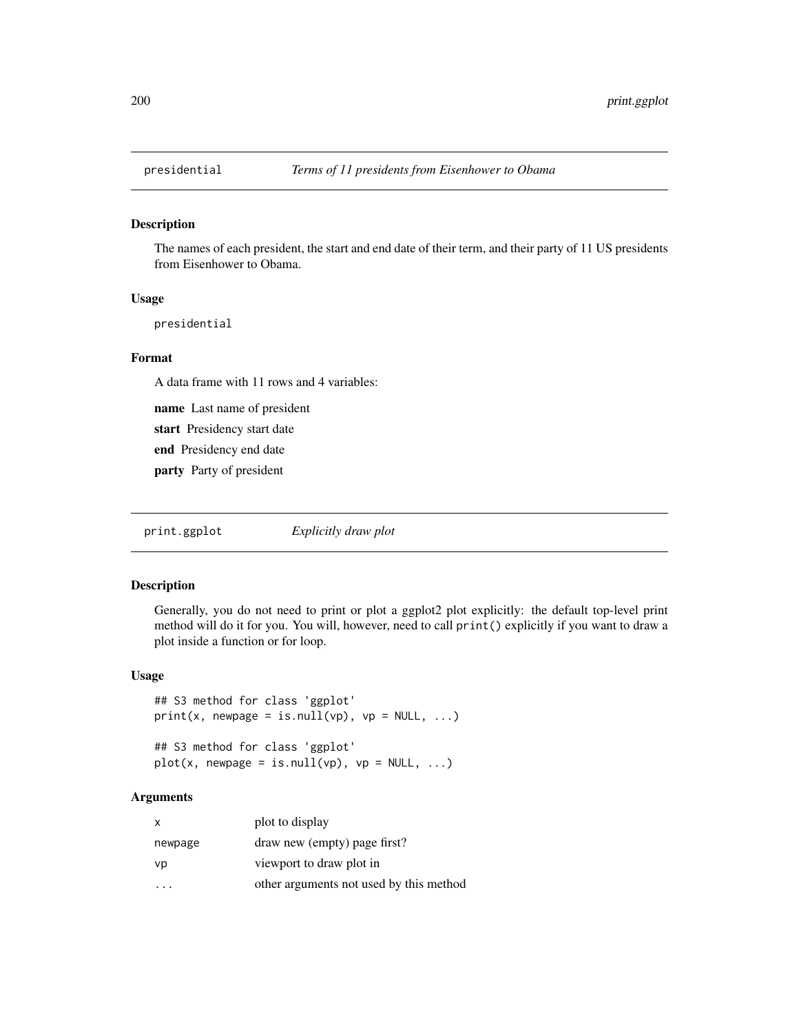## presidential — *Terms of 11 presidents from Eisenhower to Obama*

### Description

The names of each president, the start and end date of their term, and their party of 11 US presidents from Eisenhower to Obama.

### Usage

```
presidential
```

### Format

A data frame with 11 rows and 4 variables:

**name** Last name of president

**start** Presidency start date

**end** Presidency end date

**party** Party of president

## print.ggplot — *Explicitly draw plot*

### Description

Generally, you do not need to print or plot a ggplot2 plot explicitly: the default top-level print method will do it for you. You will, however, need to call `print()` explicitly if you want to draw a plot inside a function or for loop.

### Usage

```
## S3 method for class 'ggplot'
print(x, newpage = is.null(vp), vp = NULL, ...)

## S3 method for class 'ggplot'
plot(x, newpage = is.null(vp), vp = NULL, ...)
```

### Arguments

| | |
|---|---|
| `x` | plot to display |
| `newpage` | draw new (empty) page first? |
| `vp` | viewport to draw plot in |
| `...` | other arguments not used by this method |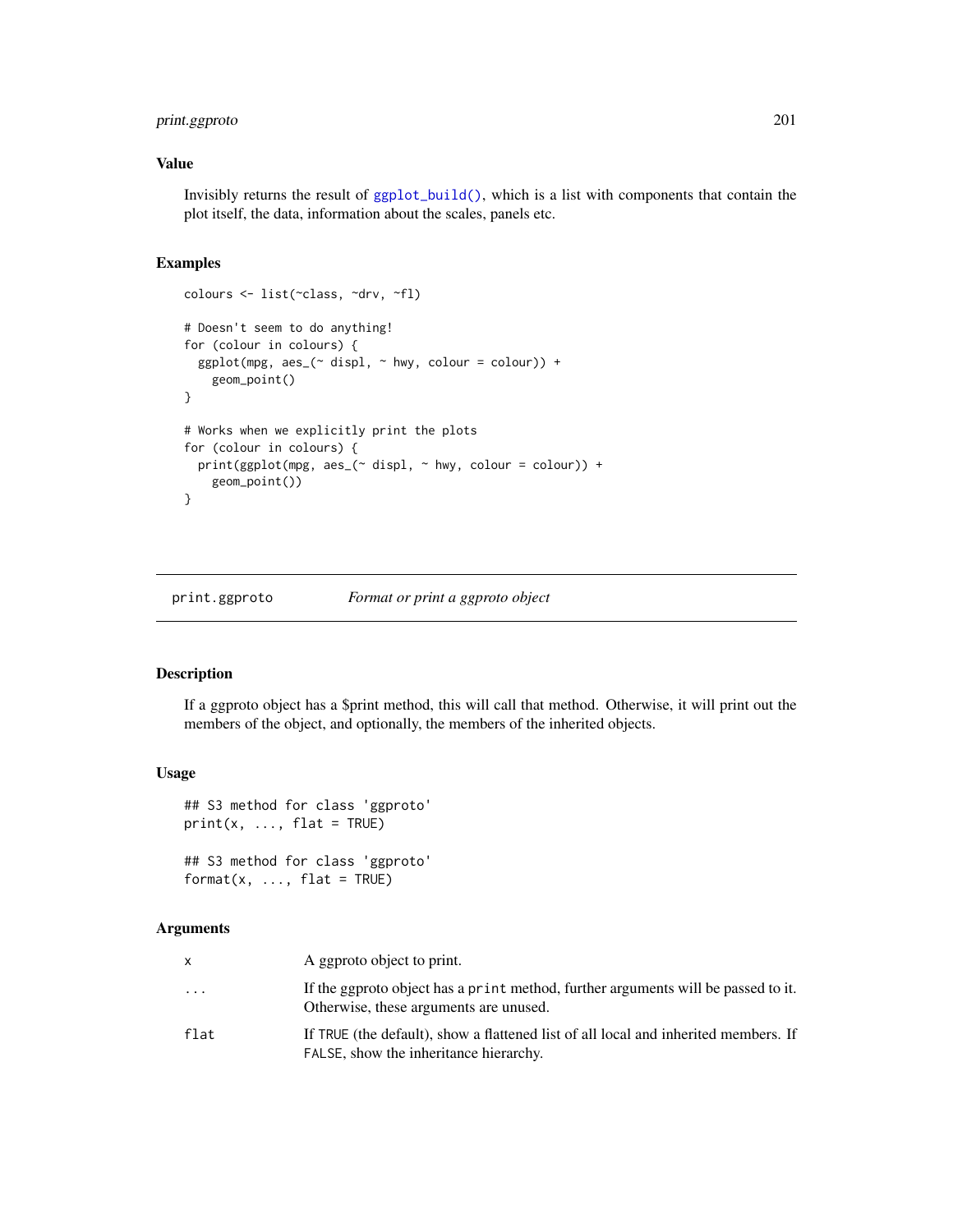### Value

Invisibly returns the result of `ggplot_build()`, which is a list with components that contain the plot itself, the data, information about the scales, panels etc.

### Examples

```
colours <- list(~class, ~drv, ~fl)

# Doesn't seem to do anything!
for (colour in colours) {
  ggplot(mpg, aes_(~ displ, ~ hwy, colour = colour)) +
    geom_point()
}

# Works when we explicitly print the plots
for (colour in colours) {
  print(ggplot(mpg, aes_(~ displ, ~ hwy, colour = colour)) +
    geom_point())
}
```

---

## print.ggproto    *Format or print a ggproto object*

### Description

If a ggproto object has a $print method, this will call that method. Otherwise, it will print out the members of the object, and optionally, the members of the inherited objects.

### Usage

```
## S3 method for class 'ggproto'
print(x, ..., flat = TRUE)

## S3 method for class 'ggproto'
format(x, ..., flat = TRUE)
```

### Arguments

| | |
|---|---|
| x | A ggproto object to print. |
| ... | If the ggproto object has a `print` method, further arguments will be passed to it. Otherwise, these arguments are unused. |
| flat | If `TRUE` (the default), show a flattened list of all local and inherited members. If `FALSE`, show the inheritance hierarchy. |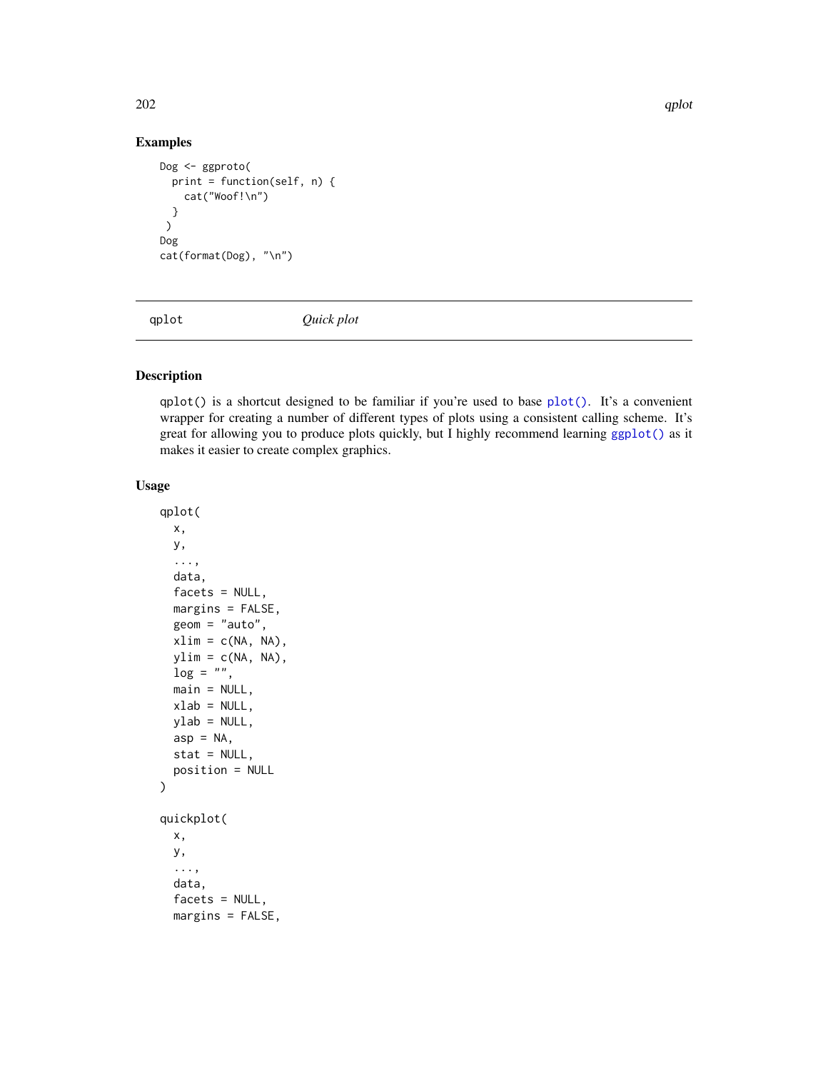## Examples

```
Dog <- ggproto(
  print = function(self, n) {
    cat("Woof!\n")
  }
 )
Dog
cat(format(Dog), "\n")
```

---

# qplot — *Quick plot*

---

## Description

qplot() is a shortcut designed to be familiar if you're used to base plot(). It's a convenient wrapper for creating a number of different types of plots using a consistent calling scheme. It's great for allowing you to produce plots quickly, but I highly recommend learning ggplot() as it makes it easier to create complex graphics.

## Usage

```
qplot(
  x,
  y,
  ...,
  data,
  facets = NULL,
  margins = FALSE,
  geom = "auto",
  xlim = c(NA, NA),
  ylim = c(NA, NA),
  log = "",
  main = NULL,
  xlab = NULL,
  ylab = NULL,
  asp = NA,
  stat = NULL,
  position = NULL
)

quickplot(
  x,
  y,
  ...,
  data,
  facets = NULL,
  margins = FALSE,
```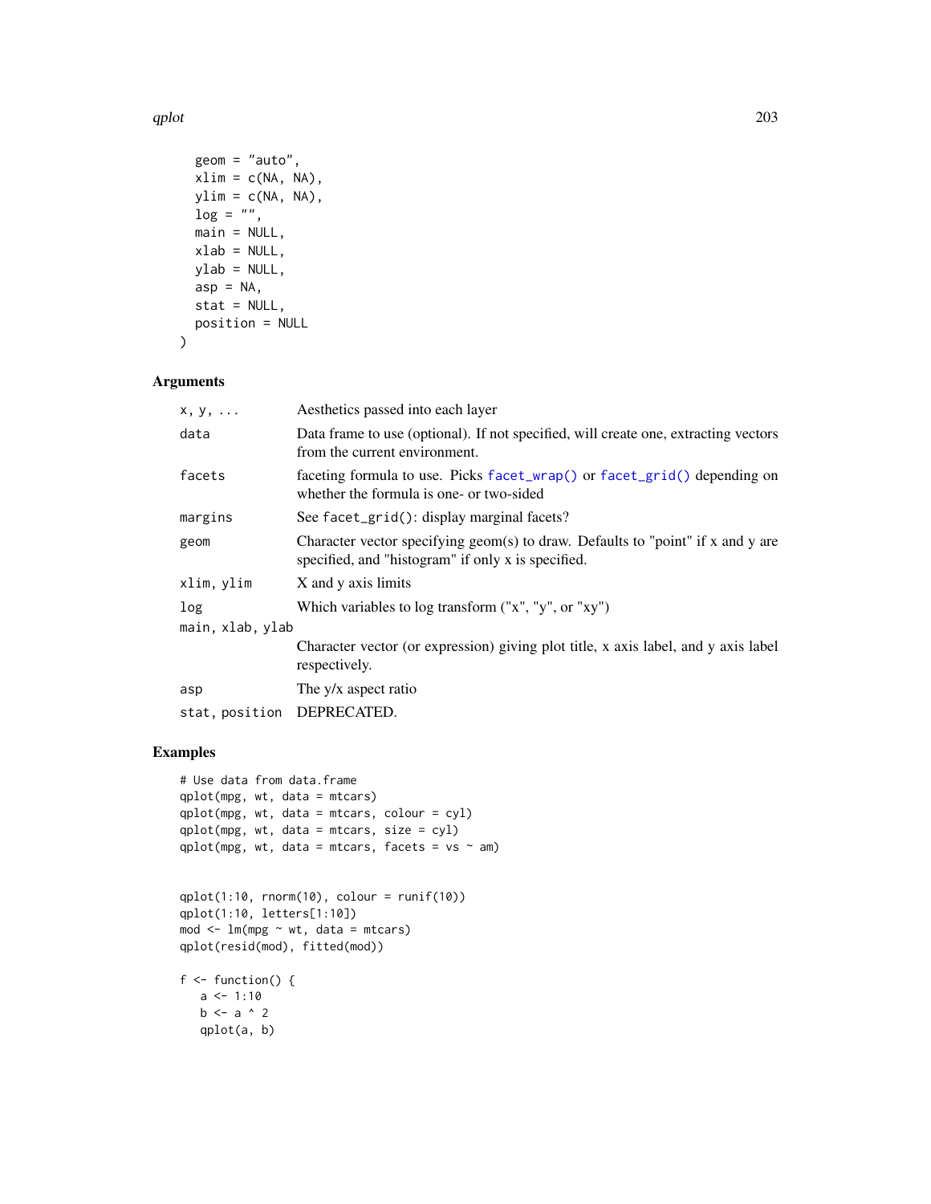```
  geom = "auto",
  xlim = c(NA, NA),
  ylim = c(NA, NA),
  log = "",
  main = NULL,
  xlab = NULL,
  ylab = NULL,
  asp = NA,
  stat = NULL,
  position = NULL
)
```

## Arguments

| | |
|---|---|
| `x, y, ...` | Aesthetics passed into each layer |
| `data` | Data frame to use (optional). If not specified, will create one, extracting vectors from the current environment. |
| `facets` | faceting formula to use. Picks `facet_wrap()` or `facet_grid()` depending on whether the formula is one- or two-sided |
| `margins` | See `facet_grid()`: display marginal facets? |
| `geom` | Character vector specifying geom(s) to draw. Defaults to "point" if x and y are specified, and "histogram" if only x is specified. |
| `xlim, ylim` | X and y axis limits |
| `log` | Which variables to log transform ("x", "y", or "xy") |
| `main, xlab, ylab` | Character vector (or expression) giving plot title, x axis label, and y axis label respectively. |
| `asp` | The y/x aspect ratio |
| `stat, position` | DEPRECATED. |

## Examples

```
# Use data from data.frame
qplot(mpg, wt, data = mtcars)
qplot(mpg, wt, data = mtcars, colour = cyl)
qplot(mpg, wt, data = mtcars, size = cyl)
qplot(mpg, wt, data = mtcars, facets = vs ~ am)


qplot(1:10, rnorm(10), colour = runif(10))
qplot(1:10, letters[1:10])
mod <- lm(mpg ~ wt, data = mtcars)
qplot(resid(mod), fitted(mod))

f <- function() {
   a <- 1:10
   b <- a ^ 2
   qplot(a, b)
```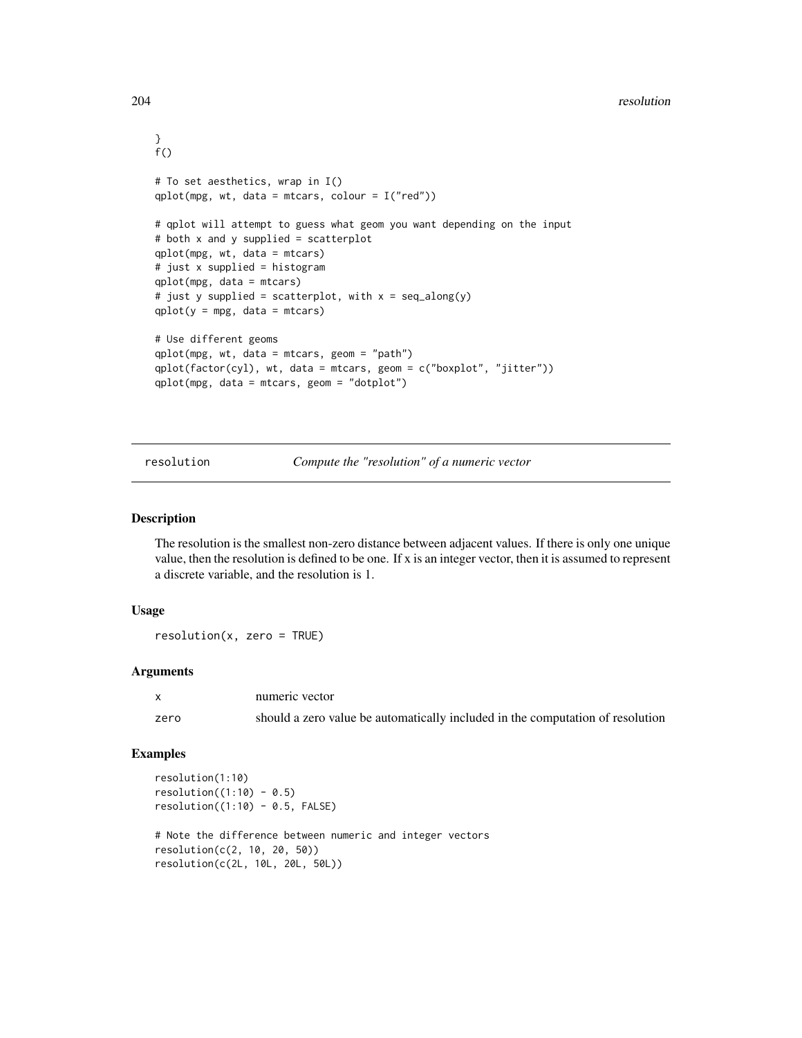```
}
f()

# To set aesthetics, wrap in I()
qplot(mpg, wt, data = mtcars, colour = I("red"))

# qplot will attempt to guess what geom you want depending on the input
# both x and y supplied = scatterplot
qplot(mpg, wt, data = mtcars)
# just x supplied = histogram
qplot(mpg, data = mtcars)
# just y supplied = scatterplot, with x = seq_along(y)
qplot(y = mpg, data = mtcars)

# Use different geoms
qplot(mpg, wt, data = mtcars, geom = "path")
qplot(factor(cyl), wt, data = mtcars, geom = c("boxplot", "jitter"))
qplot(mpg, data = mtcars, geom = "dotplot")
```

---

## resolution — *Compute the "resolution" of a numeric vector*

### Description

The resolution is the smallest non-zero distance between adjacent values. If there is only one unique value, then the resolution is defined to be one. If x is an integer vector, then it is assumed to represent a discrete variable, and the resolution is 1.

### Usage

```
resolution(x, zero = TRUE)
```

### Arguments

| | |
|---|---|
| x | numeric vector |
| zero | should a zero value be automatically included in the computation of resolution |

### Examples

```
resolution(1:10)
resolution((1:10) - 0.5)
resolution((1:10) - 0.5, FALSE)

# Note the difference between numeric and integer vectors
resolution(c(2, 10, 20, 50))
resolution(c(2L, 10L, 20L, 50L))
```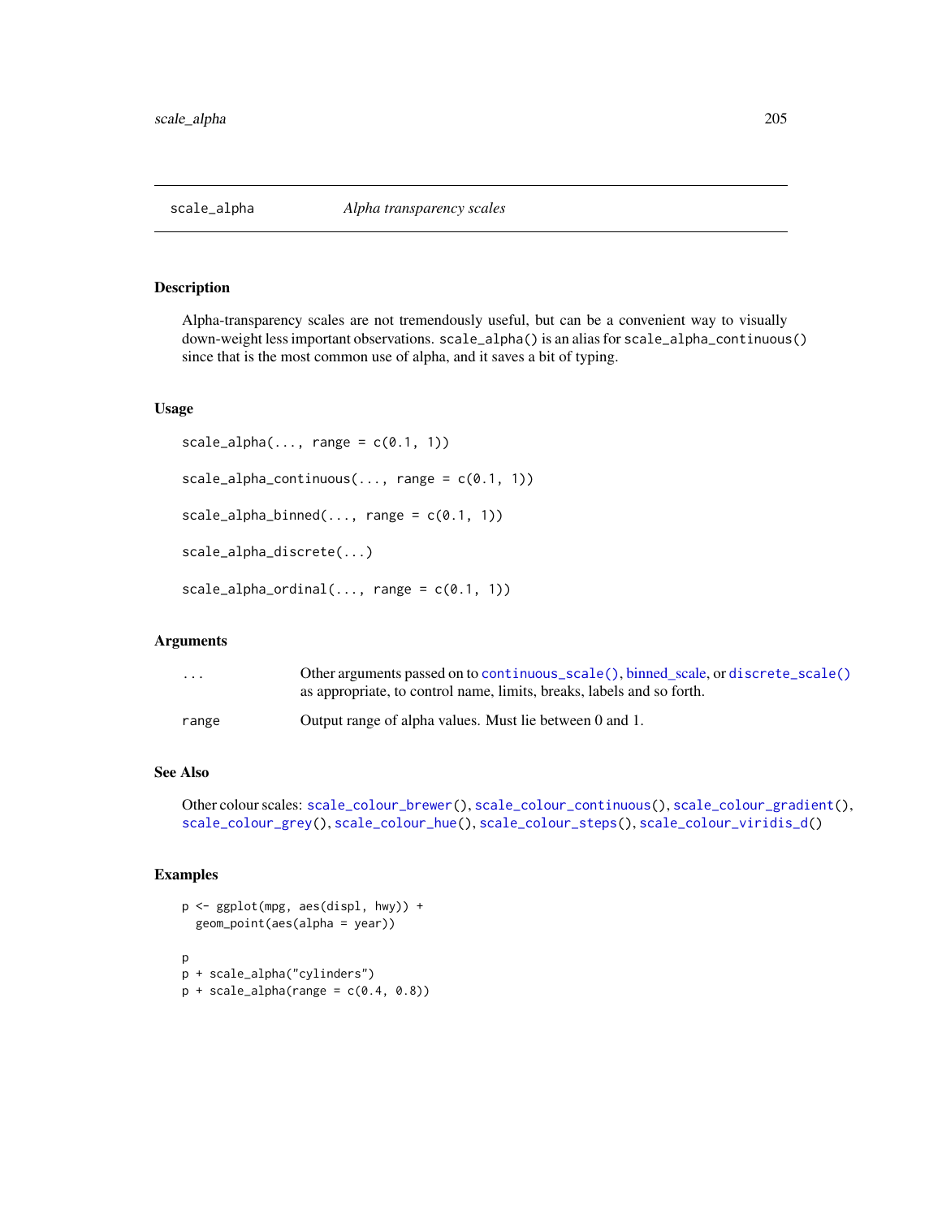## scale_alpha — *Alpha transparency scales*

### Description

Alpha-transparency scales are not tremendously useful, but can be a convenient way to visually down-weight less important observations. `scale_alpha()` is an alias for `scale_alpha_continuous()` since that is the most common use of alpha, and it saves a bit of typing.

### Usage

```
scale_alpha(..., range = c(0.1, 1))

scale_alpha_continuous(..., range = c(0.1, 1))

scale_alpha_binned(..., range = c(0.1, 1))

scale_alpha_discrete(...)

scale_alpha_ordinal(..., range = c(0.1, 1))
```

### Arguments

| | |
|---|---|
| `...` | Other arguments passed on to `continuous_scale()`, binned_scale, or `discrete_scale()` as appropriate, to control name, limits, breaks, labels and so forth. |
| `range` | Output range of alpha values. Must lie between 0 and 1. |

### See Also

Other colour scales: `scale_colour_brewer()`, `scale_colour_continuous()`, `scale_colour_gradient()`, `scale_colour_grey()`, `scale_colour_hue()`, `scale_colour_steps()`, `scale_colour_viridis_d()`

### Examples

```
p <- ggplot(mpg, aes(displ, hwy)) +
  geom_point(aes(alpha = year))

p
p + scale_alpha("cylinders")
p + scale_alpha(range = c(0.4, 0.8))
```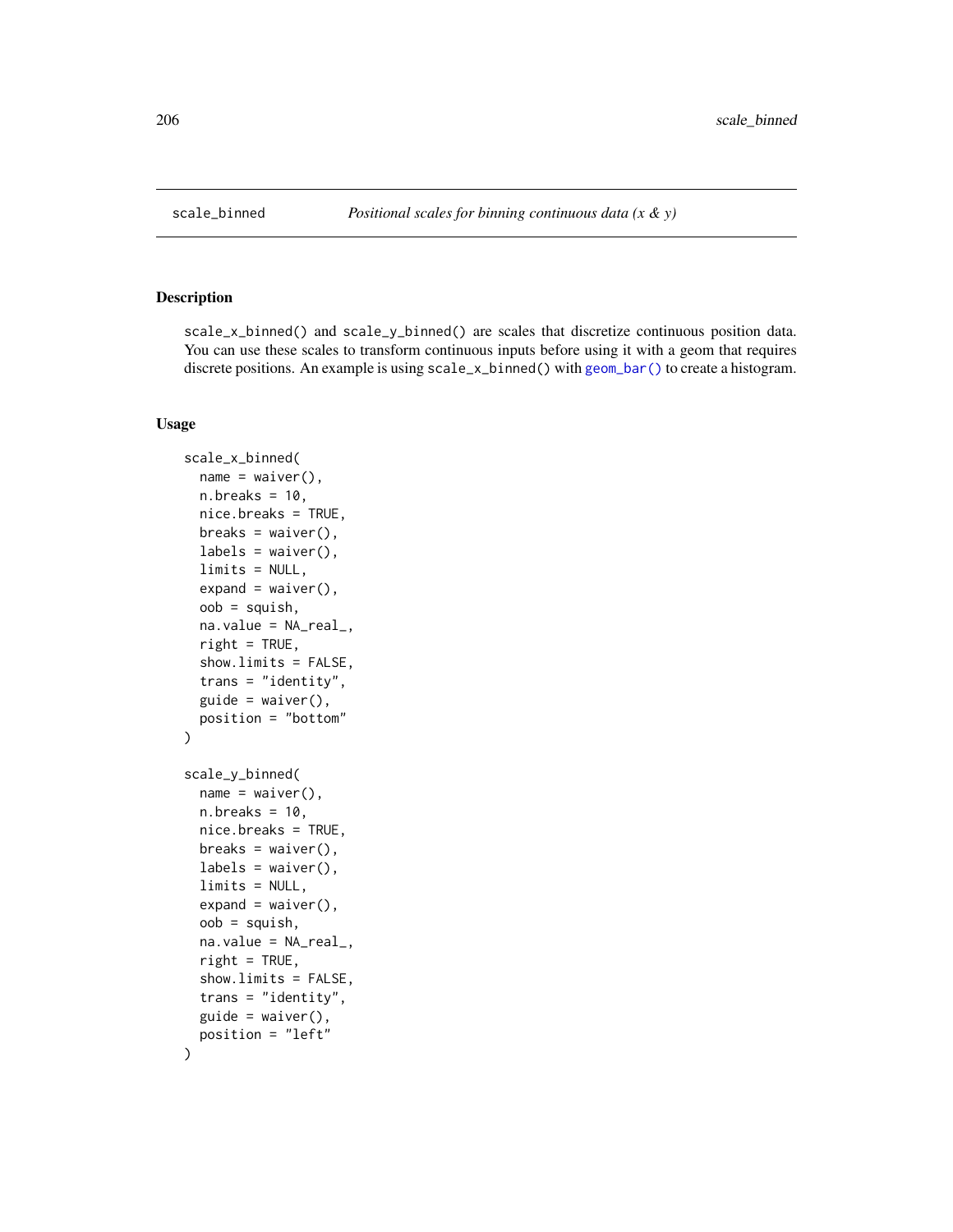scale_binned — *Positional scales for binning continuous data (x & y)*

## Description

scale_x_binned() and scale_y_binned() are scales that discretize continuous position data. You can use these scales to transform continuous inputs before using it with a geom that requires discrete positions. An example is using scale_x_binned() with geom_bar() to create a histogram.

## Usage

```
scale_x_binned(
  name = waiver(),
  n.breaks = 10,
  nice.breaks = TRUE,
  breaks = waiver(),
  labels = waiver(),
  limits = NULL,
  expand = waiver(),
  oob = squish,
  na.value = NA_real_,
  right = TRUE,
  show.limits = FALSE,
  trans = "identity",
  guide = waiver(),
  position = "bottom"
)

scale_y_binned(
  name = waiver(),
  n.breaks = 10,
  nice.breaks = TRUE,
  breaks = waiver(),
  labels = waiver(),
  limits = NULL,
  expand = waiver(),
  oob = squish,
  na.value = NA_real_,
  right = TRUE,
  show.limits = FALSE,
  trans = "identity",
  guide = waiver(),
  position = "left"
)
```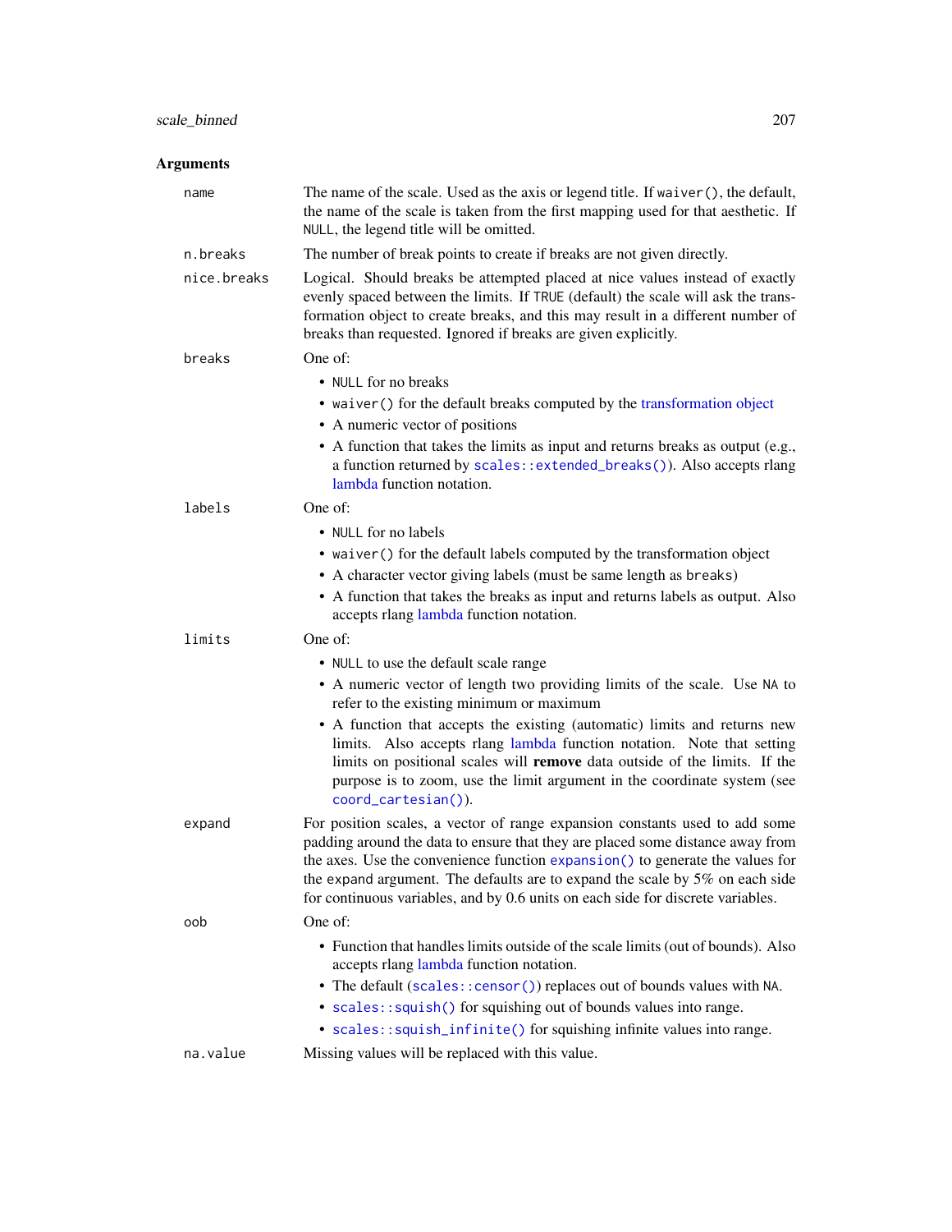## Arguments

**name**
: The name of the scale. Used as the axis or legend title. If `waiver()`, the default, the name of the scale is taken from the first mapping used for that aesthetic. If `NULL`, the legend title will be omitted.

**n.breaks**
: The number of break points to create if breaks are not given directly.

**nice.breaks**
: Logical. Should breaks be attempted placed at nice values instead of exactly evenly spaced between the limits. If `TRUE` (default) the scale will ask the transformation object to create breaks, and this may result in a different number of breaks than requested. Ignored if breaks are given explicitly.

**breaks**
: One of:
  - `NULL` for no breaks
  - `waiver()` for the default breaks computed by the transformation object
  - A numeric vector of positions
  - A function that takes the limits as input and returns breaks as output (e.g., a function returned by `scales::extended_breaks()`). Also accepts rlang lambda function notation.

**labels**
: One of:
  - `NULL` for no labels
  - `waiver()` for the default labels computed by the transformation object
  - A character vector giving labels (must be same length as `breaks`)
  - A function that takes the breaks as input and returns labels as output. Also accepts rlang lambda function notation.

**limits**
: One of:
  - `NULL` to use the default scale range
  - A numeric vector of length two providing limits of the scale. Use `NA` to refer to the existing minimum or maximum
  - A function that accepts the existing (automatic) limits and returns new limits. Also accepts rlang lambda function notation. Note that setting limits on positional scales will **remove** data outside of the limits. If the purpose is to zoom, use the limit argument in the coordinate system (see `coord_cartesian()`).

**expand**
: For position scales, a vector of range expansion constants used to add some padding around the data to ensure that they are placed some distance away from the axes. Use the convenience function `expansion()` to generate the values for the expand argument. The defaults are to expand the scale by 5% on each side for continuous variables, and by 0.6 units on each side for discrete variables.

**oob**
: One of:
  - Function that handles limits outside of the scale limits (out of bounds). Also accepts rlang lambda function notation.
  - The default (`scales::censor()`) replaces out of bounds values with `NA`.
  - `scales::squish()` for squishing out of bounds values into range.
  - `scales::squish_infinite()` for squishing infinite values into range.

**na.value**
: Missing values will be replaced with this value.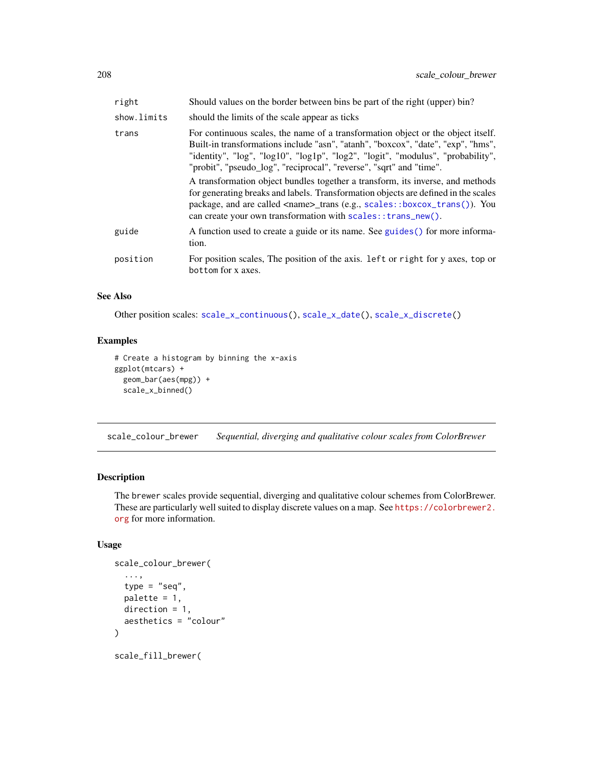| | |
|---|---|
| right | Should values on the border between bins be part of the right (upper) bin? |
| show.limits | should the limits of the scale appear as ticks |
| trans | For continuous scales, the name of a transformation object or the object itself. Built-in transformations include "asn", "atanh", "boxcox", "date", "exp", "hms", "identity", "log", "log10", "log1p", "log2", "logit", "modulus", "probability", "probit", "pseudo_log", "reciprocal", "reverse", "sqrt" and "time".<br><br>A transformation object bundles together a transform, its inverse, and methods for generating breaks and labels. Transformation objects are defined in the scales package, and are called <name>_trans (e.g., `scales::boxcox_trans()`). You can create your own transformation with `scales::trans_new()`. |
| guide | A function used to create a guide or its name. See `guides()` for more information. |
| position | For position scales, The position of the axis. `left` or `right` for y axes, `top` or `bottom` for x axes. |

### See Also

Other position scales: `scale_x_continuous()`, `scale_x_date()`, `scale_x_discrete()`

### Examples

```
# Create a histogram by binning the x-axis
ggplot(mtcars) +
  geom_bar(aes(mpg)) +
  scale_x_binned()
```

---

## scale_colour_brewer *Sequential, diverging and qualitative colour scales from ColorBrewer*

---

### Description

The `brewer` scales provide sequential, diverging and qualitative colour schemes from ColorBrewer. These are particularly well suited to display discrete values on a map. See https://colorbrewer2.org for more information.

### Usage

```
scale_colour_brewer(
  ...,
  type = "seq",
  palette = 1,
  direction = 1,
  aesthetics = "colour"
)

scale_fill_brewer(
```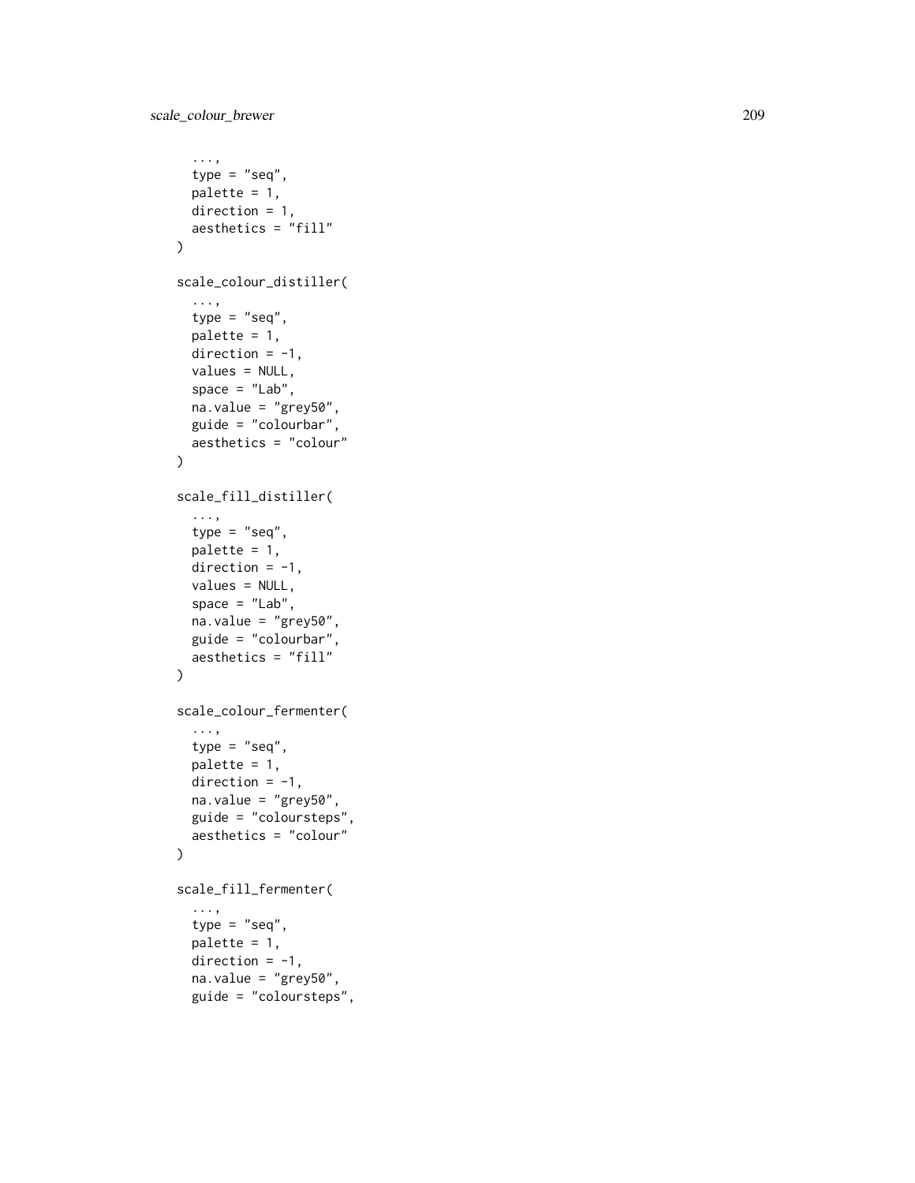```
  ...,
  type = "seq",
  palette = 1,
  direction = 1,
  aesthetics = "fill"
)

scale_colour_distiller(
  ...,
  type = "seq",
  palette = 1,
  direction = -1,
  values = NULL,
  space = "Lab",
  na.value = "grey50",
  guide = "colourbar",
  aesthetics = "colour"
)

scale_fill_distiller(
  ...,
  type = "seq",
  palette = 1,
  direction = -1,
  values = NULL,
  space = "Lab",
  na.value = "grey50",
  guide = "colourbar",
  aesthetics = "fill"
)

scale_colour_fermenter(
  ...,
  type = "seq",
  palette = 1,
  direction = -1,
  na.value = "grey50",
  guide = "coloursteps",
  aesthetics = "colour"
)

scale_fill_fermenter(
  ...,
  type = "seq",
  palette = 1,
  direction = -1,
  na.value = "grey50",
  guide = "coloursteps",
```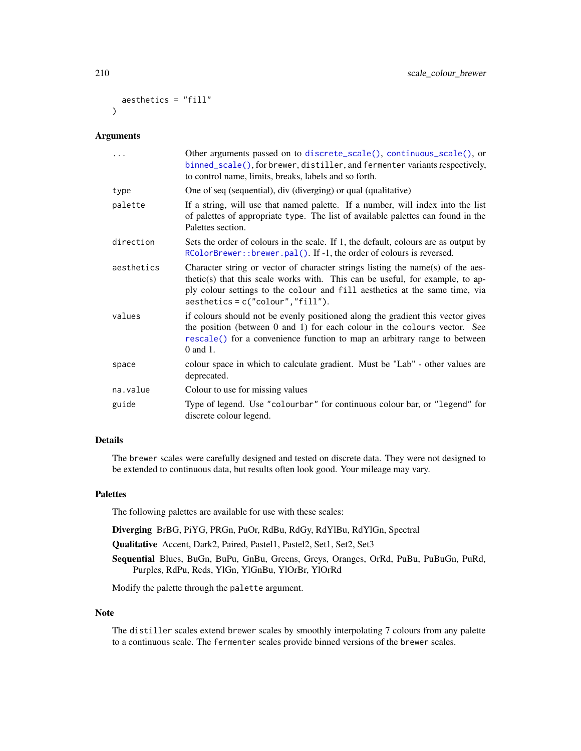```
  aesthetics = "fill"
)
```

## Arguments

| | |
|---|---|
| `...` | Other arguments passed on to `discrete_scale()`, `continuous_scale()`, or `binned_scale()`, for `brewer`, `distiller`, and `fermenter` variants respectively, to control name, limits, breaks, labels and so forth. |
| `type` | One of seq (sequential), div (diverging) or qual (qualitative) |
| `palette` | If a string, will use that named palette. If a number, will index into the list of palettes of appropriate `type`. The list of available palettes can found in the Palettes section. |
| `direction` | Sets the order of colours in the scale. If 1, the default, colours are as output by `RColorBrewer::brewer.pal()`. If -1, the order of colours is reversed. |
| `aesthetics` | Character string or vector of character strings listing the name(s) of the aesthetic(s) that this scale works with. This can be useful, for example, to apply colour settings to the `colour` and `fill` aesthetics at the same time, via `aesthetics = c("colour","fill")`. |
| `values` | if colours should not be evenly positioned along the gradient this vector gives the position (between 0 and 1) for each colour in the `colours` vector. See `rescale()` for a convenience function to map an arbitrary range to between 0 and 1. |
| `space` | colour space in which to calculate gradient. Must be "Lab" - other values are deprecated. |
| `na.value` | Colour to use for missing values |
| `guide` | Type of legend. Use `"colourbar"` for continuous colour bar, or `"legend"` for discrete colour legend. |

## Details

The `brewer` scales were carefully designed and tested on discrete data. They were not designed to be extended to continuous data, but results often look good. Your mileage may vary.

## Palettes

The following palettes are available for use with these scales:

**Diverging** BrBG, PiYG, PRGn, PuOr, RdBu, RdGy, RdYlBu, RdYlGn, Spectral

**Qualitative** Accent, Dark2, Paired, Pastel1, Pastel2, Set1, Set2, Set3

**Sequential** Blues, BuGn, BuPu, GnBu, Greens, Greys, Oranges, OrRd, PuBu, PuBuGn, PuRd, Purples, RdPu, Reds, YlGn, YlGnBu, YlOrBr, YlOrRd

Modify the palette through the `palette` argument.

## Note

The `distiller` scales extend `brewer` scales by smoothly interpolating 7 colours from any palette to a continuous scale. The `fermenter` scales provide binned versions of the `brewer` scales.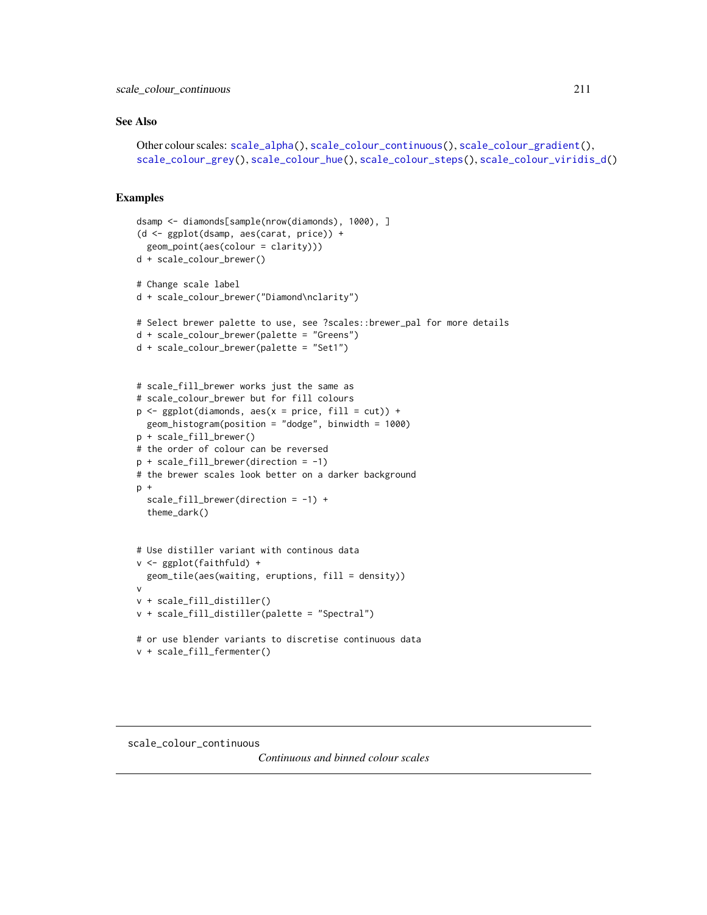## See Also

Other colour scales: scale_alpha(), scale_colour_continuous(), scale_colour_gradient(), scale_colour_grey(), scale_colour_hue(), scale_colour_steps(), scale_colour_viridis_d()

## Examples

```
dsamp <- diamonds[sample(nrow(diamonds), 1000), ]
(d <- ggplot(dsamp, aes(carat, price)) +
  geom_point(aes(colour = clarity)))
d + scale_colour_brewer()

# Change scale label
d + scale_colour_brewer("Diamond\nclarity")

# Select brewer palette to use, see ?scales::brewer_pal for more details
d + scale_colour_brewer(palette = "Greens")
d + scale_colour_brewer(palette = "Set1")


# scale_fill_brewer works just the same as
# scale_colour_brewer but for fill colours
p <- ggplot(diamonds, aes(x = price, fill = cut)) +
  geom_histogram(position = "dodge", binwidth = 1000)
p + scale_fill_brewer()
# the order of colour can be reversed
p + scale_fill_brewer(direction = -1)
# the brewer scales look better on a darker background
p +
  scale_fill_brewer(direction = -1) +
  theme_dark()


# Use distiller variant with continous data
v <- ggplot(faithfuld) +
  geom_tile(aes(waiting, eruptions, fill = density))
v
v + scale_fill_distiller()
v + scale_fill_distiller(palette = "Spectral")

# or use blender variants to discretise continuous data
v + scale_fill_fermenter()
```

---

# scale_colour_continuous

*Continuous and binned colour scales*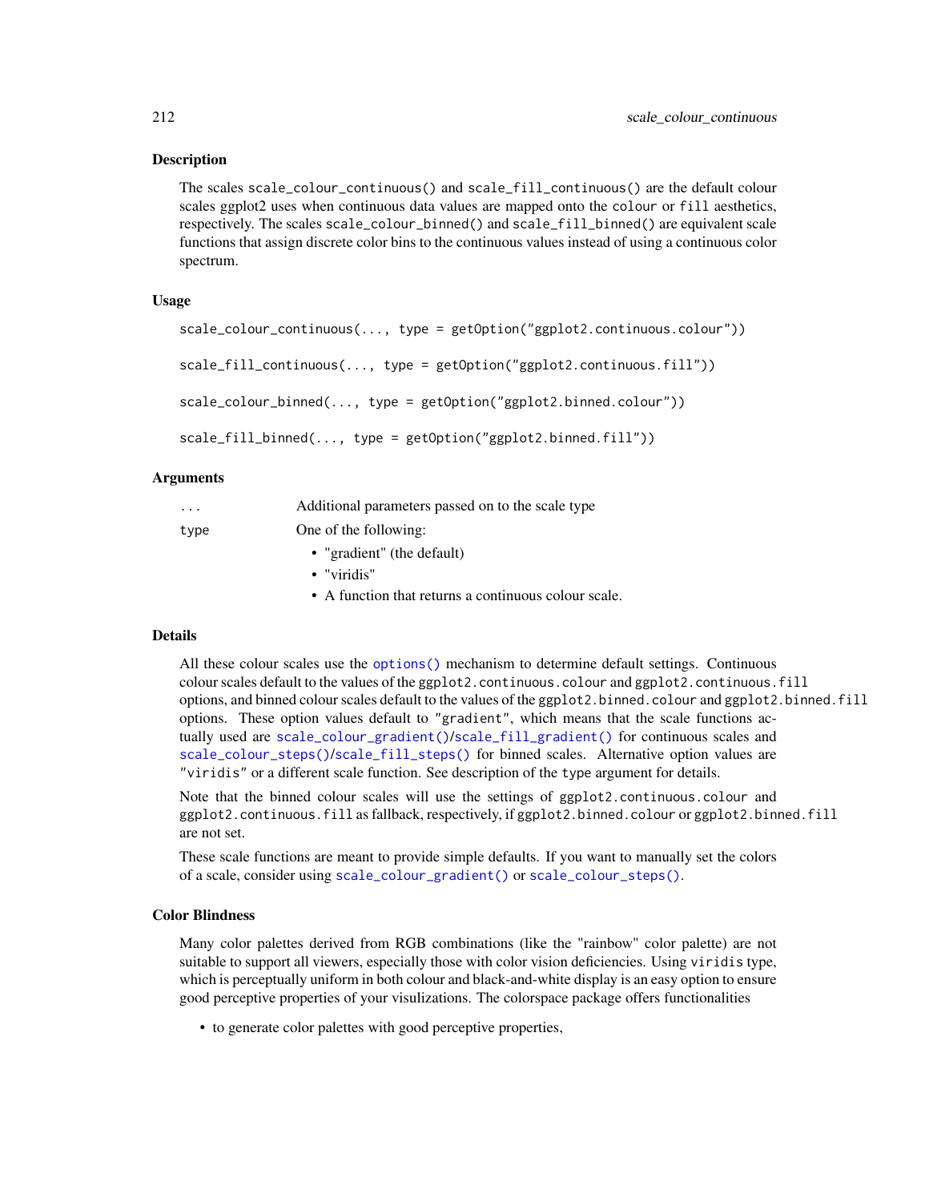## Description

The scales `scale_colour_continuous()` and `scale_fill_continuous()` are the default colour scales ggplot2 uses when continuous data values are mapped onto the `colour` or `fill` aesthetics, respectively. The scales `scale_colour_binned()` and `scale_fill_binned()` are equivalent scale functions that assign discrete color bins to the continuous values instead of using a continuous color spectrum.

## Usage

```
scale_colour_continuous(..., type = getOption("ggplot2.continuous.colour"))

scale_fill_continuous(..., type = getOption("ggplot2.continuous.fill"))

scale_colour_binned(..., type = getOption("ggplot2.binned.colour"))

scale_fill_binned(..., type = getOption("ggplot2.binned.fill"))
```

## Arguments

| | |
|---|---|
| `...` | Additional parameters passed on to the scale type |
| `type` | One of the following: <br>• "gradient" (the default) <br>• "viridis" <br>• A function that returns a continuous colour scale. |

## Details

All these colour scales use the `options()` mechanism to determine default settings. Continuous colour scales default to the values of the `ggplot2.continuous.colour` and `ggplot2.continuous.fill` options, and binned colour scales default to the values of the `ggplot2.binned.colour` and `ggplot2.binned.fill` options. These option values default to `"gradient"`, which means that the scale functions actually used are `scale_colour_gradient()`/`scale_fill_gradient()` for continuous scales and `scale_colour_steps()`/`scale_fill_steps()` for binned scales. Alternative option values are `"viridis"` or a different scale function. See description of the `type` argument for details.

Note that the binned colour scales will use the settings of `ggplot2.continuous.colour` and `ggplot2.continuous.fill` as fallback, respectively, if `ggplot2.binned.colour` or `ggplot2.binned.fill` are not set.

These scale functions are meant to provide simple defaults. If you want to manually set the colors of a scale, consider using `scale_colour_gradient()` or `scale_colour_steps()`.

## Color Blindness

Many color palettes derived from RGB combinations (like the "rainbow" color palette) are not suitable to support all viewers, especially those with color vision deficiencies. Using `viridis` type, which is perceptually uniform in both colour and black-and-white display is an easy option to ensure good perceptive properties of your visulizations. The colorspace package offers functionalities

- to generate color palettes with good perceptive properties,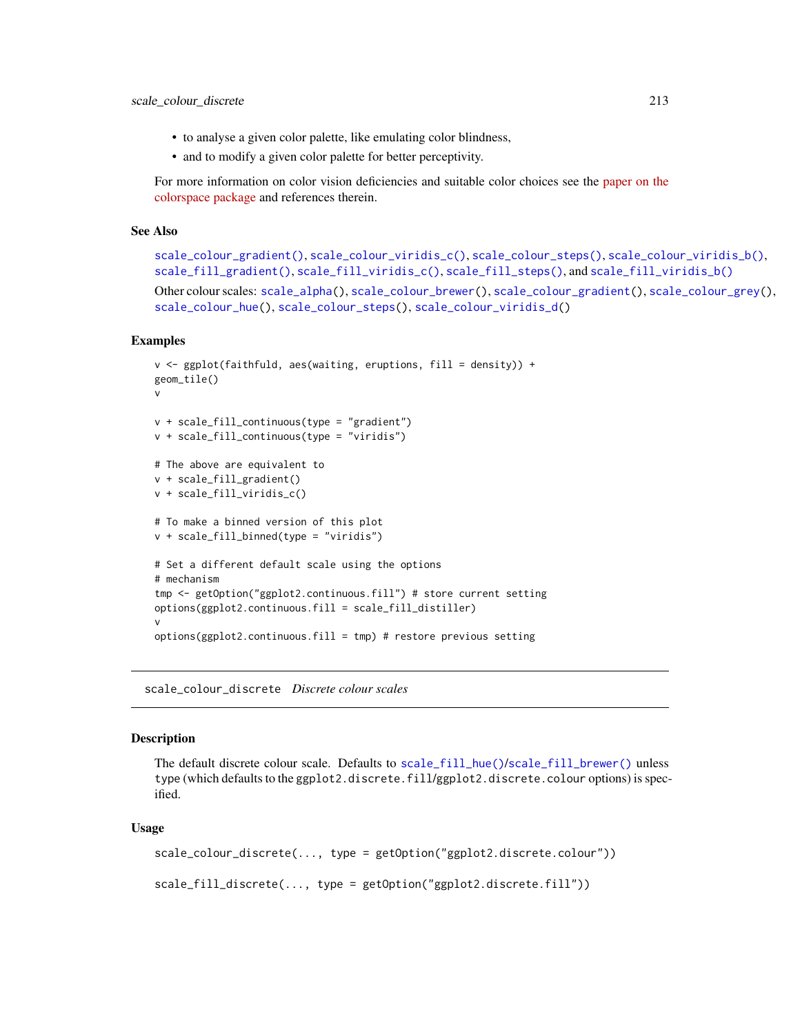- to analyse a given color palette, like emulating color blindness,
- and to modify a given color palette for better perceptivity.

For more information on color vision deficiencies and suitable color choices see the paper on the colorspace package and references therein.

### See Also

scale_colour_gradient(), scale_colour_viridis_c(), scale_colour_steps(), scale_colour_viridis_b(), scale_fill_gradient(), scale_fill_viridis_c(), scale_fill_steps(), and scale_fill_viridis_b()

Other colour scales: scale_alpha(), scale_colour_brewer(), scale_colour_gradient(), scale_colour_grey(), scale_colour_hue(), scale_colour_steps(), scale_colour_viridis_d()

### Examples

```
v <- ggplot(faithfuld, aes(waiting, eruptions, fill = density)) +
geom_tile()
v

v + scale_fill_continuous(type = "gradient")
v + scale_fill_continuous(type = "viridis")

# The above are equivalent to
v + scale_fill_gradient()
v + scale_fill_viridis_c()

# To make a binned version of this plot
v + scale_fill_binned(type = "viridis")

# Set a different default scale using the options
# mechanism
tmp <- getOption("ggplot2.continuous.fill") # store current setting
options(ggplot2.continuous.fill = scale_fill_distiller)
v
options(ggplot2.continuous.fill = tmp) # restore previous setting
```

---

## scale_colour_discrete *Discrete colour scales*

### Description

The default discrete colour scale. Defaults to scale_fill_hue()/scale_fill_brewer() unless `type` (which defaults to the `ggplot2.discrete.fill`/`ggplot2.discrete.colour` options) is specified.

### Usage

```
scale_colour_discrete(..., type = getOption("ggplot2.discrete.colour"))

scale_fill_discrete(..., type = getOption("ggplot2.discrete.fill"))
```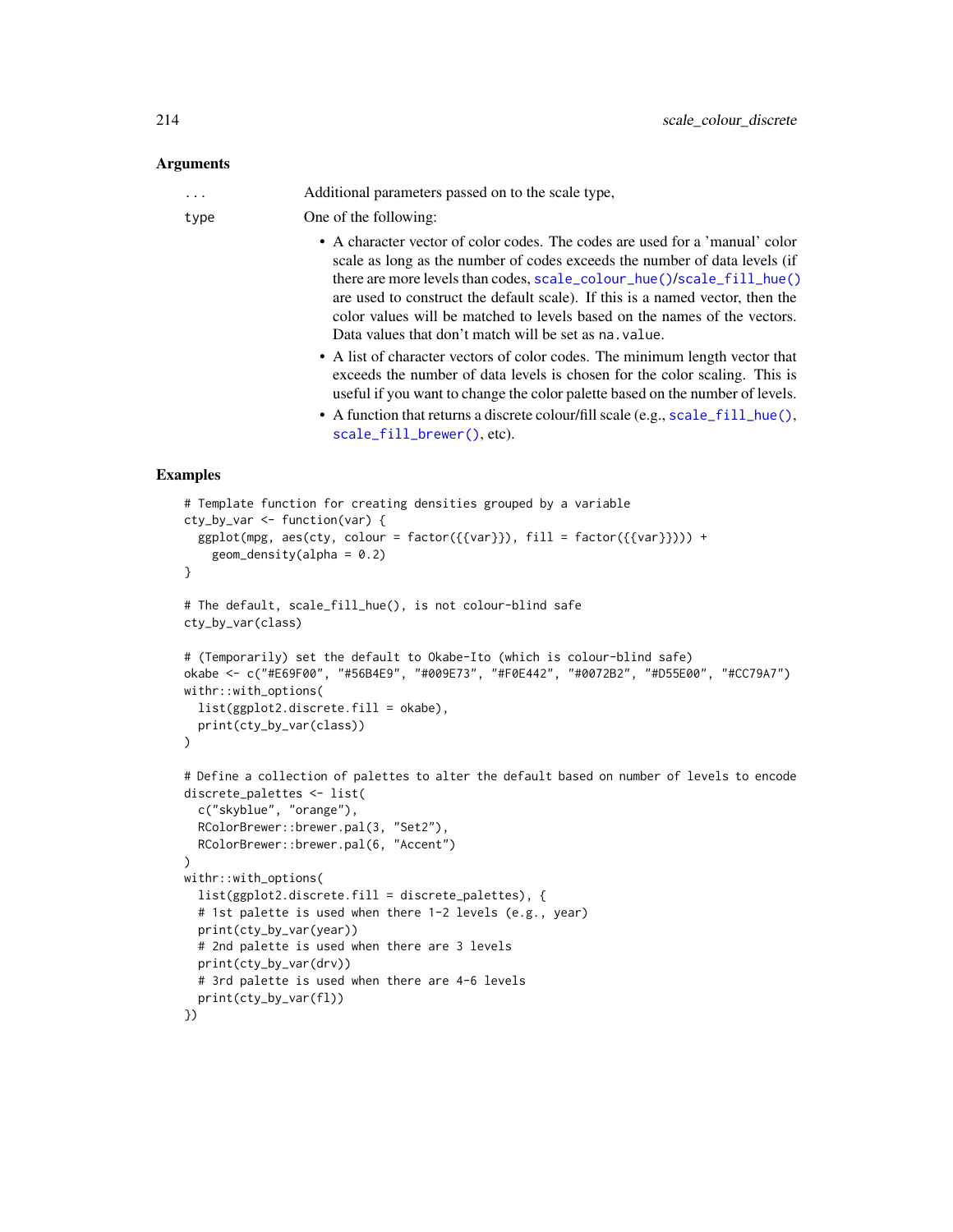## Arguments

`...` Additional parameters passed on to the scale type,

`type` One of the following:

- A character vector of color codes. The codes are used for a 'manual' color scale as long as the number of codes exceeds the number of data levels (if there are more levels than codes, `scale_colour_hue()`/`scale_fill_hue()` are used to construct the default scale). If this is a named vector, then the color values will be matched to levels based on the names of the vectors. Data values that don't match will be set as `na.value`.
- A list of character vectors of color codes. The minimum length vector that exceeds the number of data levels is chosen for the color scaling. This is useful if you want to change the color palette based on the number of levels.
- A function that returns a discrete colour/fill scale (e.g., `scale_fill_hue()`, `scale_fill_brewer()`, etc).

## Examples

```
# Template function for creating densities grouped by a variable
cty_by_var <- function(var) {
  ggplot(mpg, aes(cty, colour = factor({{var}}), fill = factor({{var}}))) +
    geom_density(alpha = 0.2)
}

# The default, scale_fill_hue(), is not colour-blind safe
cty_by_var(class)

# (Temporarily) set the default to Okabe-Ito (which is colour-blind safe)
okabe <- c("#E69F00", "#56B4E9", "#009E73", "#F0E442", "#0072B2", "#D55E00", "#CC79A7")
withr::with_options(
  list(ggplot2.discrete.fill = okabe),
  print(cty_by_var(class))
)

# Define a collection of palettes to alter the default based on number of levels to encode
discrete_palettes <- list(
  c("skyblue", "orange"),
  RColorBrewer::brewer.pal(3, "Set2"),
  RColorBrewer::brewer.pal(6, "Accent")
)
withr::with_options(
  list(ggplot2.discrete.fill = discrete_palettes), {
  # 1st palette is used when there 1-2 levels (e.g., year)
  print(cty_by_var(year))
  # 2nd palette is used when there are 3 levels
  print(cty_by_var(drv))
  # 3rd palette is used when there are 4-6 levels
  print(cty_by_var(fl))
})
```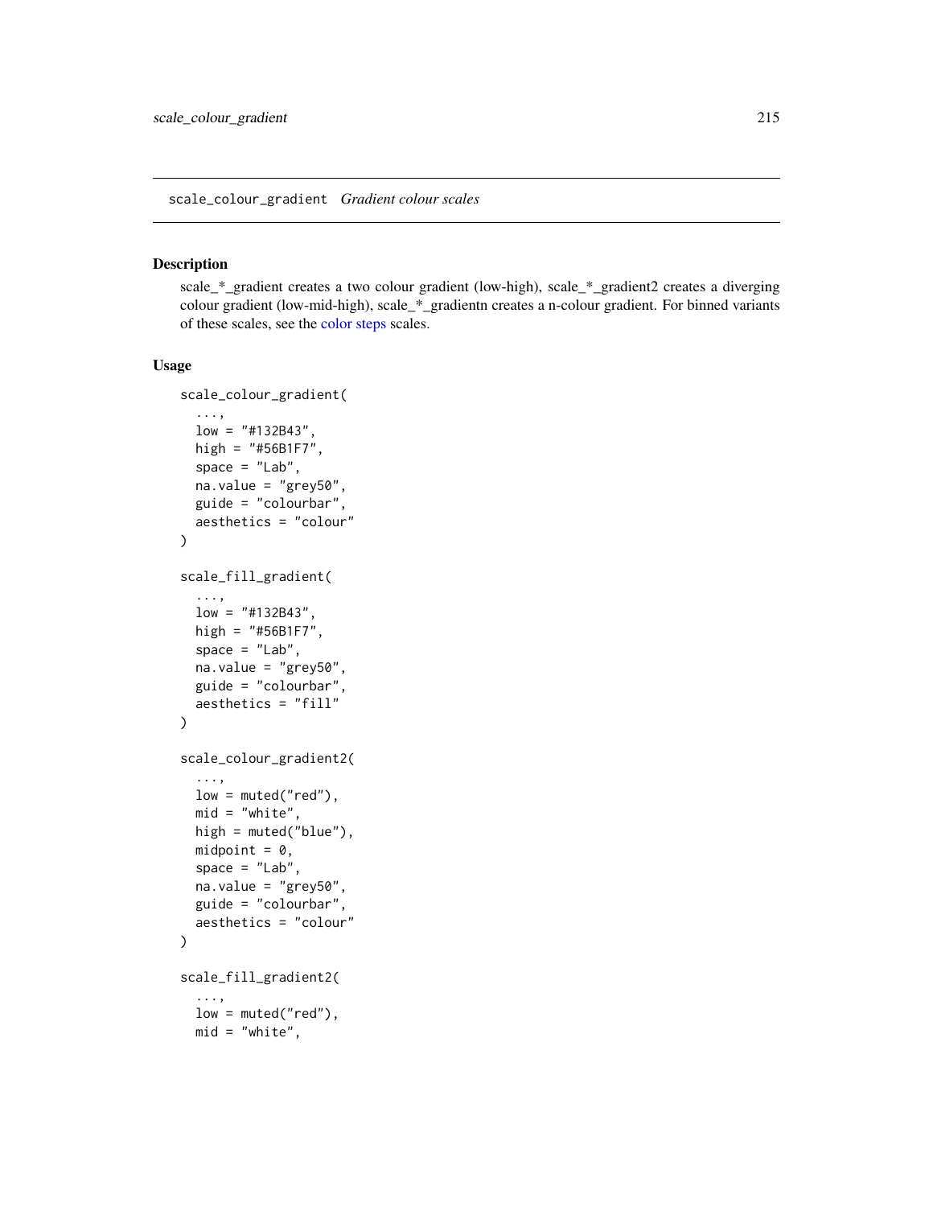scale_colour_gradient *Gradient colour scales*

## Description

scale_*_gradient creates a two colour gradient (low-high), scale_*_gradient2 creates a diverging colour gradient (low-mid-high), scale_*_gradientn creates a n-colour gradient. For binned variants of these scales, see the color steps scales.

## Usage

```
scale_colour_gradient(
  ...,
  low = "#132B43",
  high = "#56B1F7",
  space = "Lab",
  na.value = "grey50",
  guide = "colourbar",
  aesthetics = "colour"
)

scale_fill_gradient(
  ...,
  low = "#132B43",
  high = "#56B1F7",
  space = "Lab",
  na.value = "grey50",
  guide = "colourbar",
  aesthetics = "fill"
)

scale_colour_gradient2(
  ...,
  low = muted("red"),
  mid = "white",
  high = muted("blue"),
  midpoint = 0,
  space = "Lab",
  na.value = "grey50",
  guide = "colourbar",
  aesthetics = "colour"
)

scale_fill_gradient2(
  ...,
  low = muted("red"),
  mid = "white",
```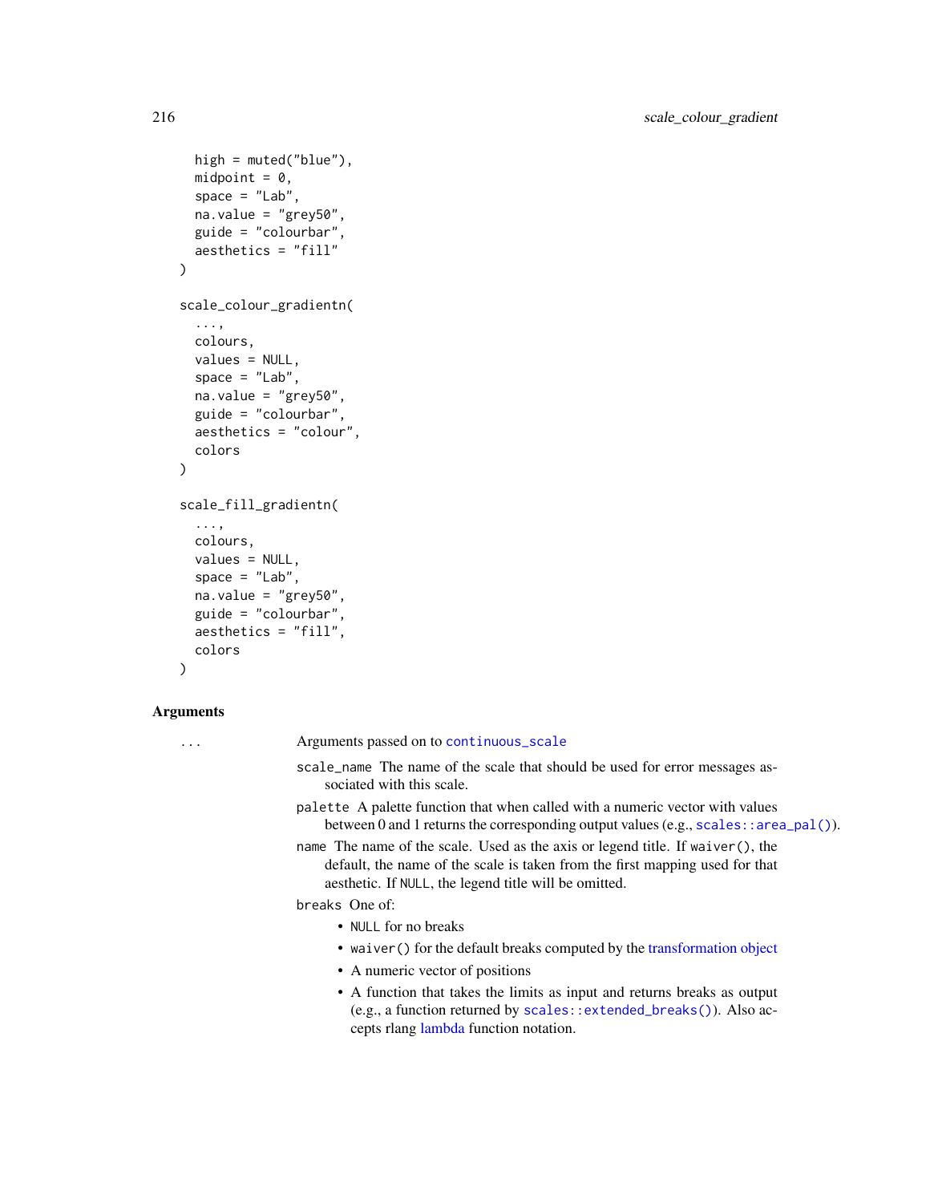```
  high = muted("blue"),
  midpoint = 0,
  space = "Lab",
  na.value = "grey50",
  guide = "colourbar",
  aesthetics = "fill"
)

scale_colour_gradientn(
  ...,
  colours,
  values = NULL,
  space = "Lab",
  na.value = "grey50",
  guide = "colourbar",
  aesthetics = "colour",
  colors
)

scale_fill_gradientn(
  ...,
  colours,
  values = NULL,
  space = "Lab",
  na.value = "grey50",
  guide = "colourbar",
  aesthetics = "fill",
  colors
)
```

## Arguments

`...` Arguments passed on to `continuous_scale`

- `scale_name` The name of the scale that should be used for error messages associated with this scale.
- `palette` A palette function that when called with a numeric vector with values between 0 and 1 returns the corresponding output values (e.g., `scales::area_pal()`).
- `name` The name of the scale. Used as the axis or legend title. If `waiver()`, the default, the name of the scale is taken from the first mapping used for that aesthetic. If `NULL`, the legend title will be omitted.
- `breaks` One of:
  - `NULL` for no breaks
  - `waiver()` for the default breaks computed by the transformation object
  - A numeric vector of positions
  - A function that takes the limits as input and returns breaks as output (e.g., a function returned by `scales::extended_breaks()`). Also accepts rlang lambda function notation.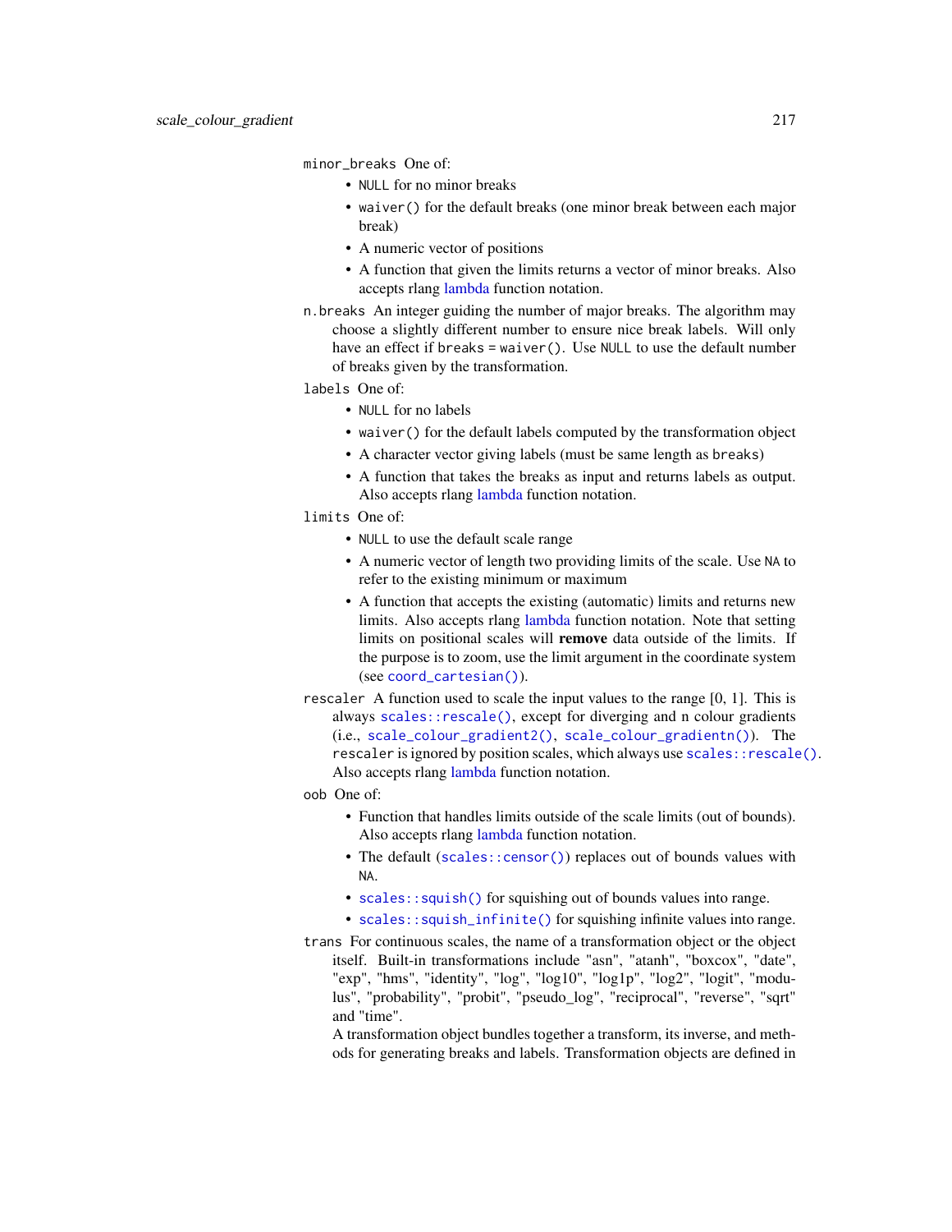`minor_breaks` One of:

- `NULL` for no minor breaks
- `waiver()` for the default breaks (one minor break between each major break)
- A numeric vector of positions
- A function that given the limits returns a vector of minor breaks. Also accepts rlang lambda function notation.

`n.breaks` An integer guiding the number of major breaks. The algorithm may choose a slightly different number to ensure nice break labels. Will only have an effect if `breaks = waiver()`. Use `NULL` to use the default number of breaks given by the transformation.

`labels` One of:

- `NULL` for no labels
- `waiver()` for the default labels computed by the transformation object
- A character vector giving labels (must be same length as `breaks`)
- A function that takes the breaks as input and returns labels as output. Also accepts rlang lambda function notation.

`limits` One of:

- `NULL` to use the default scale range
- A numeric vector of length two providing limits of the scale. Use `NA` to refer to the existing minimum or maximum
- A function that accepts the existing (automatic) limits and returns new limits. Also accepts rlang lambda function notation. Note that setting limits on positional scales will **remove** data outside of the limits. If the purpose is to zoom, use the limit argument in the coordinate system (see `coord_cartesian()`).

`rescaler` A function used to scale the input values to the range [0, 1]. This is always `scales::rescale()`, except for diverging and n colour gradients (i.e., `scale_colour_gradient2()`, `scale_colour_gradientn()`). The `rescaler` is ignored by position scales, which always use `scales::rescale()`. Also accepts rlang lambda function notation.

`oob` One of:

- Function that handles limits outside of the scale limits (out of bounds). Also accepts rlang lambda function notation.
- The default (`scales::censor()`) replaces out of bounds values with `NA`.
- `scales::squish()` for squishing out of bounds values into range.
- `scales::squish_infinite()` for squishing infinite values into range.

`trans` For continuous scales, the name of a transformation object or the object itself. Built-in transformations include "asn", "atanh", "boxcox", "date", "exp", "hms", "identity", "log", "log10", "log1p", "log2", "logit", "modulus", "probability", "probit", "pseudo_log", "reciprocal", "reverse", "sqrt" and "time".

A transformation object bundles together a transform, its inverse, and methods for generating breaks and labels. Transformation objects are defined in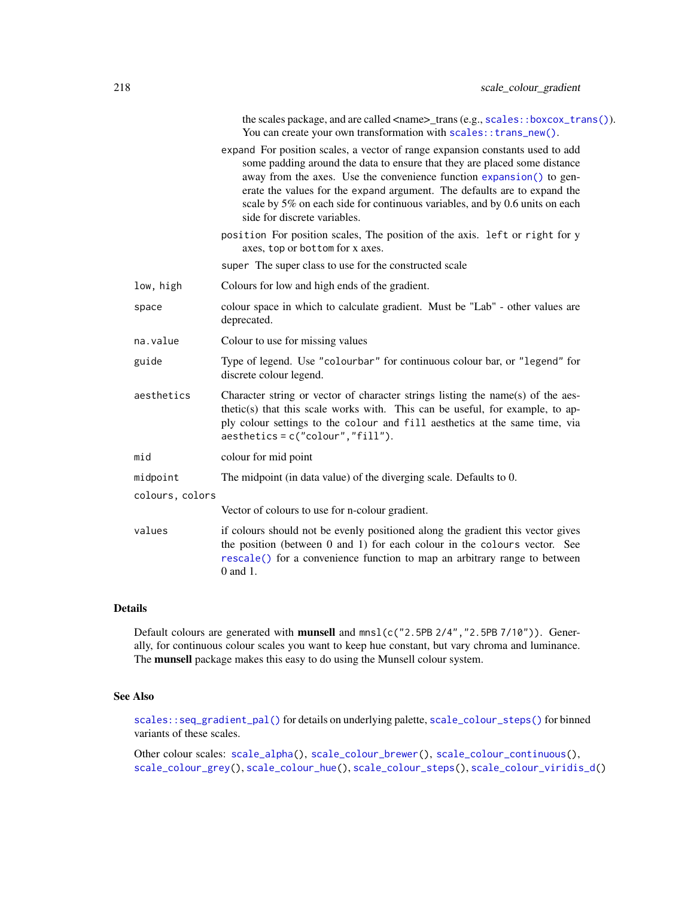the scales package, and are called <name>_trans (e.g., `scales::boxcox_trans()`). You can create your own transformation with `scales::trans_new()`.

`expand` For position scales, a vector of range expansion constants used to add some padding around the data to ensure that they are placed some distance away from the axes. Use the convenience function `expansion()` to generate the values for the `expand` argument. The defaults are to expand the scale by 5% on each side for continuous variables, and by 0.6 units on each side for discrete variables.

`position` For position scales, The position of the axis. `left` or `right` for y axes, `top` or `bottom` for x axes.

`super` The super class to use for the constructed scale

| | |
|---|---|
| `low, high` | Colours for low and high ends of the gradient. |
| `space` | colour space in which to calculate gradient. Must be "Lab" - other values are deprecated. |
| `na.value` | Colour to use for missing values |
| `guide` | Type of legend. Use `"colourbar"` for continuous colour bar, or `"legend"` for discrete colour legend. |
| `aesthetics` | Character string or vector of character strings listing the name(s) of the aesthetic(s) that this scale works with. This can be useful, for example, to apply colour settings to the `colour` and `fill` aesthetics at the same time, via `aesthetics = c("colour","fill")`. |
| `mid` | colour for mid point |
| `midpoint` | The midpoint (in data value) of the diverging scale. Defaults to 0. |
| `colours, colors` | Vector of colours to use for n-colour gradient. |
| `values` | if colours should not be evenly positioned along the gradient this vector gives the position (between 0 and 1) for each colour in the `colours` vector. See `rescale()` for a convenience function to map an arbitrary range to between 0 and 1. |

## Details

Default colours are generated with **munsell** and `mnsl(c("2.5PB 2/4","2.5PB 7/10"))`. Generally, for continuous colour scales you want to keep hue constant, but vary chroma and luminance. The **munsell** package makes this easy to do using the Munsell colour system.

## See Also

`scales::seq_gradient_pal()` for details on underlying palette, `scale_colour_steps()` for binned variants of these scales.

Other colour scales: `scale_alpha()`, `scale_colour_brewer()`, `scale_colour_continuous()`, `scale_colour_grey()`, `scale_colour_hue()`, `scale_colour_steps()`, `scale_colour_viridis_d()`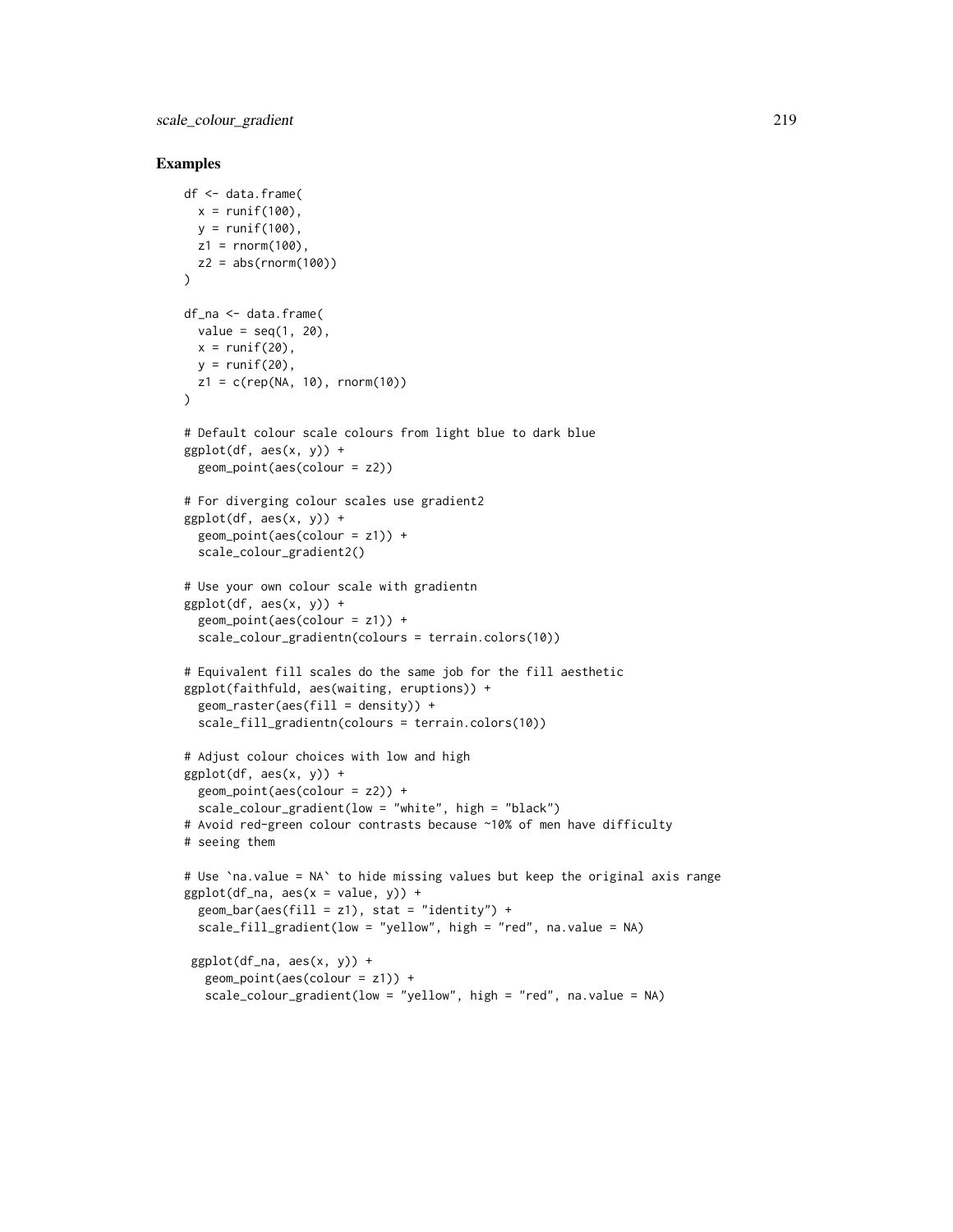## Examples

```
df <- data.frame(
  x = runif(100),
  y = runif(100),
  z1 = rnorm(100),
  z2 = abs(rnorm(100))
)

df_na <- data.frame(
  value = seq(1, 20),
  x = runif(20),
  y = runif(20),
  z1 = c(rep(NA, 10), rnorm(10))
)

# Default colour scale colours from light blue to dark blue
ggplot(df, aes(x, y)) +
  geom_point(aes(colour = z2))

# For diverging colour scales use gradient2
ggplot(df, aes(x, y)) +
  geom_point(aes(colour = z1)) +
  scale_colour_gradient2()

# Use your own colour scale with gradientn
ggplot(df, aes(x, y)) +
  geom_point(aes(colour = z1)) +
  scale_colour_gradientn(colours = terrain.colors(10))

# Equivalent fill scales do the same job for the fill aesthetic
ggplot(faithfuld, aes(waiting, eruptions)) +
  geom_raster(aes(fill = density)) +
  scale_fill_gradientn(colours = terrain.colors(10))

# Adjust colour choices with low and high
ggplot(df, aes(x, y)) +
  geom_point(aes(colour = z2)) +
  scale_colour_gradient(low = "white", high = "black")
# Avoid red-green colour contrasts because ~10% of men have difficulty
# seeing them

# Use `na.value = NA` to hide missing values but keep the original axis range
ggplot(df_na, aes(x = value, y)) +
  geom_bar(aes(fill = z1), stat = "identity") +
  scale_fill_gradient(low = "yellow", high = "red", na.value = NA)

 ggplot(df_na, aes(x, y)) +
   geom_point(aes(colour = z1)) +
   scale_colour_gradient(low = "yellow", high = "red", na.value = NA)
```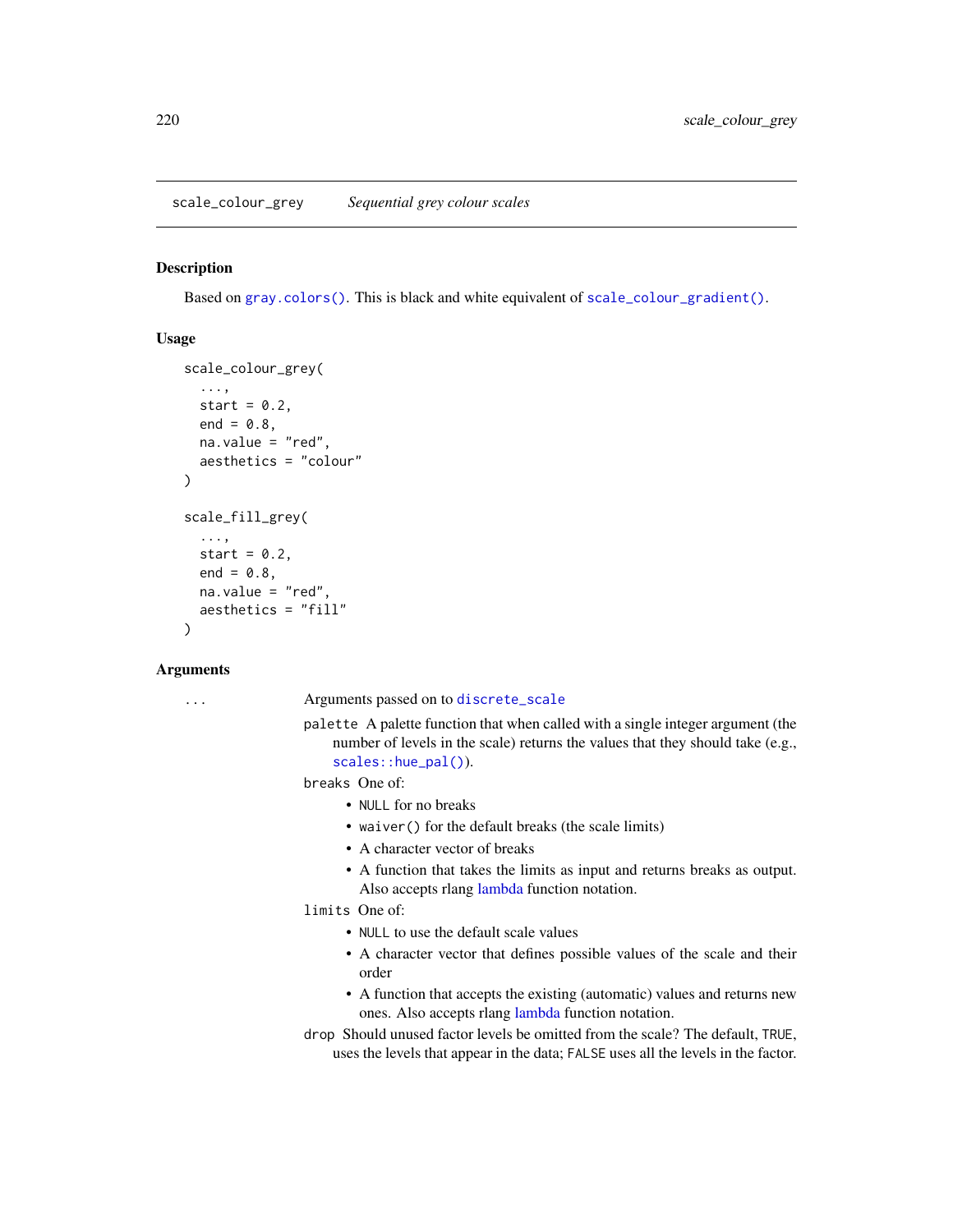## scale_colour_grey — *Sequential grey colour scales*

### Description

Based on `gray.colors()`. This is black and white equivalent of `scale_colour_gradient()`.

### Usage

```
scale_colour_grey(
  ...,
  start = 0.2,
  end = 0.8,
  na.value = "red",
  aesthetics = "colour"
)

scale_fill_grey(
  ...,
  start = 0.2,
  end = 0.8,
  na.value = "red",
  aesthetics = "fill"
)
```

### Arguments

`...` Arguments passed on to `discrete_scale`

- `palette` A palette function that when called with a single integer argument (the number of levels in the scale) returns the values that they should take (e.g., `scales::hue_pal()`).
- `breaks` One of:
  - `NULL` for no breaks
  - `waiver()` for the default breaks (the scale limits)
  - A character vector of breaks
  - A function that takes the limits as input and returns breaks as output. Also accepts rlang lambda function notation.
- `limits` One of:
  - `NULL` to use the default scale values
  - A character vector that defines possible values of the scale and their order
  - A function that accepts the existing (automatic) values and returns new ones. Also accepts rlang lambda function notation.
- `drop` Should unused factor levels be omitted from the scale? The default, `TRUE`, uses the levels that appear in the data; `FALSE` uses all the levels in the factor.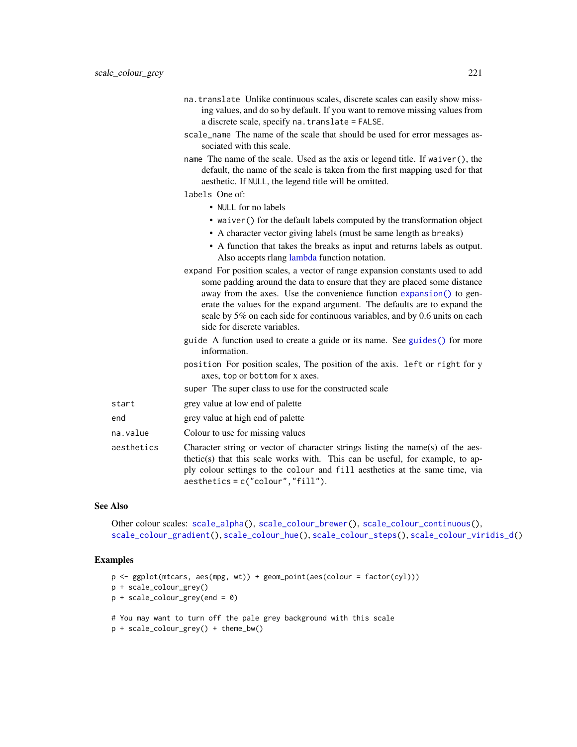`na.translate` Unlike continuous scales, discrete scales can easily show missing values, and do so by default. If you want to remove missing values from a discrete scale, specify `na.translate = FALSE`.

`scale_name` The name of the scale that should be used for error messages associated with this scale.

`name` The name of the scale. Used as the axis or legend title. If `waiver()`, the default, the name of the scale is taken from the first mapping used for that aesthetic. If `NULL`, the legend title will be omitted.

`labels` One of:

- `NULL` for no labels
- `waiver()` for the default labels computed by the transformation object
- A character vector giving labels (must be same length as `breaks`)
- A function that takes the breaks as input and returns labels as output. Also accepts rlang lambda function notation.

`expand` For position scales, a vector of range expansion constants used to add some padding around the data to ensure that they are placed some distance away from the axes. Use the convenience function `expansion()` to generate the values for the `expand` argument. The defaults are to expand the scale by 5% on each side for continuous variables, and by 0.6 units on each side for discrete variables.

`guide` A function used to create a guide or its name. See `guides()` for more information.

`position` For position scales, The position of the axis. `left` or `right` for y axes, `top` or `bottom` for x axes.

`super` The super class to use for the constructed scale

| | |
|---|---|
| `start` | grey value at low end of palette |
| `end` | grey value at high end of palette |
| `na.value` | Colour to use for missing values |
| `aesthetics` | Character string or vector of character strings listing the name(s) of the aesthetic(s) that this scale works with. This can be useful, for example, to apply colour settings to the `colour` and `fill` aesthetics at the same time, via `aesthetics = c("colour","fill")`. |

## See Also

Other colour scales: `scale_alpha()`, `scale_colour_brewer()`, `scale_colour_continuous()`, `scale_colour_gradient()`, `scale_colour_hue()`, `scale_colour_steps()`, `scale_colour_viridis_d()`

## Examples

```
p <- ggplot(mtcars, aes(mpg, wt)) + geom_point(aes(colour = factor(cyl)))
p + scale_colour_grey()
p + scale_colour_grey(end = 0)

# You may want to turn off the pale grey background with this scale
p + scale_colour_grey() + theme_bw()
```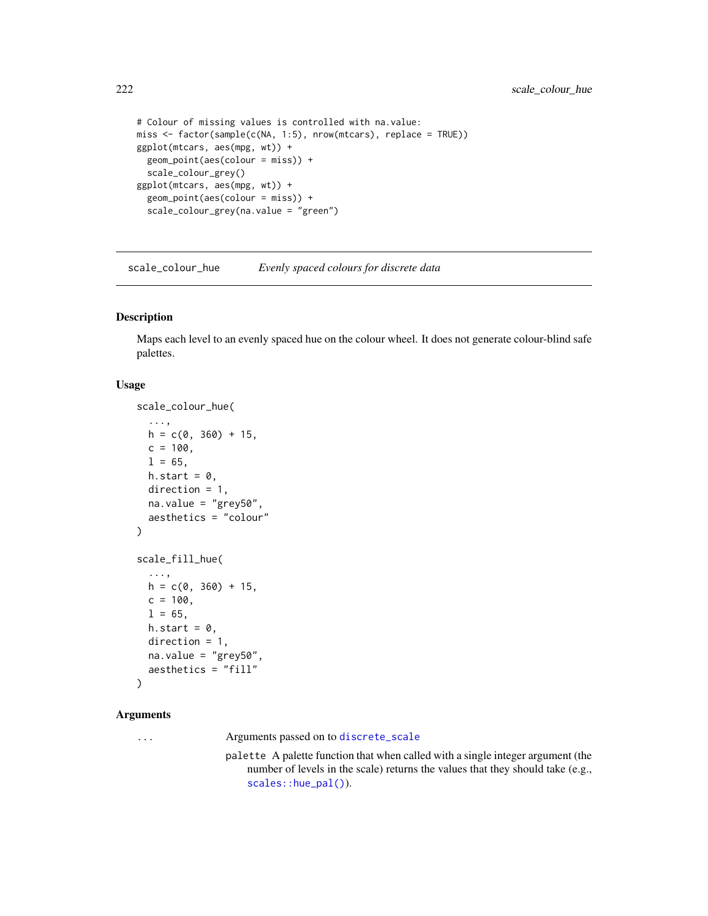```
# Colour of missing values is controlled with na.value:
miss <- factor(sample(c(NA, 1:5), nrow(mtcars), replace = TRUE))
ggplot(mtcars, aes(mpg, wt)) +
  geom_point(aes(colour = miss)) +
  scale_colour_grey()
ggplot(mtcars, aes(mpg, wt)) +
  geom_point(aes(colour = miss)) +
  scale_colour_grey(na.value = "green")
```

## scale_colour_hue — *Evenly spaced colours for discrete data*

### Description

Maps each level to an evenly spaced hue on the colour wheel. It does not generate colour-blind safe palettes.

### Usage

```
scale_colour_hue(
  ...,
  h = c(0, 360) + 15,
  c = 100,
  l = 65,
  h.start = 0,
  direction = 1,
  na.value = "grey50",
  aesthetics = "colour"
)

scale_fill_hue(
  ...,
  h = c(0, 360) + 15,
  c = 100,
  l = 65,
  h.start = 0,
  direction = 1,
  na.value = "grey50",
  aesthetics = "fill"
)
```

### Arguments

`...` Arguments passed on to `discrete_scale`

- `palette` A palette function that when called with a single integer argument (the number of levels in the scale) returns the values that they should take (e.g., `scales::hue_pal()`).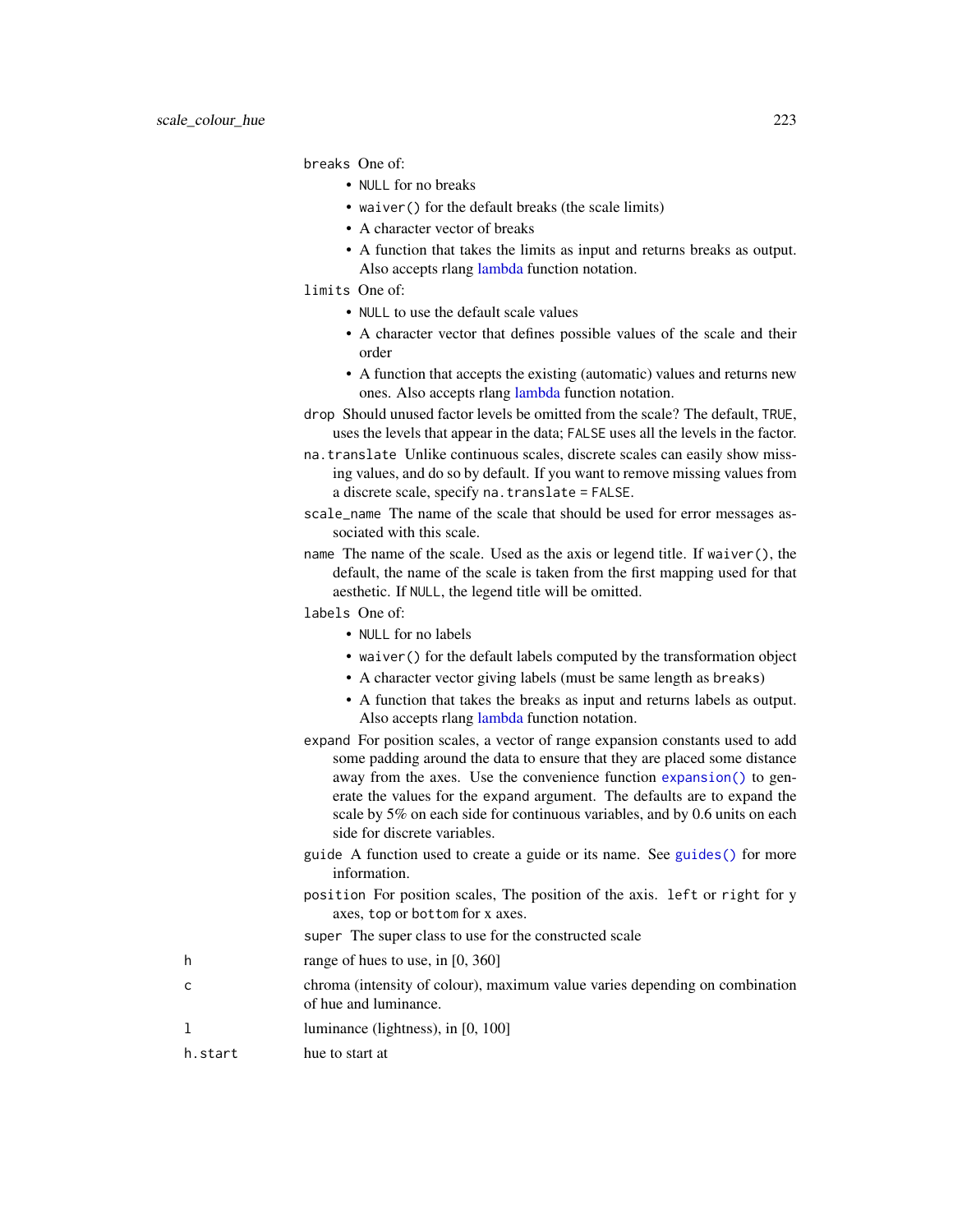`breaks` One of:

- `NULL` for no breaks
- `waiver()` for the default breaks (the scale limits)
- A character vector of breaks
- A function that takes the limits as input and returns breaks as output. Also accepts rlang lambda function notation.

`limits` One of:

- `NULL` to use the default scale values
- A character vector that defines possible values of the scale and their order
- A function that accepts the existing (automatic) values and returns new ones. Also accepts rlang lambda function notation.

`drop` Should unused factor levels be omitted from the scale? The default, `TRUE`, uses the levels that appear in the data; `FALSE` uses all the levels in the factor.

`na.translate` Unlike continuous scales, discrete scales can easily show missing values, and do so by default. If you want to remove missing values from a discrete scale, specify `na.translate = FALSE`.

`scale_name` The name of the scale that should be used for error messages associated with this scale.

`name` The name of the scale. Used as the axis or legend title. If `waiver()`, the default, the name of the scale is taken from the first mapping used for that aesthetic. If `NULL`, the legend title will be omitted.

`labels` One of:

- `NULL` for no labels
- `waiver()` for the default labels computed by the transformation object
- A character vector giving labels (must be same length as `breaks`)
- A function that takes the breaks as input and returns labels as output. Also accepts rlang lambda function notation.

`expand` For position scales, a vector of range expansion constants used to add some padding around the data to ensure that they are placed some distance away from the axes. Use the convenience function `expansion()` to generate the values for the `expand` argument. The defaults are to expand the scale by 5% on each side for continuous variables, and by 0.6 units on each side for discrete variables.

`guide` A function used to create a guide or its name. See `guides()` for more information.

`position` For position scales, The position of the axis. `left` or `right` for y axes, `top` or `bottom` for x axes.

`super` The super class to use for the constructed scale

| | |
|---|---|
| `h` | range of hues to use, in [0, 360] |
| `c` | chroma (intensity of colour), maximum value varies depending on combination of hue and luminance. |
| `l` | luminance (lightness), in [0, 100] |
| `h.start` | hue to start at |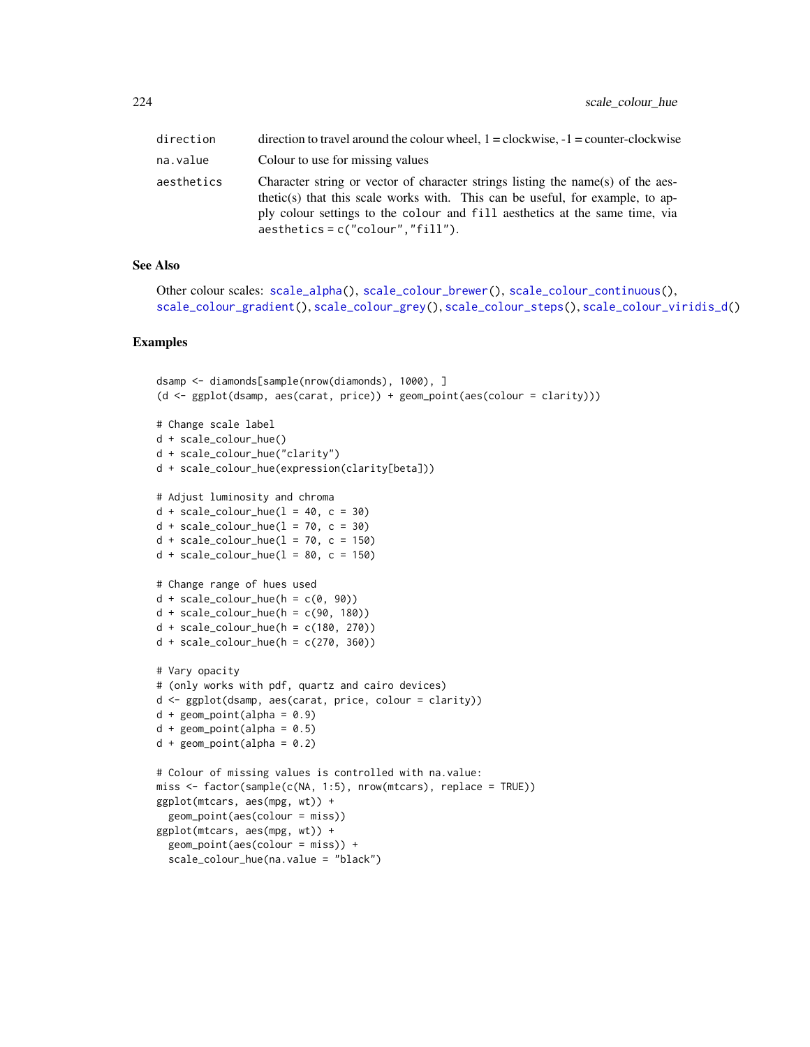| | |
|---|---|
| direction | direction to travel around the colour wheel, 1 = clockwise, -1 = counter-clockwise |
| na.value | Colour to use for missing values |
| aesthetics | Character string or vector of character strings listing the name(s) of the aesthetic(s) that this scale works with. This can be useful, for example, to apply colour settings to the colour and fill aesthetics at the same time, via aesthetics = c("colour","fill"). |

### See Also

Other colour scales: scale_alpha(), scale_colour_brewer(), scale_colour_continuous(), scale_colour_gradient(), scale_colour_grey(), scale_colour_steps(), scale_colour_viridis_d()

### Examples

```
dsamp <- diamonds[sample(nrow(diamonds), 1000), ]
(d <- ggplot(dsamp, aes(carat, price)) + geom_point(aes(colour = clarity)))

# Change scale label
d + scale_colour_hue()
d + scale_colour_hue("clarity")
d + scale_colour_hue(expression(clarity[beta]))

# Adjust luminosity and chroma
d + scale_colour_hue(l = 40, c = 30)
d + scale_colour_hue(l = 70, c = 30)
d + scale_colour_hue(l = 70, c = 150)
d + scale_colour_hue(l = 80, c = 150)

# Change range of hues used
d + scale_colour_hue(h = c(0, 90))
d + scale_colour_hue(h = c(90, 180))
d + scale_colour_hue(h = c(180, 270))
d + scale_colour_hue(h = c(270, 360))

# Vary opacity
# (only works with pdf, quartz and cairo devices)
d <- ggplot(dsamp, aes(carat, price, colour = clarity))
d + geom_point(alpha = 0.9)
d + geom_point(alpha = 0.5)
d + geom_point(alpha = 0.2)

# Colour of missing values is controlled with na.value:
miss <- factor(sample(c(NA, 1:5), nrow(mtcars), replace = TRUE))
ggplot(mtcars, aes(mpg, wt)) +
  geom_point(aes(colour = miss))
ggplot(mtcars, aes(mpg, wt)) +
  geom_point(aes(colour = miss)) +
  scale_colour_hue(na.value = "black")
```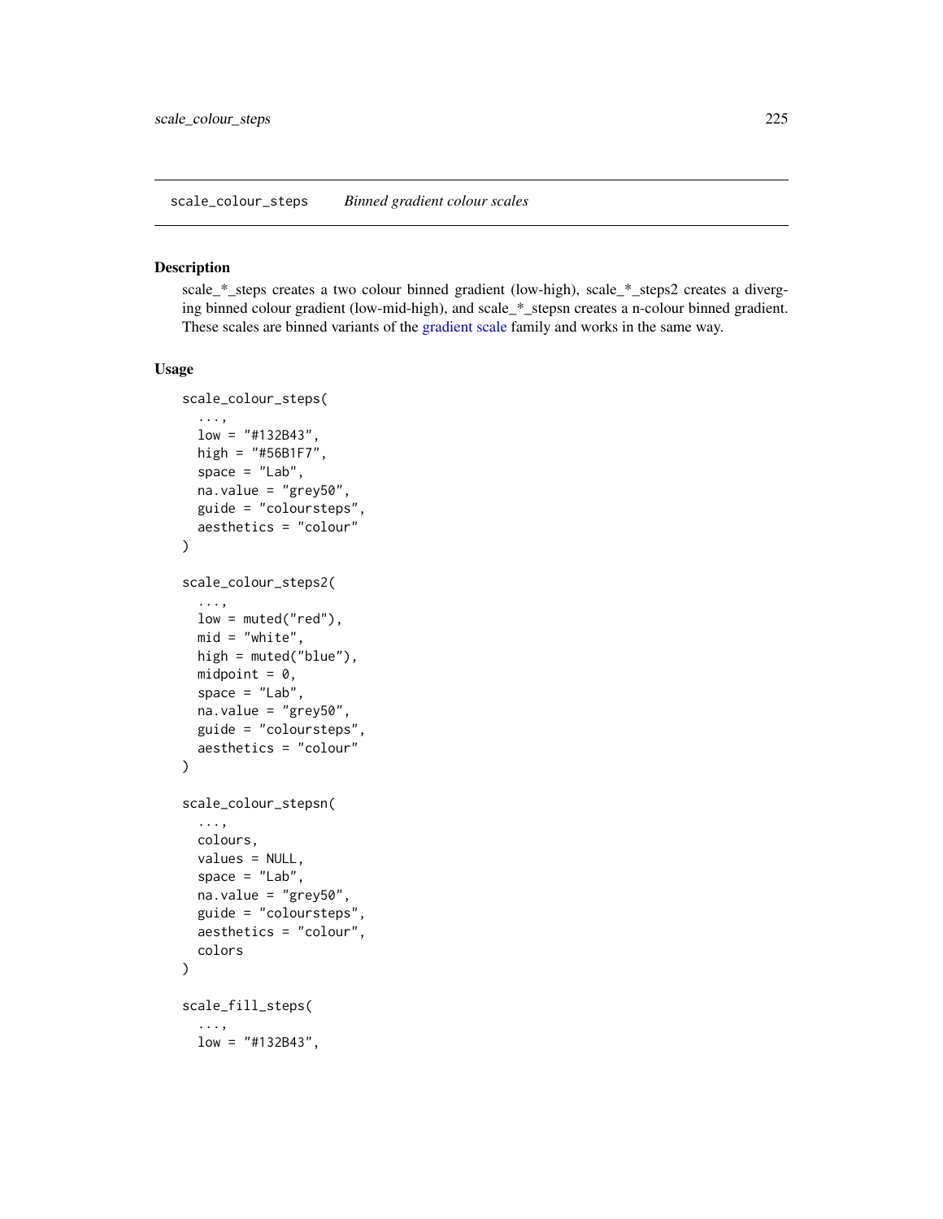scale_colour_steps *Binned gradient colour scales*

## Description

scale_*_steps creates a two colour binned gradient (low-high), scale_*_steps2 creates a diverging binned colour gradient (low-mid-high), and scale_*_stepsn creates a n-colour binned gradient. These scales are binned variants of the gradient scale family and works in the same way.

## Usage

```
scale_colour_steps(
  ...,
  low = "#132B43",
  high = "#56B1F7",
  space = "Lab",
  na.value = "grey50",
  guide = "coloursteps",
  aesthetics = "colour"
)

scale_colour_steps2(
  ...,
  low = muted("red"),
  mid = "white",
  high = muted("blue"),
  midpoint = 0,
  space = "Lab",
  na.value = "grey50",
  guide = "coloursteps",
  aesthetics = "colour"
)

scale_colour_stepsn(
  ...,
  colours,
  values = NULL,
  space = "Lab",
  na.value = "grey50",
  guide = "coloursteps",
  aesthetics = "colour",
  colors
)

scale_fill_steps(
  ...,
  low = "#132B43",
```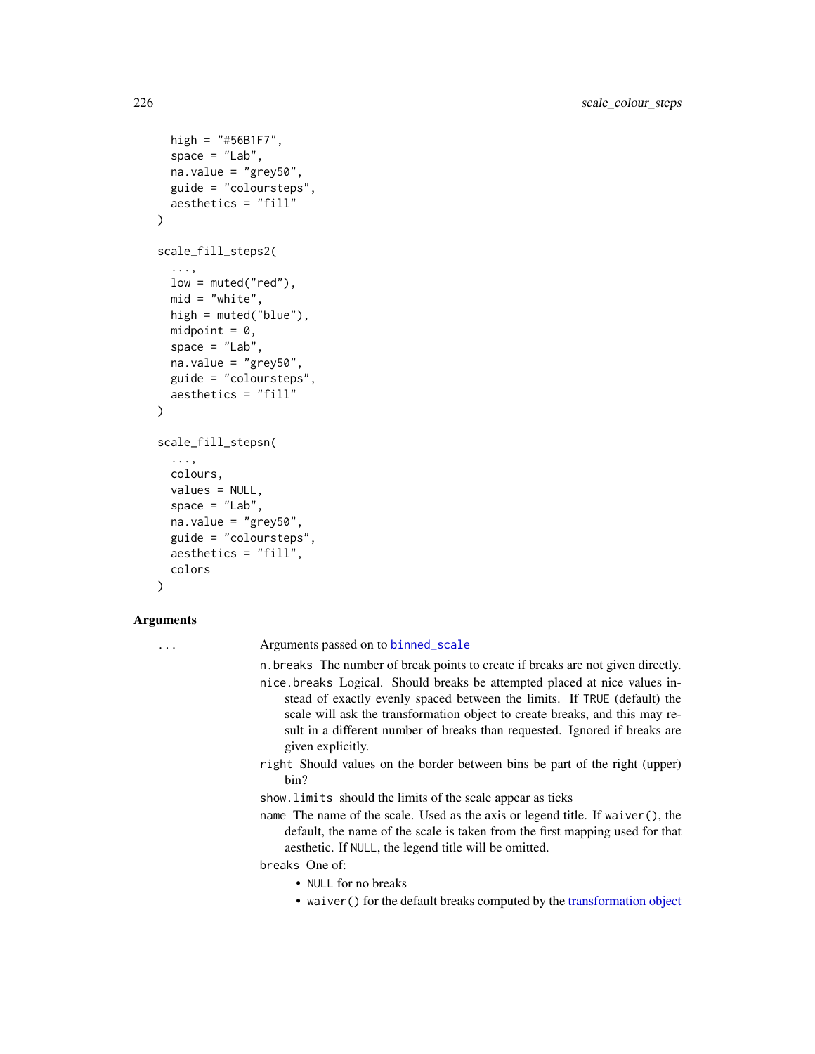```
  high = "#56B1F7",
  space = "Lab",
  na.value = "grey50",
  guide = "coloursteps",
  aesthetics = "fill"
)

scale_fill_steps2(
  ...,
  low = muted("red"),
  mid = "white",
  high = muted("blue"),
  midpoint = 0,
  space = "Lab",
  na.value = "grey50",
  guide = "coloursteps",
  aesthetics = "fill"
)

scale_fill_stepsn(
  ...,
  colours,
  values = NULL,
  space = "Lab",
  na.value = "grey50",
  guide = "coloursteps",
  aesthetics = "fill",
  colors
)
```

## Arguments

`...` Arguments passed on to `binned_scale`

- `n.breaks` The number of break points to create if breaks are not given directly.
- `nice.breaks` Logical. Should breaks be attempted placed at nice values instead of exactly evenly spaced between the limits. If `TRUE` (default) the scale will ask the transformation object to create breaks, and this may result in a different number of breaks than requested. Ignored if breaks are given explicitly.
- `right` Should values on the border between bins be part of the right (upper) bin?
- `show.limits` should the limits of the scale appear as ticks
- `name` The name of the scale. Used as the axis or legend title. If `waiver()`, the default, the name of the scale is taken from the first mapping used for that aesthetic. If `NULL`, the legend title will be omitted.
- `breaks` One of:
  - `NULL` for no breaks
  - `waiver()` for the default breaks computed by the transformation object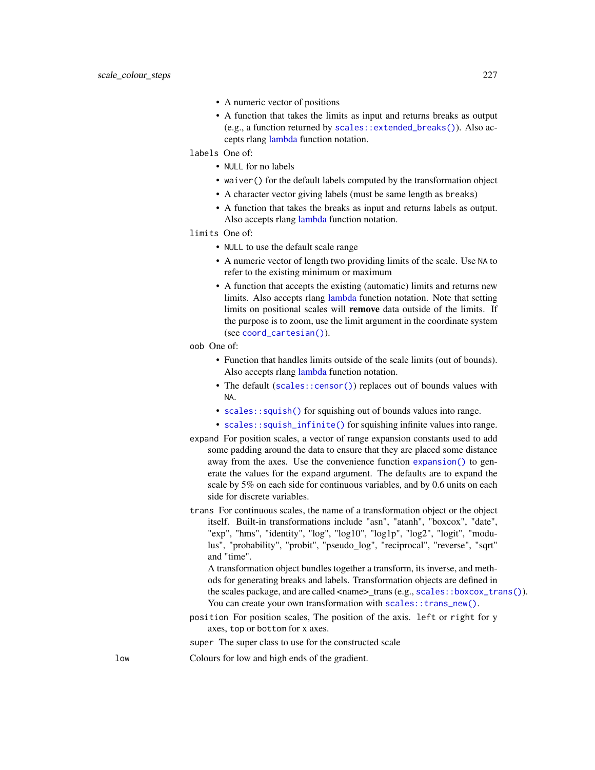- A numeric vector of positions
- A function that takes the limits as input and returns breaks as output (e.g., a function returned by `scales::extended_breaks()`). Also accepts rlang lambda function notation.

`labels` One of:

- `NULL` for no labels
- `waiver()` for the default labels computed by the transformation object
- A character vector giving labels (must be same length as `breaks`)
- A function that takes the breaks as input and returns labels as output. Also accepts rlang lambda function notation.

`limits` One of:

- `NULL` to use the default scale range
- A numeric vector of length two providing limits of the scale. Use `NA` to refer to the existing minimum or maximum
- A function that accepts the existing (automatic) limits and returns new limits. Also accepts rlang lambda function notation. Note that setting limits on positional scales will **remove** data outside of the limits. If the purpose is to zoom, use the limit argument in the coordinate system (see `coord_cartesian()`).

`oob` One of:

- Function that handles limits outside of the scale limits (out of bounds). Also accepts rlang lambda function notation.
- The default (`scales::censor()`) replaces out of bounds values with `NA`.
- `scales::squish()` for squishing out of bounds values into range.
- `scales::squish_infinite()` for squishing infinite values into range.

`expand` For position scales, a vector of range expansion constants used to add some padding around the data to ensure that they are placed some distance away from the axes. Use the convenience function `expansion()` to generate the values for the `expand` argument. The defaults are to expand the scale by 5% on each side for continuous variables, and by 0.6 units on each side for discrete variables.

`trans` For continuous scales, the name of a transformation object or the object itself. Built-in transformations include "asn", "atanh", "boxcox", "date", "exp", "hms", "identity", "log", "log10", "log1p", "log2", "logit", "modulus", "probability", "probit", "pseudo_log", "reciprocal", "reverse", "sqrt" and "time".

A transformation object bundles together a transform, its inverse, and methods for generating breaks and labels. Transformation objects are defined in the scales package, and are called <name>_trans (e.g., `scales::boxcox_trans()`). You can create your own transformation with `scales::trans_new()`.

`position` For position scales, The position of the axis. `left` or `right` for y axes, `top` or `bottom` for x axes.

`super` The super class to use for the constructed scale

`low` Colours for low and high ends of the gradient.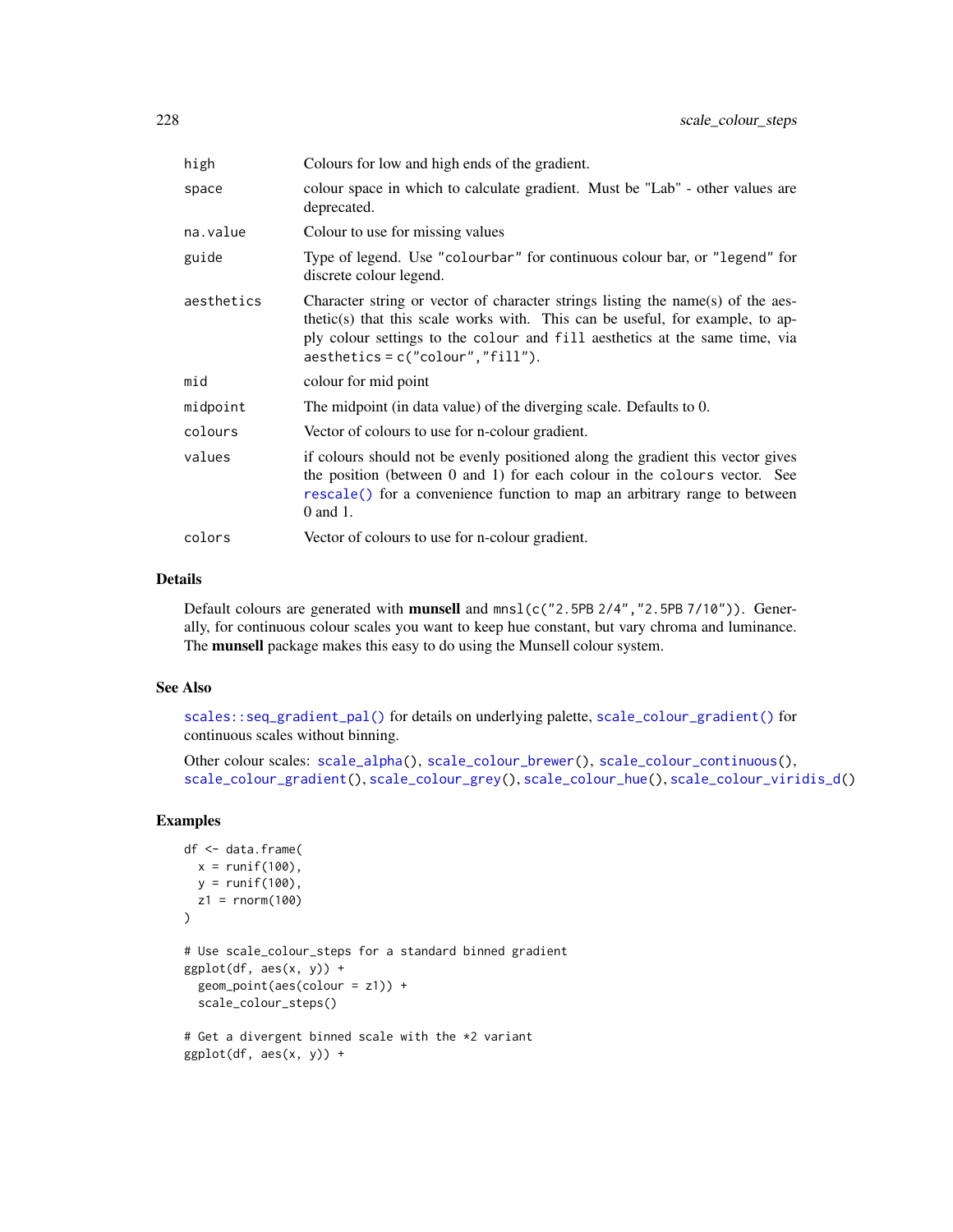| | |
|---|---|
| high | Colours for low and high ends of the gradient. |
| space | colour space in which to calculate gradient. Must be "Lab" - other values are deprecated. |
| na.value | Colour to use for missing values |
| guide | Type of legend. Use "colourbar" for continuous colour bar, or "legend" for discrete colour legend. |
| aesthetics | Character string or vector of character strings listing the name(s) of the aesthetic(s) that this scale works with. This can be useful, for example, to apply colour settings to the colour and fill aesthetics at the same time, via aesthetics = c("colour","fill"). |
| mid | colour for mid point |
| midpoint | The midpoint (in data value) of the diverging scale. Defaults to 0. |
| colours | Vector of colours to use for n-colour gradient. |
| values | if colours should not be evenly positioned along the gradient this vector gives the position (between 0 and 1) for each colour in the colours vector. See rescale() for a convenience function to map an arbitrary range to between 0 and 1. |
| colors | Vector of colours to use for n-colour gradient. |

## Details

Default colours are generated with **munsell** and mnsl(c("2.5PB 2/4","2.5PB 7/10")). Generally, for continuous colour scales you want to keep hue constant, but vary chroma and luminance. The **munsell** package makes this easy to do using the Munsell colour system.

## See Also

scales::seq_gradient_pal() for details on underlying palette, scale_colour_gradient() for continuous scales without binning.

Other colour scales: scale_alpha(), scale_colour_brewer(), scale_colour_continuous(), scale_colour_gradient(), scale_colour_grey(), scale_colour_hue(), scale_colour_viridis_d()

## Examples

```
df <- data.frame(
  x = runif(100),
  y = runif(100),
  z1 = rnorm(100)
)

# Use scale_colour_steps for a standard binned gradient
ggplot(df, aes(x, y)) +
  geom_point(aes(colour = z1)) +
  scale_colour_steps()

# Get a divergent binned scale with the *2 variant
ggplot(df, aes(x, y)) +
```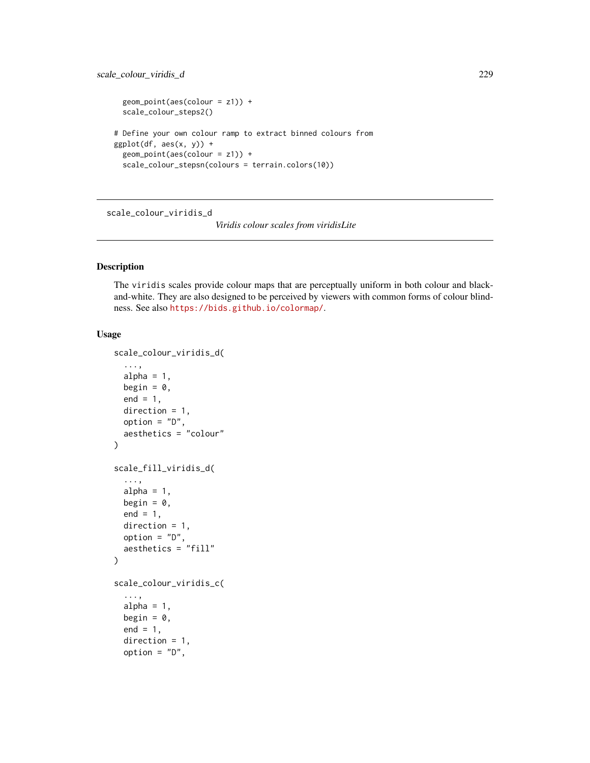```
  geom_point(aes(colour = z1)) +
  scale_colour_steps2()

# Define your own colour ramp to extract binned colours from
ggplot(df, aes(x, y)) +
  geom_point(aes(colour = z1)) +
  scale_colour_stepsn(colours = terrain.colors(10))
```

---

scale_colour_viridis_d

*Viridis colour scales from viridisLite*

---

## Description

The viridis scales provide colour maps that are perceptually uniform in both colour and black-and-white. They are also designed to be perceived by viewers with common forms of colour blindness. See also https://bids.github.io/colormap/.

## Usage

```
scale_colour_viridis_d(
  ...,
  alpha = 1,
  begin = 0,
  end = 1,
  direction = 1,
  option = "D",
  aesthetics = "colour"
)

scale_fill_viridis_d(
  ...,
  alpha = 1,
  begin = 0,
  end = 1,
  direction = 1,
  option = "D",
  aesthetics = "fill"
)

scale_colour_viridis_c(
  ...,
  alpha = 1,
  begin = 0,
  end = 1,
  direction = 1,
  option = "D",
```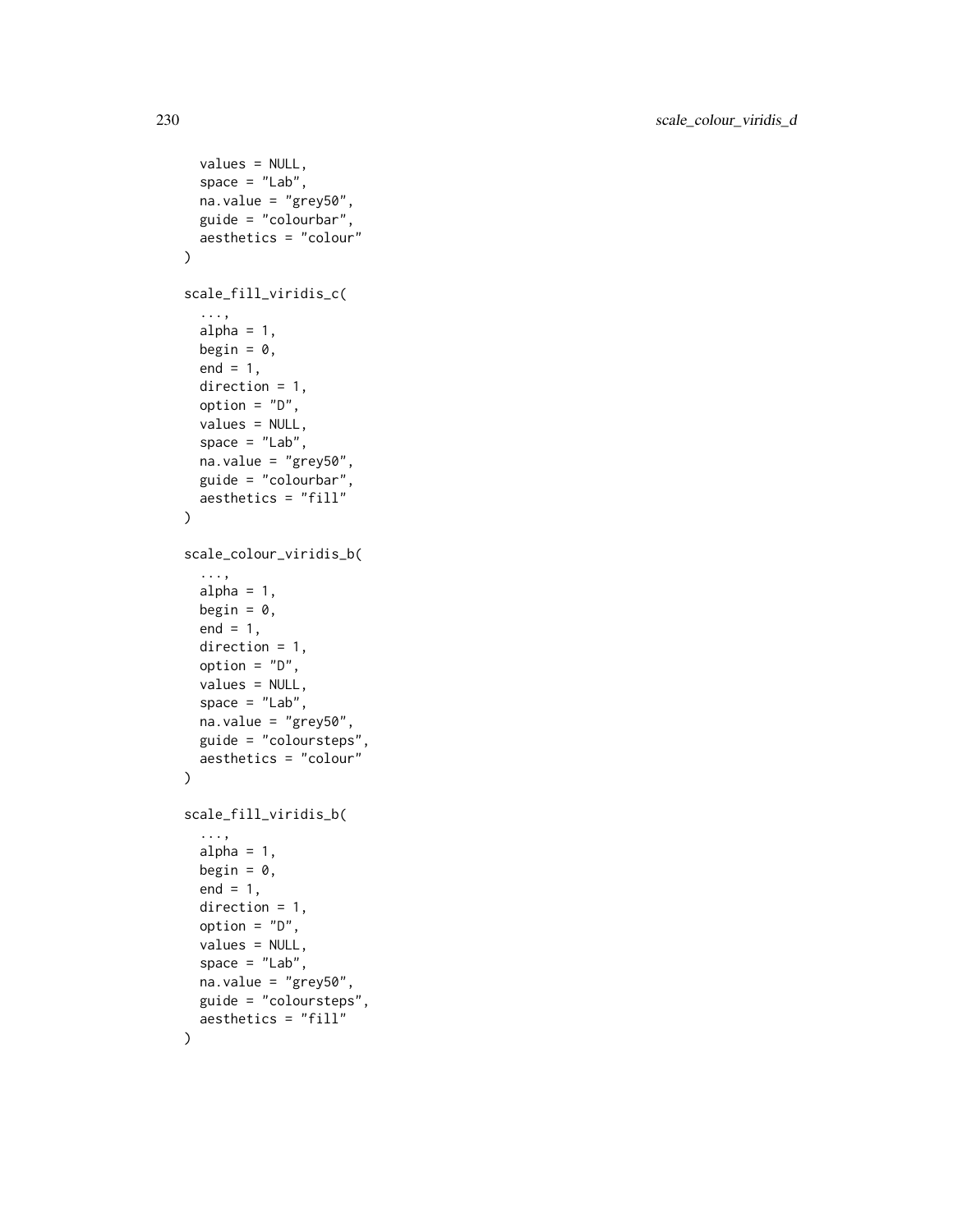```
  values = NULL,
  space = "Lab",
  na.value = "grey50",
  guide = "colourbar",
  aesthetics = "colour"
)

scale_fill_viridis_c(
  ...,
  alpha = 1,
  begin = 0,
  end = 1,
  direction = 1,
  option = "D",
  values = NULL,
  space = "Lab",
  na.value = "grey50",
  guide = "colourbar",
  aesthetics = "fill"
)

scale_colour_viridis_b(
  ...,
  alpha = 1,
  begin = 0,
  end = 1,
  direction = 1,
  option = "D",
  values = NULL,
  space = "Lab",
  na.value = "grey50",
  guide = "coloursteps",
  aesthetics = "colour"
)

scale_fill_viridis_b(
  ...,
  alpha = 1,
  begin = 0,
  end = 1,
  direction = 1,
  option = "D",
  values = NULL,
  space = "Lab",
  na.value = "grey50",
  guide = "coloursteps",
  aesthetics = "fill"
)
```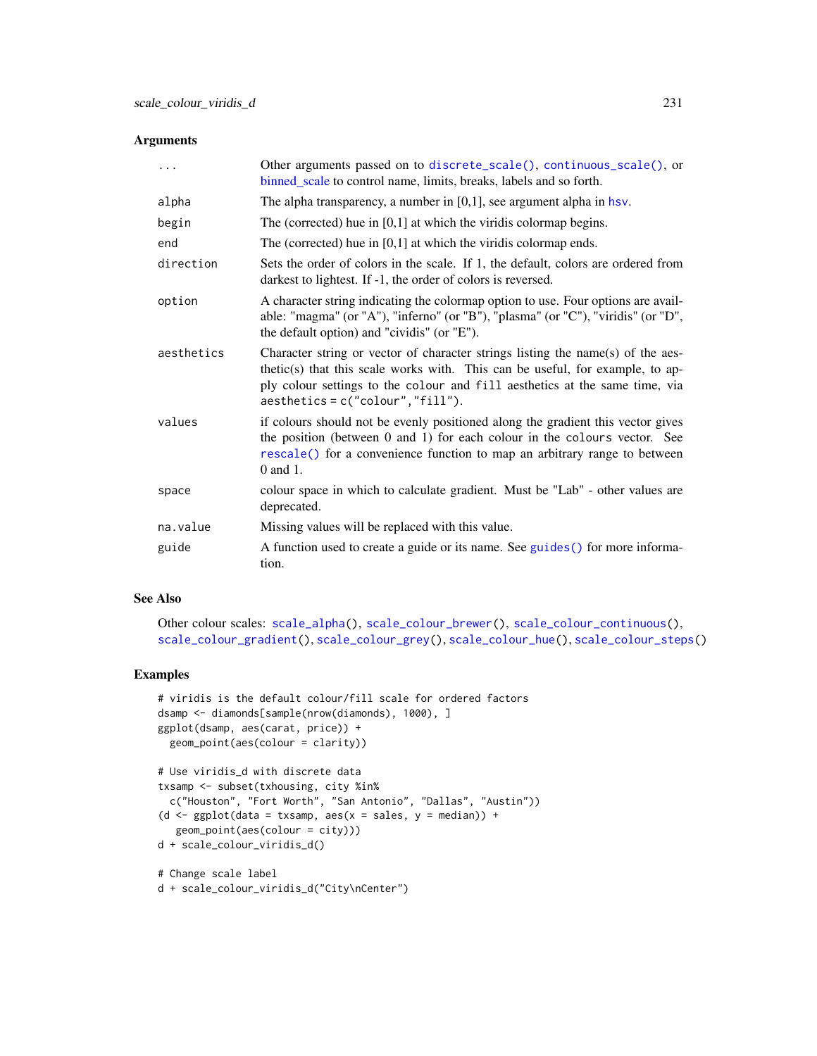## Arguments

| | |
|---|---|
| `...` | Other arguments passed on to `discrete_scale()`, `continuous_scale()`, or `binned_scale` to control name, limits, breaks, labels and so forth. |
| `alpha` | The alpha transparency, a number in [0,1], see argument alpha in `hsv`. |
| `begin` | The (corrected) hue in [0,1] at which the viridis colormap begins. |
| `end` | The (corrected) hue in [0,1] at which the viridis colormap ends. |
| `direction` | Sets the order of colors in the scale. If 1, the default, colors are ordered from darkest to lightest. If -1, the order of colors is reversed. |
| `option` | A character string indicating the colormap option to use. Four options are available: "magma" (or "A"), "inferno" (or "B"), "plasma" (or "C"), "viridis" (or "D", the default option) and "cividis" (or "E"). |
| `aesthetics` | Character string or vector of character strings listing the name(s) of the aesthetic(s) that this scale works with. This can be useful, for example, to apply colour settings to the `colour` and `fill` aesthetics at the same time, via `aesthetics = c("colour","fill")`. |
| `values` | if colours should not be evenly positioned along the gradient this vector gives the position (between 0 and 1) for each colour in the `colours` vector. See `rescale()` for a convenience function to map an arbitrary range to between 0 and 1. |
| `space` | colour space in which to calculate gradient. Must be "Lab" - other values are deprecated. |
| `na.value` | Missing values will be replaced with this value. |
| `guide` | A function used to create a guide or its name. See `guides()` for more information. |

## See Also

Other colour scales: `scale_alpha()`, `scale_colour_brewer()`, `scale_colour_continuous()`, `scale_colour_gradient()`, `scale_colour_grey()`, `scale_colour_hue()`, `scale_colour_steps()`

## Examples

```
# viridis is the default colour/fill scale for ordered factors
dsamp <- diamonds[sample(nrow(diamonds), 1000), ]
ggplot(dsamp, aes(carat, price)) +
  geom_point(aes(colour = clarity))

# Use viridis_d with discrete data
txsamp <- subset(txhousing, city %in%
  c("Houston", "Fort Worth", "San Antonio", "Dallas", "Austin"))
(d <- ggplot(data = txsamp, aes(x = sales, y = median)) +
   geom_point(aes(colour = city)))
d + scale_colour_viridis_d()

# Change scale label
d + scale_colour_viridis_d("City\nCenter")
```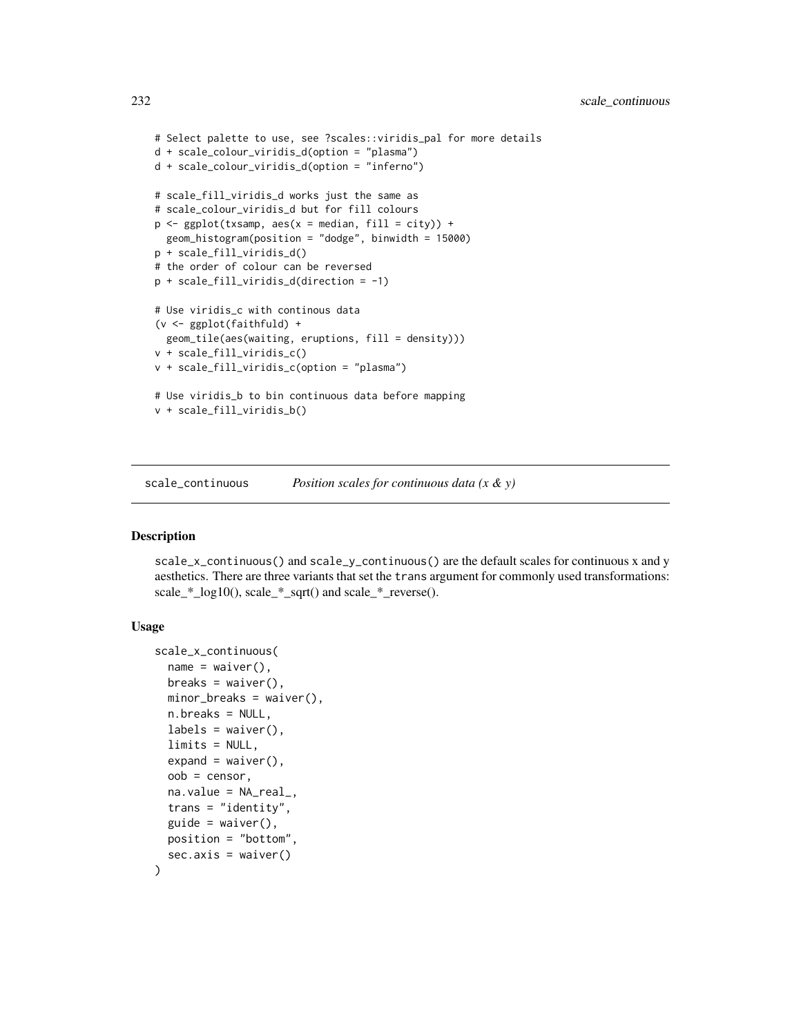```
# Select palette to use, see ?scales::viridis_pal for more details
d + scale_colour_viridis_d(option = "plasma")
d + scale_colour_viridis_d(option = "inferno")

# scale_fill_viridis_d works just the same as
# scale_colour_viridis_d but for fill colours
p <- ggplot(txsamp, aes(x = median, fill = city)) +
  geom_histogram(position = "dodge", binwidth = 15000)
p + scale_fill_viridis_d()
# the order of colour can be reversed
p + scale_fill_viridis_d(direction = -1)

# Use viridis_c with continous data
(v <- ggplot(faithfuld) +
  geom_tile(aes(waiting, eruptions, fill = density)))
v + scale_fill_viridis_c()
v + scale_fill_viridis_c(option = "plasma")

# Use viridis_b to bin continuous data before mapping
v + scale_fill_viridis_b()
```

---

## scale_continuous    *Position scales for continuous data (x & y)*

---

### Description

scale_x_continuous() and scale_y_continuous() are the default scales for continuous x and y aesthetics. There are three variants that set the trans argument for commonly used transformations: scale_*_log10(), scale_*_sqrt() and scale_*_reverse().

### Usage

```
scale_x_continuous(
  name = waiver(),
  breaks = waiver(),
  minor_breaks = waiver(),
  n.breaks = NULL,
  labels = waiver(),
  limits = NULL,
  expand = waiver(),
  oob = censor,
  na.value = NA_real_,
  trans = "identity",
  guide = waiver(),
  position = "bottom",
  sec.axis = waiver()
)
```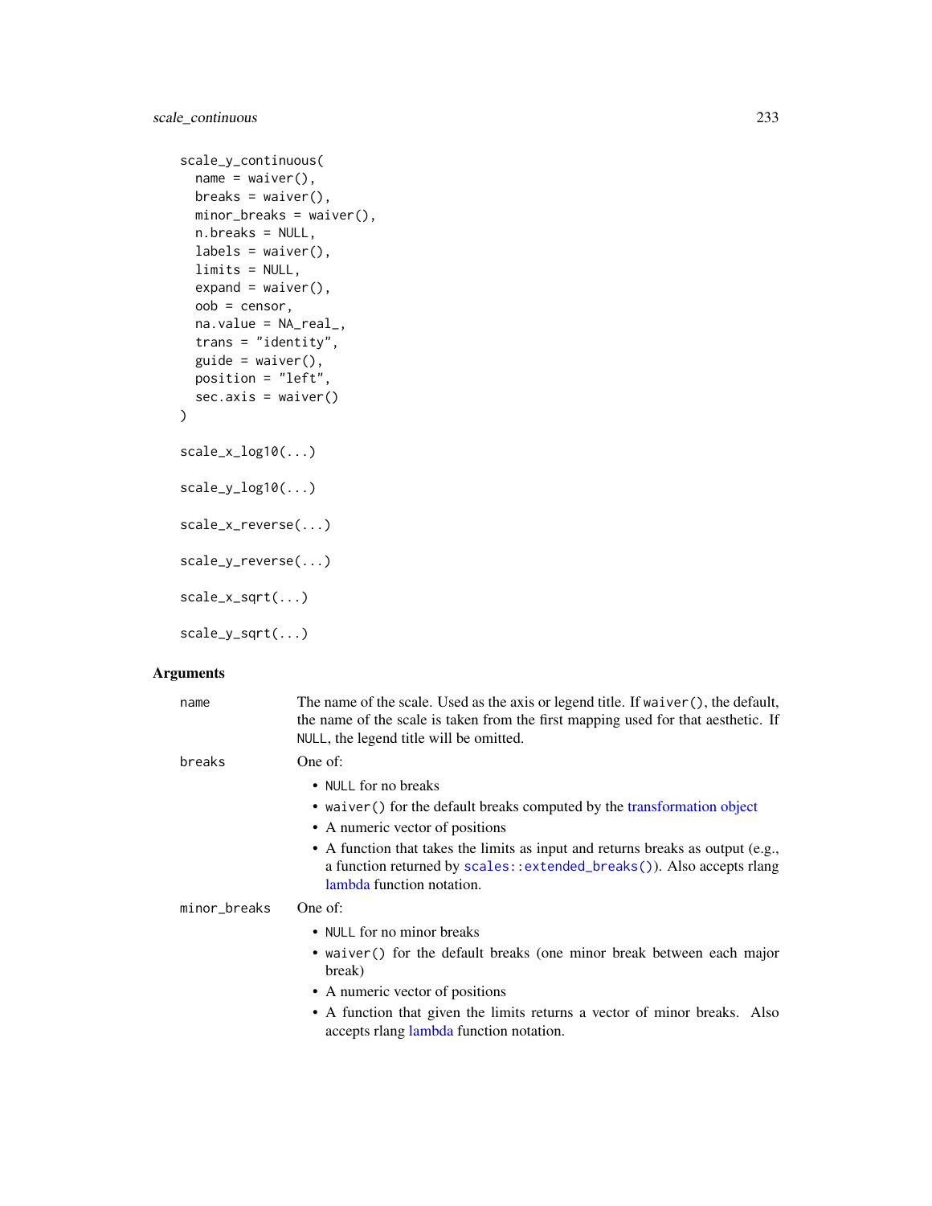```
scale_y_continuous(
  name = waiver(),
  breaks = waiver(),
  minor_breaks = waiver(),
  n.breaks = NULL,
  labels = waiver(),
  limits = NULL,
  expand = waiver(),
  oob = censor,
  na.value = NA_real_,
  trans = "identity",
  guide = waiver(),
  position = "left",
  sec.axis = waiver()
)

scale_x_log10(...)

scale_y_log10(...)

scale_x_reverse(...)

scale_y_reverse(...)

scale_x_sqrt(...)

scale_y_sqrt(...)
```

### Arguments

**name** — The name of the scale. Used as the axis or legend title. If `waiver()`, the default, the name of the scale is taken from the first mapping used for that aesthetic. If `NULL`, the legend title will be omitted.

**breaks** — One of:

- `NULL` for no breaks
- `waiver()` for the default breaks computed by the transformation object
- A numeric vector of positions
- A function that takes the limits as input and returns breaks as output (e.g., a function returned by `scales::extended_breaks()`). Also accepts rlang lambda function notation.

**minor_breaks** — One of:

- `NULL` for no minor breaks
- `waiver()` for the default breaks (one minor break between each major break)
- A numeric vector of positions
- A function that given the limits returns a vector of minor breaks. Also accepts rlang lambda function notation.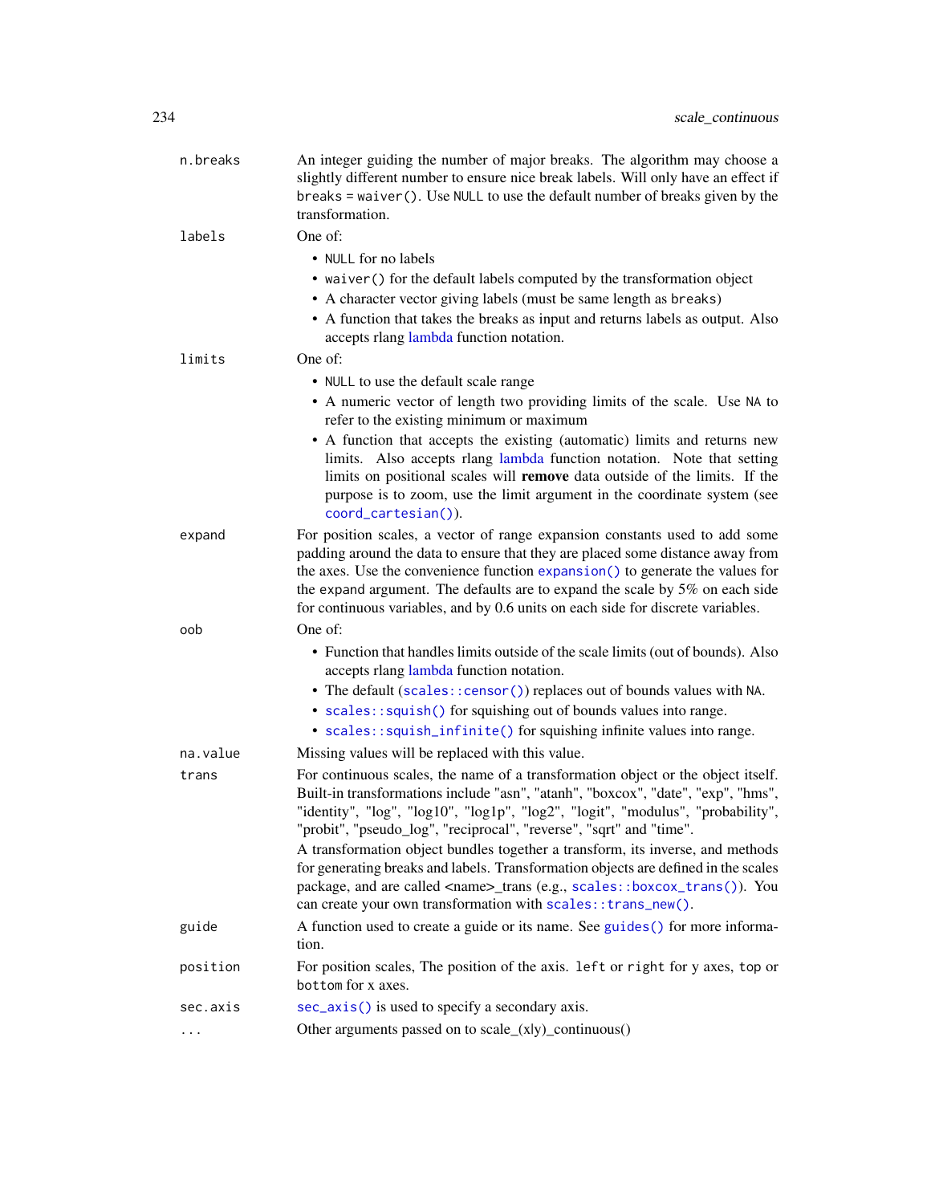`n.breaks`
: An integer guiding the number of major breaks. The algorithm may choose a slightly different number to ensure nice break labels. Will only have an effect if `breaks = waiver()`. Use `NULL` to use the default number of breaks given by the transformation.

`labels`
: One of:
  - `NULL` for no labels
  - `waiver()` for the default labels computed by the transformation object
  - A character vector giving labels (must be same length as `breaks`)
  - A function that takes the breaks as input and returns labels as output. Also accepts rlang lambda function notation.

`limits`
: One of:
  - `NULL` to use the default scale range
  - A numeric vector of length two providing limits of the scale. Use `NA` to refer to the existing minimum or maximum
  - A function that accepts the existing (automatic) limits and returns new limits. Also accepts rlang lambda function notation. Note that setting limits on positional scales will **remove** data outside of the limits. If the purpose is to zoom, use the limit argument in the coordinate system (see `coord_cartesian()`).

`expand`
: For position scales, a vector of range expansion constants used to add some padding around the data to ensure that they are placed some distance away from the axes. Use the convenience function `expansion()` to generate the values for the `expand` argument. The defaults are to expand the scale by 5% on each side for continuous variables, and by 0.6 units on each side for discrete variables.

`oob`
: One of:
  - Function that handles limits outside of the scale limits (out of bounds). Also accepts rlang lambda function notation.
  - The default (`scales::censor()`) replaces out of bounds values with `NA`.
  - `scales::squish()` for squishing out of bounds values into range.
  - `scales::squish_infinite()` for squishing infinite values into range.

`na.value`
: Missing values will be replaced with this value.

`trans`
: For continuous scales, the name of a transformation object or the object itself. Built-in transformations include "asn", "atanh", "boxcox", "date", "exp", "hms", "identity", "log", "log10", "log1p", "log2", "logit", "modulus", "probability", "probit", "pseudo_log", "reciprocal", "reverse", "sqrt" and "time".

  A transformation object bundles together a transform, its inverse, and methods for generating breaks and labels. Transformation objects are defined in the scales package, and are called <name>_trans (e.g., `scales::boxcox_trans()`). You can create your own transformation with `scales::trans_new()`.

`guide`
: A function used to create a guide or its name. See `guides()` for more information.

`position`
: For position scales, The position of the axis. `left` or `right` for y axes, `top` or `bottom` for x axes.

`sec.axis`
: `sec_axis()` is used to specify a secondary axis.

`...`
: Other arguments passed on to scale_(x|y)_continuous()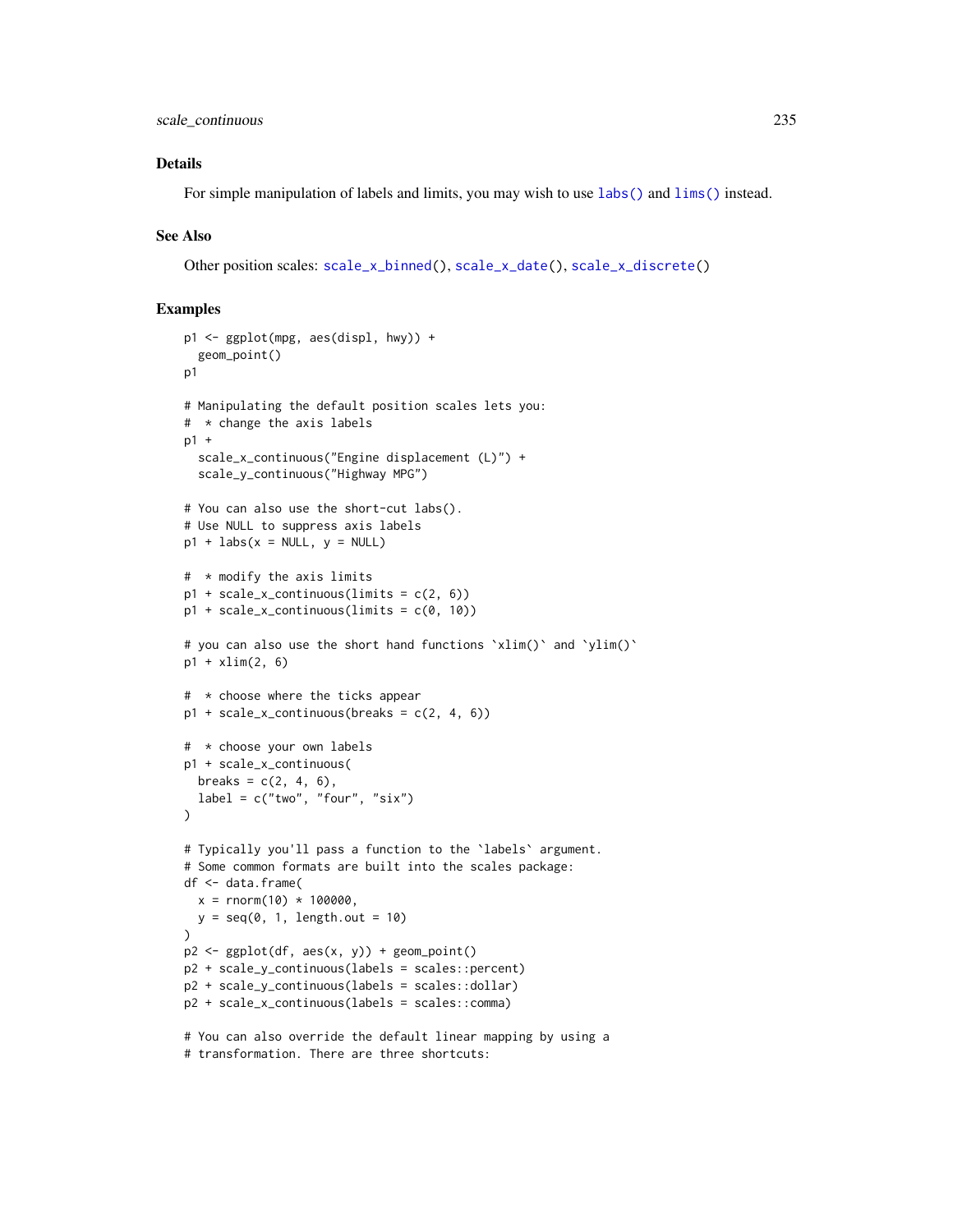## Details

For simple manipulation of labels and limits, you may wish to use `labs()` and `lims()` instead.

## See Also

Other position scales: `scale_x_binned()`, `scale_x_date()`, `scale_x_discrete()`

## Examples

```
p1 <- ggplot(mpg, aes(displ, hwy)) +
  geom_point()
p1

# Manipulating the default position scales lets you:
#  * change the axis labels
p1 +
  scale_x_continuous("Engine displacement (L)") +
  scale_y_continuous("Highway MPG")

# You can also use the short-cut labs().
# Use NULL to suppress axis labels
p1 + labs(x = NULL, y = NULL)

#  * modify the axis limits
p1 + scale_x_continuous(limits = c(2, 6))
p1 + scale_x_continuous(limits = c(0, 10))

# you can also use the short hand functions `xlim()` and `ylim()`
p1 + xlim(2, 6)

#  * choose where the ticks appear
p1 + scale_x_continuous(breaks = c(2, 4, 6))

#  * choose your own labels
p1 + scale_x_continuous(
  breaks = c(2, 4, 6),
  label = c("two", "four", "six")
)

# Typically you'll pass a function to the `labels` argument.
# Some common formats are built into the scales package:
df <- data.frame(
  x = rnorm(10) * 100000,
  y = seq(0, 1, length.out = 10)
)
p2 <- ggplot(df, aes(x, y)) + geom_point()
p2 + scale_y_continuous(labels = scales::percent)
p2 + scale_y_continuous(labels = scales::dollar)
p2 + scale_x_continuous(labels = scales::comma)

# You can also override the default linear mapping by using a
# transformation. There are three shortcuts:
```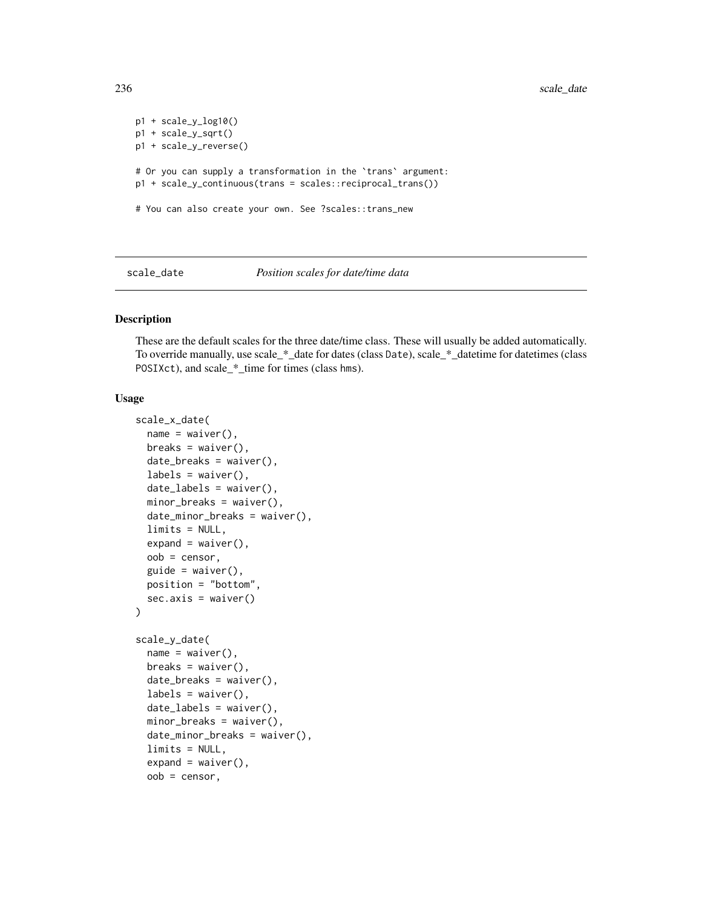```
p1 + scale_y_log10()
p1 + scale_y_sqrt()
p1 + scale_y_reverse()

# Or you can supply a transformation in the `trans` argument:
p1 + scale_y_continuous(trans = scales::reciprocal_trans())

# You can also create your own. See ?scales::trans_new
```

---

## scale_date — *Position scales for date/time data*

---

### Description

These are the default scales for the three date/time class. These will usually be added automatically. To override manually, use scale_*_date for dates (class `Date`), scale_*_datetime for datetimes (class `POSIXct`), and scale_*_time for times (class `hms`).

### Usage

```
scale_x_date(
  name = waiver(),
  breaks = waiver(),
  date_breaks = waiver(),
  labels = waiver(),
  date_labels = waiver(),
  minor_breaks = waiver(),
  date_minor_breaks = waiver(),
  limits = NULL,
  expand = waiver(),
  oob = censor,
  guide = waiver(),
  position = "bottom",
  sec.axis = waiver()
)

scale_y_date(
  name = waiver(),
  breaks = waiver(),
  date_breaks = waiver(),
  labels = waiver(),
  date_labels = waiver(),
  minor_breaks = waiver(),
  date_minor_breaks = waiver(),
  limits = NULL,
  expand = waiver(),
  oob = censor,
```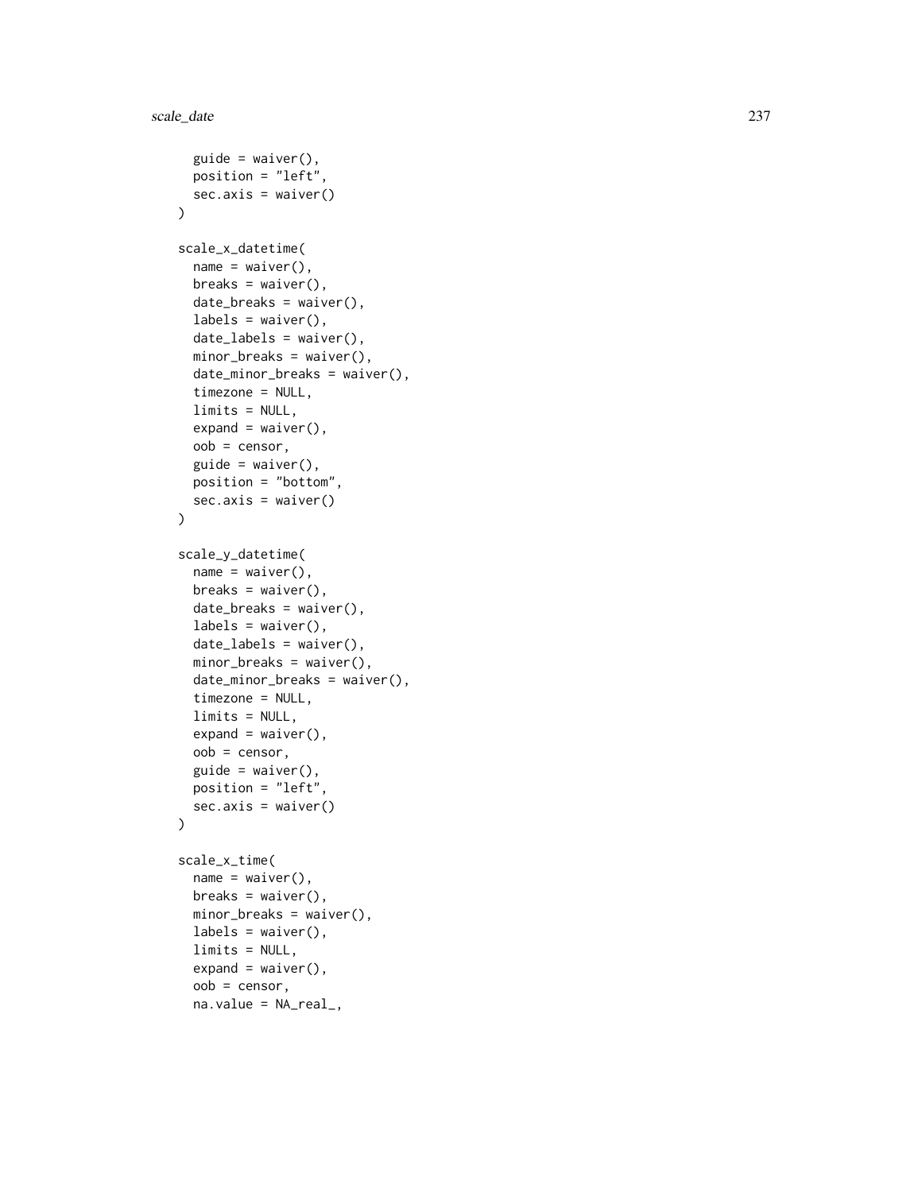```
  guide = waiver(),
  position = "left",
  sec.axis = waiver()
)

scale_x_datetime(
  name = waiver(),
  breaks = waiver(),
  date_breaks = waiver(),
  labels = waiver(),
  date_labels = waiver(),
  minor_breaks = waiver(),
  date_minor_breaks = waiver(),
  timezone = NULL,
  limits = NULL,
  expand = waiver(),
  oob = censor,
  guide = waiver(),
  position = "bottom",
  sec.axis = waiver()
)

scale_y_datetime(
  name = waiver(),
  breaks = waiver(),
  date_breaks = waiver(),
  labels = waiver(),
  date_labels = waiver(),
  minor_breaks = waiver(),
  date_minor_breaks = waiver(),
  timezone = NULL,
  limits = NULL,
  expand = waiver(),
  oob = censor,
  guide = waiver(),
  position = "left",
  sec.axis = waiver()
)

scale_x_time(
  name = waiver(),
  breaks = waiver(),
  minor_breaks = waiver(),
  labels = waiver(),
  limits = NULL,
  expand = waiver(),
  oob = censor,
  na.value = NA_real_,
```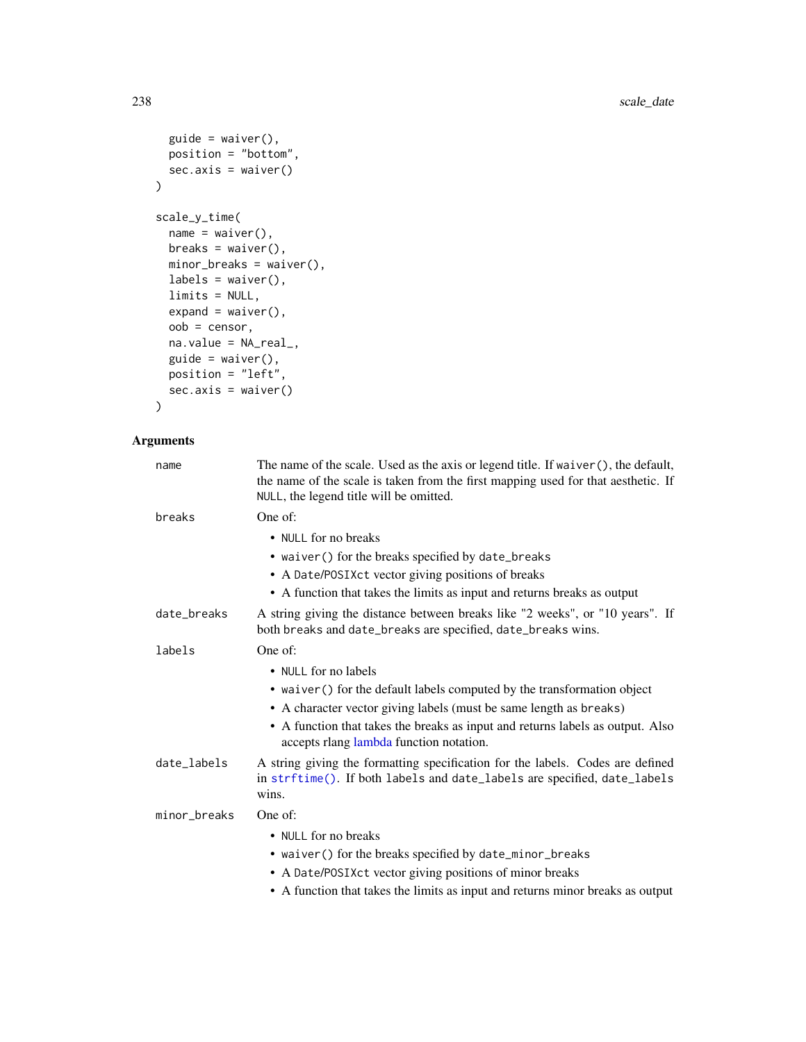```
  guide = waiver(),
  position = "bottom",
  sec.axis = waiver()
)

scale_y_time(
  name = waiver(),
  breaks = waiver(),
  minor_breaks = waiver(),
  labels = waiver(),
  limits = NULL,
  expand = waiver(),
  oob = censor,
  na.value = NA_real_,
  guide = waiver(),
  position = "left",
  sec.axis = waiver()
)
```

## Arguments

**name** The name of the scale. Used as the axis or legend title. If `waiver()`, the default, the name of the scale is taken from the first mapping used for that aesthetic. If `NULL`, the legend title will be omitted.

**breaks** One of:

- `NULL` for no breaks
- `waiver()` for the breaks specified by `date_breaks`
- A `Date`/`POSIXct` vector giving positions of breaks
- A function that takes the limits as input and returns breaks as output

**date_breaks** A string giving the distance between breaks like "2 weeks", or "10 years". If both `breaks` and `date_breaks` are specified, `date_breaks` wins.

**labels** One of:

- `NULL` for no labels
- `waiver()` for the default labels computed by the transformation object
- A character vector giving labels (must be same length as `breaks`)
- A function that takes the breaks as input and returns labels as output. Also accepts rlang lambda function notation.

**date_labels** A string giving the formatting specification for the labels. Codes are defined in `strftime()`. If both `labels` and `date_labels` are specified, `date_labels` wins.

**minor_breaks** One of:

- `NULL` for no breaks
- `waiver()` for the breaks specified by `date_minor_breaks`
- A `Date`/`POSIXct` vector giving positions of minor breaks
- A function that takes the limits as input and returns minor breaks as output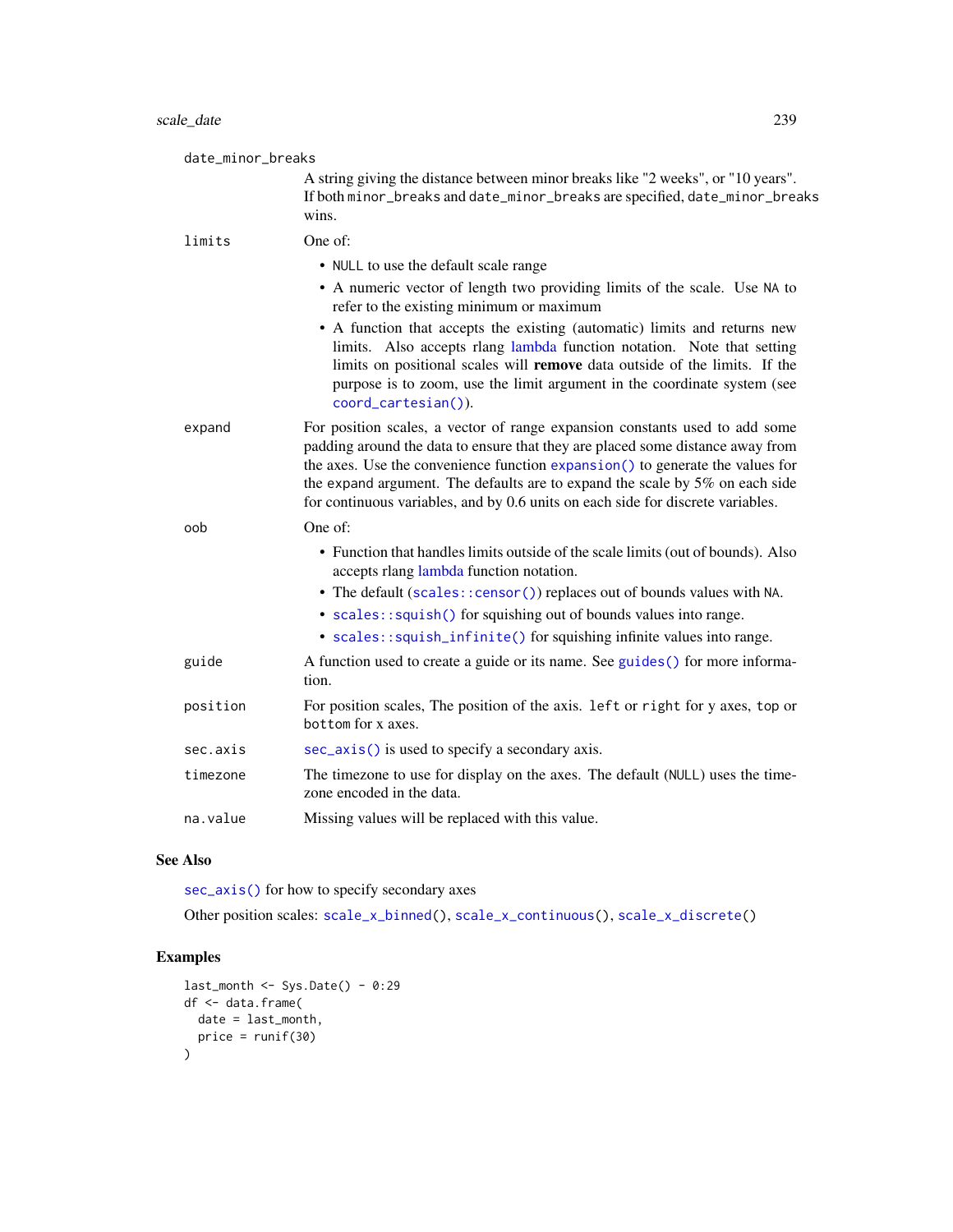`date_minor_breaks`
: A string giving the distance between minor breaks like "2 weeks", or "10 years". If both `minor_breaks` and `date_minor_breaks` are specified, `date_minor_breaks` wins.

`limits`
: One of:
  - `NULL` to use the default scale range
  - A numeric vector of length two providing limits of the scale. Use `NA` to refer to the existing minimum or maximum
  - A function that accepts the existing (automatic) limits and returns new limits. Also accepts rlang lambda function notation. Note that setting limits on positional scales will **remove** data outside of the limits. If the purpose is to zoom, use the limit argument in the coordinate system (see `coord_cartesian()`).

`expand`
: For position scales, a vector of range expansion constants used to add some padding around the data to ensure that they are placed some distance away from the axes. Use the convenience function `expansion()` to generate the values for the `expand` argument. The defaults are to expand the scale by 5% on each side for continuous variables, and by 0.6 units on each side for discrete variables.

`oob`
: One of:
  - Function that handles limits outside of the scale limits (out of bounds). Also accepts rlang lambda function notation.
  - The default (`scales::censor()`) replaces out of bounds values with `NA`.
  - `scales::squish()` for squishing out of bounds values into range.
  - `scales::squish_infinite()` for squishing infinite values into range.

`guide`
: A function used to create a guide or its name. See `guides()` for more information.

`position`
: For position scales, The position of the axis. `left` or `right` for y axes, `top` or `bottom` for x axes.

`sec.axis`
: `sec_axis()` is used to specify a secondary axis.

`timezone`
: The timezone to use for display on the axes. The default (`NULL`) uses the timezone encoded in the data.

`na.value`
: Missing values will be replaced with this value.

## See Also

`sec_axis()` for how to specify secondary axes

Other position scales: `scale_x_binned()`, `scale_x_continuous()`, `scale_x_discrete()`

## Examples

```
last_month <- Sys.Date() - 0:29
df <- data.frame(
  date = last_month,
  price = runif(30)
)
```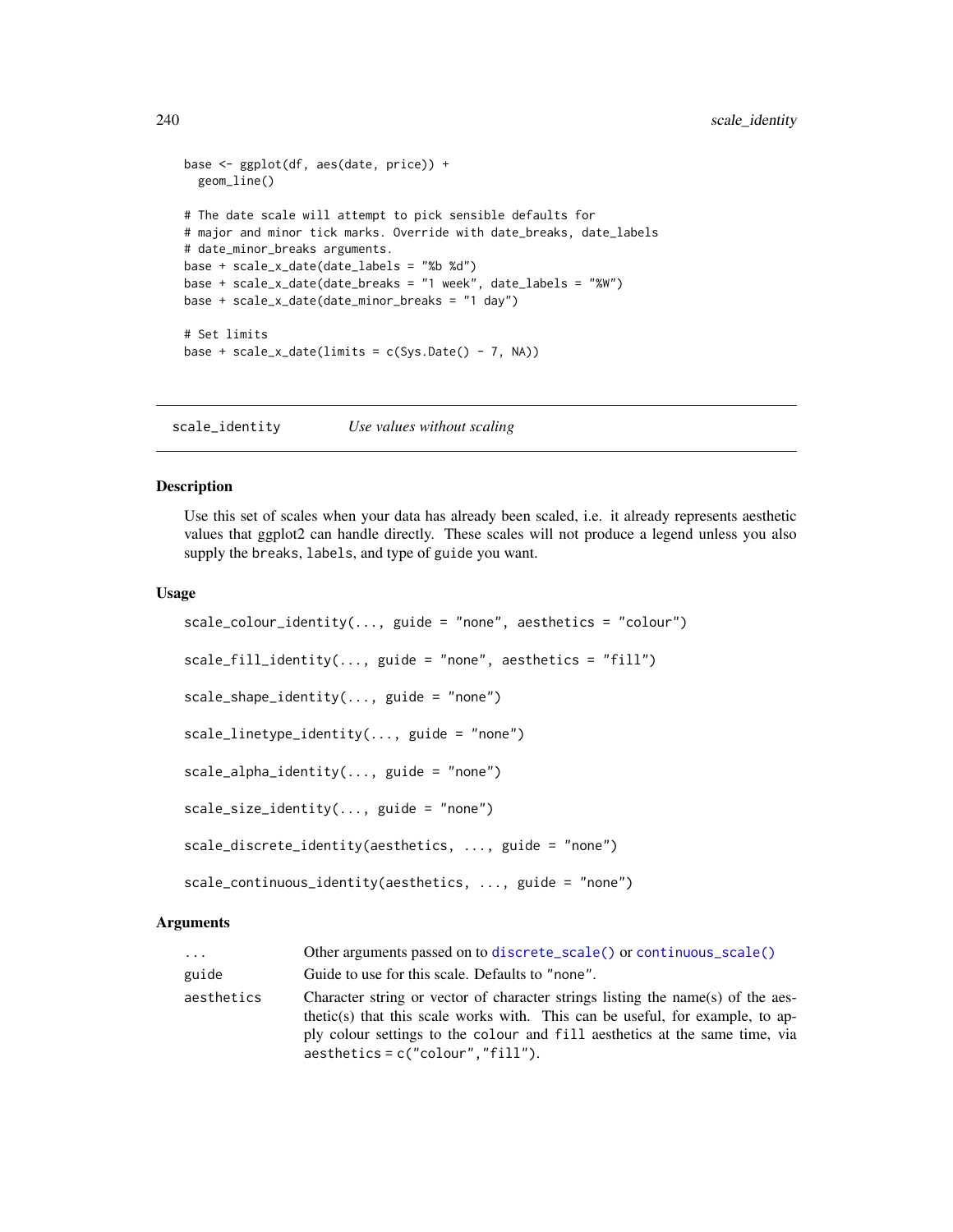```
base <- ggplot(df, aes(date, price)) +
  geom_line()

# The date scale will attempt to pick sensible defaults for
# major and minor tick marks. Override with date_breaks, date_labels
# date_minor_breaks arguments.
base + scale_x_date(date_labels = "%b %d")
base + scale_x_date(date_breaks = "1 week", date_labels = "%W")
base + scale_x_date(date_minor_breaks = "1 day")

# Set limits
base + scale_x_date(limits = c(Sys.Date() - 7, NA))
```

---

## scale_identity — *Use values without scaling*

### Description

Use this set of scales when your data has already been scaled, i.e. it already represents aesthetic values that ggplot2 can handle directly. These scales will not produce a legend unless you also supply the `breaks`, `labels`, and type of `guide` you want.

### Usage

```
scale_colour_identity(..., guide = "none", aesthetics = "colour")

scale_fill_identity(..., guide = "none", aesthetics = "fill")

scale_shape_identity(..., guide = "none")

scale_linetype_identity(..., guide = "none")

scale_alpha_identity(..., guide = "none")

scale_size_identity(..., guide = "none")

scale_discrete_identity(aesthetics, ..., guide = "none")

scale_continuous_identity(aesthetics, ..., guide = "none")
```

### Arguments

| | |
|---|---|
| `...` | Other arguments passed on to `discrete_scale()` or `continuous_scale()` |
| `guide` | Guide to use for this scale. Defaults to `"none"`. |
| `aesthetics` | Character string or vector of character strings listing the name(s) of the aesthetic(s) that this scale works with. This can be useful, for example, to apply colour settings to the `colour` and `fill` aesthetics at the same time, via `aesthetics = c("colour","fill")`. |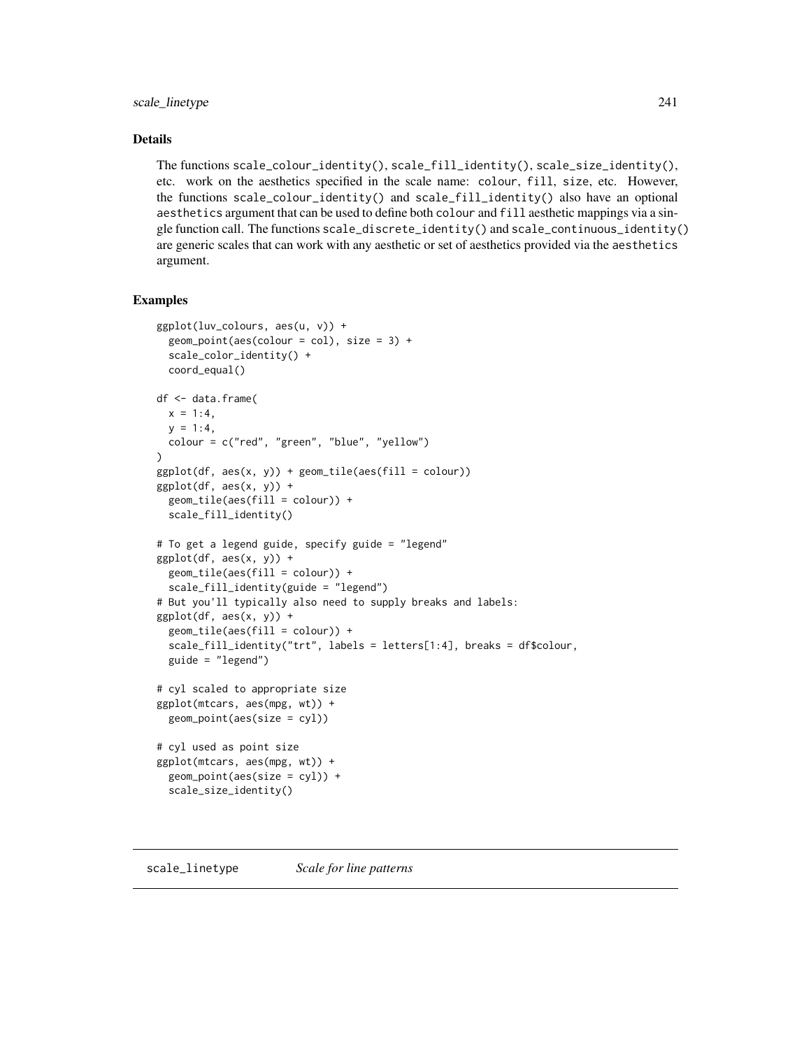### Details

The functions scale_colour_identity(), scale_fill_identity(), scale_size_identity(), etc. work on the aesthetics specified in the scale name: colour, fill, size, etc. However, the functions scale_colour_identity() and scale_fill_identity() also have an optional aesthetics argument that can be used to define both colour and fill aesthetic mappings via a single function call. The functions scale_discrete_identity() and scale_continuous_identity() are generic scales that can work with any aesthetic or set of aesthetics provided via the aesthetics argument.

### Examples

```
ggplot(luv_colours, aes(u, v)) +
  geom_point(aes(colour = col), size = 3) +
  scale_color_identity() +
  coord_equal()

df <- data.frame(
  x = 1:4,
  y = 1:4,
  colour = c("red", "green", "blue", "yellow")
)
ggplot(df, aes(x, y)) + geom_tile(aes(fill = colour))
ggplot(df, aes(x, y)) +
  geom_tile(aes(fill = colour)) +
  scale_fill_identity()

# To get a legend guide, specify guide = "legend"
ggplot(df, aes(x, y)) +
  geom_tile(aes(fill = colour)) +
  scale_fill_identity(guide = "legend")
# But you'll typically also need to supply breaks and labels:
ggplot(df, aes(x, y)) +
  geom_tile(aes(fill = colour)) +
  scale_fill_identity("trt", labels = letters[1:4], breaks = df$colour,
  guide = "legend")

# cyl scaled to appropriate size
ggplot(mtcars, aes(mpg, wt)) +
  geom_point(aes(size = cyl))

# cyl used as point size
ggplot(mtcars, aes(mpg, wt)) +
  geom_point(aes(size = cyl)) +
  scale_size_identity()
```

---

## scale_linetype *Scale for line patterns*

---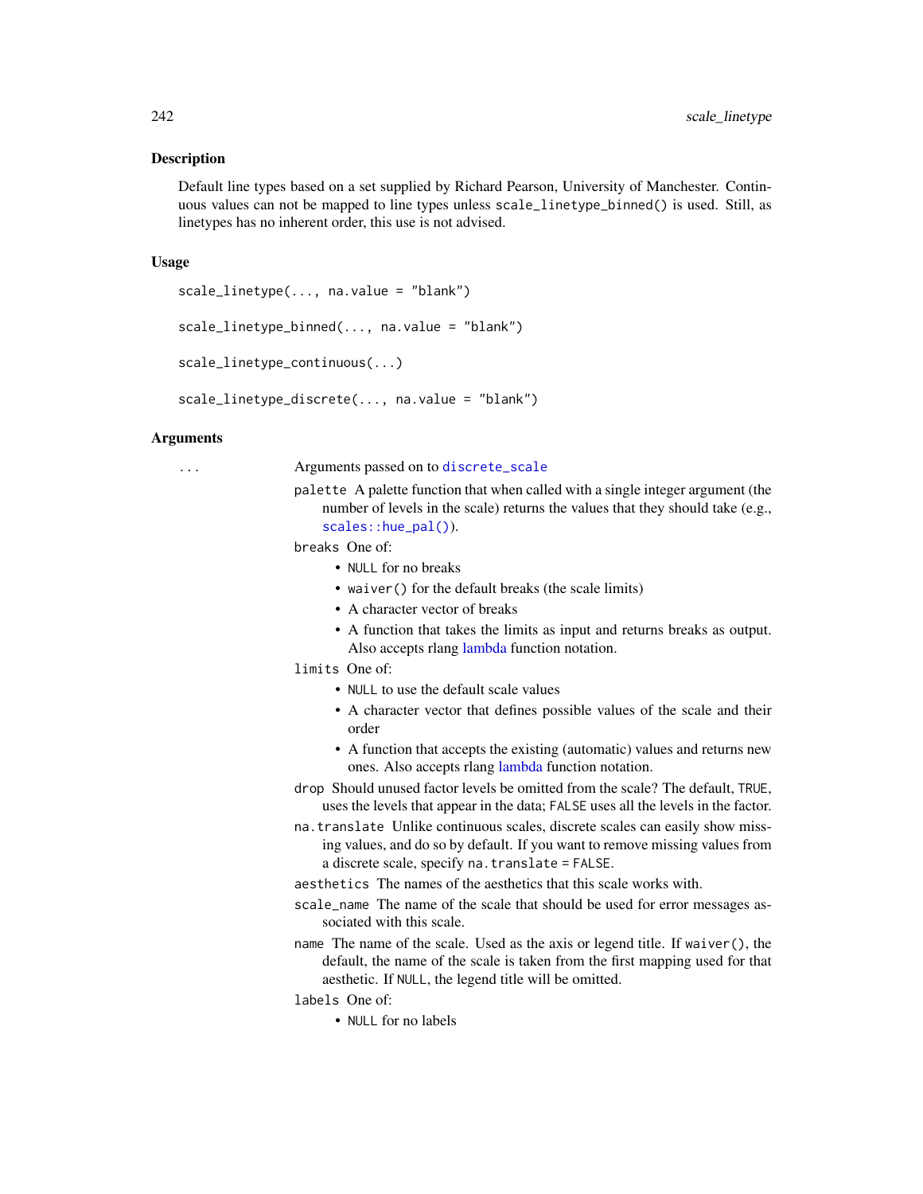## Description

Default line types based on a set supplied by Richard Pearson, University of Manchester. Continuous values can not be mapped to line types unless `scale_linetype_binned()` is used. Still, as linetypes has no inherent order, this use is not advised.

## Usage

```
scale_linetype(..., na.value = "blank")

scale_linetype_binned(..., na.value = "blank")

scale_linetype_continuous(...)

scale_linetype_discrete(..., na.value = "blank")
```

## Arguments

`...` Arguments passed on to `discrete_scale`

- `palette` A palette function that when called with a single integer argument (the number of levels in the scale) returns the values that they should take (e.g., `scales::hue_pal()`).
- `breaks` One of:
  - `NULL` for no breaks
  - `waiver()` for the default breaks (the scale limits)
  - A character vector of breaks
  - A function that takes the limits as input and returns breaks as output. Also accepts rlang lambda function notation.
- `limits` One of:
  - `NULL` to use the default scale values
  - A character vector that defines possible values of the scale and their order
  - A function that accepts the existing (automatic) values and returns new ones. Also accepts rlang lambda function notation.
- `drop` Should unused factor levels be omitted from the scale? The default, `TRUE`, uses the levels that appear in the data; `FALSE` uses all the levels in the factor.
- `na.translate` Unlike continuous scales, discrete scales can easily show missing values, and do so by default. If you want to remove missing values from a discrete scale, specify `na.translate = FALSE`.
- `aesthetics` The names of the aesthetics that this scale works with.
- `scale_name` The name of the scale that should be used for error messages associated with this scale.
- `name` The name of the scale. Used as the axis or legend title. If `waiver()`, the default, the name of the scale is taken from the first mapping used for that aesthetic. If `NULL`, the legend title will be omitted.
- `labels` One of:
  - `NULL` for no labels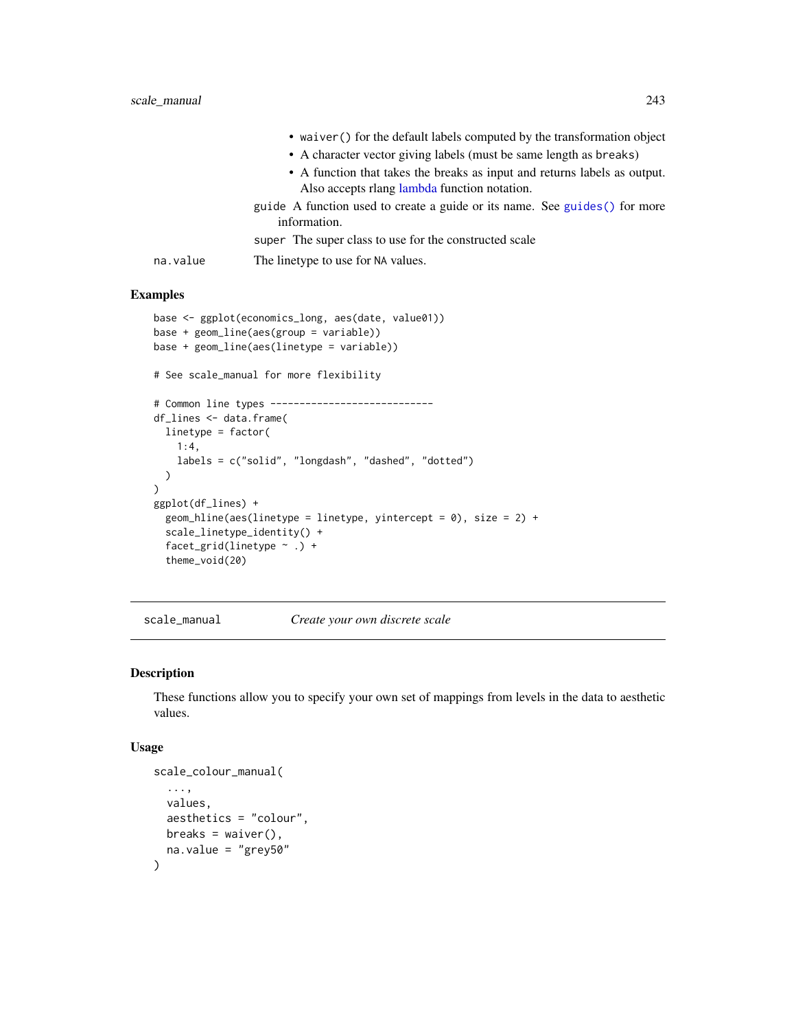- `waiver()` for the default labels computed by the transformation object
- A character vector giving labels (must be same length as `breaks`)
- A function that takes the breaks as input and returns labels as output. Also accepts rlang lambda function notation.

`guide` A function used to create a guide or its name. See `guides()` for more information.

`super` The super class to use for the constructed scale

`na.value` The linetype to use for `NA` values.

### Examples

```
base <- ggplot(economics_long, aes(date, value01))
base + geom_line(aes(group = variable))
base + geom_line(aes(linetype = variable))

# See scale_manual for more flexibility

# Common line types ----------------------------
df_lines <- data.frame(
  linetype = factor(
    1:4,
    labels = c("solid", "longdash", "dashed", "dotted")
  )
)
ggplot(df_lines) +
  geom_hline(aes(linetype = linetype, yintercept = 0), size = 2) +
  scale_linetype_identity() +
  facet_grid(linetype ~ .) +
  theme_void(20)
```

---

## scale_manual — *Create your own discrete scale*

### Description

These functions allow you to specify your own set of mappings from levels in the data to aesthetic values.

### Usage

```
scale_colour_manual(
  ...,
  values,
  aesthetics = "colour",
  breaks = waiver(),
  na.value = "grey50"
)
```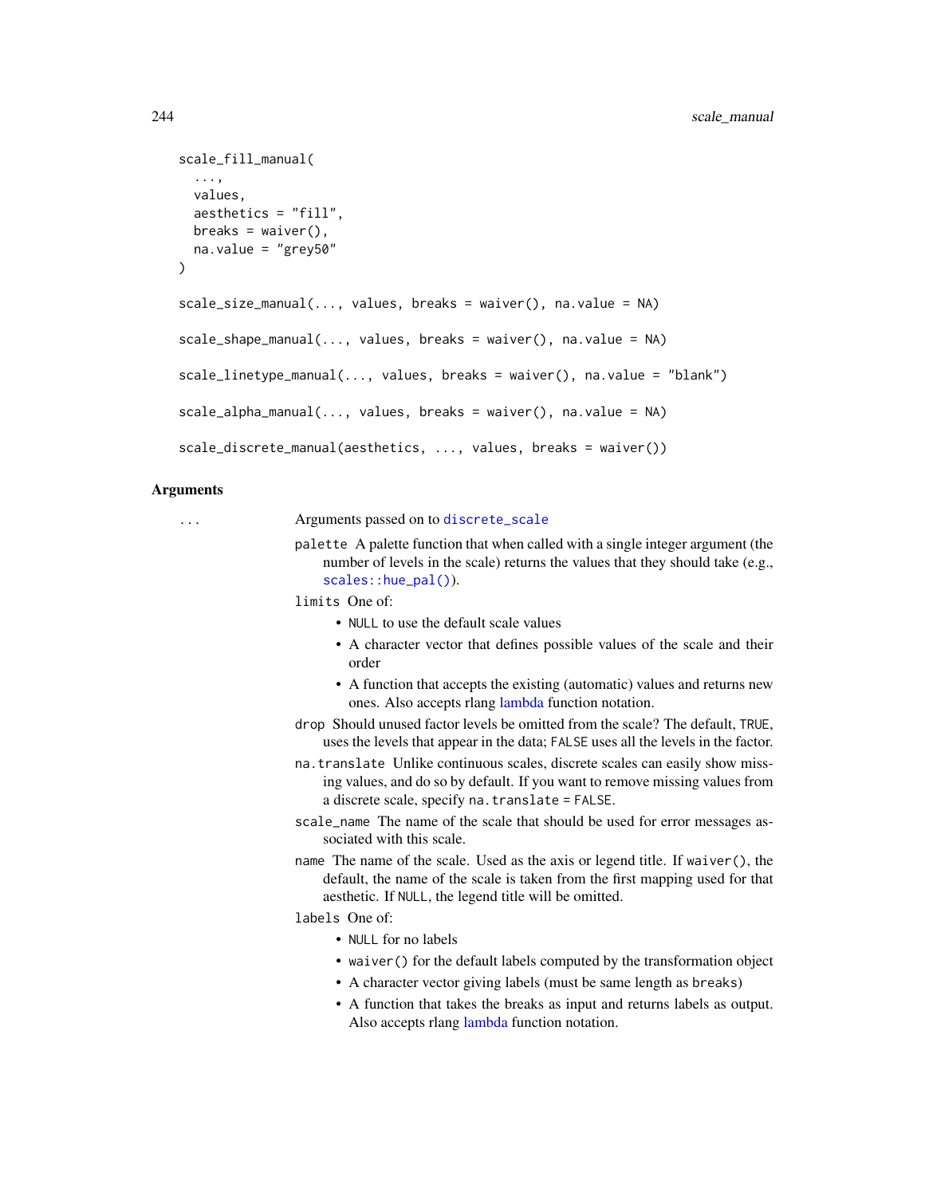```
scale_fill_manual(
  ...,
  values,
  aesthetics = "fill",
  breaks = waiver(),
  na.value = "grey50"
)

scale_size_manual(..., values, breaks = waiver(), na.value = NA)

scale_shape_manual(..., values, breaks = waiver(), na.value = NA)

scale_linetype_manual(..., values, breaks = waiver(), na.value = "blank")

scale_alpha_manual(..., values, breaks = waiver(), na.value = NA)

scale_discrete_manual(aesthetics, ..., values, breaks = waiver())
```

## Arguments

`...` Arguments passed on to `discrete_scale`

- `palette` A palette function that when called with a single integer argument (the number of levels in the scale) returns the values that they should take (e.g., `scales::hue_pal()`).
- `limits` One of:
  - `NULL` to use the default scale values
  - A character vector that defines possible values of the scale and their order
  - A function that accepts the existing (automatic) values and returns new ones. Also accepts rlang lambda function notation.
- `drop` Should unused factor levels be omitted from the scale? The default, `TRUE`, uses the levels that appear in the data; `FALSE` uses all the levels in the factor.
- `na.translate` Unlike continuous scales, discrete scales can easily show missing values, and do so by default. If you want to remove missing values from a discrete scale, specify `na.translate = FALSE`.
- `scale_name` The name of the scale that should be used for error messages associated with this scale.
- `name` The name of the scale. Used as the axis or legend title. If `waiver()`, the default, the name of the scale is taken from the first mapping used for that aesthetic. If `NULL`, the legend title will be omitted.
- `labels` One of:
  - `NULL` for no labels
  - `waiver()` for the default labels computed by the transformation object
  - A character vector giving labels (must be same length as `breaks`)
  - A function that takes the breaks as input and returns labels as output. Also accepts rlang lambda function notation.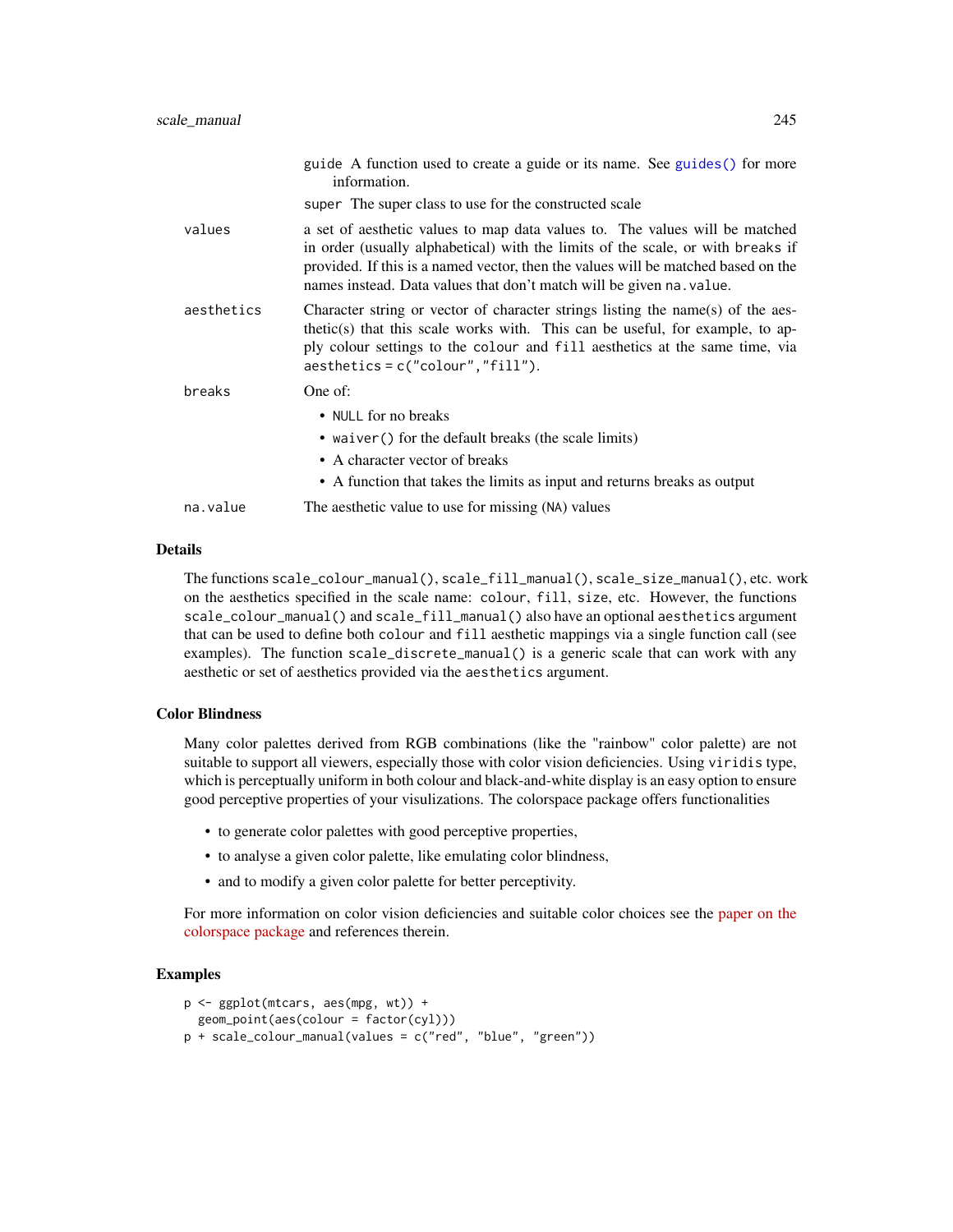| | |
|---|---|
| | `guide` A function used to create a guide or its name. See `guides()` for more information. |
| | `super` The super class to use for the constructed scale |
| `values` | a set of aesthetic values to map data values to. The values will be matched in order (usually alphabetical) with the limits of the scale, or with `breaks` if provided. If this is a named vector, then the values will be matched based on the names instead. Data values that don't match will be given `na.value`. |
| `aesthetics` | Character string or vector of character strings listing the name(s) of the aesthetic(s) that this scale works with. This can be useful, for example, to apply colour settings to the `colour` and `fill` aesthetics at the same time, via `aesthetics = c("colour","fill")`. |
| `breaks` | One of: <br>• `NULL` for no breaks <br>• `waiver()` for the default breaks (the scale limits) <br>• A character vector of breaks <br>• A function that takes the limits as input and returns breaks as output |
| `na.value` | The aesthetic value to use for missing (`NA`) values |

## Details

The functions `scale_colour_manual()`, `scale_fill_manual()`, `scale_size_manual()`, etc. work on the aesthetics specified in the scale name: `colour`, `fill`, `size`, etc. However, the functions `scale_colour_manual()` and `scale_fill_manual()` also have an optional `aesthetics` argument that can be used to define both `colour` and `fill` aesthetic mappings via a single function call (see examples). The function `scale_discrete_manual()` is a generic scale that can work with any aesthetic or set of aesthetics provided via the `aesthetics` argument.

## Color Blindness

Many color palettes derived from RGB combinations (like the "rainbow" color palette) are not suitable to support all viewers, especially those with color vision deficiencies. Using `viridis` type, which is perceptually uniform in both colour and black-and-white display is an easy option to ensure good perceptive properties of your visulizations. The colorspace package offers functionalities

- to generate color palettes with good perceptive properties,
- to analyse a given color palette, like emulating color blindness,
- and to modify a given color palette for better perceptivity.

For more information on color vision deficiencies and suitable color choices see the paper on the colorspace package and references therein.

## Examples

```
p <- ggplot(mtcars, aes(mpg, wt)) +
  geom_point(aes(colour = factor(cyl)))
p + scale_colour_manual(values = c("red", "blue", "green"))
```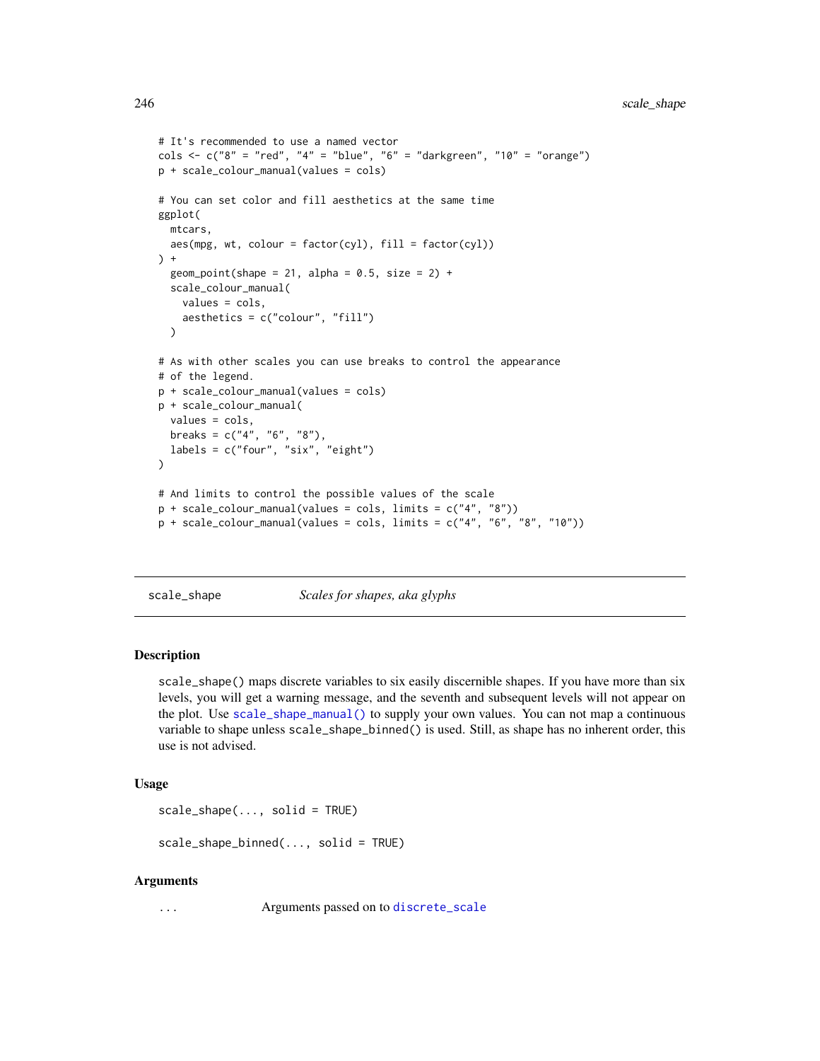```
# It's recommended to use a named vector
cols <- c("8" = "red", "4" = "blue", "6" = "darkgreen", "10" = "orange")
p + scale_colour_manual(values = cols)

# You can set color and fill aesthetics at the same time
ggplot(
  mtcars,
  aes(mpg, wt, colour = factor(cyl), fill = factor(cyl))
) +
  geom_point(shape = 21, alpha = 0.5, size = 2) +
  scale_colour_manual(
    values = cols,
    aesthetics = c("colour", "fill")
  )

# As with other scales you can use breaks to control the appearance
# of the legend.
p + scale_colour_manual(values = cols)
p + scale_colour_manual(
  values = cols,
  breaks = c("4", "6", "8"),
  labels = c("four", "six", "eight")
)

# And limits to control the possible values of the scale
p + scale_colour_manual(values = cols, limits = c("4", "8"))
p + scale_colour_manual(values = cols, limits = c("4", "6", "8", "10"))
```

---

## scale_shape — *Scales for shapes, aka glyphs*

---

### Description

`scale_shape()` maps discrete variables to six easily discernible shapes. If you have more than six levels, you will get a warning message, and the seventh and subsequent levels will not appear on the plot. Use `scale_shape_manual()` to supply your own values. You can not map a continuous variable to shape unless `scale_shape_binned()` is used. Still, as shape has no inherent order, this use is not advised.

### Usage

```
scale_shape(..., solid = TRUE)

scale_shape_binned(..., solid = TRUE)
```

### Arguments

`...` Arguments passed on to `discrete_scale`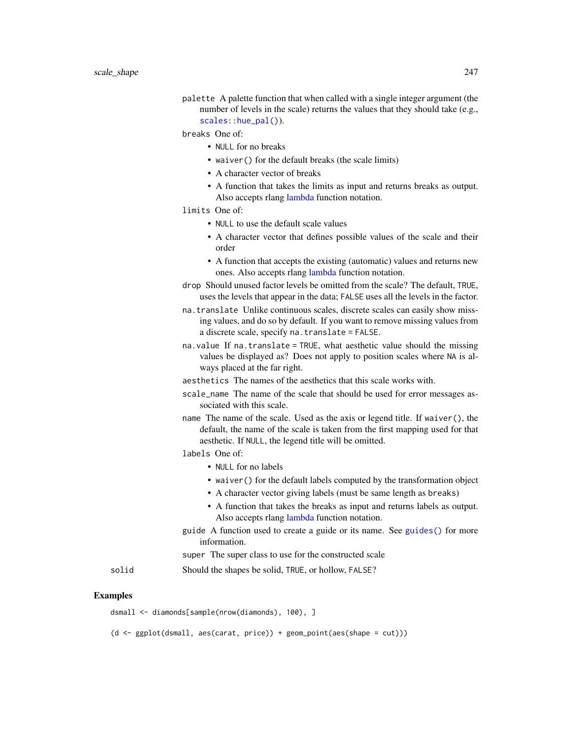palette A palette function that when called with a single integer argument (the number of levels in the scale) returns the values that they should take (e.g., `scales::hue_pal()`).

breaks One of:

- `NULL` for no breaks
- `waiver()` for the default breaks (the scale limits)
- A character vector of breaks
- A function that takes the limits as input and returns breaks as output. Also accepts rlang lambda function notation.

limits One of:

- `NULL` to use the default scale values
- A character vector that defines possible values of the scale and their order
- A function that accepts the existing (automatic) values and returns new ones. Also accepts rlang lambda function notation.

drop Should unused factor levels be omitted from the scale? The default, `TRUE`, uses the levels that appear in the data; `FALSE` uses all the levels in the factor.

na.translate Unlike continuous scales, discrete scales can easily show missing values, and do so by default. If you want to remove missing values from a discrete scale, specify `na.translate = FALSE`.

na.value If `na.translate = TRUE`, what aesthetic value should the missing values be displayed as? Does not apply to position scales where `NA` is always placed at the far right.

aesthetics The names of the aesthetics that this scale works with.

scale_name The name of the scale that should be used for error messages associated with this scale.

name The name of the scale. Used as the axis or legend title. If `waiver()`, the default, the name of the scale is taken from the first mapping used for that aesthetic. If `NULL`, the legend title will be omitted.

labels One of:

- `NULL` for no labels
- `waiver()` for the default labels computed by the transformation object
- A character vector giving labels (must be same length as `breaks`)
- A function that takes the breaks as input and returns labels as output. Also accepts rlang lambda function notation.

guide A function used to create a guide or its name. See `guides()` for more information.

super The super class to use for the constructed scale

solid Should the shapes be solid, `TRUE`, or hollow, `FALSE`?

## Examples

```
dsmall <- diamonds[sample(nrow(diamonds), 100), ]

(d <- ggplot(dsmall, aes(carat, price)) + geom_point(aes(shape = cut)))
```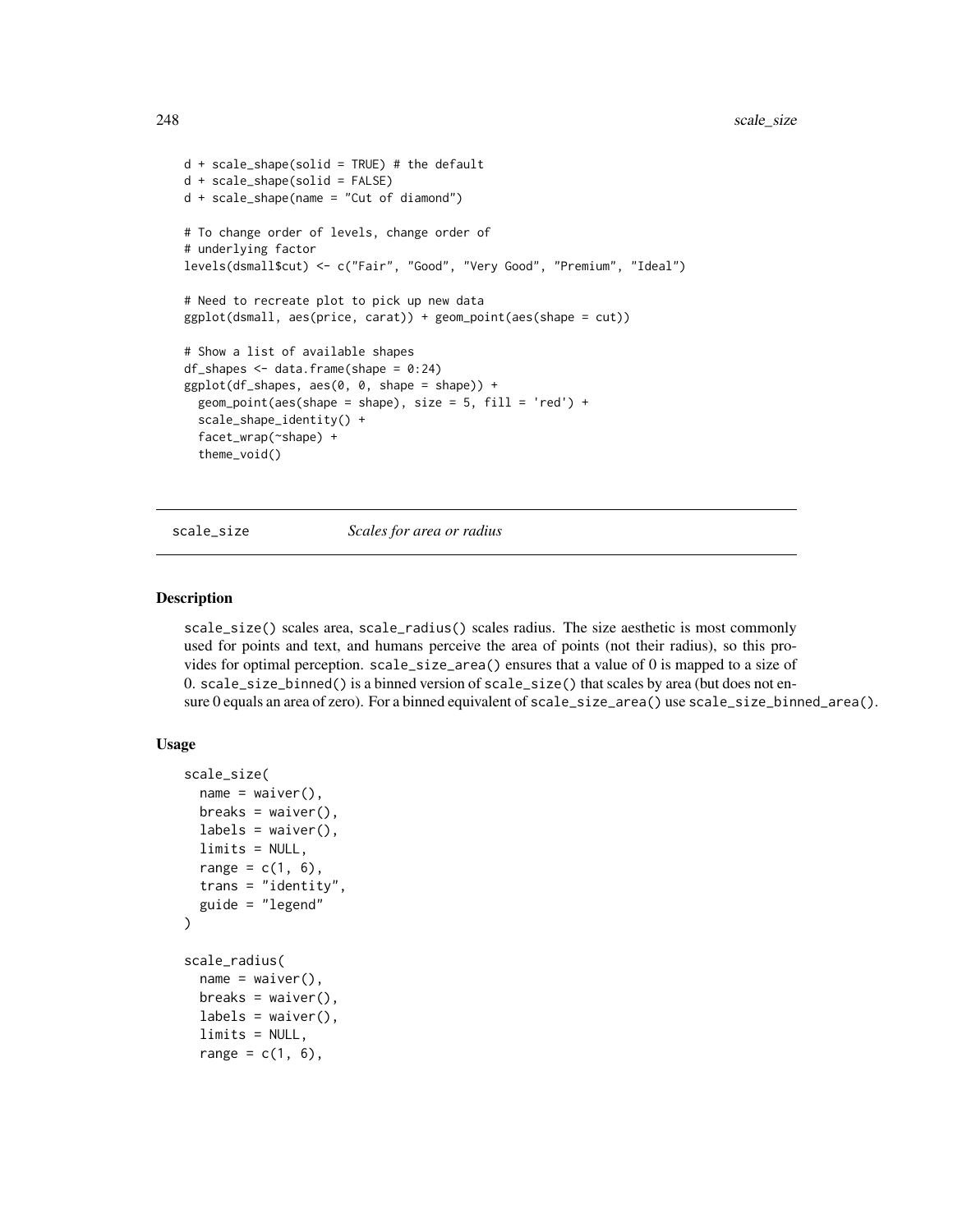```
d + scale_shape(solid = TRUE) # the default
d + scale_shape(solid = FALSE)
d + scale_shape(name = "Cut of diamond")

# To change order of levels, change order of
# underlying factor
levels(dsmall$cut) <- c("Fair", "Good", "Very Good", "Premium", "Ideal")

# Need to recreate plot to pick up new data
ggplot(dsmall, aes(price, carat)) + geom_point(aes(shape = cut))

# Show a list of available shapes
df_shapes <- data.frame(shape = 0:24)
ggplot(df_shapes, aes(0, 0, shape = shape)) +
  geom_point(aes(shape = shape), size = 5, fill = 'red') +
  scale_shape_identity() +
  facet_wrap(~shape) +
  theme_void()
```

---

## scale_size — *Scales for area or radius*

---

### Description

scale_size() scales area, scale_radius() scales radius. The size aesthetic is most commonly used for points and text, and humans perceive the area of points (not their radius), so this provides for optimal perception. scale_size_area() ensures that a value of 0 is mapped to a size of 0. scale_size_binned() is a binned version of scale_size() that scales by area (but does not ensure 0 equals an area of zero). For a binned equivalent of scale_size_area() use scale_size_binned_area().

### Usage

```
scale_size(
  name = waiver(),
  breaks = waiver(),
  labels = waiver(),
  limits = NULL,
  range = c(1, 6),
  trans = "identity",
  guide = "legend"
)

scale_radius(
  name = waiver(),
  breaks = waiver(),
  labels = waiver(),
  limits = NULL,
  range = c(1, 6),
```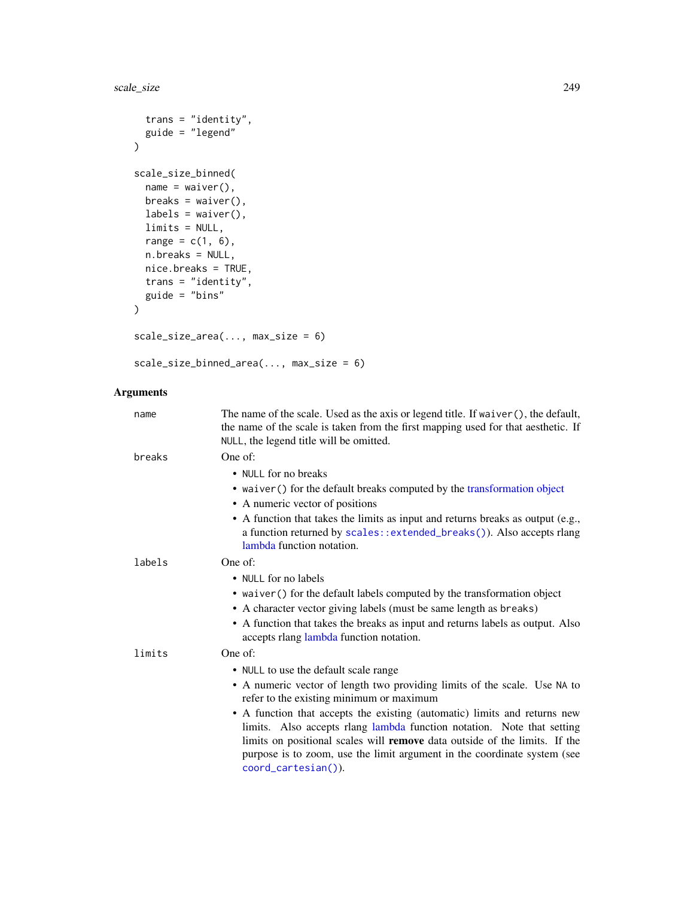```
  trans = "identity",
  guide = "legend"
)

scale_size_binned(
  name = waiver(),
  breaks = waiver(),
  labels = waiver(),
  limits = NULL,
  range = c(1, 6),
  n.breaks = NULL,
  nice.breaks = TRUE,
  trans = "identity",
  guide = "bins"
)

scale_size_area(..., max_size = 6)

scale_size_binned_area(..., max_size = 6)
```

## Arguments

`name` The name of the scale. Used as the axis or legend title. If `waiver()`, the default, the name of the scale is taken from the first mapping used for that aesthetic. If `NULL`, the legend title will be omitted.

`breaks` One of:

- `NULL` for no breaks
- `waiver()` for the default breaks computed by the transformation object
- A numeric vector of positions
- A function that takes the limits as input and returns breaks as output (e.g., a function returned by `scales::extended_breaks()`). Also accepts rlang lambda function notation.

`labels` One of:

- `NULL` for no labels
- `waiver()` for the default labels computed by the transformation object
- A character vector giving labels (must be same length as `breaks`)
- A function that takes the breaks as input and returns labels as output. Also accepts rlang lambda function notation.

`limits` One of:

- `NULL` to use the default scale range
- A numeric vector of length two providing limits of the scale. Use `NA` to refer to the existing minimum or maximum
- A function that accepts the existing (automatic) limits and returns new limits. Also accepts rlang lambda function notation. Note that setting limits on positional scales will **remove** data outside of the limits. If the purpose is to zoom, use the limit argument in the coordinate system (see `coord_cartesian()`).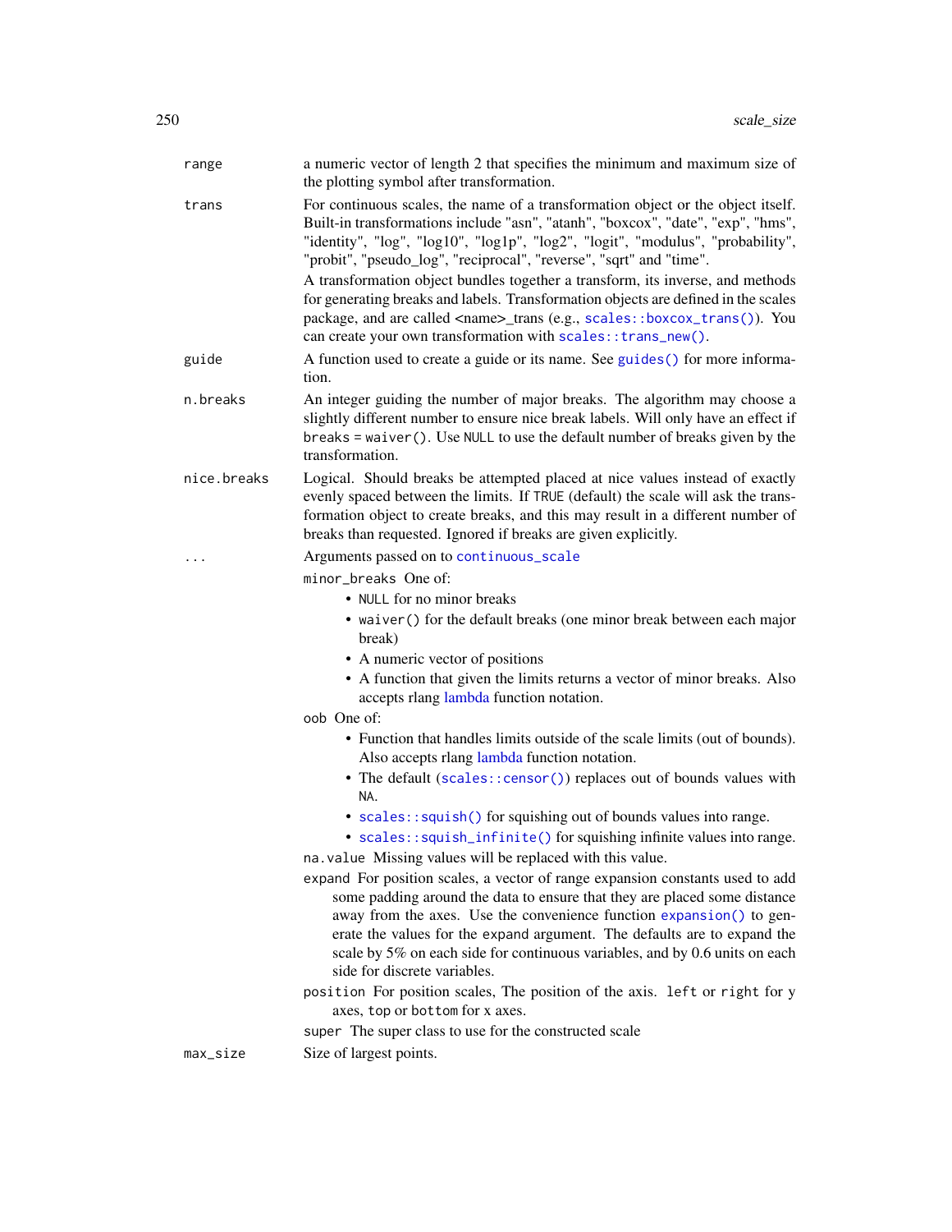`range` a numeric vector of length 2 that specifies the minimum and maximum size of the plotting symbol after transformation.

`trans` For continuous scales, the name of a transformation object or the object itself. Built-in transformations include "asn", "atanh", "boxcox", "date", "exp", "hms", "identity", "log", "log10", "log1p", "log2", "logit", "modulus", "probability", "probit", "pseudo_log", "reciprocal", "reverse", "sqrt" and "time".

A transformation object bundles together a transform, its inverse, and methods for generating breaks and labels. Transformation objects are defined in the scales package, and are called <name>_trans (e.g., `scales::boxcox_trans()`). You can create your own transformation with `scales::trans_new()`.

`guide` A function used to create a guide or its name. See `guides()` for more information.

`n.breaks` An integer guiding the number of major breaks. The algorithm may choose a slightly different number to ensure nice break labels. Will only have an effect if `breaks = waiver()`. Use `NULL` to use the default number of breaks given by the transformation.

`nice.breaks` Logical. Should breaks be attempted placed at nice values instead of exactly evenly spaced between the limits. If `TRUE` (default) the scale will ask the transformation object to create breaks, and this may result in a different number of breaks than requested. Ignored if breaks are given explicitly.

`...` Arguments passed on to `continuous_scale`

`minor_breaks` One of:
- `NULL` for no minor breaks
- `waiver()` for the default breaks (one minor break between each major break)
- A numeric vector of positions
- A function that given the limits returns a vector of minor breaks. Also accepts rlang lambda function notation.

`oob` One of:
- Function that handles limits outside of the scale limits (out of bounds). Also accepts rlang lambda function notation.
- The default (`scales::censor()`) replaces out of bounds values with `NA`.
- `scales::squish()` for squishing out of bounds values into range.
- `scales::squish_infinite()` for squishing infinite values into range.

`na.value` Missing values will be replaced with this value.

`expand` For position scales, a vector of range expansion constants used to add some padding around the data to ensure that they are placed some distance away from the axes. Use the convenience function `expansion()` to generate the values for the `expand` argument. The defaults are to expand the scale by 5% on each side for continuous variables, and by 0.6 units on each side for discrete variables.

`position` For position scales, The position of the axis. `left` or `right` for y axes, `top` or `bottom` for x axes.

`super` The super class to use for the constructed scale

`max_size` Size of largest points.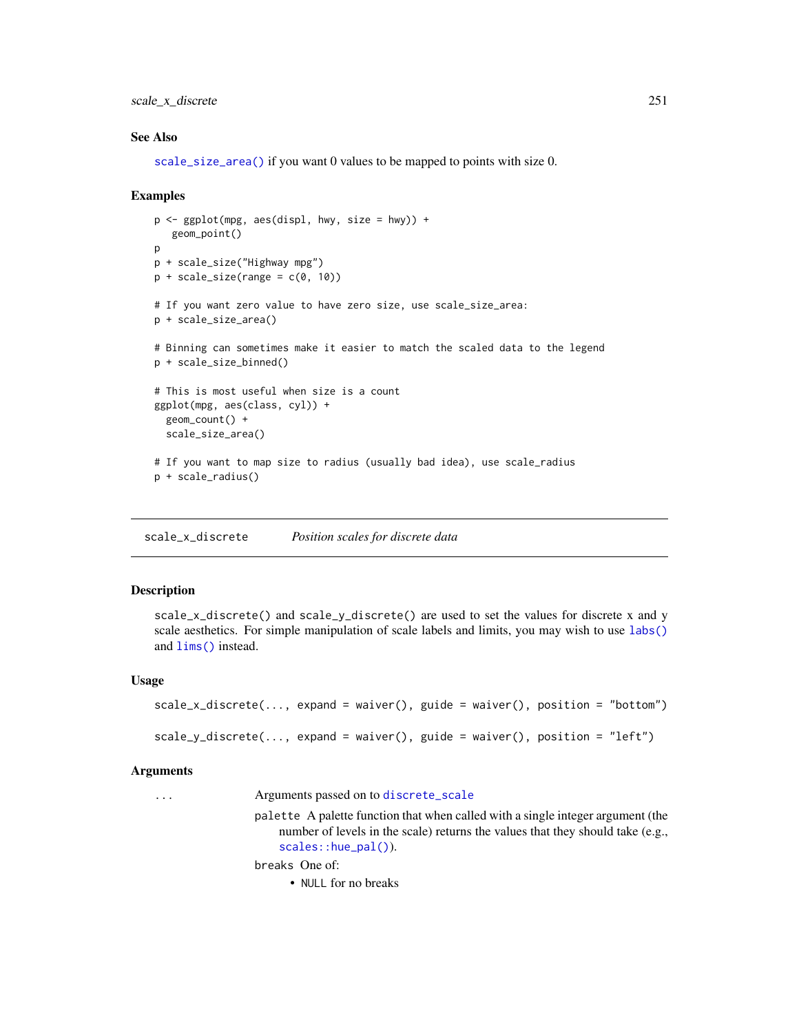### See Also

`scale_size_area()` if you want 0 values to be mapped to points with size 0.

### Examples

```
p <- ggplot(mpg, aes(displ, hwy, size = hwy)) +
   geom_point()
p
p + scale_size("Highway mpg")
p + scale_size(range = c(0, 10))

# If you want zero value to have zero size, use scale_size_area:
p + scale_size_area()

# Binning can sometimes make it easier to match the scaled data to the legend
p + scale_size_binned()

# This is most useful when size is a count
ggplot(mpg, aes(class, cyl)) +
  geom_count() +
  scale_size_area()

# If you want to map size to radius (usually bad idea), use scale_radius
p + scale_radius()
```

---

## scale_x_discrete — *Position scales for discrete data*

### Description

`scale_x_discrete()` and `scale_y_discrete()` are used to set the values for discrete x and y scale aesthetics. For simple manipulation of scale labels and limits, you may wish to use `labs()` and `lims()` instead.

### Usage

```
scale_x_discrete(..., expand = waiver(), guide = waiver(), position = "bottom")

scale_y_discrete(..., expand = waiver(), guide = waiver(), position = "left")
```

### Arguments

`...` Arguments passed on to `discrete_scale`

- `palette` A palette function that when called with a single integer argument (the number of levels in the scale) returns the values that they should take (e.g., `scales::hue_pal()`).
- `breaks` One of:
  - `NULL` for no breaks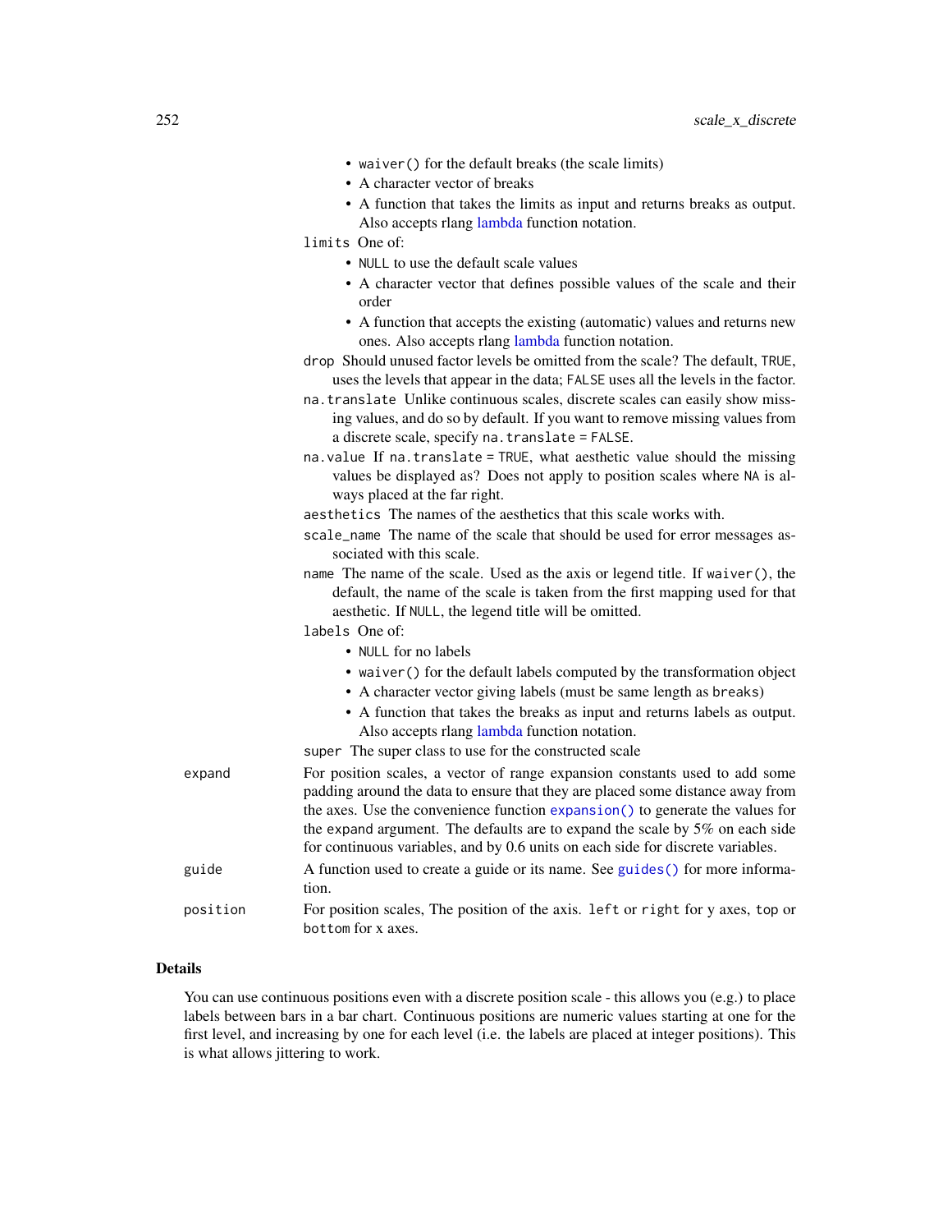- `waiver()` for the default breaks (the scale limits)
- A character vector of breaks
- A function that takes the limits as input and returns breaks as output. Also accepts rlang lambda function notation.

`limits` One of:

- `NULL` to use the default scale values
- A character vector that defines possible values of the scale and their order
- A function that accepts the existing (automatic) values and returns new ones. Also accepts rlang lambda function notation.

`drop` Should unused factor levels be omitted from the scale? The default, `TRUE`, uses the levels that appear in the data; `FALSE` uses all the levels in the factor.

`na.translate` Unlike continuous scales, discrete scales can easily show missing values, and do so by default. If you want to remove missing values from a discrete scale, specify `na.translate = FALSE`.

`na.value` If `na.translate = TRUE`, what aesthetic value should the missing values be displayed as? Does not apply to position scales where `NA` is always placed at the far right.

`aesthetics` The names of the aesthetics that this scale works with.

`scale_name` The name of the scale that should be used for error messages associated with this scale.

`name` The name of the scale. Used as the axis or legend title. If `waiver()`, the default, the name of the scale is taken from the first mapping used for that aesthetic. If `NULL`, the legend title will be omitted.

`labels` One of:

- `NULL` for no labels
- `waiver()` for the default labels computed by the transformation object
- A character vector giving labels (must be same length as `breaks`)
- A function that takes the breaks as input and returns labels as output. Also accepts rlang lambda function notation.

`super` The super class to use for the constructed scale

`expand` For position scales, a vector of range expansion constants used to add some padding around the data to ensure that they are placed some distance away from the axes. Use the convenience function `expansion()` to generate the values for the `expand` argument. The defaults are to expand the scale by 5% on each side for continuous variables, and by 0.6 units on each side for discrete variables.

`guide` A function used to create a guide or its name. See `guides()` for more information.

`position` For position scales, The position of the axis. `left` or `right` for y axes, `top` or `bottom` for x axes.

## Details

You can use continuous positions even with a discrete position scale - this allows you (e.g.) to place labels between bars in a bar chart. Continuous positions are numeric values starting at one for the first level, and increasing by one for each level (i.e. the labels are placed at integer positions). This is what allows jittering to work.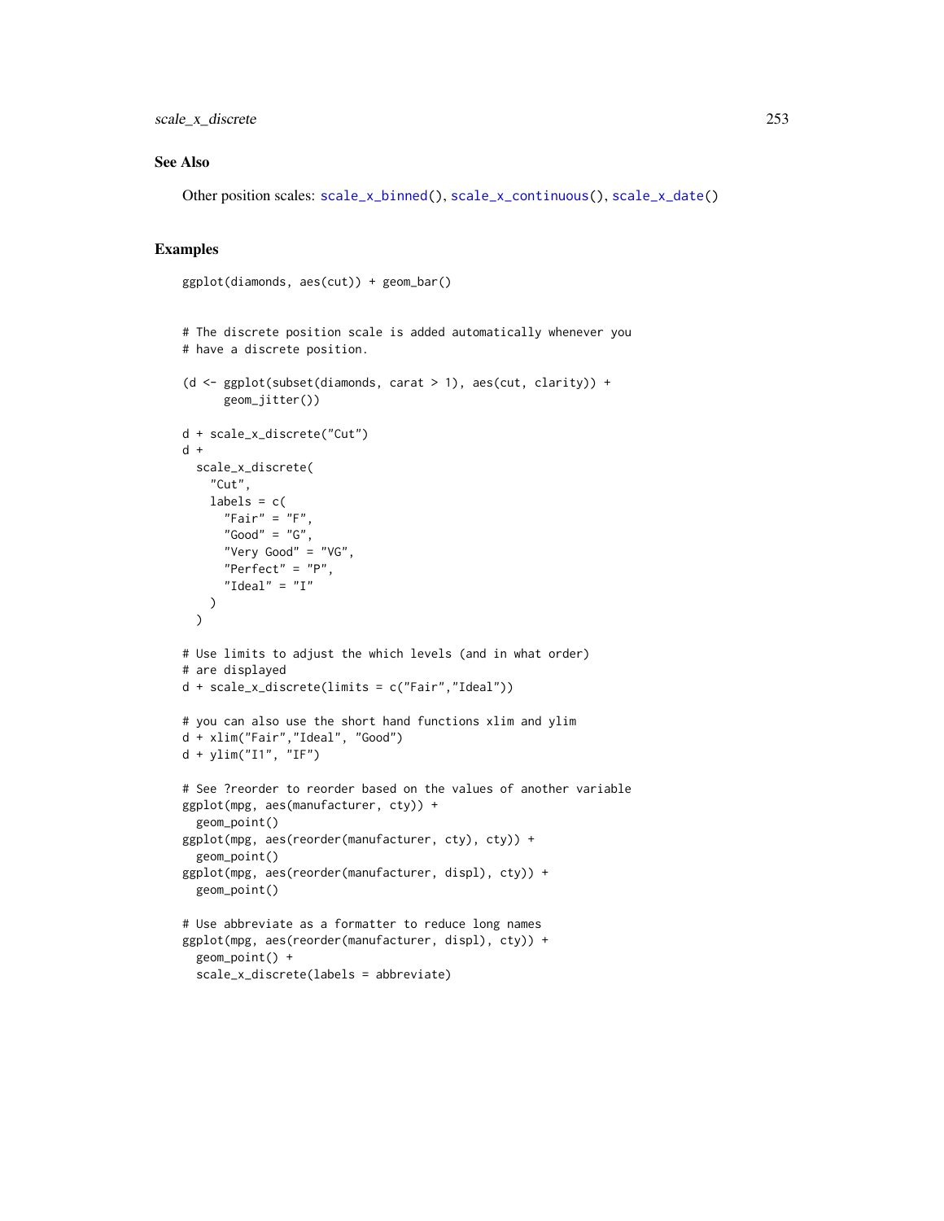## See Also

Other position scales: scale_x_binned(), scale_x_continuous(), scale_x_date()

## Examples

```
ggplot(diamonds, aes(cut)) + geom_bar()


# The discrete position scale is added automatically whenever you
# have a discrete position.

(d <- ggplot(subset(diamonds, carat > 1), aes(cut, clarity)) +
      geom_jitter())

d + scale_x_discrete("Cut")
d +
  scale_x_discrete(
    "Cut",
    labels = c(
      "Fair" = "F",
      "Good" = "G",
      "Very Good" = "VG",
      "Perfect" = "P",
      "Ideal" = "I"
    )
  )

# Use limits to adjust the which levels (and in what order)
# are displayed
d + scale_x_discrete(limits = c("Fair","Ideal"))

# you can also use the short hand functions xlim and ylim
d + xlim("Fair","Ideal", "Good")
d + ylim("I1", "IF")

# See ?reorder to reorder based on the values of another variable
ggplot(mpg, aes(manufacturer, cty)) +
  geom_point()
ggplot(mpg, aes(reorder(manufacturer, cty), cty)) +
  geom_point()
ggplot(mpg, aes(reorder(manufacturer, displ), cty)) +
  geom_point()

# Use abbreviate as a formatter to reduce long names
ggplot(mpg, aes(reorder(manufacturer, displ), cty)) +
  geom_point() +
  scale_x_discrete(labels = abbreviate)
```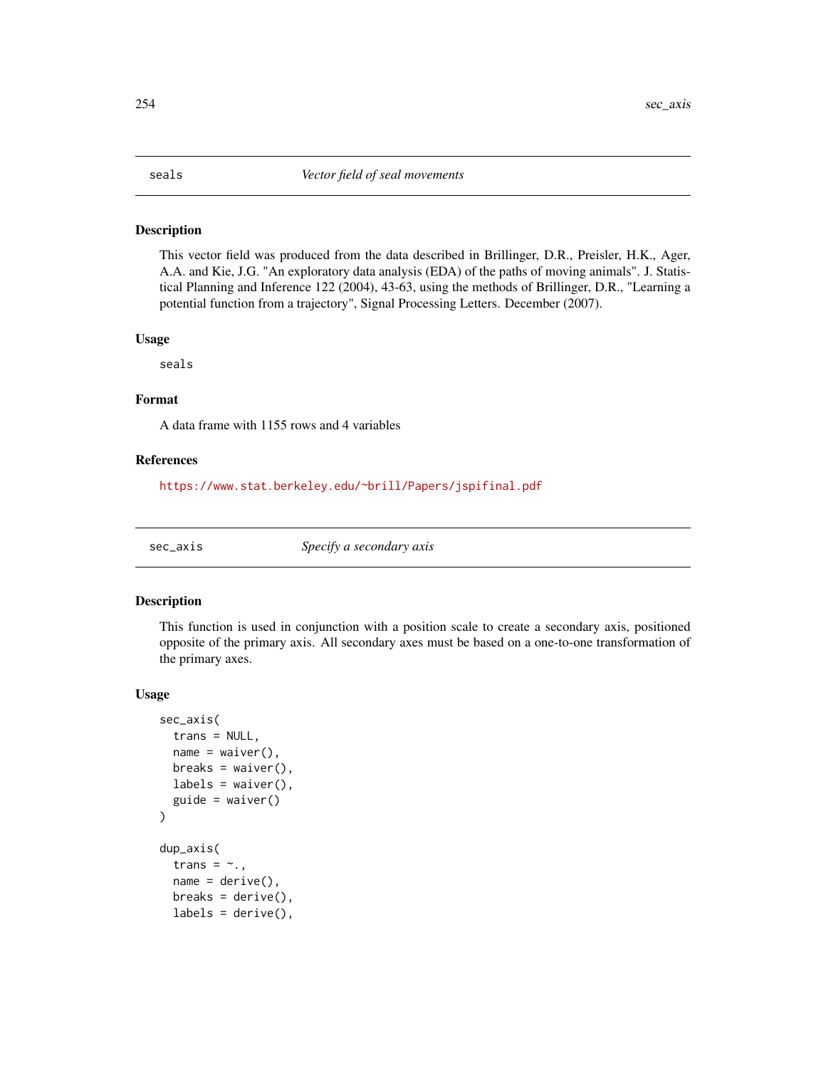## seals — *Vector field of seal movements*

### Description

This vector field was produced from the data described in Brillinger, D.R., Preisler, H.K., Ager, A.A. and Kie, J.G. "An exploratory data analysis (EDA) of the paths of moving animals". J. Statistical Planning and Inference 122 (2004), 43-63, using the methods of Brillinger, D.R., "Learning a potential function from a trajectory", Signal Processing Letters. December (2007).

### Usage

```
seals
```

### Format

A data frame with 1155 rows and 4 variables

### References

https://www.stat.berkeley.edu/~brill/Papers/jspifinal.pdf

## sec_axis — *Specify a secondary axis*

### Description

This function is used in conjunction with a position scale to create a secondary axis, positioned opposite of the primary axis. All secondary axes must be based on a one-to-one transformation of the primary axes.

### Usage

```
sec_axis(
  trans = NULL,
  name = waiver(),
  breaks = waiver(),
  labels = waiver(),
  guide = waiver()
)

dup_axis(
  trans = ~.,
  name = derive(),
  breaks = derive(),
  labels = derive(),
```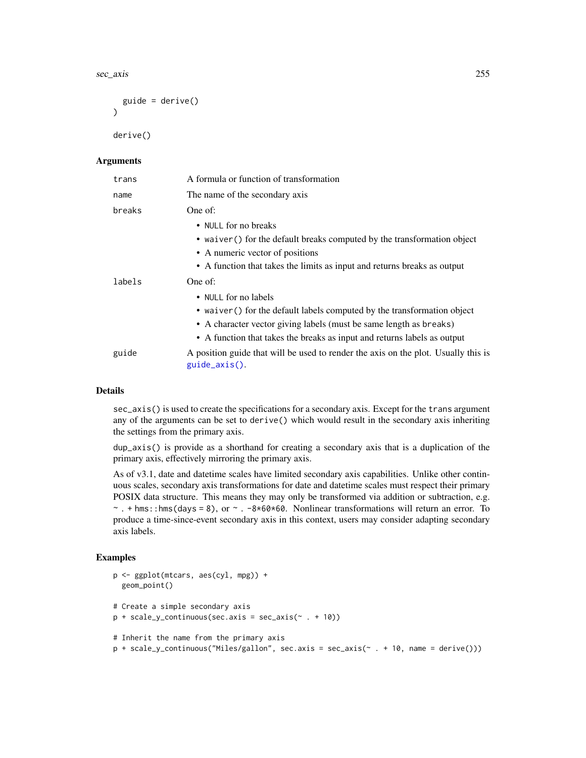```
  guide = derive()
)

derive()
```

## Arguments

| | |
|---|---|
| trans | A formula or function of transformation |
| name | The name of the secondary axis |
| breaks | One of: <br>• NULL for no breaks <br>• waiver() for the default breaks computed by the transformation object <br>• A numeric vector of positions <br>• A function that takes the limits as input and returns breaks as output |
| labels | One of: <br>• NULL for no labels <br>• waiver() for the default labels computed by the transformation object <br>• A character vector giving labels (must be same length as breaks) <br>• A function that takes the breaks as input and returns labels as output |
| guide | A position guide that will be used to render the axis on the plot. Usually this is guide_axis(). |

## Details

`sec_axis()` is used to create the specifications for a secondary axis. Except for the `trans` argument any of the arguments can be set to `derive()` which would result in the secondary axis inheriting the settings from the primary axis.

`dup_axis()` is provide as a shorthand for creating a secondary axis that is a duplication of the primary axis, effectively mirroring the primary axis.

As of v3.1, date and datetime scales have limited secondary axis capabilities. Unlike other continuous scales, secondary axis transformations for date and datetime scales must respect their primary POSIX data structure. This means they may only be transformed via addition or subtraction, e.g. `~ . + hms::hms(days = 8)`, or `~ . -8*60*60`. Nonlinear transformations will return an error. To produce a time-since-event secondary axis in this context, users may consider adapting secondary axis labels.

## Examples

```
p <- ggplot(mtcars, aes(cyl, mpg)) +
  geom_point()

# Create a simple secondary axis
p + scale_y_continuous(sec.axis = sec_axis(~ . + 10))

# Inherit the name from the primary axis
p + scale_y_continuous("Miles/gallon", sec.axis = sec_axis(~ . + 10, name = derive()))
```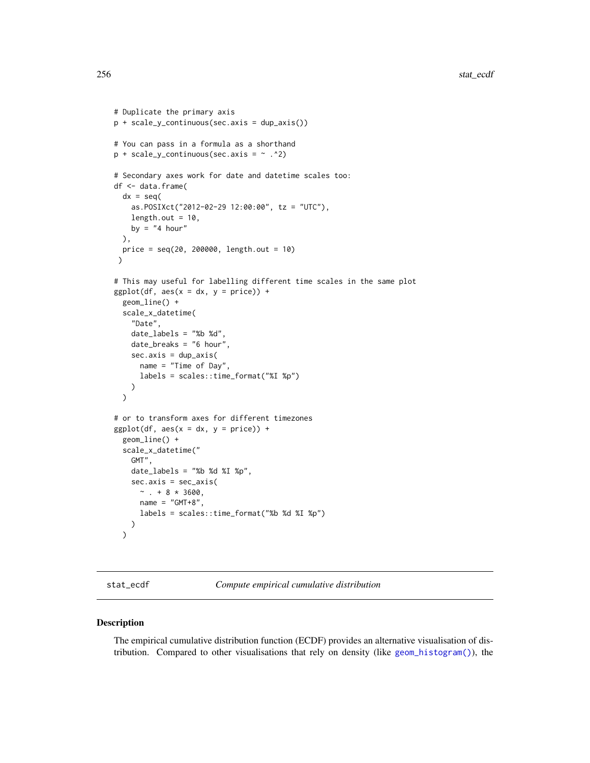```
# Duplicate the primary axis
p + scale_y_continuous(sec.axis = dup_axis())

# You can pass in a formula as a shorthand
p + scale_y_continuous(sec.axis = ~ .^2)

# Secondary axes work for date and datetime scales too:
df <- data.frame(
  dx = seq(
    as.POSIXct("2012-02-29 12:00:00", tz = "UTC"),
    length.out = 10,
    by = "4 hour"
  ),
  price = seq(20, 200000, length.out = 10)
 )

# This may useful for labelling different time scales in the same plot
ggplot(df, aes(x = dx, y = price)) +
  geom_line() +
  scale_x_datetime(
    "Date",
    date_labels = "%b %d",
    date_breaks = "6 hour",
    sec.axis = dup_axis(
      name = "Time of Day",
      labels = scales::time_format("%I %p")
    )
  )

# or to transform axes for different timezones
ggplot(df, aes(x = dx, y = price)) +
  geom_line() +
  scale_x_datetime("
    GMT",
    date_labels = "%b %d %I %p",
    sec.axis = sec_axis(
      ~ . + 8 * 3600,
      name = "GMT+8",
      labels = scales::time_format("%b %d %I %p")
    )
  )
```

## stat_ecdf — *Compute empirical cumulative distribution*

### Description

The empirical cumulative distribution function (ECDF) provides an alternative visualisation of distribution. Compared to other visualisations that rely on density (like geom_histogram()), the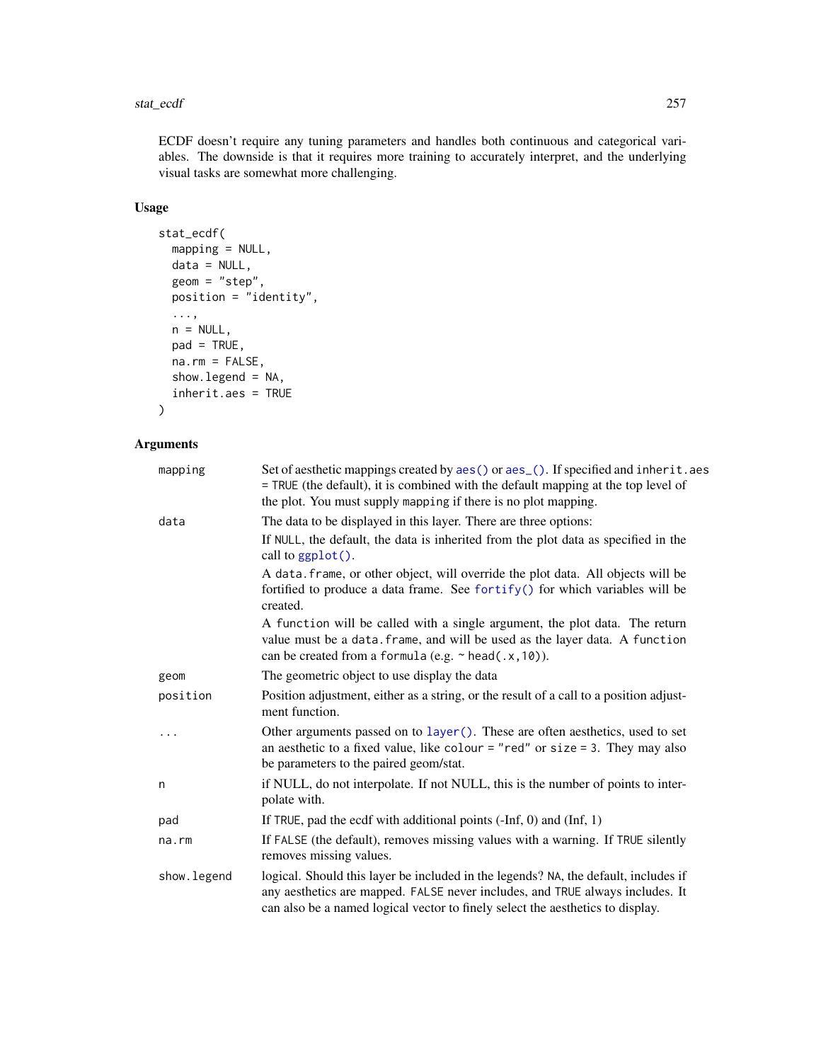ECDF doesn't require any tuning parameters and handles both continuous and categorical variables. The downside is that it requires more training to accurately interpret, and the underlying visual tasks are somewhat more challenging.

## Usage

```
stat_ecdf(
  mapping = NULL,
  data = NULL,
  geom = "step",
  position = "identity",
  ...,
  n = NULL,
  pad = TRUE,
  na.rm = FALSE,
  show.legend = NA,
  inherit.aes = TRUE
)
```

## Arguments

| | |
|---|---|
| `mapping` | Set of aesthetic mappings created by `aes()` or `aes_()`. If specified and `inherit.aes = TRUE` (the default), it is combined with the default mapping at the top level of the plot. You must supply `mapping` if there is no plot mapping. |
| `data` | The data to be displayed in this layer. There are three options:<br>If `NULL`, the default, the data is inherited from the plot data as specified in the call to `ggplot()`.<br>A `data.frame`, or other object, will override the plot data. All objects will be fortified to produce a data frame. See `fortify()` for which variables will be created.<br>A `function` will be called with a single argument, the plot data. The return value must be a `data.frame`, and will be used as the layer data. A `function` can be created from a `formula` (e.g. `~ head(.x, 10)`). |
| `geom` | The geometric object to use display the data |
| `position` | Position adjustment, either as a string, or the result of a call to a position adjustment function. |
| `...` | Other arguments passed on to `layer()`. These are often aesthetics, used to set an aesthetic to a fixed value, like `colour = "red"` or `size = 3`. They may also be parameters to the paired geom/stat. |
| `n` | if NULL, do not interpolate. If not NULL, this is the number of points to interpolate with. |
| `pad` | If `TRUE`, pad the ecdf with additional points (-Inf, 0) and (Inf, 1) |
| `na.rm` | If `FALSE` (the default), removes missing values with a warning. If `TRUE` silently removes missing values. |
| `show.legend` | logical. Should this layer be included in the legends? `NA`, the default, includes if any aesthetics are mapped. `FALSE` never includes, and `TRUE` always includes. It can also be a named logical vector to finely select the aesthetics to display. |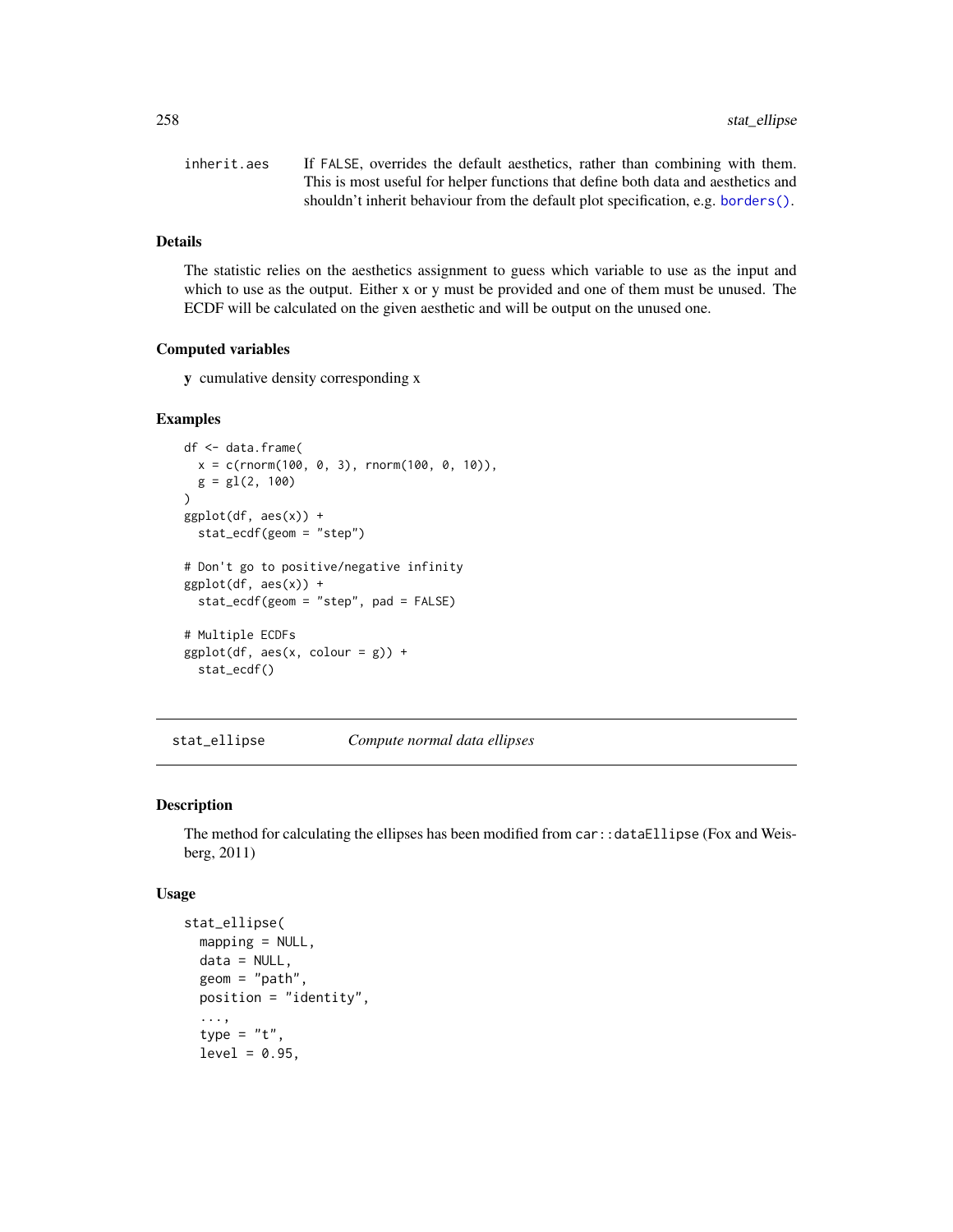inherit.aes — If FALSE, overrides the default aesthetics, rather than combining with them. This is most useful for helper functions that define both data and aesthetics and shouldn't inherit behaviour from the default plot specification, e.g. borders().

### Details

The statistic relies on the aesthetics assignment to guess which variable to use as the input and which to use as the output. Either x or y must be provided and one of them must be unused. The ECDF will be calculated on the given aesthetic and will be output on the unused one.

### Computed variables

**y** cumulative density corresponding x

### Examples

```
df <- data.frame(
  x = c(rnorm(100, 0, 3), rnorm(100, 0, 10)),
  g = gl(2, 100)
)
ggplot(df, aes(x)) +
  stat_ecdf(geom = "step")

# Don't go to positive/negative infinity
ggplot(df, aes(x)) +
  stat_ecdf(geom = "step", pad = FALSE)

# Multiple ECDFs
ggplot(df, aes(x, colour = g)) +
  stat_ecdf()
```

---

## stat_ellipse — *Compute normal data ellipses*

### Description

The method for calculating the ellipses has been modified from car::dataEllipse (Fox and Weisberg, 2011)

### Usage

```
stat_ellipse(
  mapping = NULL,
  data = NULL,
  geom = "path",
  position = "identity",
  ...,
  type = "t",
  level = 0.95,
```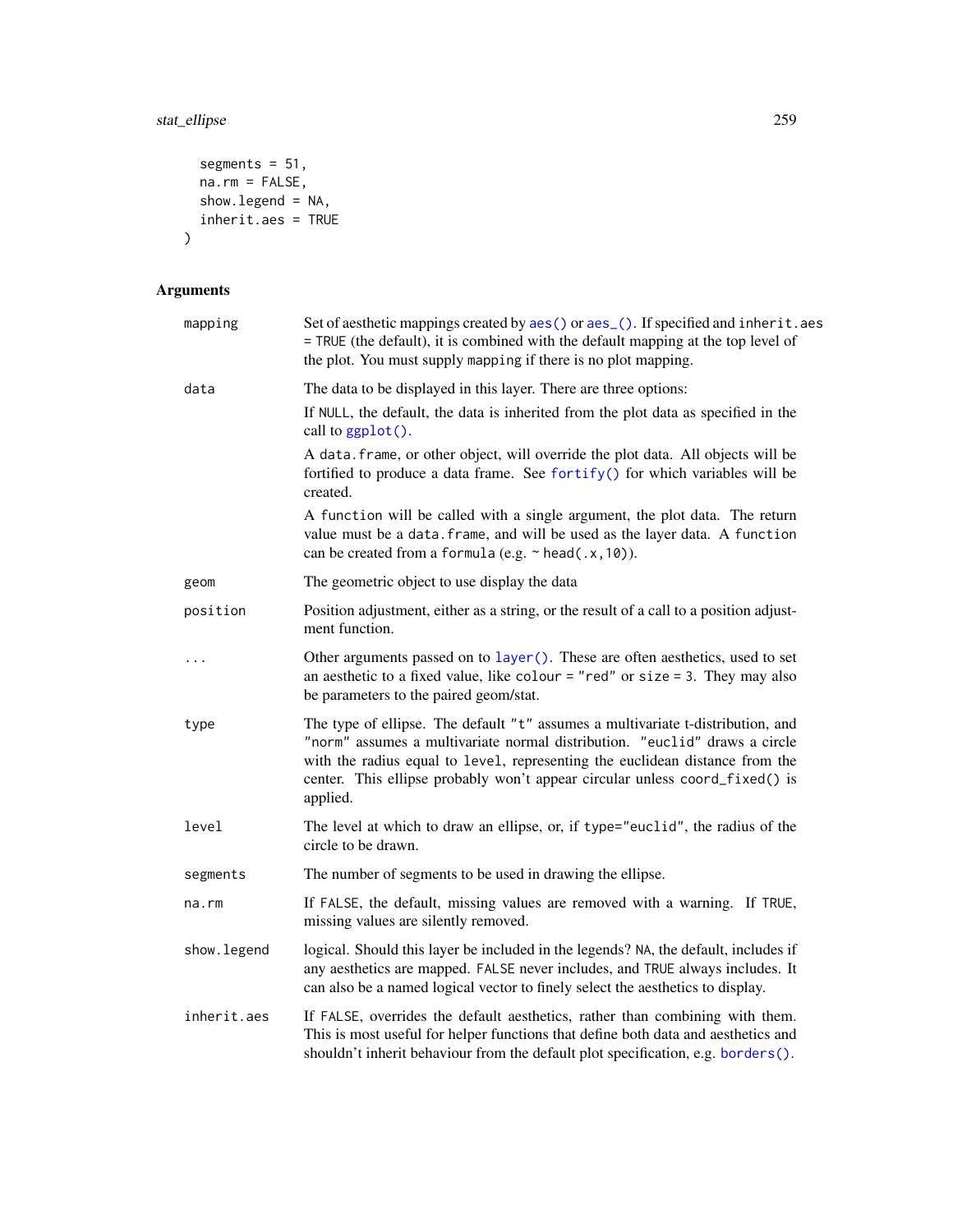```
  segments = 51,
  na.rm = FALSE,
  show.legend = NA,
  inherit.aes = TRUE
)
```

## Arguments

| | |
|---|---|
| mapping | Set of aesthetic mappings created by `aes()` or `aes_()`. If specified and `inherit.aes = TRUE` (the default), it is combined with the default mapping at the top level of the plot. You must supply `mapping` if there is no plot mapping. |
| data | The data to be displayed in this layer. There are three options:<br>If `NULL`, the default, the data is inherited from the plot data as specified in the call to `ggplot()`.<br>A `data.frame`, or other object, will override the plot data. All objects will be fortified to produce a data frame. See `fortify()` for which variables will be created.<br>A `function` will be called with a single argument, the plot data. The return value must be a `data.frame`, and will be used as the layer data. A `function` can be created from a `formula` (e.g. `~ head(.x,10)`). |
| geom | The geometric object to use display the data |
| position | Position adjustment, either as a string, or the result of a call to a position adjustment function. |
| ... | Other arguments passed on to `layer()`. These are often aesthetics, used to set an aesthetic to a fixed value, like `colour = "red"` or `size = 3`. They may also be parameters to the paired geom/stat. |
| type | The type of ellipse. The default `"t"` assumes a multivariate t-distribution, and `"norm"` assumes a multivariate normal distribution. `"euclid"` draws a circle with the radius equal to `level`, representing the euclidean distance from the center. This ellipse probably won't appear circular unless `coord_fixed()` is applied. |
| level | The level at which to draw an ellipse, or, if `type="euclid"`, the radius of the circle to be drawn. |
| segments | The number of segments to be used in drawing the ellipse. |
| na.rm | If `FALSE`, the default, missing values are removed with a warning. If `TRUE`, missing values are silently removed. |
| show.legend | logical. Should this layer be included in the legends? `NA`, the default, includes if any aesthetics are mapped. `FALSE` never includes, and `TRUE` always includes. It can also be a named logical vector to finely select the aesthetics to display. |
| inherit.aes | If `FALSE`, overrides the default aesthetics, rather than combining with them. This is most useful for helper functions that define both data and aesthetics and shouldn't inherit behaviour from the default plot specification, e.g. `borders()`. |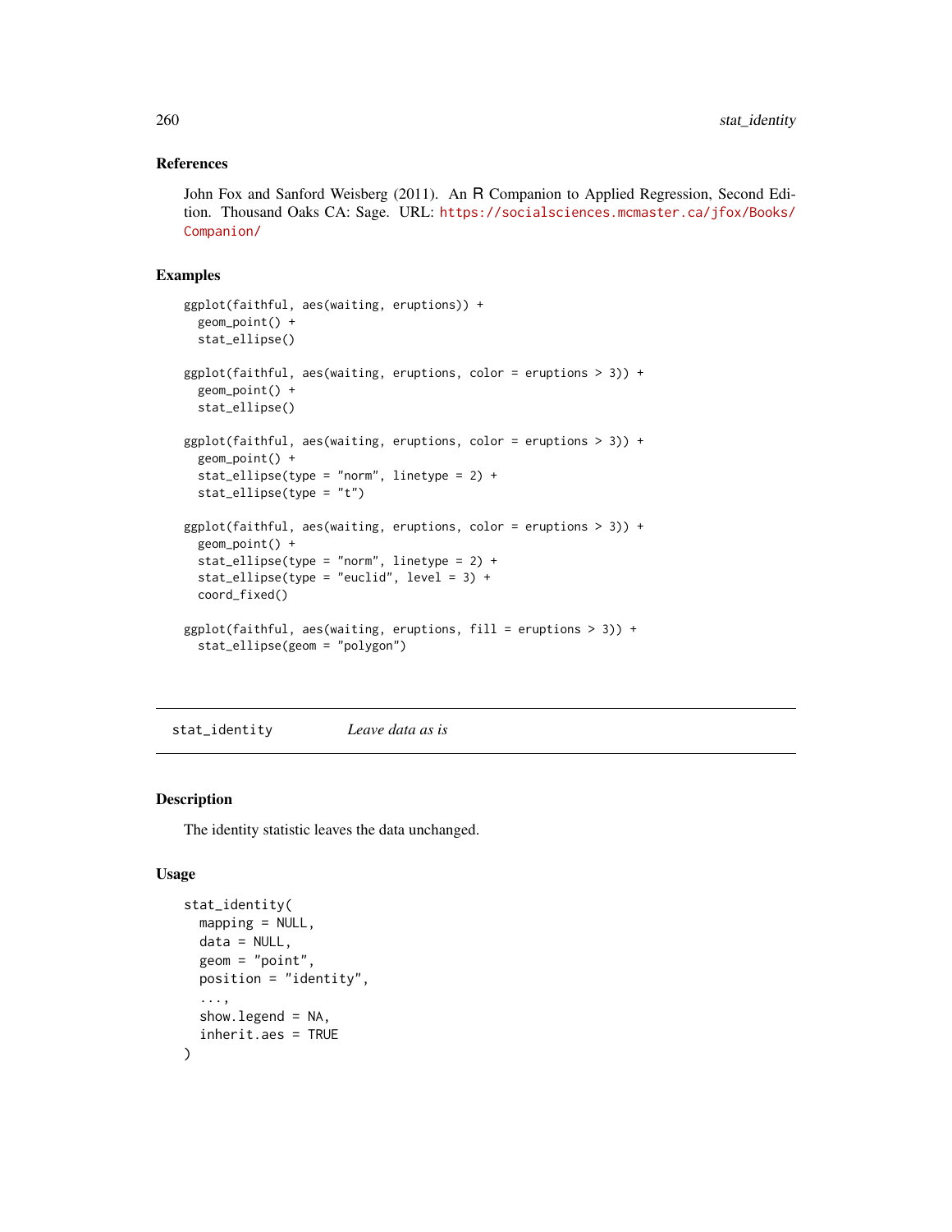### References

John Fox and Sanford Weisberg (2011). An R Companion to Applied Regression, Second Edition. Thousand Oaks CA: Sage. URL: https://socialsciences.mcmaster.ca/jfox/Books/Companion/

### Examples

```
ggplot(faithful, aes(waiting, eruptions)) +
  geom_point() +
  stat_ellipse()

ggplot(faithful, aes(waiting, eruptions, color = eruptions > 3)) +
  geom_point() +
  stat_ellipse()

ggplot(faithful, aes(waiting, eruptions, color = eruptions > 3)) +
  geom_point() +
  stat_ellipse(type = "norm", linetype = 2) +
  stat_ellipse(type = "t")

ggplot(faithful, aes(waiting, eruptions, color = eruptions > 3)) +
  geom_point() +
  stat_ellipse(type = "norm", linetype = 2) +
  stat_ellipse(type = "euclid", level = 3) +
  coord_fixed()

ggplot(faithful, aes(waiting, eruptions, fill = eruptions > 3)) +
  stat_ellipse(geom = "polygon")
```

---

## stat_identity    *Leave data as is*

---

### Description

The identity statistic leaves the data unchanged.

### Usage

```
stat_identity(
  mapping = NULL,
  data = NULL,
  geom = "point",
  position = "identity",
  ...,
  show.legend = NA,
  inherit.aes = TRUE
)
```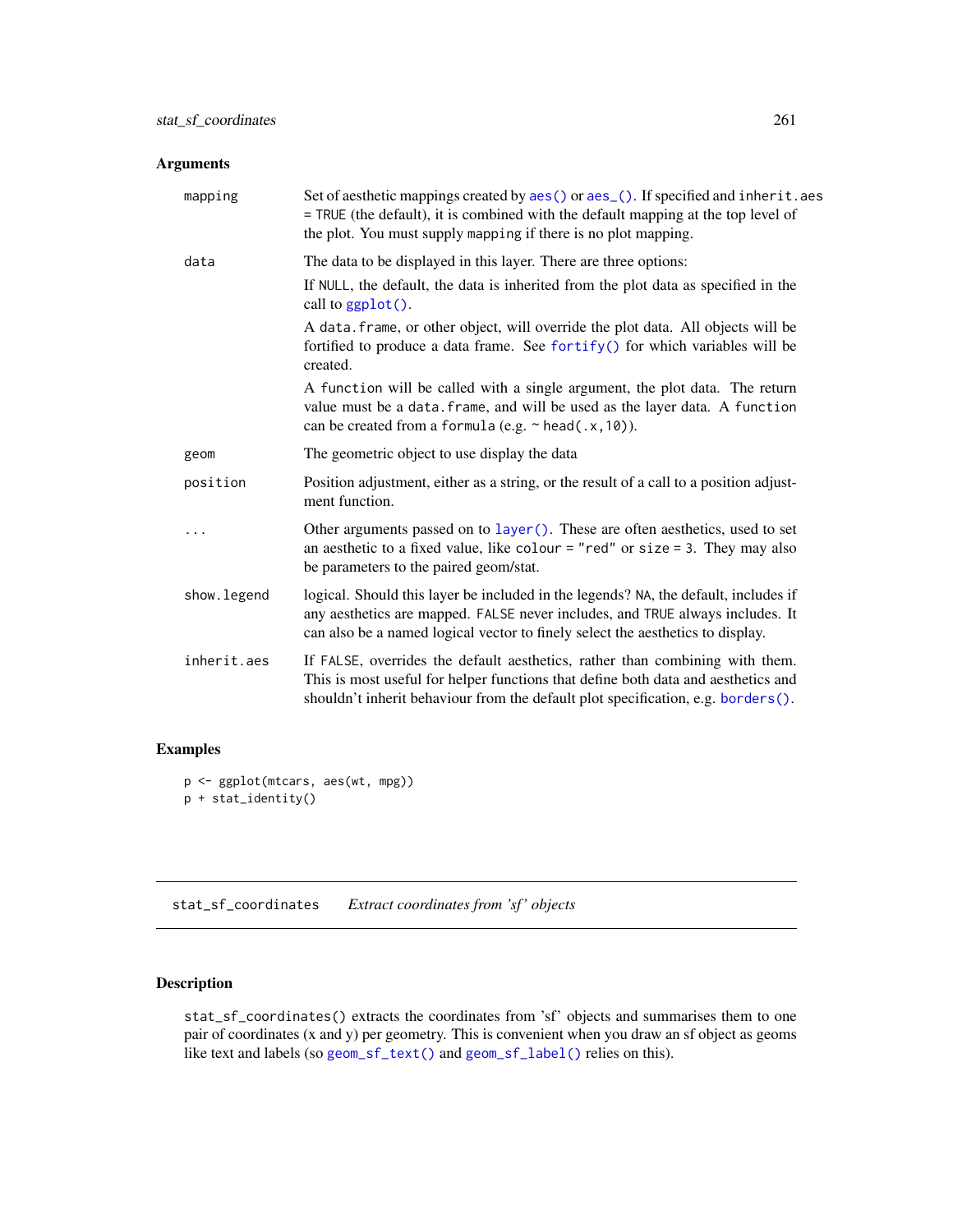## Arguments

| | |
|---|---|
| mapping | Set of aesthetic mappings created by `aes()` or `aes_()`. If specified and `inherit.aes = TRUE` (the default), it is combined with the default mapping at the top level of the plot. You must supply `mapping` if there is no plot mapping. |
| data | The data to be displayed in this layer. There are three options:<br>If `NULL`, the default, the data is inherited from the plot data as specified in the call to `ggplot()`.<br>A `data.frame`, or other object, will override the plot data. All objects will be fortified to produce a data frame. See `fortify()` for which variables will be created.<br>A `function` will be called with a single argument, the plot data. The return value must be a `data.frame`, and will be used as the layer data. A `function` can be created from a `formula` (e.g. `~ head(.x, 10)`). |
| geom | The geometric object to use display the data |
| position | Position adjustment, either as a string, or the result of a call to a position adjustment function. |
| ... | Other arguments passed on to `layer()`. These are often aesthetics, used to set an aesthetic to a fixed value, like `colour = "red"` or `size = 3`. They may also be parameters to the paired geom/stat. |
| show.legend | logical. Should this layer be included in the legends? `NA`, the default, includes if any aesthetics are mapped. `FALSE` never includes, and `TRUE` always includes. It can also be a named logical vector to finely select the aesthetics to display. |
| inherit.aes | If `FALSE`, overrides the default aesthetics, rather than combining with them. This is most useful for helper functions that define both data and aesthetics and shouldn't inherit behaviour from the default plot specification, e.g. `borders()`. |

## Examples

```
p <- ggplot(mtcars, aes(wt, mpg))
p + stat_identity()
```

---

# stat_sf_coordinates    *Extract coordinates from 'sf' objects*

## Description

`stat_sf_coordinates()` extracts the coordinates from 'sf' objects and summarises them to one pair of coordinates (x and y) per geometry. This is convenient when you draw an sf object as geoms like text and labels (so `geom_sf_text()` and `geom_sf_label()` relies on this).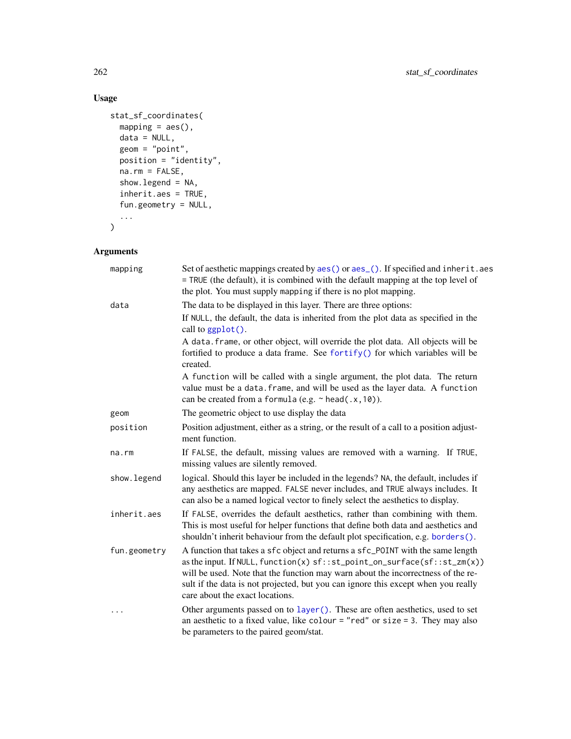## Usage

```
stat_sf_coordinates(
  mapping = aes(),
  data = NULL,
  geom = "point",
  position = "identity",
  na.rm = FALSE,
  show.legend = NA,
  inherit.aes = TRUE,
  fun.geometry = NULL,
  ...
)
```

## Arguments

| | |
|---|---|
| mapping | Set of aesthetic mappings created by aes() or aes_(). If specified and inherit.aes = TRUE (the default), it is combined with the default mapping at the top level of the plot. You must supply mapping if there is no plot mapping. |
| data | The data to be displayed in this layer. There are three options:<br>If NULL, the default, the data is inherited from the plot data as specified in the call to ggplot().<br>A data.frame, or other object, will override the plot data. All objects will be fortified to produce a data frame. See fortify() for which variables will be created.<br>A function will be called with a single argument, the plot data. The return value must be a data.frame, and will be used as the layer data. A function can be created from a formula (e.g. ~ head(.x,10)). |
| geom | The geometric object to use display the data |
| position | Position adjustment, either as a string, or the result of a call to a position adjustment function. |
| na.rm | If FALSE, the default, missing values are removed with a warning. If TRUE, missing values are silently removed. |
| show.legend | logical. Should this layer be included in the legends? NA, the default, includes if any aesthetics are mapped. FALSE never includes, and TRUE always includes. It can also be a named logical vector to finely select the aesthetics to display. |
| inherit.aes | If FALSE, overrides the default aesthetics, rather than combining with them. This is most useful for helper functions that define both data and aesthetics and shouldn't inherit behaviour from the default plot specification, e.g. borders(). |
| fun.geometry | A function that takes a sfc object and returns a sfc_POINT with the same length as the input. If NULL, function(x) sf::st_point_on_surface(sf::st_zm(x)) will be used. Note that the function may warn about the incorrectness of the result if the data is not projected, but you can ignore this except when you really care about the exact locations. |
| ... | Other arguments passed on to layer(). These are often aesthetics, used to set an aesthetic to a fixed value, like colour = "red" or size = 3. They may also be parameters to the paired geom/stat. |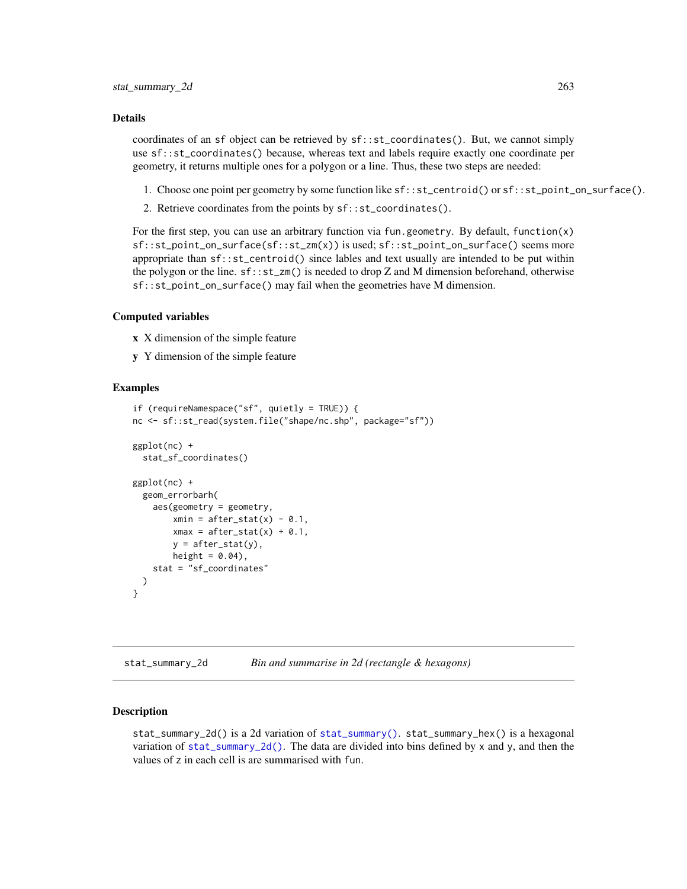## Details

coordinates of an `sf` object can be retrieved by `sf::st_coordinates()`. But, we cannot simply use `sf::st_coordinates()` because, whereas text and labels require exactly one coordinate per geometry, it returns multiple ones for a polygon or a line. Thus, these two steps are needed:

1. Choose one point per geometry by some function like `sf::st_centroid()` or `sf::st_point_on_surface()`.
2. Retrieve coordinates from the points by `sf::st_coordinates()`.

For the first step, you can use an arbitrary function via `fun.geometry`. By default, `function(x) sf::st_point_on_surface(sf::st_zm(x))` is used; `sf::st_point_on_surface()` seems more appropriate than `sf::st_centroid()` since lables and text usually are intended to be put within the polygon or the line. `sf::st_zm()` is needed to drop Z and M dimension beforehand, otherwise `sf::st_point_on_surface()` may fail when the geometries have M dimension.

## Computed variables

**x** X dimension of the simple feature

**y** Y dimension of the simple feature

## Examples

```
if (requireNamespace("sf", quietly = TRUE)) {
nc <- sf::st_read(system.file("shape/nc.shp", package="sf"))

ggplot(nc) +
  stat_sf_coordinates()

ggplot(nc) +
  geom_errorbarh(
    aes(geometry = geometry,
        xmin = after_stat(x) - 0.1,
        xmax = after_stat(x) + 0.1,
        y = after_stat(y),
        height = 0.04),
    stat = "sf_coordinates"
  )
}
```

---

# stat_summary_2d — *Bin and summarise in 2d (rectangle & hexagons)*

## Description

`stat_summary_2d()` is a 2d variation of `stat_summary()`. `stat_summary_hex()` is a hexagonal variation of `stat_summary_2d()`. The data are divided into bins defined by `x` and `y`, and then the values of `z` in each cell is are summarised with `fun`.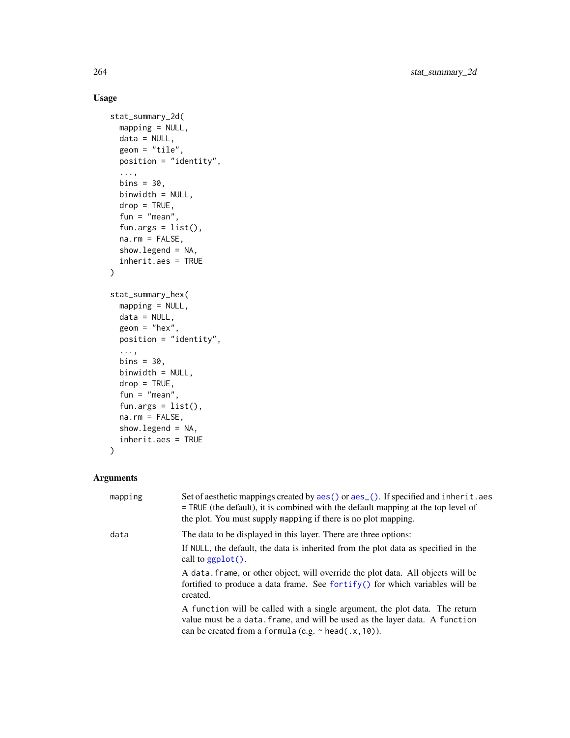## Usage

```
stat_summary_2d(
  mapping = NULL,
  data = NULL,
  geom = "tile",
  position = "identity",
  ...,
  bins = 30,
  binwidth = NULL,
  drop = TRUE,
  fun = "mean",
  fun.args = list(),
  na.rm = FALSE,
  show.legend = NA,
  inherit.aes = TRUE
)

stat_summary_hex(
  mapping = NULL,
  data = NULL,
  geom = "hex",
  position = "identity",
  ...,
  bins = 30,
  binwidth = NULL,
  drop = TRUE,
  fun = "mean",
  fun.args = list(),
  na.rm = FALSE,
  show.legend = NA,
  inherit.aes = TRUE
)
```

## Arguments

| | |
|---|---|
| `mapping` | Set of aesthetic mappings created by `aes()` or `aes_()`. If specified and `inherit.aes = TRUE` (the default), it is combined with the default mapping at the top level of the plot. You must supply `mapping` if there is no plot mapping. |
| `data` | The data to be displayed in this layer. There are three options:<br><br>If `NULL`, the default, the data is inherited from the plot data as specified in the call to `ggplot()`.<br><br>A `data.frame`, or other object, will override the plot data. All objects will be fortified to produce a data frame. See `fortify()` for which variables will be created.<br><br>A `function` will be called with a single argument, the plot data. The return value must be a `data.frame`, and will be used as the layer data. A `function` can be created from a `formula` (e.g. `~ head(.x,10)`). |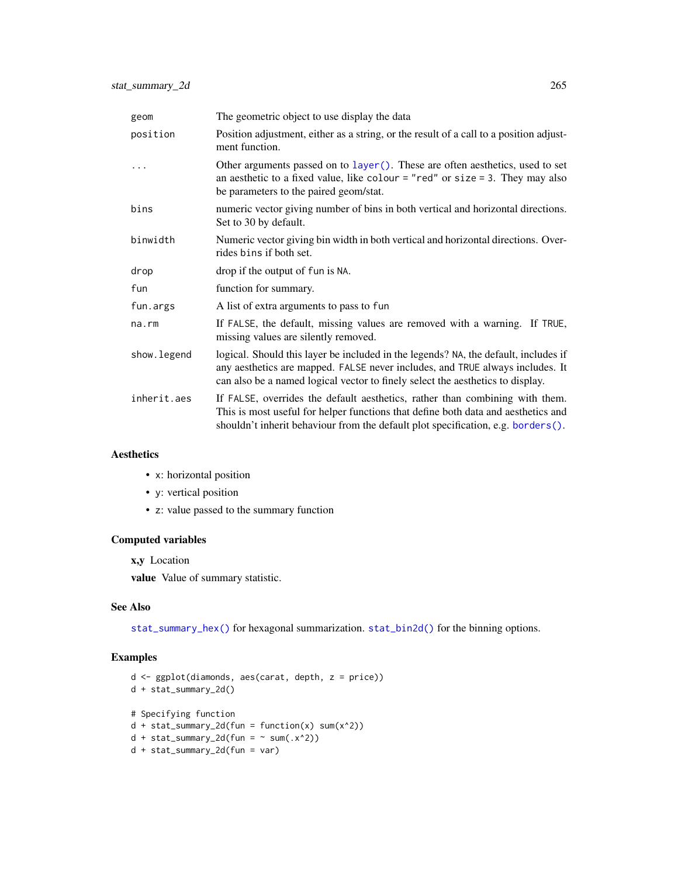| | |
|---|---|
| geom | The geometric object to use display the data |
| position | Position adjustment, either as a string, or the result of a call to a position adjustment function. |
| ... | Other arguments passed on to `layer()`. These are often aesthetics, used to set an aesthetic to a fixed value, like `colour = "red"` or `size = 3`. They may also be parameters to the paired geom/stat. |
| bins | numeric vector giving number of bins in both vertical and horizontal directions. Set to 30 by default. |
| binwidth | Numeric vector giving bin width in both vertical and horizontal directions. Overrides `bins` if both set. |
| drop | drop if the output of `fun` is `NA`. |
| fun | function for summary. |
| fun.args | A list of extra arguments to pass to `fun` |
| na.rm | If `FALSE`, the default, missing values are removed with a warning. If `TRUE`, missing values are silently removed. |
| show.legend | logical. Should this layer be included in the legends? `NA`, the default, includes if any aesthetics are mapped. `FALSE` never includes, and `TRUE` always includes. It can also be a named logical vector to finely select the aesthetics to display. |
| inherit.aes | If `FALSE`, overrides the default aesthetics, rather than combining with them. This is most useful for helper functions that define both data and aesthetics and shouldn't inherit behaviour from the default plot specification, e.g. `borders()`. |

## Aesthetics

- `x`: horizontal position
- `y`: vertical position
- `z`: value passed to the summary function

## Computed variables

**x,y** Location

**value** Value of summary statistic.

## See Also

`stat_summary_hex()` for hexagonal summarization. `stat_bin2d()` for the binning options.

## Examples

```
d <- ggplot(diamonds, aes(carat, depth, z = price))
d + stat_summary_2d()

# Specifying function
d + stat_summary_2d(fun = function(x) sum(x^2))
d + stat_summary_2d(fun = ~ sum(.x^2))
d + stat_summary_2d(fun = var)
```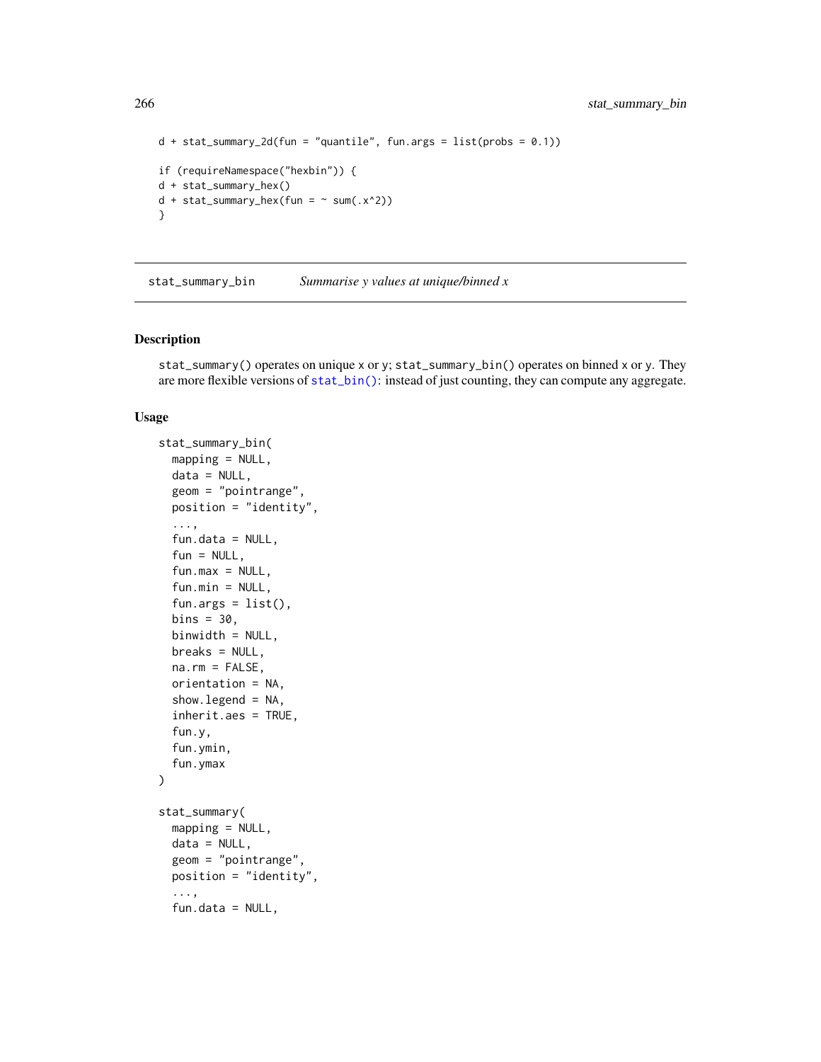```
d + stat_summary_2d(fun = "quantile", fun.args = list(probs = 0.1))

if (requireNamespace("hexbin")) {
d + stat_summary_hex()
d + stat_summary_hex(fun = ~ sum(.x^2))
}
```

## stat_summary_bin — *Summarise y values at unique/binned x*

### Description

stat_summary() operates on unique x or y; stat_summary_bin() operates on binned x or y. They are more flexible versions of stat_bin(): instead of just counting, they can compute any aggregate.

### Usage

```
stat_summary_bin(
  mapping = NULL,
  data = NULL,
  geom = "pointrange",
  position = "identity",
  ...,
  fun.data = NULL,
  fun = NULL,
  fun.max = NULL,
  fun.min = NULL,
  fun.args = list(),
  bins = 30,
  binwidth = NULL,
  breaks = NULL,
  na.rm = FALSE,
  orientation = NA,
  show.legend = NA,
  inherit.aes = TRUE,
  fun.y,
  fun.ymin,
  fun.ymax
)

stat_summary(
  mapping = NULL,
  data = NULL,
  geom = "pointrange",
  position = "identity",
  ...,
  fun.data = NULL,
```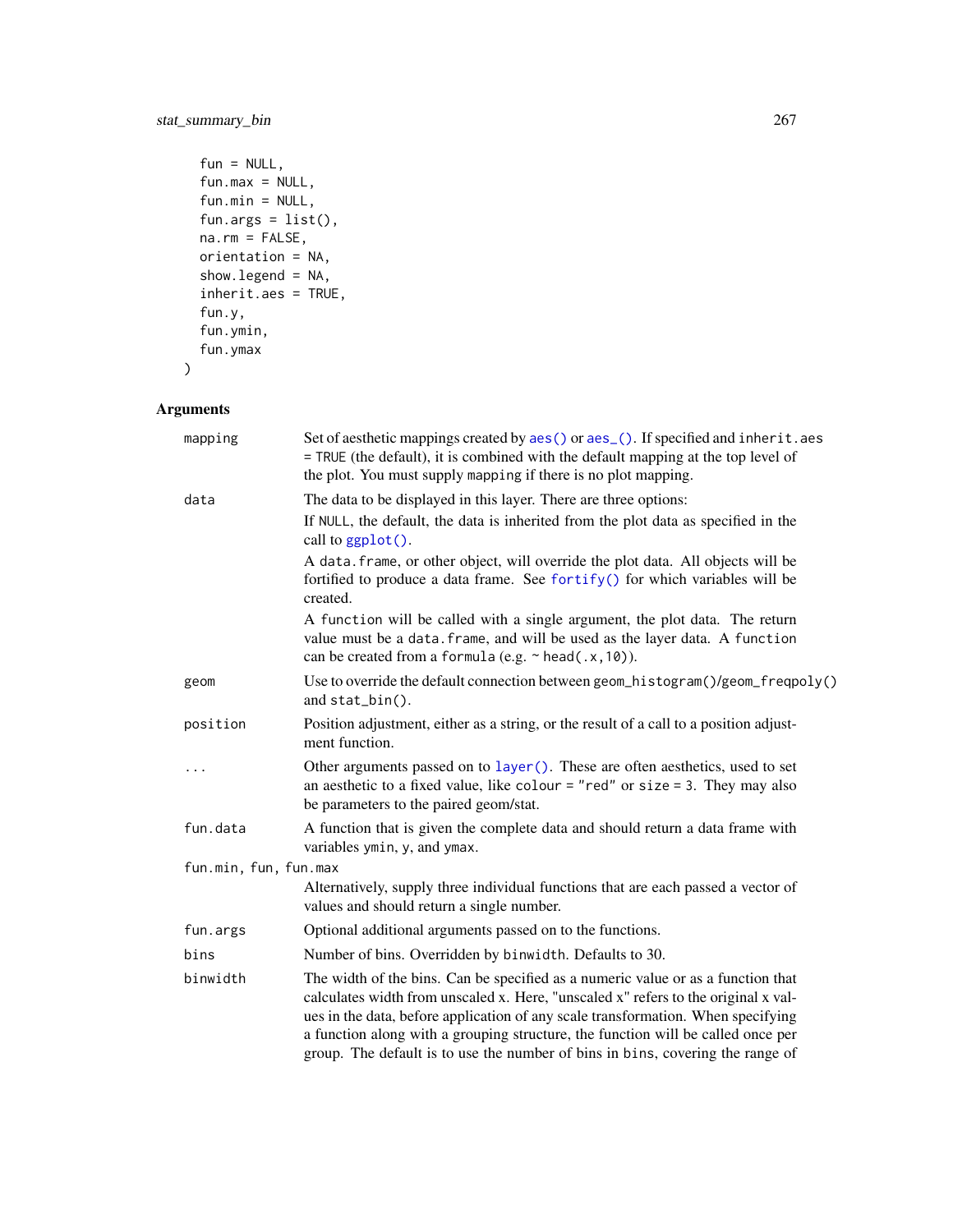```
  fun = NULL,
  fun.max = NULL,
  fun.min = NULL,
  fun.args = list(),
  na.rm = FALSE,
  orientation = NA,
  show.legend = NA,
  inherit.aes = TRUE,
  fun.y,
  fun.ymin,
  fun.ymax
)
```

## Arguments

| | |
|---|---|
| `mapping` | Set of aesthetic mappings created by `aes()` or `aes_()`. If specified and `inherit.aes = TRUE` (the default), it is combined with the default mapping at the top level of the plot. You must supply `mapping` if there is no plot mapping. |
| `data` | The data to be displayed in this layer. There are three options: If `NULL`, the default, the data is inherited from the plot data as specified in the call to `ggplot()`. A `data.frame`, or other object, will override the plot data. All objects will be fortified to produce a data frame. See `fortify()` for which variables will be created. A `function` will be called with a single argument, the plot data. The return value must be a `data.frame`, and will be used as the layer data. A `function` can be created from a `formula` (e.g. `~ head(.x,10)`). |
| `geom` | Use to override the default connection between `geom_histogram()`/`geom_freqpoly()` and `stat_bin()`. |
| `position` | Position adjustment, either as a string, or the result of a call to a position adjustment function. |
| `...` | Other arguments passed on to `layer()`. These are often aesthetics, used to set an aesthetic to a fixed value, like `colour = "red"` or `size = 3`. They may also be parameters to the paired geom/stat. |
| `fun.data` | A function that is given the complete data and should return a data frame with variables `ymin`, `y`, and `ymax`. |
| `fun.min, fun, fun.max` | Alternatively, supply three individual functions that are each passed a vector of values and should return a single number. |
| `fun.args` | Optional additional arguments passed on to the functions. |
| `bins` | Number of bins. Overridden by `binwidth`. Defaults to 30. |
| `binwidth` | The width of the bins. Can be specified as a numeric value or as a function that calculates width from unscaled x. Here, "unscaled x" refers to the original x values in the data, before application of any scale transformation. When specifying a function along with a grouping structure, the function will be called once per group. The default is to use the number of bins in `bins`, covering the range of |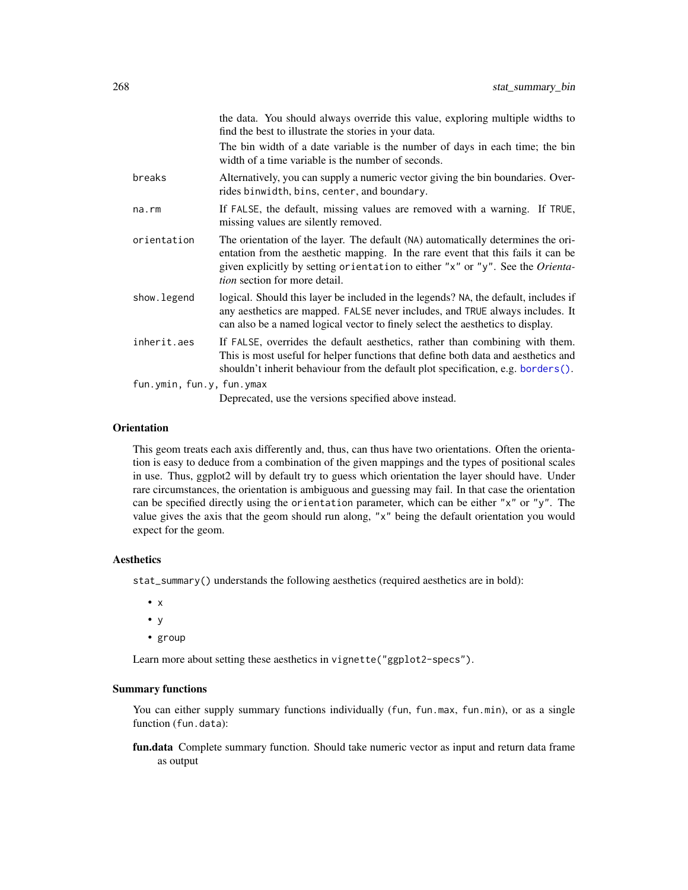the data. You should always override this value, exploring multiple widths to find the best to illustrate the stories in your data.

The bin width of a date variable is the number of days in each time; the bin width of a time variable is the number of seconds.

| | |
|---|---|
| `breaks` | Alternatively, you can supply a numeric vector giving the bin boundaries. Overrides `binwidth`, `bins`, `center`, and `boundary`. |
| `na.rm` | If `FALSE`, the default, missing values are removed with a warning. If `TRUE`, missing values are silently removed. |
| `orientation` | The orientation of the layer. The default (`NA`) automatically determines the orientation from the aesthetic mapping. In the rare event that this fails it can be given explicitly by setting `orientation` to either `"x"` or `"y"`. See the *Orientation* section for more detail. |
| `show.legend` | logical. Should this layer be included in the legends? `NA`, the default, includes if any aesthetics are mapped. `FALSE` never includes, and `TRUE` always includes. It can also be a named logical vector to finely select the aesthetics to display. |
| `inherit.aes` | If `FALSE`, overrides the default aesthetics, rather than combining with them. This is most useful for helper functions that define both data and aesthetics and shouldn't inherit behaviour from the default plot specification, e.g. `borders()`. |
| `fun.ymin, fun.y, fun.ymax` | Deprecated, use the versions specified above instead. |

### Orientation

This geom treats each axis differently and, thus, can thus have two orientations. Often the orientation is easy to deduce from a combination of the given mappings and the types of positional scales in use. Thus, ggplot2 will by default try to guess which orientation the layer should have. Under rare circumstances, the orientation is ambiguous and guessing may fail. In that case the orientation can be specified directly using the `orientation` parameter, which can be either `"x"` or `"y"`. The value gives the axis that the geom should run along, `"x"` being the default orientation you would expect for the geom.

### Aesthetics

`stat_summary()` understands the following aesthetics (required aesthetics are in bold):

- `x`
- `y`
- `group`

Learn more about setting these aesthetics in `vignette("ggplot2-specs")`.

### Summary functions

You can either supply summary functions individually (`fun`, `fun.max`, `fun.min`), or as a single function (`fun.data`):

**fun.data** Complete summary function. Should take numeric vector as input and return data frame as output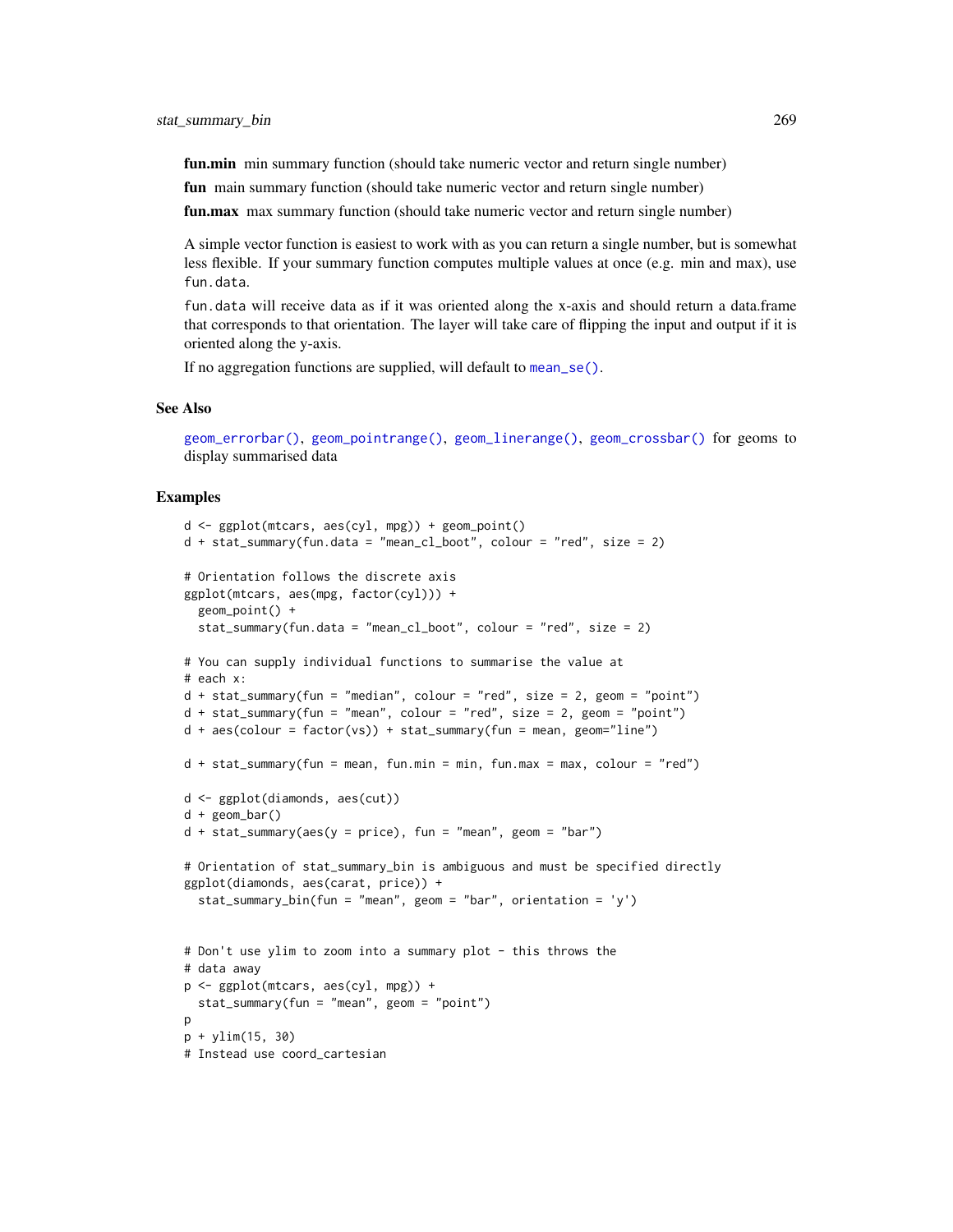**fun.min** min summary function (should take numeric vector and return single number)

**fun** main summary function (should take numeric vector and return single number)

**fun.max** max summary function (should take numeric vector and return single number)

A simple vector function is easiest to work with as you can return a single number, but is somewhat less flexible. If your summary function computes multiple values at once (e.g. min and max), use `fun.data`.

`fun.data` will receive data as if it was oriented along the x-axis and should return a data.frame that corresponds to that orientation. The layer will take care of flipping the input and output if it is oriented along the y-axis.

If no aggregation functions are supplied, will default to `mean_se()`.

## See Also

`geom_errorbar()`, `geom_pointrange()`, `geom_linerange()`, `geom_crossbar()` for geoms to display summarised data

## Examples

```
d <- ggplot(mtcars, aes(cyl, mpg)) + geom_point()
d + stat_summary(fun.data = "mean_cl_boot", colour = "red", size = 2)

# Orientation follows the discrete axis
ggplot(mtcars, aes(mpg, factor(cyl))) +
  geom_point() +
  stat_summary(fun.data = "mean_cl_boot", colour = "red", size = 2)

# You can supply individual functions to summarise the value at
# each x:
d + stat_summary(fun = "median", colour = "red", size = 2, geom = "point")
d + stat_summary(fun = "mean", colour = "red", size = 2, geom = "point")
d + aes(colour = factor(vs)) + stat_summary(fun = mean, geom="line")

d + stat_summary(fun = mean, fun.min = min, fun.max = max, colour = "red")

d <- ggplot(diamonds, aes(cut))
d + geom_bar()
d + stat_summary(aes(y = price), fun = "mean", geom = "bar")

# Orientation of stat_summary_bin is ambiguous and must be specified directly
ggplot(diamonds, aes(carat, price)) +
  stat_summary_bin(fun = "mean", geom = "bar", orientation = 'y')


# Don't use ylim to zoom into a summary plot - this throws the
# data away
p <- ggplot(mtcars, aes(cyl, mpg)) +
  stat_summary(fun = "mean", geom = "point")
p
p + ylim(15, 30)
# Instead use coord_cartesian
```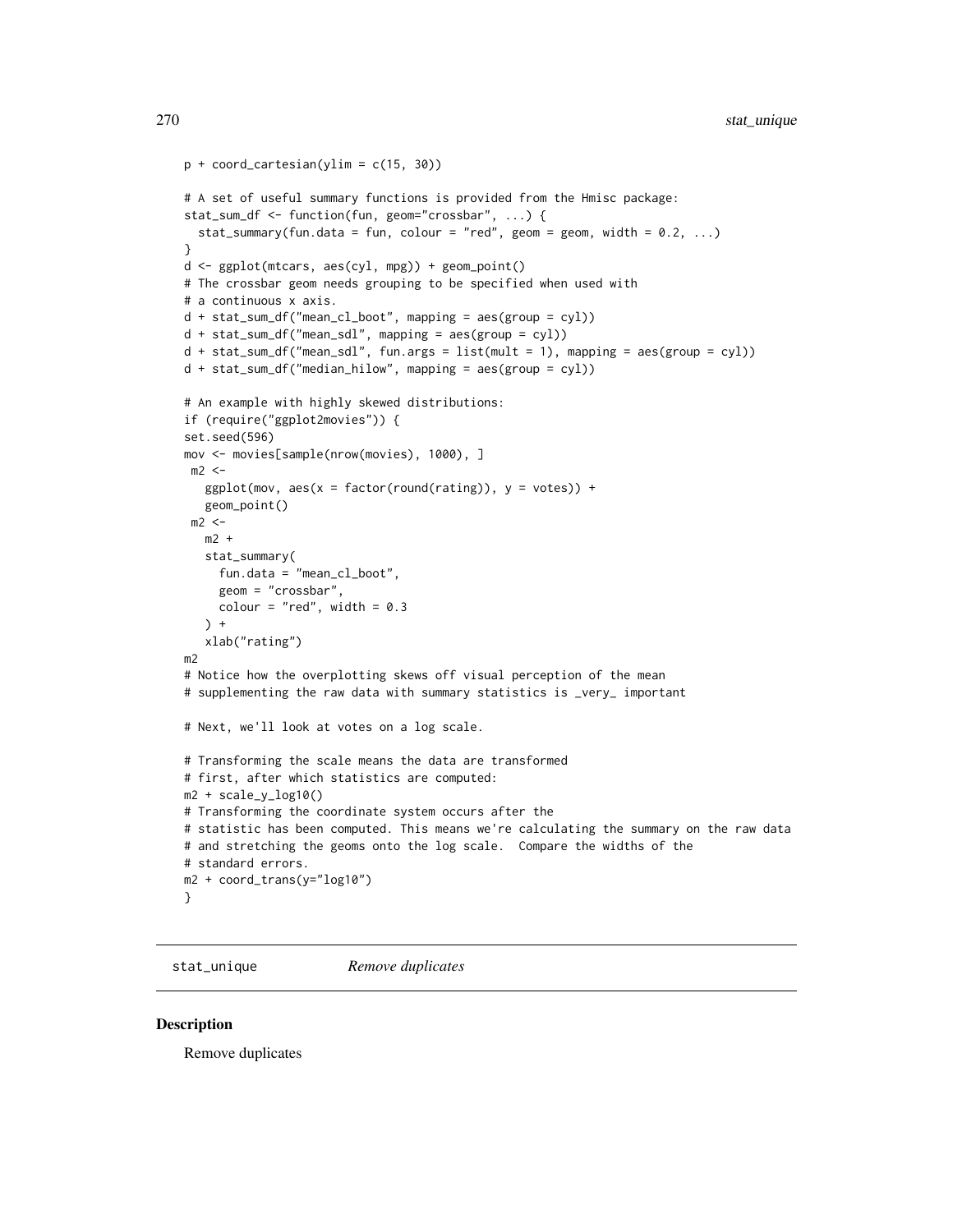```
p + coord_cartesian(ylim = c(15, 30))

# A set of useful summary functions is provided from the Hmisc package:
stat_sum_df <- function(fun, geom="crossbar", ...) {
  stat_summary(fun.data = fun, colour = "red", geom = geom, width = 0.2, ...)
}
d <- ggplot(mtcars, aes(cyl, mpg)) + geom_point()
# The crossbar geom needs grouping to be specified when used with
# a continuous x axis.
d + stat_sum_df("mean_cl_boot", mapping = aes(group = cyl))
d + stat_sum_df("mean_sdl", mapping = aes(group = cyl))
d + stat_sum_df("mean_sdl", fun.args = list(mult = 1), mapping = aes(group = cyl))
d + stat_sum_df("median_hilow", mapping = aes(group = cyl))

# An example with highly skewed distributions:
if (require("ggplot2movies")) {
set.seed(596)
mov <- movies[sample(nrow(movies), 1000), ]
 m2 <-
   ggplot(mov, aes(x = factor(round(rating)), y = votes)) +
   geom_point()
 m2 <-
   m2 +
   stat_summary(
     fun.data = "mean_cl_boot",
     geom = "crossbar",
     colour = "red", width = 0.3
   ) +
   xlab("rating")
m2
# Notice how the overplotting skews off visual perception of the mean
# supplementing the raw data with summary statistics is _very_ important

# Next, we'll look at votes on a log scale.

# Transforming the scale means the data are transformed
# first, after which statistics are computed:
m2 + scale_y_log10()
# Transforming the coordinate system occurs after the
# statistic has been computed. This means we're calculating the summary on the raw data
# and stretching the geoms onto the log scale.  Compare the widths of the
# standard errors.
m2 + coord_trans(y="log10")
}
```

---

## stat_unique *Remove duplicates*

### Description

Remove duplicates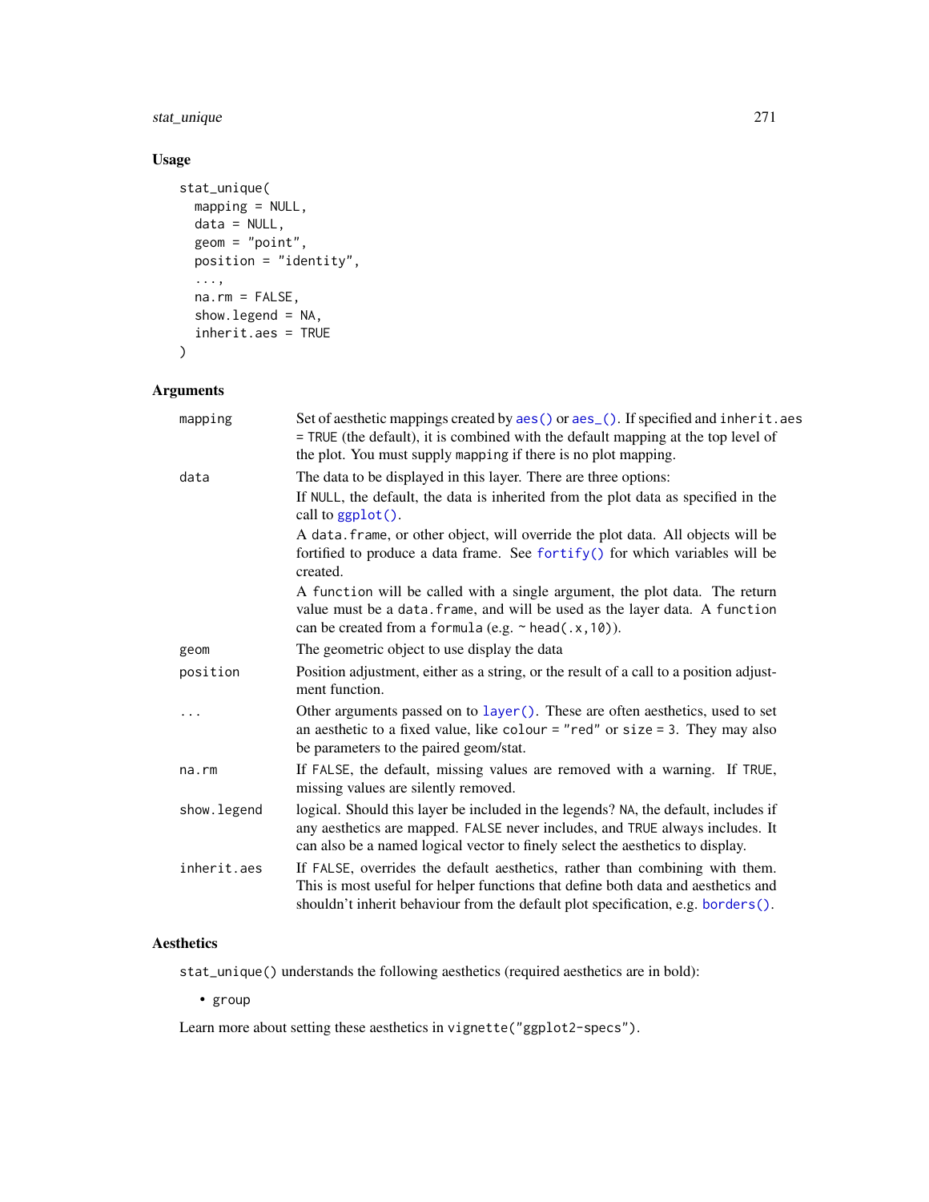## Usage

```
stat_unique(
  mapping = NULL,
  data = NULL,
  geom = "point",
  position = "identity",
  ...,
  na.rm = FALSE,
  show.legend = NA,
  inherit.aes = TRUE
)
```

## Arguments

| | |
|---|---|
| `mapping` | Set of aesthetic mappings created by `aes()` or `aes_()`. If specified and `inherit.aes = TRUE` (the default), it is combined with the default mapping at the top level of the plot. You must supply `mapping` if there is no plot mapping. |
| `data` | The data to be displayed in this layer. There are three options:<br>If `NULL`, the default, the data is inherited from the plot data as specified in the call to `ggplot()`.<br>A `data.frame`, or other object, will override the plot data. All objects will be fortified to produce a data frame. See `fortify()` for which variables will be created.<br>A `function` will be called with a single argument, the plot data. The return value must be a `data.frame`, and will be used as the layer data. A `function` can be created from a `formula` (e.g. `~ head(.x, 10)`). |
| `geom` | The geometric object to use display the data |
| `position` | Position adjustment, either as a string, or the result of a call to a position adjustment function. |
| `...` | Other arguments passed on to `layer()`. These are often aesthetics, used to set an aesthetic to a fixed value, like `colour = "red"` or `size = 3`. They may also be parameters to the paired geom/stat. |
| `na.rm` | If `FALSE`, the default, missing values are removed with a warning. If `TRUE`, missing values are silently removed. |
| `show.legend` | logical. Should this layer be included in the legends? `NA`, the default, includes if any aesthetics are mapped. `FALSE` never includes, and `TRUE` always includes. It can also be a named logical vector to finely select the aesthetics to display. |
| `inherit.aes` | If `FALSE`, overrides the default aesthetics, rather than combining with them. This is most useful for helper functions that define both data and aesthetics and shouldn't inherit behaviour from the default plot specification, e.g. `borders()`. |

## Aesthetics

`stat_unique()` understands the following aesthetics (required aesthetics are in bold):

- `group`

Learn more about setting these aesthetics in `vignette("ggplot2-specs")`.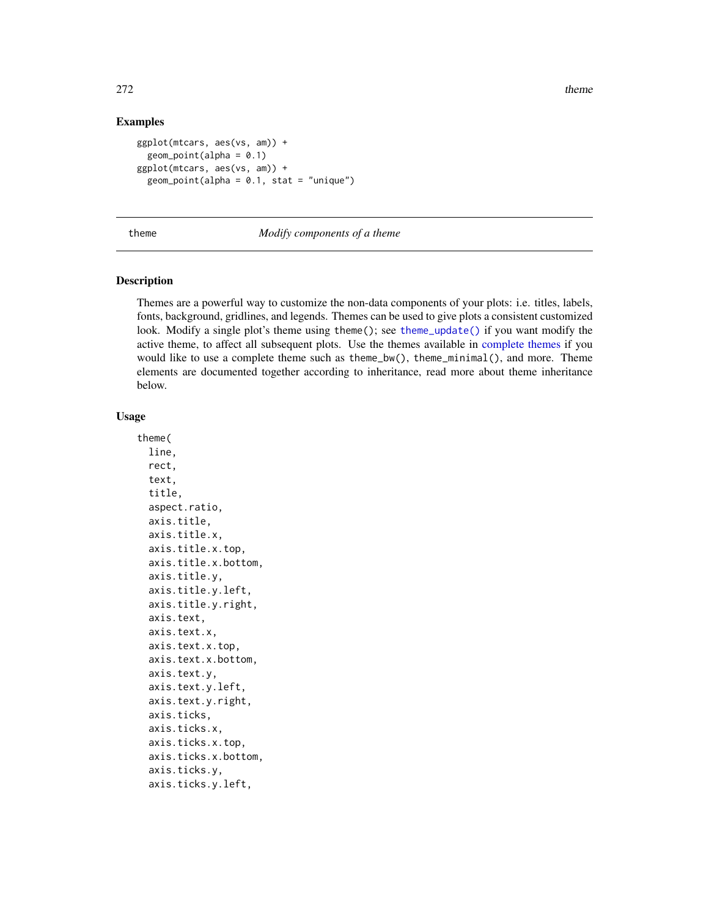### Examples

```
ggplot(mtcars, aes(vs, am)) +
  geom_point(alpha = 0.1)
ggplot(mtcars, aes(vs, am)) +
  geom_point(alpha = 0.1, stat = "unique")
```

---

## theme — *Modify components of a theme*

---

### Description

Themes are a powerful way to customize the non-data components of your plots: i.e. titles, labels, fonts, background, gridlines, and legends. Themes can be used to give plots a consistent customized look. Modify a single plot's theme using `theme()`; see `theme_update()` if you want modify the active theme, to affect all subsequent plots. Use the themes available in complete themes if you would like to use a complete theme such as `theme_bw()`, `theme_minimal()`, and more. Theme elements are documented together according to inheritance, read more about theme inheritance below.

### Usage

```
theme(
  line,
  rect,
  text,
  title,
  aspect.ratio,
  axis.title,
  axis.title.x,
  axis.title.x.top,
  axis.title.x.bottom,
  axis.title.y,
  axis.title.y.left,
  axis.title.y.right,
  axis.text,
  axis.text.x,
  axis.text.x.top,
  axis.text.x.bottom,
  axis.text.y,
  axis.text.y.left,
  axis.text.y.right,
  axis.ticks,
  axis.ticks.x,
  axis.ticks.x.top,
  axis.ticks.x.bottom,
  axis.ticks.y,
  axis.ticks.y.left,
```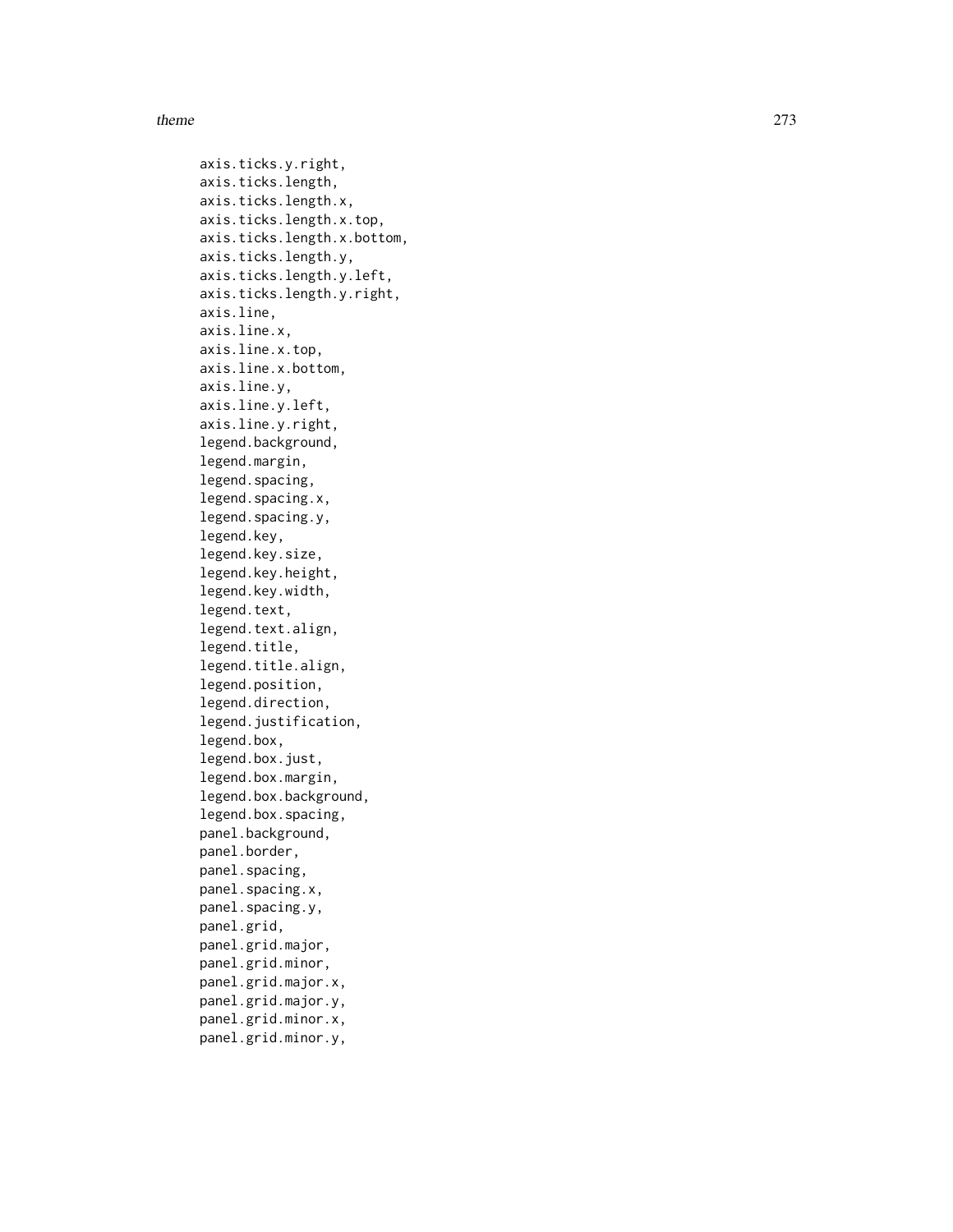```
axis.ticks.y.right,
axis.ticks.length,
axis.ticks.length.x,
axis.ticks.length.x.top,
axis.ticks.length.x.bottom,
axis.ticks.length.y,
axis.ticks.length.y.left,
axis.ticks.length.y.right,
axis.line,
axis.line.x,
axis.line.x.top,
axis.line.x.bottom,
axis.line.y,
axis.line.y.left,
axis.line.y.right,
legend.background,
legend.margin,
legend.spacing,
legend.spacing.x,
legend.spacing.y,
legend.key,
legend.key.size,
legend.key.height,
legend.key.width,
legend.text,
legend.text.align,
legend.title,
legend.title.align,
legend.position,
legend.direction,
legend.justification,
legend.box,
legend.box.just,
legend.box.margin,
legend.box.background,
legend.box.spacing,
panel.background,
panel.border,
panel.spacing,
panel.spacing.x,
panel.spacing.y,
panel.grid,
panel.grid.major,
panel.grid.minor,
panel.grid.major.x,
panel.grid.major.y,
panel.grid.minor.x,
panel.grid.minor.y,
```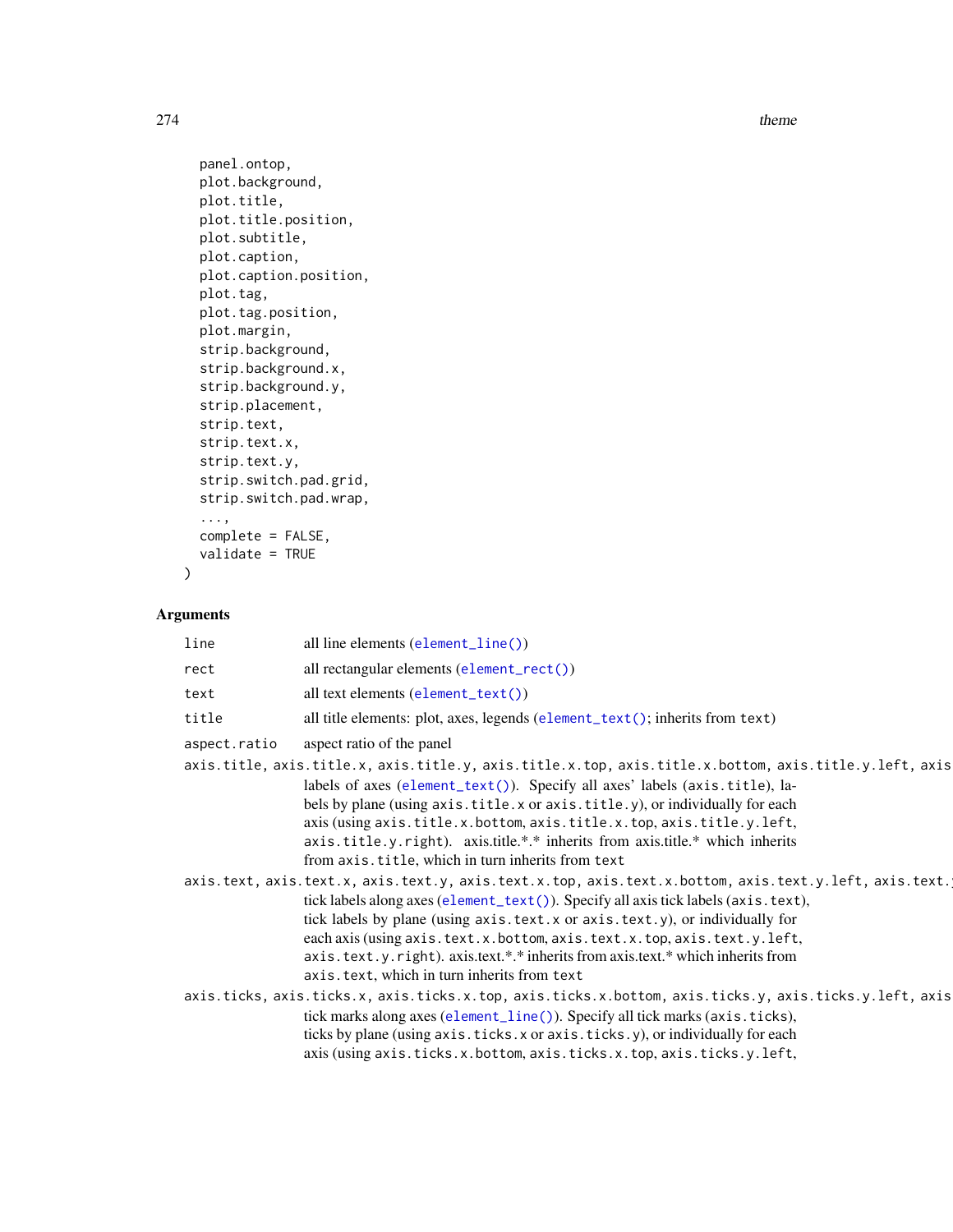```
  panel.ontop,
  plot.background,
  plot.title,
  plot.title.position,
  plot.subtitle,
  plot.caption,
  plot.caption.position,
  plot.tag,
  plot.tag.position,
  plot.margin,
  strip.background,
  strip.background.x,
  strip.background.y,
  strip.placement,
  strip.text,
  strip.text.x,
  strip.text.y,
  strip.switch.pad.grid,
  strip.switch.pad.wrap,
  ...,
  complete = FALSE,
  validate = TRUE
)
```

## Arguments

`line` all line elements (`element_line()`)

`rect` all rectangular elements (`element_rect()`)

`text` all text elements (`element_text()`)

`title` all title elements: plot, axes, legends (`element_text()`; inherits from `text`)

`aspect.ratio` aspect ratio of the panel

`axis.title, axis.title.x, axis.title.y, axis.title.x.top, axis.title.x.bottom, axis.title.y.left, axis`
: labels of axes (`element_text()`). Specify all axes' labels (`axis.title`), labels by plane (using `axis.title.x` or `axis.title.y`), or individually for each axis (using `axis.title.x.bottom`, `axis.title.x.top`, `axis.title.y.left`, `axis.title.y.right`). axis.title.*.* inherits from axis.title.* which inherits from `axis.title`, which in turn inherits from `text`

`axis.text, axis.text.x, axis.text.y, axis.text.x.top, axis.text.x.bottom, axis.text.y.left, axis.text.`
: tick labels along axes (`element_text()`). Specify all axis tick labels (`axis.text`), tick labels by plane (using `axis.text.x` or `axis.text.y`), or individually for each axis (using `axis.text.x.bottom`, `axis.text.x.top`, `axis.text.y.left`, `axis.text.y.right`). axis.text.*.* inherits from axis.text.* which inherits from `axis.text`, which in turn inherits from `text`

`axis.ticks, axis.ticks.x, axis.ticks.x.top, axis.ticks.x.bottom, axis.ticks.y, axis.ticks.y.left, axis`
: tick marks along axes (`element_line()`). Specify all tick marks (`axis.ticks`), ticks by plane (using `axis.ticks.x` or `axis.ticks.y`), or individually for each axis (using `axis.ticks.x.bottom`, `axis.ticks.x.top`, `axis.ticks.y.left`,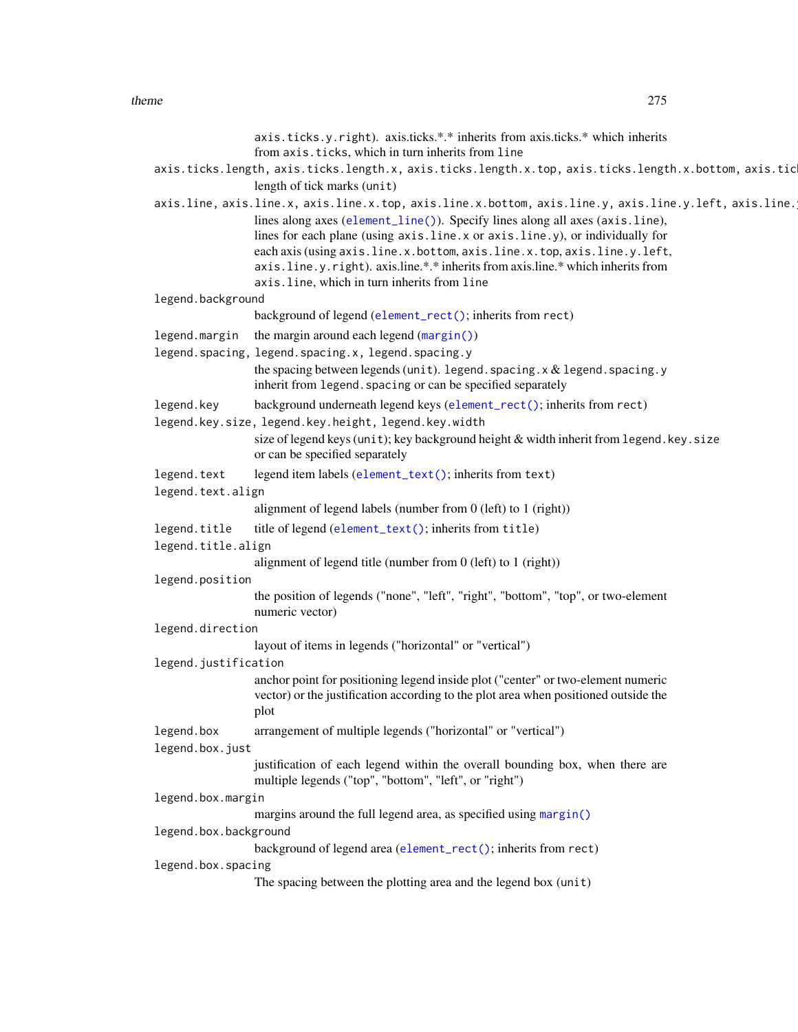axis.ticks.y.right). axis.ticks.*.* inherits from axis.ticks.* which inherits from axis.ticks, which in turn inherits from line

axis.ticks.length, axis.ticks.length.x, axis.ticks.length.x.top, axis.ticks.length.x.bottom, axis.tic
: length of tick marks (unit)

axis.line, axis.line.x, axis.line.x.top, axis.line.x.bottom, axis.line.y, axis.line.y.left, axis.line.
: lines along axes (element_line()). Specify lines along all axes (axis.line), lines for each plane (using axis.line.x or axis.line.y), or individually for each axis (using axis.line.x.bottom, axis.line.x.top, axis.line.y.left, axis.line.y.right). axis.line.*.* inherits from axis.line.* which inherits from axis.line, which in turn inherits from line

legend.background
: background of legend (element_rect(); inherits from rect)

legend.margin
: the margin around each legend (margin())

legend.spacing, legend.spacing.x, legend.spacing.y
: the spacing between legends (unit). legend.spacing.x & legend.spacing.y inherit from legend.spacing or can be specified separately

legend.key
: background underneath legend keys (element_rect(); inherits from rect)

legend.key.size, legend.key.height, legend.key.width
: size of legend keys (unit); key background height & width inherit from legend.key.size or can be specified separately

legend.text
: legend item labels (element_text(); inherits from text)

legend.text.align
: alignment of legend labels (number from 0 (left) to 1 (right))

legend.title
: title of legend (element_text(); inherits from title)

legend.title.align
: alignment of legend title (number from 0 (left) to 1 (right))

legend.position
: the position of legends ("none", "left", "right", "bottom", "top", or two-element numeric vector)

legend.direction
: layout of items in legends ("horizontal" or "vertical")

legend.justification
: anchor point for positioning legend inside plot ("center" or two-element numeric vector) or the justification according to the plot area when positioned outside the plot

legend.box
: arrangement of multiple legends ("horizontal" or "vertical")

legend.box.just
: justification of each legend within the overall bounding box, when there are multiple legends ("top", "bottom", "left", or "right")

legend.box.margin
: margins around the full legend area, as specified using margin()

legend.box.background
: background of legend area (element_rect(); inherits from rect)

legend.box.spacing
: The spacing between the plotting area and the legend box (unit)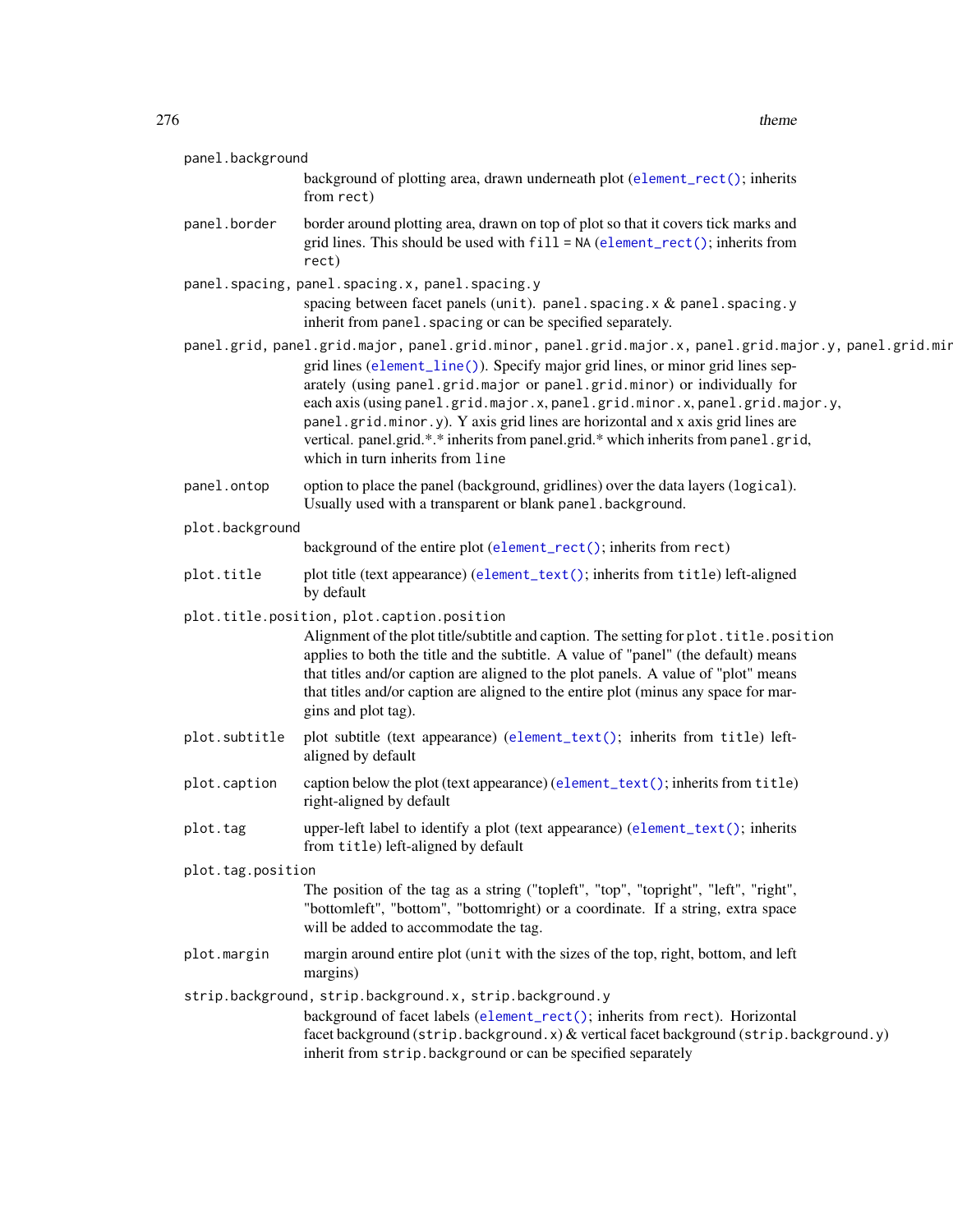`panel.background`
: background of plotting area, drawn underneath plot (`element_rect()`; inherits from `rect`)

`panel.border`
: border around plotting area, drawn on top of plot so that it covers tick marks and grid lines. This should be used with `fill = NA` (`element_rect()`; inherits from `rect`)

`panel.spacing, panel.spacing.x, panel.spacing.y`
: spacing between facet panels (`unit`). `panel.spacing.x` & `panel.spacing.y` inherit from `panel.spacing` or can be specified separately.

`panel.grid, panel.grid.major, panel.grid.minor, panel.grid.major.x, panel.grid.major.y, panel.grid.mir`
: grid lines (`element_line()`). Specify major grid lines, or minor grid lines separately (using `panel.grid.major` or `panel.grid.minor`) or individually for each axis (using `panel.grid.major.x`, `panel.grid.minor.x`, `panel.grid.major.y`, `panel.grid.minor.y`). Y axis grid lines are horizontal and x axis grid lines are vertical. panel.grid.*.* inherits from panel.grid.* which inherits from `panel.grid`, which in turn inherits from `line`

`panel.ontop`
: option to place the panel (background, gridlines) over the data layers (`logical`). Usually used with a transparent or blank `panel.background`.

`plot.background`
: background of the entire plot (`element_rect()`; inherits from `rect`)

`plot.title`
: plot title (text appearance) (`element_text()`; inherits from `title`) left-aligned by default

`plot.title.position, plot.caption.position`
: Alignment of the plot title/subtitle and caption. The setting for `plot.title.position` applies to both the title and the subtitle. A value of "panel" (the default) means that titles and/or caption are aligned to the plot panels. A value of "plot" means that titles and/or caption are aligned to the entire plot (minus any space for margins and plot tag).

`plot.subtitle`
: plot subtitle (text appearance) (`element_text()`; inherits from `title`) left-aligned by default

`plot.caption`
: caption below the plot (text appearance) (`element_text()`; inherits from `title`) right-aligned by default

`plot.tag`
: upper-left label to identify a plot (text appearance) (`element_text()`; inherits from `title`) left-aligned by default

`plot.tag.position`
: The position of the tag as a string ("topleft", "top", "topright", "left", "right", "bottomleft", "bottom", "bottomright) or a coordinate. If a string, extra space will be added to accommodate the tag.

`plot.margin`
: margin around entire plot (`unit` with the sizes of the top, right, bottom, and left margins)

`strip.background, strip.background.x, strip.background.y`
: background of facet labels (`element_rect()`; inherits from `rect`). Horizontal facet background (`strip.background.x`) & vertical facet background (`strip.background.y`) inherit from `strip.background` or can be specified separately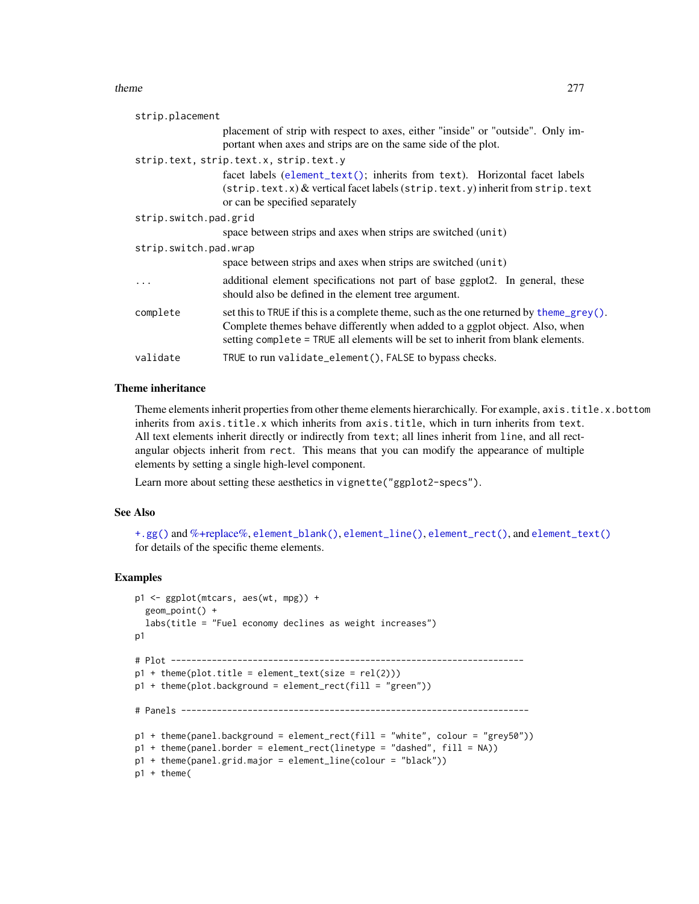strip.placement
: placement of strip with respect to axes, either "inside" or "outside". Only important when axes and strips are on the same side of the plot.

strip.text, strip.text.x, strip.text.y
: facet labels (element_text(); inherits from text). Horizontal facet labels (strip.text.x) & vertical facet labels (strip.text.y) inherit from strip.text or can be specified separately

strip.switch.pad.grid
: space between strips and axes when strips are switched (unit)

strip.switch.pad.wrap
: space between strips and axes when strips are switched (unit)

...
: additional element specifications not part of base ggplot2. In general, these should also be defined in the element tree argument.

complete
: set this to TRUE if this is a complete theme, such as the one returned by theme_grey(). Complete themes behave differently when added to a ggplot object. Also, when setting complete = TRUE all elements will be set to inherit from blank elements.

validate
: TRUE to run validate_element(), FALSE to bypass checks.

### Theme inheritance

Theme elements inherit properties from other theme elements hierarchically. For example, axis.title.x.bottom inherits from axis.title.x which inherits from axis.title, which in turn inherits from text. All text elements inherit directly or indirectly from text; all lines inherit from line, and all rectangular objects inherit from rect. This means that you can modify the appearance of multiple elements by setting a single high-level component.

Learn more about setting these aesthetics in vignette("ggplot2-specs").

### See Also

+.gg() and %+replace%, element_blank(), element_line(), element_rect(), and element_text() for details of the specific theme elements.

### Examples

```
p1 <- ggplot(mtcars, aes(wt, mpg)) +
  geom_point() +
  labs(title = "Fuel economy declines as weight increases")
p1

# Plot ---------------------------------------------------------------------
p1 + theme(plot.title = element_text(size = rel(2)))
p1 + theme(plot.background = element_rect(fill = "green"))

# Panels --------------------------------------------------------------------

p1 + theme(panel.background = element_rect(fill = "white", colour = "grey50"))
p1 + theme(panel.border = element_rect(linetype = "dashed", fill = NA))
p1 + theme(panel.grid.major = element_line(colour = "black"))
p1 + theme(
```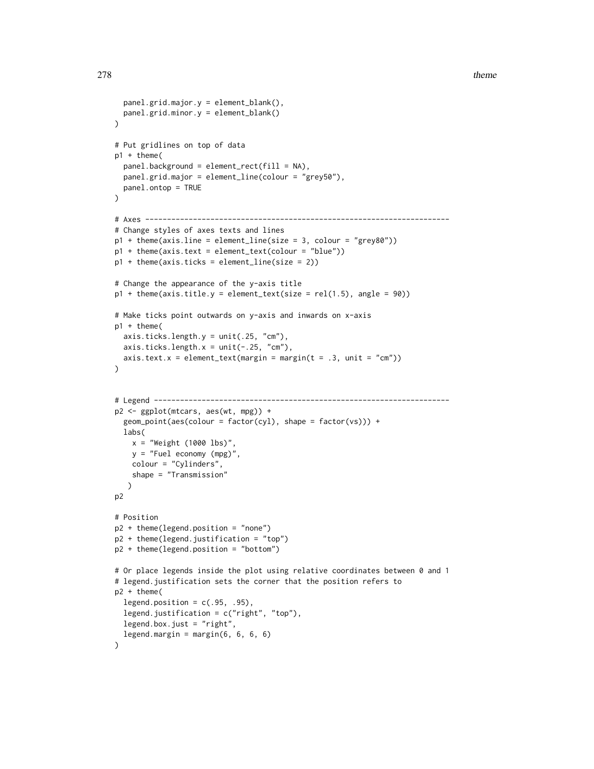```
  panel.grid.major.y = element_blank(),
  panel.grid.minor.y = element_blank()
)

# Put gridlines on top of data
p1 + theme(
  panel.background = element_rect(fill = NA),
  panel.grid.major = element_line(colour = "grey50"),
  panel.ontop = TRUE
)

# Axes ----------------------------------------------------------------------
# Change styles of axes texts and lines
p1 + theme(axis.line = element_line(size = 3, colour = "grey80"))
p1 + theme(axis.text = element_text(colour = "blue"))
p1 + theme(axis.ticks = element_line(size = 2))

# Change the appearance of the y-axis title
p1 + theme(axis.title.y = element_text(size = rel(1.5), angle = 90))

# Make ticks point outwards on y-axis and inwards on x-axis
p1 + theme(
  axis.ticks.length.y = unit(.25, "cm"),
  axis.ticks.length.x = unit(-.25, "cm"),
  axis.text.x = element_text(margin = margin(t = .3, unit = "cm"))
)


# Legend --------------------------------------------------------------------
p2 <- ggplot(mtcars, aes(wt, mpg)) +
  geom_point(aes(colour = factor(cyl), shape = factor(vs))) +
  labs(
    x = "Weight (1000 lbs)",
    y = "Fuel economy (mpg)",
    colour = "Cylinders",
    shape = "Transmission"
   )
p2

# Position
p2 + theme(legend.position = "none")
p2 + theme(legend.justification = "top")
p2 + theme(legend.position = "bottom")

# Or place legends inside the plot using relative coordinates between 0 and 1
# legend.justification sets the corner that the position refers to
p2 + theme(
  legend.position = c(.95, .95),
  legend.justification = c("right", "top"),
  legend.box.just = "right",
  legend.margin = margin(6, 6, 6, 6)
)
```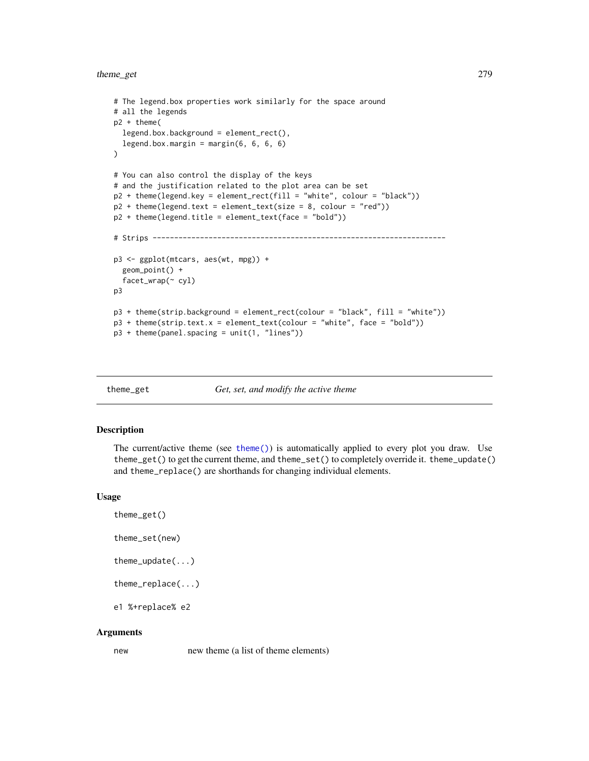```
# The legend.box properties work similarly for the space around
# all the legends
p2 + theme(
  legend.box.background = element_rect(),
  legend.box.margin = margin(6, 6, 6, 6)
)

# You can also control the display of the keys
# and the justification related to the plot area can be set
p2 + theme(legend.key = element_rect(fill = "white", colour = "black"))
p2 + theme(legend.text = element_text(size = 8, colour = "red"))
p2 + theme(legend.title = element_text(face = "bold"))

# Strips --------------------------------------------------------------------

p3 <- ggplot(mtcars, aes(wt, mpg)) +
  geom_point() +
  facet_wrap(~ cyl)
p3

p3 + theme(strip.background = element_rect(colour = "black", fill = "white"))
p3 + theme(strip.text.x = element_text(colour = "white", face = "bold"))
p3 + theme(panel.spacing = unit(1, "lines"))
```

## theme_get — *Get, set, and modify the active theme*

### Description

The current/active theme (see `theme()`) is automatically applied to every plot you draw. Use `theme_get()` to get the current theme, and `theme_set()` to completely override it. `theme_update()` and `theme_replace()` are shorthands for changing individual elements.

### Usage

```
theme_get()

theme_set(new)

theme_update(...)

theme_replace(...)

e1 %+replace% e2
```

### Arguments

| | |
|---|---|
| `new` | new theme (a list of theme elements) |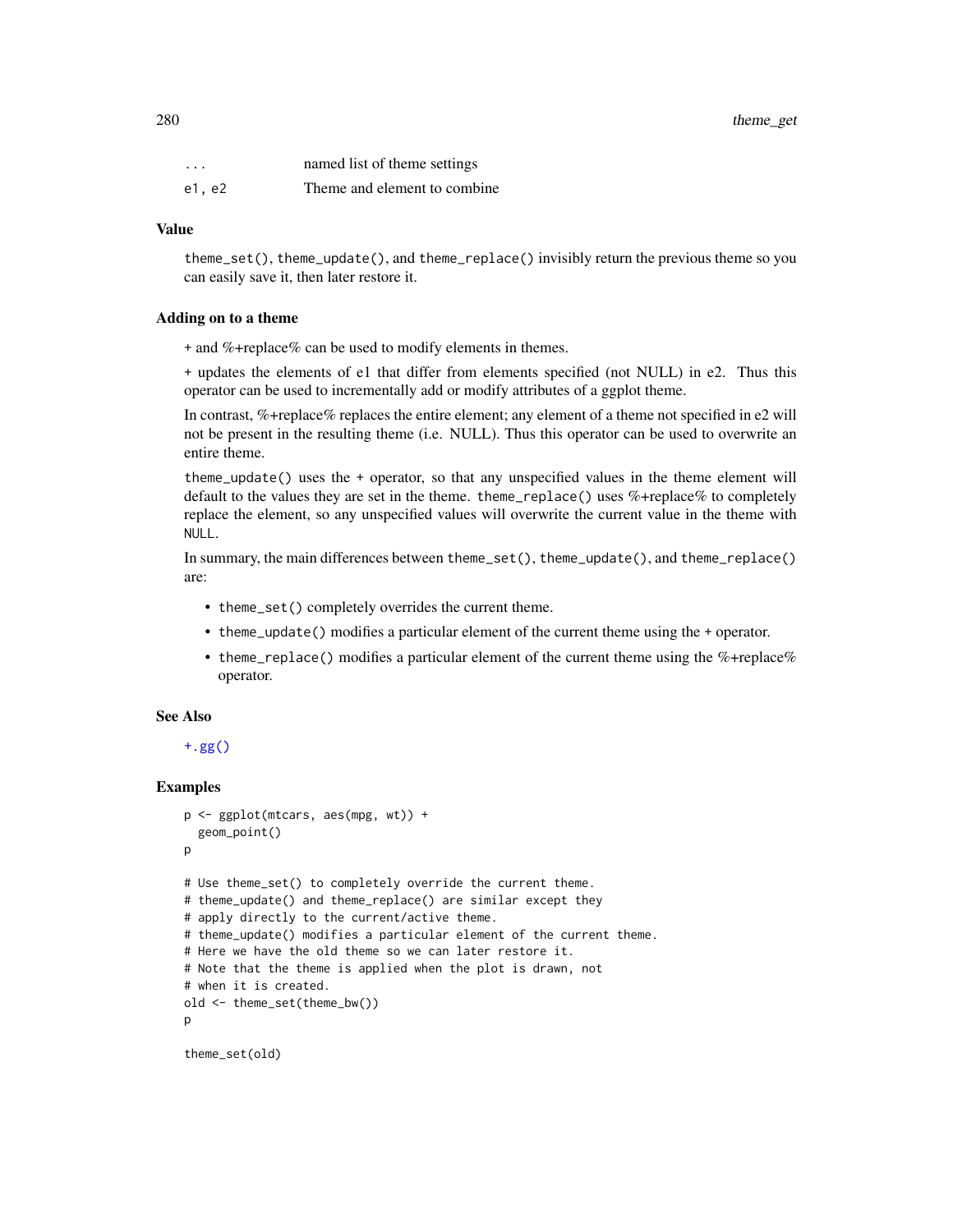| | |
|---|---|
| ... | named list of theme settings |
| e1, e2 | Theme and element to combine |

## Value

`theme_set()`, `theme_update()`, and `theme_replace()` invisibly return the previous theme so you can easily save it, then later restore it.

## Adding on to a theme

+ and %+replace% can be used to modify elements in themes.

+ updates the elements of e1 that differ from elements specified (not NULL) in e2. Thus this operator can be used to incrementally add or modify attributes of a ggplot theme.

In contrast, %+replace% replaces the entire element; any element of a theme not specified in e2 will not be present in the resulting theme (i.e. NULL). Thus this operator can be used to overwrite an entire theme.

`theme_update()` uses the + operator, so that any unspecified values in the theme element will default to the values they are set in the theme. `theme_replace()` uses %+replace% to completely replace the element, so any unspecified values will overwrite the current value in the theme with `NULL`.

In summary, the main differences between `theme_set()`, `theme_update()`, and `theme_replace()` are:

- `theme_set()` completely overrides the current theme.
- `theme_update()` modifies a particular element of the current theme using the `+` operator.
- `theme_replace()` modifies a particular element of the current theme using the %+replace% operator.

## See Also

`+.gg()`

## Examples

```
p <- ggplot(mtcars, aes(mpg, wt)) +
  geom_point()
p

# Use theme_set() to completely override the current theme.
# theme_update() and theme_replace() are similar except they
# apply directly to the current/active theme.
# theme_update() modifies a particular element of the current theme.
# Here we have the old theme so we can later restore it.
# Note that the theme is applied when the plot is drawn, not
# when it is created.
old <- theme_set(theme_bw())
p

theme_set(old)
```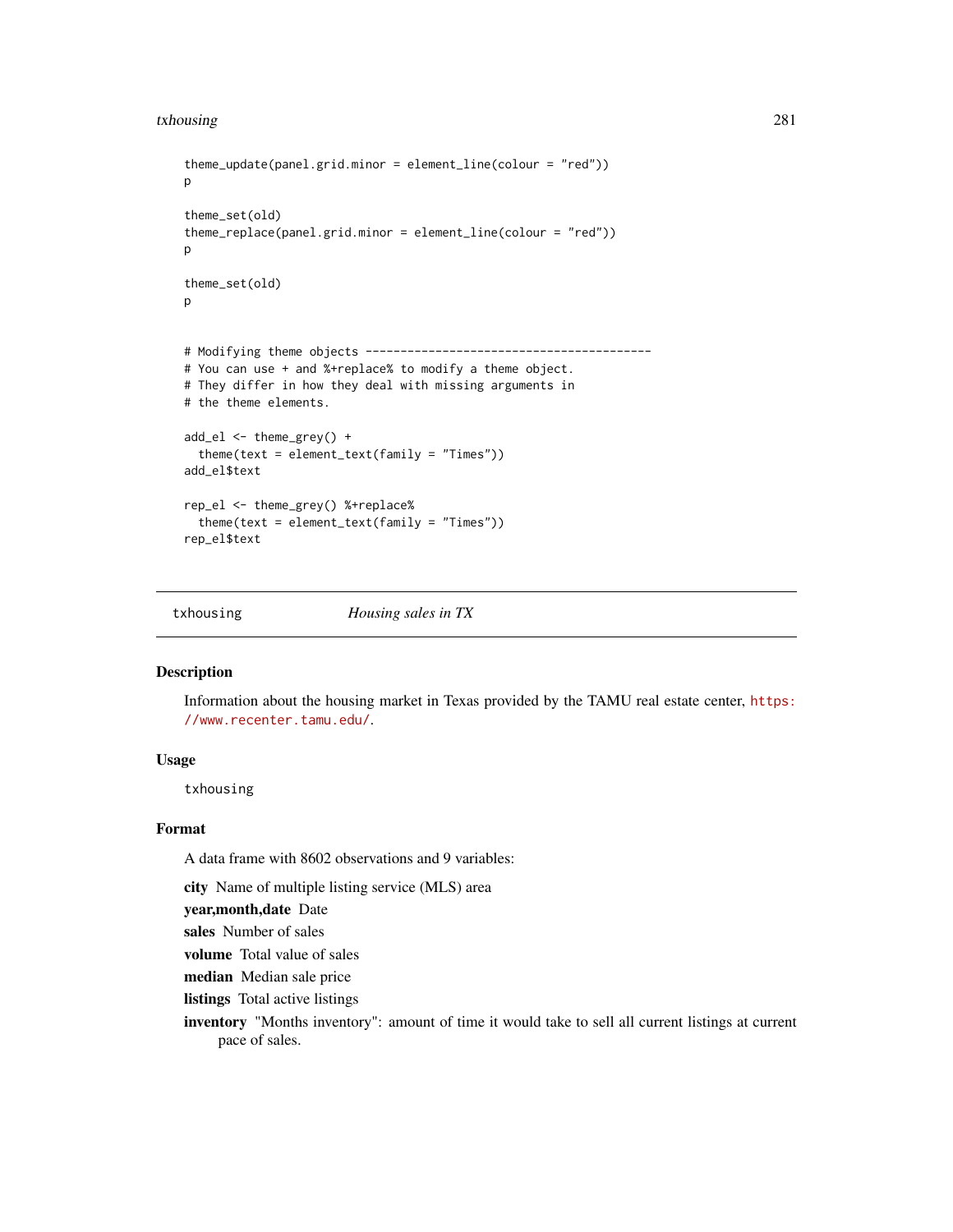```
theme_update(panel.grid.minor = element_line(colour = "red"))
p

theme_set(old)
theme_replace(panel.grid.minor = element_line(colour = "red"))
p

theme_set(old)
p


# Modifying theme objects -----------------------------------------
# You can use + and %+replace% to modify a theme object.
# They differ in how they deal with missing arguments in
# the theme elements.

add_el <- theme_grey() +
  theme(text = element_text(family = "Times"))
add_el$text

rep_el <- theme_grey() %+replace%
  theme(text = element_text(family = "Times"))
rep_el$text
```

---

`txhousing` *Housing sales in TX*

---

## Description

Information about the housing market in Texas provided by the TAMU real estate center, https://www.recenter.tamu.edu/.

## Usage

```
txhousing
```

## Format

A data frame with 8602 observations and 9 variables:

**city** Name of multiple listing service (MLS) area

**year,month,date** Date

**sales** Number of sales

**volume** Total value of sales

**median** Median sale price

**listings** Total active listings

**inventory** "Months inventory": amount of time it would take to sell all current listings at current pace of sales.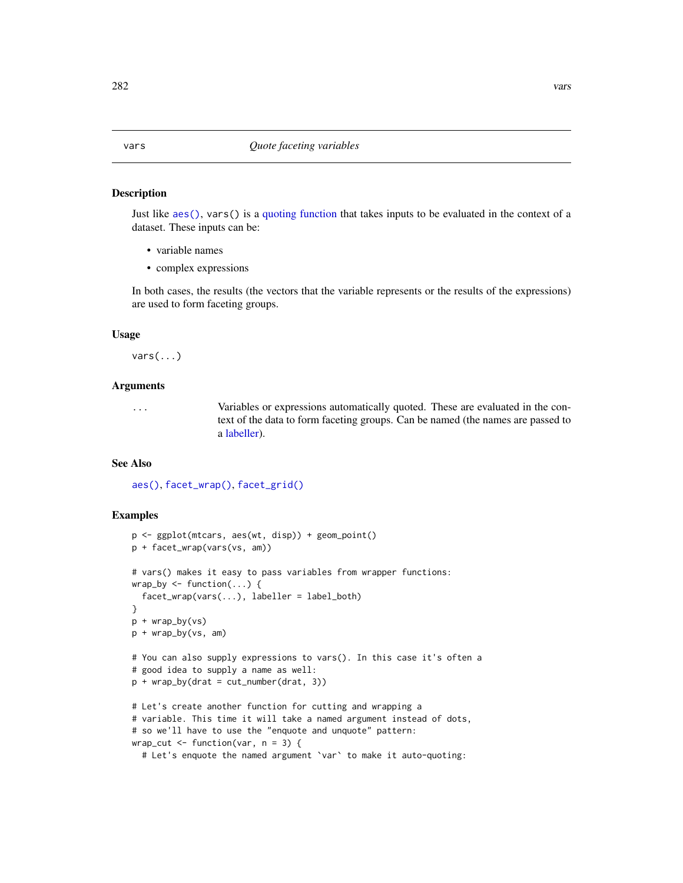## vars — *Quote faceting variables*

### Description

Just like `aes()`, `vars()` is a quoting function that takes inputs to be evaluated in the context of a dataset. These inputs can be:

- variable names
- complex expressions

In both cases, the results (the vectors that the variable represents or the results of the expressions) are used to form faceting groups.

### Usage

```
vars(...)
```

### Arguments

| | |
|---|---|
| `...` | Variables or expressions automatically quoted. These are evaluated in the context of the data to form faceting groups. Can be named (the names are passed to a labeller). |

### See Also

`aes()`, `facet_wrap()`, `facet_grid()`

### Examples

```
p <- ggplot(mtcars, aes(wt, disp)) + geom_point()
p + facet_wrap(vars(vs, am))

# vars() makes it easy to pass variables from wrapper functions:
wrap_by <- function(...) {
  facet_wrap(vars(...), labeller = label_both)
}
p + wrap_by(vs)
p + wrap_by(vs, am)

# You can also supply expressions to vars(). In this case it's often a
# good idea to supply a name as well:
p + wrap_by(drat = cut_number(drat, 3))

# Let's create another function for cutting and wrapping a
# variable. This time it will take a named argument instead of dots,
# so we'll have to use the "enquote and unquote" pattern:
wrap_cut <- function(var, n = 3) {
  # Let's enquote the named argument `var` to make it auto-quoting:
```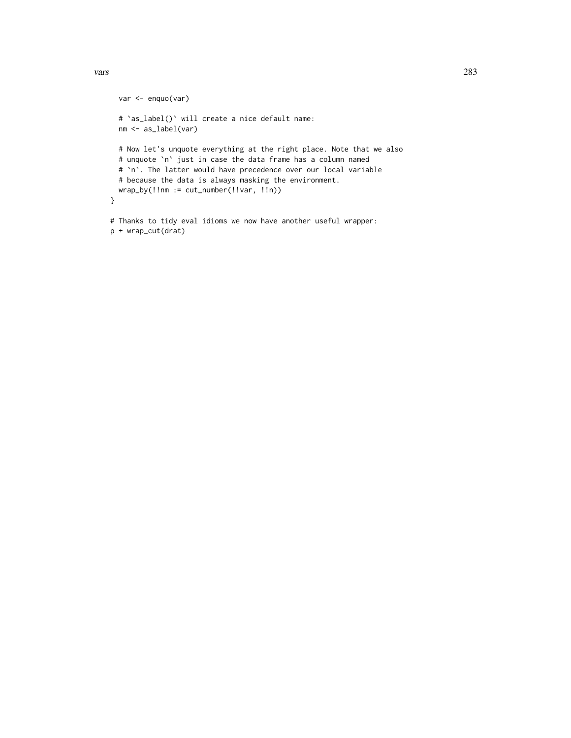```
  var <- enquo(var)

  # `as_label()` will create a nice default name:
  nm <- as_label(var)

  # Now let's unquote everything at the right place. Note that we also
  # unquote `n` just in case the data frame has a column named
  # `n`. The latter would have precedence over our local variable
  # because the data is always masking the environment.
  wrap_by(!!nm := cut_number(!!var, !!n))
}

# Thanks to tidy eval idioms we now have another useful wrapper:
p + wrap_cut(drat)
```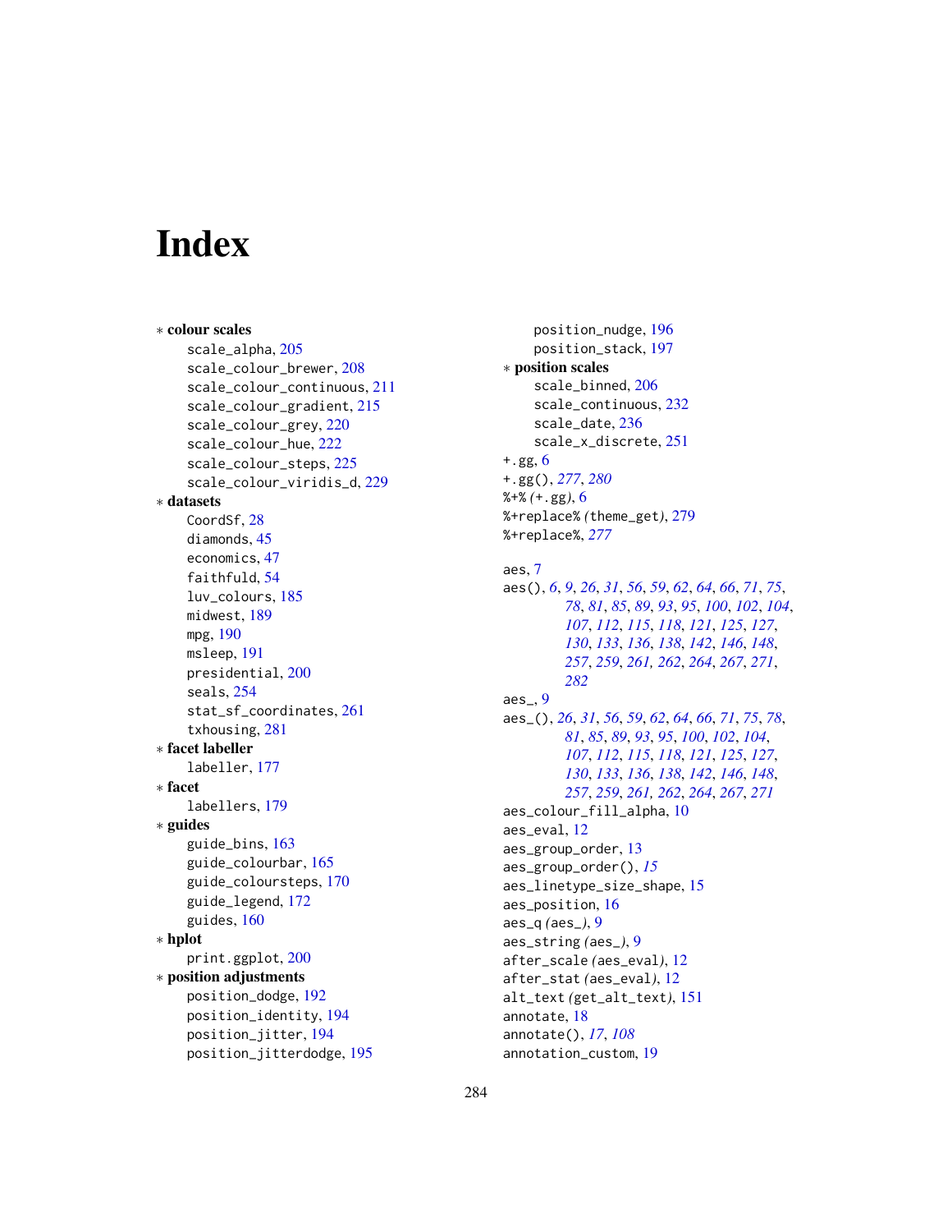# Index

∗ **colour scales**
- scale_alpha, 205
- scale_colour_brewer, 208
- scale_colour_continuous, 211
- scale_colour_gradient, 215
- scale_colour_grey, 220
- scale_colour_hue, 222
- scale_colour_steps, 225
- scale_colour_viridis_d, 229

∗ **datasets**
- CoordSf, 28
- diamonds, 45
- economics, 47
- faithfuld, 54
- luv_colours, 185
- midwest, 189
- mpg, 190
- msleep, 191
- presidential, 200
- seals, 254
- stat_sf_coordinates, 261
- txhousing, 281

∗ **facet labeller**
- labeller, 177

∗ **facet**
- labellers, 179

∗ **guides**
- guide_bins, 163
- guide_colourbar, 165
- guide_coloursteps, 170
- guide_legend, 172
- guides, 160

∗ **hplot**
- print.ggplot, 200

∗ **position adjustments**
- position_dodge, 192
- position_identity, 194
- position_jitter, 194
- position_jitterdodge, 195
- position_nudge, 196
- position_stack, 197

∗ **position scales**
- scale_binned, 206
- scale_continuous, 232
- scale_date, 236
- scale_x_discrete, 251

+.gg, 6
+.gg(), *277*, *280*
%+% *(*+.gg*)*, 6
%+replace% *(*theme_get*)*, 279
%+replace%, *277*

aes, 7
aes(), *6*, *9*, *26*, *31*, *56*, *59*, *62*, *64*, *66*, *71*, *75*, *78*, *81*, *85*, *89*, *93*, *95*, *100*, *102*, *104*, *107*, *112*, *115*, *118*, *121*, *125*, *127*, *130*, *133*, *136*, *138*, *142*, *146*, *148*, *257*, *259*, *261*, *262*, *264*, *267*, *271*, *282*
aes_, 9
aes_(), *26*, *31*, *56*, *59*, *62*, *64*, *66*, *71*, *75*, *78*, *81*, *85*, *89*, *93*, *95*, *100*, *102*, *104*, *107*, *112*, *115*, *118*, *121*, *125*, *127*, *130*, *133*, *136*, *138*, *142*, *146*, *148*, *257*, *259*, *261*, *262*, *264*, *267*, *271*
aes_colour_fill_alpha, 10
aes_eval, 12
aes_group_order, 13
aes_group_order(), *15*
aes_linetype_size_shape, 15
aes_position, 16
aes_q *(*aes_*)*, 9
aes_string *(*aes_*)*, 9
after_scale *(*aes_eval*)*, 12
after_stat *(*aes_eval*)*, 12
alt_text *(*get_alt_text*)*, 151
annotate, 18
annotate(), *17*, *108*
annotation_custom, 19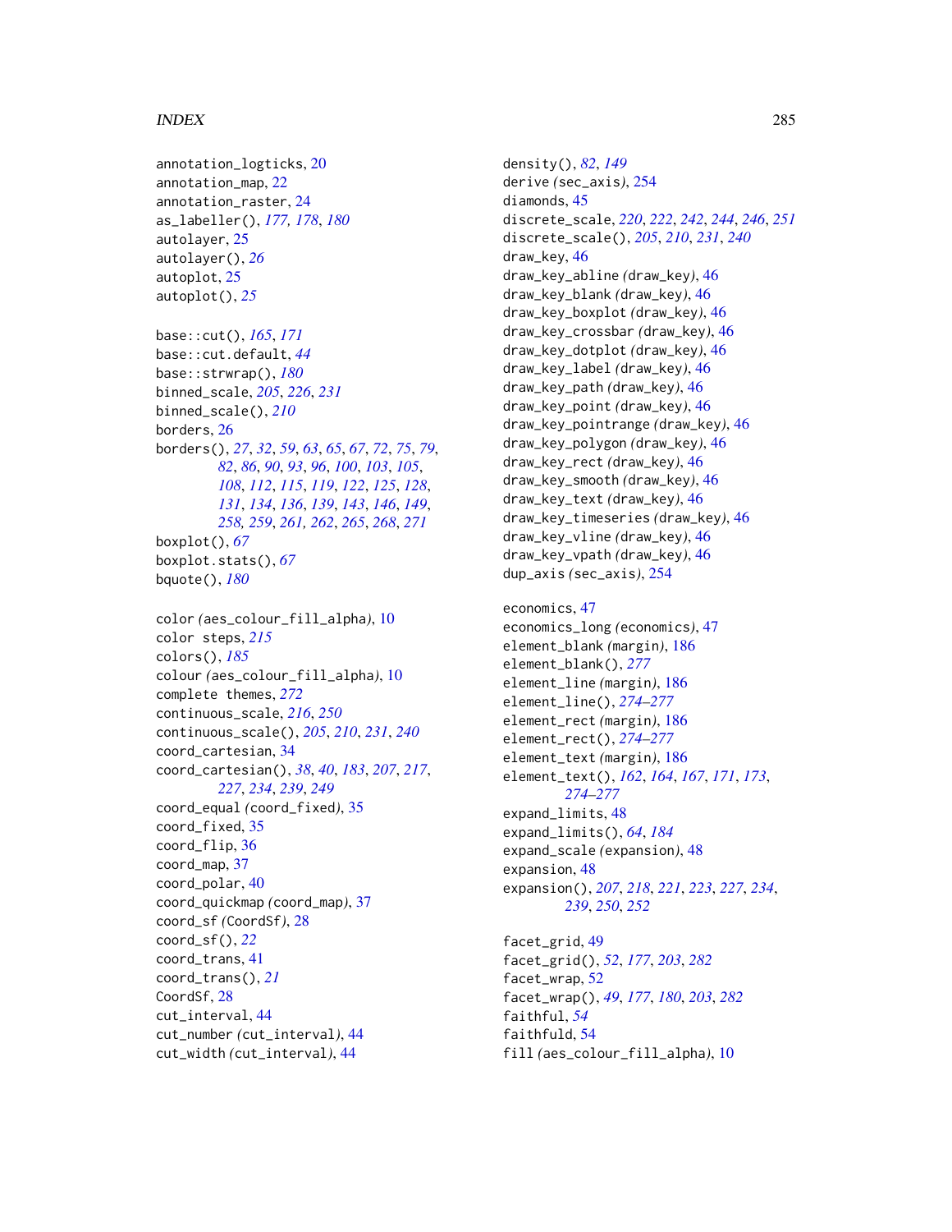annotation_logticks, 20
annotation_map, 22
annotation_raster, 24
as_labeller(), *177, 178*, *180*
autolayer, 25
autolayer(), *26*
autoplot, 25
autoplot(), *25*

base::cut(), *165*, *171*
base::cut.default, *44*
base::strwrap(), *180*
binned_scale, *205*, *226*, *231*
binned_scale(), *210*
borders, 26
borders(), *27*, *32*, *59*, *63*, *65*, *67*, *72*, *75*, *79*, *82*, *86*, *90*, *93*, *96*, *100*, *103*, *105*, *108*, *112*, *115*, *119*, *122*, *125*, *128*, *131*, *134*, *136*, *139*, *143*, *146*, *149*, *258*, *259*, *261, 262*, *265*, *268*, *271*
boxplot(), *67*
boxplot.stats(), *67*
bquote(), *180*

color *(aes_colour_fill_alpha)*, 10
color steps, *215*
colors(), *185*
colour *(aes_colour_fill_alpha)*, 10
complete themes, *272*
continuous_scale, *216*, *250*
continuous_scale(), *205*, *210*, *231*, *240*
coord_cartesian, 34
coord_cartesian(), *38*, *40*, *183*, *207*, *217*, *227*, *234*, *239*, *249*
coord_equal *(coord_fixed)*, 35
coord_fixed, 35
coord_flip, 36
coord_map, 37
coord_polar, 40
coord_quickmap *(coord_map)*, 37
coord_sf *(CoordSf)*, 28
coord_sf(), *22*
coord_trans, 41
coord_trans(), *21*
CoordSf, 28
cut_interval, 44
cut_number *(cut_interval)*, 44
cut_width *(cut_interval)*, 44

density(), *82*, *149*
derive *(sec_axis)*, 254
diamonds, 45
discrete_scale, *220*, *222*, *242*, *244*, *246*, *251*
discrete_scale(), *205*, *210*, *231*, *240*
draw_key, 46
draw_key_abline *(draw_key)*, 46
draw_key_blank *(draw_key)*, 46
draw_key_boxplot *(draw_key)*, 46
draw_key_crossbar *(draw_key)*, 46
draw_key_dotplot *(draw_key)*, 46
draw_key_label *(draw_key)*, 46
draw_key_path *(draw_key)*, 46
draw_key_point *(draw_key)*, 46
draw_key_pointrange *(draw_key)*, 46
draw_key_polygon *(draw_key)*, 46
draw_key_rect *(draw_key)*, 46
draw_key_smooth *(draw_key)*, 46
draw_key_text *(draw_key)*, 46
draw_key_timeseries *(draw_key)*, 46
draw_key_vline *(draw_key)*, 46
draw_key_vpath *(draw_key)*, 46
dup_axis *(sec_axis)*, 254

economics, 47
economics_long *(economics)*, 47
element_blank *(margin)*, 186
element_blank(), *277*
element_line *(margin)*, 186
element_line(), *274–277*
element_rect *(margin)*, 186
element_rect(), *274–277*
element_text *(margin)*, 186
element_text(), *162*, *164*, *167*, *171*, *173*, *274–277*
expand_limits, 48
expand_limits(), *64*, *184*
expand_scale *(expansion)*, 48
expansion, 48
expansion(), *207*, *218*, *221*, *223*, *227*, *234*, *239*, *250*, *252*

facet_grid, 49
facet_grid(), *52*, *177*, *203*, *282*
facet_wrap, 52
facet_wrap(), *49*, *177*, *180*, *203*, *282*
faithful, *54*
faithfuld, 54
fill *(aes_colour_fill_alpha)*, 10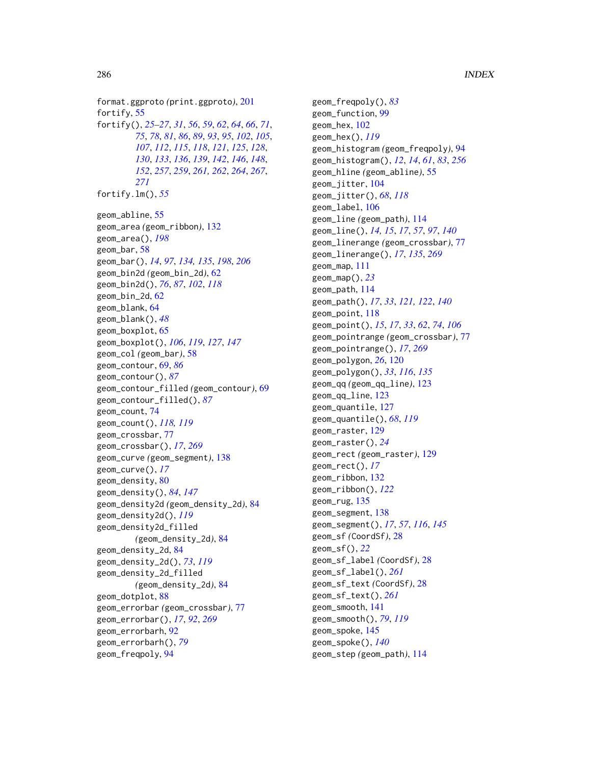format.ggproto (print.ggproto), 201
fortify, 55
fortify(), *25–27*, *31*, *56*, *59*, *62*, *64*, *66*, *71*, *75*, *78*, *81*, *86*, *89*, *93*, *95*, *102*, *105*, *107*, *112*, *115*, *118*, *121*, *125*, *128*, *130*, *133*, *136*, *139*, *142*, *146*, *148*, *152*, *257*, *259*, *261*, *262*, *264*, *267*, *271*
fortify.lm(), *55*

geom_abline, 55
geom_area (geom_ribbon), 132
geom_area(), *198*
geom_bar, 58
geom_bar(), *14*, *97*, *134*, *135*, *198*, *206*
geom_bin2d (geom_bin_2d), 62
geom_bin2d(), *76*, *87*, *102*, *118*
geom_bin_2d, 62
geom_blank, 64
geom_blank(), *48*
geom_boxplot, 65
geom_boxplot(), *106*, *119*, *127*, *147*
geom_col (geom_bar), 58
geom_contour, 69, *86*
geom_contour(), *87*
geom_contour_filled (geom_contour), 69
geom_contour_filled(), *87*
geom_count, 74
geom_count(), *118*, *119*
geom_crossbar, 77
geom_crossbar(), *17*, *269*
geom_curve (geom_segment), 138
geom_curve(), *17*
geom_density, 80
geom_density(), *84*, *147*
geom_density2d (geom_density_2d), 84
geom_density2d(), *119*
geom_density2d_filled (geom_density_2d), 84
geom_density_2d, 84
geom_density_2d(), *73*, *119*
geom_density_2d_filled (geom_density_2d), 84
geom_dotplot, 88
geom_errorbar (geom_crossbar), 77
geom_errorbar(), *17*, *92*, *269*
geom_errorbarh, 92
geom_errorbarh(), *79*
geom_freqpoly, 94
geom_freqpoly(), *83*
geom_function, 99
geom_hex, 102
geom_hex(), *119*
geom_histogram (geom_freqpoly), 94
geom_histogram(), *12*, *14*, *61*, *83*, *256*
geom_hline (geom_abline), 55
geom_jitter, 104
geom_jitter(), *68*, *118*
geom_label, 106
geom_line (geom_path), 114
geom_line(), *14*, *15*, *17*, *57*, *97*, *140*
geom_linerange (geom_crossbar), 77
geom_linerange(), *17*, *135*, *269*
geom_map, 111
geom_map(), *23*
geom_path, 114
geom_path(), *17*, *33*, *121*, *122*, *140*
geom_point, 118
geom_point(), *15*, *17*, *33*, *62*, *74*, *106*
geom_pointrange (geom_crossbar), 77
geom_pointrange(), *17*, *269*
geom_polygon, *26*, 120
geom_polygon(), *33*, *116*, *135*
geom_qq (geom_qq_line), 123
geom_qq_line, 123
geom_quantile, 127
geom_quantile(), *68*, *119*
geom_raster, 129
geom_raster(), *24*
geom_rect (geom_raster), 129
geom_rect(), *17*
geom_ribbon, 132
geom_ribbon(), *122*
geom_rug, 135
geom_segment, 138
geom_segment(), *17*, *57*, *116*, *145*
geom_sf (CoordSf), 28
geom_sf(), *22*
geom_sf_label (CoordSf), 28
geom_sf_label(), *261*
geom_sf_text (CoordSf), 28
geom_sf_text(), *261*
geom_smooth, 141
geom_smooth(), *79*, *119*
geom_spoke, 145
geom_spoke(), *140*
geom_step (geom_path), 114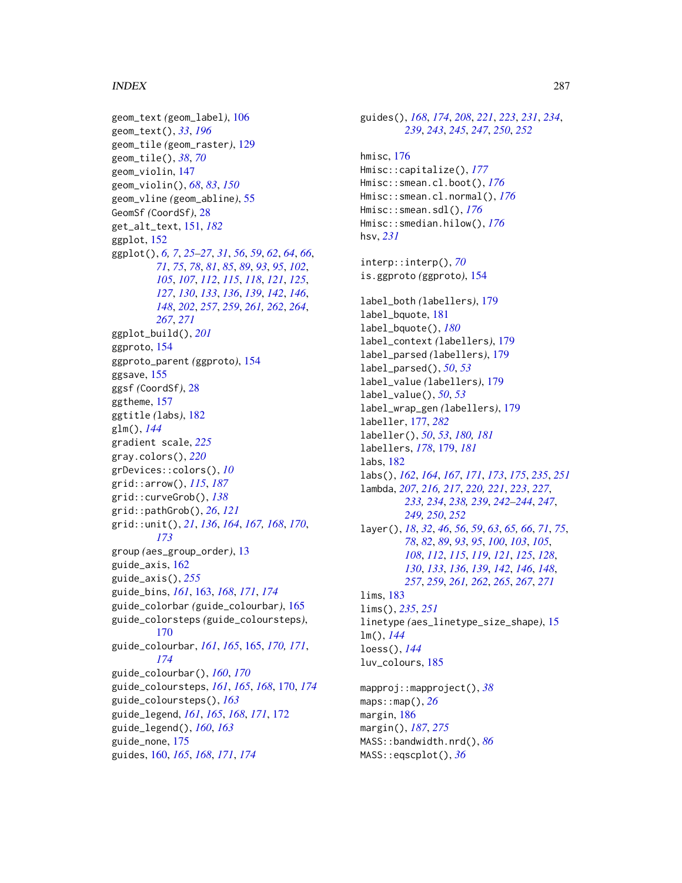geom_text *(*geom_label*)*, 106
geom_text(), *33*, *196*
geom_tile *(*geom_raster*)*, 129
geom_tile(), *38*, *70*
geom_violin, 147
geom_violin(), *68*, *83*, *150*
geom_vline *(*geom_abline*)*, 55
GeomSf *(*CoordSf*)*, 28
get_alt_text, 151, *182*
ggplot, 152
ggplot(), *6, 7*, *25–27*, *31*, *56*, *59*, *62*, *64*, *66*, *71*, *75*, *78*, *81*, *85*, *89*, *93*, *95*, *102*, *105*, *107*, *112*, *115*, *118*, *121*, *125*, *127*, *130*, *133*, *136*, *139*, *142*, *146*, *148*, *202*, *257*, *259*, *261, 262*, *264*, *267*, *271*
ggplot_build(), *201*
ggproto, 154
ggproto_parent *(*ggproto*)*, 154
ggsave, 155
ggsf *(*CoordSf*)*, 28
ggtheme, 157
ggtitle *(*labs*)*, 182
glm(), *144*
gradient scale, *225*
gray.colors(), *220*
grDevices::colors(), *10*
grid::arrow(), *115*, *187*
grid::curveGrob(), *138*
grid::pathGrob(), *26*, *121*
grid::unit(), *21*, *136*, *164*, *167, 168*, *170*, *173*
group *(*aes_group_order*)*, 13
guide_axis, 162
guide_axis(), *255*
guide_bins, *161*, 163, *168*, *171*, *174*
guide_colorbar *(*guide_colourbar*)*, 165
guide_colorsteps *(*guide_coloursteps*)*, 170
guide_colourbar, *161*, *165*, 165, *170, 171*, *174*
guide_colourbar(), *160*, *170*
guide_coloursteps, *161*, *165*, *168*, 170, *174*
guide_coloursteps(), *163*
guide_legend, *161*, *165*, *168*, *171*, 172
guide_legend(), *160*, *163*
guide_none, 175
guides, 160, *165*, *168*, *171*, *174*
guides(), *168*, *174*, *208*, *221*, *223*, *231*, *234*, *239*, *243*, *245*, *247*, *250*, *252*

hmisc, 176
Hmisc::capitalize(), *177*
Hmisc::smean.cl.boot(), *176*
Hmisc::smean.cl.normal(), *176*
Hmisc::smean.sdl(), *176*
Hmisc::smedian.hilow(), *176*
hsv, *231*

interp::interp(), *70*
is.ggproto *(*ggproto*)*, 154

label_both *(*labellers*)*, 179
label_bquote, 181
label_bquote(), *180*
label_context *(*labellers*)*, 179
label_parsed *(*labellers*)*, 179
label_parsed(), *50*, *53*
label_value *(*labellers*)*, 179
label_value(), *50*, *53*
label_wrap_gen *(*labellers*)*, 179
labeller, 177, *282*
labeller(), *50*, *53*, *180, 181*
labellers, *178*, 179, *181*
labs, 182
labs(), *162*, *164*, *167*, *171*, *173*, *175*, *235*, *251*
lambda, *207*, *216, 217*, *220, 221*, *223*, *227*, *233, 234*, *238, 239*, *242–244*, *247*, *249, 250*, *252*
layer(), *18*, *32*, *46*, *56*, *59*, *63*, *65, 66*, *71*, *75*, *78*, *82*, *89*, *93*, *95*, *100*, *103*, *105*, *108*, *112*, *115*, *119*, *121*, *125*, *128*, *130*, *133*, *136*, *139*, *142*, *146*, *148*, *257*, *259*, *261, 262*, *265*, *267*, *271*
lims, 183
lims(), *235*, *251*
linetype *(*aes_linetype_size_shape*)*, 15
lm(), *144*
loess(), *144*
luv_colours, 185

mapproj::mapproject(), *38*
maps::map(), *26*
margin, 186
margin(), *187*, *275*
MASS::bandwidth.nrd(), *86*
MASS::eqscplot(), *36*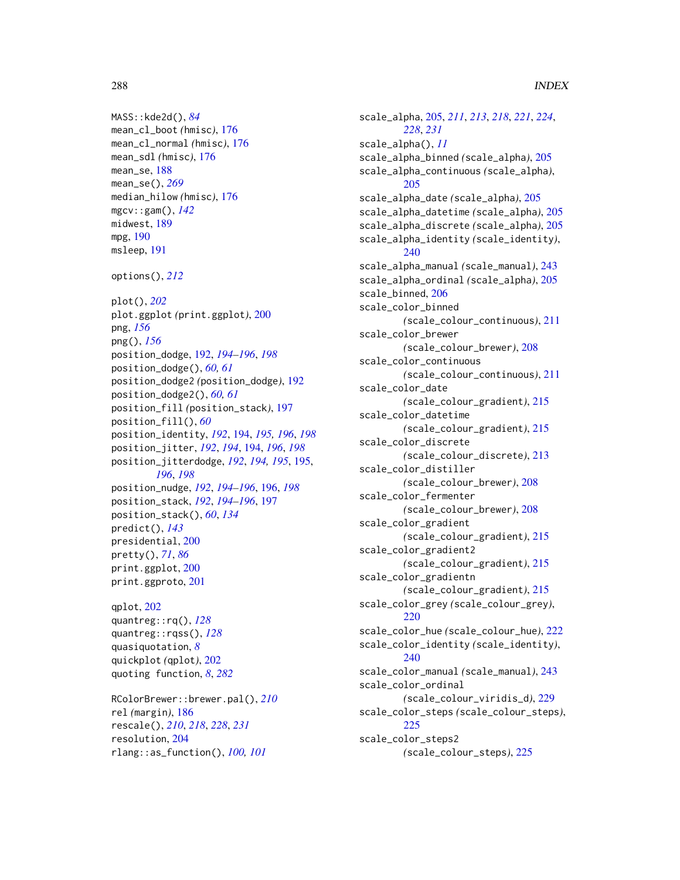MASS::kde2d(), *84*
mean_cl_boot *(hmisc)*, 176
mean_cl_normal *(hmisc)*, 176
mean_sdl *(hmisc)*, 176
mean_se, 188
mean_se(), *269*
median_hilow *(hmisc)*, 176
mgcv::gam(), *142*
midwest, 189
mpg, 190
msleep, 191

options(), *212*

plot(), *202*
plot.ggplot *(print.ggplot)*, 200
png, *156*
png(), *156*
position_dodge, 192, *194–196*, *198*
position_dodge(), *60, 61*
position_dodge2 *(position_dodge)*, 192
position_dodge2(), *60, 61*
position_fill *(position_stack)*, 197
position_fill(), *60*
position_identity, *192*, 194, *195, 196*, *198*
position_jitter, 186, *192*, *194*, 194, *196*, *198*
position_jitterdodge, *192*, *194, 195*, 195, *196*, *198*
position_nudge, *192*, *194–196*, 196, *198*
position_stack, *192*, *194–196*, 197
position_stack(), *60*, *134*
predict(), *143*
presidential, 200
pretty(), *71*, *86*
print.ggplot, 200
print.ggproto, 201

qplot, 202
quantreg::rq(), *128*
quantreg::rqss(), *128*
quasiquotation, *8*
quickplot *(qplot)*, 202
quoting function, *8*, *282*

RColorBrewer::brewer.pal(), *210*
rel *(margin)*, 186
rescale(), *210*, *218*, *228*, *231*
resolution, 204
rlang::as_function(), *100, 101*

scale_alpha, 205, *211*, *213*, *218*, *221*, *224*, *228*, *231*
scale_alpha(), *11*
scale_alpha_binned *(scale_alpha)*, 205
scale_alpha_continuous *(scale_alpha)*, 205
scale_alpha_date *(scale_alpha)*, 205
scale_alpha_datetime *(scale_alpha)*, 205
scale_alpha_discrete *(scale_alpha)*, 205
scale_alpha_identity *(scale_identity)*, 240
scale_alpha_manual *(scale_manual)*, 243
scale_alpha_ordinal *(scale_alpha)*, 205
scale_binned, 206
scale_color_binned *(scale_colour_continuous)*, 211
scale_color_brewer *(scale_colour_brewer)*, 208
scale_color_continuous *(scale_colour_continuous)*, 211
scale_color_date *(scale_colour_gradient)*, 215
scale_color_datetime *(scale_colour_gradient)*, 215
scale_color_discrete *(scale_colour_discrete)*, 213
scale_color_distiller *(scale_colour_brewer)*, 208
scale_color_fermenter *(scale_colour_brewer)*, 208
scale_color_gradient *(scale_colour_gradient)*, 215
scale_color_gradient2 *(scale_colour_gradient)*, 215
scale_color_gradientn *(scale_colour_gradient)*, 215
scale_color_grey *(scale_colour_grey)*, 220
scale_color_hue *(scale_colour_hue)*, 222
scale_color_identity *(scale_identity)*, 240
scale_color_manual *(scale_manual)*, 243
scale_color_ordinal *(scale_colour_viridis_d)*, 229
scale_color_steps *(scale_colour_steps)*, 225
scale_color_steps2 *(scale_colour_steps)*, 225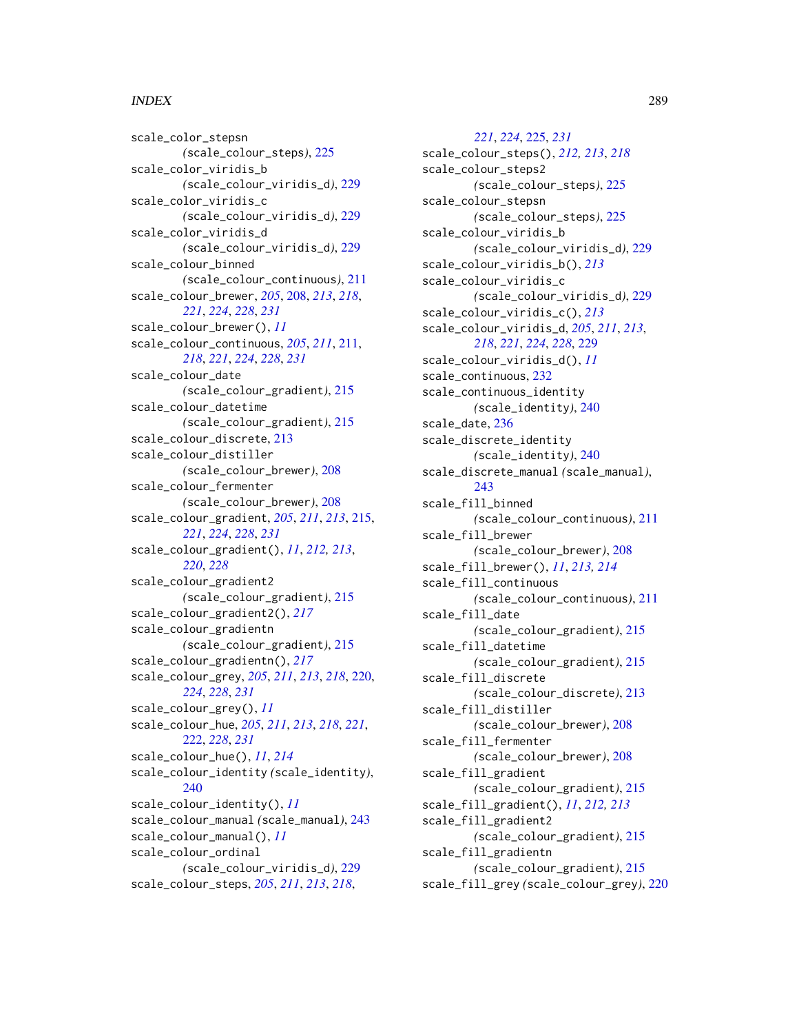scale_color_stepsn (scale_colour_steps), 225
scale_color_viridis_b (scale_colour_viridis_d), 229
scale_color_viridis_c (scale_colour_viridis_d), 229
scale_color_viridis_d (scale_colour_viridis_d), 229
scale_colour_binned (scale_colour_continuous), 211
scale_colour_brewer, *205*, 208, *213*, *218*, *221*, *224*, *228*, *231*
scale_colour_brewer(), *11*
scale_colour_continuous, *205*, *211*, 211, *218*, *221*, *224*, *228*, *231*
scale_colour_date (scale_colour_gradient), 215
scale_colour_datetime (scale_colour_gradient), 215
scale_colour_discrete, 213
scale_colour_distiller (scale_colour_brewer), 208
scale_colour_fermenter (scale_colour_brewer), 208
scale_colour_gradient, *205*, *211*, *213*, 215, *221*, *224*, *228*, *231*
scale_colour_gradient(), *11*, *212, 213*, *220*, *228*
scale_colour_gradient2 (scale_colour_gradient), 215
scale_colour_gradient2(), *217*
scale_colour_gradientn (scale_colour_gradient), 215
scale_colour_gradientn(), *217*
scale_colour_grey, *205*, *211*, *213*, *218*, 220, *224*, *228*, *231*
scale_colour_grey(), *11*
scale_colour_hue, *205*, *211*, *213*, *218*, *221*, 222, *228*, *231*
scale_colour_hue(), *11*, *214*
scale_colour_identity (scale_identity), 240
scale_colour_identity(), *11*
scale_colour_manual (scale_manual), 243
scale_colour_manual(), *11*
scale_colour_ordinal (scale_colour_viridis_d), 229
scale_colour_steps, *205*, *211*, *213*, *218*, *221*, *224*, 225, *231*
scale_colour_steps(), *212, 213*, *218*
scale_colour_steps2 (scale_colour_steps), 225
scale_colour_stepsn (scale_colour_steps), 225
scale_colour_viridis_b (scale_colour_viridis_d), 229
scale_colour_viridis_b(), *213*
scale_colour_viridis_c (scale_colour_viridis_d), 229
scale_colour_viridis_c(), *213*
scale_colour_viridis_d, *205*, *211*, *213*, *218*, *221*, *224*, *228*, 229
scale_colour_viridis_d(), *11*
scale_continuous, 232
scale_continuous_identity (scale_identity), 240
scale_date, 236
scale_discrete_identity (scale_identity), 240
scale_discrete_manual (scale_manual), 243
scale_fill_binned (scale_colour_continuous), 211
scale_fill_brewer (scale_colour_brewer), 208
scale_fill_brewer(), *11*, *213, 214*
scale_fill_continuous (scale_colour_continuous), 211
scale_fill_date (scale_colour_gradient), 215
scale_fill_datetime (scale_colour_gradient), 215
scale_fill_discrete (scale_colour_discrete), 213
scale_fill_distiller (scale_colour_brewer), 208
scale_fill_fermenter (scale_colour_brewer), 208
scale_fill_gradient (scale_colour_gradient), 215
scale_fill_gradient(), *11*, *212, 213*
scale_fill_gradient2 (scale_colour_gradient), 215
scale_fill_gradientn (scale_colour_gradient), 215
scale_fill_grey (scale_colour_grey), 220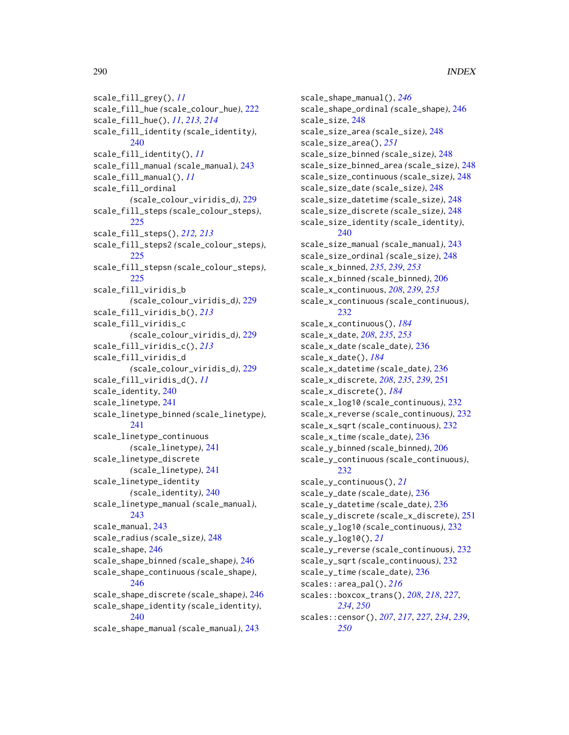scale_fill_grey(), *11*
scale_fill_hue (scale_colour_hue), 222
scale_fill_hue(), *11*, *213, 214*
scale_fill_identity (scale_identity), 240
scale_fill_identity(), *11*
scale_fill_manual (scale_manual), 243
scale_fill_manual(), *11*
scale_fill_ordinal (scale_colour_viridis_d), 229
scale_fill_steps (scale_colour_steps), 225
scale_fill_steps(), *212, 213*
scale_fill_steps2 (scale_colour_steps), 225
scale_fill_stepsn (scale_colour_steps), 225
scale_fill_viridis_b (scale_colour_viridis_d), 229
scale_fill_viridis_b(), *213*
scale_fill_viridis_c (scale_colour_viridis_d), 229
scale_fill_viridis_c(), *213*
scale_fill_viridis_d (scale_colour_viridis_d), 229
scale_fill_viridis_d(), *11*
scale_identity, 240
scale_linetype, 241
scale_linetype_binned (scale_linetype), 241
scale_linetype_continuous (scale_linetype), 241
scale_linetype_discrete (scale_linetype), 241
scale_linetype_identity (scale_identity), 240
scale_linetype_manual (scale_manual), 243
scale_manual, 243
scale_radius (scale_size), 248
scale_shape, 246
scale_shape_binned (scale_shape), 246
scale_shape_continuous (scale_shape), 246
scale_shape_discrete (scale_shape), 246
scale_shape_identity (scale_identity), 240
scale_shape_manual (scale_manual), 243
scale_shape_manual(), *246*
scale_shape_ordinal (scale_shape), 246
scale_size, 248
scale_size_area (scale_size), 248
scale_size_area(), *251*
scale_size_binned (scale_size), 248
scale_size_binned_area (scale_size), 248
scale_size_continuous (scale_size), 248
scale_size_date (scale_size), 248
scale_size_datetime (scale_size), 248
scale_size_discrete (scale_size), 248
scale_size_identity (scale_identity), 240
scale_size_manual (scale_manual), 243
scale_size_ordinal (scale_size), 248
scale_x_binned, *235*, *239*, *253*
scale_x_binned (scale_binned), 206
scale_x_continuous, *208*, *239*, *253*
scale_x_continuous (scale_continuous), 232
scale_x_continuous(), *184*
scale_x_date, *208*, *235*, *253*
scale_x_date (scale_date), 236
scale_x_date(), *184*
scale_x_datetime (scale_date), 236
scale_x_discrete, *208*, *235*, *239*, 251
scale_x_discrete(), *184*
scale_x_log10 (scale_continuous), 232
scale_x_reverse (scale_continuous), 232
scale_x_sqrt (scale_continuous), 232
scale_x_time (scale_date), 236
scale_y_binned (scale_binned), 206
scale_y_continuous (scale_continuous), 232
scale_y_continuous(), *21*
scale_y_date (scale_date), 236
scale_y_datetime (scale_date), 236
scale_y_discrete (scale_x_discrete), 251
scale_y_log10 (scale_continuous), 232
scale_y_log10(), *21*
scale_y_reverse (scale_continuous), 232
scale_y_sqrt (scale_continuous), 232
scale_y_time (scale_date), 236
scales::area_pal(), *216*
scales::boxcox_trans(), *208*, *218*, *227*, *234*, *250*
scales::censor(), *207*, *217*, *227*, *234*, *239*, *250*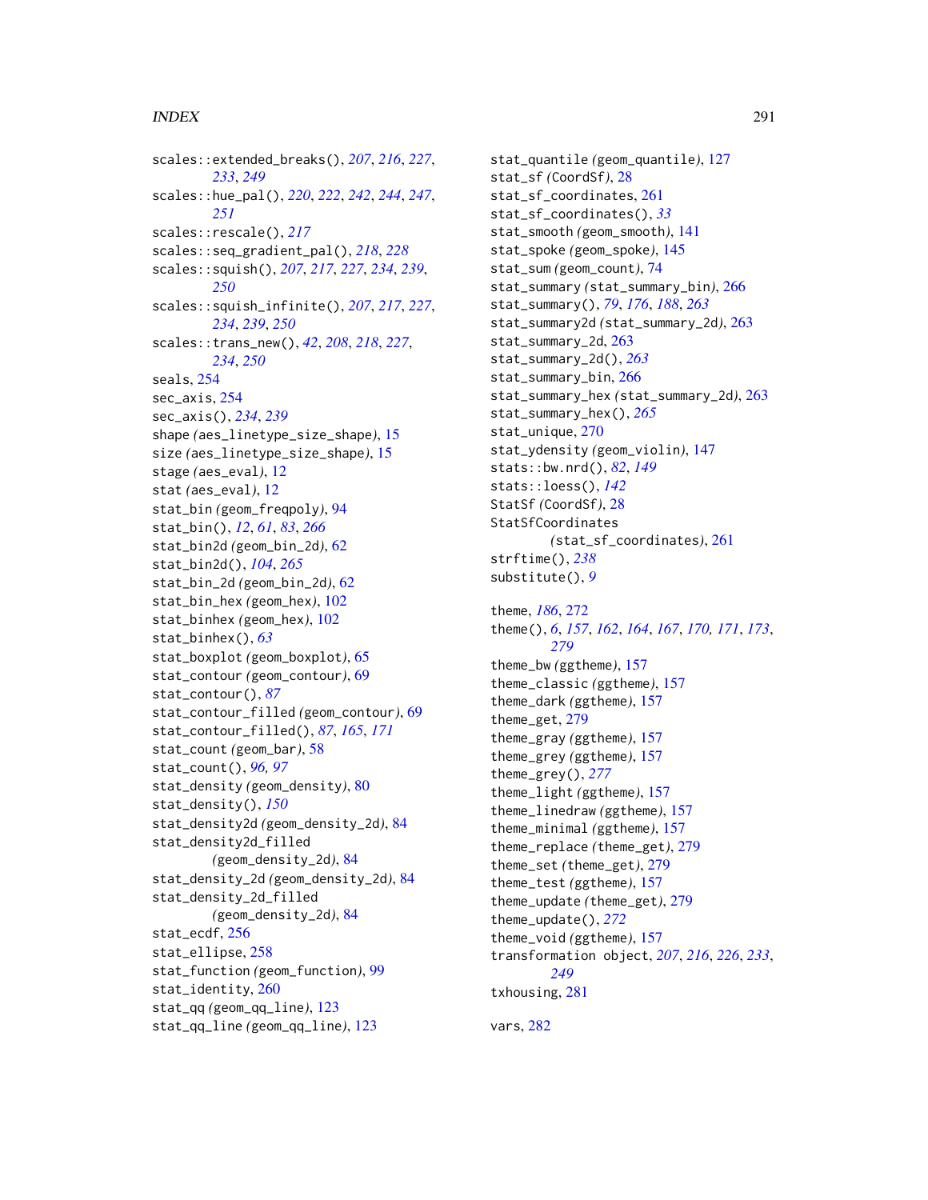scales::extended_breaks(), *207*, *216*, *227*, *233*, *249*
scales::hue_pal(), *220*, *222*, *242*, *244*, *247*, *251*
scales::rescale(), *217*
scales::seq_gradient_pal(), *218*, *228*
scales::squish(), *207*, *217*, *227*, *234*, *239*, *250*
scales::squish_infinite(), *207*, *217*, *227*, *234*, *239*, *250*
scales::trans_new(), *42*, *208*, *218*, *227*, *234*, *250*
seals, 254
sec_axis, 254
sec_axis(), *234*, *239*
shape *(aes_linetype_size_shape)*, 15
size *(aes_linetype_size_shape)*, 15
stage *(aes_eval)*, 12
stat *(aes_eval)*, 12
stat_bin *(geom_freqpoly)*, 94
stat_bin(), *12*, *61*, *83*, *266*
stat_bin2d *(geom_bin_2d)*, 62
stat_bin2d(), *104*, *265*
stat_bin_2d *(geom_bin_2d)*, 62
stat_bin_hex *(geom_hex)*, 102
stat_binhex *(geom_hex)*, 102
stat_binhex(), *63*
stat_boxplot *(geom_boxplot)*, 65
stat_contour *(geom_contour)*, 69
stat_contour(), *87*
stat_contour_filled *(geom_contour)*, 69
stat_contour_filled(), *87*, *165*, *171*
stat_count *(geom_bar)*, 58
stat_count(), *96*, *97*
stat_density *(geom_density)*, 80
stat_density(), *150*
stat_density2d *(geom_density_2d)*, 84
stat_density2d_filled *(geom_density_2d)*, 84
stat_density_2d *(geom_density_2d)*, 84
stat_density_2d_filled *(geom_density_2d)*, 84
stat_ecdf, 256
stat_ellipse, 258
stat_function *(geom_function)*, 99
stat_identity, 260
stat_qq *(geom_qq_line)*, 123
stat_qq_line *(geom_qq_line)*, 123
stat_quantile *(geom_quantile)*, 127
stat_sf *(CoordSf)*, 28
stat_sf_coordinates, 261
stat_sf_coordinates(), *33*
stat_smooth *(geom_smooth)*, 141
stat_spoke *(geom_spoke)*, 145
stat_sum *(geom_count)*, 74
stat_summary *(stat_summary_bin)*, 266
stat_summary(), *79*, *176*, *188*, *263*
stat_summary2d *(stat_summary_2d)*, 263
stat_summary_2d, 263
stat_summary_2d(), *263*
stat_summary_bin, 266
stat_summary_hex *(stat_summary_2d)*, 263
stat_summary_hex(), *265*
stat_unique, 270
stat_ydensity *(geom_violin)*, 147
stats::bw.nrd(), *82*, *149*
stats::loess(), *142*
StatSf *(CoordSf)*, 28
StatSfCoordinates *(stat_sf_coordinates)*, 261
strftime(), *238*
substitute(), *9*

theme, *186*, 272
theme(), *6*, *157*, *162*, *164*, *167*, *170*, *171*, *173*, *279*
theme_bw *(ggtheme)*, 157
theme_classic *(ggtheme)*, 157
theme_dark *(ggtheme)*, 157
theme_get, 279
theme_gray *(ggtheme)*, 157
theme_grey *(ggtheme)*, 157
theme_grey(), *277*
theme_light *(ggtheme)*, 157
theme_linedraw *(ggtheme)*, 157
theme_minimal *(ggtheme)*, 157
theme_replace *(theme_get)*, 279
theme_set *(theme_get)*, 279
theme_test *(ggtheme)*, 157
theme_update *(theme_get)*, 279
theme_update(), *272*
theme_void *(ggtheme)*, 157
transformation object, *207*, *216*, *226*, *233*, *249*
txhousing, 281

vars, 282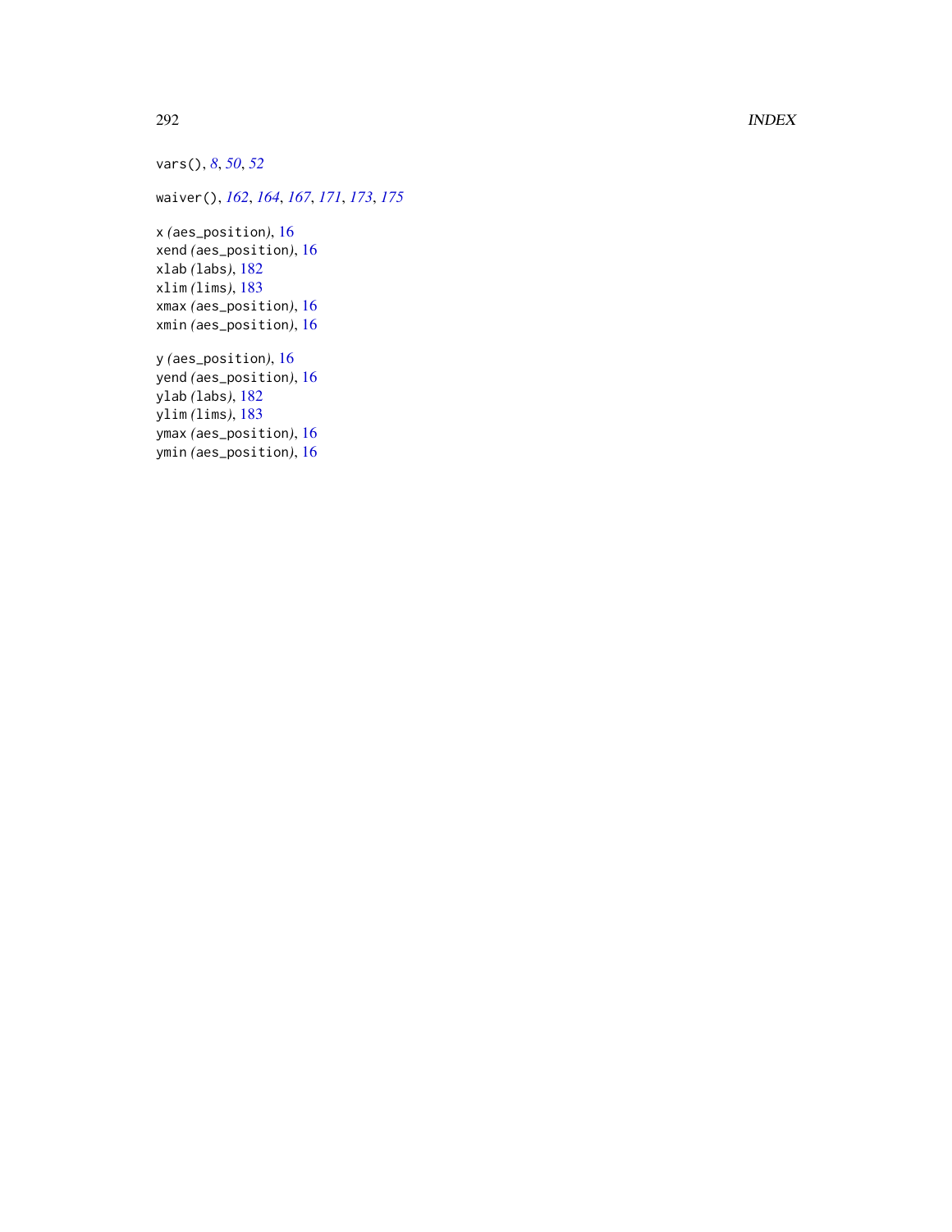vars(), *8*, *50*, *52*

waiver(), *162*, *164*, *167*, *171*, *173*, *175*

x *(*aes_position*)*, 16
xend *(*aes_position*)*, 16
xlab *(*labs*)*, 182
xlim *(*lims*)*, 183
xmax *(*aes_position*)*, 16
xmin *(*aes_position*)*, 16

y *(*aes_position*)*, 16
yend *(*aes_position*)*, 16
ylab *(*labs*)*, 182
ylim *(*lims*)*, 183
ymax *(*aes_position*)*, 16
ymin *(*aes_position*)*, 16